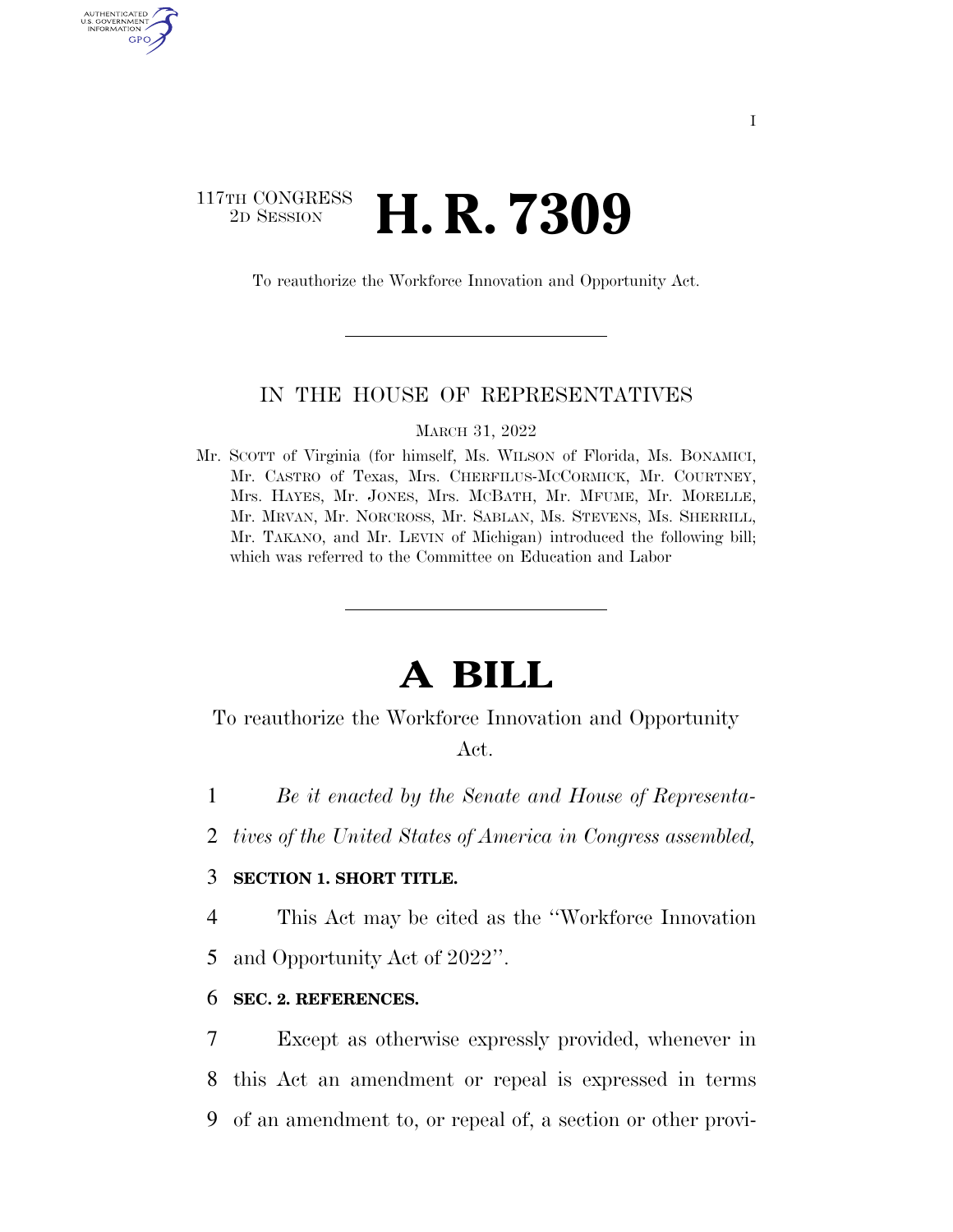117TH CONGRESS
2D SESSION

# H. R. 7309

To reauthorize the Workforce Innovation and Opportunity Act.

IN THE HOUSE OF REPRESENTATIVES

MARCH 31, 2022

Mr. SCOTT of Virginia (for himself, Ms. WILSON of Florida, Ms. BONAMICI, Mr. CASTRO of Texas, Mrs. CHERFILUS-MCCORMICK, Mr. COURTNEY, Mrs. HAYES, Mr. JONES, Mrs. MCBATH, Mr. MFUME, Mr. MORELLE, Mr. MRVAN, Mr. NORCROSS, Mr. SABLAN, Ms. STEVENS, Ms. SHERRILL, Mr. TAKANO, and Mr. LEVIN of Michigan) introduced the following bill; which was referred to the Committee on Education and Labor

# A BILL

To reauthorize the Workforce Innovation and Opportunity Act.

1 *Be it enacted by the Senate and House of Representa-*
2 *tives of the United States of America in Congress assembled,*

3 **SECTION 1. SHORT TITLE.**

4 This Act may be cited as the ''Workforce Innovation
5 and Opportunity Act of 2022''.

6 **SEC. 2. REFERENCES.**

7 Except as otherwise expressly provided, whenever in
8 this Act an amendment or repeal is expressed in terms
9 of an amendment to, or repeal of, a section or other provi-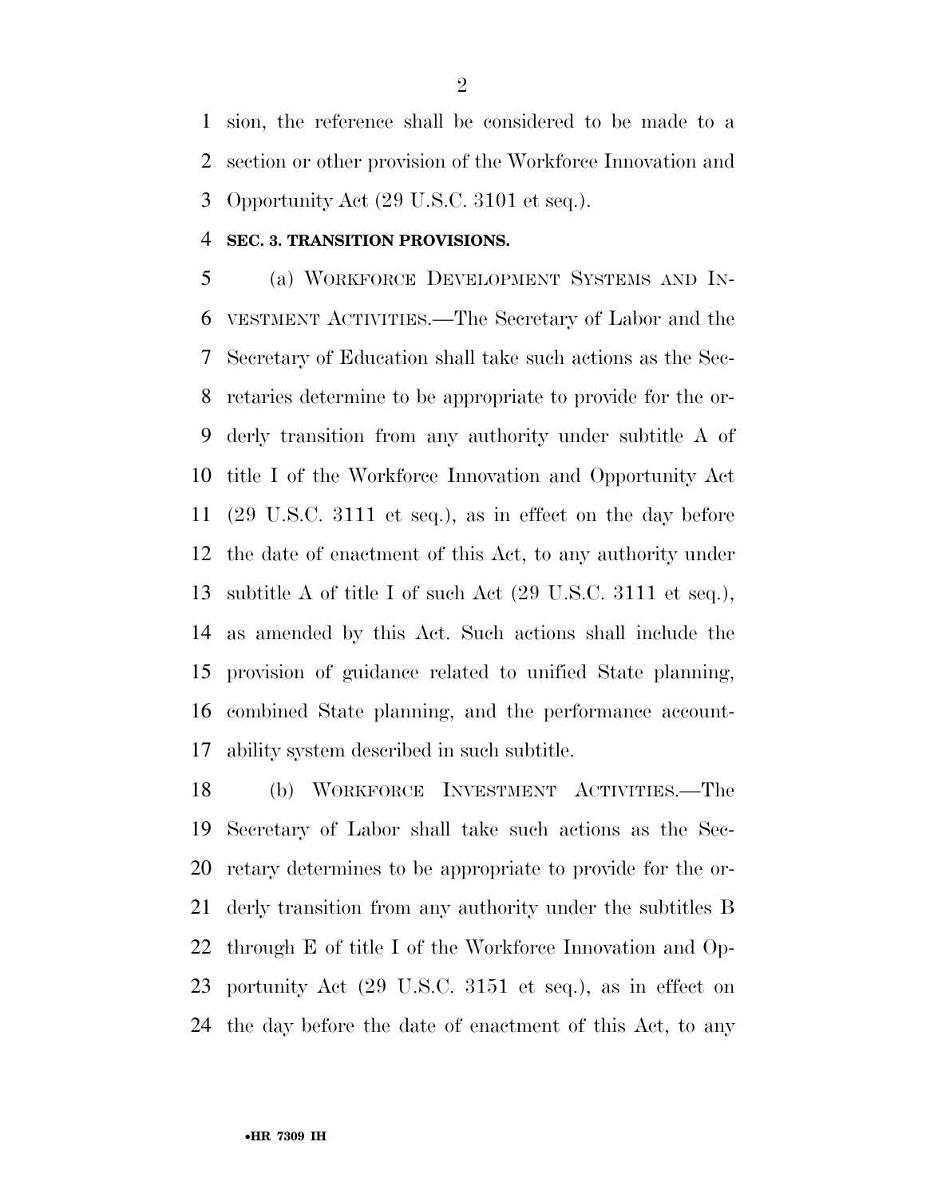sion, the reference shall be considered to be made to a section or other provision of the Workforce Innovation and Opportunity Act (29 U.S.C. 3101 et seq.).

**SEC. 3. TRANSITION PROVISIONS.**

(a) WORKFORCE DEVELOPMENT SYSTEMS AND INVESTMENT ACTIVITIES.—The Secretary of Labor and the Secretary of Education shall take such actions as the Secretaries determine to be appropriate to provide for the orderly transition from any authority under subtitle A of title I of the Workforce Innovation and Opportunity Act (29 U.S.C. 3111 et seq.), as in effect on the day before the date of enactment of this Act, to any authority under subtitle A of title I of such Act (29 U.S.C. 3111 et seq.), as amended by this Act. Such actions shall include the provision of guidance related to unified State planning, combined State planning, and the performance accountability system described in such subtitle.

(b) WORKFORCE INVESTMENT ACTIVITIES.—The Secretary of Labor shall take such actions as the Secretary determines to be appropriate to provide for the orderly transition from any authority under the subtitles B through E of title I of the Workforce Innovation and Opportunity Act (29 U.S.C. 3151 et seq.), as in effect on the day before the date of enactment of this Act, to any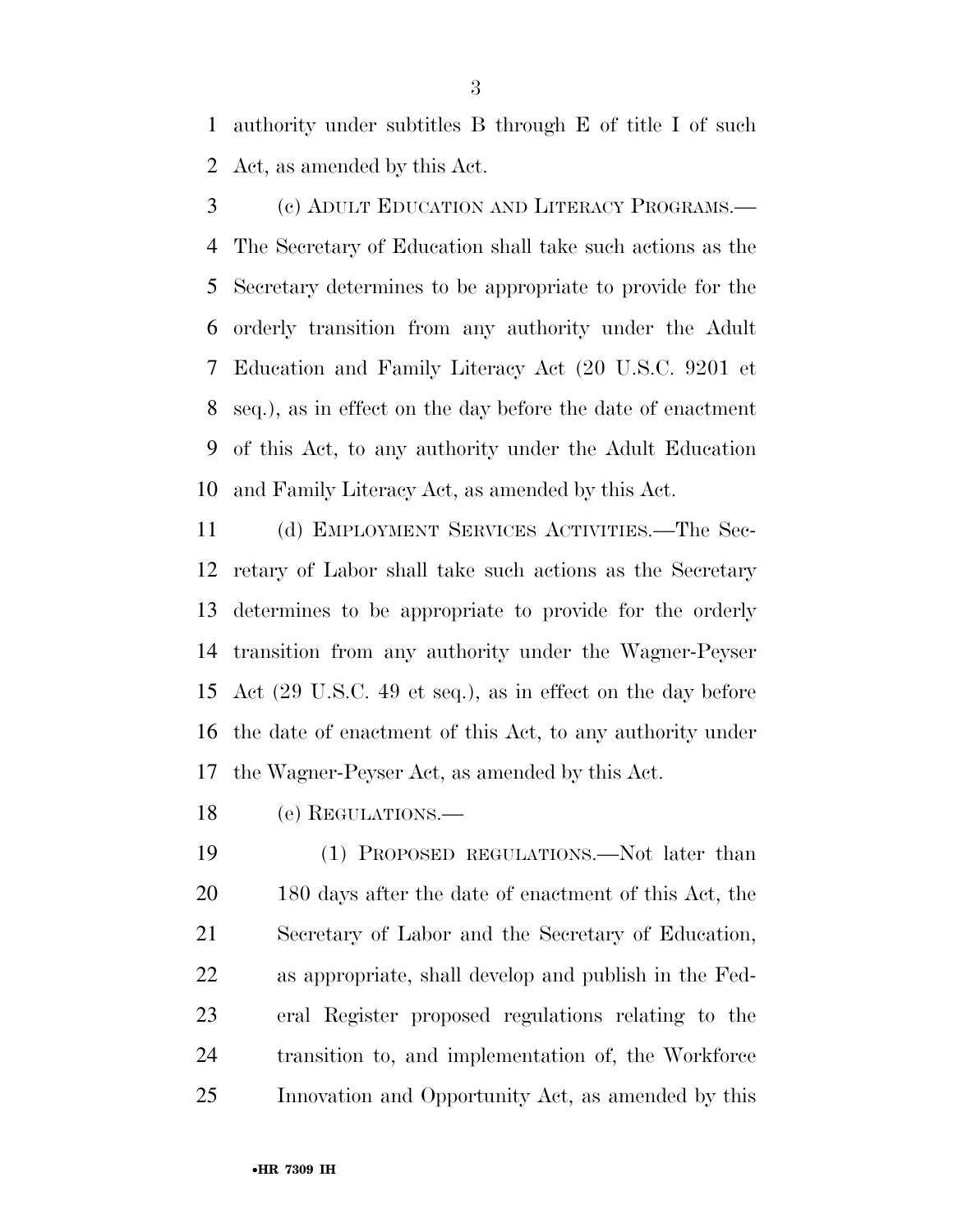authority under subtitles B through E of title I of such Act, as amended by this Act.

(c) ADULT EDUCATION AND LITERACY PROGRAMS.—The Secretary of Education shall take such actions as the Secretary determines to be appropriate to provide for the orderly transition from any authority under the Adult Education and Family Literacy Act (20 U.S.C. 9201 et seq.), as in effect on the day before the date of enactment of this Act, to any authority under the Adult Education and Family Literacy Act, as amended by this Act.

(d) EMPLOYMENT SERVICES ACTIVITIES.—The Secretary of Labor shall take such actions as the Secretary determines to be appropriate to provide for the orderly transition from any authority under the Wagner-Peyser Act (29 U.S.C. 49 et seq.), as in effect on the day before the date of enactment of this Act, to any authority under the Wagner-Peyser Act, as amended by this Act.

(e) REGULATIONS.—

(1) PROPOSED REGULATIONS.—Not later than 180 days after the date of enactment of this Act, the Secretary of Labor and the Secretary of Education, as appropriate, shall develop and publish in the Federal Register proposed regulations relating to the transition to, and implementation of, the Workforce Innovation and Opportunity Act, as amended by this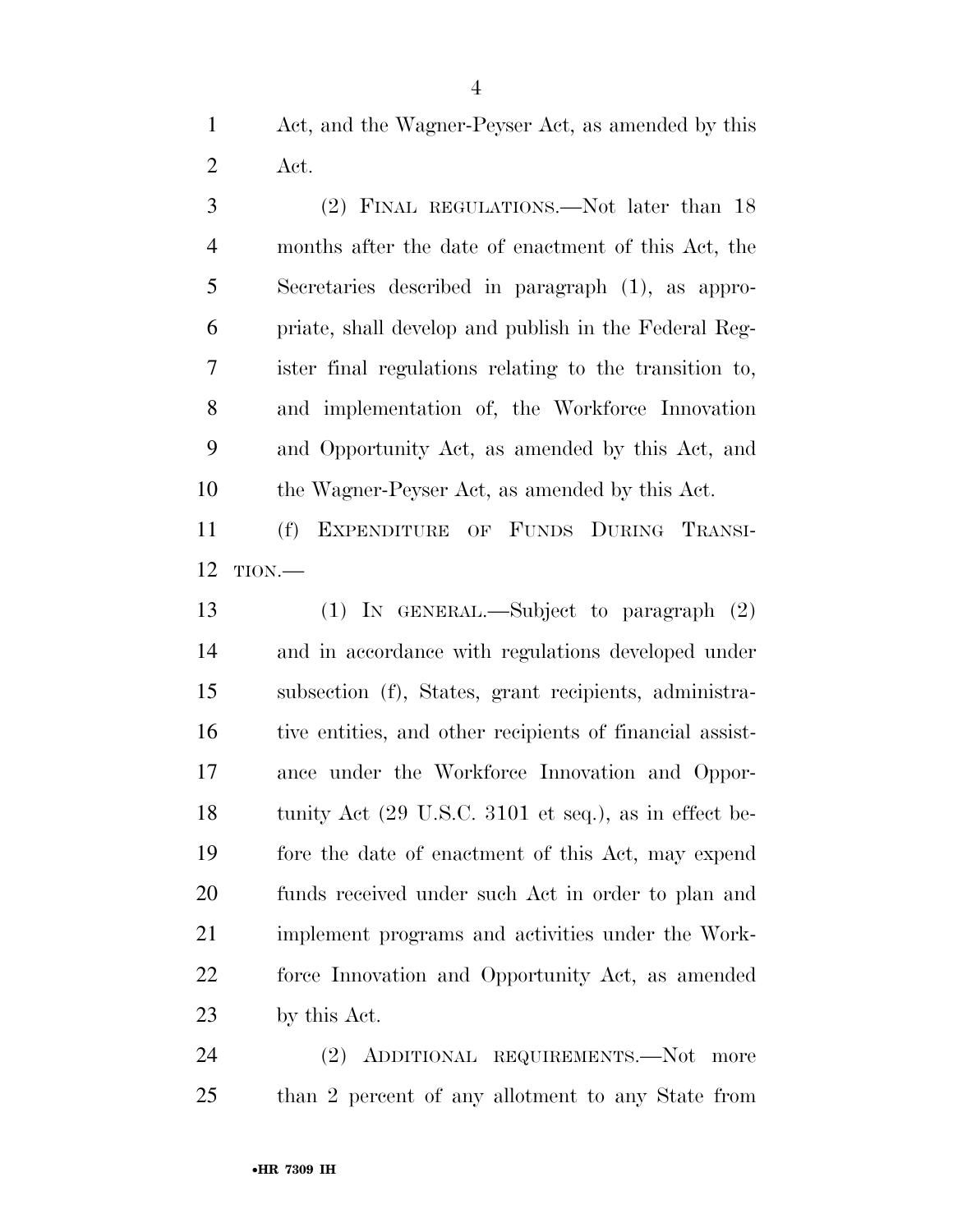Act, and the Wagner-Peyser Act, as amended by this Act.

(2) FINAL REGULATIONS.—Not later than 18 months after the date of enactment of this Act, the Secretaries described in paragraph (1), as appropriate, shall develop and publish in the Federal Register final regulations relating to the transition to, and implementation of, the Workforce Innovation and Opportunity Act, as amended by this Act, and the Wagner-Peyser Act, as amended by this Act.

(f) EXPENDITURE OF FUNDS DURING TRANSITION.—

(1) IN GENERAL.—Subject to paragraph (2) and in accordance with regulations developed under subsection (f), States, grant recipients, administrative entities, and other recipients of financial assistance under the Workforce Innovation and Opportunity Act (29 U.S.C. 3101 et seq.), as in effect before the date of enactment of this Act, may expend funds received under such Act in order to plan and implement programs and activities under the Workforce Innovation and Opportunity Act, as amended by this Act.

(2) ADDITIONAL REQUIREMENTS.—Not more than 2 percent of any allotment to any State from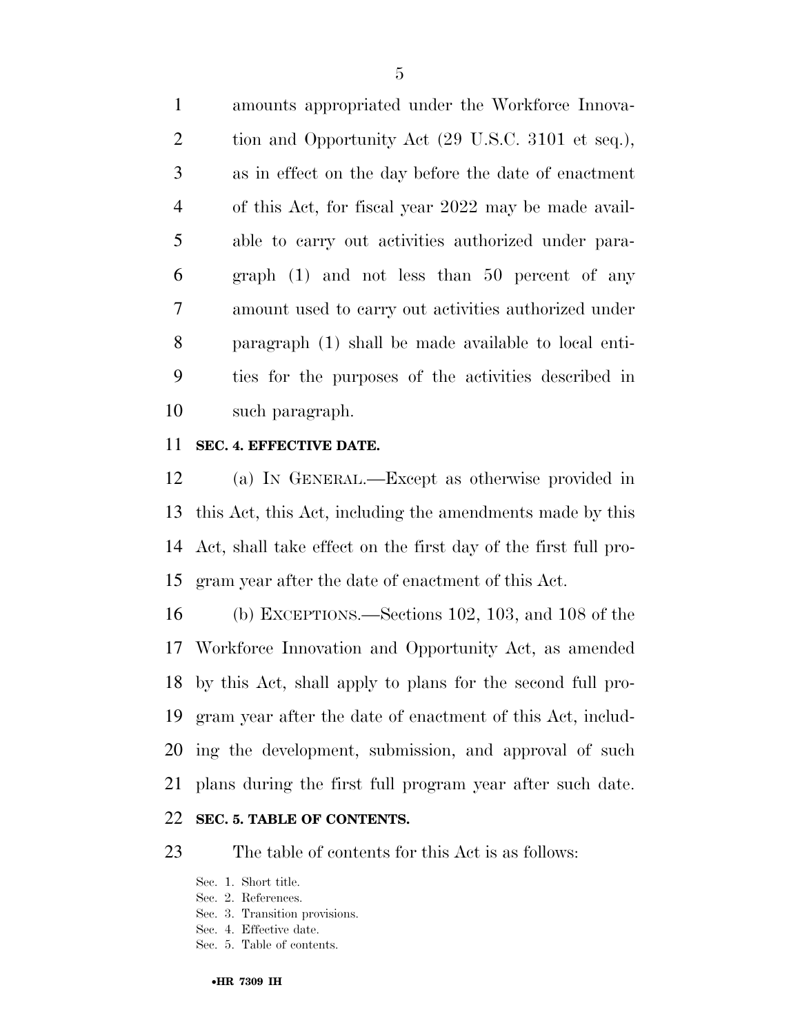amounts appropriated under the Workforce Innovation and Opportunity Act (29 U.S.C. 3101 et seq.), as in effect on the day before the date of enactment of this Act, for fiscal year 2022 may be made available to carry out activities authorized under paragraph (1) and not less than 50 percent of any amount used to carry out activities authorized under paragraph (1) shall be made available to local entities for the purposes of the activities described in such paragraph.

**SEC. 4. EFFECTIVE DATE.**

(a) IN GENERAL.—Except as otherwise provided in this Act, this Act, including the amendments made by this Act, shall take effect on the first day of the first full program year after the date of enactment of this Act.

(b) EXCEPTIONS.—Sections 102, 103, and 108 of the Workforce Innovation and Opportunity Act, as amended by this Act, shall apply to plans for the second full program year after the date of enactment of this Act, including the development, submission, and approval of such plans during the first full program year after such date.

**SEC. 5. TABLE OF CONTENTS.**

The table of contents for this Act is as follows:

Sec. 1. Short title.
Sec. 2. References.
Sec. 3. Transition provisions.
Sec. 4. Effective date.
Sec. 5. Table of contents.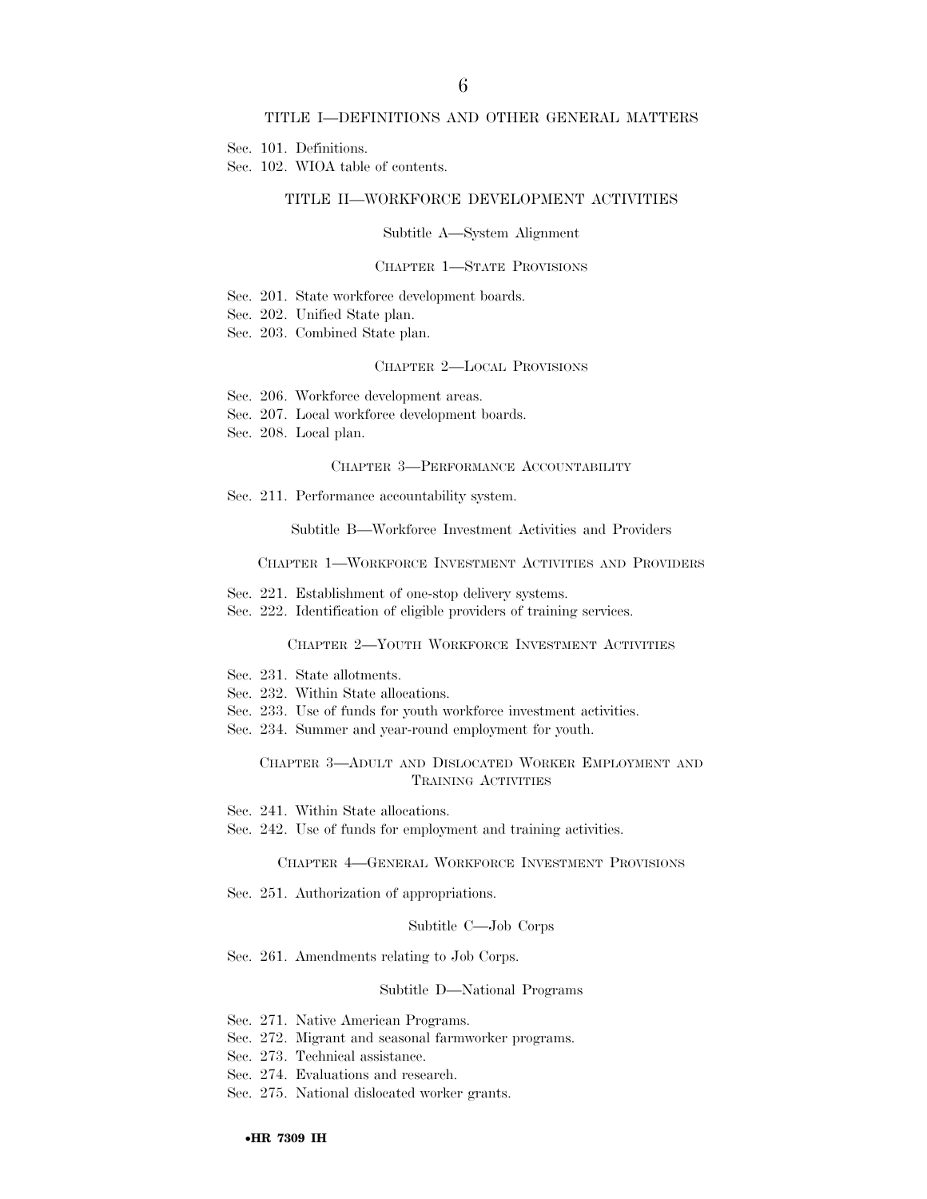## TITLE I—DEFINITIONS AND OTHER GENERAL MATTERS

Sec. 101. Definitions.
Sec. 102. WIOA table of contents.

## TITLE II—WORKFORCE DEVELOPMENT ACTIVITIES

### Subtitle A—System Alignment

#### CHAPTER 1—STATE PROVISIONS

Sec. 201. State workforce development boards.
Sec. 202. Unified State plan.
Sec. 203. Combined State plan.

#### CHAPTER 2—LOCAL PROVISIONS

Sec. 206. Workforce development areas.
Sec. 207. Local workforce development boards.
Sec. 208. Local plan.

#### CHAPTER 3—PERFORMANCE ACCOUNTABILITY

Sec. 211. Performance accountability system.

### Subtitle B—Workforce Investment Activities and Providers

#### CHAPTER 1—WORKFORCE INVESTMENT ACTIVITIES AND PROVIDERS

Sec. 221. Establishment of one-stop delivery systems.
Sec. 222. Identification of eligible providers of training services.

#### CHAPTER 2—YOUTH WORKFORCE INVESTMENT ACTIVITIES

Sec. 231. State allotments.
Sec. 232. Within State allocations.
Sec. 233. Use of funds for youth workforce investment activities.
Sec. 234. Summer and year-round employment for youth.

#### CHAPTER 3—ADULT AND DISLOCATED WORKER EMPLOYMENT AND TRAINING ACTIVITIES

Sec. 241. Within State allocations.
Sec. 242. Use of funds for employment and training activities.

#### CHAPTER 4—GENERAL WORKFORCE INVESTMENT PROVISIONS

Sec. 251. Authorization of appropriations.

### Subtitle C—Job Corps

Sec. 261. Amendments relating to Job Corps.

### Subtitle D—National Programs

Sec. 271. Native American Programs.
Sec. 272. Migrant and seasonal farmworker programs.
Sec. 273. Technical assistance.
Sec. 274. Evaluations and research.
Sec. 275. National dislocated worker grants.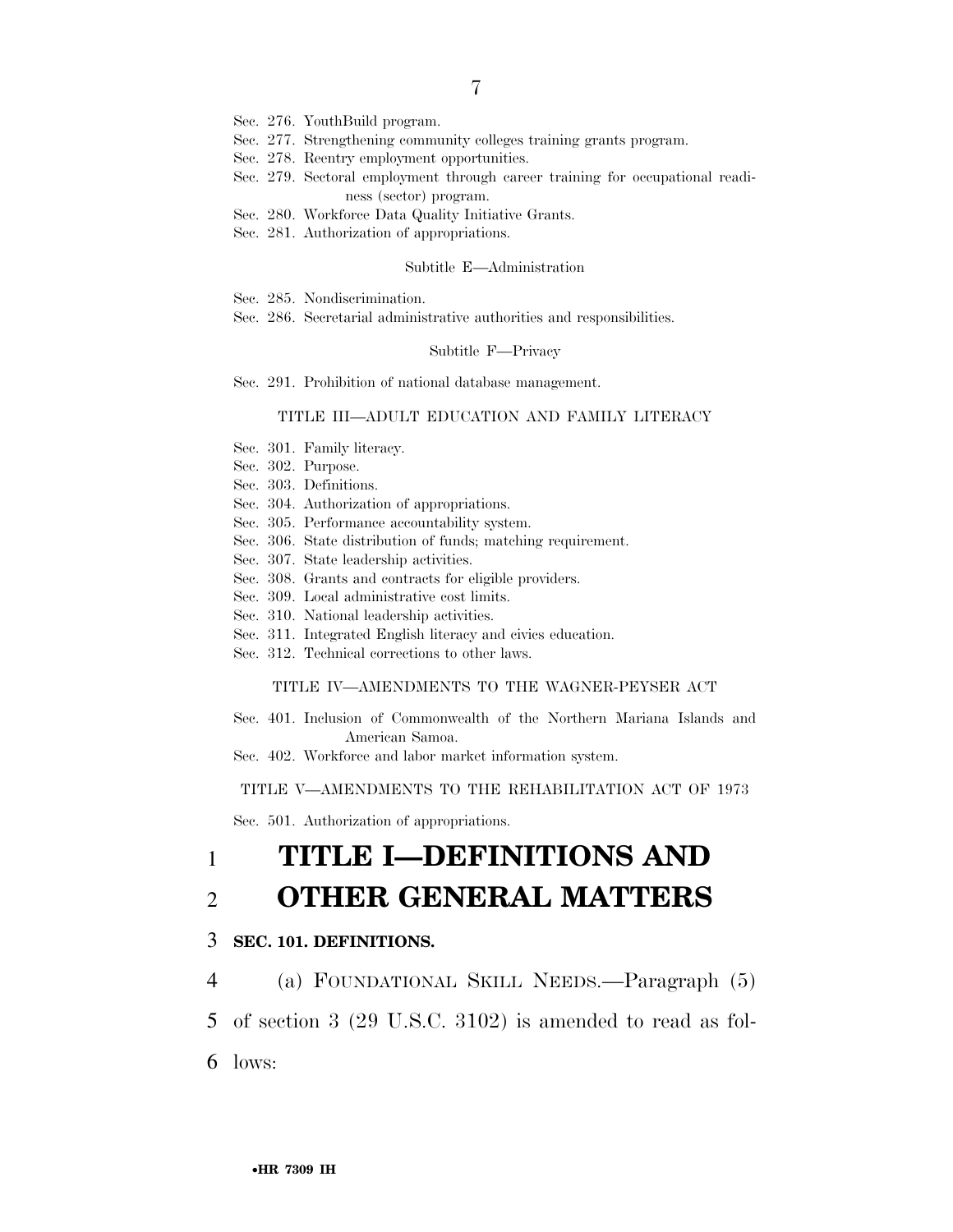Sec. 276. YouthBuild program.
Sec. 277. Strengthening community colleges training grants program.
Sec. 278. Reentry employment opportunities.
Sec. 279. Sectoral employment through career training for occupational readiness (sector) program.
Sec. 280. Workforce Data Quality Initiative Grants.
Sec. 281. Authorization of appropriations.

Subtitle E—Administration

Sec. 285. Nondiscrimination.
Sec. 286. Secretarial administrative authorities and responsibilities.

Subtitle F—Privacy

Sec. 291. Prohibition of national database management.

TITLE III—ADULT EDUCATION AND FAMILY LITERACY

Sec. 301. Family literacy.
Sec. 302. Purpose.
Sec. 303. Definitions.
Sec. 304. Authorization of appropriations.
Sec. 305. Performance accountability system.
Sec. 306. State distribution of funds; matching requirement.
Sec. 307. State leadership activities.
Sec. 308. Grants and contracts for eligible providers.
Sec. 309. Local administrative cost limits.
Sec. 310. National leadership activities.
Sec. 311. Integrated English literacy and civics education.
Sec. 312. Technical corrections to other laws.

TITLE IV—AMENDMENTS TO THE WAGNER-PEYSER ACT

Sec. 401. Inclusion of Commonwealth of the Northern Mariana Islands and American Samoa.
Sec. 402. Workforce and labor market information system.

TITLE V—AMENDMENTS TO THE REHABILITATION ACT OF 1973

Sec. 501. Authorization of appropriations.

# TITLE I—DEFINITIONS AND OTHER GENERAL MATTERS

## SEC. 101. DEFINITIONS.

(a) FOUNDATIONAL SKILL NEEDS.—Paragraph (5) of section 3 (29 U.S.C. 3102) is amended to read as follows: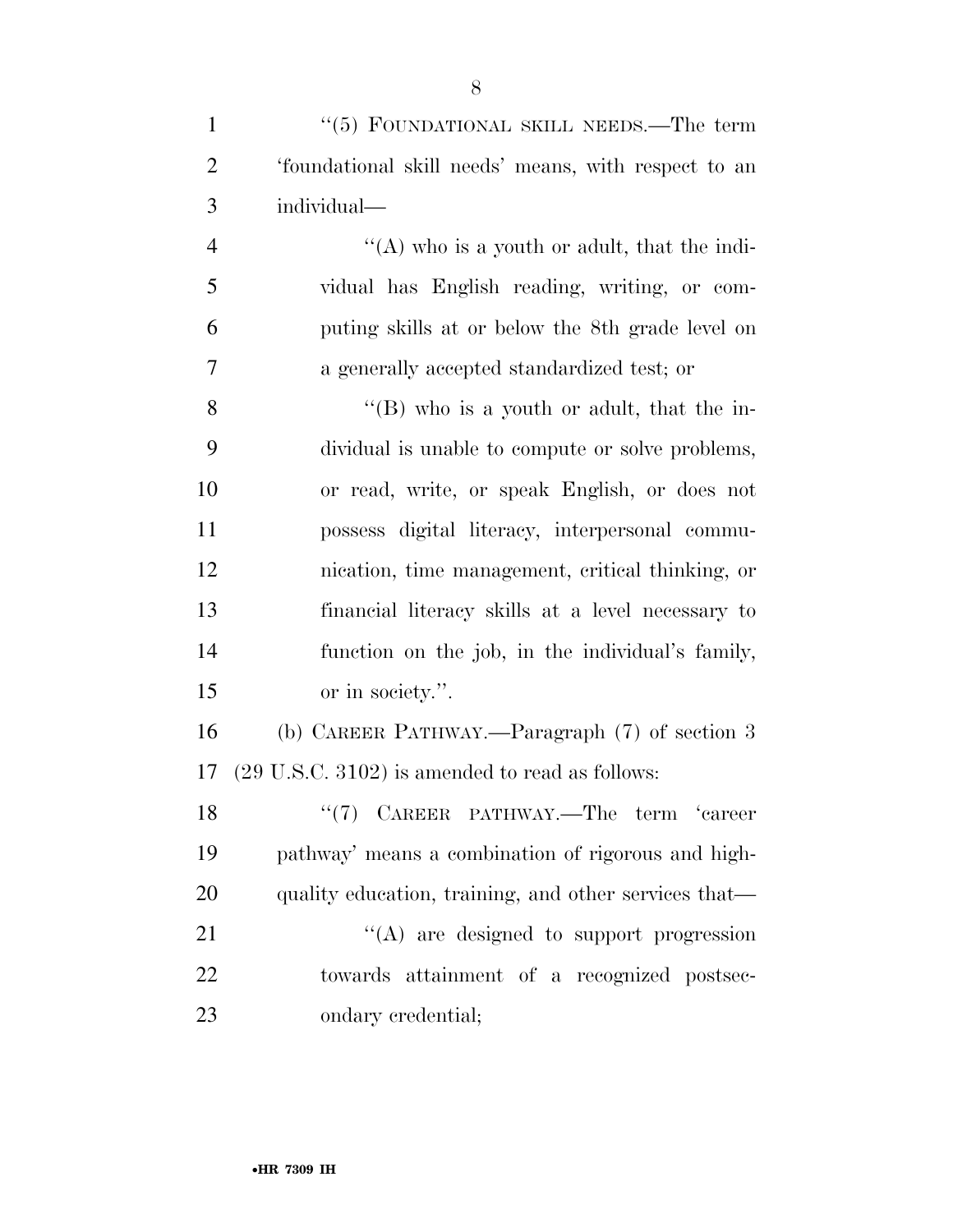"(5) FOUNDATIONAL SKILL NEEDS.—The term 'foundational skill needs' means, with respect to an individual—

"(A) who is a youth or adult, that the individual has English reading, writing, or computing skills at or below the 8th grade level on a generally accepted standardized test; or

"(B) who is a youth or adult, that the individual is unable to compute or solve problems, or read, write, or speak English, or does not possess digital literacy, interpersonal communication, time management, critical thinking, or financial literacy skills at a level necessary to function on the job, in the individual's family, or in society.".

(b) CAREER PATHWAY.—Paragraph (7) of section 3 (29 U.S.C. 3102) is amended to read as follows:

"(7) CAREER PATHWAY.—The term 'career pathway' means a combination of rigorous and high-quality education, training, and other services that—

"(A) are designed to support progression towards attainment of a recognized postsecondary credential;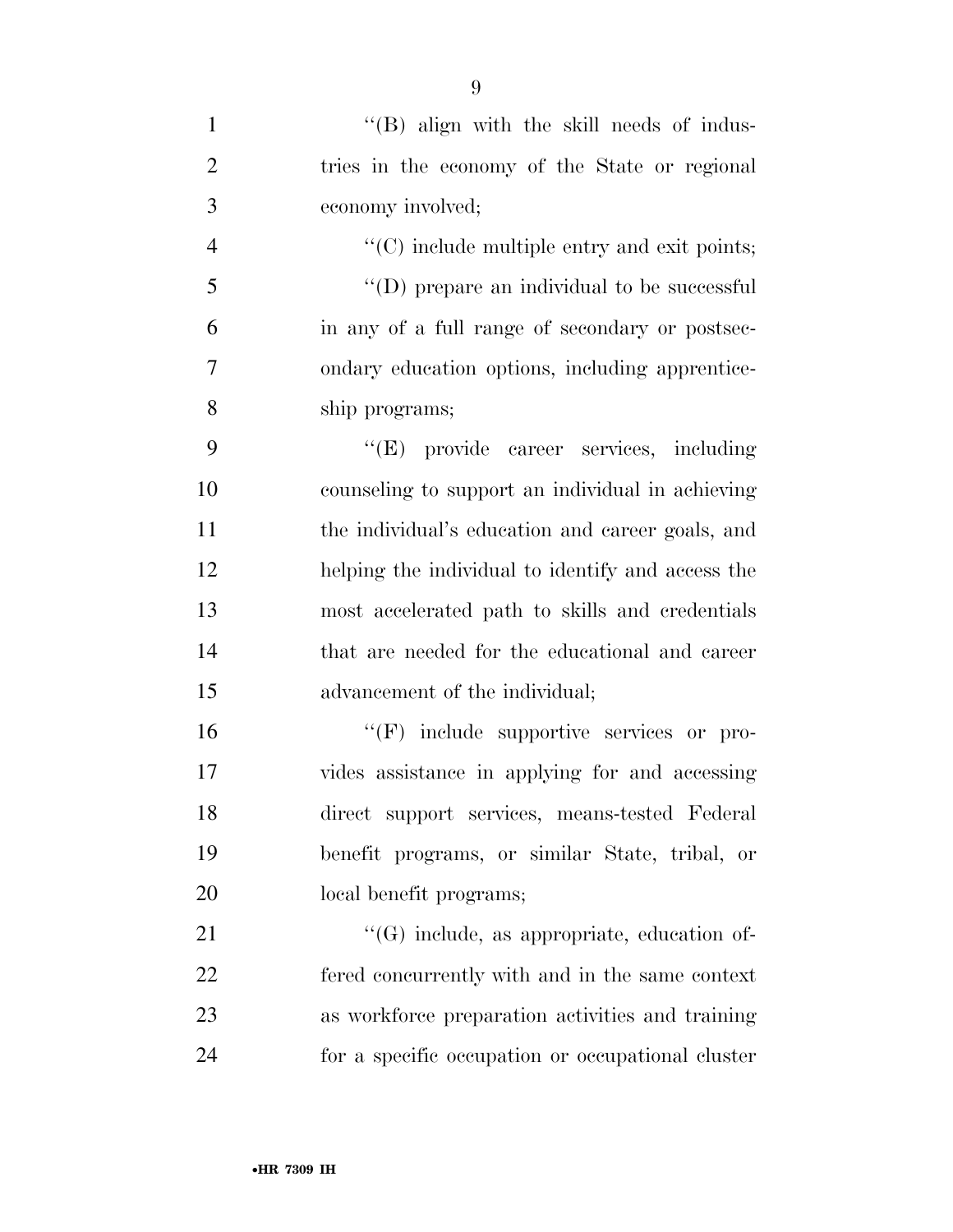''(B) align with the skill needs of industries in the economy of the State or regional economy involved;

''(C) include multiple entry and exit points;

''(D) prepare an individual to be successful in any of a full range of secondary or postsecondary education options, including apprenticeship programs;

''(E) provide career services, including counseling to support an individual in achieving the individual's education and career goals, and helping the individual to identify and access the most accelerated path to skills and credentials that are needed for the educational and career advancement of the individual;

''(F) include supportive services or provides assistance in applying for and accessing direct support services, means-tested Federal benefit programs, or similar State, tribal, or local benefit programs;

''(G) include, as appropriate, education offered concurrently with and in the same context as workforce preparation activities and training for a specific occupation or occupational cluster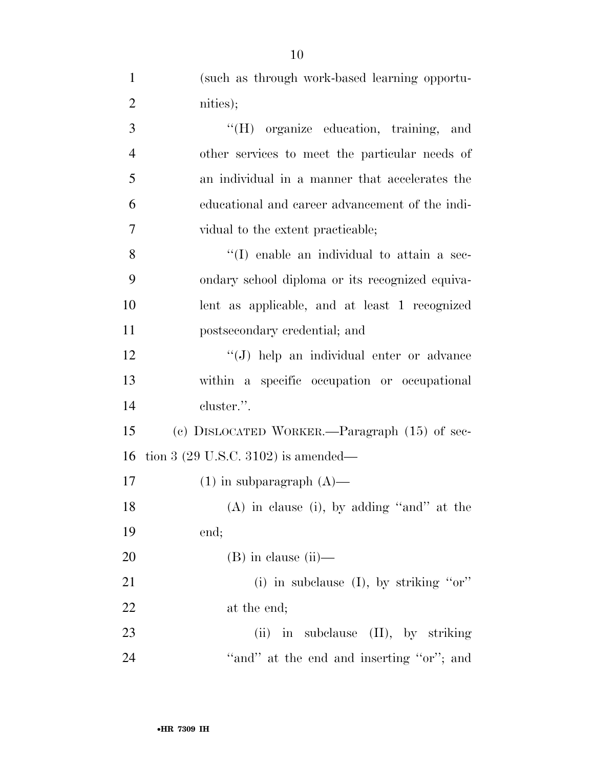(such as through work-based learning opportunities);

"(H) organize education, training, and other services to meet the particular needs of an individual in a manner that accelerates the educational and career advancement of the individual to the extent practicable;

"(I) enable an individual to attain a secondary school diploma or its recognized equivalent as applicable, and at least 1 recognized postsecondary credential; and

"(J) help an individual enter or advance within a specific occupation or occupational cluster.".

(c) DISLOCATED WORKER.—Paragraph (15) of section 3 (29 U.S.C. 3102) is amended—

(1) in subparagraph (A)—

(A) in clause (i), by adding "and" at the end;

(B) in clause (ii)—

(i) in subclause (I), by striking "or" at the end;

(ii) in subclause (II), by striking "and" at the end and inserting "or"; and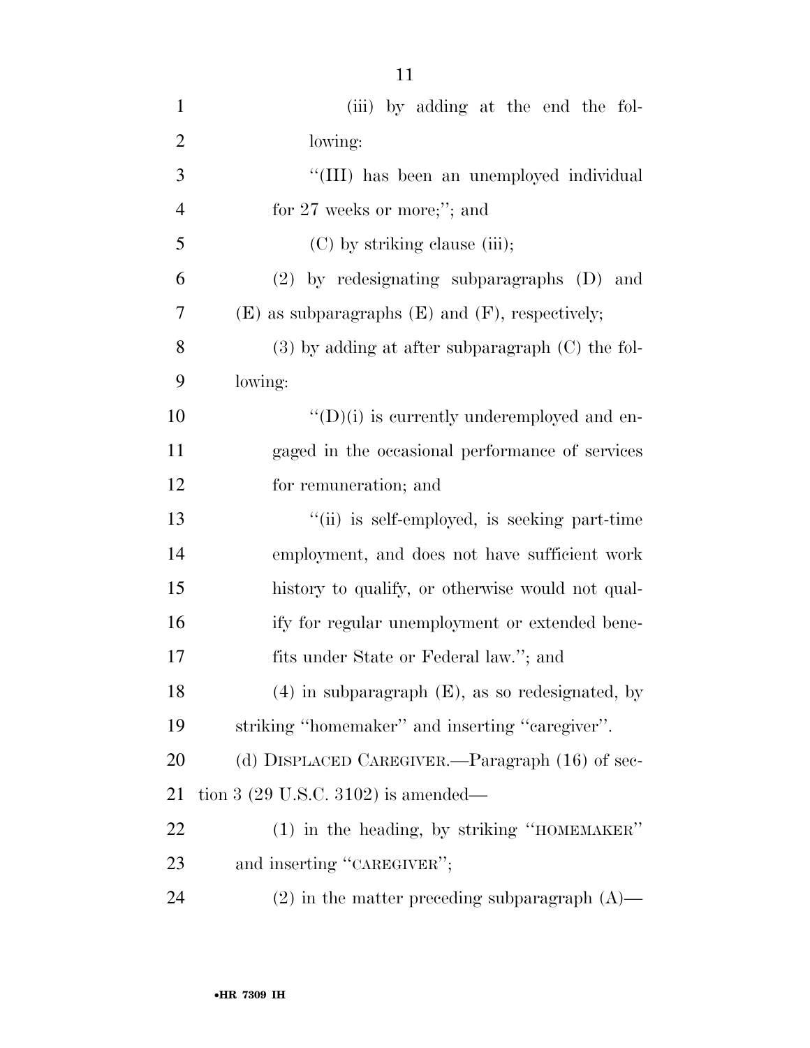(iii) by adding at the end the following:

"(III) has been an unemployed individual for 27 weeks or more;"; and

(C) by striking clause (iii);

(2) by redesignating subparagraphs (D) and (E) as subparagraphs (E) and (F), respectively;

(3) by adding at after subparagraph (C) the following:

"(D)(i) is currently underemployed and engaged in the occasional performance of services for remuneration; and

"(ii) is self-employed, is seeking part-time employment, and does not have sufficient work history to qualify, or otherwise would not qualify for regular unemployment or extended benefits under State or Federal law."; and

(4) in subparagraph (E), as so redesignated, by striking "homemaker" and inserting "caregiver".

(d) DISPLACED CAREGIVER.—Paragraph (16) of section 3 (29 U.S.C. 3102) is amended—

(1) in the heading, by striking "HOMEMAKER" and inserting "CAREGIVER";

(2) in the matter preceding subparagraph (A)—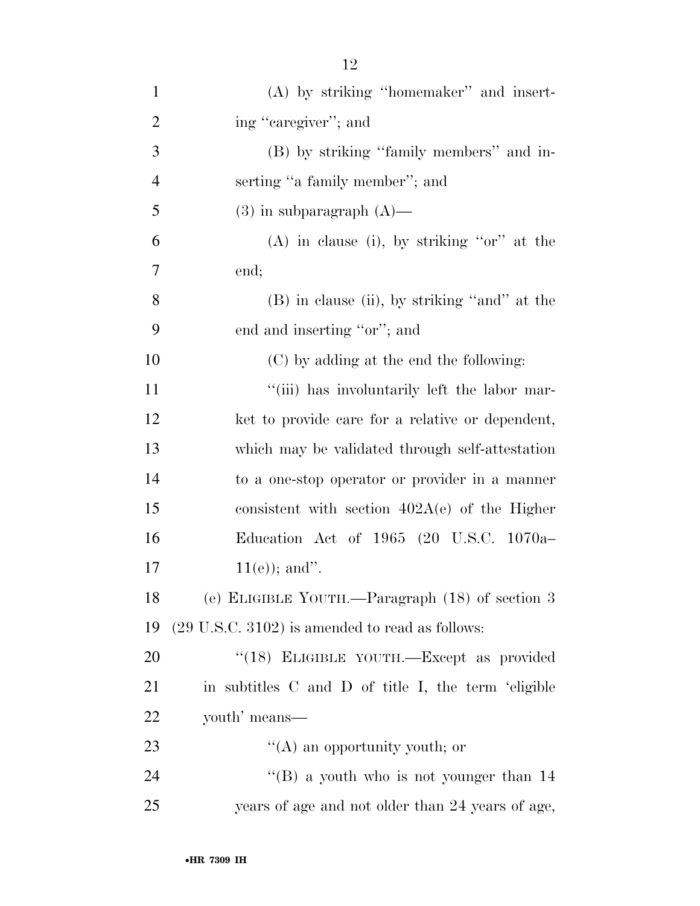(A) by striking ''homemaker'' and inserting ''caregiver''; and

(B) by striking ''family members'' and inserting ''a family member''; and

(3) in subparagraph (A)—

(A) in clause (i), by striking ''or'' at the end;

(B) in clause (ii), by striking ''and'' at the end and inserting ''or''; and

(C) by adding at the end the following:

''(iii) has involuntarily left the labor market to provide care for a relative or dependent, which may be validated through self-attestation to a one-stop operator or provider in a manner consistent with section 402A(e) of the Higher Education Act of 1965 (20 U.S.C. 1070a–11(e)); and''.

(e) ELIGIBLE YOUTH.—Paragraph (18) of section 3 (29 U.S.C. 3102) is amended to read as follows:

''(18) ELIGIBLE YOUTH.—Except as provided in subtitles C and D of title I, the term 'eligible youth' means—

''(A) an opportunity youth; or

''(B) a youth who is not younger than 14 years of age and not older than 24 years of age,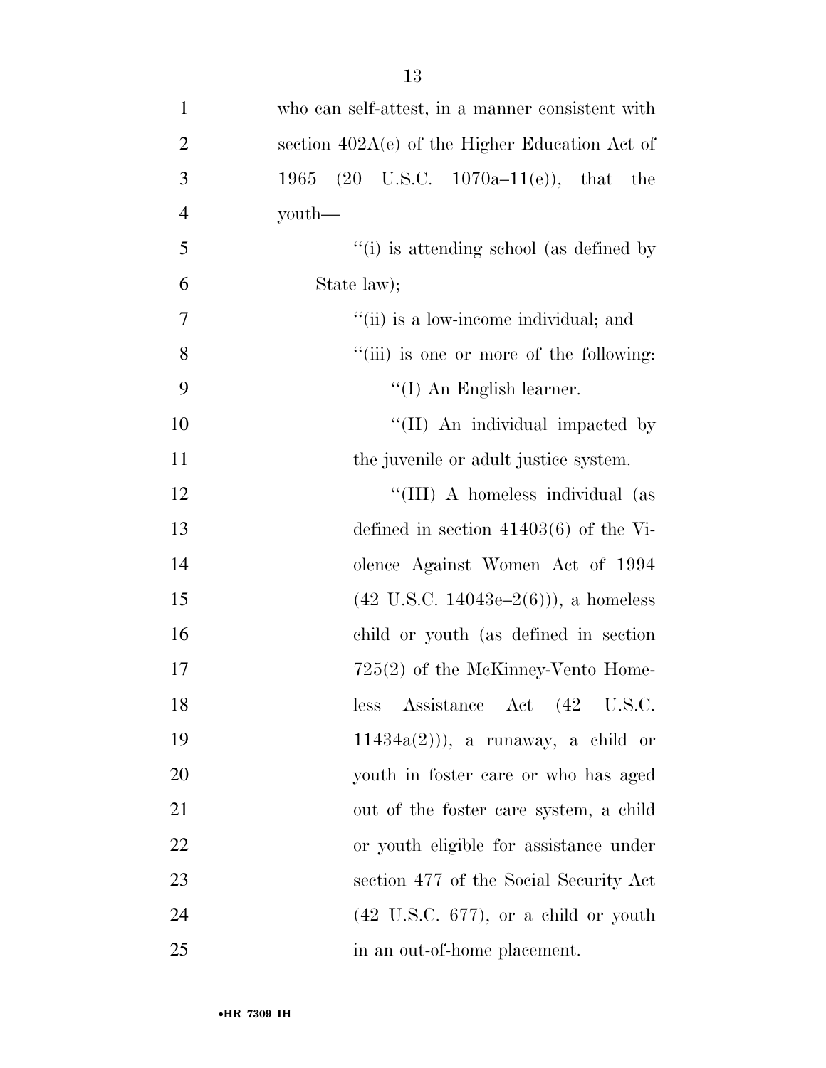who can self-attest, in a manner consistent with section 402A(e) of the Higher Education Act of 1965 (20 U.S.C. 1070a–11(e)), that the youth—

''(i) is attending school (as defined by State law);

''(ii) is a low-income individual; and

''(iii) is one or more of the following:

''(I) An English learner.

''(II) An individual impacted by the juvenile or adult justice system.

''(III) A homeless individual (as defined in section 41403(6) of the Violence Against Women Act of 1994 (42 U.S.C. 14043e–2(6))), a homeless child or youth (as defined in section 725(2) of the McKinney-Vento Homeless Assistance Act (42 U.S.C. 11434a(2))), a runaway, a child or youth in foster care or who has aged out of the foster care system, a child or youth eligible for assistance under section 477 of the Social Security Act (42 U.S.C. 677), or a child or youth in an out-of-home placement.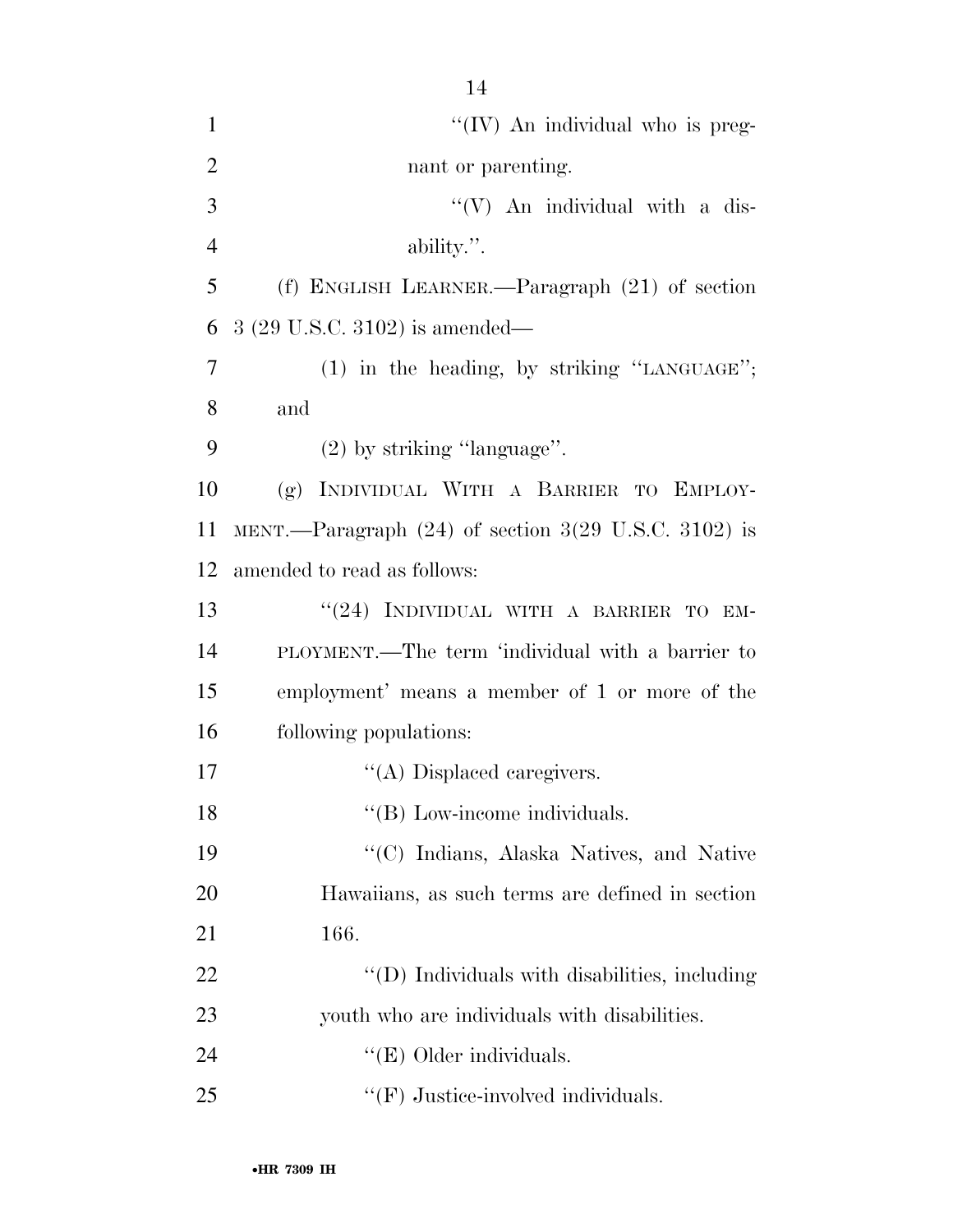"(IV) An individual who is pregnant or parenting.

"(V) An individual with a disability.".

(f) ENGLISH LEARNER.—Paragraph (21) of section 3 (29 U.S.C. 3102) is amended—

(1) in the heading, by striking "LANGUAGE"; and

(2) by striking "language".

(g) INDIVIDUAL WITH A BARRIER TO EMPLOYMENT.—Paragraph (24) of section 3(29 U.S.C. 3102) is amended to read as follows:

"(24) INDIVIDUAL WITH A BARRIER TO EMPLOYMENT.—The term 'individual with a barrier to employment' means a member of 1 or more of the following populations:

"(A) Displaced caregivers.

"(B) Low-income individuals.

"(C) Indians, Alaska Natives, and Native Hawaiians, as such terms are defined in section 166.

"(D) Individuals with disabilities, including youth who are individuals with disabilities.

"(E) Older individuals.

"(F) Justice-involved individuals.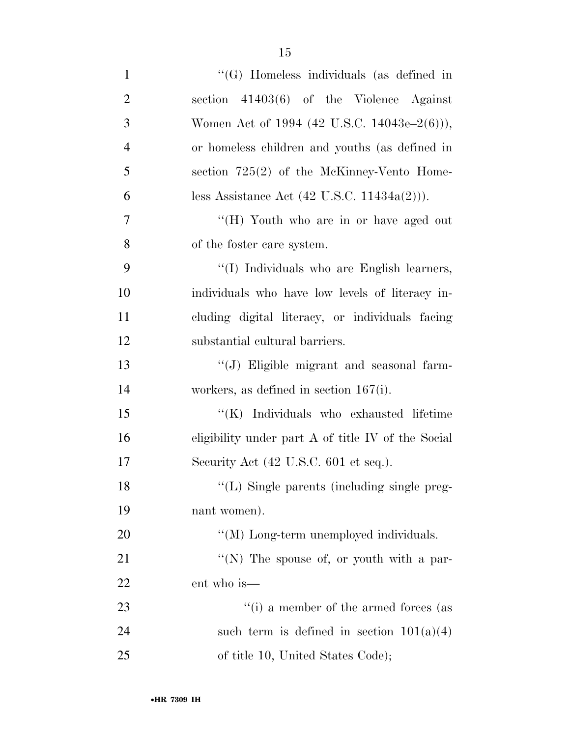''(G) Homeless individuals (as defined in section 41403(6) of the Violence Against Women Act of 1994 (42 U.S.C. 14043e–2(6))), or homeless children and youths (as defined in section 725(2) of the McKinney-Vento Homeless Assistance Act (42 U.S.C. 11434a(2))).

''(H) Youth who are in or have aged out of the foster care system.

''(I) Individuals who are English learners, individuals who have low levels of literacy including digital literacy, or individuals facing substantial cultural barriers.

''(J) Eligible migrant and seasonal farmworkers, as defined in section 167(i).

''(K) Individuals who exhausted lifetime eligibility under part A of title IV of the Social Security Act (42 U.S.C. 601 et seq.).

''(L) Single parents (including single pregnant women).

''(M) Long-term unemployed individuals.

''(N) The spouse of, or youth with a parent who is—

''(i) a member of the armed forces (as such term is defined in section 101(a)(4) of title 10, United States Code);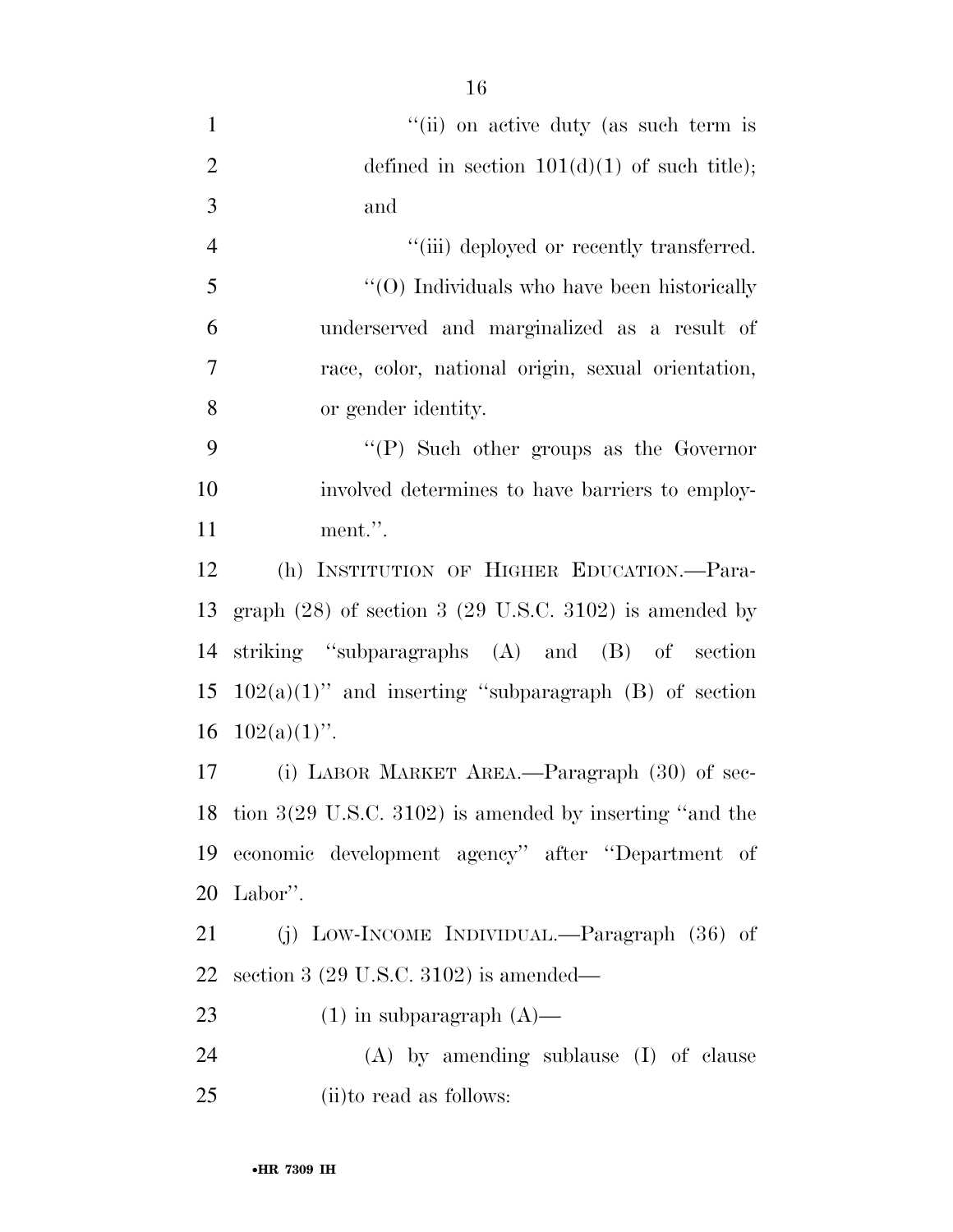''(ii) on active duty (as such term is defined in section 101(d)(1) of such title); and

''(iii) deployed or recently transferred.

''(O) Individuals who have been historically underserved and marginalized as a result of race, color, national origin, sexual orientation, or gender identity.

''(P) Such other groups as the Governor involved determines to have barriers to employment.''.

(h) INSTITUTION OF HIGHER EDUCATION.—Paragraph (28) of section 3 (29 U.S.C. 3102) is amended by striking ''subparagraphs (A) and (B) of section 102(a)(1)'' and inserting ''subparagraph (B) of section 102(a)(1)''.

(i) LABOR MARKET AREA.—Paragraph (30) of section 3(29 U.S.C. 3102) is amended by inserting ''and the economic development agency'' after ''Department of Labor''.

(j) LOW-INCOME INDIVIDUAL.—Paragraph (36) of section 3 (29 U.S.C. 3102) is amended—

(1) in subparagraph (A)—

(A) by amending sublause (I) of clause (ii)to read as follows: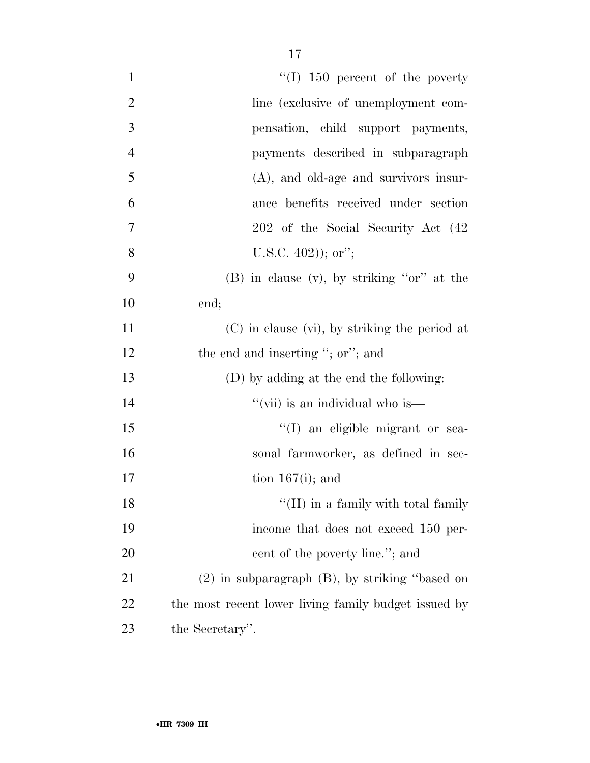''(I) 150 percent of the poverty line (exclusive of unemployment compensation, child support payments, payments described in subparagraph (A), and old-age and survivors insurance benefits received under section 202 of the Social Security Act (42 U.S.C. 402)); or'';

(B) in clause (v), by striking ''or'' at the end;

(C) in clause (vi), by striking the period at the end and inserting ''; or''; and

(D) by adding at the end the following:

''(vii) is an individual who is—

''(I) an eligible migrant or seasonal farmworker, as defined in section 167(i); and

''(II) in a family with total family income that does not exceed 150 percent of the poverty line.''; and

(2) in subparagraph (B), by striking ''based on the most recent lower living family budget issued by the Secretary''.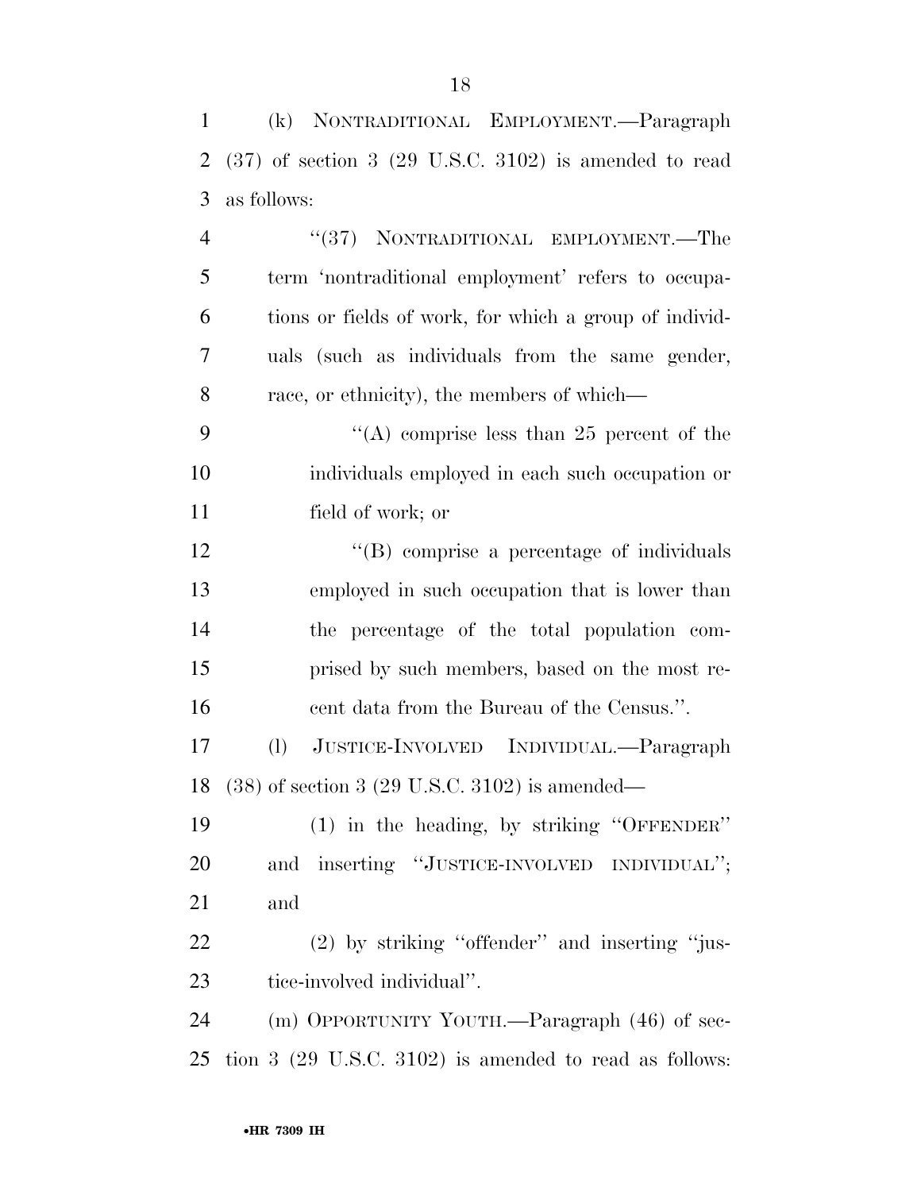(k) NONTRADITIONAL EMPLOYMENT.—Paragraph (37) of section 3 (29 U.S.C. 3102) is amended to read as follows:

"(37) NONTRADITIONAL EMPLOYMENT.—The term 'nontraditional employment' refers to occupations or fields of work, for which a group of individuals (such as individuals from the same gender, race, or ethnicity), the members of which—

"(A) comprise less than 25 percent of the individuals employed in each such occupation or field of work; or

"(B) comprise a percentage of individuals employed in such occupation that is lower than the percentage of the total population comprised by such members, based on the most recent data from the Bureau of the Census.".

(l) JUSTICE-INVOLVED INDIVIDUAL.—Paragraph (38) of section 3 (29 U.S.C. 3102) is amended—

(1) in the heading, by striking "OFFENDER" and inserting "JUSTICE-INVOLVED INDIVIDUAL"; and

(2) by striking "offender" and inserting "justice-involved individual".

(m) OPPORTUNITY YOUTH.—Paragraph (46) of section 3 (29 U.S.C. 3102) is amended to read as follows: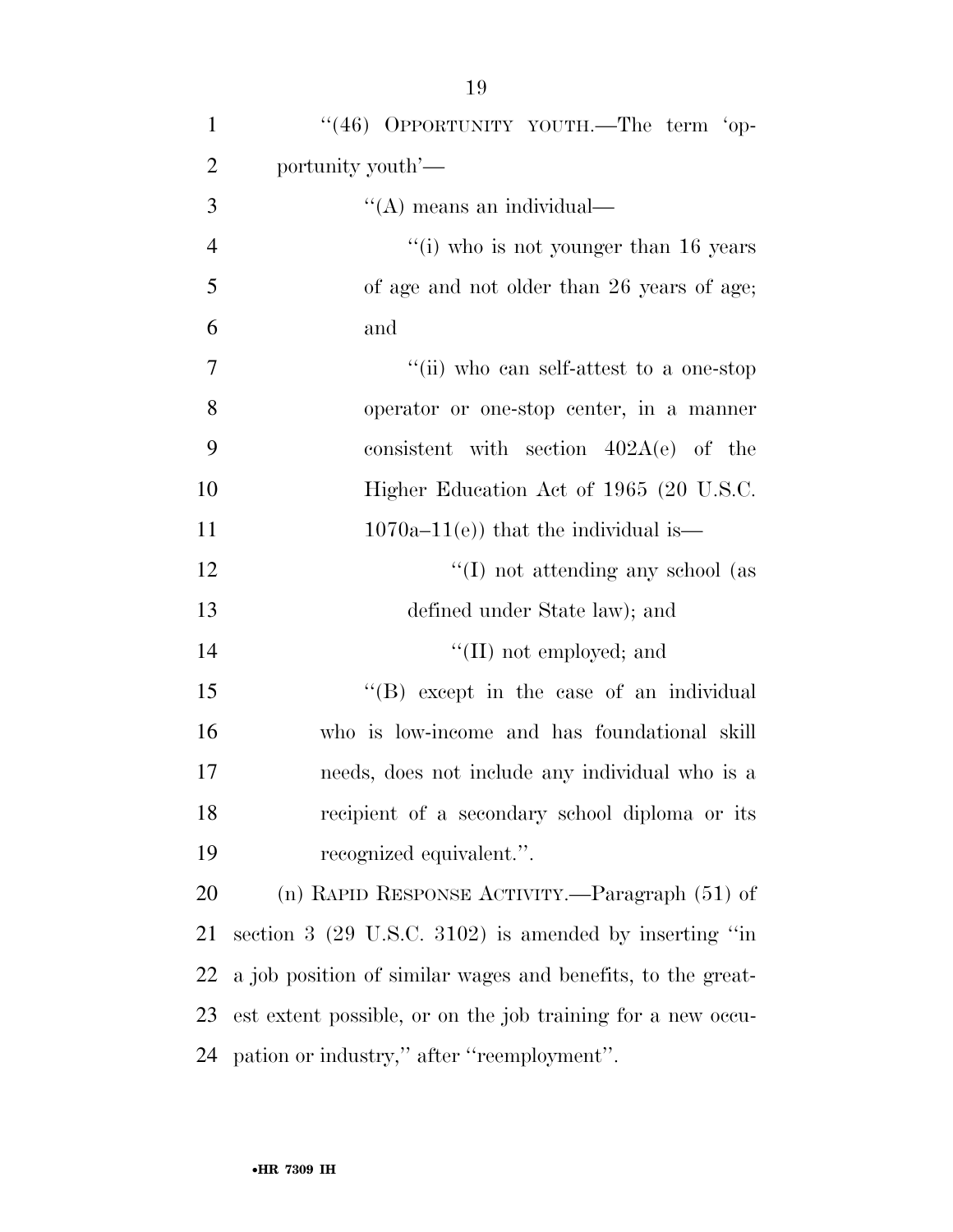"(46) OPPORTUNITY YOUTH.—The term 'opportunity youth'—

"(A) means an individual—

"(i) who is not younger than 16 years of age and not older than 26 years of age; and

"(ii) who can self-attest to a one-stop operator or one-stop center, in a manner consistent with section 402A(e) of the Higher Education Act of 1965 (20 U.S.C. 1070a–11(e)) that the individual is—

"(I) not attending any school (as defined under State law); and

"(II) not employed; and

"(B) except in the case of an individual who is low-income and has foundational skill needs, does not include any individual who is a recipient of a secondary school diploma or its recognized equivalent.".

(n) RAPID RESPONSE ACTIVITY.—Paragraph (51) of section 3 (29 U.S.C. 3102) is amended by inserting "in a job position of similar wages and benefits, to the greatest extent possible, or on the job training for a new occupation or industry," after "reemployment".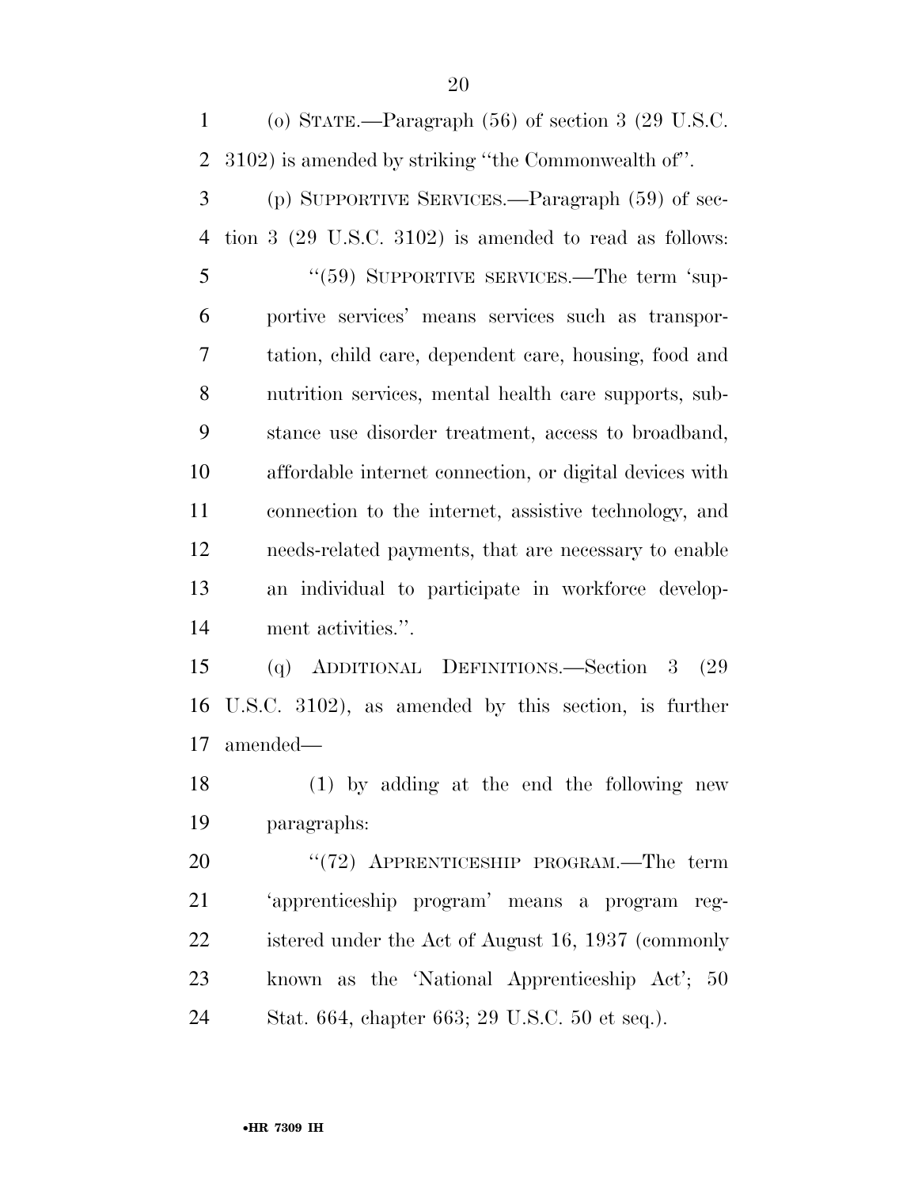(o) STATE.—Paragraph (56) of section 3 (29 U.S.C. 3102) is amended by striking ''the Commonwealth of''.

(p) SUPPORTIVE SERVICES.—Paragraph (59) of section 3 (29 U.S.C. 3102) is amended to read as follows:

''(59) SUPPORTIVE SERVICES.—The term 'supportive services' means services such as transportation, child care, dependent care, housing, food and nutrition services, mental health care supports, substance use disorder treatment, access to broadband, affordable internet connection, or digital devices with connection to the internet, assistive technology, and needs-related payments, that are necessary to enable an individual to participate in workforce development activities.''.

(q) ADDITIONAL DEFINITIONS.—Section 3 (29 U.S.C. 3102), as amended by this section, is further amended—

(1) by adding at the end the following new paragraphs:

''(72) APPRENTICESHIP PROGRAM.—The term 'apprenticeship program' means a program registered under the Act of August 16, 1937 (commonly known as the 'National Apprenticeship Act'; 50 Stat. 664, chapter 663; 29 U.S.C. 50 et seq.).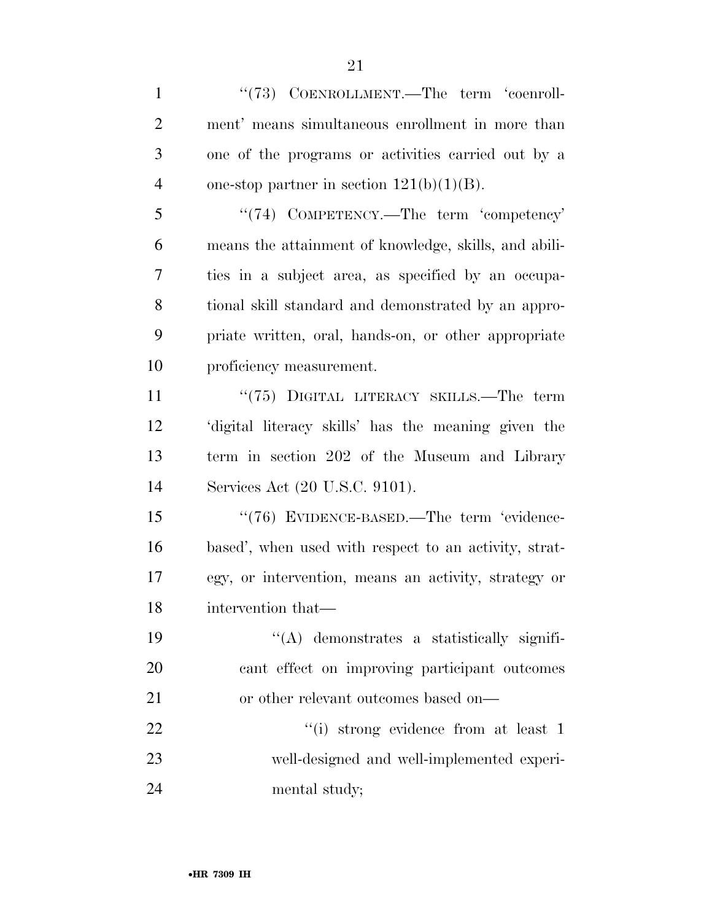"(73) COENROLLMENT.—The term 'coenrollment' means simultaneous enrollment in more than one of the programs or activities carried out by a one-stop partner in section 121(b)(1)(B).

"(74) COMPETENCY.—The term 'competency' means the attainment of knowledge, skills, and abilities in a subject area, as specified by an occupational skill standard and demonstrated by an appropriate written, oral, hands-on, or other appropriate proficiency measurement.

"(75) DIGITAL LITERACY SKILLS.—The term 'digital literacy skills' has the meaning given the term in section 202 of the Museum and Library Services Act (20 U.S.C. 9101).

"(76) EVIDENCE-BASED.—The term 'evidence-based', when used with respect to an activity, strategy, or intervention, means an activity, strategy or intervention that—

"(A) demonstrates a statistically significant effect on improving participant outcomes or other relevant outcomes based on—

"(i) strong evidence from at least 1 well-designed and well-implemented experimental study;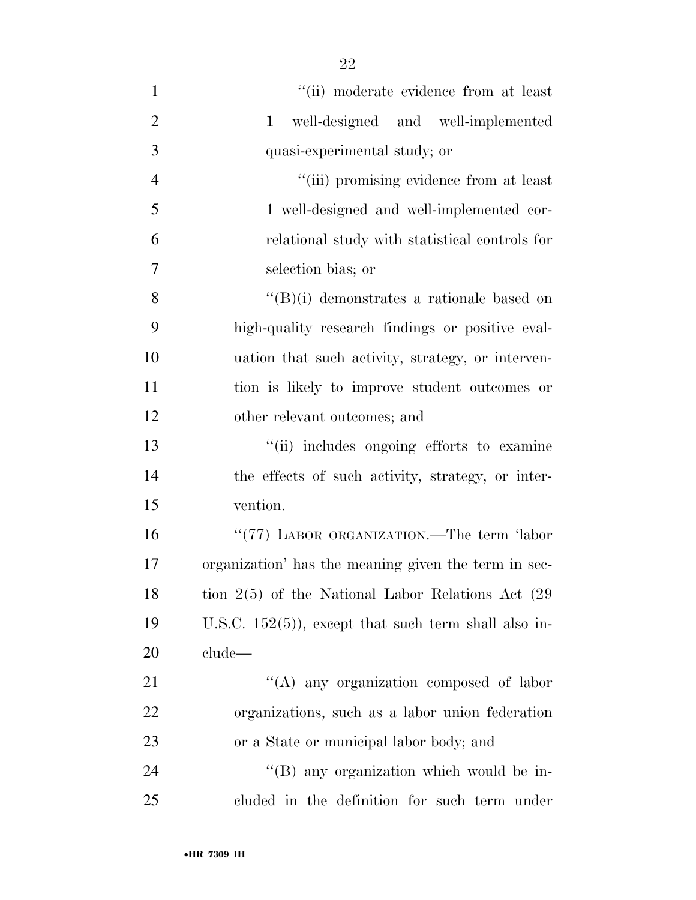''(ii) moderate evidence from at least 1 well-designed and well-implemented quasi-experimental study; or

''(iii) promising evidence from at least 1 well-designed and well-implemented correlational study with statistical controls for selection bias; or

''(B)(i) demonstrates a rationale based on high-quality research findings or positive evaluation that such activity, strategy, or intervention is likely to improve student outcomes or other relevant outcomes; and

''(ii) includes ongoing efforts to examine the effects of such activity, strategy, or intervention.

''(77) LABOR ORGANIZATION.—The term 'labor organization' has the meaning given the term in section 2(5) of the National Labor Relations Act (29 U.S.C. 152(5)), except that such term shall also include—

''(A) any organization composed of labor organizations, such as a labor union federation or a State or municipal labor body; and

''(B) any organization which would be included in the definition for such term under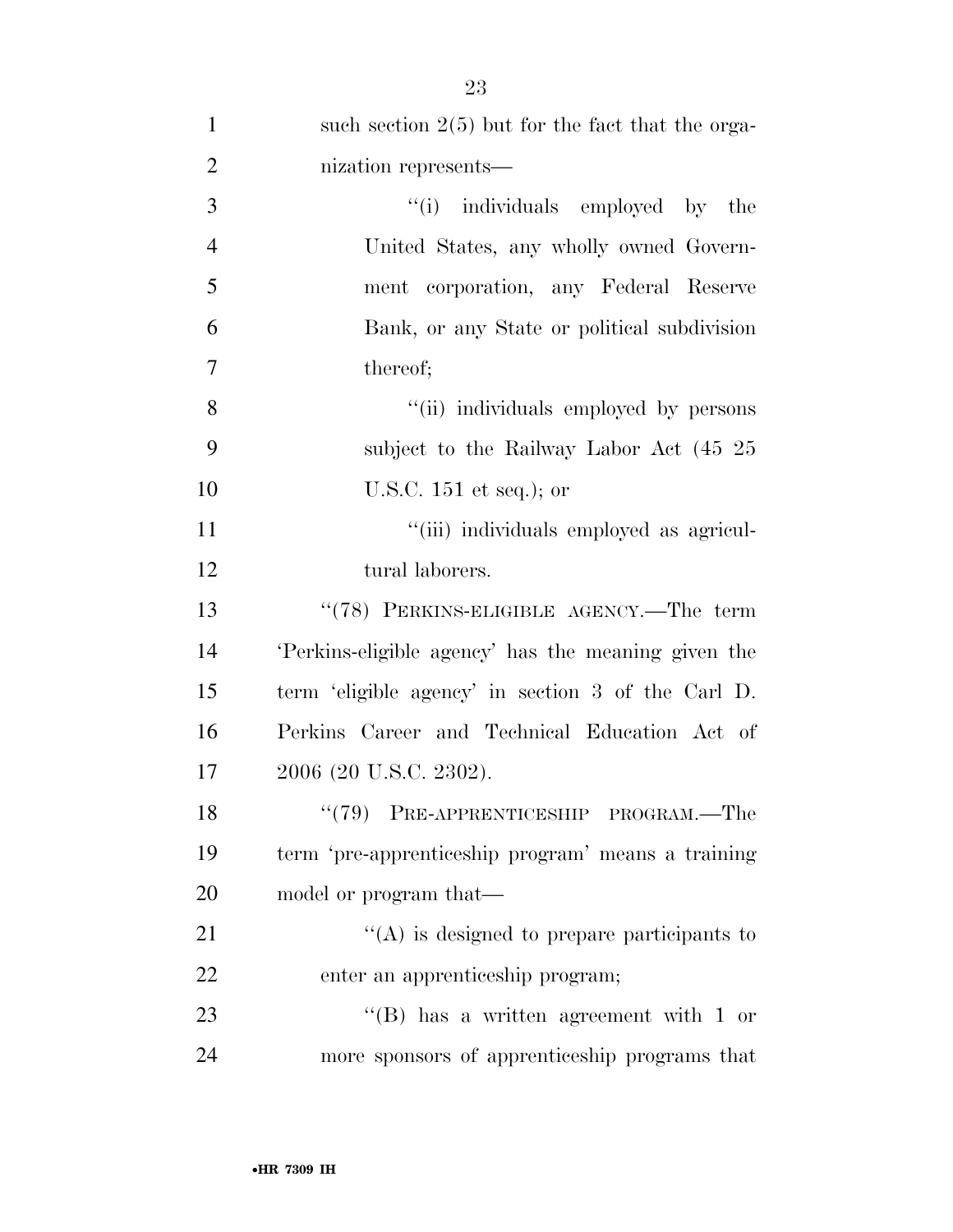such section 2(5) but for the fact that the organization represents—

"(i) individuals employed by the United States, any wholly owned Government corporation, any Federal Reserve Bank, or any State or political subdivision thereof;

"(ii) individuals employed by persons subject to the Railway Labor Act (45 25 U.S.C. 151 et seq.); or

"(iii) individuals employed as agricultural laborers.

"(78) PERKINS-ELIGIBLE AGENCY.—The term 'Perkins-eligible agency' has the meaning given the term 'eligible agency' in section 3 of the Carl D. Perkins Career and Technical Education Act of 2006 (20 U.S.C. 2302).

"(79) PRE-APPRENTICESHIP PROGRAM.—The term 'pre-apprenticeship program' means a training model or program that—

"(A) is designed to prepare participants to enter an apprenticeship program;

"(B) has a written agreement with 1 or more sponsors of apprenticeship programs that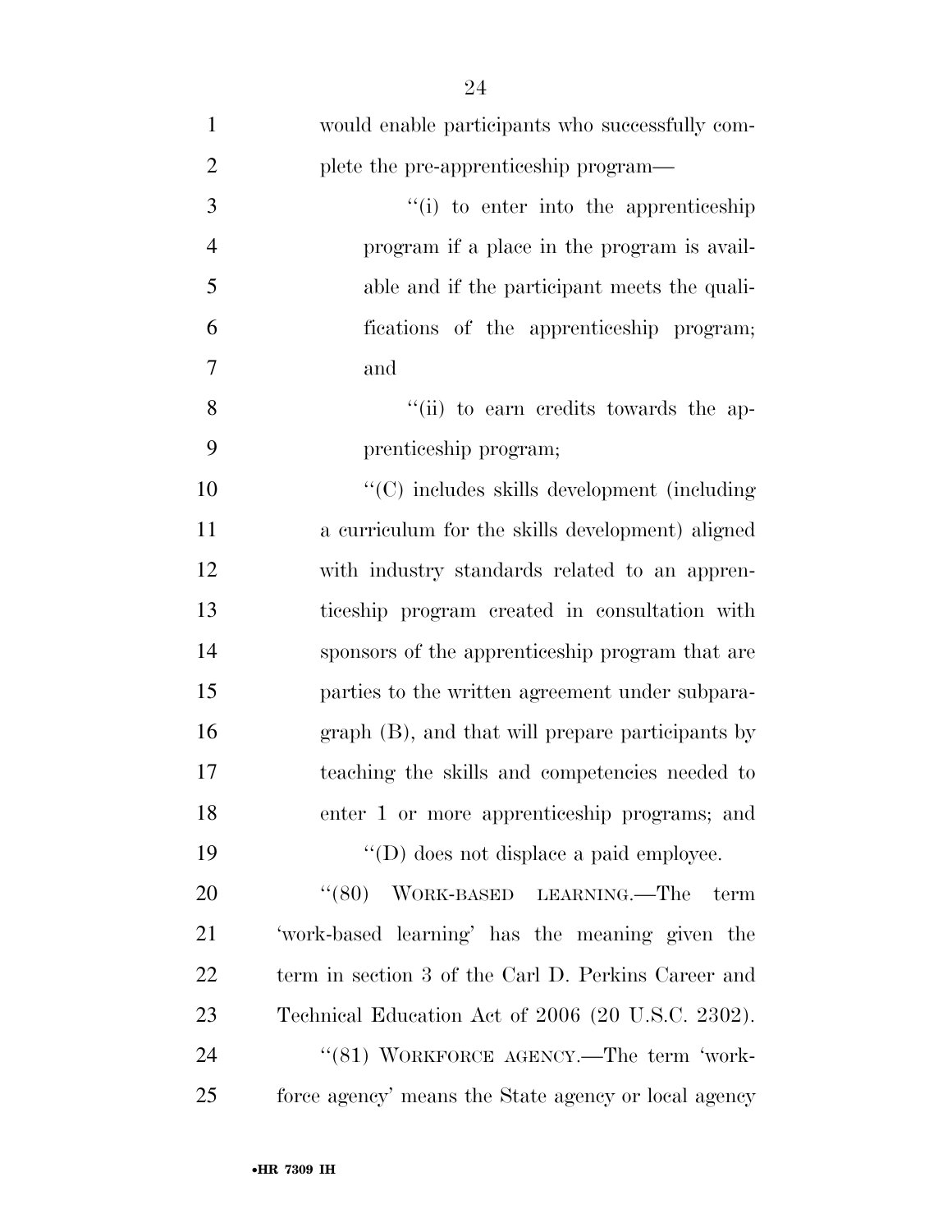would enable participants who successfully complete the pre-apprenticeship program—

"(i) to enter into the apprenticeship program if a place in the program is available and if the participant meets the qualifications of the apprenticeship program; and

"(ii) to earn credits towards the apprenticeship program;

"(C) includes skills development (including a curriculum for the skills development) aligned with industry standards related to an apprenticeship program created in consultation with sponsors of the apprenticeship program that are parties to the written agreement under subparagraph (B), and that will prepare participants by teaching the skills and competencies needed to enter 1 or more apprenticeship programs; and

"(D) does not displace a paid employee.

"(80) WORK-BASED LEARNING.—The term 'work-based learning' has the meaning given the term in section 3 of the Carl D. Perkins Career and Technical Education Act of 2006 (20 U.S.C. 2302).

"(81) WORKFORCE AGENCY.—The term 'workforce agency' means the State agency or local agency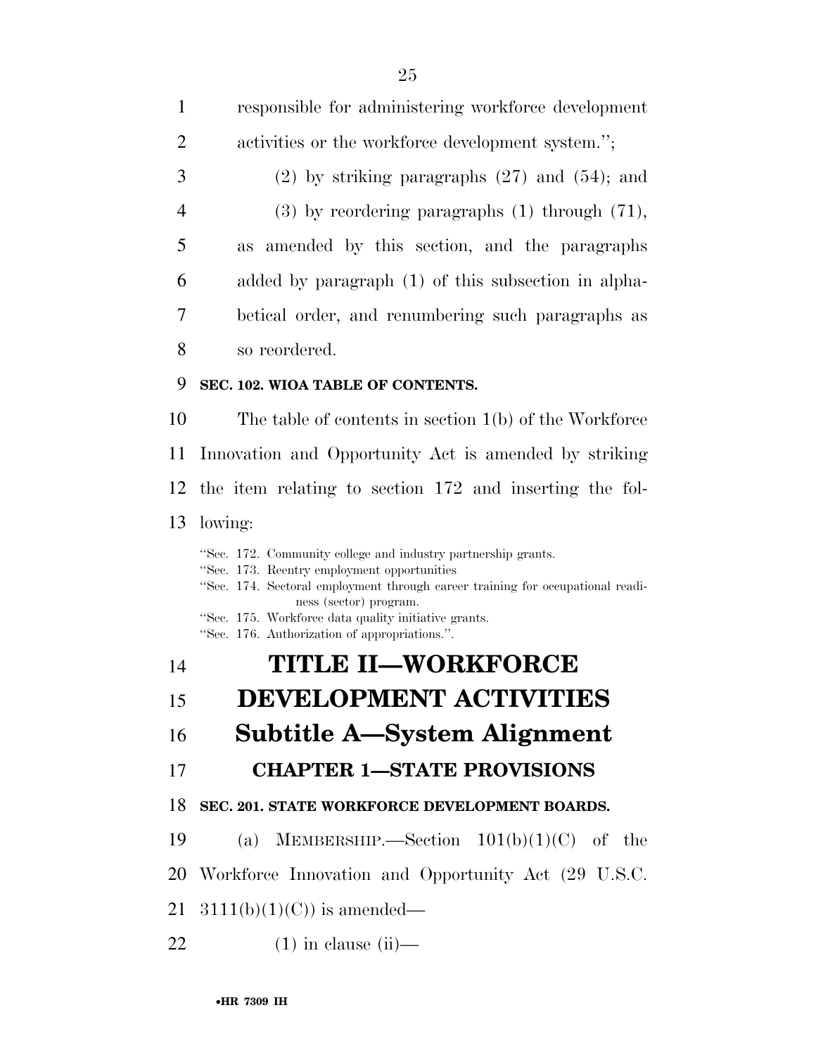responsible for administering workforce development activities or the workforce development system.'';

(2) by striking paragraphs (27) and (54); and

(3) by reordering paragraphs (1) through (71), as amended by this section, and the paragraphs added by paragraph (1) of this subsection in alphabetical order, and renumbering such paragraphs as so reordered.

### SEC. 102. WIOA TABLE OF CONTENTS.

The table of contents in section 1(b) of the Workforce Innovation and Opportunity Act is amended by striking the item relating to section 172 and inserting the following:

''Sec. 172. Community college and industry partnership grants.
''Sec. 173. Reentry employment opportunities
''Sec. 174. Sectoral employment through career training for occupational readiness (sector) program.
''Sec. 175. Workforce data quality initiative grants.
''Sec. 176. Authorization of appropriations.''.

# TITLE II—WORKFORCE DEVELOPMENT ACTIVITIES

## Subtitle A—System Alignment

### CHAPTER 1—STATE PROVISIONS

### SEC. 201. STATE WORKFORCE DEVELOPMENT BOARDS.

(a) MEMBERSHIP.—Section 101(b)(1)(C) of the Workforce Innovation and Opportunity Act (29 U.S.C. 3111(b)(1)(C)) is amended—

(1) in clause (ii)—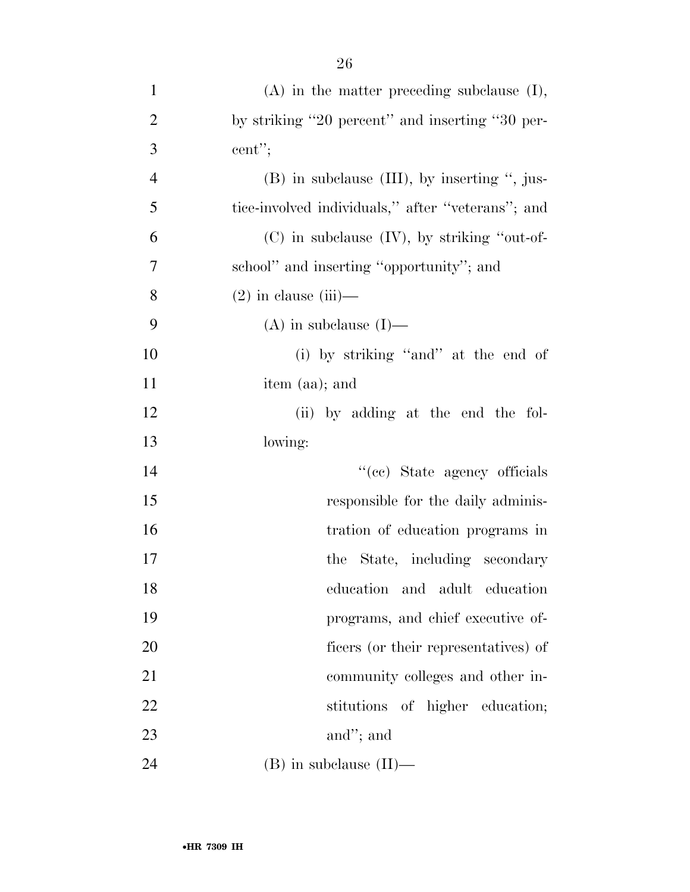(A) in the matter preceding subclause (I), by striking "20 percent" and inserting "30 percent";

(B) in subclause (III), by inserting ", justice-involved individuals," after "veterans"; and

(C) in subclause (IV), by striking "out-of-school" and inserting "opportunity"; and

(2) in clause (iii)—

(A) in subclause (I)—

(i) by striking "and" at the end of item (aa); and

(ii) by adding at the end the following:

"(cc) State agency officials responsible for the daily administration of education programs in the State, including secondary education and adult education programs, and chief executive officers (or their representatives) of community colleges and other institutions of higher education; and"; and

(B) in subclause (II)—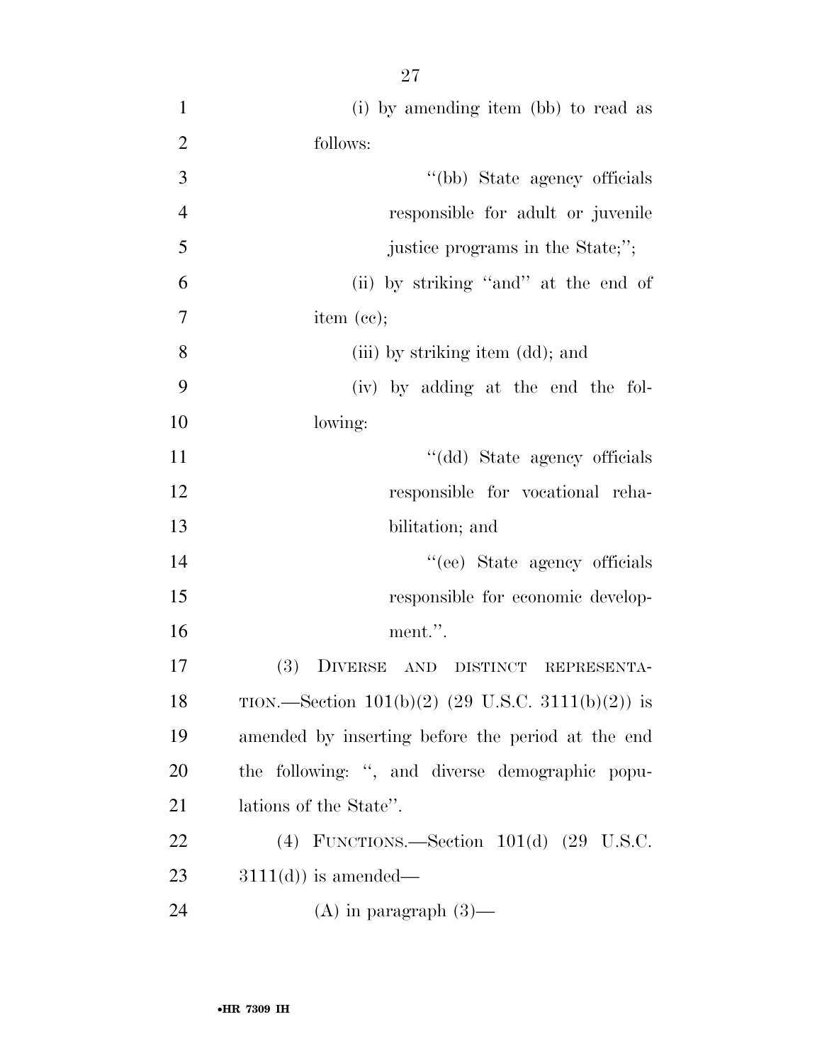(i) by amending item (bb) to read as follows:

"(bb) State agency officials responsible for adult or juvenile justice programs in the State;";

(ii) by striking "and" at the end of item (cc);

(iii) by striking item (dd); and

(iv) by adding at the end the following:

"(dd) State agency officials responsible for vocational rehabilitation; and

"(ee) State agency officials responsible for economic development.".

(3) DIVERSE AND DISTINCT REPRESENTATION.—Section 101(b)(2) (29 U.S.C. 3111(b)(2)) is amended by inserting before the period at the end the following: ", and diverse demographic populations of the State".

(4) FUNCTIONS.—Section 101(d) (29 U.S.C. 3111(d)) is amended—

(A) in paragraph (3)—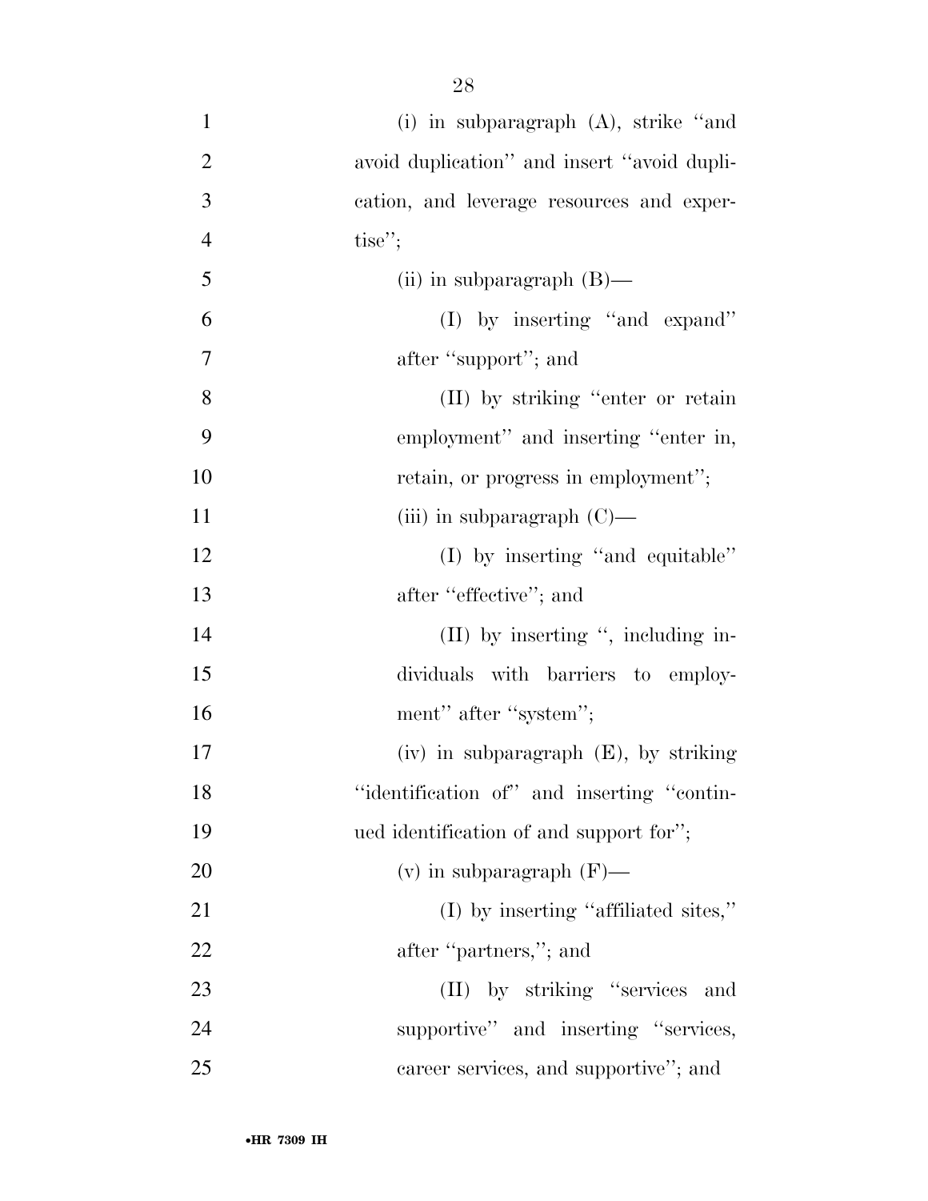(i) in subparagraph (A), strike "and avoid duplication" and insert "avoid duplication, and leverage resources and expertise";

(ii) in subparagraph (B)—

(I) by inserting "and expand" after "support"; and

(II) by striking "enter or retain employment" and inserting "enter in, retain, or progress in employment";

(iii) in subparagraph (C)—

(I) by inserting "and equitable" after "effective"; and

(II) by inserting ", including individuals with barriers to employment" after "system";

(iv) in subparagraph (E), by striking "identification of" and inserting "continued identification of and support for";

(v) in subparagraph (F)—

(I) by inserting "affiliated sites," after "partners,"; and

(II) by striking "services and supportive" and inserting "services, career services, and supportive"; and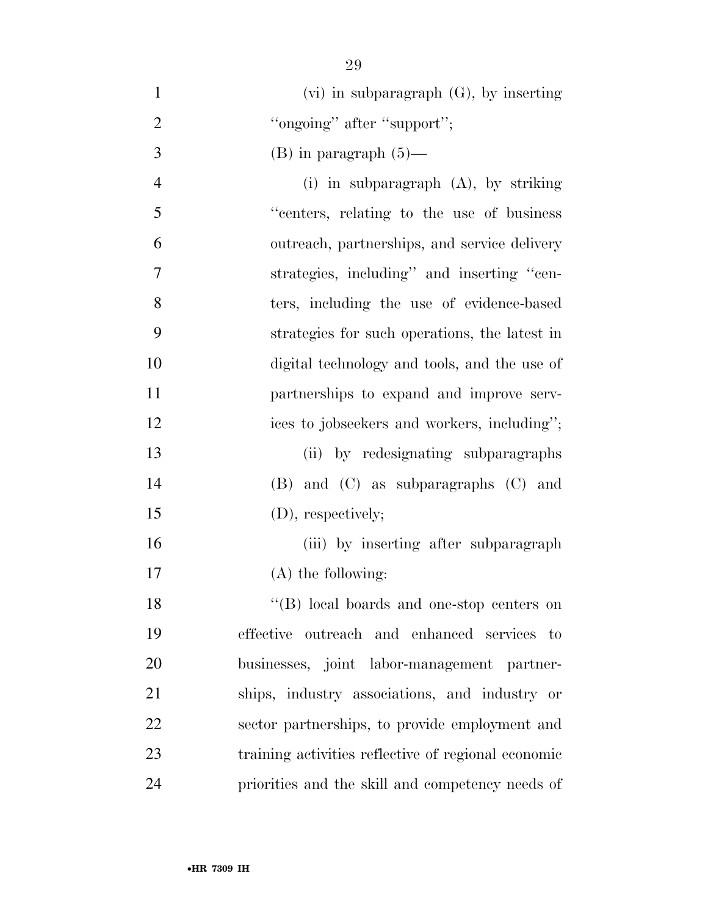(vi) in subparagraph (G), by inserting "ongoing" after "support";

(B) in paragraph (5)—

(i) in subparagraph (A), by striking "centers, relating to the use of business outreach, partnerships, and service delivery strategies, including" and inserting "centers, including the use of evidence-based strategies for such operations, the latest in digital technology and tools, and the use of partnerships to expand and improve services to jobseekers and workers, including";

(ii) by redesignating subparagraphs (B) and (C) as subparagraphs (C) and (D), respectively;

(iii) by inserting after subparagraph (A) the following:

"(B) local boards and one-stop centers on effective outreach and enhanced services to businesses, joint labor-management partnerships, industry associations, and industry or sector partnerships, to provide employment and training activities reflective of regional economic priorities and the skill and competency needs of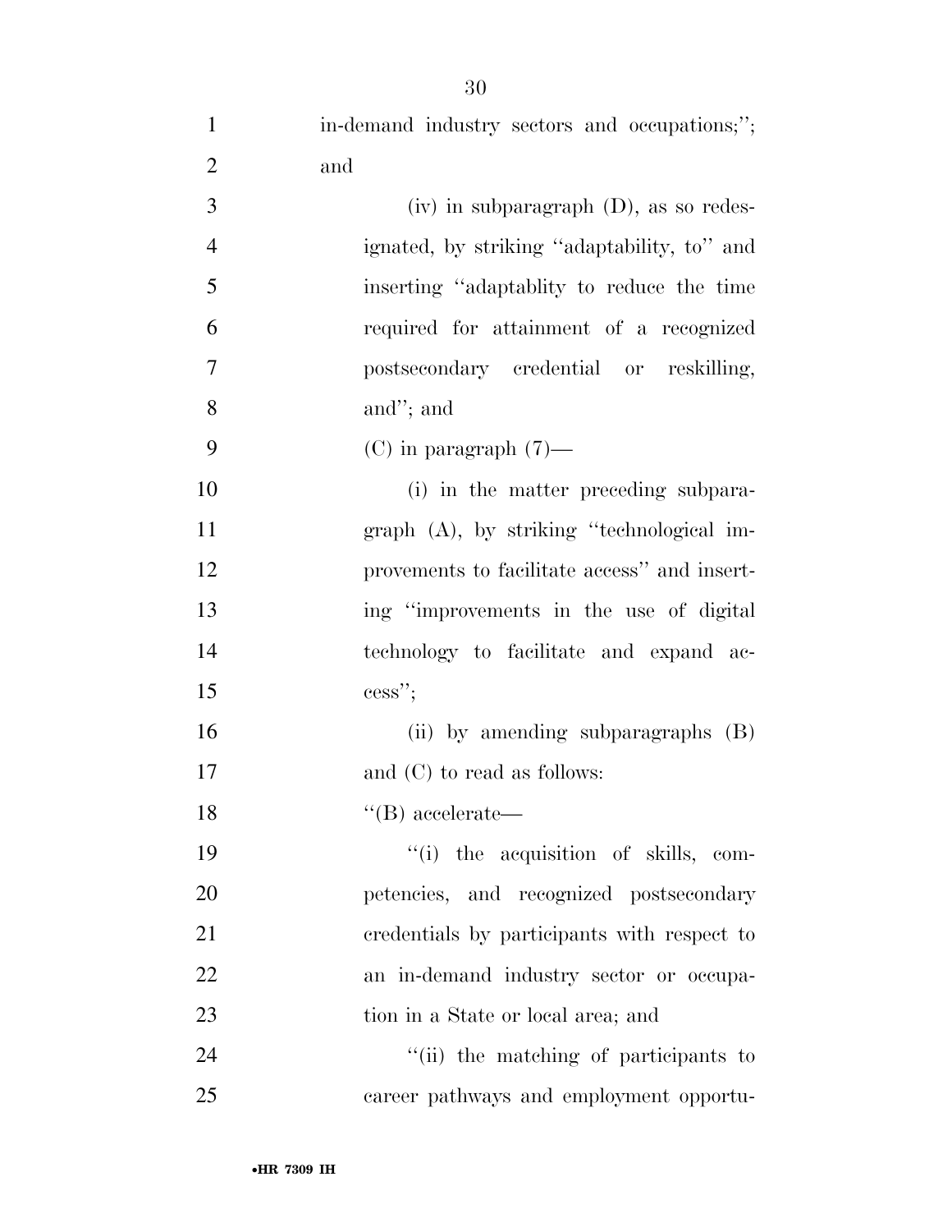in-demand industry sectors and occupations;''; and

(iv) in subparagraph (D), as so redesignated, by striking ''adaptability, to'' and inserting ''adaptablity to reduce the time required for attainment of a recognized postsecondary credential or reskilling, and''; and

(C) in paragraph (7)—

(i) in the matter preceding subparagraph (A), by striking ''technological improvements to facilitate access'' and inserting ''improvements in the use of digital technology to facilitate and expand access'';

(ii) by amending subparagraphs (B) and (C) to read as follows:

''(B) accelerate—

''(i) the acquisition of skills, competencies, and recognized postsecondary credentials by participants with respect to an in-demand industry sector or occupation in a State or local area; and

''(ii) the matching of participants to career pathways and employment opportu-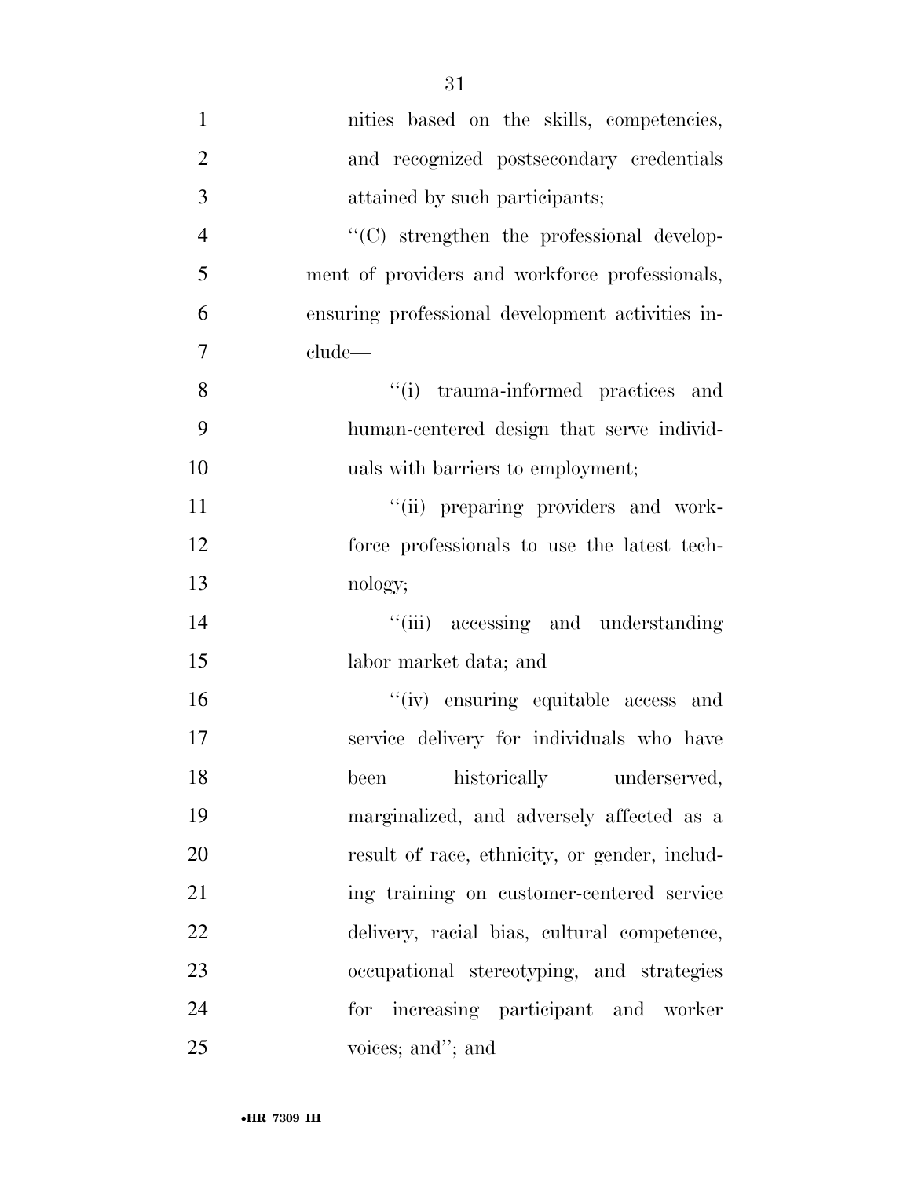nities based on the skills, competencies, and recognized postsecondary credentials attained by such participants;

''(C) strengthen the professional development of providers and workforce professionals, ensuring professional development activities include—

''(i) trauma-informed practices and human-centered design that serve individuals with barriers to employment;

''(ii) preparing providers and workforce professionals to use the latest technology;

''(iii) accessing and understanding labor market data; and

''(iv) ensuring equitable access and service delivery for individuals who have been historically underserved, marginalized, and adversely affected as a result of race, ethnicity, or gender, including training on customer-centered service delivery, racial bias, cultural competence, occupational stereotyping, and strategies for increasing participant and worker voices; and''; and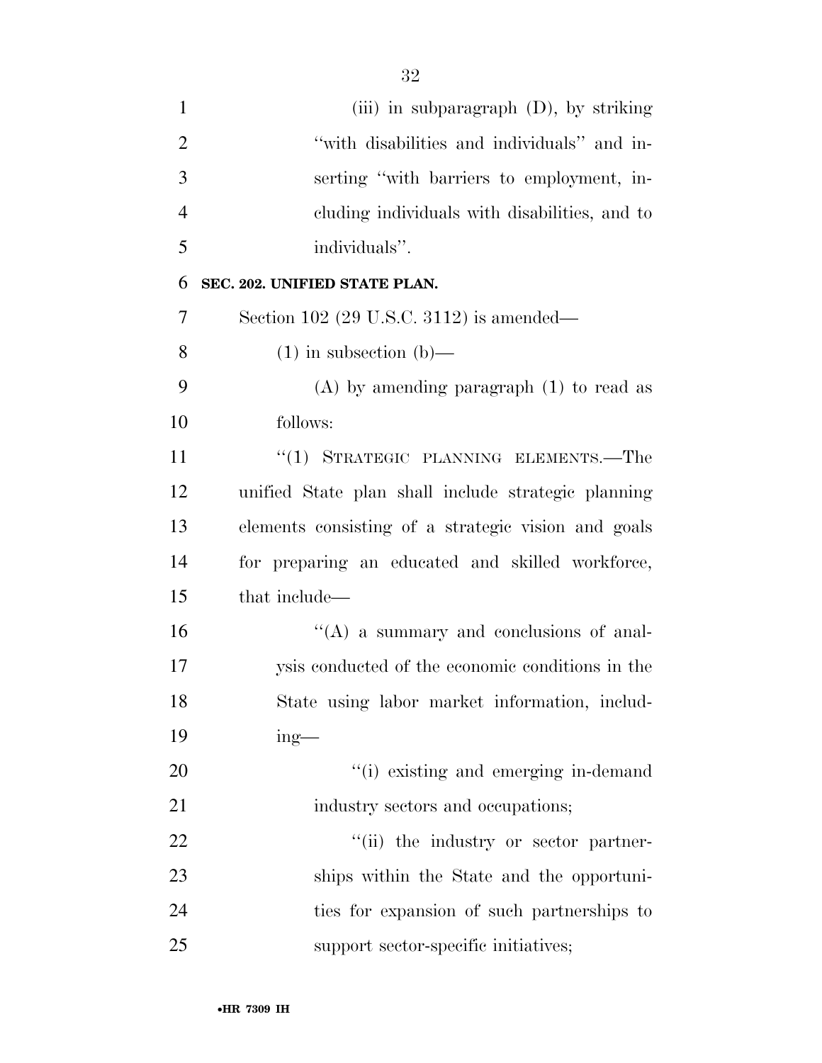(iii) in subparagraph (D), by striking "with disabilities and individuals" and inserting "with barriers to employment, including individuals with disabilities, and to individuals".

**SEC. 202. UNIFIED STATE PLAN.**

Section 102 (29 U.S.C. 3112) is amended—

(1) in subsection (b)—

(A) by amending paragraph (1) to read as follows:

"(1) STRATEGIC PLANNING ELEMENTS.—The unified State plan shall include strategic planning elements consisting of a strategic vision and goals for preparing an educated and skilled workforce, that include—

"(A) a summary and conclusions of analysis conducted of the economic conditions in the State using labor market information, including—

"(i) existing and emerging in-demand industry sectors and occupations;

"(ii) the industry or sector partnerships within the State and the opportunities for expansion of such partnerships to support sector-specific initiatives;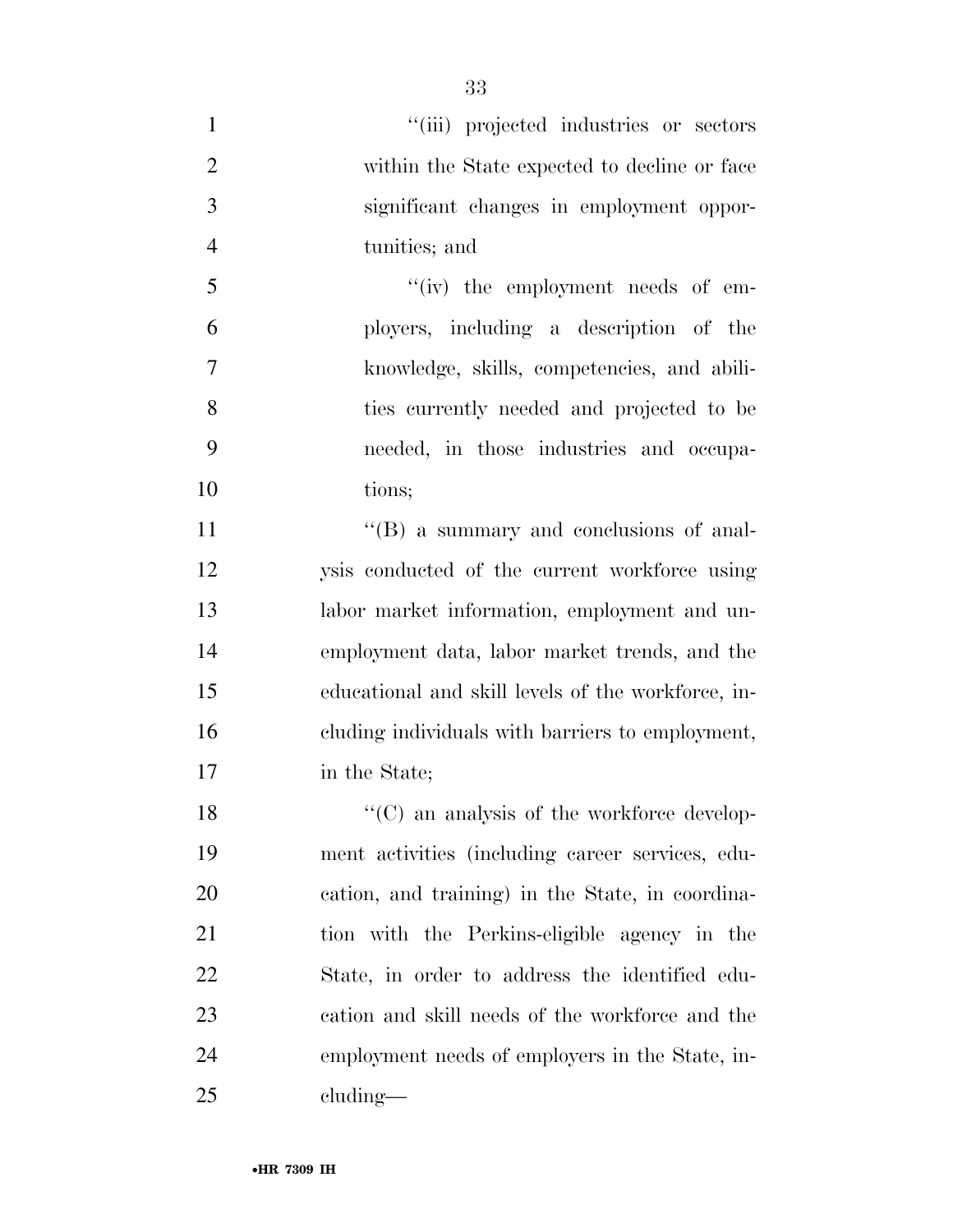"(iii) projected industries or sectors within the State expected to decline or face significant changes in employment opportunities; and

"(iv) the employment needs of employers, including a description of the knowledge, skills, competencies, and abilities currently needed and projected to be needed, in those industries and occupations;

"(B) a summary and conclusions of analysis conducted of the current workforce using labor market information, employment and unemployment data, labor market trends, and the educational and skill levels of the workforce, including individuals with barriers to employment, in the State;

"(C) an analysis of the workforce development activities (including career services, education, and training) in the State, in coordination with the Perkins-eligible agency in the State, in order to address the identified education and skill needs of the workforce and the employment needs of employers in the State, including—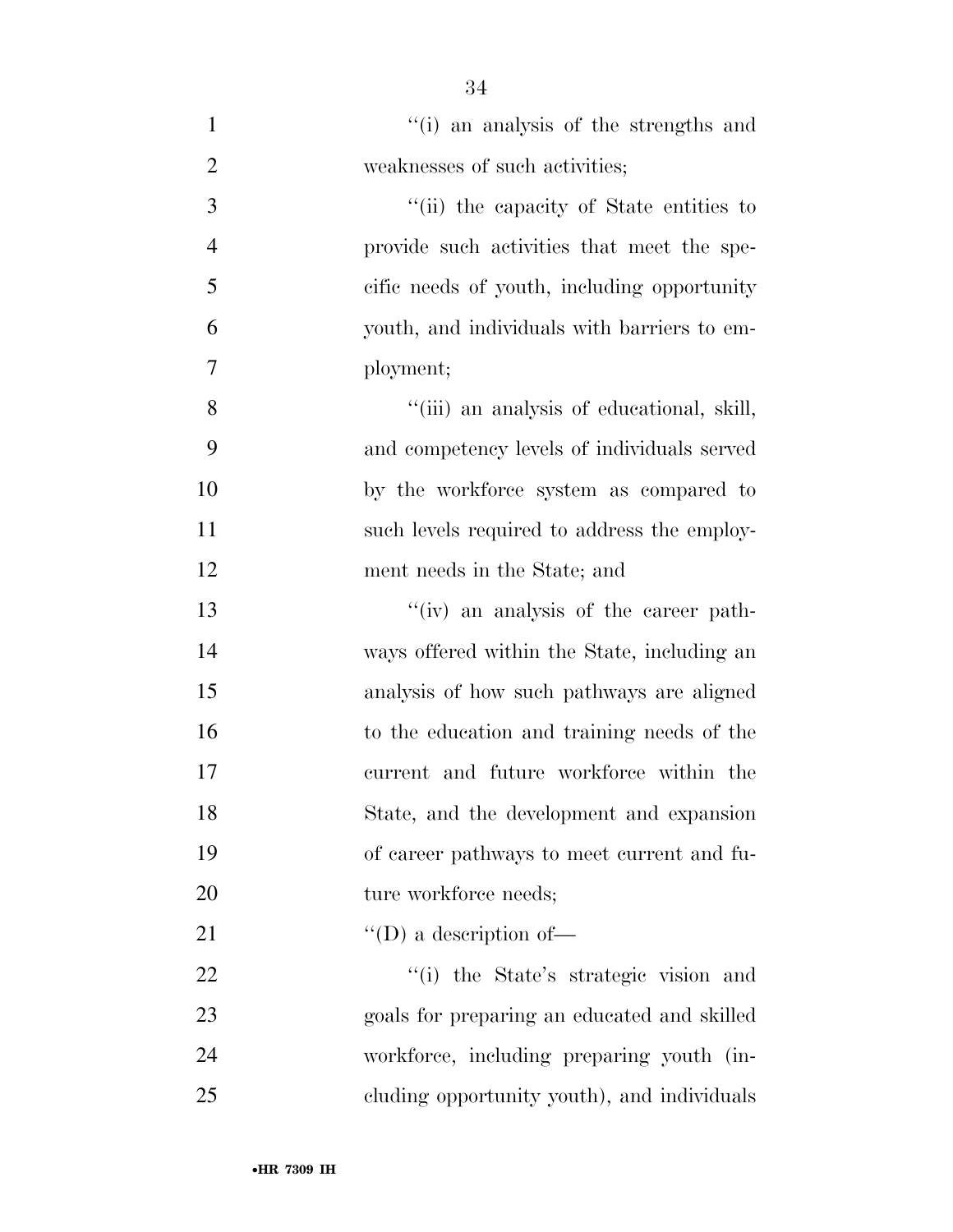"(i) an analysis of the strengths and weaknesses of such activities;

"(ii) the capacity of State entities to provide such activities that meet the specific needs of youth, including opportunity youth, and individuals with barriers to employment;

"(iii) an analysis of educational, skill, and competency levels of individuals served by the workforce system as compared to such levels required to address the employment needs in the State; and

"(iv) an analysis of the career pathways offered within the State, including an analysis of how such pathways are aligned to the education and training needs of the current and future workforce within the State, and the development and expansion of career pathways to meet current and future workforce needs;

"(D) a description of—

"(i) the State's strategic vision and goals for preparing an educated and skilled workforce, including preparing youth (including opportunity youth), and individuals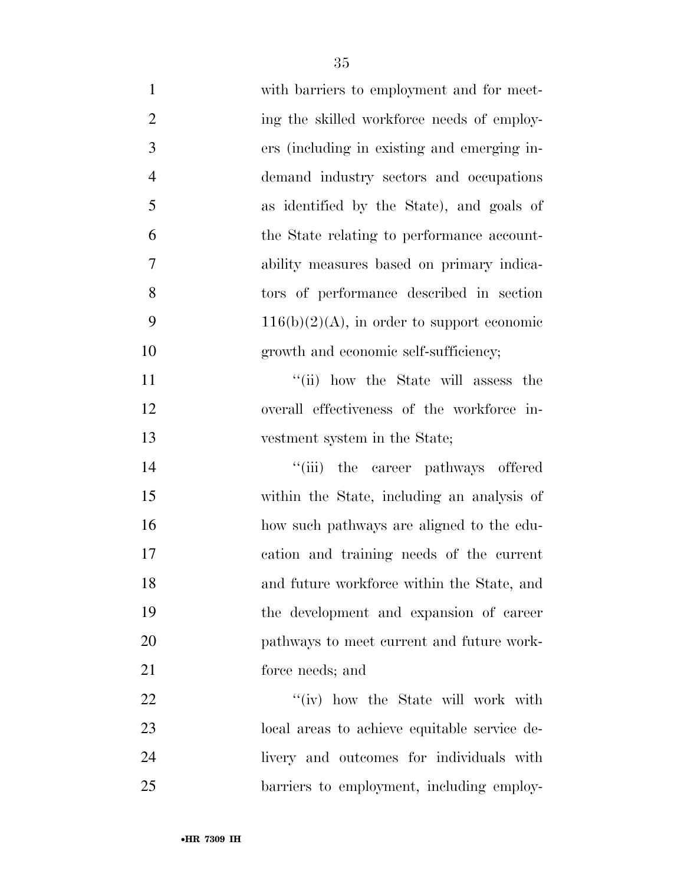with barriers to employment and for meeting the skilled workforce needs of employers (including in existing and emerging in-demand industry sectors and occupations as identified by the State), and goals of the State relating to performance accountability measures based on primary indicators of performance described in section 116(b)(2)(A), in order to support economic growth and economic self-sufficiency;

''(ii) how the State will assess the overall effectiveness of the workforce investment system in the State;

''(iii) the career pathways offered within the State, including an analysis of how such pathways are aligned to the education and training needs of the current and future workforce within the State, and the development and expansion of career pathways to meet current and future workforce needs; and

''(iv) how the State will work with local areas to achieve equitable service delivery and outcomes for individuals with barriers to employment, including employ-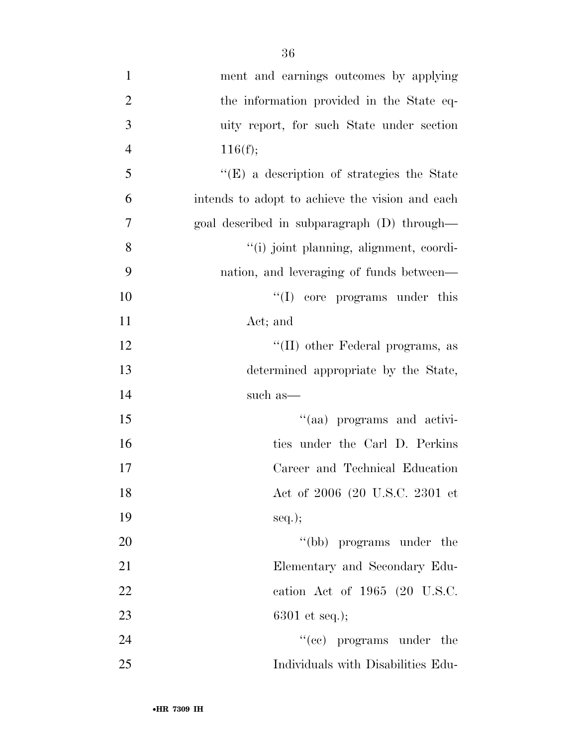ment and earnings outcomes by applying the information provided in the State equity report, for such State under section 116(f);

''(E) a description of strategies the State intends to adopt to achieve the vision and each goal described in subparagraph (D) through—

''(i) joint planning, alignment, coordination, and leveraging of funds between—

''(I) core programs under this Act; and

''(II) other Federal programs, as determined appropriate by the State, such as—

''(aa) programs and activities under the Carl D. Perkins Career and Technical Education Act of 2006 (20 U.S.C. 2301 et seq.);

''(bb) programs under the Elementary and Secondary Education Act of 1965 (20 U.S.C. 6301 et seq.);

''(cc) programs under the Individuals with Disabilities Edu-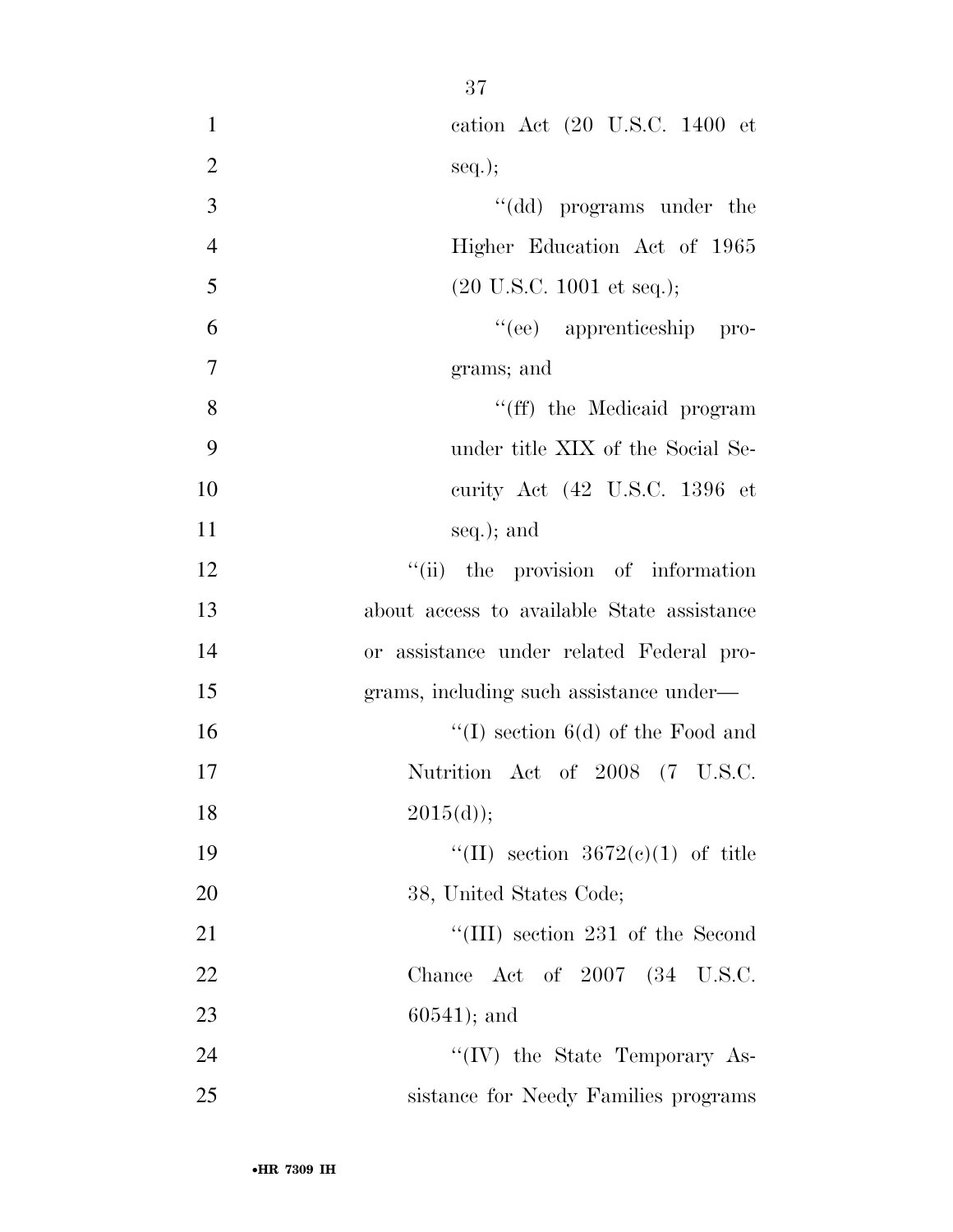cation Act (20 U.S.C. 1400 et seq.);

''(dd) programs under the Higher Education Act of 1965 (20 U.S.C. 1001 et seq.);

''(ee) apprenticeship programs; and

''(ff) the Medicaid program under title XIX of the Social Security Act (42 U.S.C. 1396 et seq.); and

''(ii) the provision of information about access to available State assistance or assistance under related Federal programs, including such assistance under—

''(I) section 6(d) of the Food and Nutrition Act of 2008 (7 U.S.C. 2015(d));

''(II) section 3672(c)(1) of title 38, United States Code;

''(III) section 231 of the Second Chance Act of 2007 (34 U.S.C. 60541); and

''(IV) the State Temporary Assistance for Needy Families programs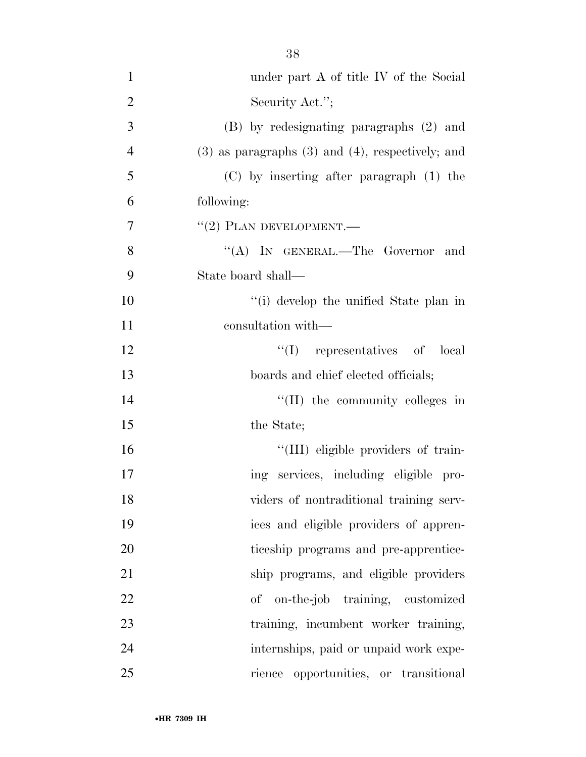under part A of title IV of the Social Security Act.'';

(B) by redesignating paragraphs (2) and (3) as paragraphs (3) and (4), respectively; and

(C) by inserting after paragraph (1) the following:

''(2) PLAN DEVELOPMENT.—

''(A) IN GENERAL.—The Governor and State board shall—

''(i) develop the unified State plan in consultation with—

''(I) representatives of local boards and chief elected officials;

''(II) the community colleges in the State;

''(III) eligible providers of training services, including eligible providers of nontraditional training services and eligible providers of apprenticeship programs and pre-apprenticeship programs, and eligible providers of on-the-job training, customized training, incumbent worker training, internships, paid or unpaid work experience opportunities, or transitional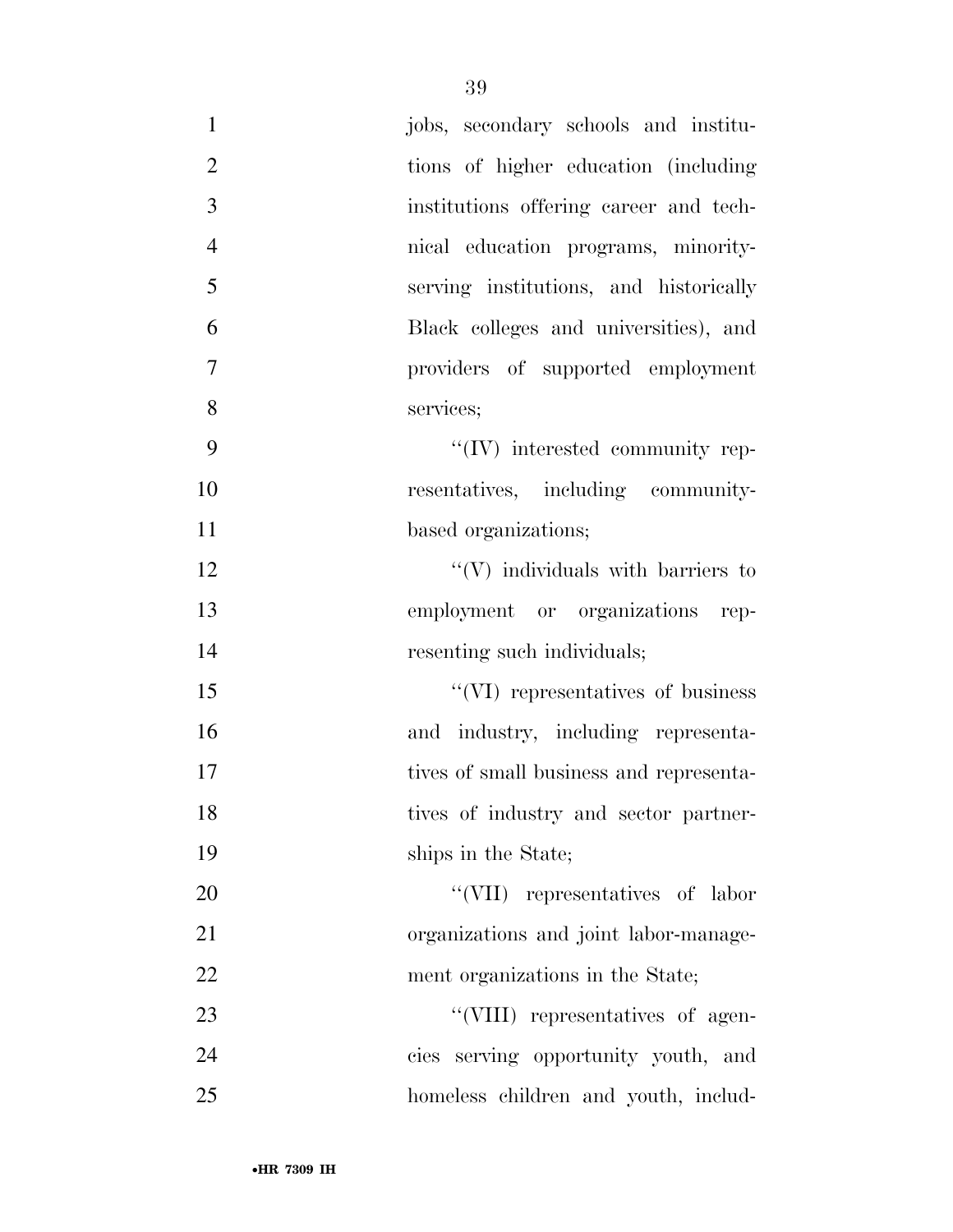jobs, secondary schools and institutions of higher education (including institutions offering career and technical education programs, minority-serving institutions, and historically Black colleges and universities), and providers of supported employment services;

''(IV) interested community representatives, including community-based organizations;

''(V) individuals with barriers to employment or organizations representing such individuals;

''(VI) representatives of business and industry, including representatives of small business and representatives of industry and sector partnerships in the State;

''(VII) representatives of labor organizations and joint labor-management organizations in the State;

''(VIII) representatives of agencies serving opportunity youth, and homeless children and youth, includ-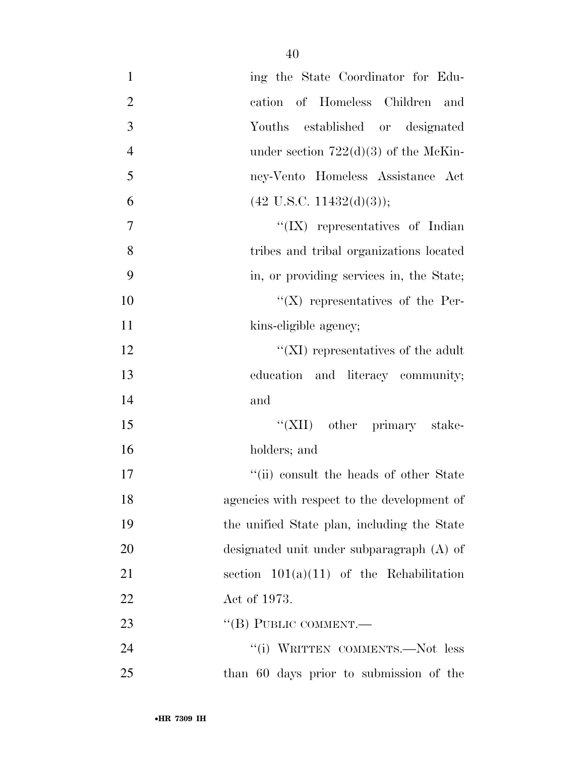ing the State Coordinator for Education of Homeless Children and Youths established or designated under section 722(d)(3) of the McKinney-Vento Homeless Assistance Act (42 U.S.C. 11432(d)(3));

''(IX) representatives of Indian tribes and tribal organizations located in, or providing services in, the State;

''(X) representatives of the Perkins-eligible agency;

''(XI) representatives of the adult education and literacy community; and

''(XII) other primary stakeholders; and

''(ii) consult the heads of other State agencies with respect to the development of the unified State plan, including the State designated unit under subparagraph (A) of section 101(a)(11) of the Rehabilitation Act of 1973.

''(B) PUBLIC COMMENT.—

''(i) WRITTEN COMMENTS.—Not less than 60 days prior to submission of the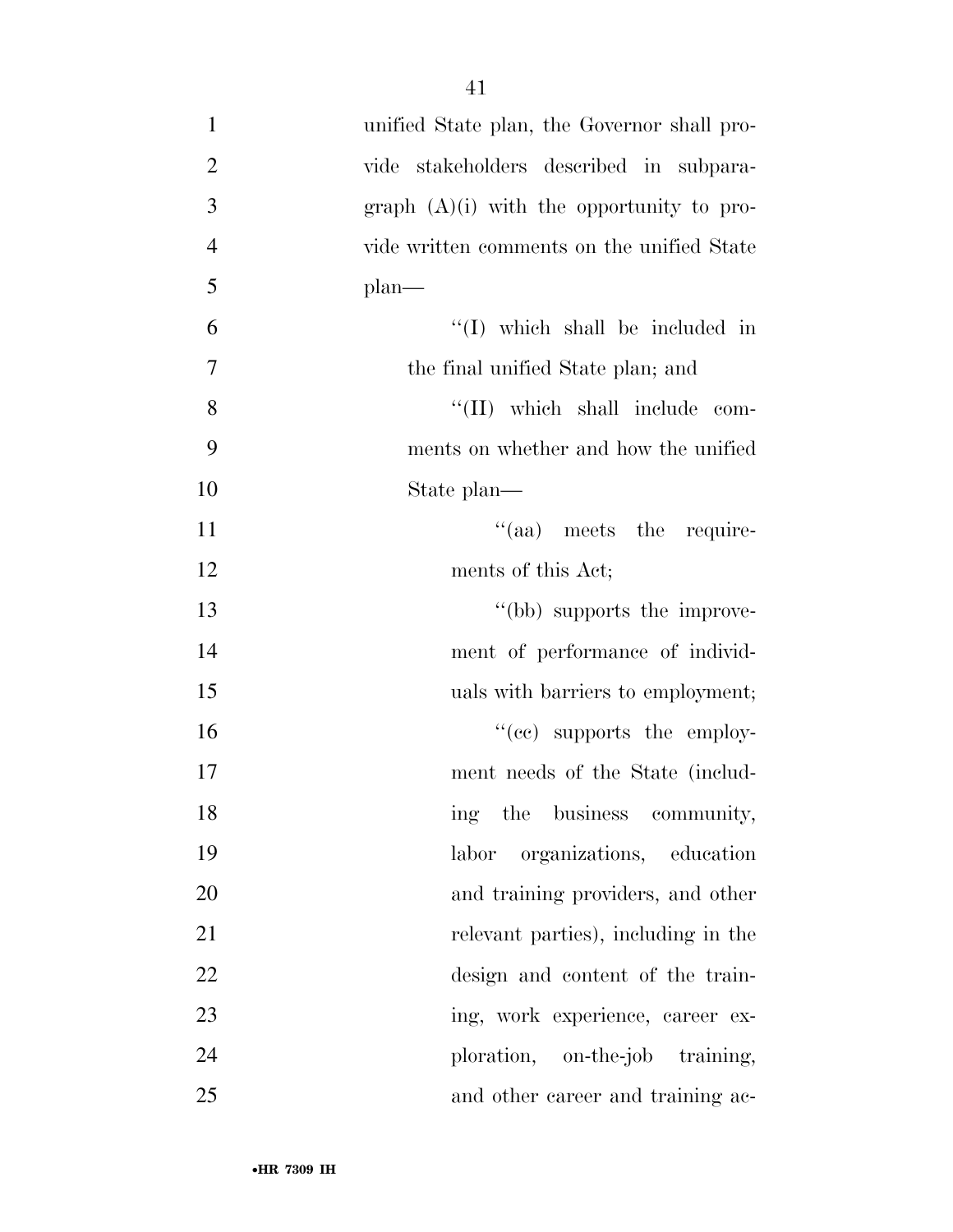unified State plan, the Governor shall provide stakeholders described in subparagraph (A)(i) with the opportunity to provide written comments on the unified State plan—

''(I) which shall be included in the final unified State plan; and

''(II) which shall include comments on whether and how the unified State plan—

''(aa) meets the requirements of this Act;

''(bb) supports the improvement of performance of individuals with barriers to employment;

''(cc) supports the employment needs of the State (including the business community, labor organizations, education and training providers, and other relevant parties), including in the design and content of the training, work experience, career exploration, on-the-job training, and other career and training ac-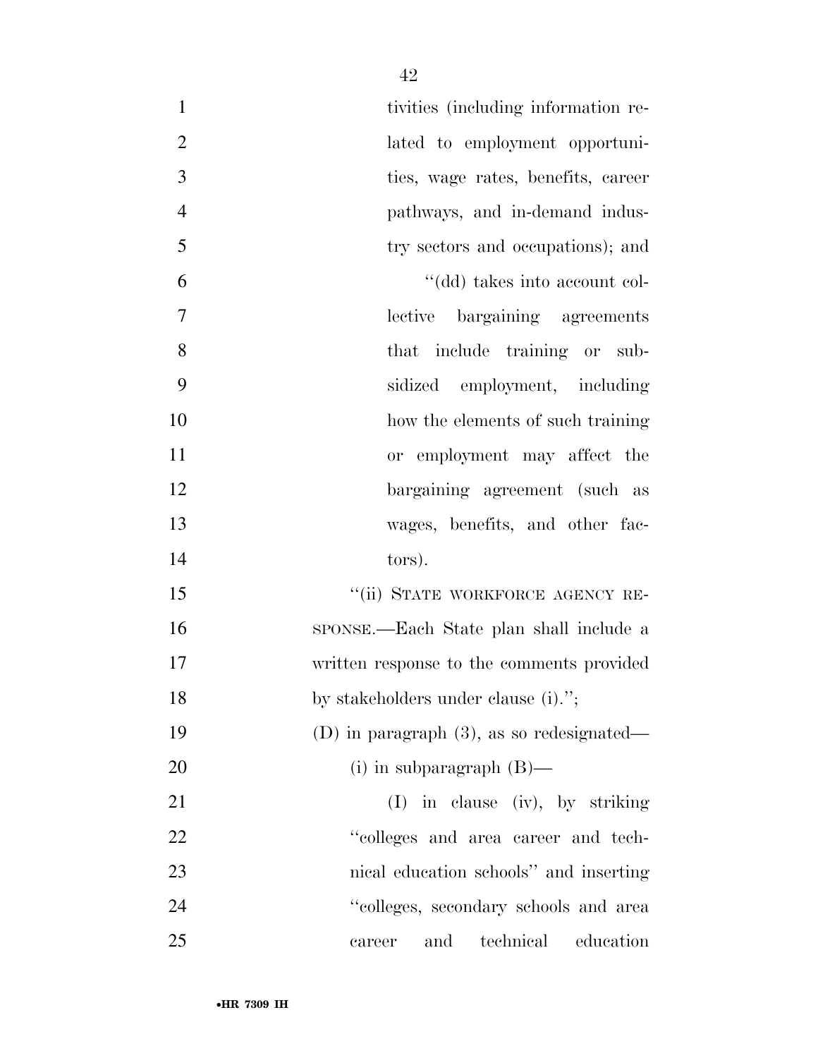tivities (including information related to employment opportunities, wage rates, benefits, career pathways, and in-demand industry sectors and occupations); and

"(dd) takes into account collective bargaining agreements that include training or subsidized employment, including how the elements of such training or employment may affect the bargaining agreement (such as wages, benefits, and other factors).

"(ii) STATE WORKFORCE AGENCY RESPONSE.—Each State plan shall include a written response to the comments provided by stakeholders under clause (i).";

(D) in paragraph (3), as so redesignated—

(i) in subparagraph (B)—

(I) in clause (iv), by striking "colleges and area career and technical education schools" and inserting "colleges, secondary schools and area career and technical education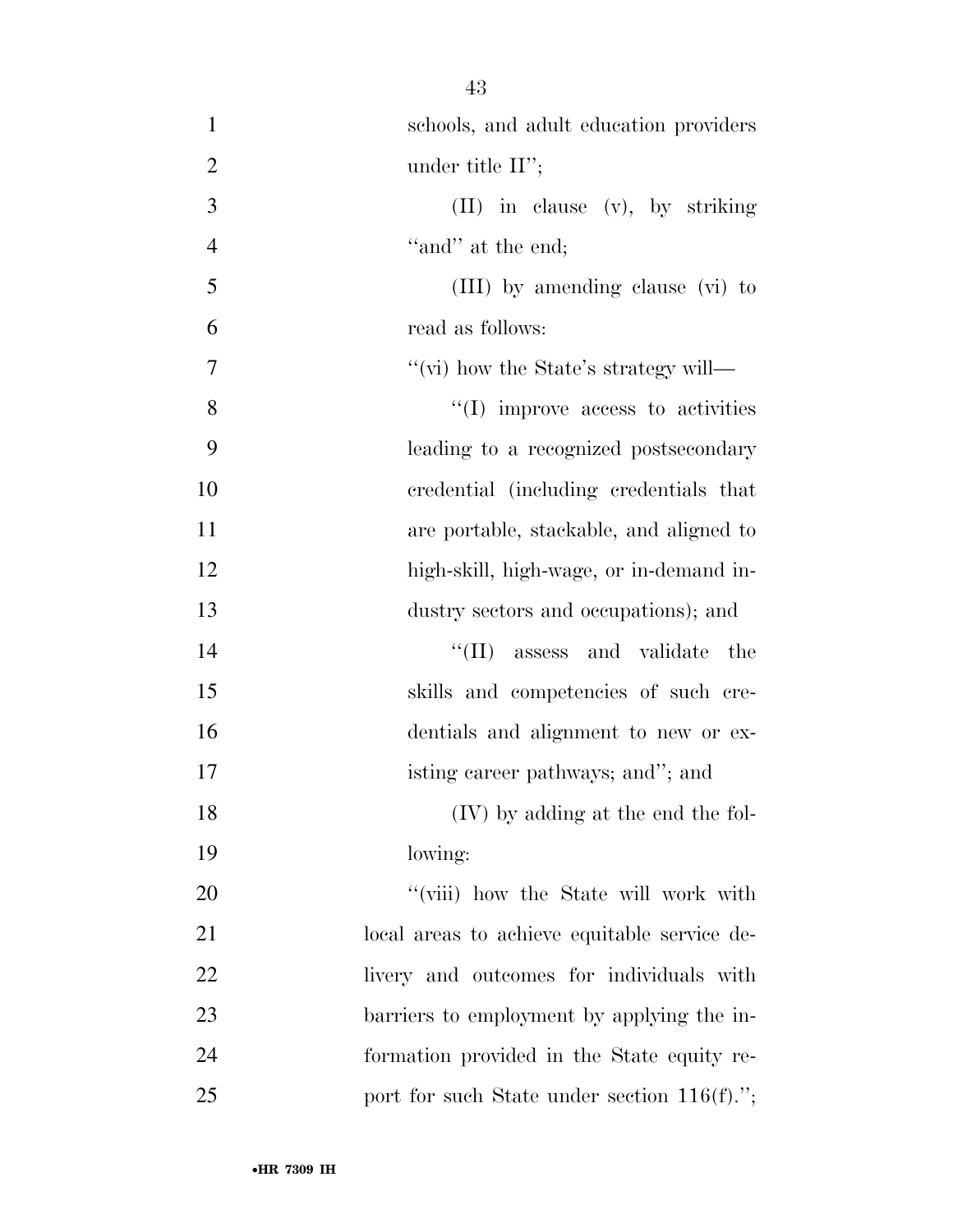schools, and adult education providers under title II'';

(II) in clause (v), by striking ''and'' at the end;

(III) by amending clause (vi) to read as follows:

''(vi) how the State's strategy will—

''(I) improve access to activities leading to a recognized postsecondary credential (including credentials that are portable, stackable, and aligned to high-skill, high-wage, or in-demand industry sectors and occupations); and

''(II) assess and validate the skills and competencies of such credentials and alignment to new or existing career pathways; and''; and

(IV) by adding at the end the following:

''(viii) how the State will work with local areas to achieve equitable service delivery and outcomes for individuals with barriers to employment by applying the information provided in the State equity report for such State under section 116(f).'';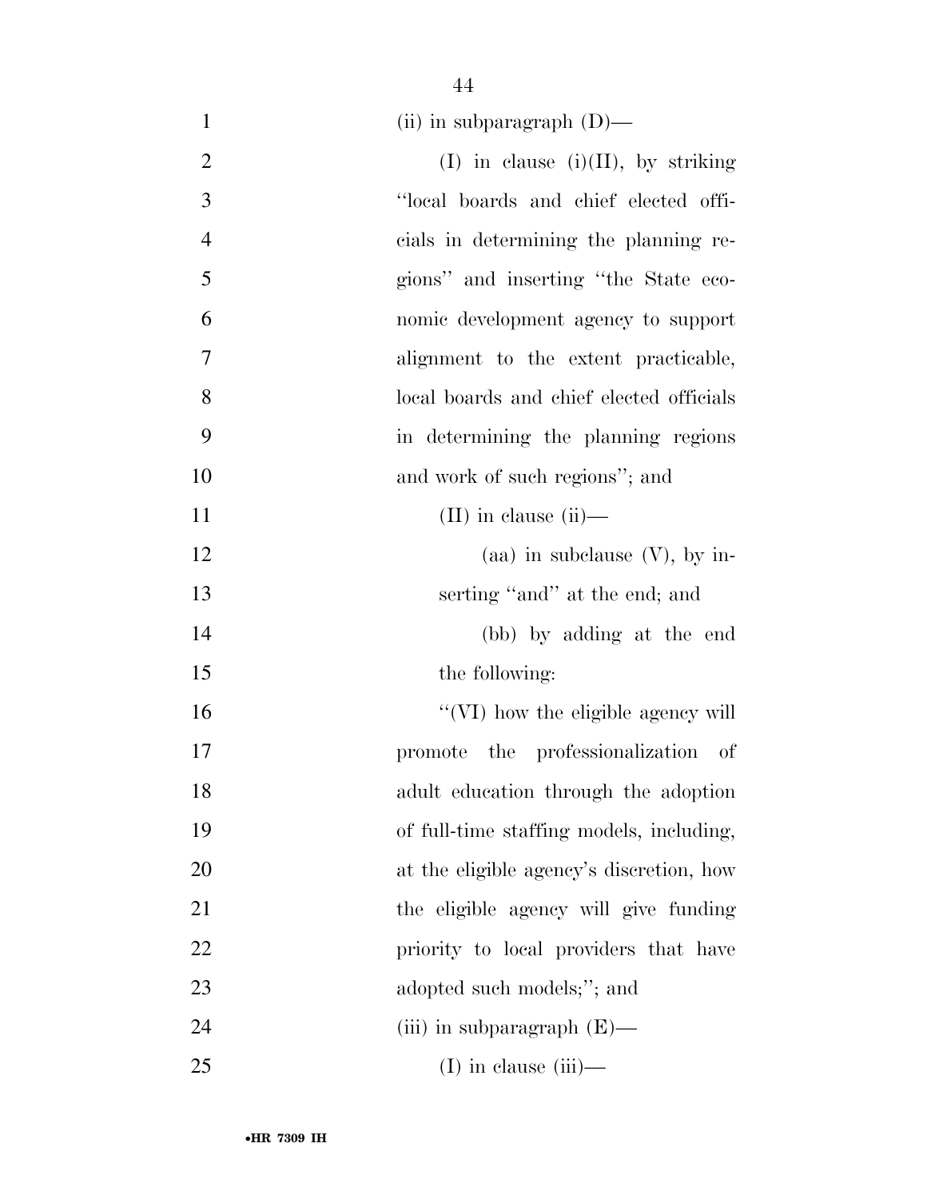(ii) in subparagraph (D)—

(I) in clause (i)(II), by striking "local boards and chief elected officials in determining the planning regions" and inserting "the State economic development agency to support alignment to the extent practicable, local boards and chief elected officials in determining the planning regions and work of such regions"; and

(II) in clause (ii)—

(aa) in subclause (V), by inserting "and" at the end; and

(bb) by adding at the end the following:

"(VI) how the eligible agency will promote the professionalization of adult education through the adoption of full-time staffing models, including, at the eligible agency's discretion, how the eligible agency will give funding priority to local providers that have adopted such models;"; and

(iii) in subparagraph (E)—

(I) in clause (iii)—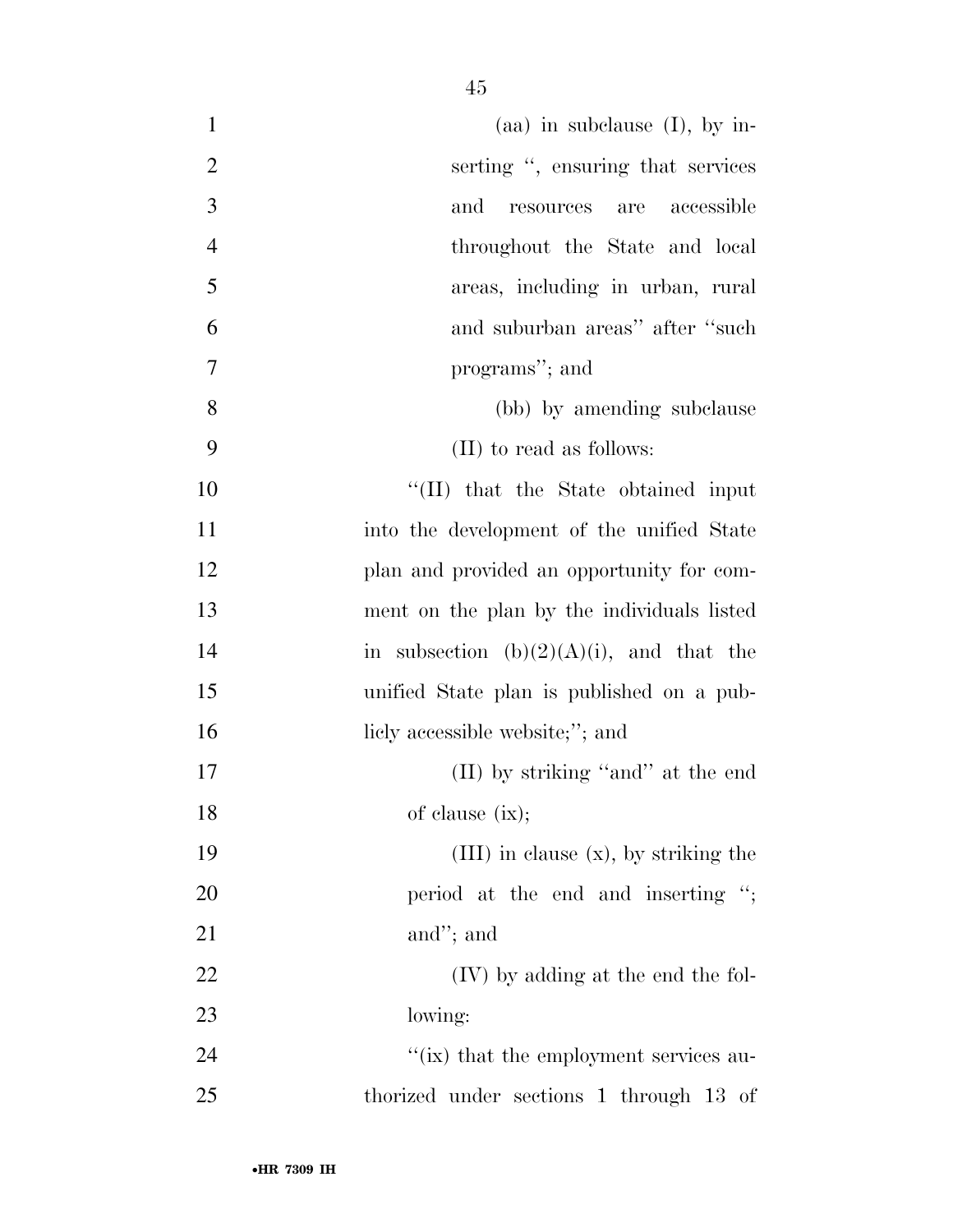(aa) in subclause (I), by inserting ", ensuring that services and resources are accessible throughout the State and local areas, including in urban, rural and suburban areas" after "such programs"; and

(bb) by amending subclause (II) to read as follows:

"(II) that the State obtained input into the development of the unified State plan and provided an opportunity for comment on the plan by the individuals listed in subsection (b)(2)(A)(i), and that the unified State plan is published on a publicly accessible website;"; and

(II) by striking "and" at the end of clause (ix);

(III) in clause (x), by striking the period at the end and inserting "; and"; and

(IV) by adding at the end the following:

"(ix) that the employment services authorized under sections 1 through 13 of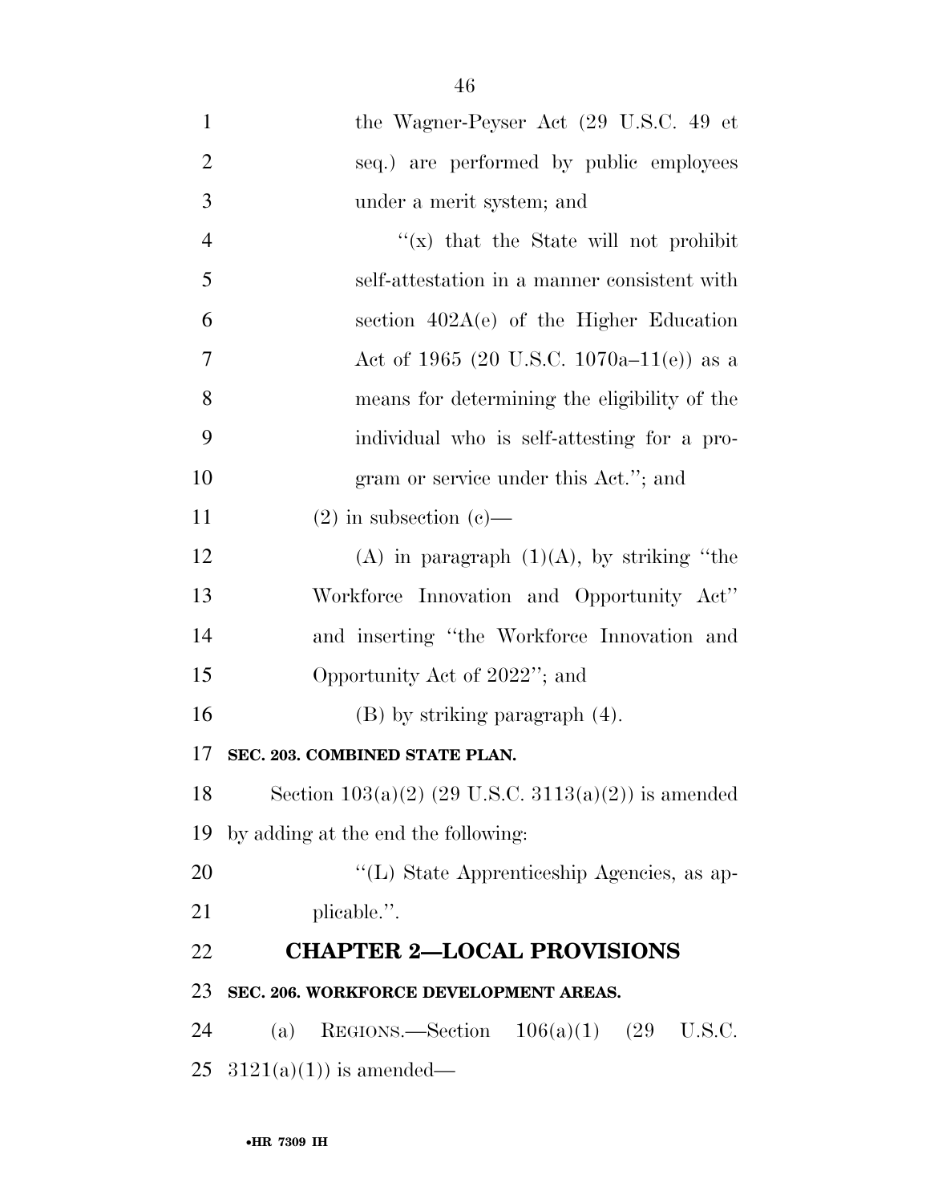the Wagner-Peyser Act (29 U.S.C. 49 et seq.) are performed by public employees under a merit system; and

"(x) that the State will not prohibit self-attestation in a manner consistent with section 402A(e) of the Higher Education Act of 1965 (20 U.S.C. 1070a–11(e)) as a means for determining the eligibility of the individual who is self-attesting for a program or service under this Act."; and

(2) in subsection (c)—

(A) in paragraph (1)(A), by striking "the Workforce Innovation and Opportunity Act" and inserting "the Workforce Innovation and Opportunity Act of 2022"; and

(B) by striking paragraph (4).

**SEC. 203. COMBINED STATE PLAN.**

Section 103(a)(2) (29 U.S.C. 3113(a)(2)) is amended by adding at the end the following:

"(L) State Apprenticeship Agencies, as applicable.".

## CHAPTER 2—LOCAL PROVISIONS

**SEC. 206. WORKFORCE DEVELOPMENT AREAS.**

(a) REGIONS.—Section 106(a)(1) (29 U.S.C. 3121(a)(1)) is amended—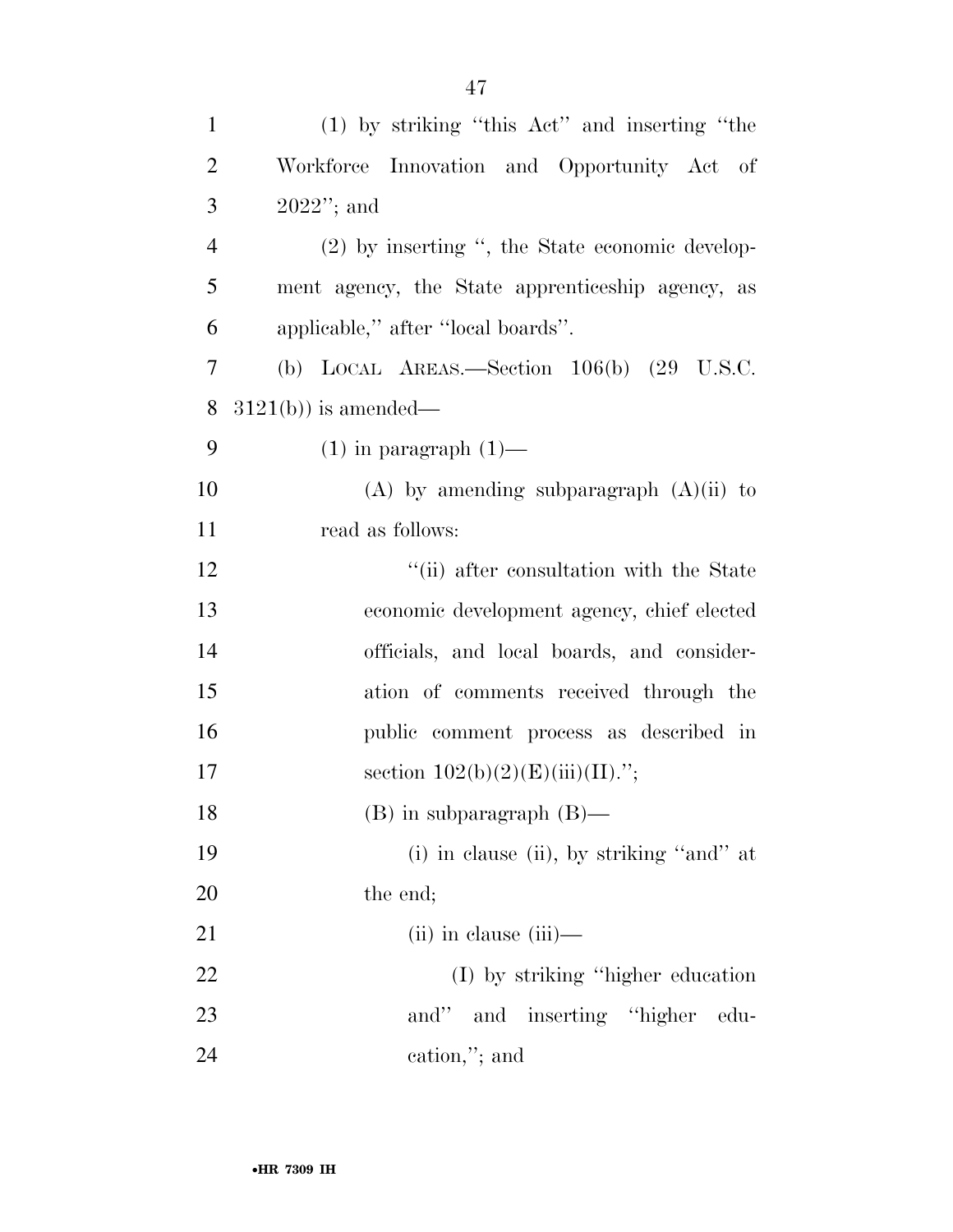(1) by striking ''this Act'' and inserting ''the Workforce Innovation and Opportunity Act of 2022''; and

(2) by inserting '', the State economic development agency, the State apprenticeship agency, as applicable,'' after ''local boards''.

(b) LOCAL AREAS.—Section 106(b) (29 U.S.C. 3121(b)) is amended—

(1) in paragraph (1)—

(A) by amending subparagraph (A)(ii) to read as follows:

''(ii) after consultation with the State economic development agency, chief elected officials, and local boards, and consideration of comments received through the public comment process as described in section 102(b)(2)(E)(iii)(II).'';

(B) in subparagraph (B)—

(i) in clause (ii), by striking ''and'' at the end;

(ii) in clause (iii)—

(I) by striking ''higher education and'' and inserting ''higher education,''; and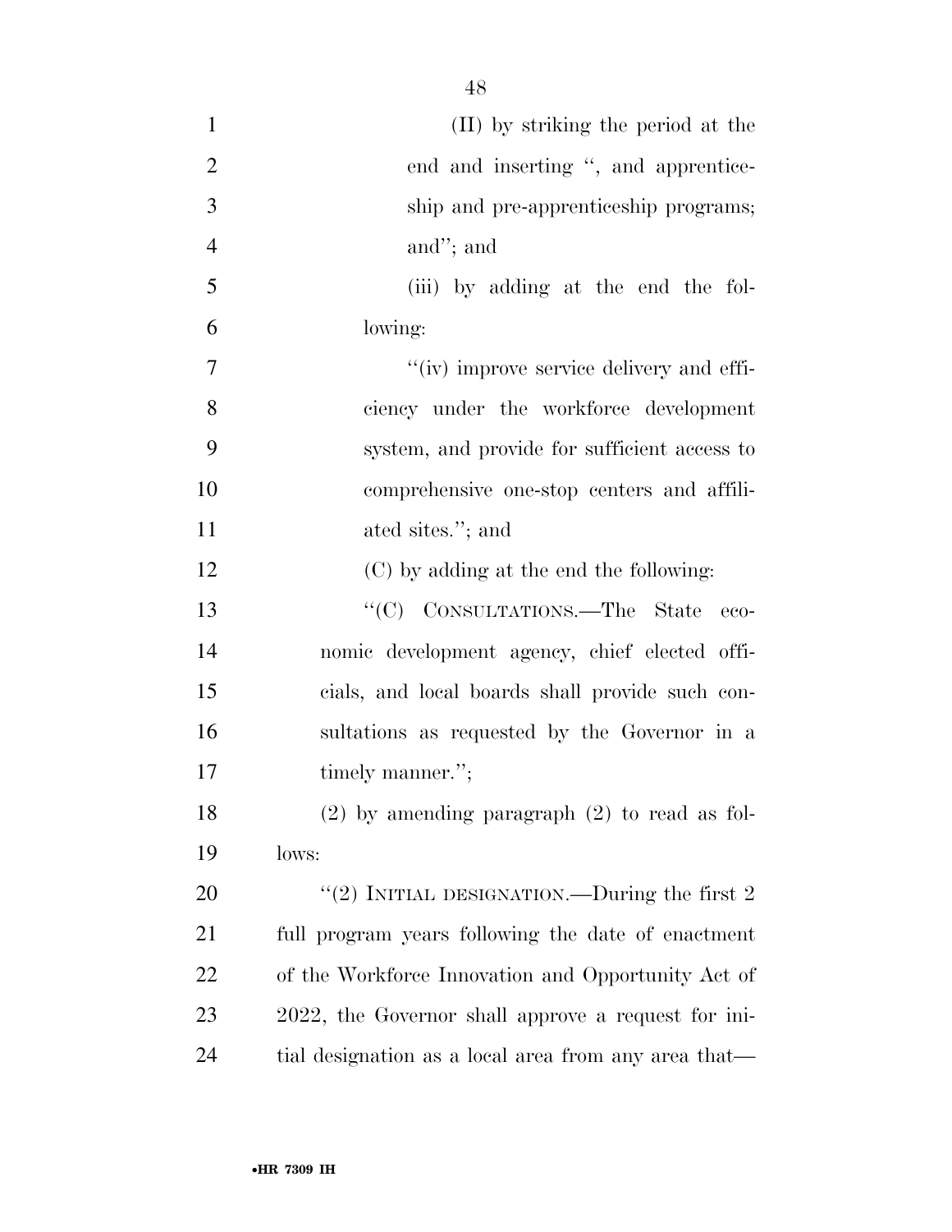(II) by striking the period at the end and inserting ", and apprenticeship and pre-apprenticeship programs; and"; and

(iii) by adding at the end the following:

"(iv) improve service delivery and efficiency under the workforce development system, and provide for sufficient access to comprehensive one-stop centers and affiliated sites."; and

(C) by adding at the end the following:

"(C) CONSULTATIONS.—The State economic development agency, chief elected officials, and local boards shall provide such consultations as requested by the Governor in a timely manner.";

(2) by amending paragraph (2) to read as follows:

"(2) INITIAL DESIGNATION.—During the first 2 full program years following the date of enactment of the Workforce Innovation and Opportunity Act of 2022, the Governor shall approve a request for initial designation as a local area from any area that—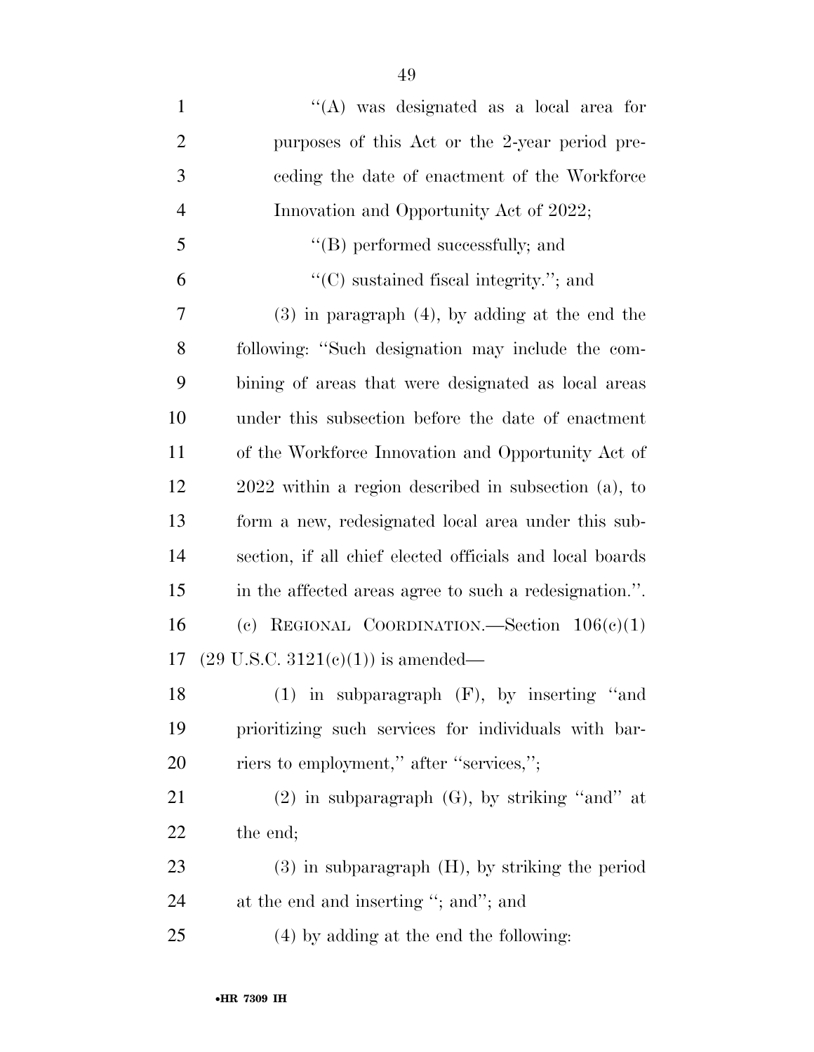''(A) was designated as a local area for purposes of this Act or the 2-year period preceding the date of enactment of the Workforce Innovation and Opportunity Act of 2022;

''(B) performed successfully; and

''(C) sustained fiscal integrity.''; and

(3) in paragraph (4), by adding at the end the following: ''Such designation may include the combining of areas that were designated as local areas under this subsection before the date of enactment of the Workforce Innovation and Opportunity Act of 2022 within a region described in subsection (a), to form a new, redesignated local area under this subsection, if all chief elected officials and local boards in the affected areas agree to such a redesignation.''.

(c) REGIONAL COORDINATION.—Section 106(c)(1) (29 U.S.C. 3121(c)(1)) is amended—

(1) in subparagraph (F), by inserting ''and prioritizing such services for individuals with barriers to employment,'' after ''services,'';

(2) in subparagraph (G), by striking ''and'' at the end;

(3) in subparagraph (H), by striking the period at the end and inserting ''; and''; and

(4) by adding at the end the following: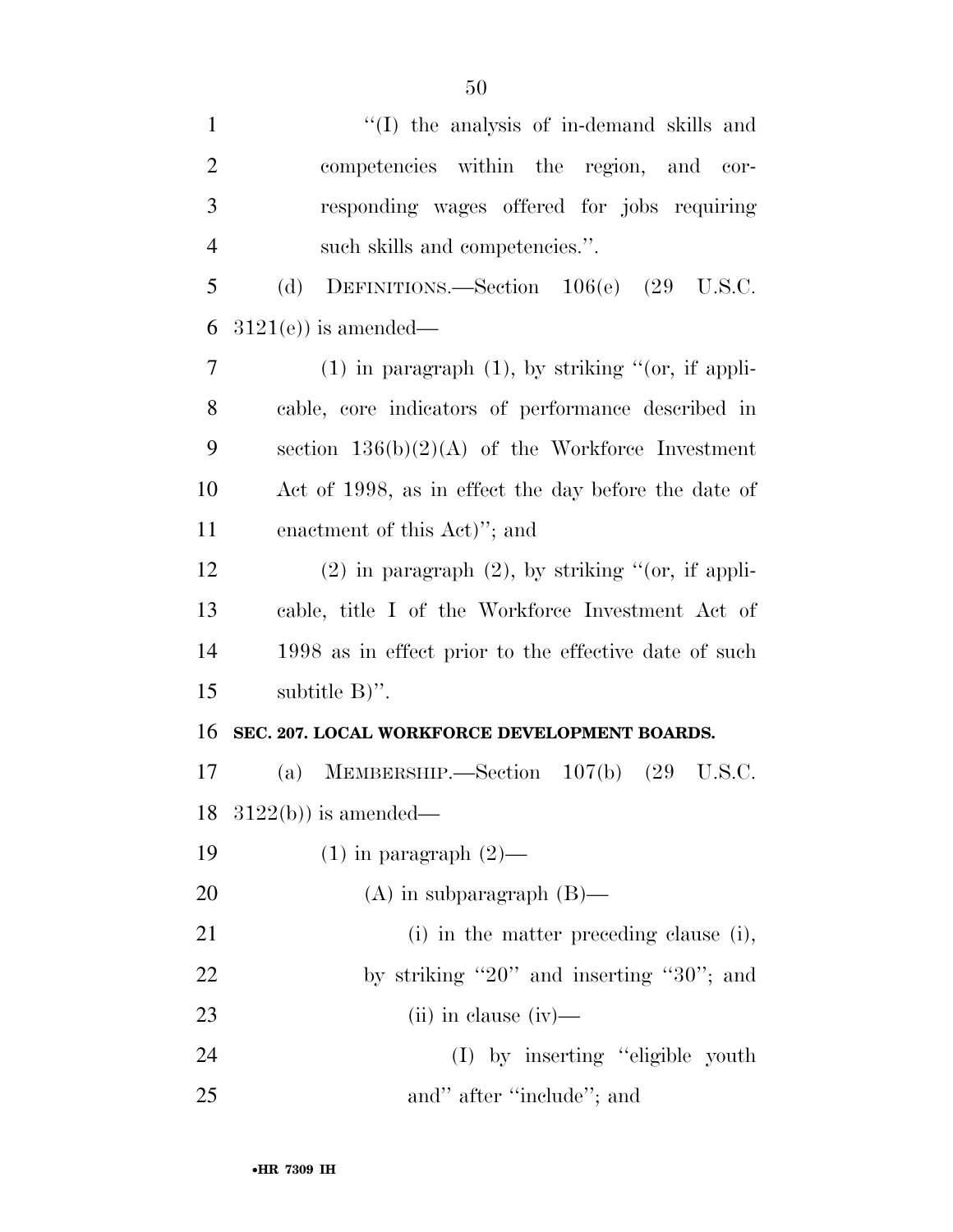"(I) the analysis of in-demand skills and competencies within the region, and corresponding wages offered for jobs requiring such skills and competencies.".

(d) DEFINITIONS.—Section 106(e) (29 U.S.C. 3121(e)) is amended—

(1) in paragraph (1), by striking "(or, if applicable, core indicators of performance described in section 136(b)(2)(A) of the Workforce Investment Act of 1998, as in effect the day before the date of enactment of this Act)"; and

(2) in paragraph (2), by striking "(or, if applicable, title I of the Workforce Investment Act of 1998 as in effect prior to the effective date of such subtitle B)".

**SEC. 207. LOCAL WORKFORCE DEVELOPMENT BOARDS.**

(a) MEMBERSHIP.—Section 107(b) (29 U.S.C. 3122(b)) is amended—

(1) in paragraph (2)—

(A) in subparagraph (B)—

(i) in the matter preceding clause (i), by striking "20" and inserting "30"; and

(ii) in clause (iv)—

(I) by inserting "eligible youth and" after "include"; and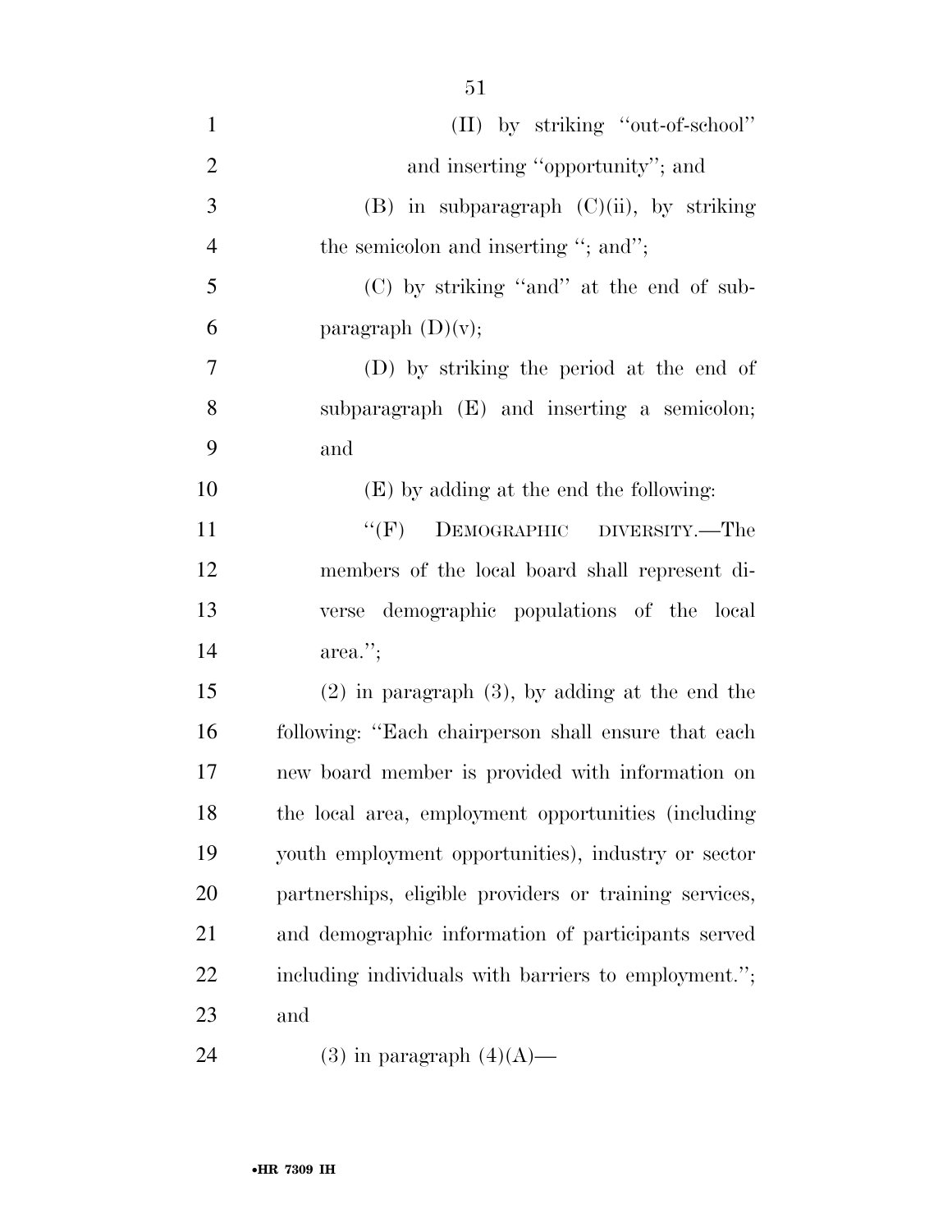(II) by striking "out-of-school" and inserting "opportunity"; and

(B) in subparagraph (C)(ii), by striking the semicolon and inserting "; and";

(C) by striking "and" at the end of subparagraph (D)(v);

(D) by striking the period at the end of subparagraph (E) and inserting a semicolon; and

(E) by adding at the end the following:

"(F) DEMOGRAPHIC DIVERSITY.—The members of the local board shall represent diverse demographic populations of the local area.";

(2) in paragraph (3), by adding at the end the following: "Each chairperson shall ensure that each new board member is provided with information on the local area, employment opportunities (including youth employment opportunities), industry or sector partnerships, eligible providers or training services, and demographic information of participants served including individuals with barriers to employment."; and

(3) in paragraph (4)(A)—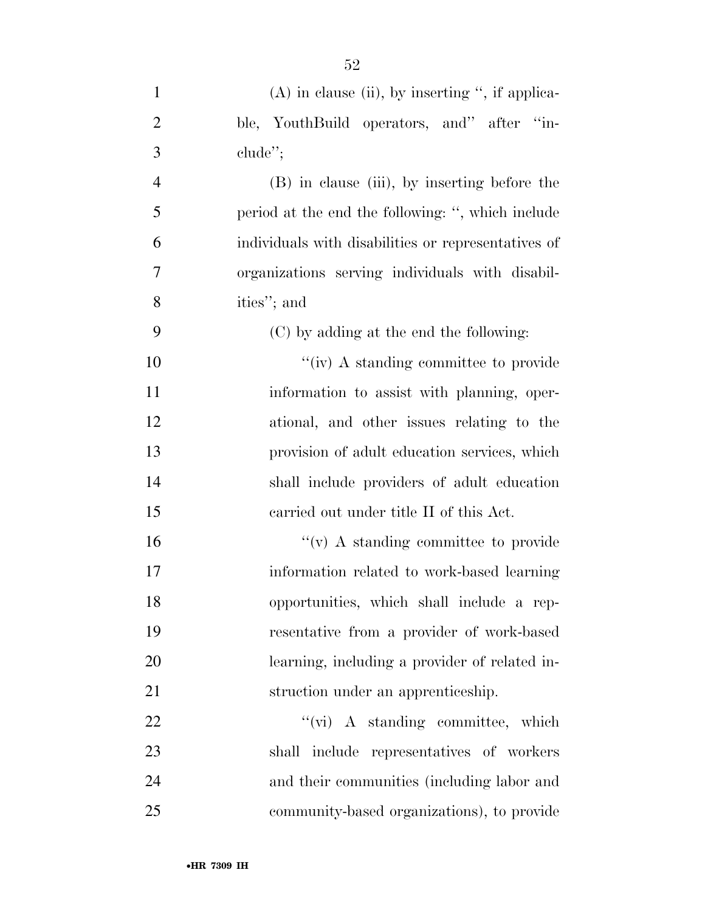(A) in clause (ii), by inserting ", if applicable, YouthBuild operators, and" after "include";

(B) in clause (iii), by inserting before the period at the end the following: ", which include individuals with disabilities or representatives of organizations serving individuals with disabilities"; and

(C) by adding at the end the following:

"(iv) A standing committee to provide information to assist with planning, operational, and other issues relating to the provision of adult education services, which shall include providers of adult education carried out under title II of this Act.

"(v) A standing committee to provide information related to work-based learning opportunities, which shall include a representative from a provider of work-based learning, including a provider of related instruction under an apprenticeship.

"(vi) A standing committee, which shall include representatives of workers and their communities (including labor and community-based organizations), to provide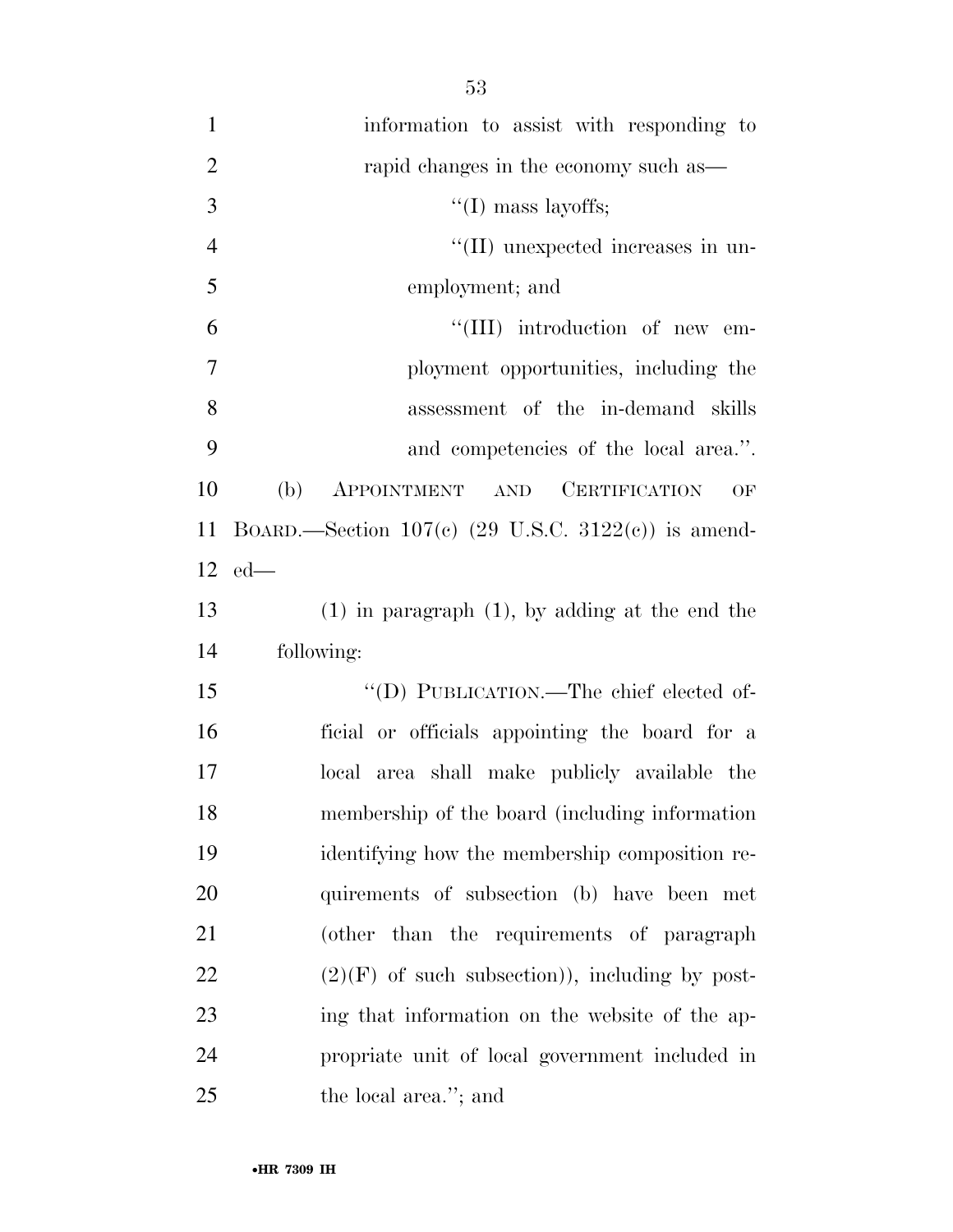information to assist with responding to rapid changes in the economy such as—

"(I) mass layoffs;

"(II) unexpected increases in unemployment; and

"(III) introduction of new employment opportunities, including the assessment of the in-demand skills and competencies of the local area.".

(b) APPOINTMENT AND CERTIFICATION OF BOARD.—Section 107(c) (29 U.S.C. 3122(c)) is amended—

(1) in paragraph (1), by adding at the end the following:

"(D) PUBLICATION.—The chief elected official or officials appointing the board for a local area shall make publicly available the membership of the board (including information identifying how the membership composition requirements of subsection (b) have been met (other than the requirements of paragraph (2)(F) of such subsection)), including by posting that information on the website of the appropriate unit of local government included in the local area."; and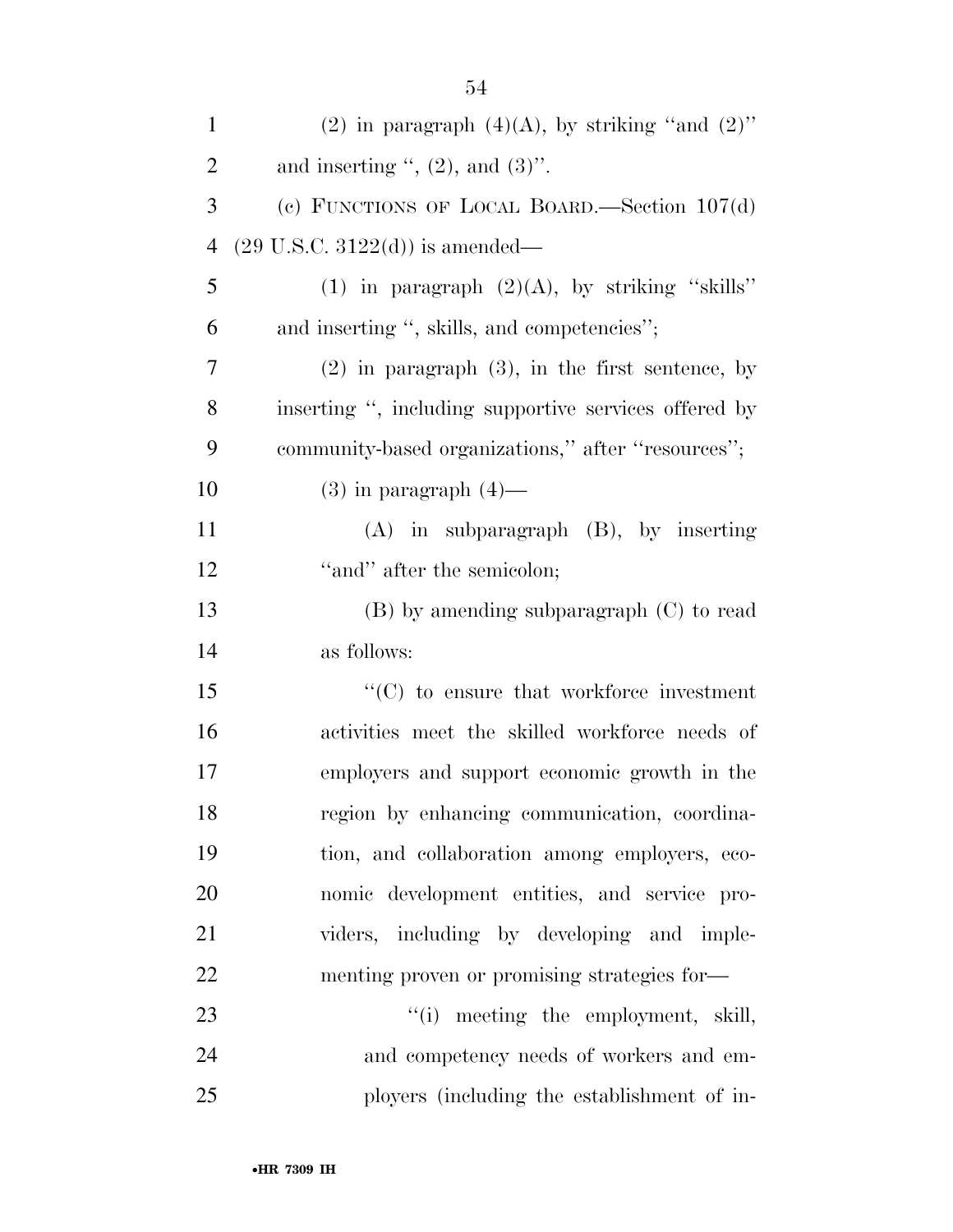(2) in paragraph (4)(A), by striking ''and (2)'' and inserting '', (2), and (3)''.

(c) FUNCTIONS OF LOCAL BOARD.—Section 107(d) (29 U.S.C. 3122(d)) is amended—

(1) in paragraph (2)(A), by striking ''skills'' and inserting '', skills, and competencies'';

(2) in paragraph (3), in the first sentence, by inserting '', including supportive services offered by community-based organizations,'' after ''resources'';

(3) in paragraph (4)—

(A) in subparagraph (B), by inserting ''and'' after the semicolon;

(B) by amending subparagraph (C) to read as follows:

''(C) to ensure that workforce investment activities meet the skilled workforce needs of employers and support economic growth in the region by enhancing communication, coordination, and collaboration among employers, economic development entities, and service providers, including by developing and implementing proven or promising strategies for—

''(i) meeting the employment, skill, and competency needs of workers and employers (including the establishment of in-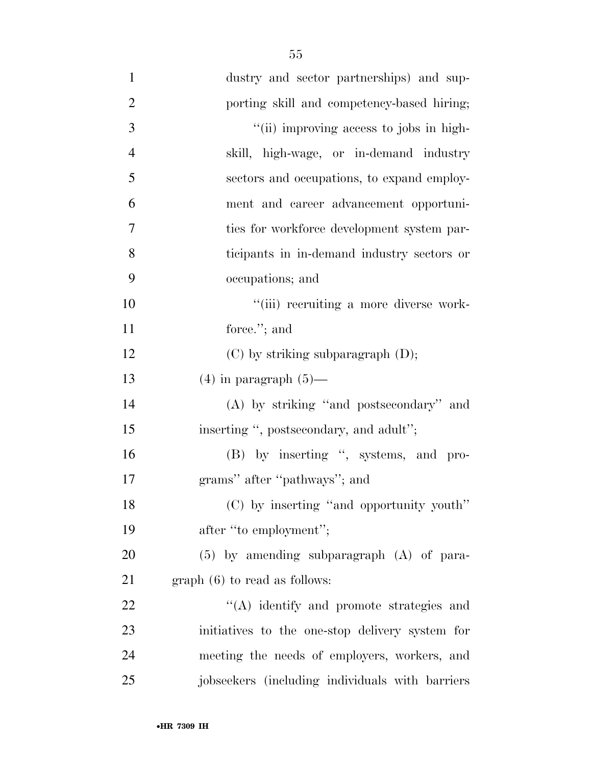dustry and sector partnerships) and supporting skill and competency-based hiring;

"(ii) improving access to jobs in high-skill, high-wage, or in-demand industry sectors and occupations, to expand employment and career advancement opportunities for workforce development system participants in in-demand industry sectors or occupations; and

"(iii) recruiting a more diverse workforce."; and

(C) by striking subparagraph (D);

(4) in paragraph (5)—

(A) by striking "and postsecondary" and inserting ", postsecondary, and adult";

(B) by inserting ", systems, and programs" after "pathways"; and

(C) by inserting "and opportunity youth" after "to employment";

(5) by amending subparagraph (A) of paragraph (6) to read as follows:

"(A) identify and promote strategies and initiatives to the one-stop delivery system for meeting the needs of employers, workers, and jobseekers (including individuals with barriers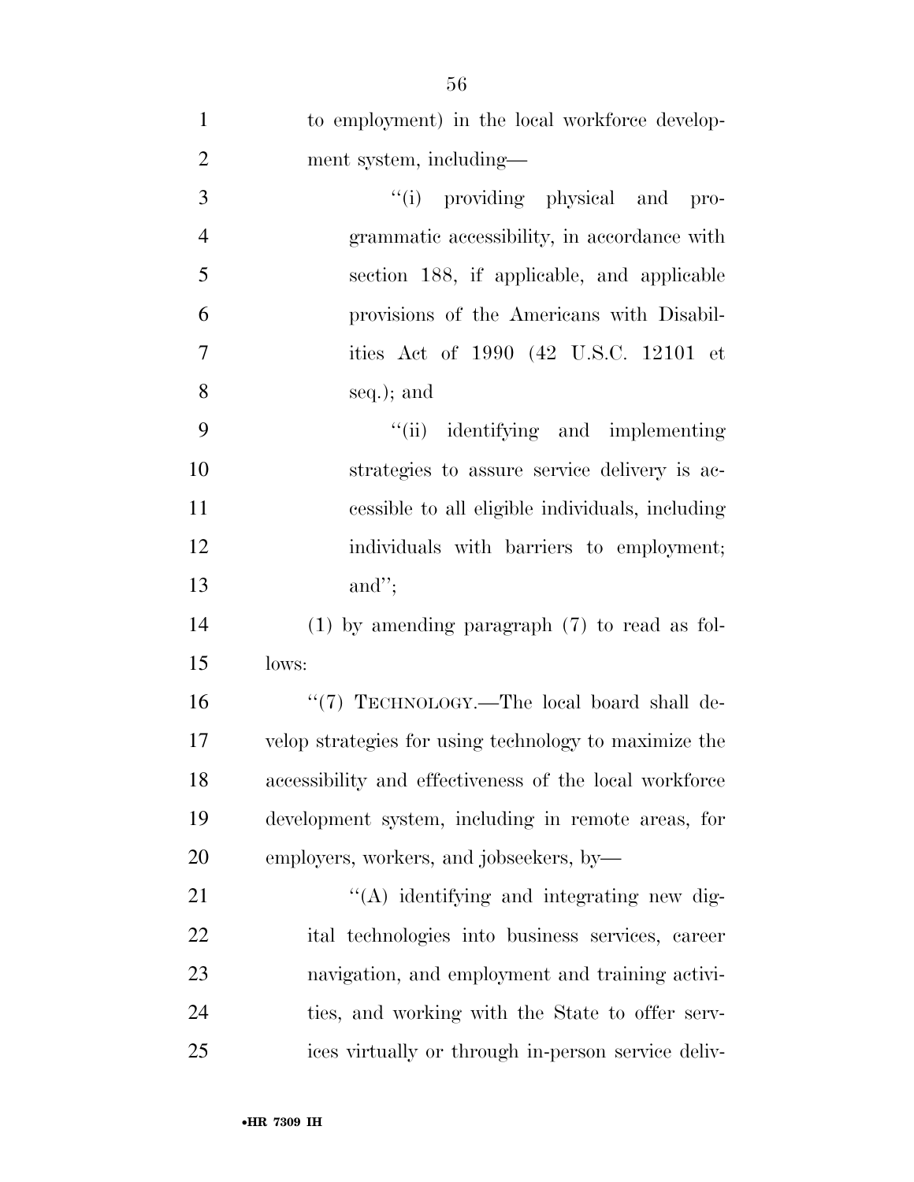to employment) in the local workforce development system, including—

"(i) providing physical and programmatic accessibility, in accordance with section 188, if applicable, and applicable provisions of the Americans with Disabilities Act of 1990 (42 U.S.C. 12101 et seq.); and

"(ii) identifying and implementing strategies to assure service delivery is accessible to all eligible individuals, including individuals with barriers to employment; and";

(1) by amending paragraph (7) to read as follows:

"(7) TECHNOLOGY.—The local board shall develop strategies for using technology to maximize the accessibility and effectiveness of the local workforce development system, including in remote areas, for employers, workers, and jobseekers, by—

"(A) identifying and integrating new digital technologies into business services, career navigation, and employment and training activities, and working with the State to offer services virtually or through in-person service deliv-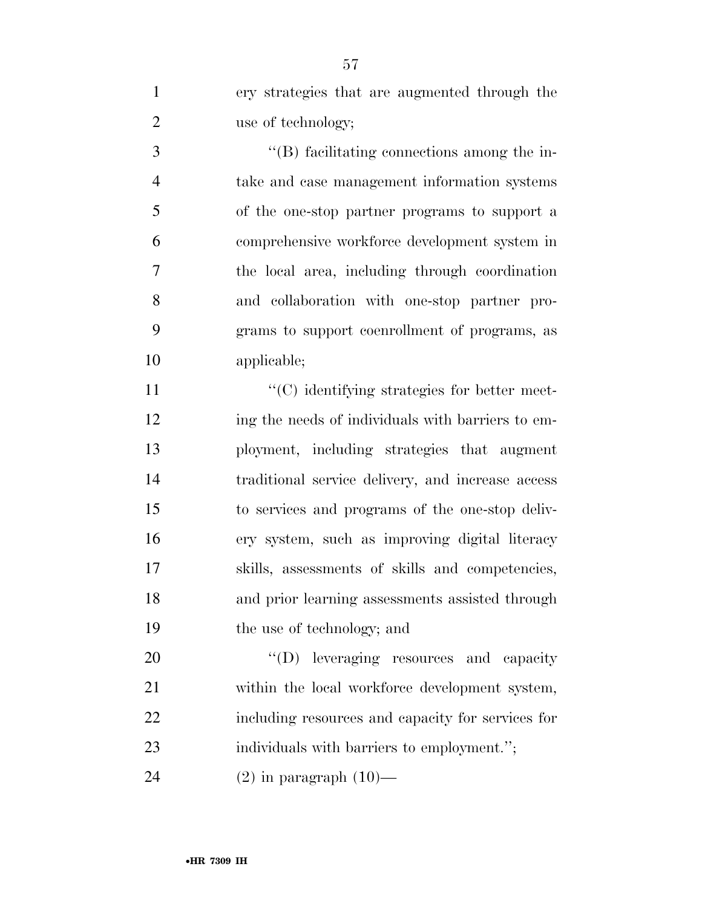ery strategies that are augmented through the use of technology;

''(B) facilitating connections among the intake and case management information systems of the one-stop partner programs to support a comprehensive workforce development system in the local area, including through coordination and collaboration with one-stop partner programs to support coenrollment of programs, as applicable;

''(C) identifying strategies for better meeting the needs of individuals with barriers to employment, including strategies that augment traditional service delivery, and increase access to services and programs of the one-stop delivery system, such as improving digital literacy skills, assessments of skills and competencies, and prior learning assessments assisted through the use of technology; and

''(D) leveraging resources and capacity within the local workforce development system, including resources and capacity for services for individuals with barriers to employment.'';

(2) in paragraph (10)—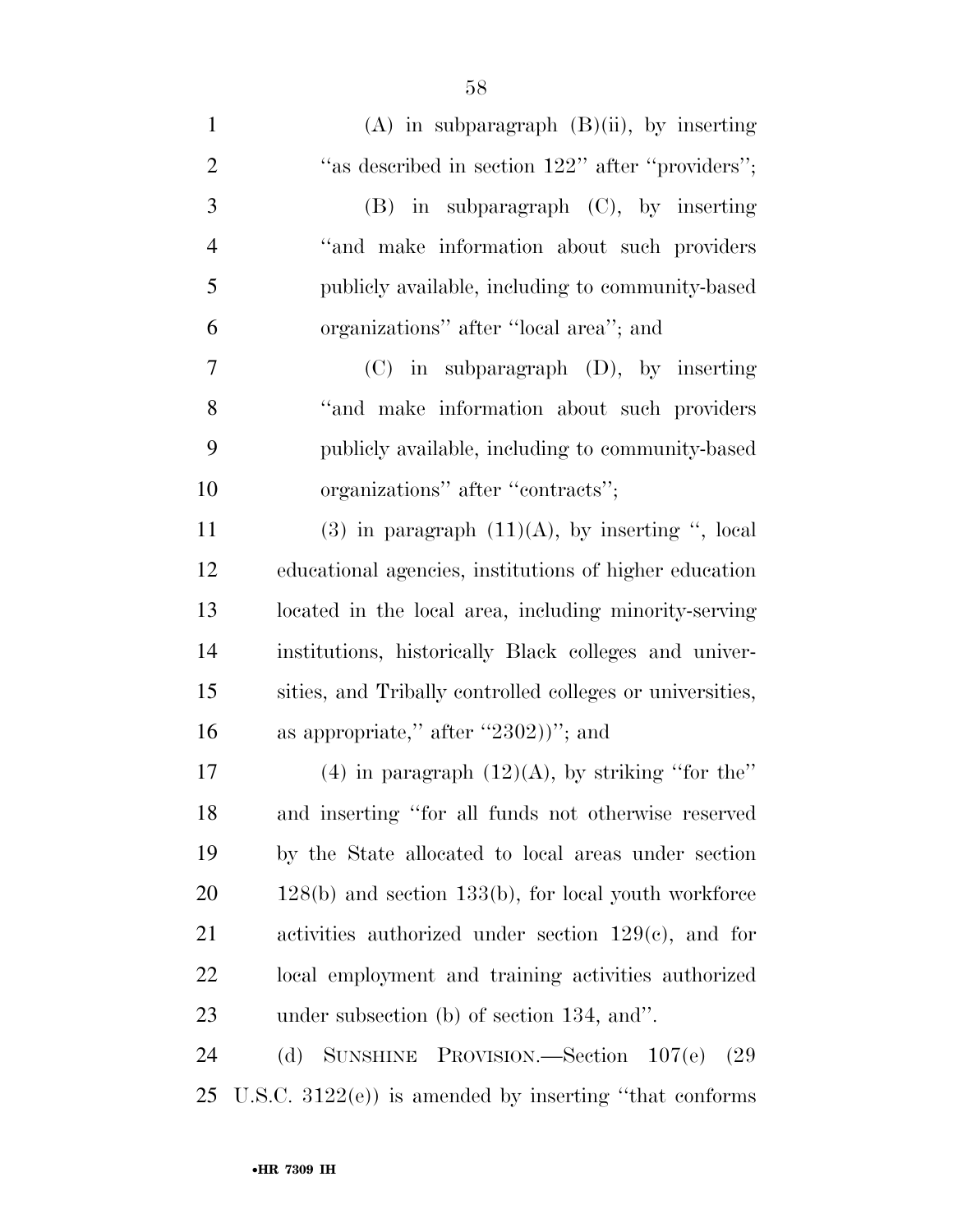(A) in subparagraph (B)(ii), by inserting "as described in section 122" after "providers";

(B) in subparagraph (C), by inserting "and make information about such providers publicly available, including to community-based organizations" after "local area"; and

(C) in subparagraph (D), by inserting "and make information about such providers publicly available, including to community-based organizations" after "contracts";

(3) in paragraph (11)(A), by inserting ", local educational agencies, institutions of higher education located in the local area, including minority-serving institutions, historically Black colleges and universities, and Tribally controlled colleges or universities, as appropriate," after "2302))"; and

(4) in paragraph (12)(A), by striking "for the" and inserting "for all funds not otherwise reserved by the State allocated to local areas under section 128(b) and section 133(b), for local youth workforce activities authorized under section 129(c), and for local employment and training activities authorized under subsection (b) of section 134, and".

(d) SUNSHINE PROVISION.—Section 107(e) (29 U.S.C. 3122(e)) is amended by inserting "that conforms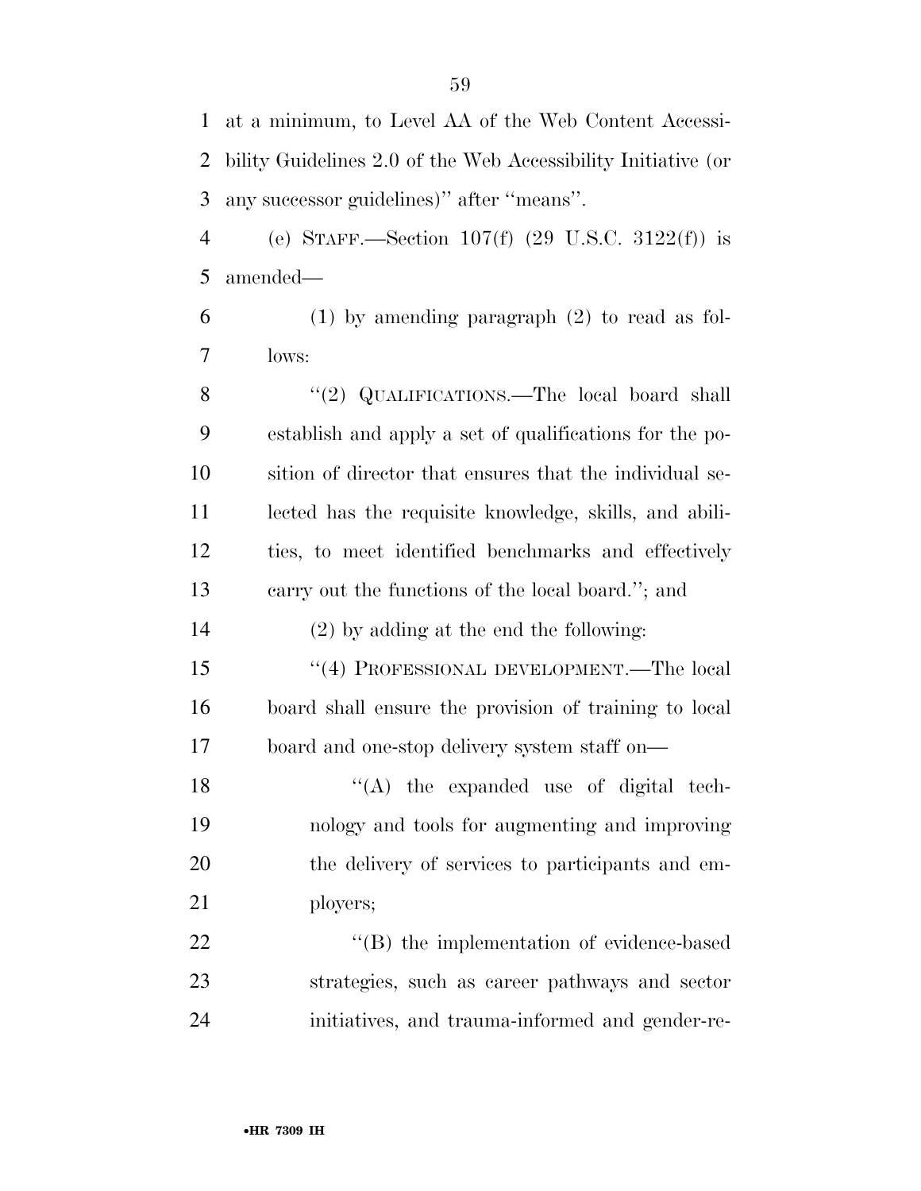at a minimum, to Level AA of the Web Content Accessibility Guidelines 2.0 of the Web Accessibility Initiative (or any successor guidelines)'' after ''means''.

(e) STAFF.—Section 107(f) (29 U.S.C. 3122(f)) is amended—

(1) by amending paragraph (2) to read as follows:

''(2) QUALIFICATIONS.—The local board shall establish and apply a set of qualifications for the position of director that ensures that the individual selected has the requisite knowledge, skills, and abilities, to meet identified benchmarks and effectively carry out the functions of the local board.''; and

(2) by adding at the end the following:

''(4) PROFESSIONAL DEVELOPMENT.—The local board shall ensure the provision of training to local board and one-stop delivery system staff on—

''(A) the expanded use of digital technology and tools for augmenting and improving the delivery of services to participants and employers;

''(B) the implementation of evidence-based strategies, such as career pathways and sector initiatives, and trauma-informed and gender-re-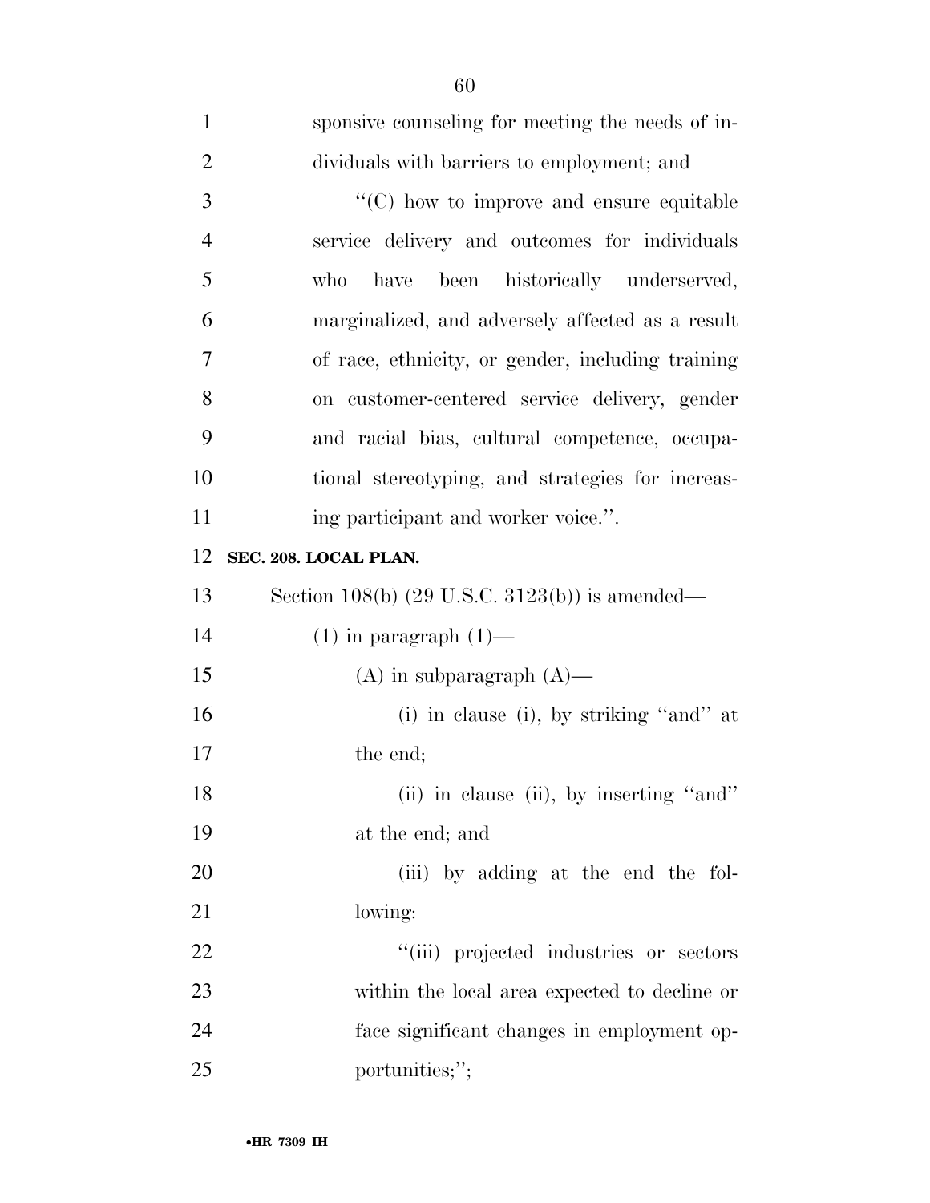sponsive counseling for meeting the needs of individuals with barriers to employment; and

"(C) how to improve and ensure equitable service delivery and outcomes for individuals who have been historically underserved, marginalized, and adversely affected as a result of race, ethnicity, or gender, including training on customer-centered service delivery, gender and racial bias, cultural competence, occupational stereotyping, and strategies for increasing participant and worker voice.".

**SEC. 208. LOCAL PLAN.**

Section 108(b) (29 U.S.C. 3123(b)) is amended—

(1) in paragraph (1)—

(A) in subparagraph (A)—

(i) in clause (i), by striking "and" at the end;

(ii) in clause (ii), by inserting "and" at the end; and

(iii) by adding at the end the following:

"(iii) projected industries or sectors within the local area expected to decline or face significant changes in employment opportunities;";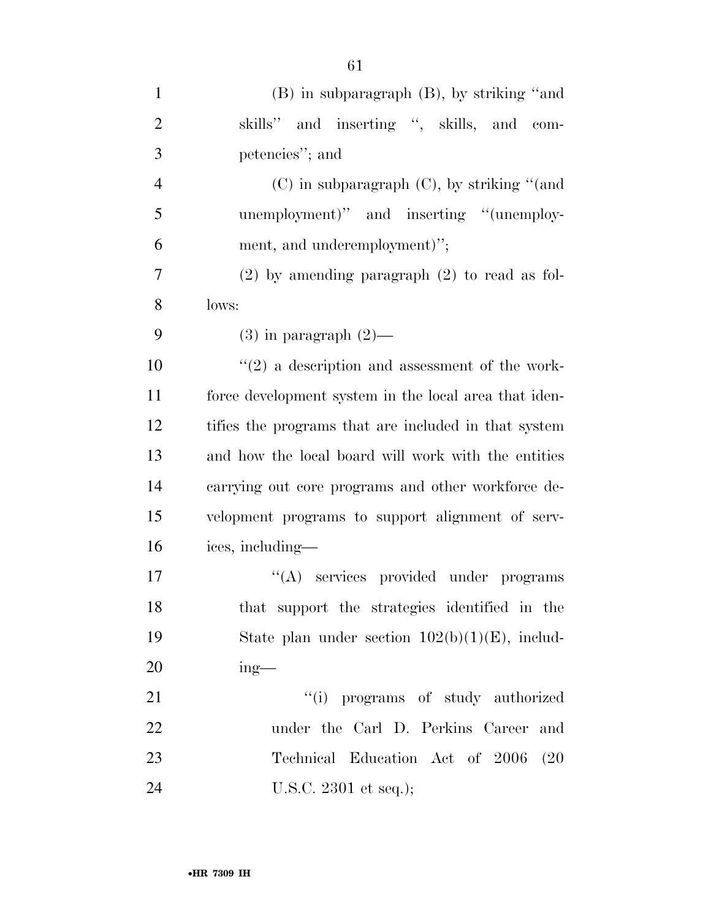(B) in subparagraph (B), by striking ''and skills'' and inserting '', skills, and competencies''; and

(C) in subparagraph (C), by striking ''(and unemployment)'' and inserting ''(unemployment, and underemployment)'';

(2) by amending paragraph (2) to read as follows:

(3) in paragraph (2)—

''(2) a description and assessment of the workforce development system in the local area that identifies the programs that are included in that system and how the local board will work with the entities carrying out core programs and other workforce development programs to support alignment of services, including—

''(A) services provided under programs that support the strategies identified in the State plan under section 102(b)(1)(E), including—

''(i) programs of study authorized under the Carl D. Perkins Career and Technical Education Act of 2006 (20 U.S.C. 2301 et seq.);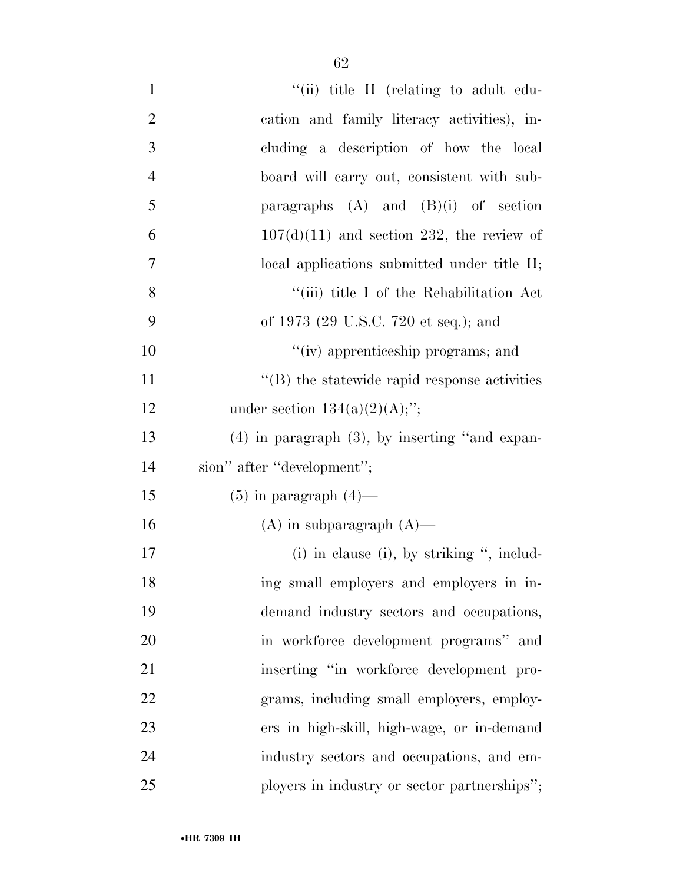''(ii) title II (relating to adult education and family literacy activities), including a description of how the local board will carry out, consistent with subparagraphs (A) and (B)(i) of section 107(d)(11) and section 232, the review of local applications submitted under title II;

''(iii) title I of the Rehabilitation Act of 1973 (29 U.S.C. 720 et seq.); and

''(iv) apprenticeship programs; and

''(B) the statewide rapid response activities under section 134(a)(2)(A);'';

(4) in paragraph (3), by inserting ''and expansion'' after ''development'';

(5) in paragraph (4)—

(A) in subparagraph (A)—

(i) in clause (i), by striking '', including small employers and employers in in-demand industry sectors and occupations, in workforce development programs'' and inserting ''in workforce development programs, including small employers, employers in high-skill, high-wage, or in-demand industry sectors and occupations, and employers in industry or sector partnerships'';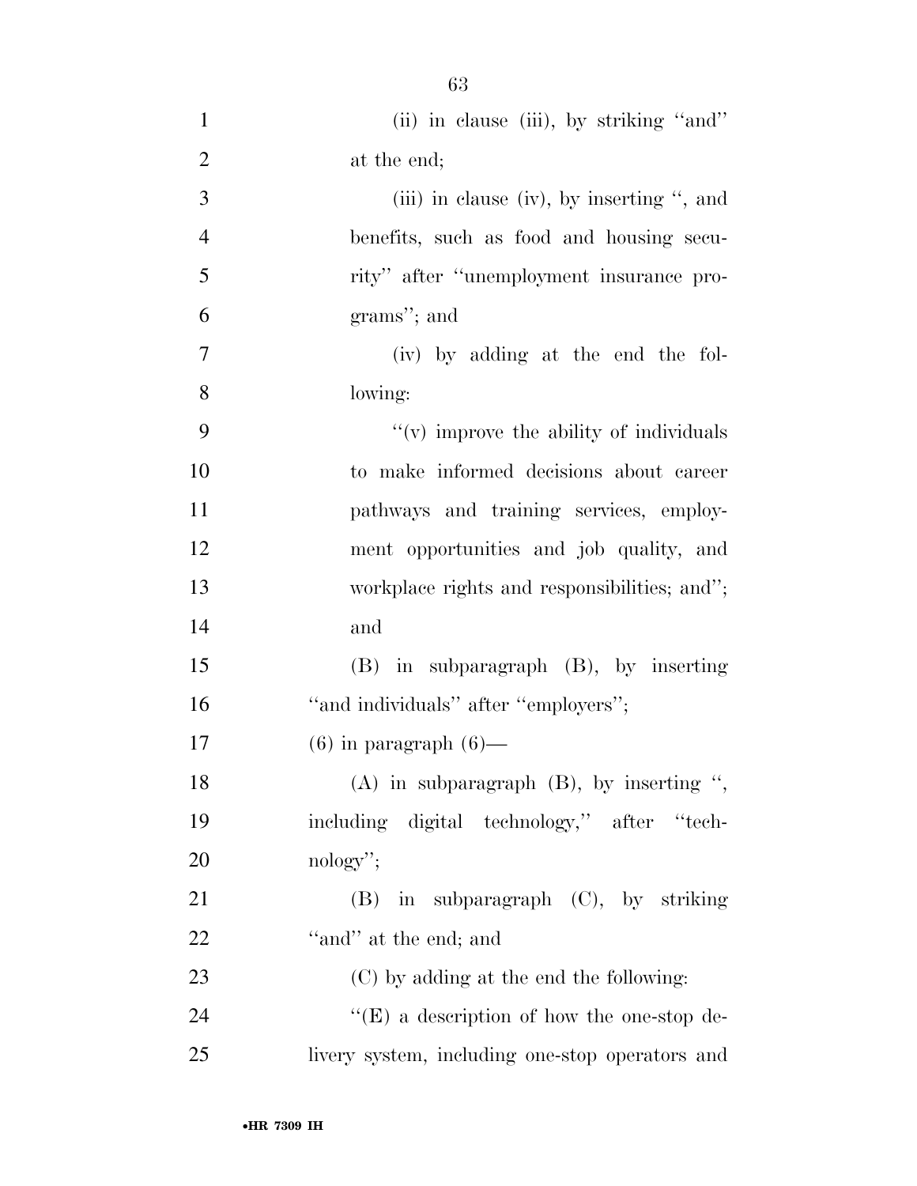(ii) in clause (iii), by striking ''and'' at the end;

(iii) in clause (iv), by inserting '', and benefits, such as food and housing security'' after ''unemployment insurance programs''; and

(iv) by adding at the end the following:

''(v) improve the ability of individuals to make informed decisions about career pathways and training services, employment opportunities and job quality, and workplace rights and responsibilities; and''; and

(B) in subparagraph (B), by inserting ''and individuals'' after ''employers'';

(6) in paragraph (6)—

(A) in subparagraph (B), by inserting '', including digital technology,'' after ''technology'';

(B) in subparagraph (C), by striking ''and'' at the end; and

(C) by adding at the end the following:

''(E) a description of how the one-stop delivery system, including one-stop operators and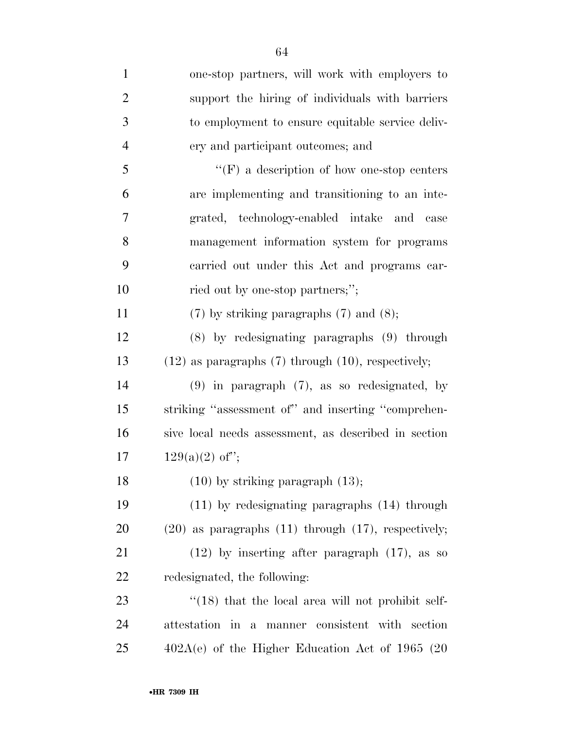one-stop partners, will work with employers to support the hiring of individuals with barriers to employment to ensure equitable service delivery and participant outcomes; and

"(F) a description of how one-stop centers are implementing and transitioning to an integrated, technology-enabled intake and case management information system for programs carried out under this Act and programs carried out by one-stop partners;";

(7) by striking paragraphs (7) and (8);

(8) by redesignating paragraphs (9) through (12) as paragraphs (7) through (10), respectively;

(9) in paragraph (7), as so redesignated, by striking "assessment of" and inserting "comprehensive local needs assessment, as described in section 129(a)(2) of";

(10) by striking paragraph (13);

(11) by redesignating paragraphs (14) through (20) as paragraphs (11) through (17), respectively;

(12) by inserting after paragraph (17), as so redesignated, the following:

"(18) that the local area will not prohibit self-attestation in a manner consistent with section 402A(e) of the Higher Education Act of 1965 (20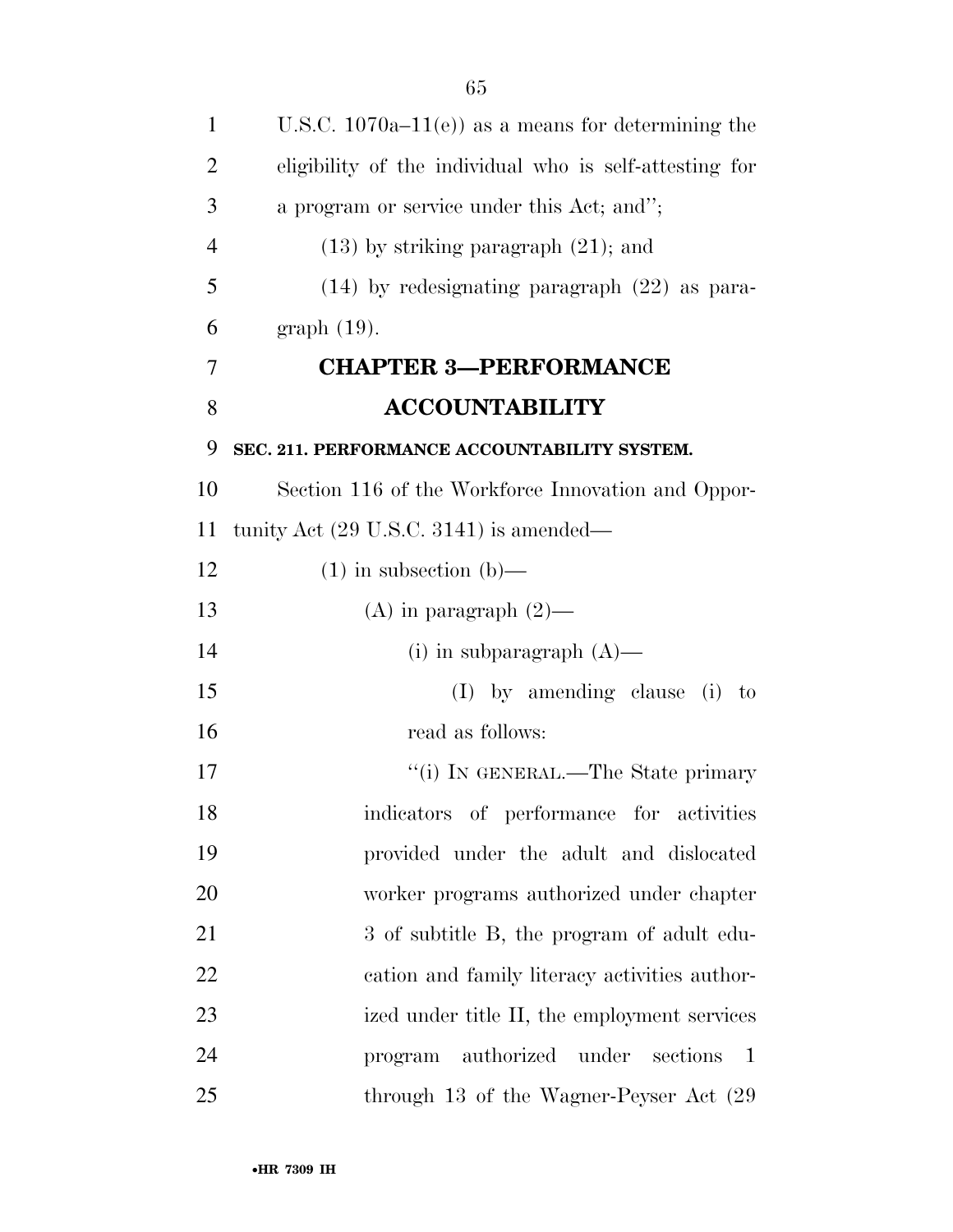U.S.C. 1070a–11(e)) as a means for determining the eligibility of the individual who is self-attesting for a program or service under this Act; and'';

(13) by striking paragraph (21); and

(14) by redesignating paragraph (22) as paragraph (19).

## CHAPTER 3—PERFORMANCE ACCOUNTABILITY

### SEC. 211. PERFORMANCE ACCOUNTABILITY SYSTEM.

Section 116 of the Workforce Innovation and Opportunity Act (29 U.S.C. 3141) is amended—

(1) in subsection (b)—

(A) in paragraph (2)—

(i) in subparagraph (A)—

(I) by amending clause (i) to read as follows:

''(i) IN GENERAL.—The State primary indicators of performance for activities provided under the adult and dislocated worker programs authorized under chapter 3 of subtitle B, the program of adult education and family literacy activities authorized under title II, the employment services program authorized under sections 1 through 13 of the Wagner-Peyser Act (29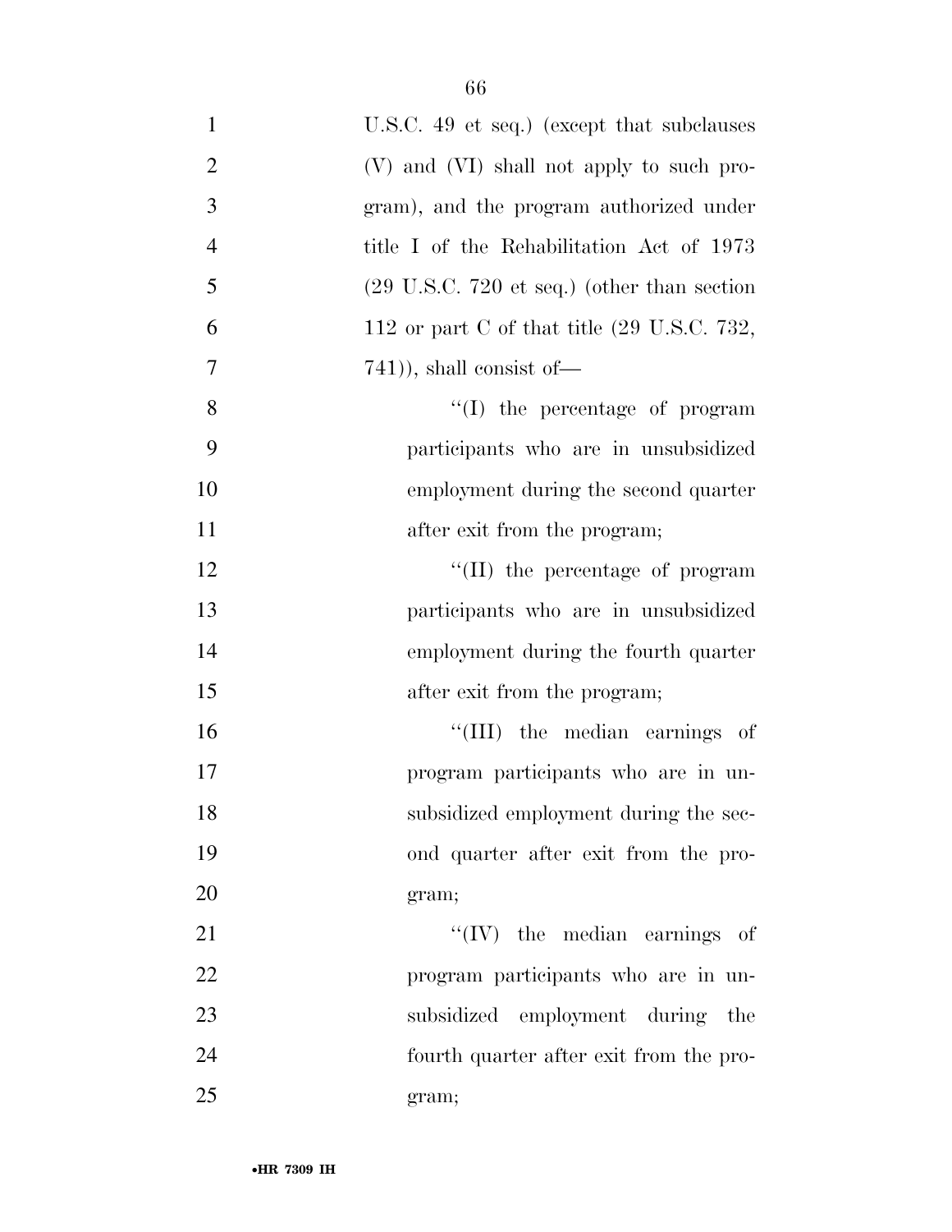U.S.C. 49 et seq.) (except that subclauses (V) and (VI) shall not apply to such program), and the program authorized under title I of the Rehabilitation Act of 1973 (29 U.S.C. 720 et seq.) (other than section 112 or part C of that title (29 U.S.C. 732, 741)), shall consist of—

''(I) the percentage of program participants who are in unsubsidized employment during the second quarter after exit from the program;

''(II) the percentage of program participants who are in unsubsidized employment during the fourth quarter after exit from the program;

''(III) the median earnings of program participants who are in unsubsidized employment during the second quarter after exit from the program;

''(IV) the median earnings of program participants who are in unsubsidized employment during the fourth quarter after exit from the program;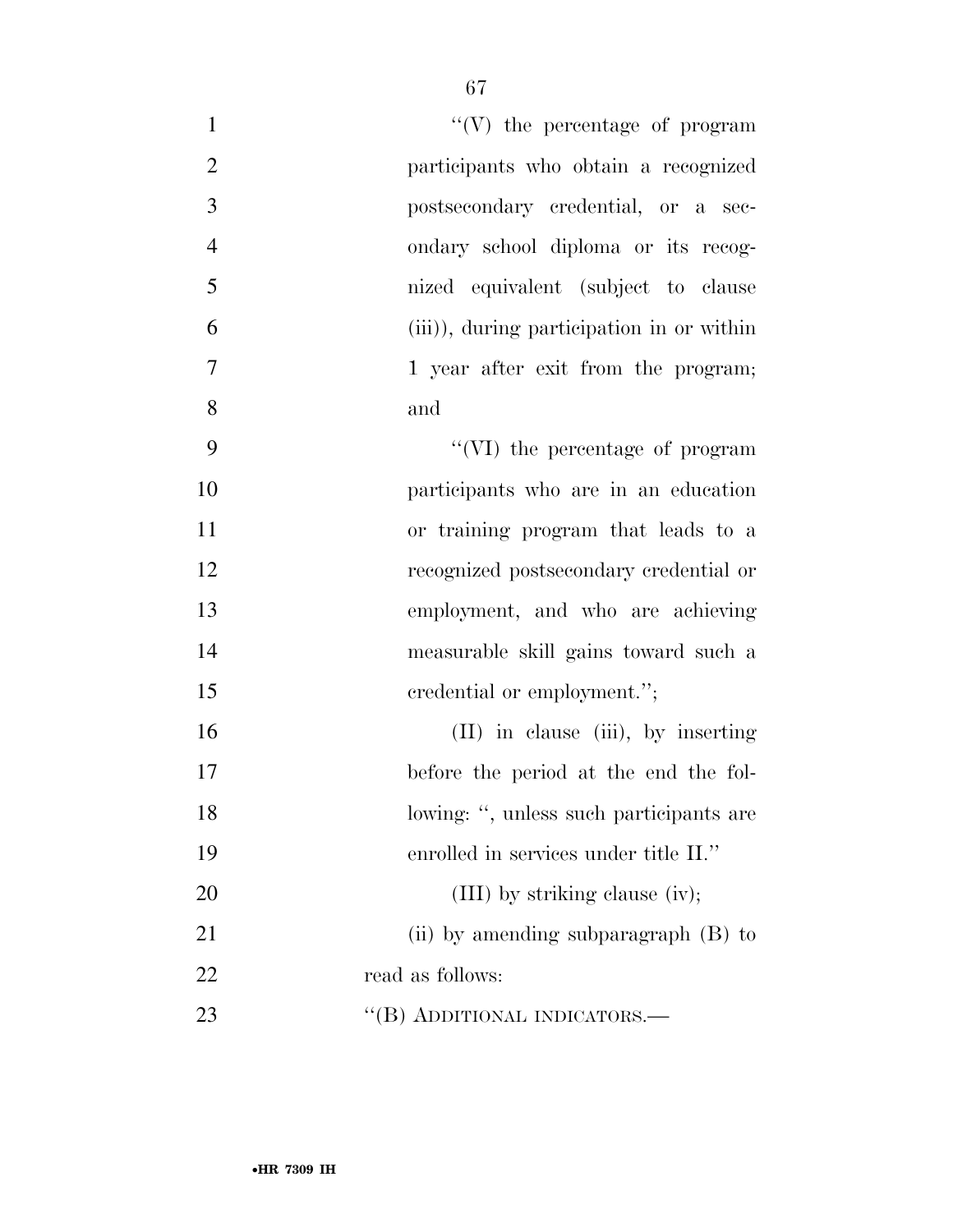"(V) the percentage of program participants who obtain a recognized postsecondary credential, or a secondary school diploma or its recognized equivalent (subject to clause (iii)), during participation in or within 1 year after exit from the program; and

"(VI) the percentage of program participants who are in an education or training program that leads to a recognized postsecondary credential or employment, and who are achieving measurable skill gains toward such a credential or employment.";

(II) in clause (iii), by inserting before the period at the end the following: ", unless such participants are enrolled in services under title II."

(III) by striking clause (iv);

(ii) by amending subparagraph (B) to read as follows:

"(B) ADDITIONAL INDICATORS.—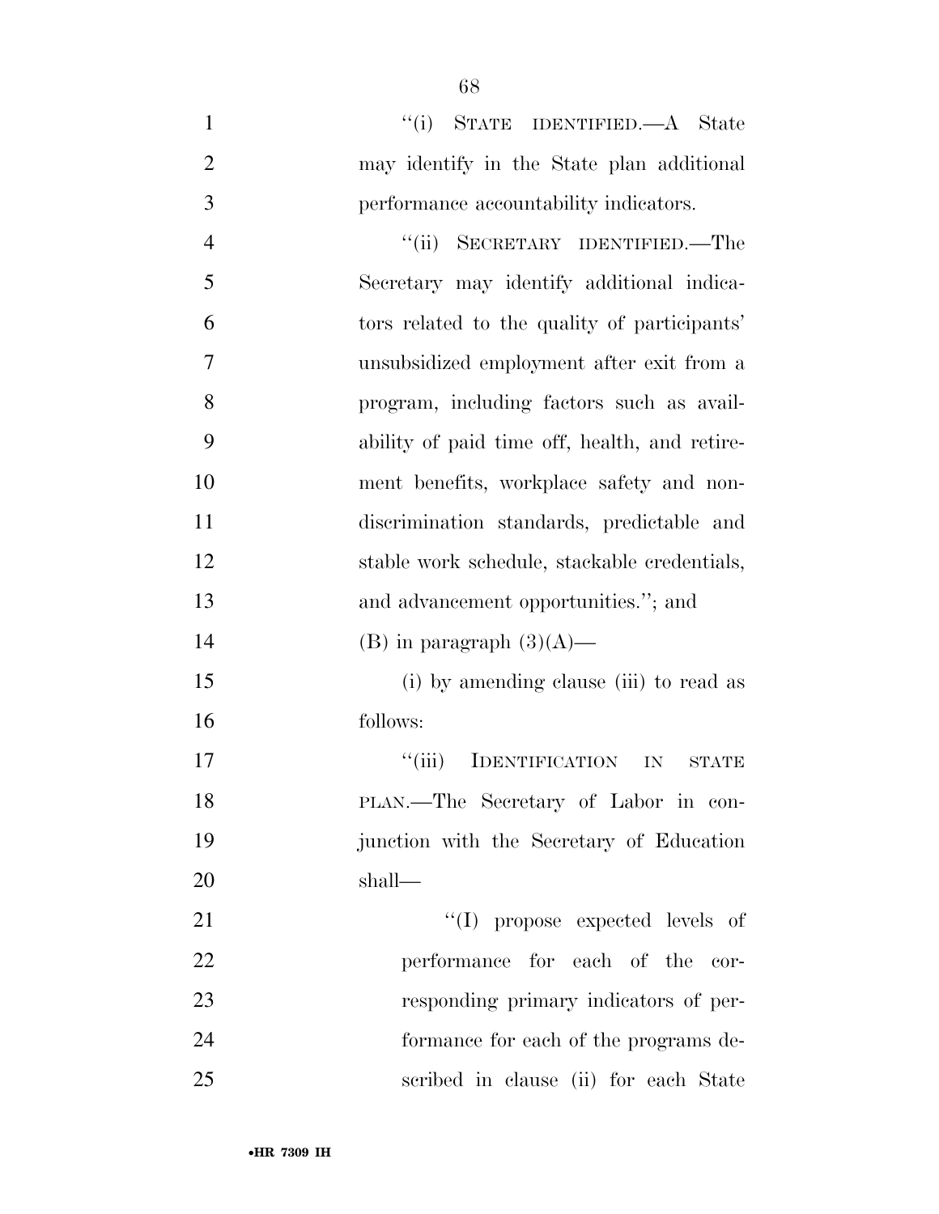"(i) STATE IDENTIFIED.—A State may identify in the State plan additional performance accountability indicators.

"(ii) SECRETARY IDENTIFIED.—The Secretary may identify additional indicators related to the quality of participants' unsubsidized employment after exit from a program, including factors such as availability of paid time off, health, and retirement benefits, workplace safety and nondiscrimination standards, predictable and stable work schedule, stackable credentials, and advancement opportunities."; and

(B) in paragraph (3)(A)—

(i) by amending clause (iii) to read as follows:

"(iii) IDENTIFICATION IN STATE PLAN.—The Secretary of Labor in conjunction with the Secretary of Education shall—

"(I) propose expected levels of performance for each of the corresponding primary indicators of performance for each of the programs described in clause (ii) for each State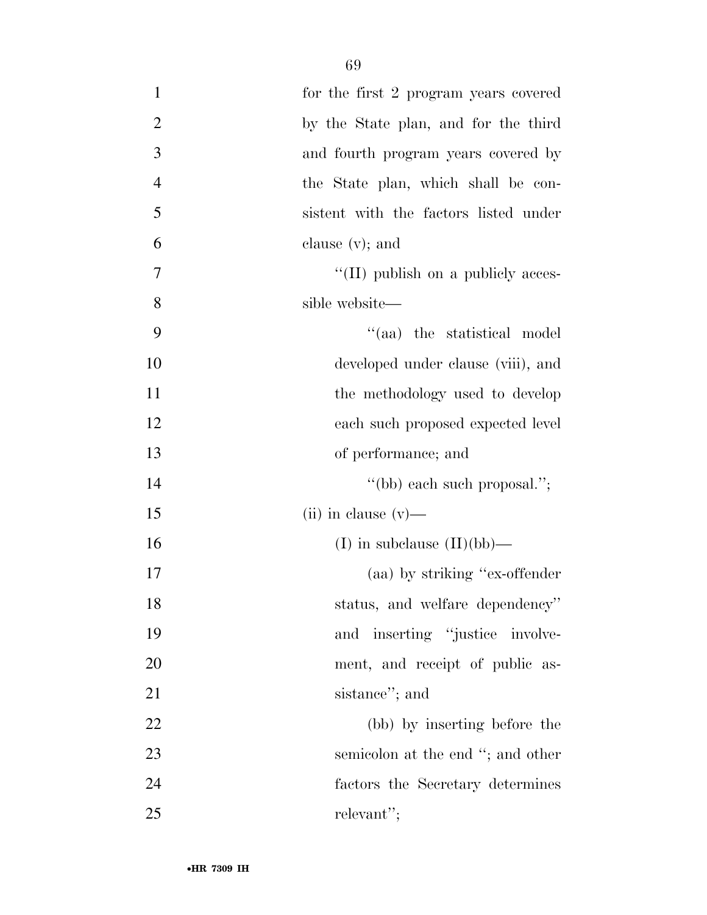for the first 2 program years covered by the State plan, and for the third and fourth program years covered by the State plan, which shall be consistent with the factors listed under clause (v); and

"(II) publish on a publicly accessible website—

"(aa) the statistical model developed under clause (viii), and the methodology used to develop each such proposed expected level of performance; and

"(bb) each such proposal.";

(ii) in clause (v)—

(I) in subclause (II)(bb)—

(aa) by striking "ex-offender status, and welfare dependency" and inserting "justice involvement, and receipt of public assistance"; and

(bb) by inserting before the semicolon at the end "; and other factors the Secretary determines relevant";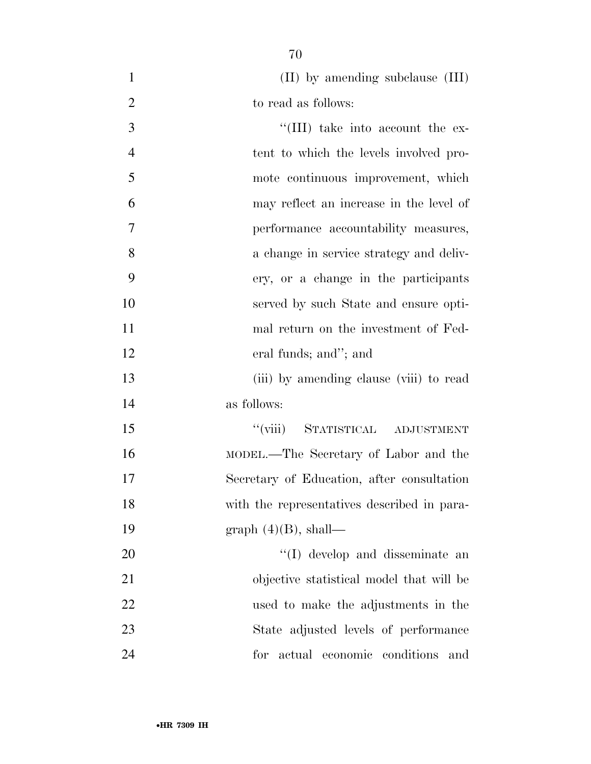(II) by amending subclause (III) to read as follows:

"(III) take into account the extent to which the levels involved promote continuous improvement, which may reflect an increase in the level of performance accountability measures, a change in service strategy and delivery, or a change in the participants served by such State and ensure optimal return on the investment of Federal funds; and"; and

(iii) by amending clause (viii) to read as follows:

"(viii) STATISTICAL ADJUSTMENT MODEL.—The Secretary of Labor and the Secretary of Education, after consultation with the representatives described in paragraph (4)(B), shall—

"(I) develop and disseminate an objective statistical model that will be used to make the adjustments in the State adjusted levels of performance for actual economic conditions and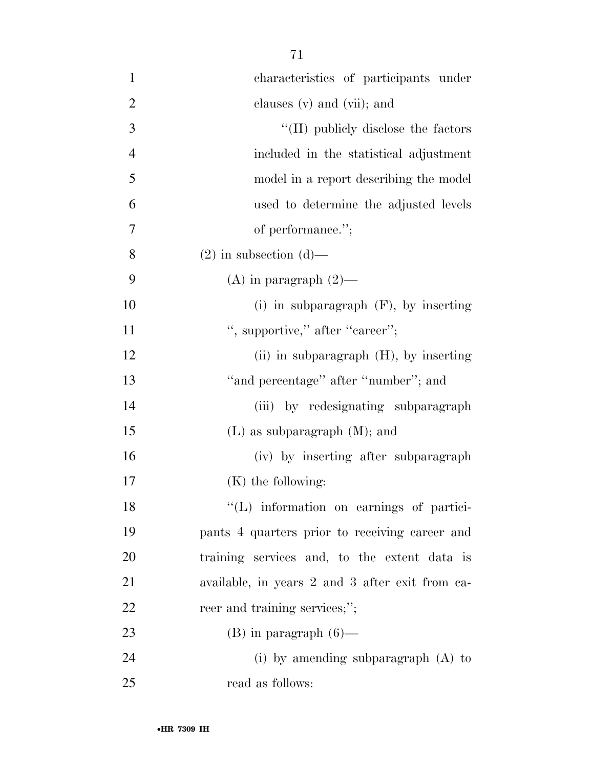characteristics of participants under clauses (v) and (vii); and

''(II) publicly disclose the factors included in the statistical adjustment model in a report describing the model used to determine the adjusted levels of performance.'';

(2) in subsection (d)—

(A) in paragraph (2)—

(i) in subparagraph (F), by inserting '', supportive,'' after ''career'';

(ii) in subparagraph (H), by inserting ''and percentage'' after ''number''; and

(iii) by redesignating subparagraph (L) as subparagraph (M); and

(iv) by inserting after subparagraph (K) the following:

''(L) information on earnings of participants 4 quarters prior to receiving career and training services and, to the extent data is available, in years 2 and 3 after exit from career and training services;'';

(B) in paragraph (6)—

(i) by amending subparagraph (A) to read as follows: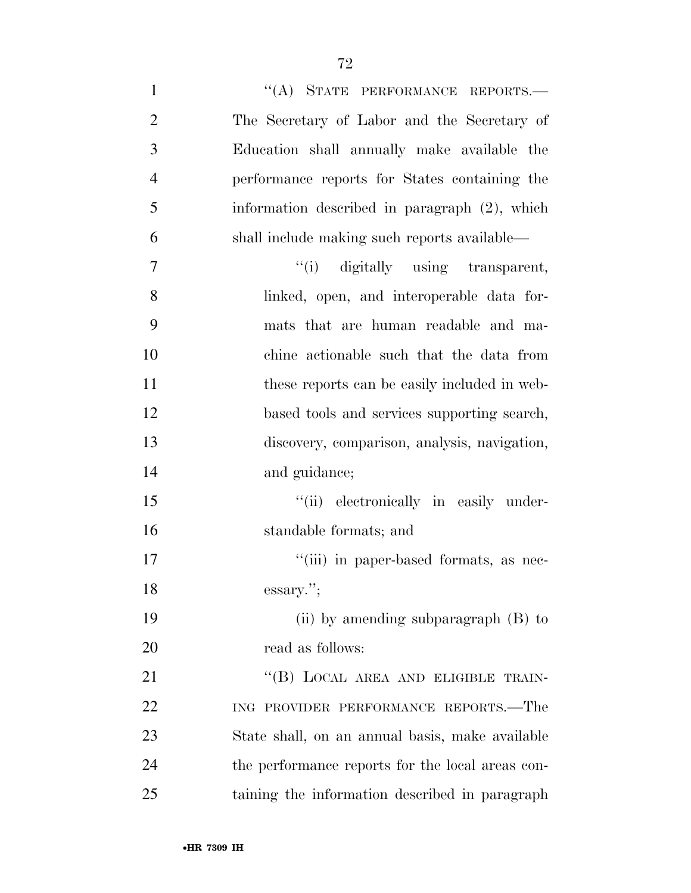''(A) State performance reports.—The Secretary of Labor and the Secretary of Education shall annually make available the performance reports for States containing the information described in paragraph (2), which shall include making such reports available—

''(i) digitally using transparent, linked, open, and interoperable data formats that are human readable and machine actionable such that the data from these reports can be easily included in web-based tools and services supporting search, discovery, comparison, analysis, navigation, and guidance;

''(ii) electronically in easily understandable formats; and

''(iii) in paper-based formats, as necessary.'';

(ii) by amending subparagraph (B) to read as follows:

''(B) Local area and eligible training provider performance reports.—The State shall, on an annual basis, make available the performance reports for the local areas containing the information described in paragraph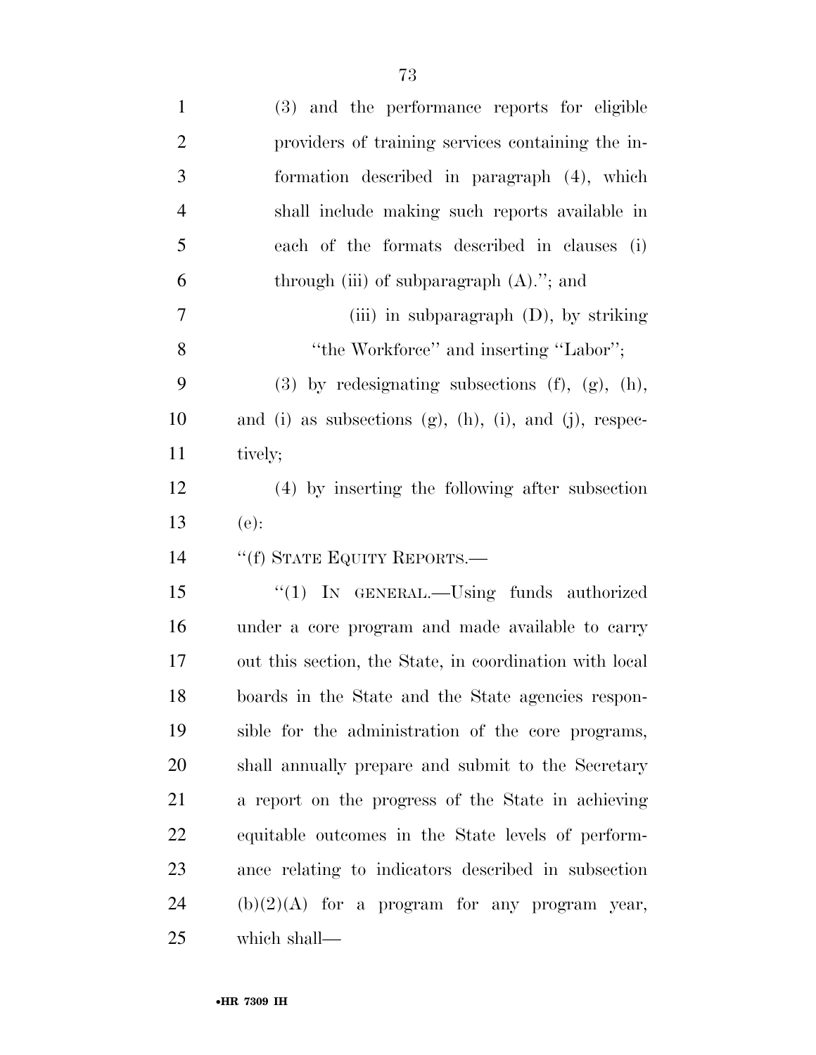(3) and the performance reports for eligible providers of training services containing the information described in paragraph (4), which shall include making such reports available in each of the formats described in clauses (i) through (iii) of subparagraph (A).''; and

(iii) in subparagraph (D), by striking ''the Workforce'' and inserting ''Labor'';

(3) by redesignating subsections (f), (g), (h), and (i) as subsections (g), (h), (i), and (j), respectively;

(4) by inserting the following after subsection (e):

''(f) STATE EQUITY REPORTS.—

''(1) IN GENERAL.—Using funds authorized under a core program and made available to carry out this section, the State, in coordination with local boards in the State and the State agencies responsible for the administration of the core programs, shall annually prepare and submit to the Secretary a report on the progress of the State in achieving equitable outcomes in the State levels of performance relating to indicators described in subsection (b)(2)(A) for a program for any program year, which shall—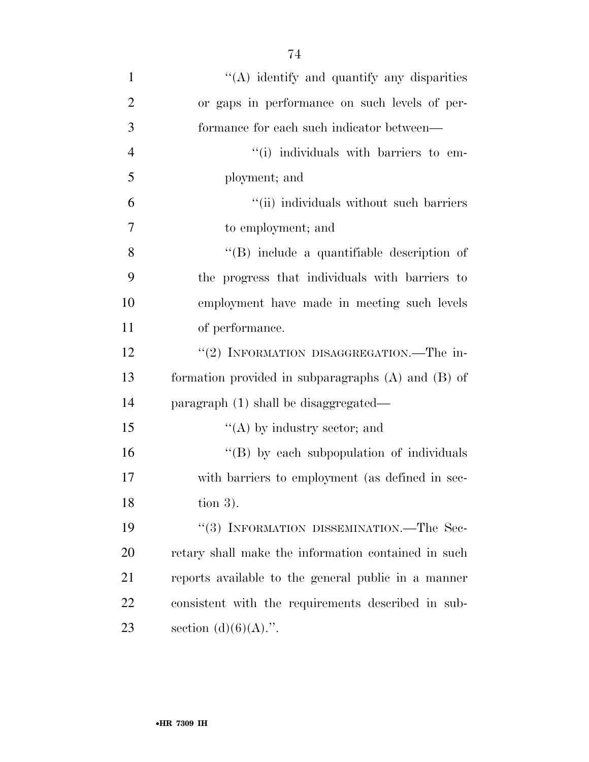''(A) identify and quantify any disparities or gaps in performance on such levels of performance for each such indicator between—

''(i) individuals with barriers to employment; and

''(ii) individuals without such barriers to employment; and

''(B) include a quantifiable description of the progress that individuals with barriers to employment have made in meeting such levels of performance.

''(2) INFORMATION DISAGGREGATION.—The information provided in subparagraphs (A) and (B) of paragraph (1) shall be disaggregated—

''(A) by industry sector; and

''(B) by each subpopulation of individuals with barriers to employment (as defined in section 3).

''(3) INFORMATION DISSEMINATION.—The Secretary shall make the information contained in such reports available to the general public in a manner consistent with the requirements described in subsection (d)(6)(A).''.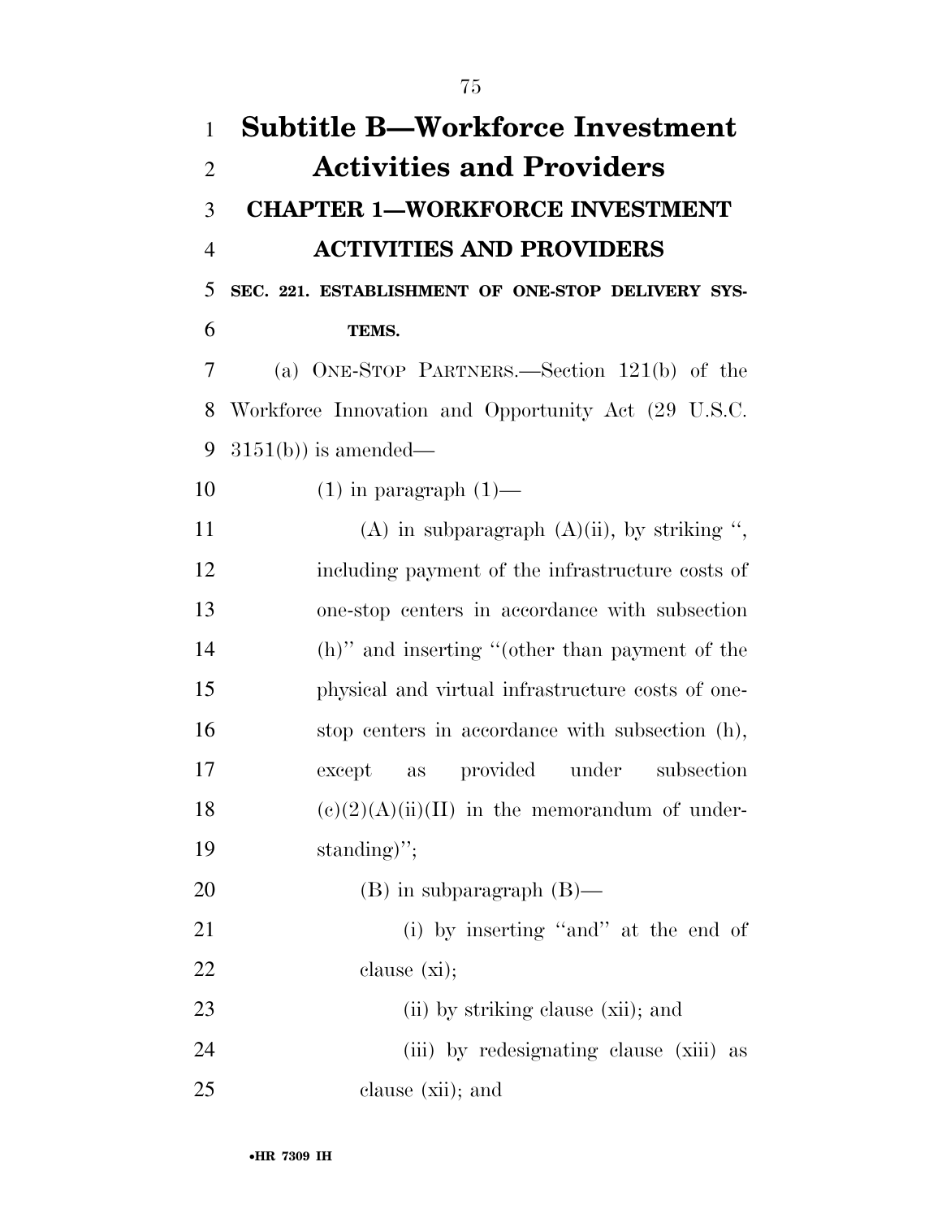# Subtitle B—Workforce Investment Activities and Providers

## CHAPTER 1—WORKFORCE INVESTMENT ACTIVITIES AND PROVIDERS

### SEC. 221. ESTABLISHMENT OF ONE-STOP DELIVERY SYSTEMS.

(a) ONE-STOP PARTNERS.—Section 121(b) of the Workforce Innovation and Opportunity Act (29 U.S.C. 3151(b)) is amended—

(1) in paragraph (1)—

(A) in subparagraph (A)(ii), by striking ", including payment of the infrastructure costs of one-stop centers in accordance with subsection (h)" and inserting "(other than payment of the physical and virtual infrastructure costs of one-stop centers in accordance with subsection (h), except as provided under subsection (c)(2)(A)(ii)(II) in the memorandum of understanding)";

(B) in subparagraph (B)—

(i) by inserting "and" at the end of clause (xi);

(ii) by striking clause (xii); and

(iii) by redesignating clause (xiii) as clause (xii); and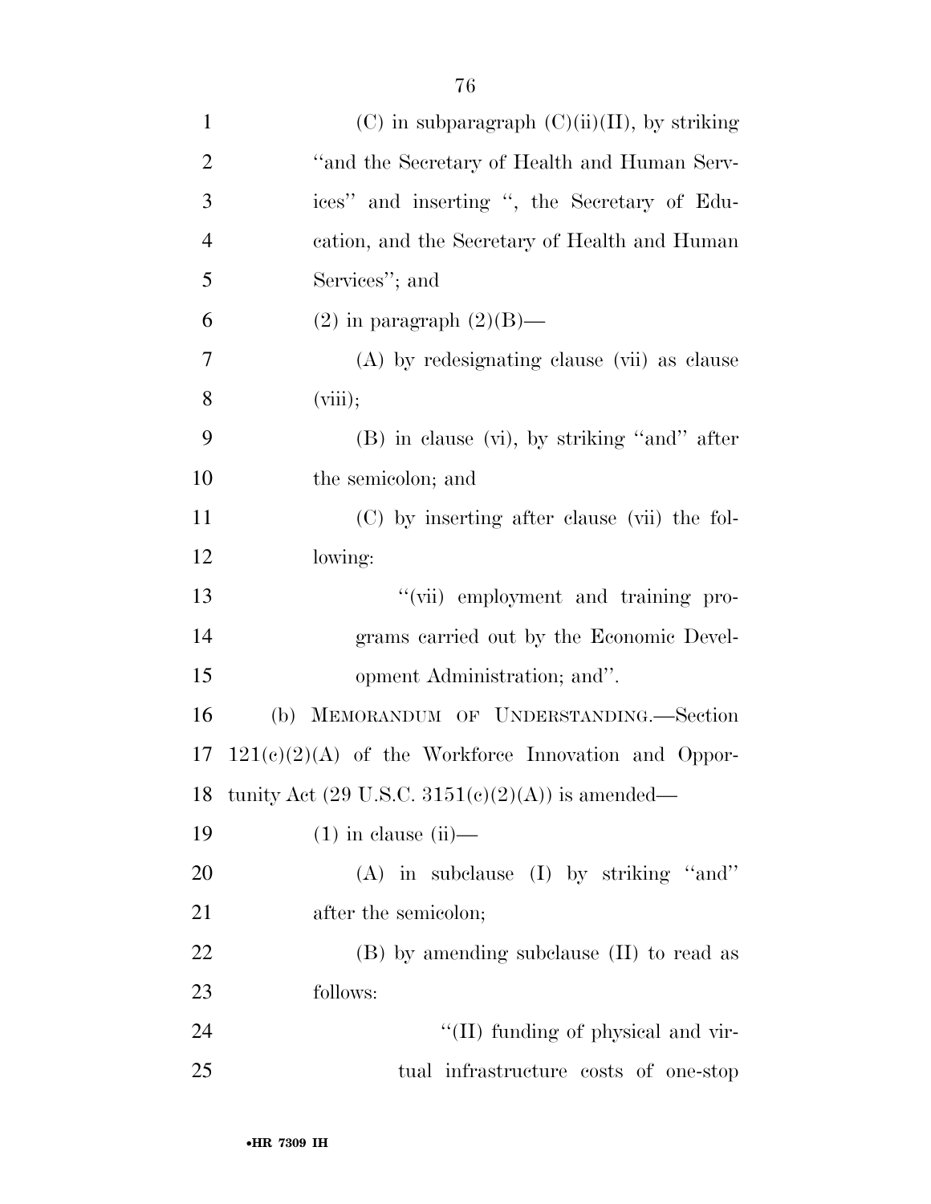(C) in subparagraph (C)(ii)(II), by striking "and the Secretary of Health and Human Services" and inserting ", the Secretary of Education, and the Secretary of Health and Human Services"; and

(2) in paragraph (2)(B)—

(A) by redesignating clause (vii) as clause (viii);

(B) in clause (vi), by striking "and" after the semicolon; and

(C) by inserting after clause (vii) the following:

"(vii) employment and training programs carried out by the Economic Development Administration; and".

(b) MEMORANDUM OF UNDERSTANDING.—Section 121(c)(2)(A) of the Workforce Innovation and Opportunity Act (29 U.S.C. 3151(c)(2)(A)) is amended—

(1) in clause (ii)—

(A) in subclause (I) by striking "and" after the semicolon;

(B) by amending subclause (II) to read as follows:

"(II) funding of physical and virtual infrastructure costs of one-stop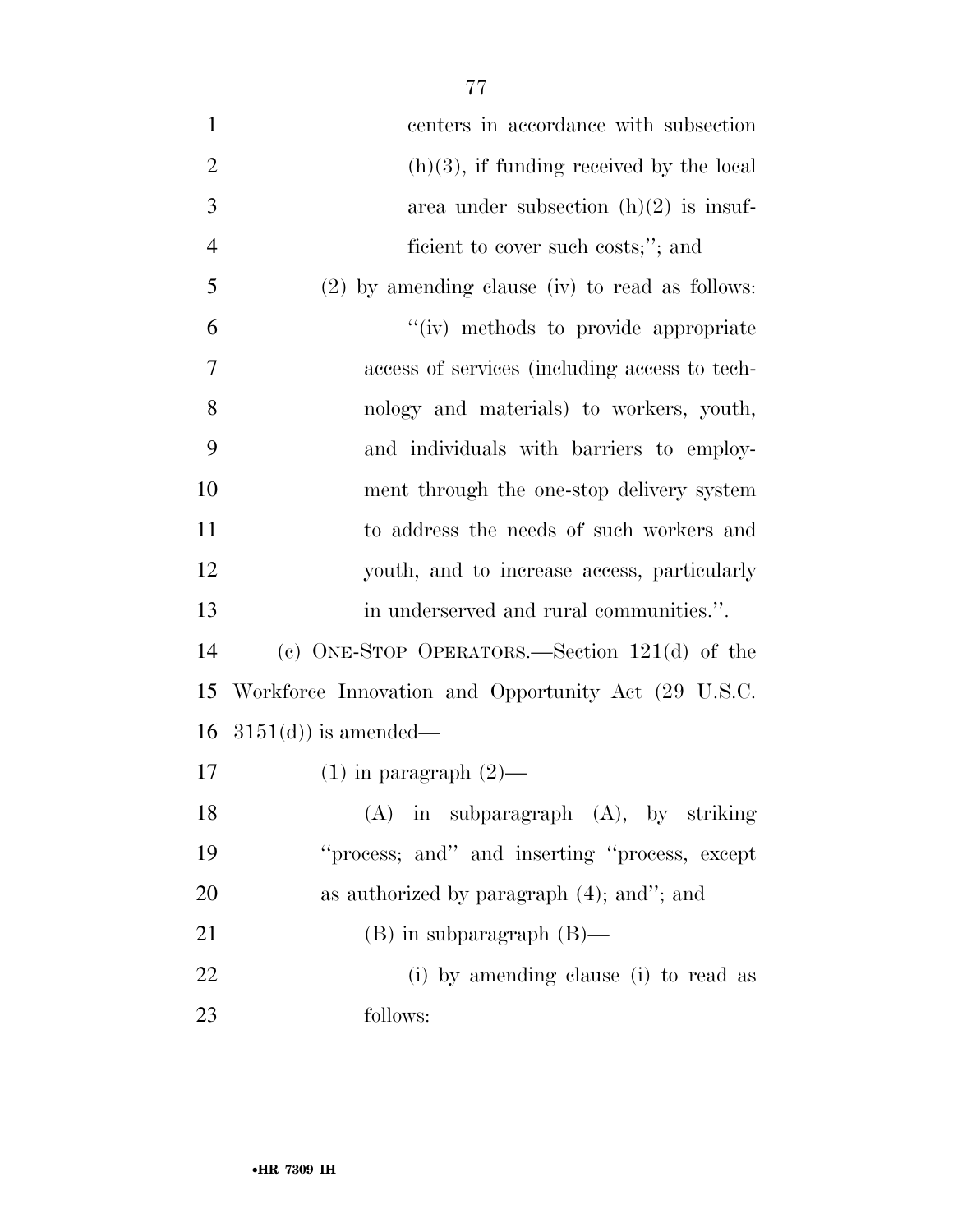centers in accordance with subsection (h)(3), if funding received by the local area under subsection (h)(2) is insufficient to cover such costs;''; and

(2) by amending clause (iv) to read as follows:

''(iv) methods to provide appropriate access of services (including access to technology and materials) to workers, youth, and individuals with barriers to employment through the one-stop delivery system to address the needs of such workers and youth, and to increase access, particularly in underserved and rural communities.''.

(c) ONE-STOP OPERATORS.—Section 121(d) of the Workforce Innovation and Opportunity Act (29 U.S.C. 3151(d)) is amended—

(1) in paragraph (2)—

(A) in subparagraph (A), by striking ''process; and'' and inserting ''process, except as authorized by paragraph (4); and''; and

(B) in subparagraph (B)—

(i) by amending clause (i) to read as follows: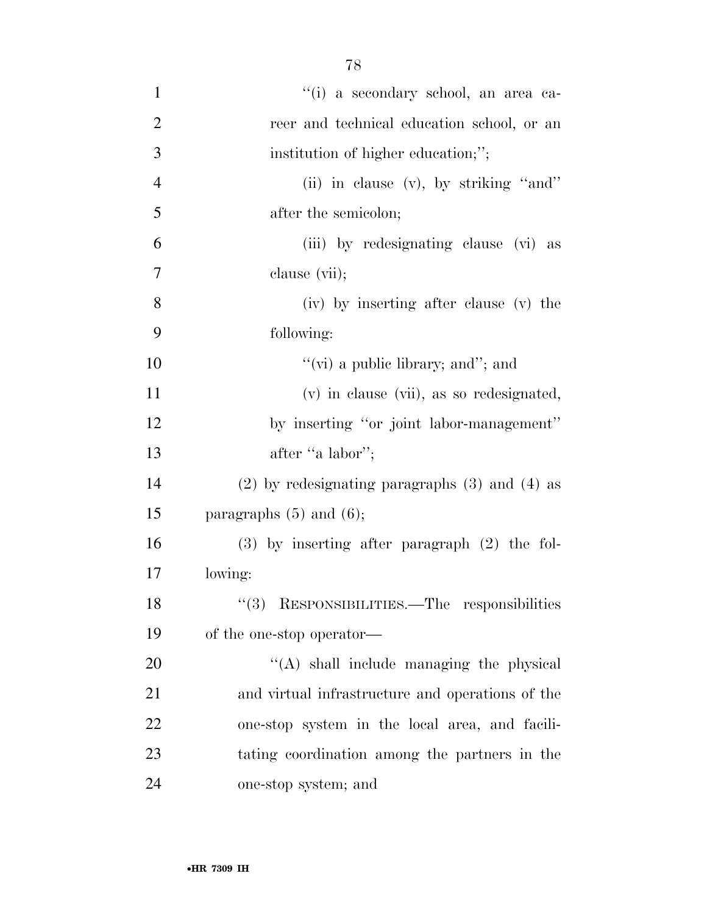''(i) a secondary school, an area career and technical education school, or an institution of higher education;'';

(ii) in clause (v), by striking ''and'' after the semicolon;

(iii) by redesignating clause (vi) as clause (vii);

(iv) by inserting after clause (v) the following:

''(vi) a public library; and''; and

(v) in clause (vii), as so redesignated, by inserting ''or joint labor-management'' after ''a labor'';

(2) by redesignating paragraphs (3) and (4) as paragraphs (5) and (6);

(3) by inserting after paragraph (2) the following:

''(3) RESPONSIBILITIES.—The responsibilities of the one-stop operator—

''(A) shall include managing the physical and virtual infrastructure and operations of the one-stop system in the local area, and facilitating coordination among the partners in the one-stop system; and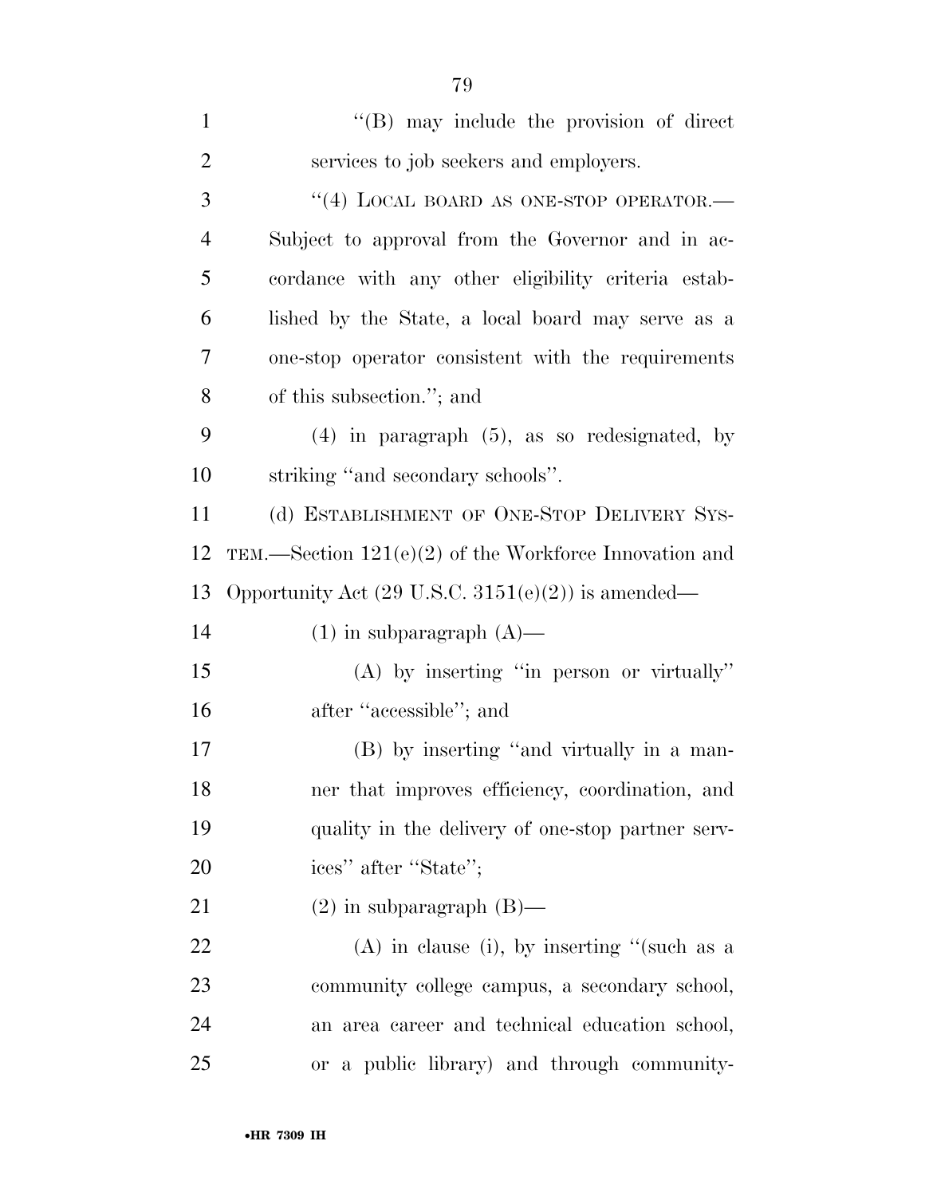''(B) may include the provision of direct services to job seekers and employers.

''(4) LOCAL BOARD AS ONE-STOP OPERATOR.— Subject to approval from the Governor and in accordance with any other eligibility criteria established by the State, a local board may serve as a one-stop operator consistent with the requirements of this subsection.''; and

(4) in paragraph (5), as so redesignated, by striking ''and secondary schools''.

(d) ESTABLISHMENT OF ONE-STOP DELIVERY SYSTEM.—Section 121(e)(2) of the Workforce Innovation and Opportunity Act (29 U.S.C. 3151(e)(2)) is amended—

(1) in subparagraph (A)—

(A) by inserting ''in person or virtually'' after ''accessible''; and

(B) by inserting ''and virtually in a manner that improves efficiency, coordination, and quality in the delivery of one-stop partner services'' after ''State'';

(2) in subparagraph (B)—

(A) in clause (i), by inserting ''(such as a community college campus, a secondary school, an area career and technical education school, or a public library) and through community-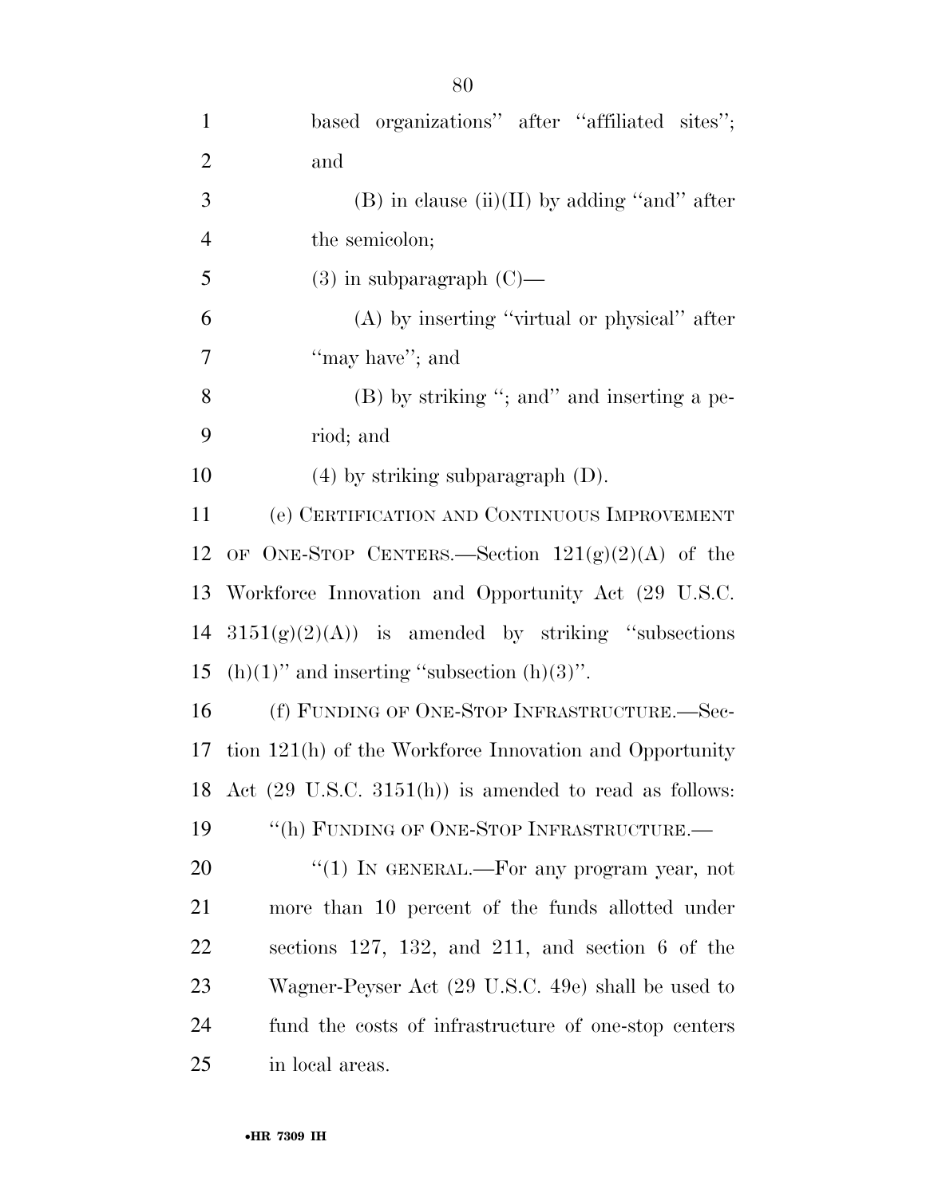based organizations'' after ''affiliated sites''; and

(B) in clause (ii)(II) by adding ''and'' after the semicolon;

(3) in subparagraph (C)—

(A) by inserting ''virtual or physical'' after ''may have''; and

(B) by striking ''; and'' and inserting a period; and

(4) by striking subparagraph (D).

(e) CERTIFICATION AND CONTINUOUS IMPROVEMENT OF ONE-STOP CENTERS.—Section 121(g)(2)(A) of the Workforce Innovation and Opportunity Act (29 U.S.C. 3151(g)(2)(A)) is amended by striking ''subsections (h)(1)'' and inserting ''subsection (h)(3)''.

(f) FUNDING OF ONE-STOP INFRASTRUCTURE.—Section 121(h) of the Workforce Innovation and Opportunity Act (29 U.S.C. 3151(h)) is amended to read as follows:

''(h) FUNDING OF ONE-STOP INFRASTRUCTURE.—

''(1) IN GENERAL.—For any program year, not more than 10 percent of the funds allotted under sections 127, 132, and 211, and section 6 of the Wagner-Peyser Act (29 U.S.C. 49e) shall be used to fund the costs of infrastructure of one-stop centers in local areas.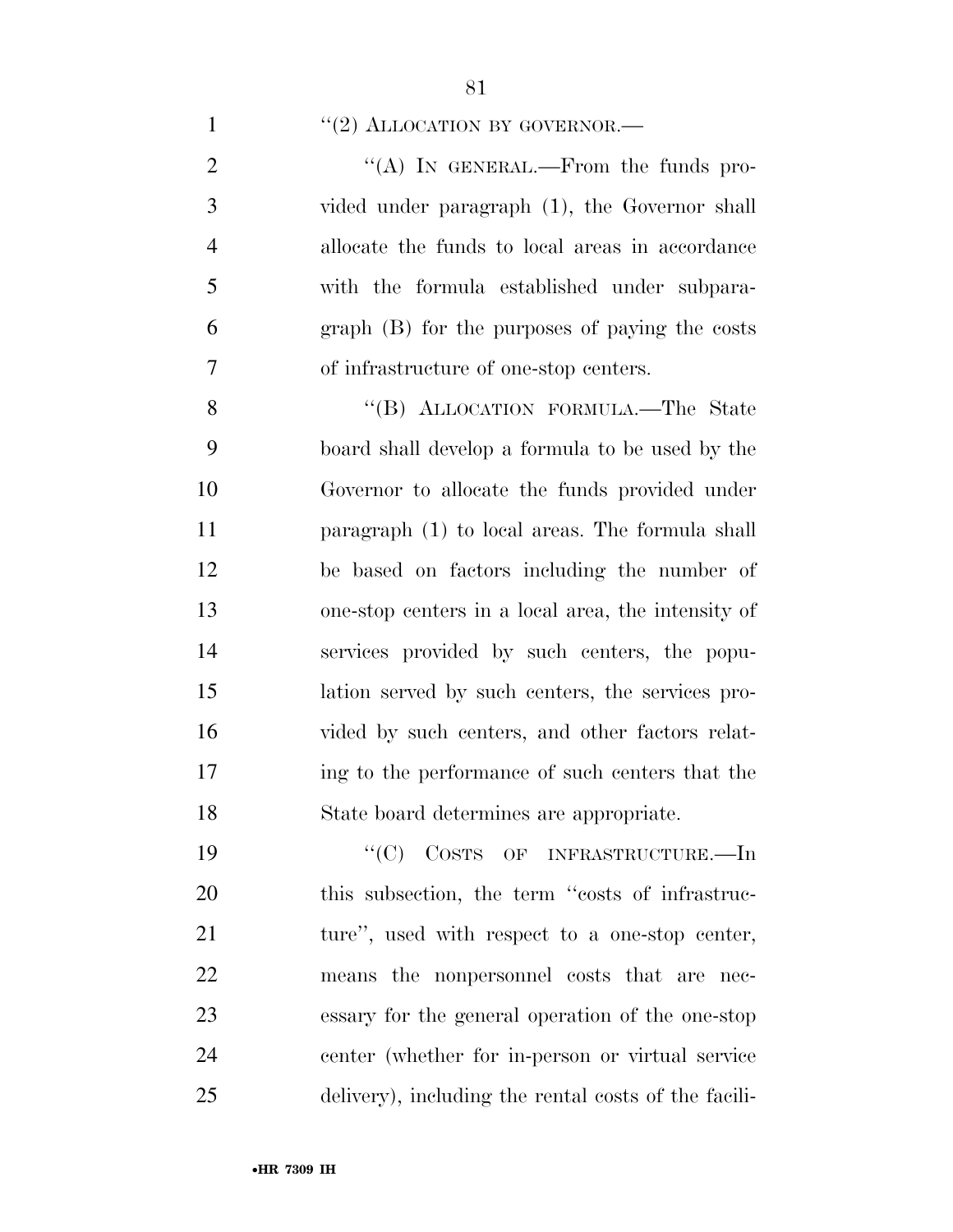"(2) ALLOCATION BY GOVERNOR.—

"(A) IN GENERAL.—From the funds provided under paragraph (1), the Governor shall allocate the funds to local areas in accordance with the formula established under subparagraph (B) for the purposes of paying the costs of infrastructure of one-stop centers.

"(B) ALLOCATION FORMULA.—The State board shall develop a formula to be used by the Governor to allocate the funds provided under paragraph (1) to local areas. The formula shall be based on factors including the number of one-stop centers in a local area, the intensity of services provided by such centers, the population served by such centers, the services provided by such centers, and other factors relating to the performance of such centers that the State board determines are appropriate.

"(C) COSTS OF INFRASTRUCTURE.—In this subsection, the term "costs of infrastructure", used with respect to a one-stop center, means the nonpersonnel costs that are necessary for the general operation of the one-stop center (whether for in-person or virtual service delivery), including the rental costs of the facili-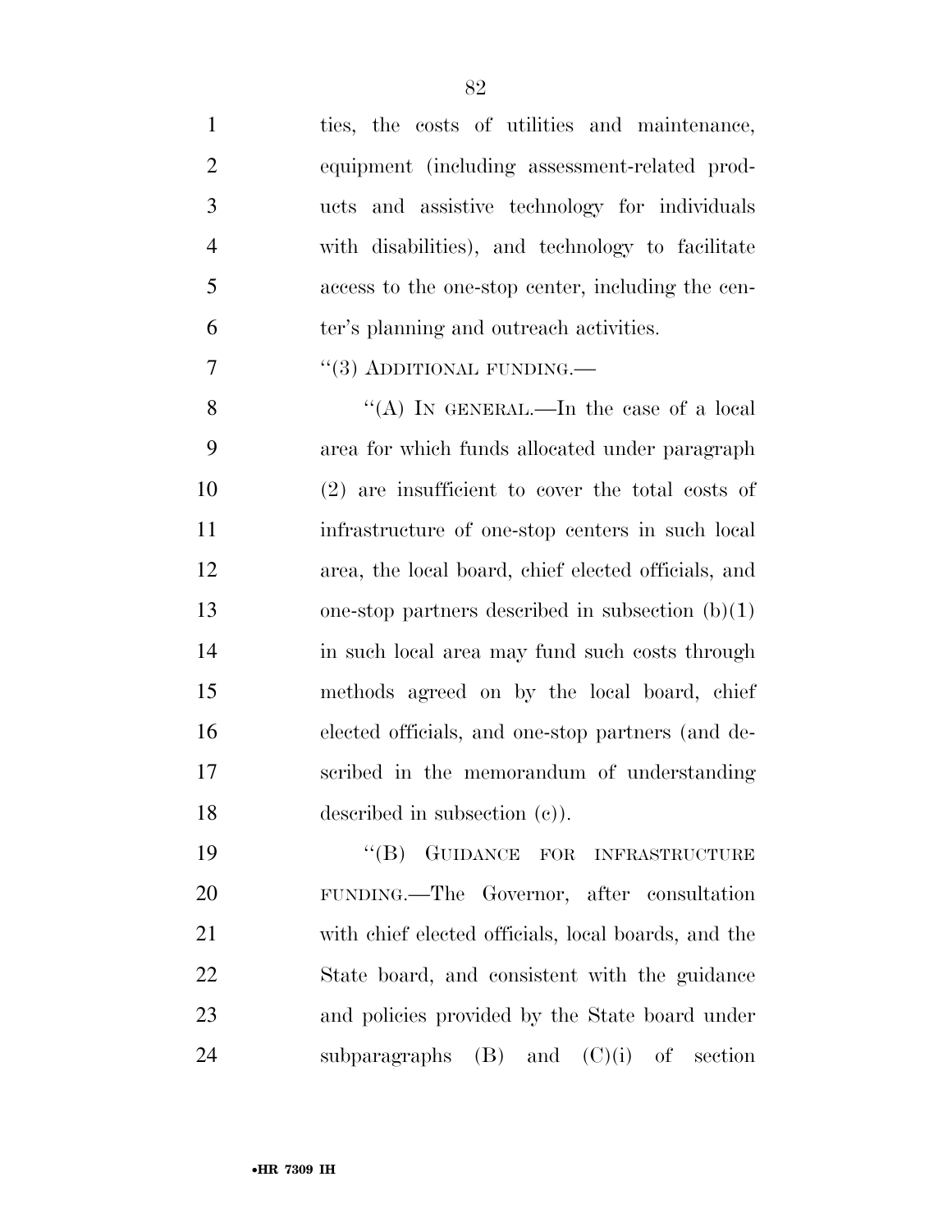ties, the costs of utilities and maintenance, equipment (including assessment-related products and assistive technology for individuals with disabilities), and technology to facilitate access to the one-stop center, including the center's planning and outreach activities.

"(3) ADDITIONAL FUNDING.—

"(A) IN GENERAL.—In the case of a local area for which funds allocated under paragraph (2) are insufficient to cover the total costs of infrastructure of one-stop centers in such local area, the local board, chief elected officials, and one-stop partners described in subsection (b)(1) in such local area may fund such costs through methods agreed on by the local board, chief elected officials, and one-stop partners (and described in the memorandum of understanding described in subsection (c)).

"(B) GUIDANCE FOR INFRASTRUCTURE FUNDING.—The Governor, after consultation with chief elected officials, local boards, and the State board, and consistent with the guidance and policies provided by the State board under subparagraphs (B) and (C)(i) of section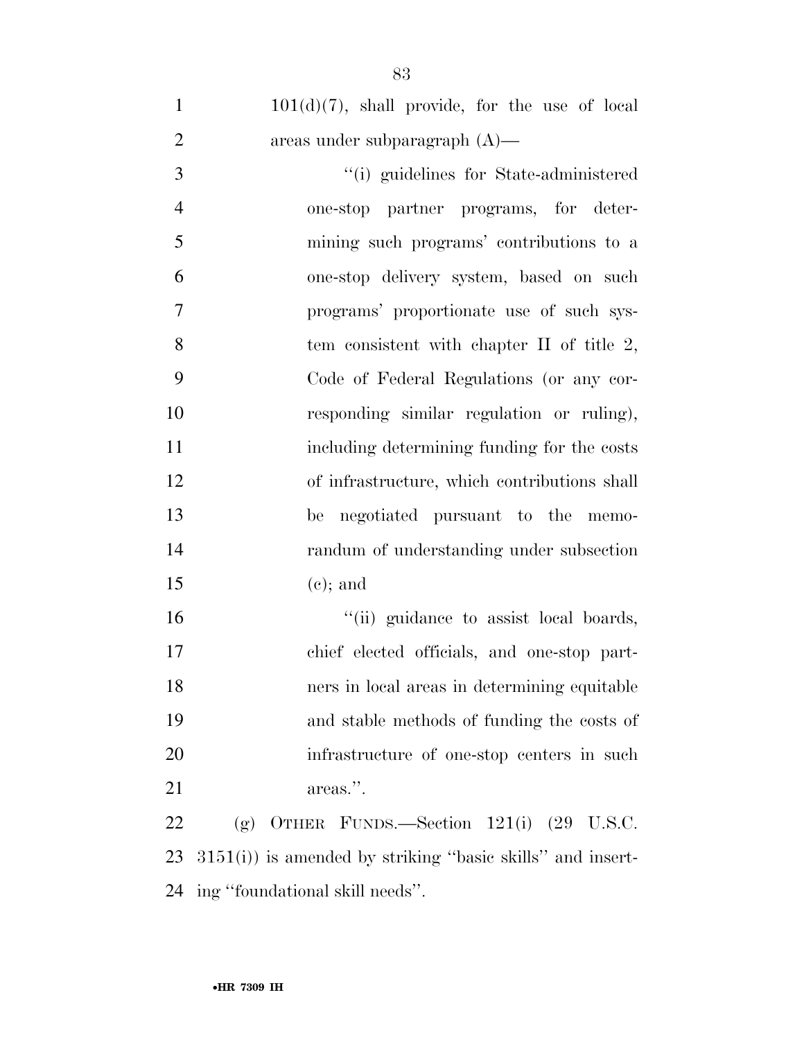101(d)(7), shall provide, for the use of local areas under subparagraph (A)—

"(i) guidelines for State-administered one-stop partner programs, for determining such programs' contributions to a one-stop delivery system, based on such programs' proportionate use of such system consistent with chapter II of title 2, Code of Federal Regulations (or any corresponding similar regulation or ruling), including determining funding for the costs of infrastructure, which contributions shall be negotiated pursuant to the memorandum of understanding under subsection (c); and

"(ii) guidance to assist local boards, chief elected officials, and one-stop partners in local areas in determining equitable and stable methods of funding the costs of infrastructure of one-stop centers in such areas.".

(g) OTHER FUNDS.—Section 121(i) (29 U.S.C. 3151(i)) is amended by striking "basic skills" and inserting "foundational skill needs".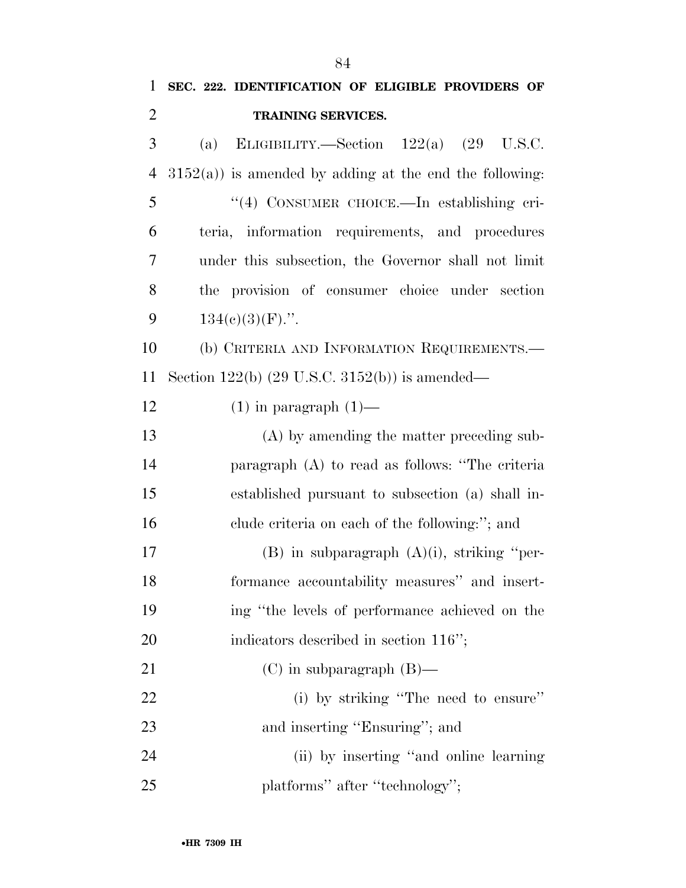**SEC. 222. IDENTIFICATION OF ELIGIBLE PROVIDERS OF TRAINING SERVICES.**

(a) ELIGIBILITY.—Section 122(a) (29 U.S.C. 3152(a)) is amended by adding at the end the following:

"(4) CONSUMER CHOICE.—In establishing criteria, information requirements, and procedures under this subsection, the Governor shall not limit the provision of consumer choice under section 134(c)(3)(F).".

(b) CRITERIA AND INFORMATION REQUIREMENTS.—Section 122(b) (29 U.S.C. 3152(b)) is amended—

(1) in paragraph (1)—

(A) by amending the matter preceding subparagraph (A) to read as follows: "The criteria established pursuant to subsection (a) shall include criteria on each of the following:"; and

(B) in subparagraph (A)(i), striking "performance accountability measures" and inserting "the levels of performance achieved on the indicators described in section 116";

(C) in subparagraph (B)—

(i) by striking "The need to ensure" and inserting "Ensuring"; and

(ii) by inserting "and online learning platforms" after "technology";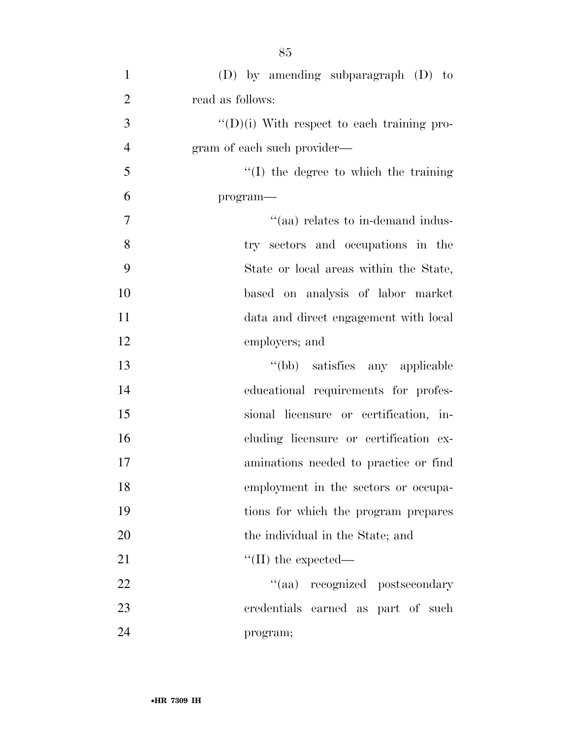(D) by amending subparagraph (D) to read as follows:

"(D)(i) With respect to each training program of each such provider—

"(I) the degree to which the training program—

"(aa) relates to in-demand industry sectors and occupations in the State or local areas within the State, based on analysis of labor market data and direct engagement with local employers; and

"(bb) satisfies any applicable educational requirements for professional licensure or certification, including licensure or certification examinations needed to practice or find employment in the sectors or occupations for which the program prepares the individual in the State; and

"(II) the expected—

"(aa) recognized postsecondary credentials earned as part of such program;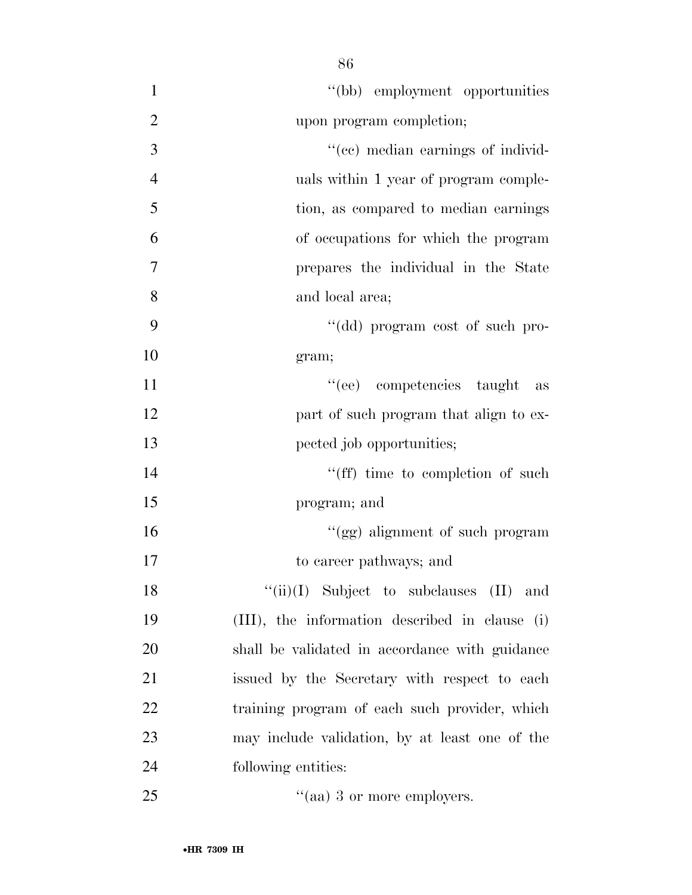''(bb) employment opportunities upon program completion;

''(cc) median earnings of individuals within 1 year of program completion, as compared to median earnings of occupations for which the program prepares the individual in the State and local area;

''(dd) program cost of such program;

''(ee) competencies taught as part of such program that align to expected job opportunities;

''(ff) time to completion of such program; and

''(gg) alignment of such program to career pathways; and

''(ii)(I) Subject to subclauses (II) and (III), the information described in clause (i) shall be validated in accordance with guidance issued by the Secretary with respect to each training program of each such provider, which may include validation, by at least one of the following entities:

''(aa) 3 or more employers.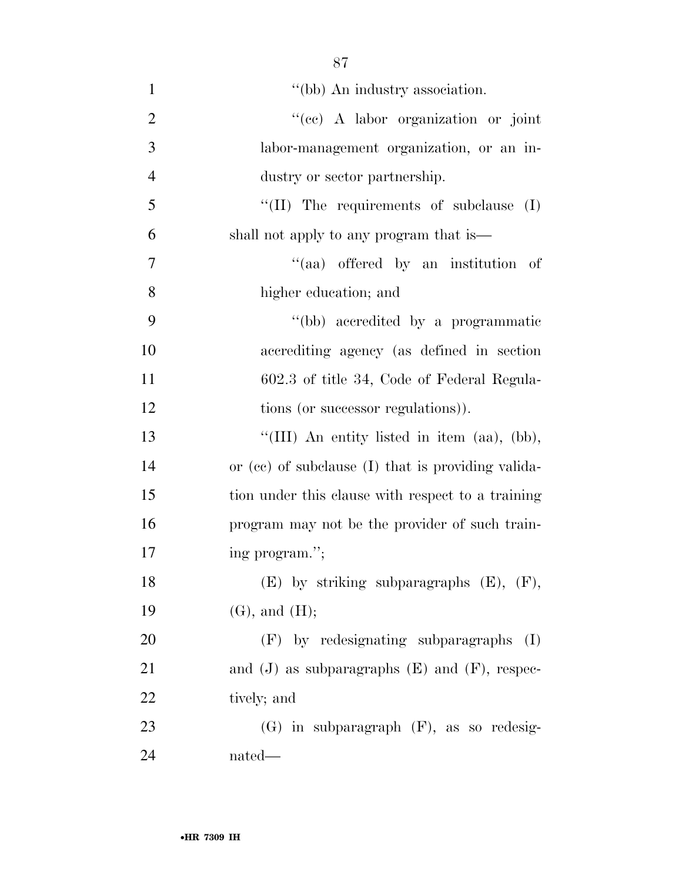''(bb) An industry association.

''(cc) A labor organization or joint labor-management organization, or an industry or sector partnership.

''(II) The requirements of subclause (I) shall not apply to any program that is—

''(aa) offered by an institution of higher education; and

''(bb) accredited by a programmatic accrediting agency (as defined in section 602.3 of title 34, Code of Federal Regulations (or successor regulations)).

''(III) An entity listed in item (aa), (bb), or (cc) of subclause (I) that is providing validation under this clause with respect to a training program may not be the provider of such training program.'';

(E) by striking subparagraphs (E), (F), (G), and (H);

(F) by redesignating subparagraphs (I) and (J) as subparagraphs (E) and (F), respectively; and

(G) in subparagraph (F), as so redesignated—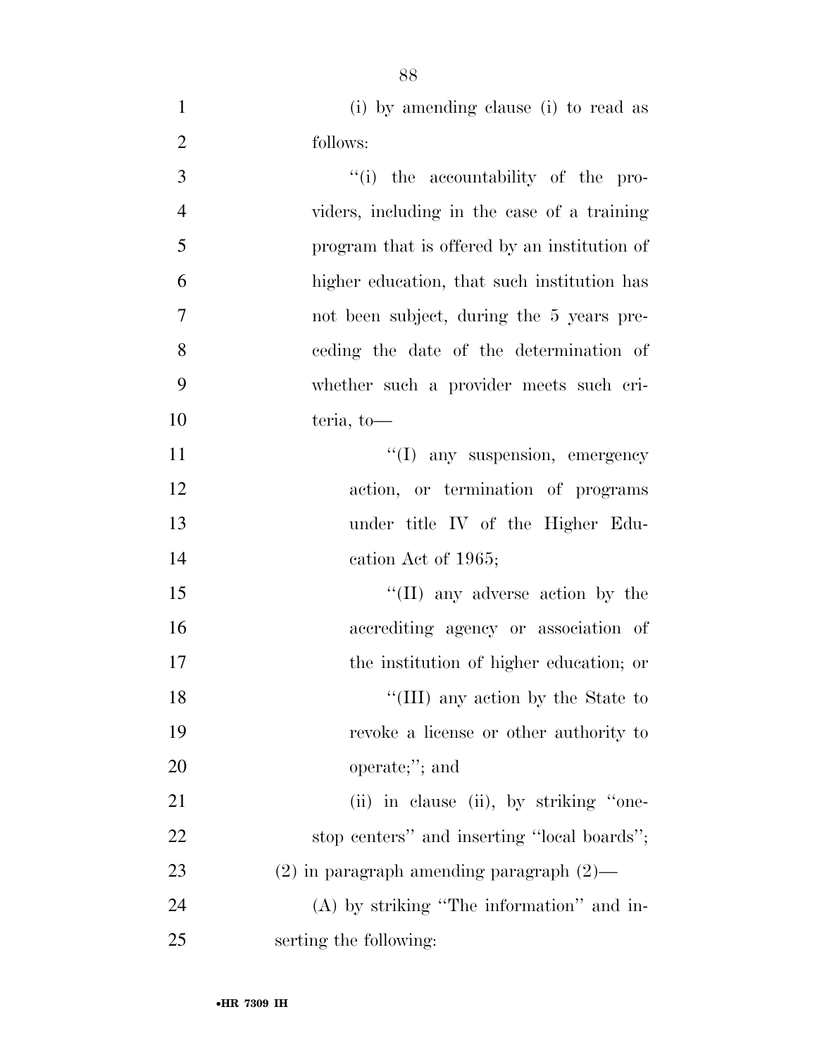(i) by amending clause (i) to read as follows:

"(i) the accountability of the providers, including in the case of a training program that is offered by an institution of higher education, that such institution has not been subject, during the 5 years preceding the date of the determination of whether such a provider meets such criteria, to—

"(I) any suspension, emergency action, or termination of programs under title IV of the Higher Education Act of 1965;

"(II) any adverse action by the accrediting agency or association of the institution of higher education; or

"(III) any action by the State to revoke a license or other authority to operate;"; and

(ii) in clause (ii), by striking "one-stop centers" and inserting "local boards";

(2) in paragraph amending paragraph (2)—

(A) by striking "The information" and inserting the following: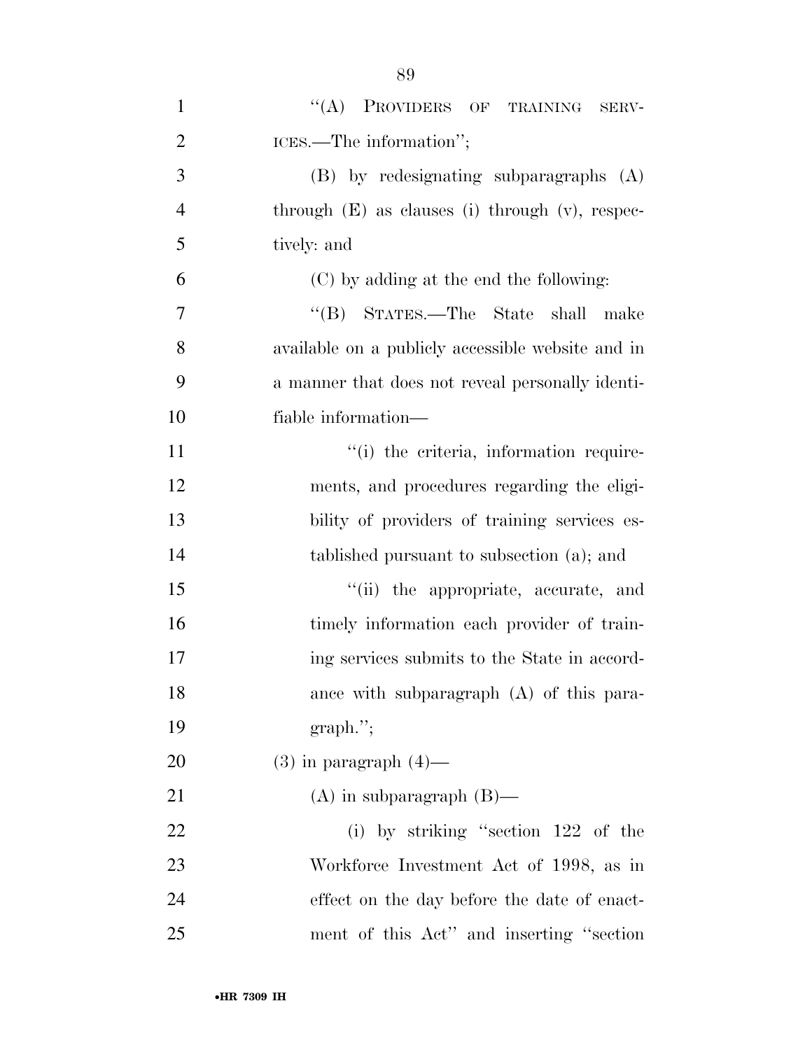"(A) PROVIDERS OF TRAINING SERVICES.—The information";

(B) by redesignating subparagraphs (A) through (E) as clauses (i) through (v), respectively: and

(C) by adding at the end the following:

"(B) STATES.—The State shall make available on a publicly accessible website and in a manner that does not reveal personally identifiable information—

"(i) the criteria, information requirements, and procedures regarding the eligibility of providers of training services established pursuant to subsection (a); and

"(ii) the appropriate, accurate, and timely information each provider of training services submits to the State in accordance with subparagraph (A) of this paragraph.";

(3) in paragraph (4)—

(A) in subparagraph (B)—

(i) by striking "section 122 of the Workforce Investment Act of 1998, as in effect on the day before the date of enactment of this Act" and inserting "section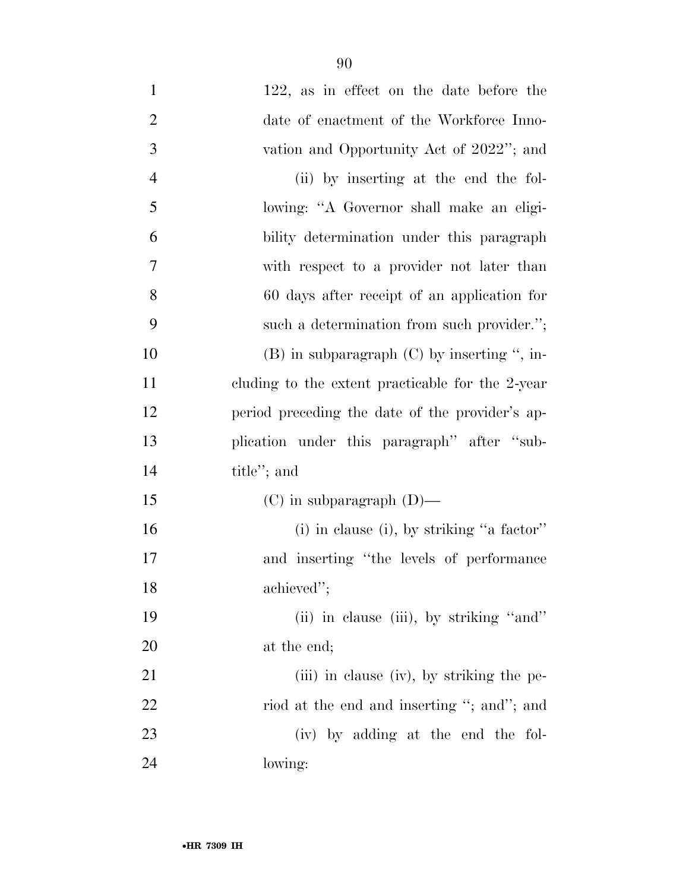122, as in effect on the date before the date of enactment of the Workforce Innovation and Opportunity Act of 2022''; and

(ii) by inserting at the end the following: ''A Governor shall make an eligibility determination under this paragraph with respect to a provider not later than 60 days after receipt of an application for such a determination from such provider.'';

(B) in subparagraph (C) by inserting '', including to the extent practicable for the 2-year period preceding the date of the provider's application under this paragraph'' after ''subtitle''; and

(C) in subparagraph (D)—

(i) in clause (i), by striking ''a factor'' and inserting ''the levels of performance achieved'';

(ii) in clause (iii), by striking ''and'' at the end;

(iii) in clause (iv), by striking the period at the end and inserting ''; and''; and

(iv) by adding at the end the following: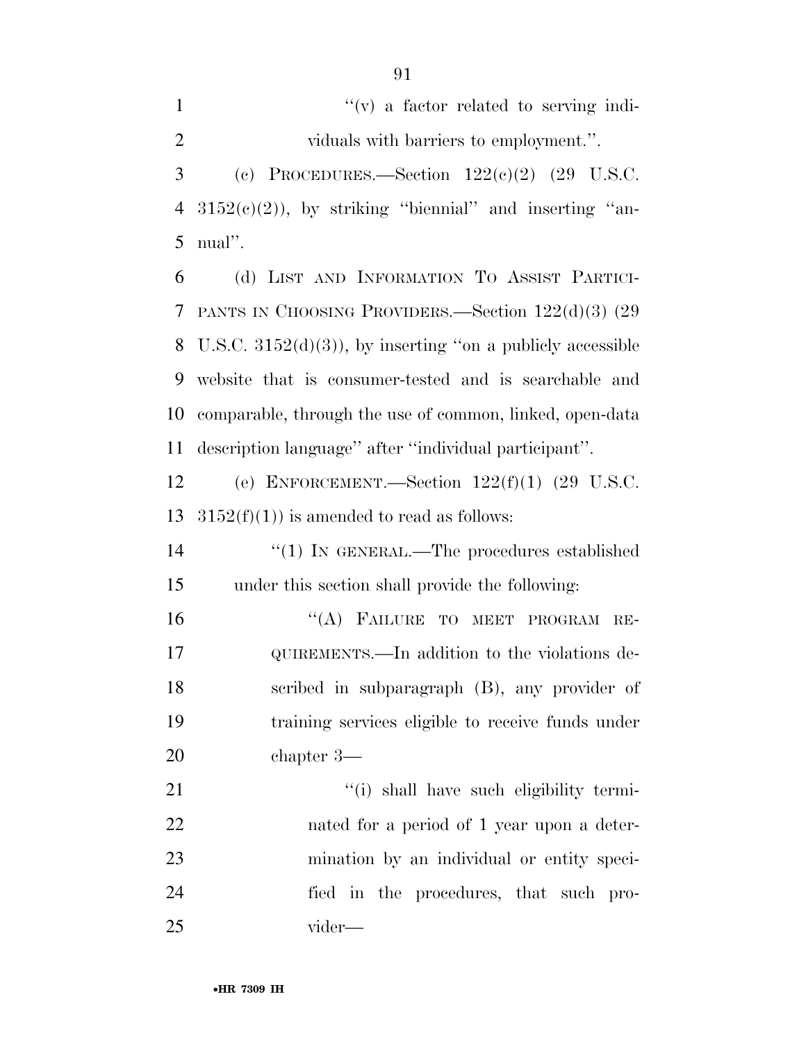''(v) a factor related to serving individuals with barriers to employment.''.

(c) PROCEDURES.—Section 122(c)(2) (29 U.S.C. 3152(c)(2)), by striking ''biennial'' and inserting ''annual''.

(d) LIST AND INFORMATION TO ASSIST PARTICIPANTS IN CHOOSING PROVIDERS.—Section 122(d)(3) (29 U.S.C. 3152(d)(3)), by inserting ''on a publicly accessible website that is consumer-tested and is searchable and comparable, through the use of common, linked, open-data description language'' after ''individual participant''.

(e) ENFORCEMENT.—Section 122(f)(1) (29 U.S.C. 3152(f)(1)) is amended to read as follows:

''(1) IN GENERAL.—The procedures established under this section shall provide the following:

''(A) FAILURE TO MEET PROGRAM REQUIREMENTS.—In addition to the violations described in subparagraph (B), any provider of training services eligible to receive funds under chapter 3—

''(i) shall have such eligibility terminated for a period of 1 year upon a determination by an individual or entity specified in the procedures, that such provider—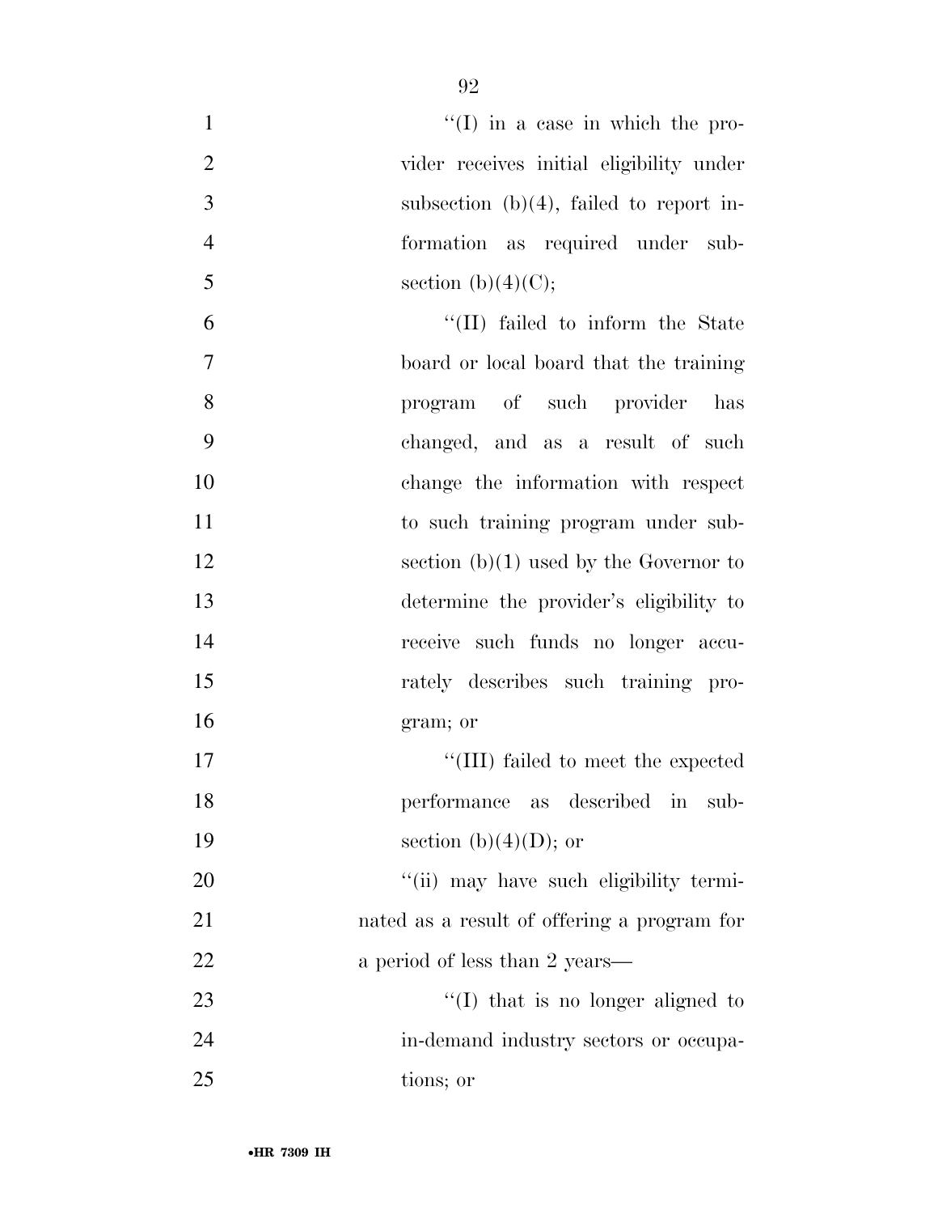"(I) in a case in which the provider receives initial eligibility under subsection (b)(4), failed to report information as required under subsection (b)(4)(C);

"(II) failed to inform the State board or local board that the training program of such provider has changed, and as a result of such change the information with respect to such training program under subsection (b)(1) used by the Governor to determine the provider's eligibility to receive such funds no longer accurately describes such training program; or

"(III) failed to meet the expected performance as described in subsection (b)(4)(D); or

"(ii) may have such eligibility terminated as a result of offering a program for a period of less than 2 years—

"(I) that is no longer aligned to in-demand industry sectors or occupations; or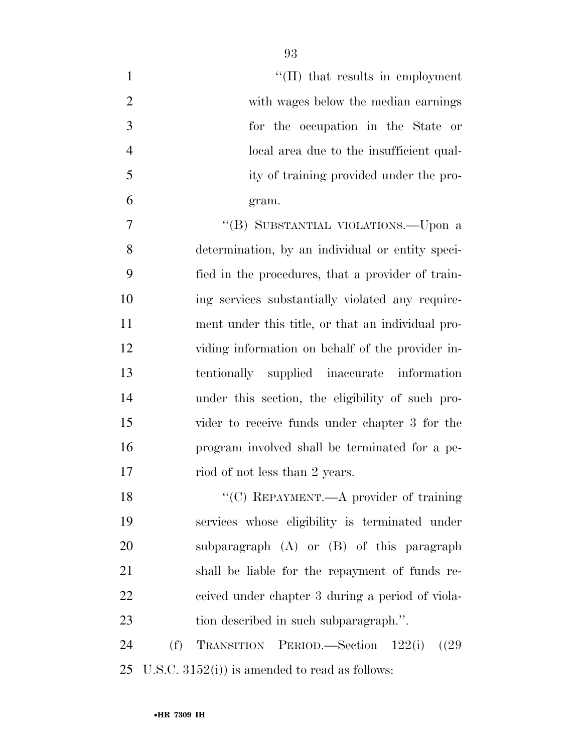"(II) that results in employment with wages below the median earnings for the occupation in the State or local area due to the insufficient quality of training provided under the program.

"(B) SUBSTANTIAL VIOLATIONS.—Upon a determination, by an individual or entity specified in the procedures, that a provider of training services substantially violated any requirement under this title, or that an individual providing information on behalf of the provider intentionally supplied inaccurate information under this section, the eligibility of such provider to receive funds under chapter 3 for the program involved shall be terminated for a period of not less than 2 years.

"(C) REPAYMENT.—A provider of training services whose eligibility is terminated under subparagraph (A) or (B) of this paragraph shall be liable for the repayment of funds received under chapter 3 during a period of violation described in such subparagraph.".

(f) TRANSITION PERIOD.—Section 122(i) ((29 U.S.C. 3152(i)) is amended to read as follows: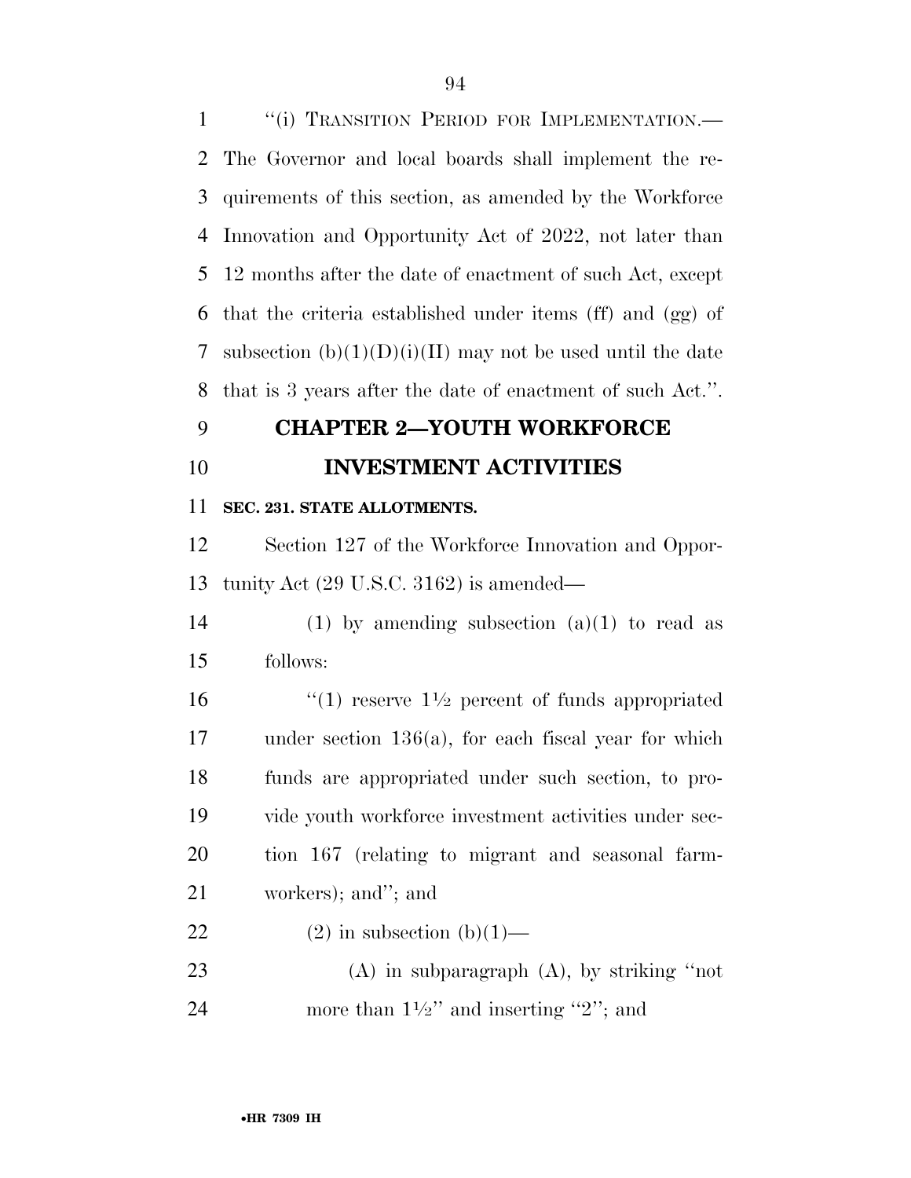"(i) TRANSITION PERIOD FOR IMPLEMENTATION.—The Governor and local boards shall implement the requirements of this section, as amended by the Workforce Innovation and Opportunity Act of 2022, not later than 12 months after the date of enactment of such Act, except that the criteria established under items (ff) and (gg) of subsection (b)(1)(D)(i)(II) may not be used until the date that is 3 years after the date of enactment of such Act.".

## CHAPTER 2—YOUTH WORKFORCE INVESTMENT ACTIVITIES

**SEC. 231. STATE ALLOTMENTS.**

Section 127 of the Workforce Innovation and Opportunity Act (29 U.S.C. 3162) is amended—

(1) by amending subsection (a)(1) to read as follows:

"(1) reserve 1½ percent of funds appropriated under section 136(a), for each fiscal year for which funds are appropriated under such section, to provide youth workforce investment activities under section 167 (relating to migrant and seasonal farmworkers); and"; and

(2) in subsection (b)(1)—

(A) in subparagraph (A), by striking "not more than 1½" and inserting "2"; and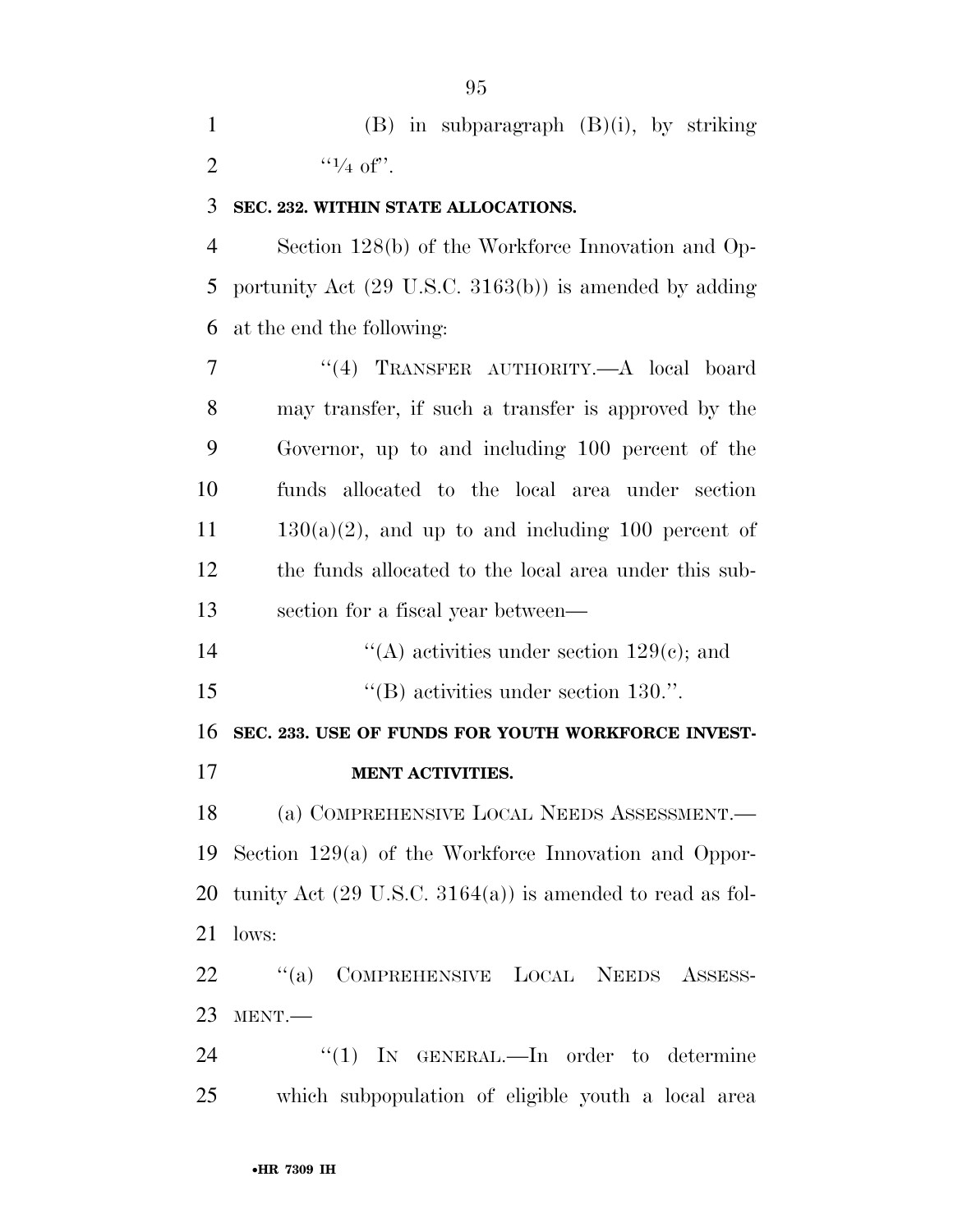(B) in subparagraph (B)(i), by striking "1/4 of".

**SEC. 232. WITHIN STATE ALLOCATIONS.**

Section 128(b) of the Workforce Innovation and Opportunity Act (29 U.S.C. 3163(b)) is amended by adding at the end the following:

"(4) TRANSFER AUTHORITY.—A local board may transfer, if such a transfer is approved by the Governor, up to and including 100 percent of the funds allocated to the local area under section 130(a)(2), and up to and including 100 percent of the funds allocated to the local area under this subsection for a fiscal year between—

"(A) activities under section 129(c); and

"(B) activities under section 130.".

**SEC. 233. USE OF FUNDS FOR YOUTH WORKFORCE INVESTMENT ACTIVITIES.**

(a) COMPREHENSIVE LOCAL NEEDS ASSESSMENT.— Section 129(a) of the Workforce Innovation and Opportunity Act (29 U.S.C. 3164(a)) is amended to read as follows:

"(a) COMPREHENSIVE LOCAL NEEDS ASSESSMENT.—

"(1) IN GENERAL.—In order to determine which subpopulation of eligible youth a local area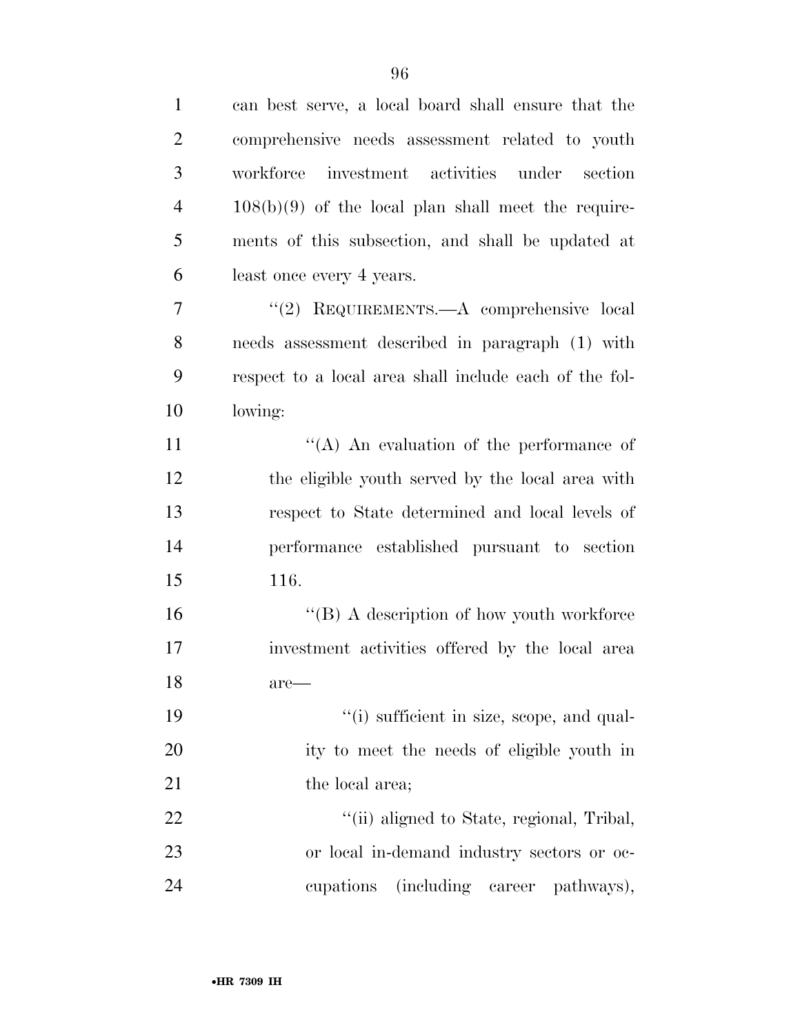can best serve, a local board shall ensure that the comprehensive needs assessment related to youth workforce investment activities under section 108(b)(9) of the local plan shall meet the requirements of this subsection, and shall be updated at least once every 4 years.

''(2) REQUIREMENTS.—A comprehensive local needs assessment described in paragraph (1) with respect to a local area shall include each of the following:

''(A) An evaluation of the performance of the eligible youth served by the local area with respect to State determined and local levels of performance established pursuant to section 116.

''(B) A description of how youth workforce investment activities offered by the local area are—

''(i) sufficient in size, scope, and quality to meet the needs of eligible youth in the local area;

''(ii) aligned to State, regional, Tribal, or local in-demand industry sectors or occupations (including career pathways),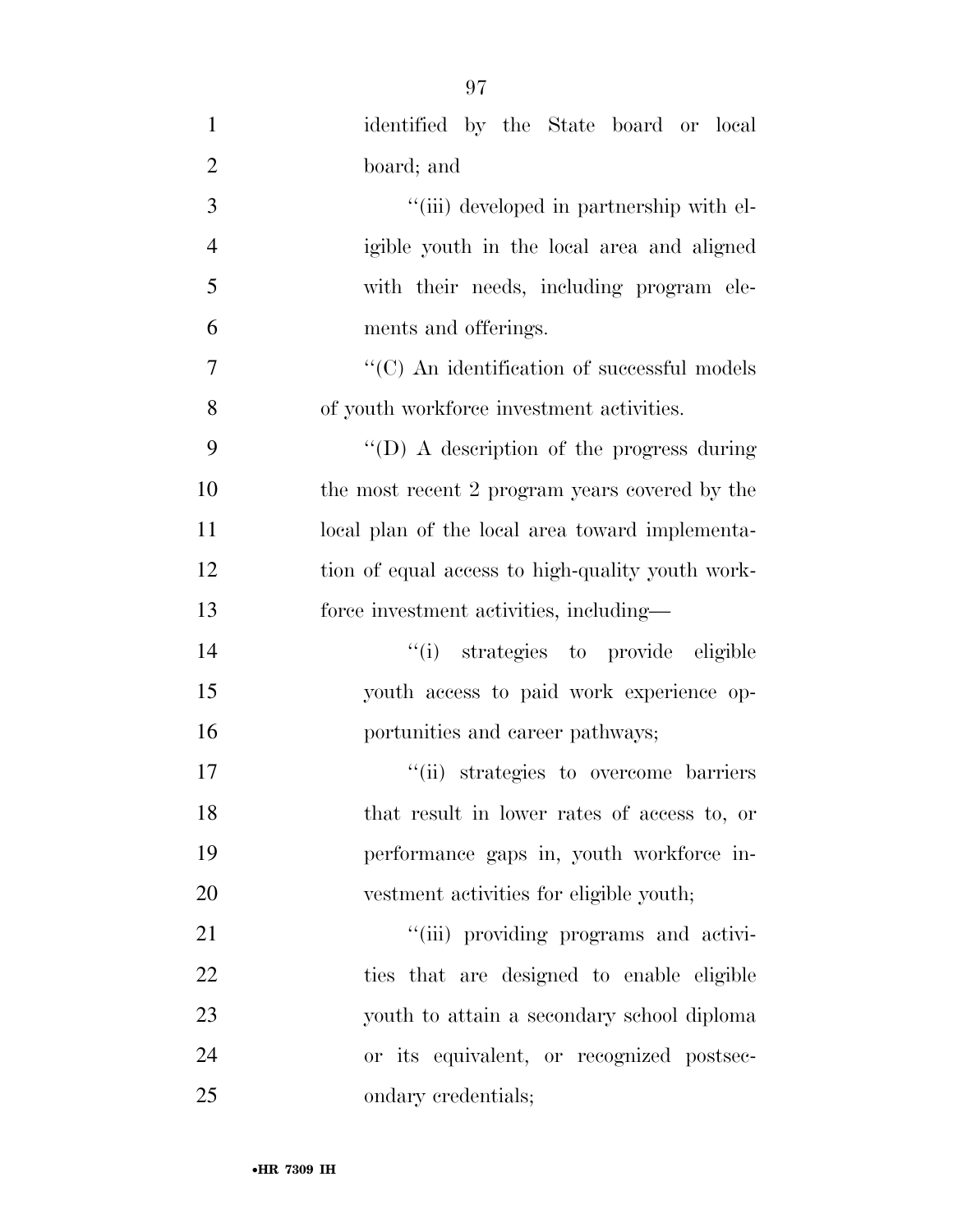identified by the State board or local board; and

''(iii) developed in partnership with eligible youth in the local area and aligned with their needs, including program elements and offerings.

''(C) An identification of successful models of youth workforce investment activities.

''(D) A description of the progress during the most recent 2 program years covered by the local plan of the local area toward implementation of equal access to high-quality youth workforce investment activities, including—

''(i) strategies to provide eligible youth access to paid work experience opportunities and career pathways;

''(ii) strategies to overcome barriers that result in lower rates of access to, or performance gaps in, youth workforce investment activities for eligible youth;

''(iii) providing programs and activities that are designed to enable eligible youth to attain a secondary school diploma or its equivalent, or recognized postsecondary credentials;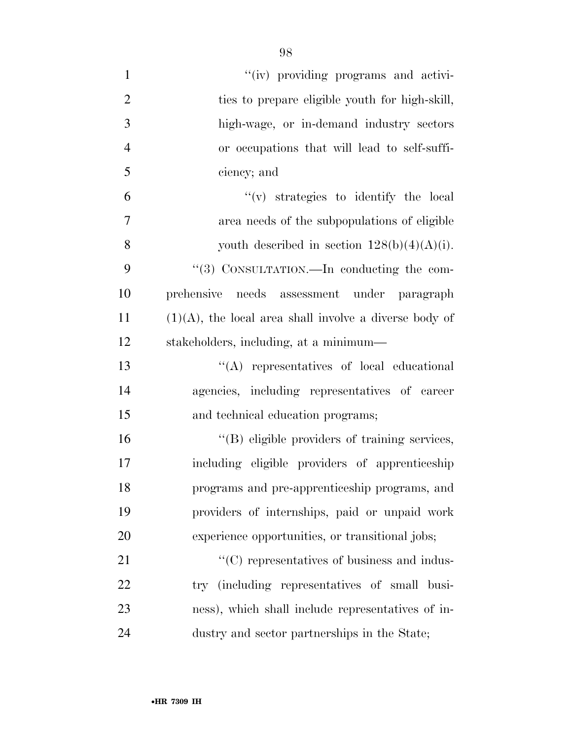"(iv) providing programs and activities to prepare eligible youth for high-skill, high-wage, or in-demand industry sectors or occupations that will lead to self-sufficiency; and

"(v) strategies to identify the local area needs of the subpopulations of eligible youth described in section 128(b)(4)(A)(i).

"(3) CONSULTATION.—In conducting the comprehensive needs assessment under paragraph (1)(A), the local area shall involve a diverse body of stakeholders, including, at a minimum—

"(A) representatives of local educational agencies, including representatives of career and technical education programs;

"(B) eligible providers of training services, including eligible providers of apprenticeship programs and pre-apprenticeship programs, and providers of internships, paid or unpaid work experience opportunities, or transitional jobs;

"(C) representatives of business and industry (including representatives of small business), which shall include representatives of industry and sector partnerships in the State;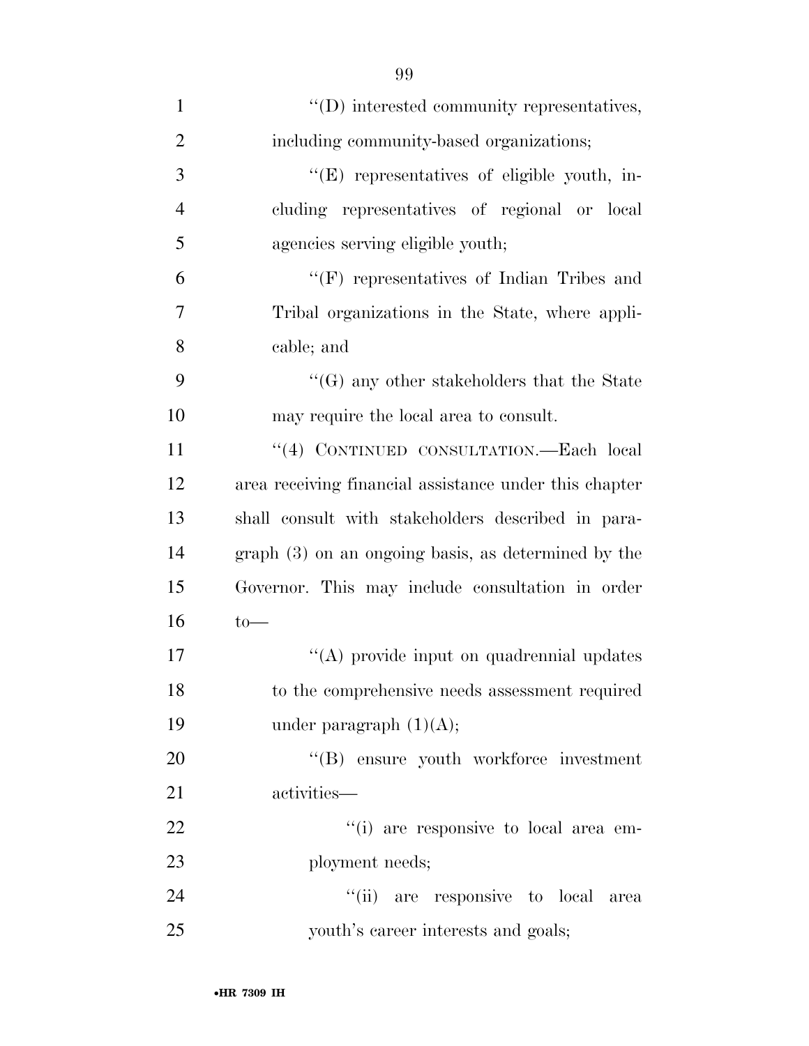''(D) interested community representatives, including community-based organizations;

''(E) representatives of eligible youth, including representatives of regional or local agencies serving eligible youth;

''(F) representatives of Indian Tribes and Tribal organizations in the State, where applicable; and

''(G) any other stakeholders that the State may require the local area to consult.

''(4) CONTINUED CONSULTATION.—Each local area receiving financial assistance under this chapter shall consult with stakeholders described in paragraph (3) on an ongoing basis, as determined by the Governor. This may include consultation in order to—

''(A) provide input on quadrennial updates to the comprehensive needs assessment required under paragraph (1)(A);

''(B) ensure youth workforce investment activities—

''(i) are responsive to local area employment needs;

''(ii) are responsive to local area youth's career interests and goals;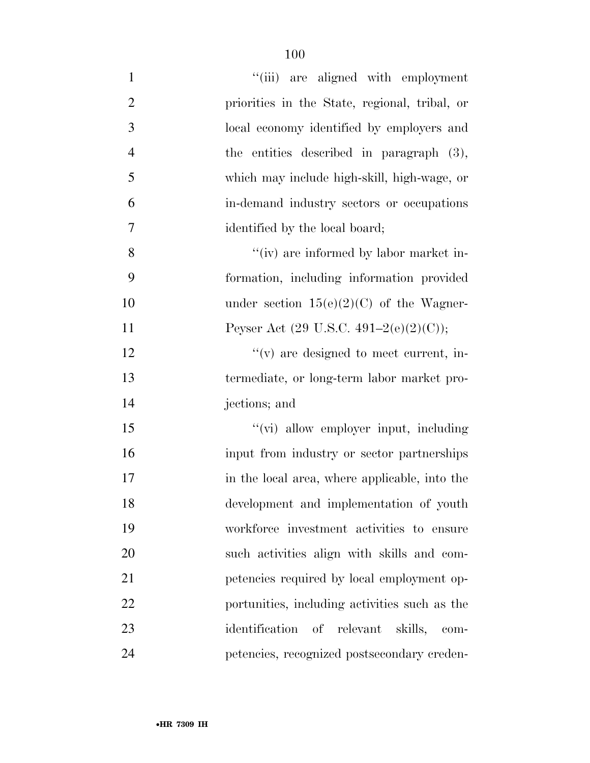''(iii) are aligned with employment priorities in the State, regional, tribal, or local economy identified by employers and the entities described in paragraph (3), which may include high-skill, high-wage, or in-demand industry sectors or occupations identified by the local board;

''(iv) are informed by labor market information, including information provided under section 15(e)(2)(C) of the Wagner-Peyser Act (29 U.S.C. 491–2(e)(2)(C));

''(v) are designed to meet current, intermediate, or long-term labor market projections; and

''(vi) allow employer input, including input from industry or sector partnerships in the local area, where applicable, into the development and implementation of youth workforce investment activities to ensure such activities align with skills and competencies required by local employment opportunities, including activities such as the identification of relevant skills, competencies, recognized postsecondary creden-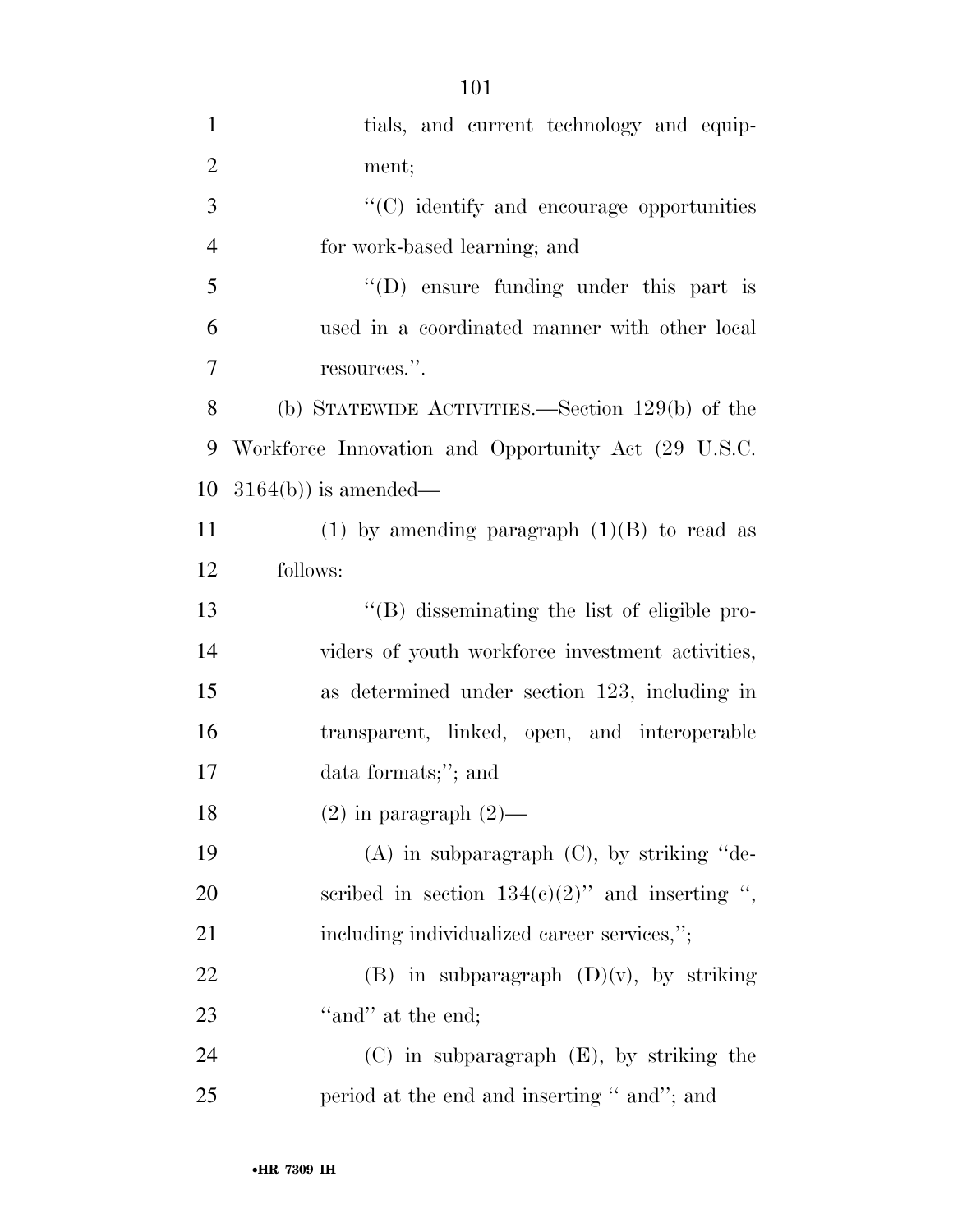tials, and current technology and equipment;

"(C) identify and encourage opportunities for work-based learning; and

"(D) ensure funding under this part is used in a coordinated manner with other local resources.".

(b) STATEWIDE ACTIVITIES.—Section 129(b) of the Workforce Innovation and Opportunity Act (29 U.S.C. 3164(b)) is amended—

(1) by amending paragraph (1)(B) to read as follows:

"(B) disseminating the list of eligible providers of youth workforce investment activities, as determined under section 123, including in transparent, linked, open, and interoperable data formats;"; and

(2) in paragraph (2)—

(A) in subparagraph (C), by striking "described in section 134(c)(2)" and inserting ", including individualized career services,";

(B) in subparagraph (D)(v), by striking "and" at the end;

(C) in subparagraph (E), by striking the period at the end and inserting " and"; and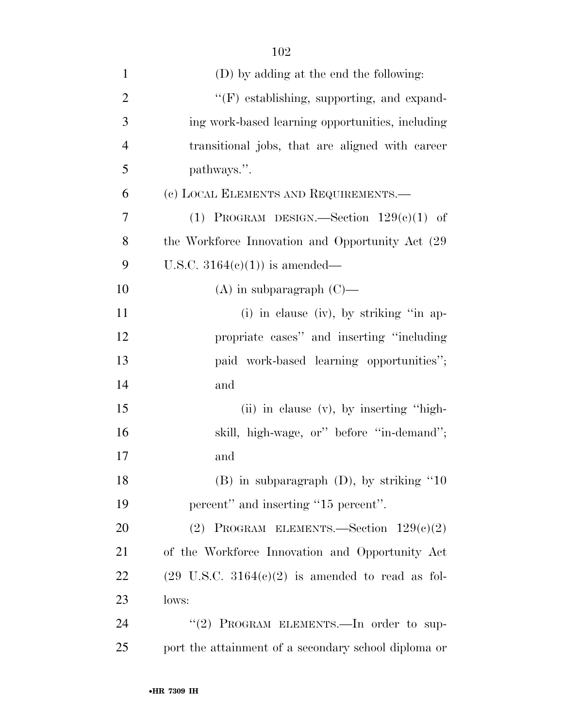(D) by adding at the end the following:

''(F) establishing, supporting, and expanding work-based learning opportunities, including transitional jobs, that are aligned with career pathways.''.

(c) LOCAL ELEMENTS AND REQUIREMENTS.—

(1) PROGRAM DESIGN.—Section 129(c)(1) of the Workforce Innovation and Opportunity Act (29 U.S.C. 3164(c)(1)) is amended—

(A) in subparagraph (C)—

(i) in clause (iv), by striking ''in appropriate cases'' and inserting ''including paid work-based learning opportunities''; and

(ii) in clause (v), by inserting ''high-skill, high-wage, or'' before ''in-demand''; and

(B) in subparagraph (D), by striking ''10 percent'' and inserting ''15 percent''.

(2) PROGRAM ELEMENTS.—Section 129(c)(2) of the Workforce Innovation and Opportunity Act (29 U.S.C. 3164(c)(2) is amended to read as follows:

''(2) PROGRAM ELEMENTS.—In order to support the attainment of a secondary school diploma or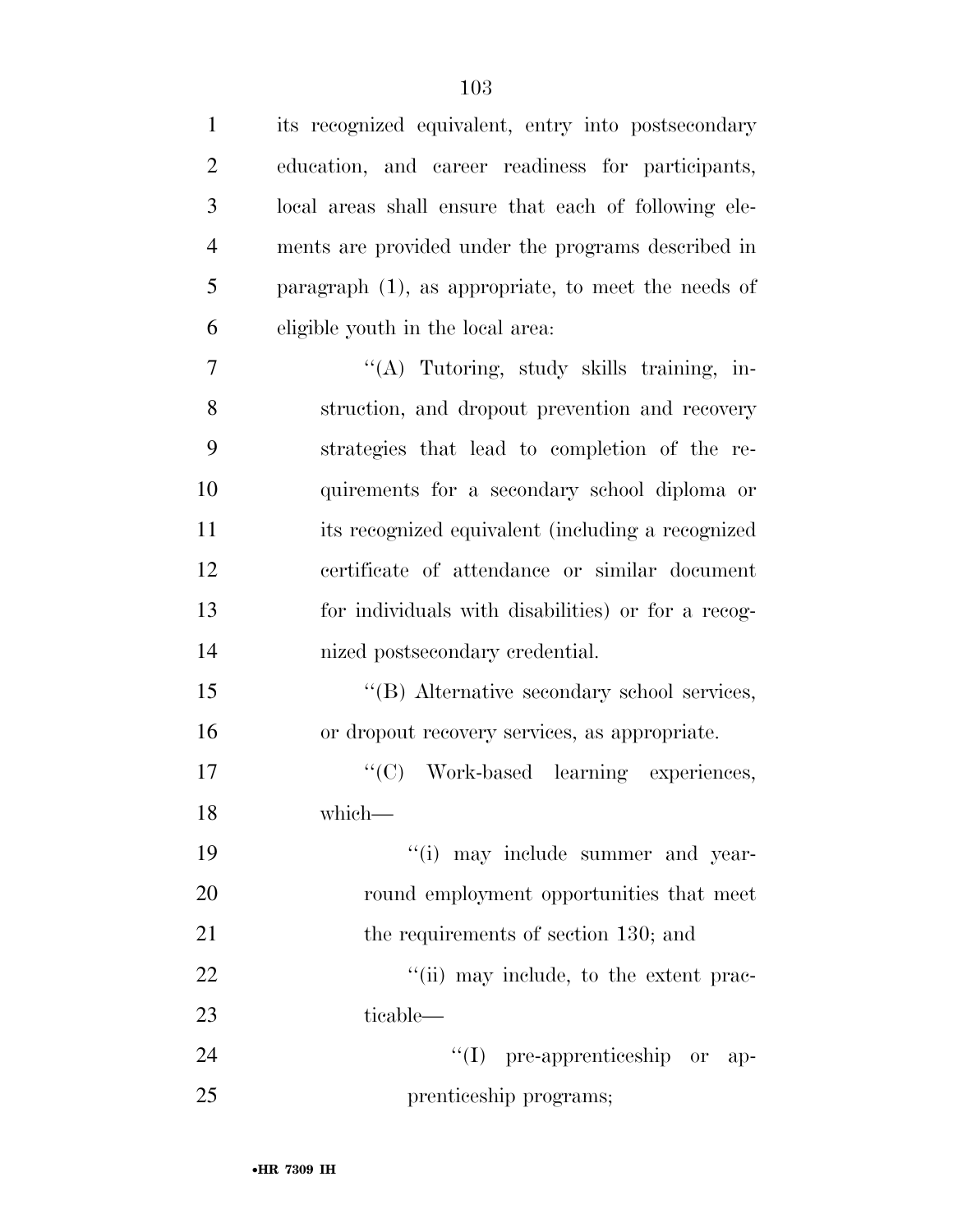its recognized equivalent, entry into postsecondary education, and career readiness for participants, local areas shall ensure that each of following elements are provided under the programs described in paragraph (1), as appropriate, to meet the needs of eligible youth in the local area:

"(A) Tutoring, study skills training, instruction, and dropout prevention and recovery strategies that lead to completion of the requirements for a secondary school diploma or its recognized equivalent (including a recognized certificate of attendance or similar document for individuals with disabilities) or for a recognized postsecondary credential.

"(B) Alternative secondary school services, or dropout recovery services, as appropriate.

"(C) Work-based learning experiences, which—

"(i) may include summer and year-round employment opportunities that meet the requirements of section 130; and

"(ii) may include, to the extent practicable—

"(I) pre-apprenticeship or apprenticeship programs;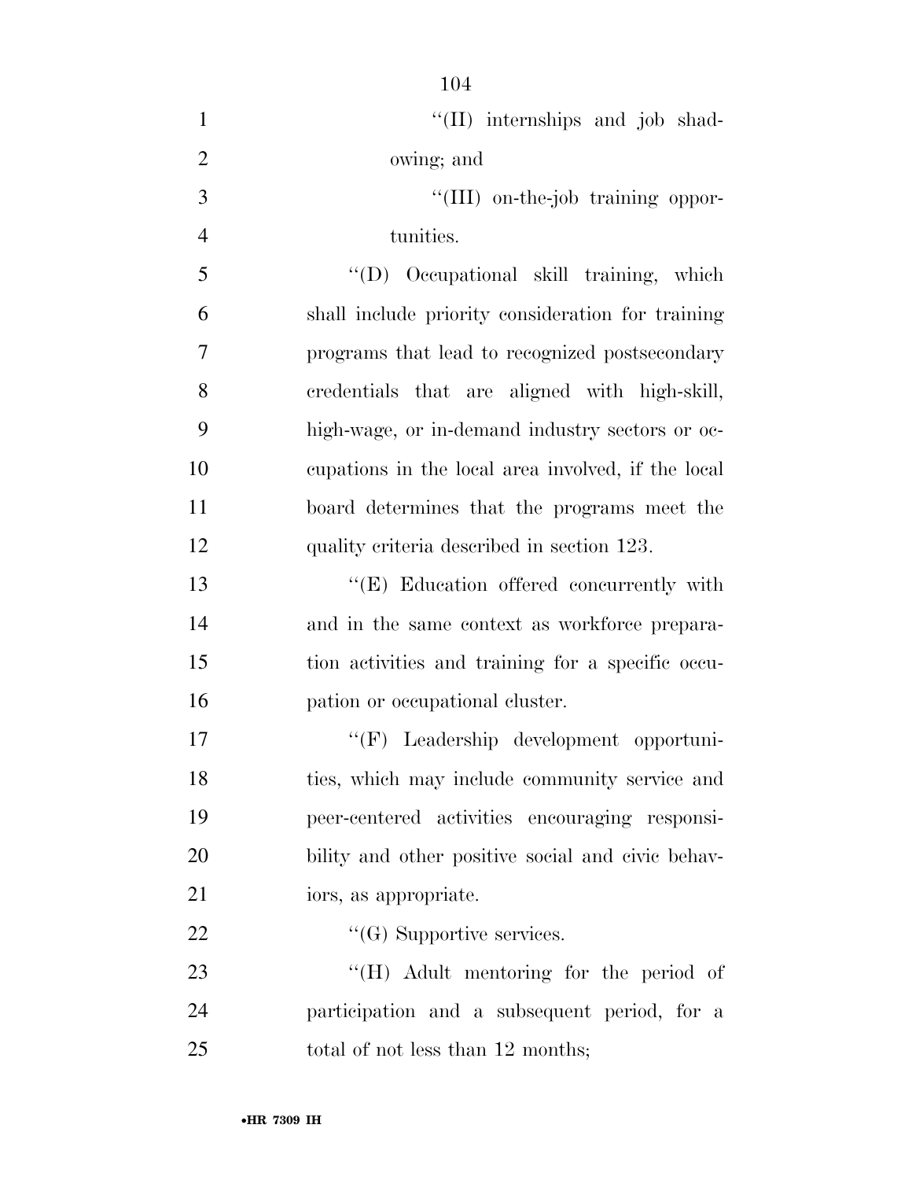''(II) internships and job shadowing; and

''(III) on-the-job training opportunities.

''(D) Occupational skill training, which shall include priority consideration for training programs that lead to recognized postsecondary credentials that are aligned with high-skill, high-wage, or in-demand industry sectors or occupations in the local area involved, if the local board determines that the programs meet the quality criteria described in section 123.

''(E) Education offered concurrently with and in the same context as workforce preparation activities and training for a specific occupation or occupational cluster.

''(F) Leadership development opportunities, which may include community service and peer-centered activities encouraging responsibility and other positive social and civic behaviors, as appropriate.

''(G) Supportive services.

''(H) Adult mentoring for the period of participation and a subsequent period, for a total of not less than 12 months;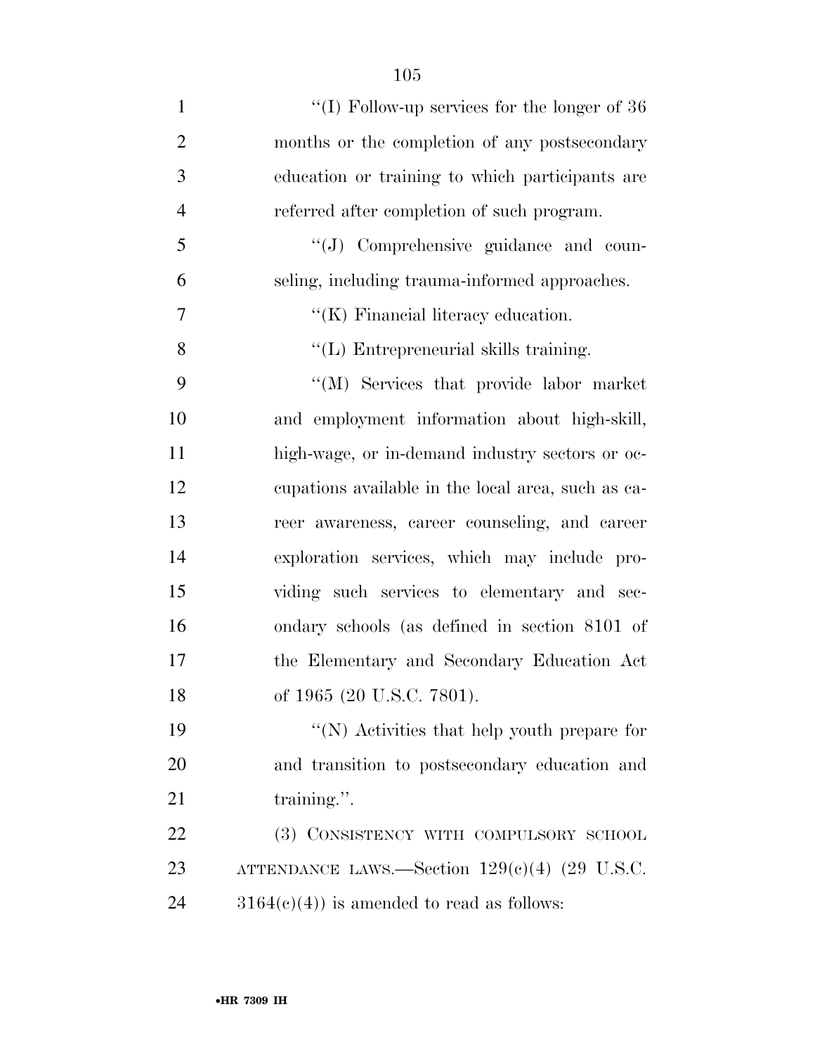''(I) Follow-up services for the longer of 36 months or the completion of any postsecondary education or training to which participants are referred after completion of such program.

''(J) Comprehensive guidance and counseling, including trauma-informed approaches.

''(K) Financial literacy education.

''(L) Entrepreneurial skills training.

''(M) Services that provide labor market and employment information about high-skill, high-wage, or in-demand industry sectors or occupations available in the local area, such as career awareness, career counseling, and career exploration services, which may include providing such services to elementary and secondary schools (as defined in section 8101 of the Elementary and Secondary Education Act of 1965 (20 U.S.C. 7801).

''(N) Activities that help youth prepare for and transition to postsecondary education and training.''.

(3) CONSISTENCY WITH COMPULSORY SCHOOL ATTENDANCE LAWS.—Section 129(c)(4) (29 U.S.C. 3164(c)(4)) is amended to read as follows: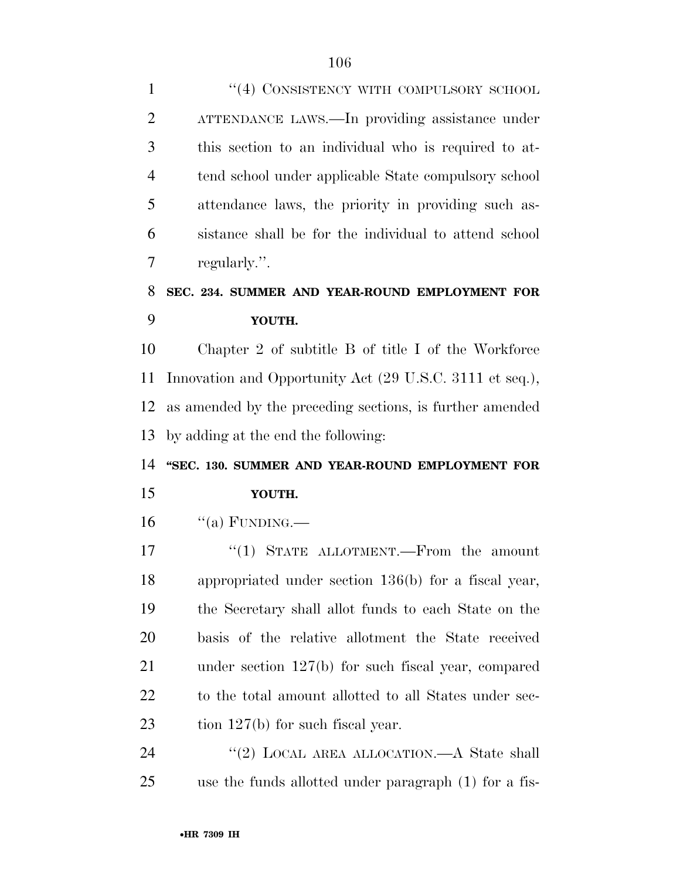"(4) CONSISTENCY WITH COMPULSORY SCHOOL ATTENDANCE LAWS.—In providing assistance under this section to an individual who is required to attend school under applicable State compulsory school attendance laws, the priority in providing such assistance shall be for the individual to attend school regularly.".

### SEC. 234. SUMMER AND YEAR-ROUND EMPLOYMENT FOR YOUTH.

Chapter 2 of subtitle B of title I of the Workforce Innovation and Opportunity Act (29 U.S.C. 3111 et seq.), as amended by the preceding sections, is further amended by adding at the end the following:

### "SEC. 130. SUMMER AND YEAR-ROUND EMPLOYMENT FOR YOUTH.

"(a) FUNDING.—

"(1) STATE ALLOTMENT.—From the amount appropriated under section 136(b) for a fiscal year, the Secretary shall allot funds to each State on the basis of the relative allotment the State received under section 127(b) for such fiscal year, compared to the total amount allotted to all States under section 127(b) for such fiscal year.

"(2) LOCAL AREA ALLOCATION.—A State shall use the funds allotted under paragraph (1) for a fis-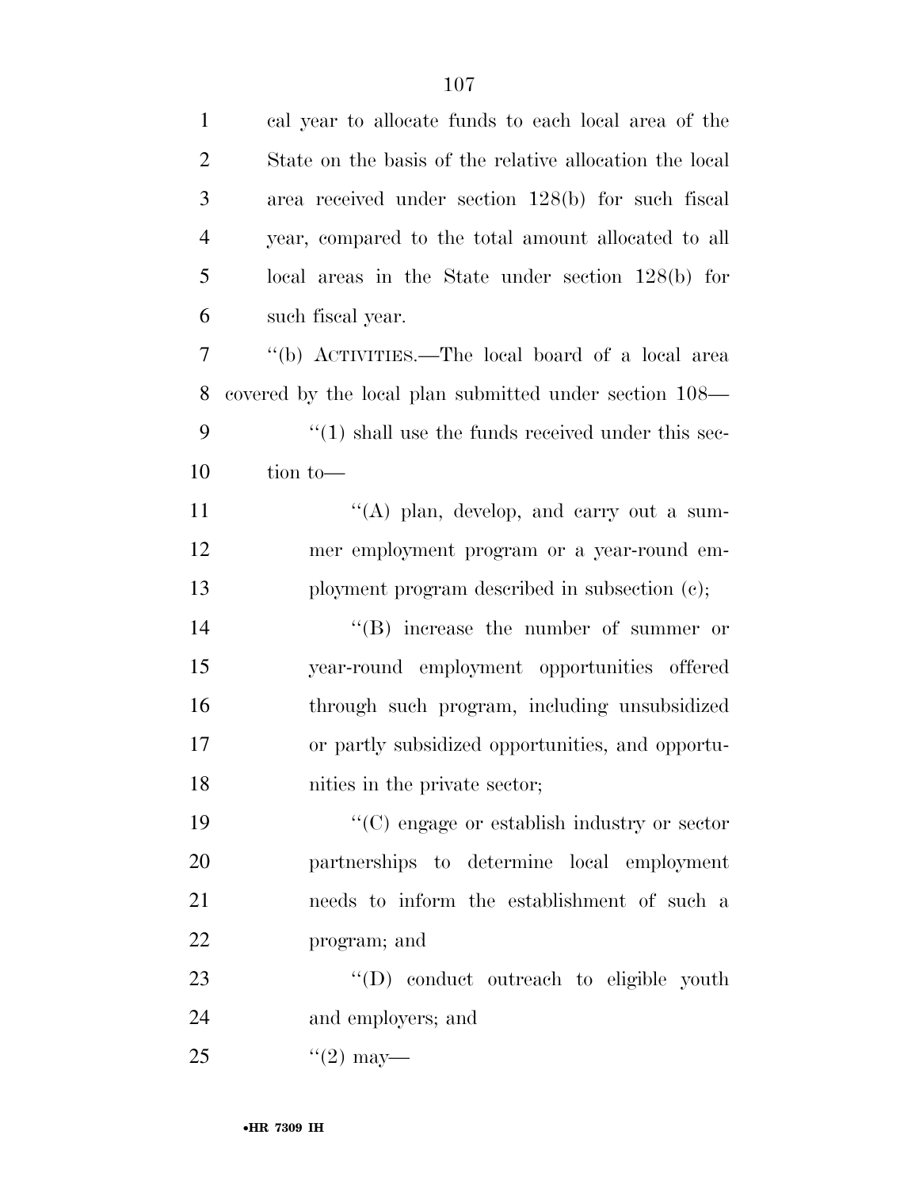cal year to allocate funds to each local area of the State on the basis of the relative allocation the local area received under section 128(b) for such fiscal year, compared to the total amount allocated to all local areas in the State under section 128(b) for such fiscal year.

''(b) ACTIVITIES.—The local board of a local area covered by the local plan submitted under section 108—

''(1) shall use the funds received under this section to—

''(A) plan, develop, and carry out a summer employment program or a year-round employment program described in subsection (c);

''(B) increase the number of summer or year-round employment opportunities offered through such program, including unsubsidized or partly subsidized opportunities, and opportunities in the private sector;

''(C) engage or establish industry or sector partnerships to determine local employment needs to inform the establishment of such a program; and

''(D) conduct outreach to eligible youth and employers; and

''(2) may—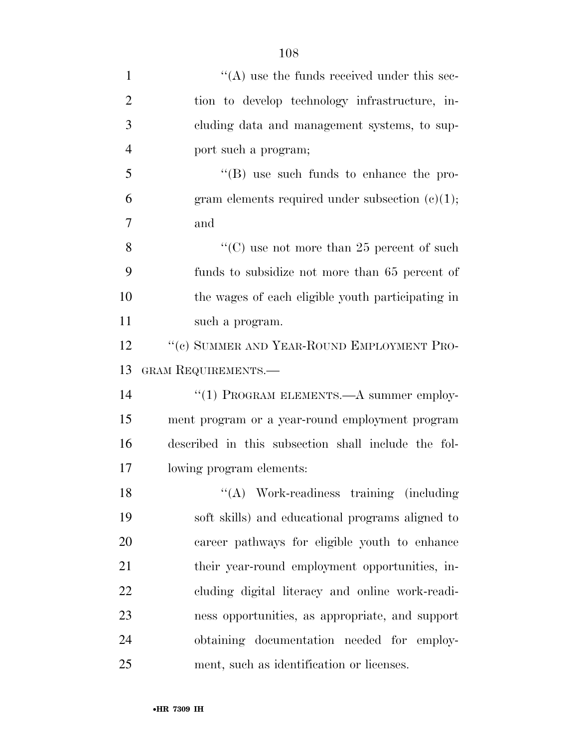''(A) use the funds received under this section to develop technology infrastructure, including data and management systems, to support such a program;

''(B) use such funds to enhance the program elements required under subsection (c)(1); and

''(C) use not more than 25 percent of such funds to subsidize not more than 65 percent of the wages of each eligible youth participating in such a program.

''(c) SUMMER AND YEAR-ROUND EMPLOYMENT PROGRAM REQUIREMENTS.—

''(1) PROGRAM ELEMENTS.—A summer employment program or a year-round employment program described in this subsection shall include the following program elements:

''(A) Work-readiness training (including soft skills) and educational programs aligned to career pathways for eligible youth to enhance their year-round employment opportunities, including digital literacy and online work-readiness opportunities, as appropriate, and support obtaining documentation needed for employment, such as identification or licenses.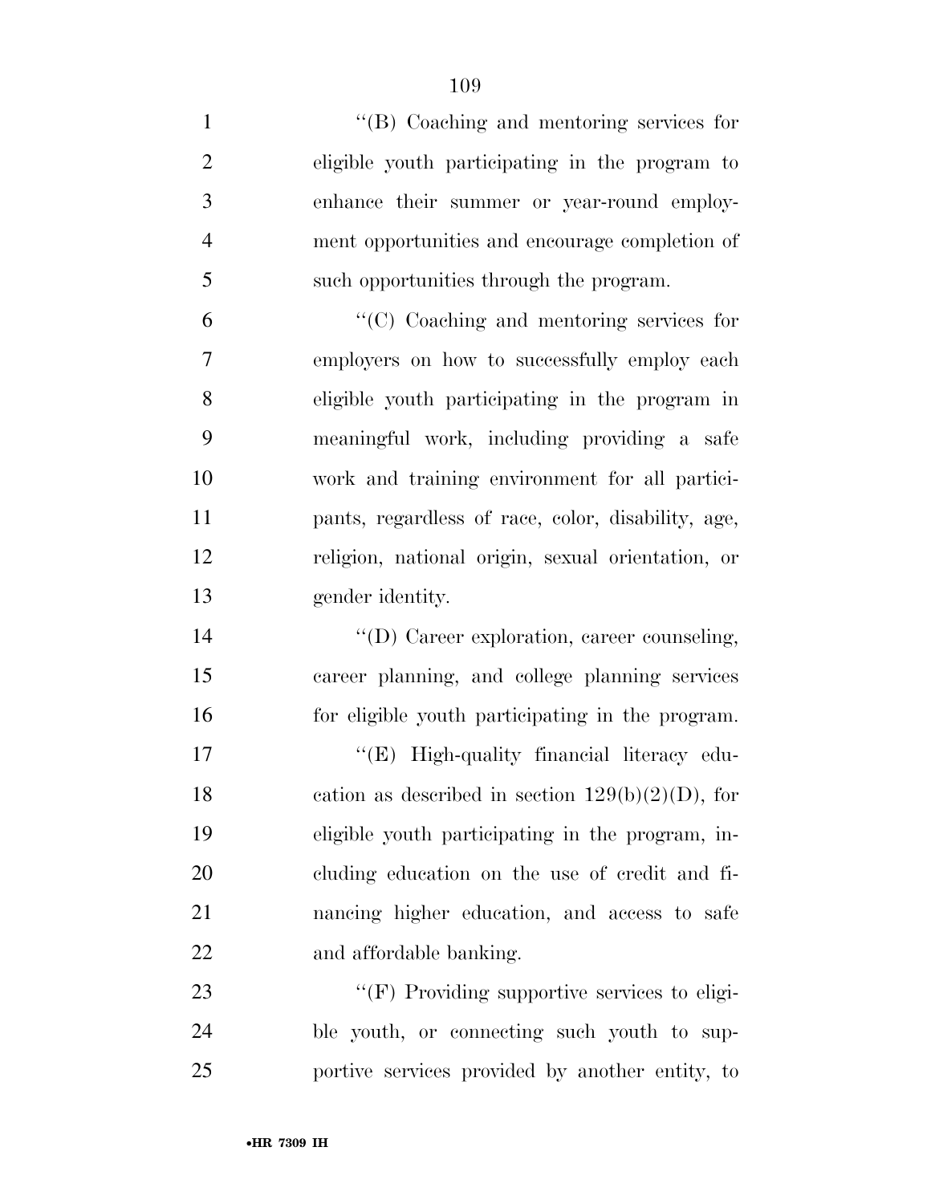''(B) Coaching and mentoring services for eligible youth participating in the program to enhance their summer or year-round employment opportunities and encourage completion of such opportunities through the program.

''(C) Coaching and mentoring services for employers on how to successfully employ each eligible youth participating in the program in meaningful work, including providing a safe work and training environment for all participants, regardless of race, color, disability, age, religion, national origin, sexual orientation, or gender identity.

''(D) Career exploration, career counseling, career planning, and college planning services for eligible youth participating in the program.

''(E) High-quality financial literacy education as described in section 129(b)(2)(D), for eligible youth participating in the program, including education on the use of credit and financing higher education, and access to safe and affordable banking.

''(F) Providing supportive services to eligible youth, or connecting such youth to supportive services provided by another entity, to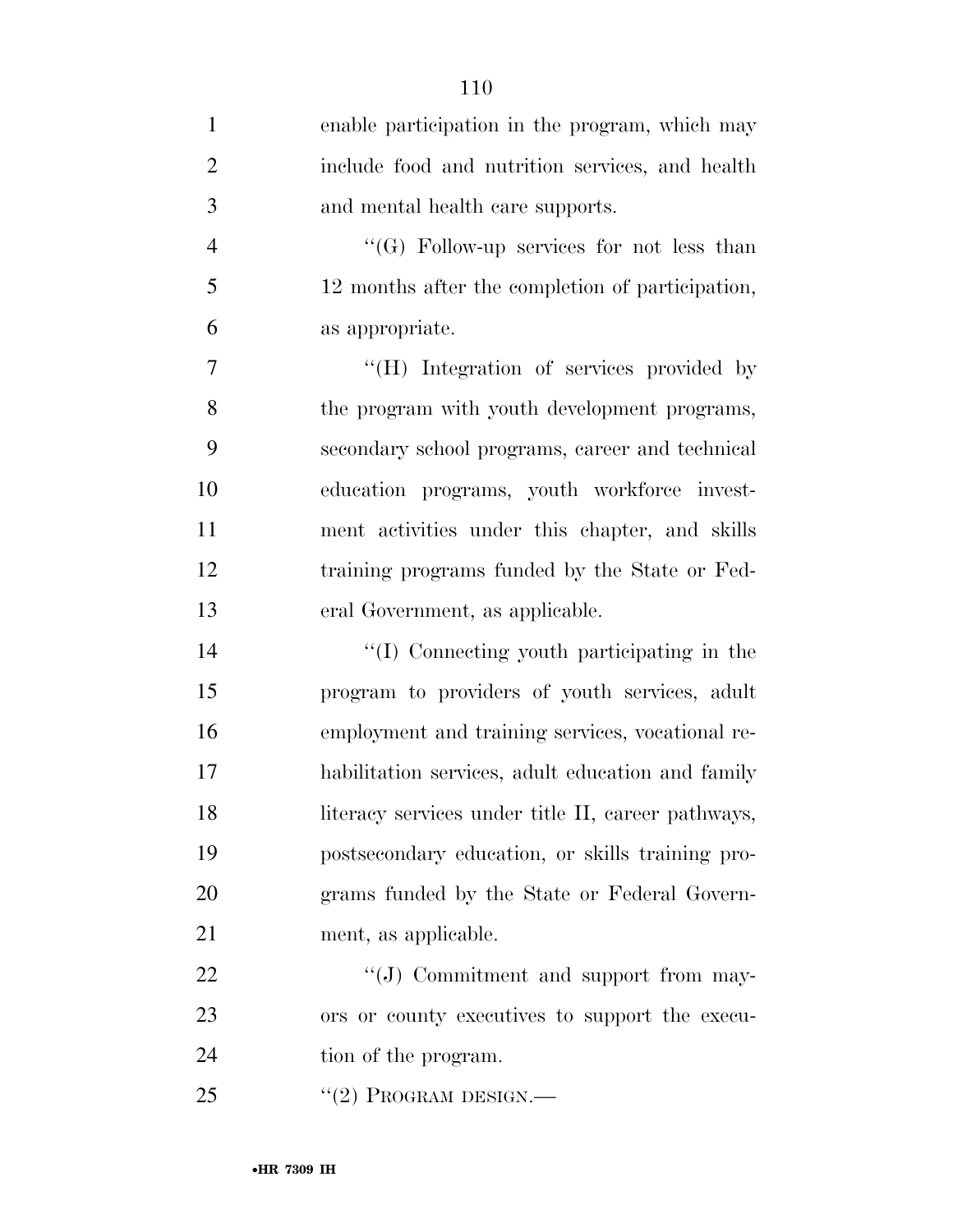enable participation in the program, which may include food and nutrition services, and health and mental health care supports.

''(G) Follow-up services for not less than 12 months after the completion of participation, as appropriate.

''(H) Integration of services provided by the program with youth development programs, secondary school programs, career and technical education programs, youth workforce investment activities under this chapter, and skills training programs funded by the State or Federal Government, as applicable.

''(I) Connecting youth participating in the program to providers of youth services, adult employment and training services, vocational rehabilitation services, adult education and family literacy services under title II, career pathways, postsecondary education, or skills training programs funded by the State or Federal Government, as applicable.

''(J) Commitment and support from mayors or county executives to support the execution of the program.

''(2) PROGRAM DESIGN.—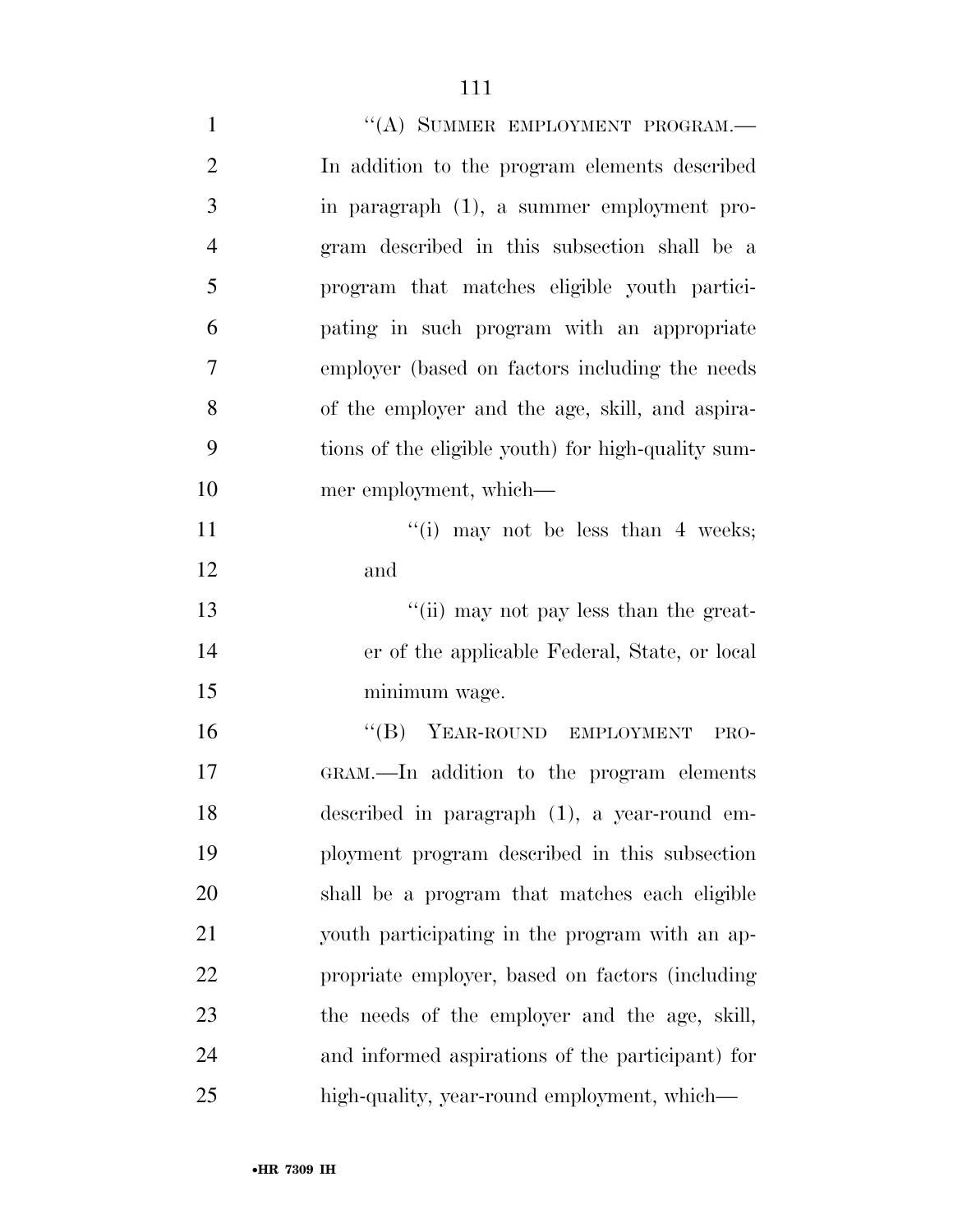"(A) SUMMER EMPLOYMENT PROGRAM.— In addition to the program elements described in paragraph (1), a summer employment program described in this subsection shall be a program that matches eligible youth participating in such program with an appropriate employer (based on factors including the needs of the employer and the age, skill, and aspirations of the eligible youth) for high-quality summer employment, which—

"(i) may not be less than 4 weeks; and

"(ii) may not pay less than the greater of the applicable Federal, State, or local minimum wage.

"(B) YEAR-ROUND EMPLOYMENT PROGRAM.—In addition to the program elements described in paragraph (1), a year-round employment program described in this subsection shall be a program that matches each eligible youth participating in the program with an appropriate employer, based on factors (including the needs of the employer and the age, skill, and informed aspirations of the participant) for high-quality, year-round employment, which—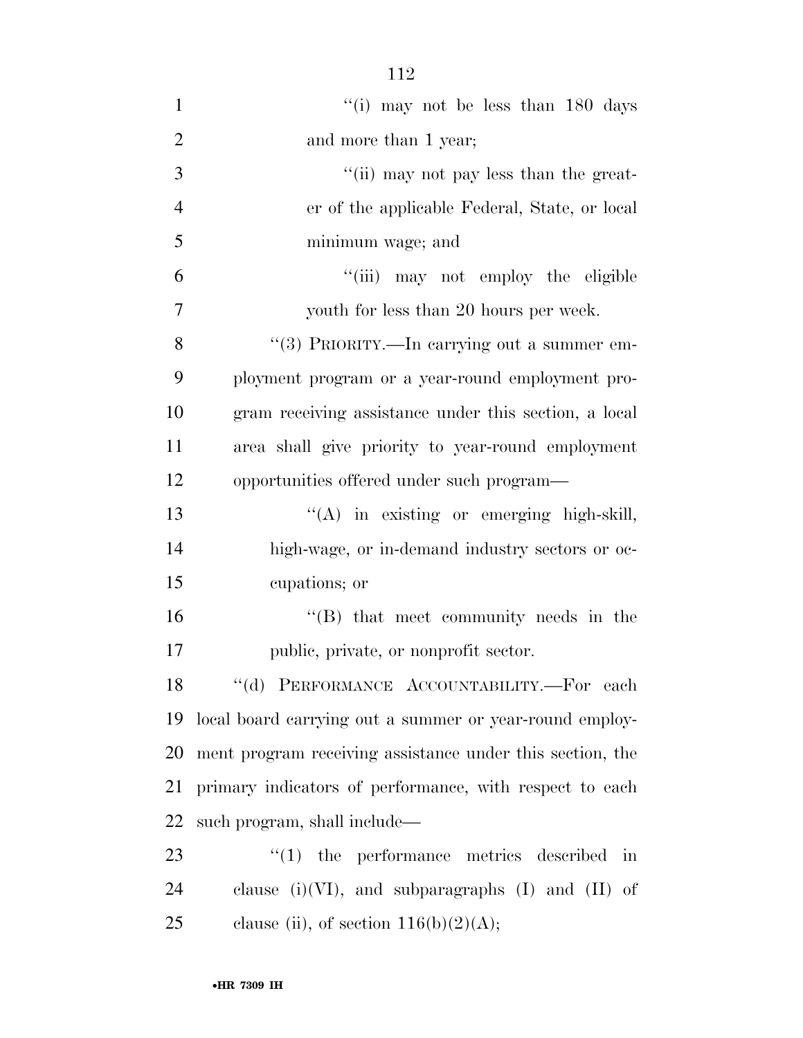''(i) may not be less than 180 days and more than 1 year;

''(ii) may not pay less than the greater of the applicable Federal, State, or local minimum wage; and

''(iii) may not employ the eligible youth for less than 20 hours per week.

''(3) PRIORITY.—In carrying out a summer employment program or a year-round employment program receiving assistance under this section, a local area shall give priority to year-round employment opportunities offered under such program—

''(A) in existing or emerging high-skill, high-wage, or in-demand industry sectors or occupations; or

''(B) that meet community needs in the public, private, or nonprofit sector.

''(d) PERFORMANCE ACCOUNTABILITY.—For each local board carrying out a summer or year-round employment program receiving assistance under this section, the primary indicators of performance, with respect to each such program, shall include—

''(1) the performance metrics described in clause (i)(VI), and subparagraphs (I) and (II) of clause (ii), of section 116(b)(2)(A);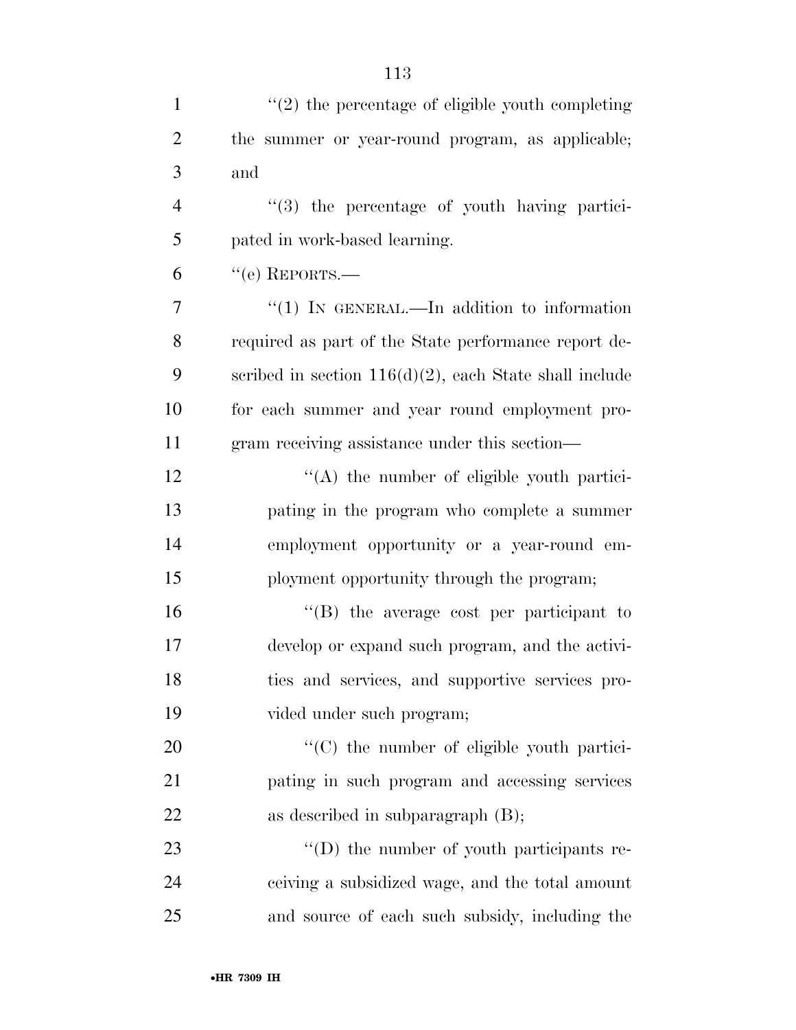"(2) the percentage of eligible youth completing the summer or year-round program, as applicable; and

"(3) the percentage of youth having participated in work-based learning.

"(e) REPORTS.—

"(1) IN GENERAL.—In addition to information required as part of the State performance report described in section 116(d)(2), each State shall include for each summer and year round employment program receiving assistance under this section—

"(A) the number of eligible youth participating in the program who complete a summer employment opportunity or a year-round employment opportunity through the program;

"(B) the average cost per participant to develop or expand such program, and the activities and services, and supportive services provided under such program;

"(C) the number of eligible youth participating in such program and accessing services as described in subparagraph (B);

"(D) the number of youth participants receiving a subsidized wage, and the total amount and source of each such subsidy, including the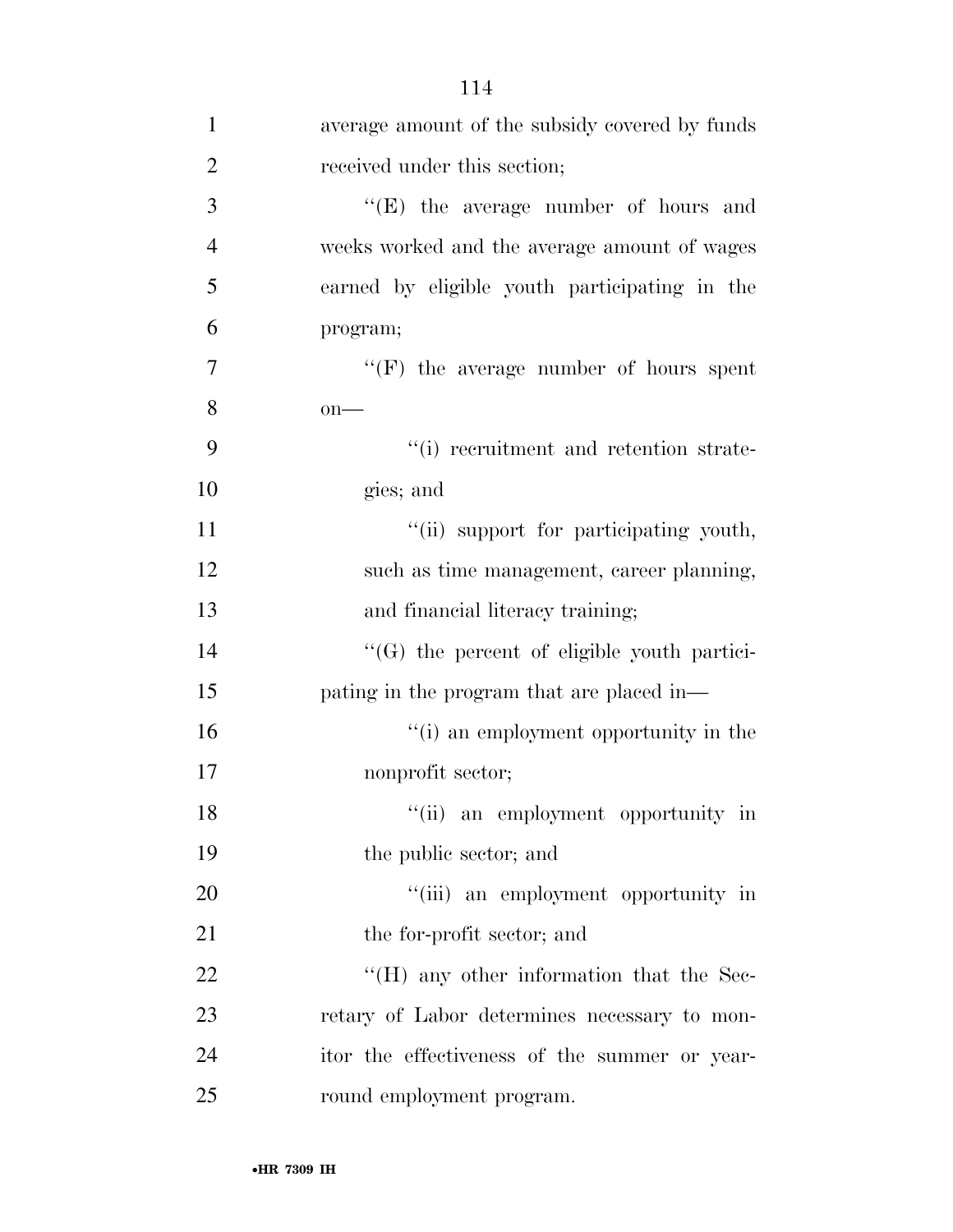average amount of the subsidy covered by funds received under this section;

''(E) the average number of hours and weeks worked and the average amount of wages earned by eligible youth participating in the program;

''(F) the average number of hours spent on—

''(i) recruitment and retention strategies; and

''(ii) support for participating youth, such as time management, career planning, and financial literacy training;

''(G) the percent of eligible youth participating in the program that are placed in—

''(i) an employment opportunity in the nonprofit sector;

''(ii) an employment opportunity in the public sector; and

''(iii) an employment opportunity in the for-profit sector; and

''(H) any other information that the Secretary of Labor determines necessary to monitor the effectiveness of the summer or year-round employment program.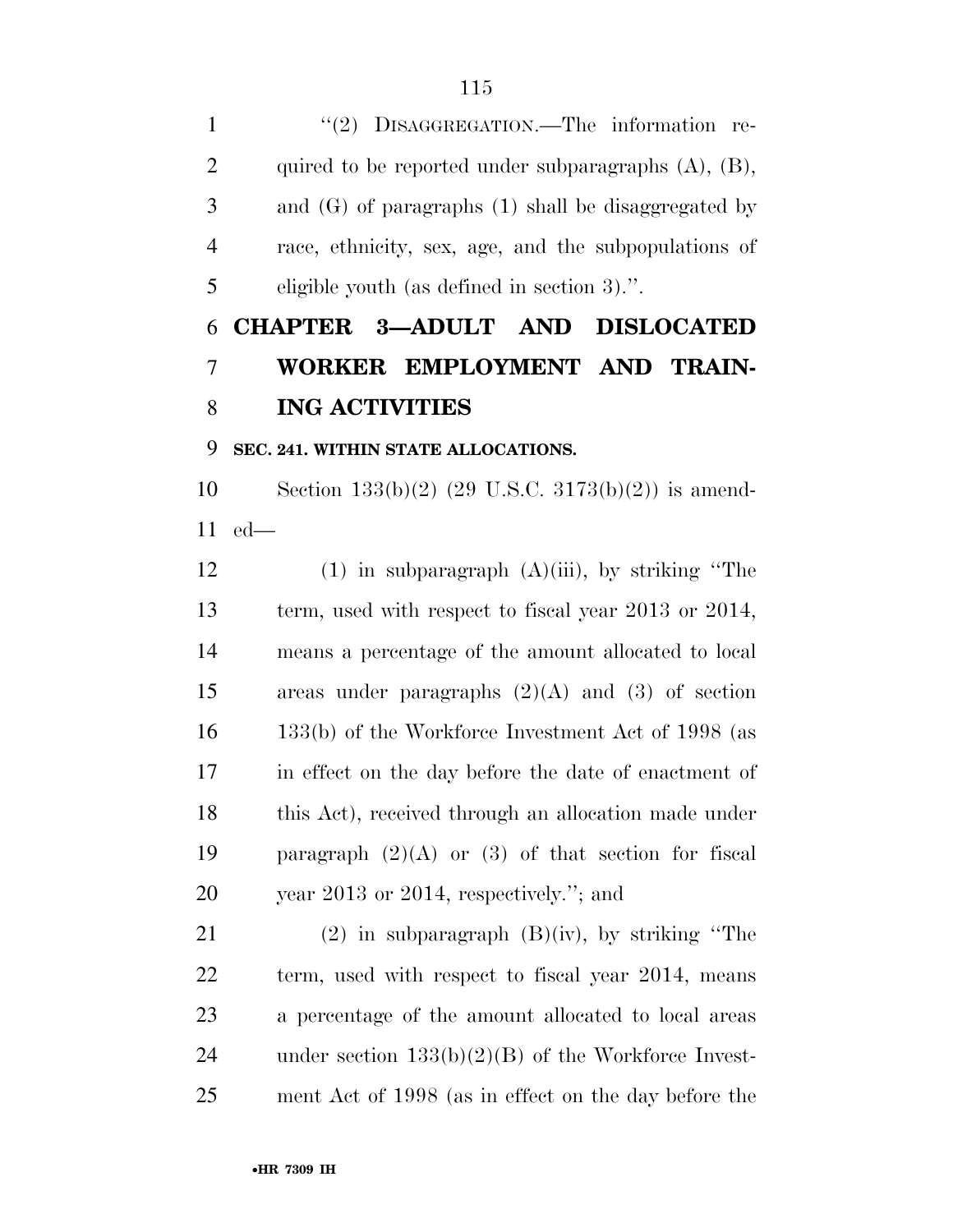"(2) DISAGGREGATION.—The information required to be reported under subparagraphs (A), (B), and (G) of paragraphs (1) shall be disaggregated by race, ethnicity, sex, age, and the subpopulations of eligible youth (as defined in section 3).".

## CHAPTER 3—ADULT AND DISLOCATED WORKER EMPLOYMENT AND TRAINING ACTIVITIES

### SEC. 241. WITHIN STATE ALLOCATIONS.

Section 133(b)(2) (29 U.S.C. 3173(b)(2)) is amended—

(1) in subparagraph (A)(iii), by striking "The term, used with respect to fiscal year 2013 or 2014, means a percentage of the amount allocated to local areas under paragraphs (2)(A) and (3) of section 133(b) of the Workforce Investment Act of 1998 (as in effect on the day before the date of enactment of this Act), received through an allocation made under paragraph (2)(A) or (3) of that section for fiscal year 2013 or 2014, respectively."; and

(2) in subparagraph (B)(iv), by striking "The term, used with respect to fiscal year 2014, means a percentage of the amount allocated to local areas under section 133(b)(2)(B) of the Workforce Investment Act of 1998 (as in effect on the day before the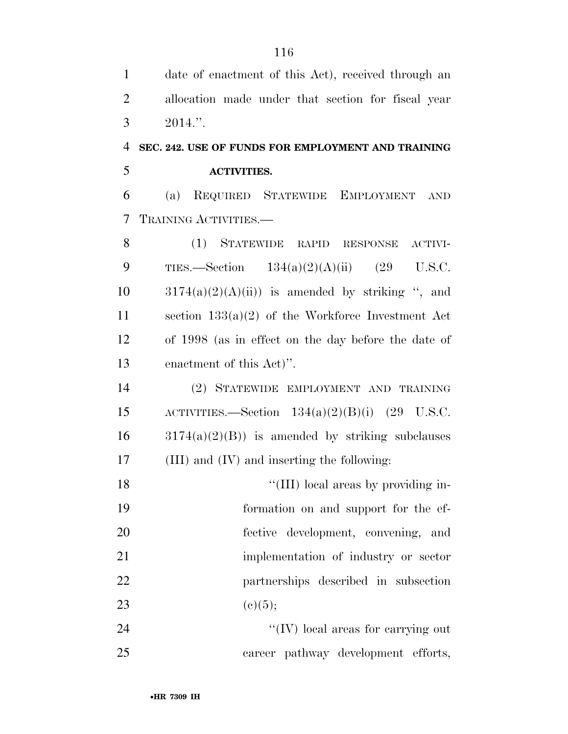date of enactment of this Act), received through an allocation made under that section for fiscal year 2014.''.

### SEC. 242. USE OF FUNDS FOR EMPLOYMENT AND TRAINING ACTIVITIES.

(a) REQUIRED STATEWIDE EMPLOYMENT AND TRAINING ACTIVITIES.—

(1) STATEWIDE RAPID RESPONSE ACTIVITIES.—Section 134(a)(2)(A)(ii) (29 U.S.C. 3174(a)(2)(A)(ii)) is amended by striking '', and section 133(a)(2) of the Workforce Investment Act of 1998 (as in effect on the day before the date of enactment of this Act)''.

(2) STATEWIDE EMPLOYMENT AND TRAINING ACTIVITIES.—Section 134(a)(2)(B)(i) (29 U.S.C. 3174(a)(2)(B)) is amended by striking subclauses (III) and (IV) and inserting the following:

''(III) local areas by providing information on and support for the effective development, convening, and implementation of industry or sector partnerships described in subsection (c)(5);

''(IV) local areas for carrying out career pathway development efforts,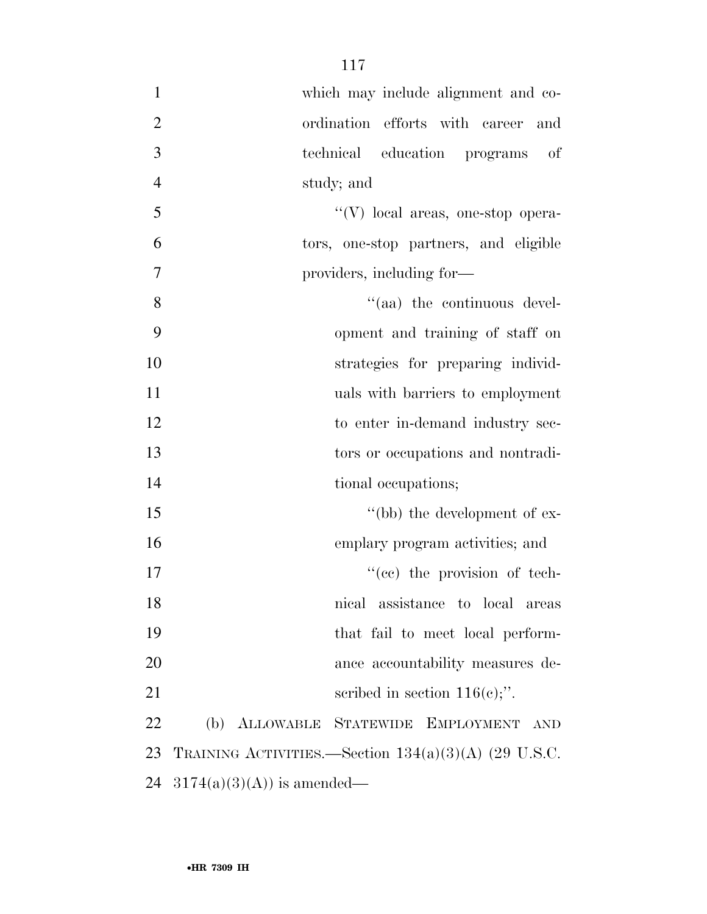which may include alignment and coordination efforts with career and technical education programs of study; and

''(V) local areas, one-stop operators, one-stop partners, and eligible providers, including for—

''(aa) the continuous development and training of staff on strategies for preparing individuals with barriers to employment to enter in-demand industry sectors or occupations and nontraditional occupations;

''(bb) the development of exemplary program activities; and

''(cc) the provision of technical assistance to local areas that fail to meet local performance accountability measures described in section 116(c);''.

(b) ALLOWABLE STATEWIDE EMPLOYMENT AND TRAINING ACTIVITIES.—Section 134(a)(3)(A) (29 U.S.C. 3174(a)(3)(A)) is amended—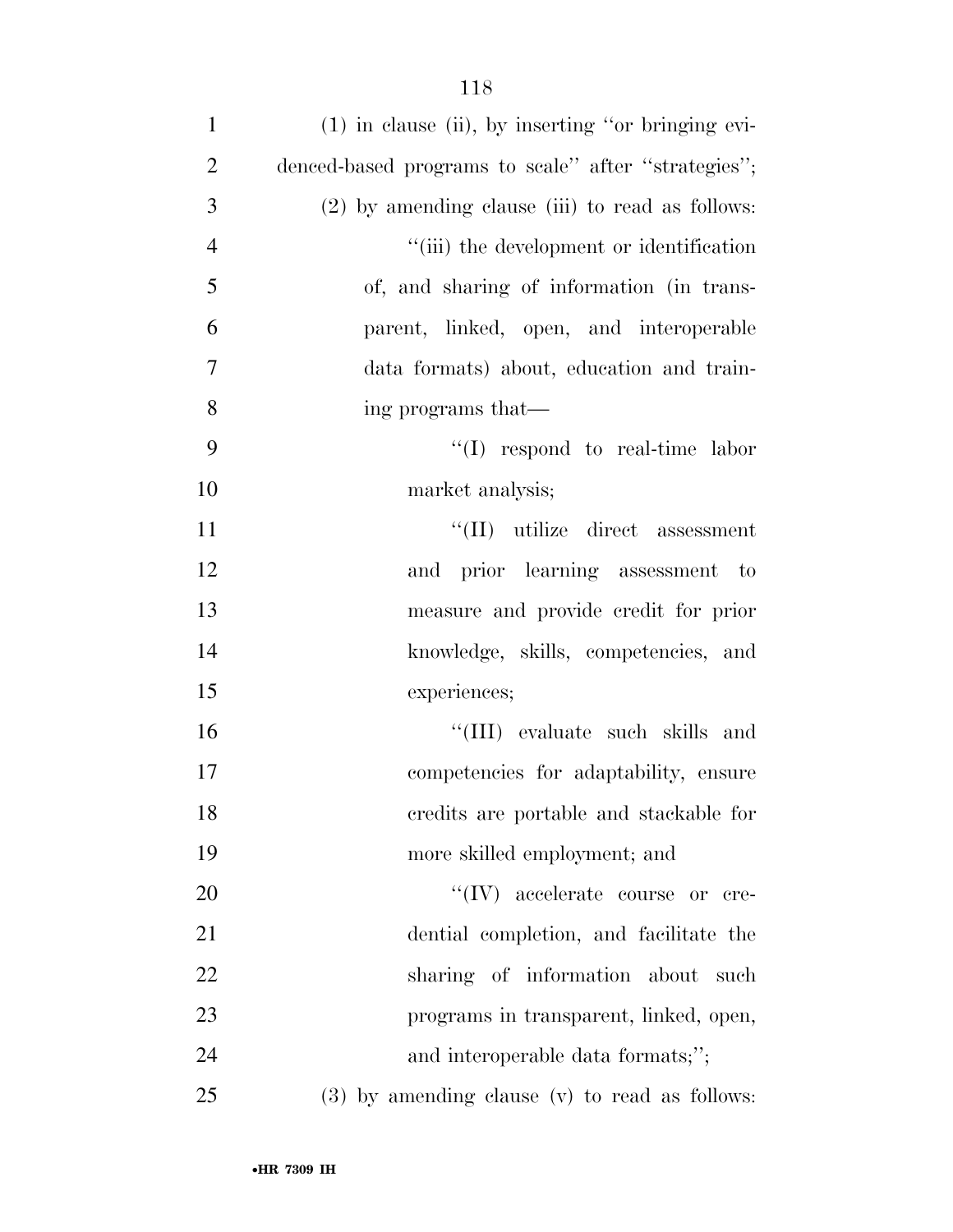(1) in clause (ii), by inserting ''or bringing evidenced-based programs to scale'' after ''strategies'';

(2) by amending clause (iii) to read as follows:

''(iii) the development or identification of, and sharing of information (in transparent, linked, open, and interoperable data formats) about, education and training programs that—

''(I) respond to real-time labor market analysis;

''(II) utilize direct assessment and prior learning assessment to measure and provide credit for prior knowledge, skills, competencies, and experiences;

''(III) evaluate such skills and competencies for adaptability, ensure credits are portable and stackable for more skilled employment; and

''(IV) accelerate course or credential completion, and facilitate the sharing of information about such programs in transparent, linked, open, and interoperable data formats;'';

(3) by amending clause (v) to read as follows: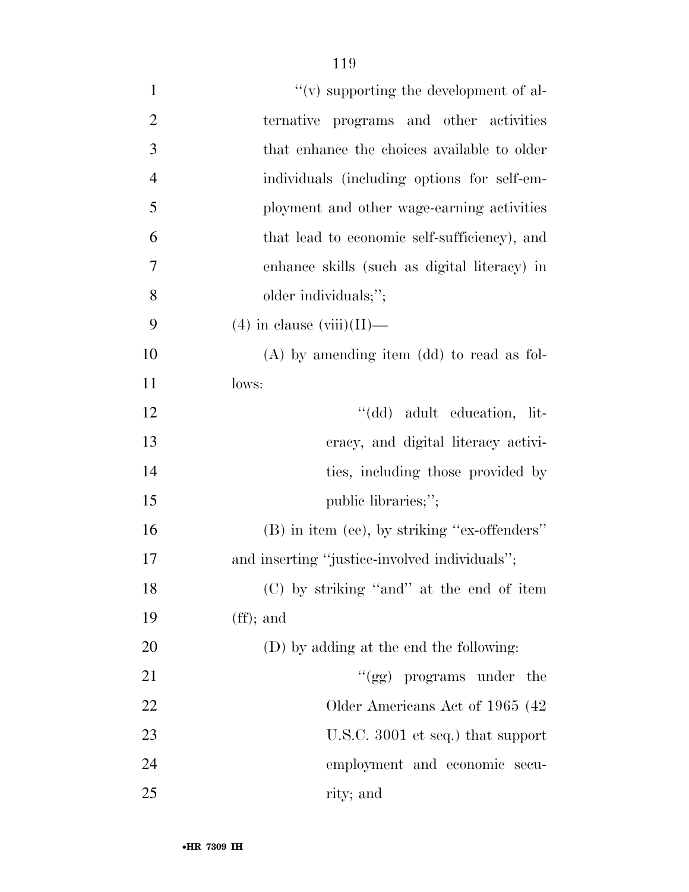''(v) supporting the development of alternative programs and other activities that enhance the choices available to older individuals (including options for self-employment and other wage-earning activities that lead to economic self-sufficiency), and enhance skills (such as digital literacy) in older individuals;'';

(4) in clause (viii)(II)—

(A) by amending item (dd) to read as follows:

''(dd) adult education, literacy, and digital literacy activities, including those provided by public libraries;'';

(B) in item (ee), by striking ''ex-offenders'' and inserting ''justice-involved individuals'';

(C) by striking ''and'' at the end of item (ff); and

(D) by adding at the end the following:

''(gg) programs under the Older Americans Act of 1965 (42 U.S.C. 3001 et seq.) that support employment and economic security; and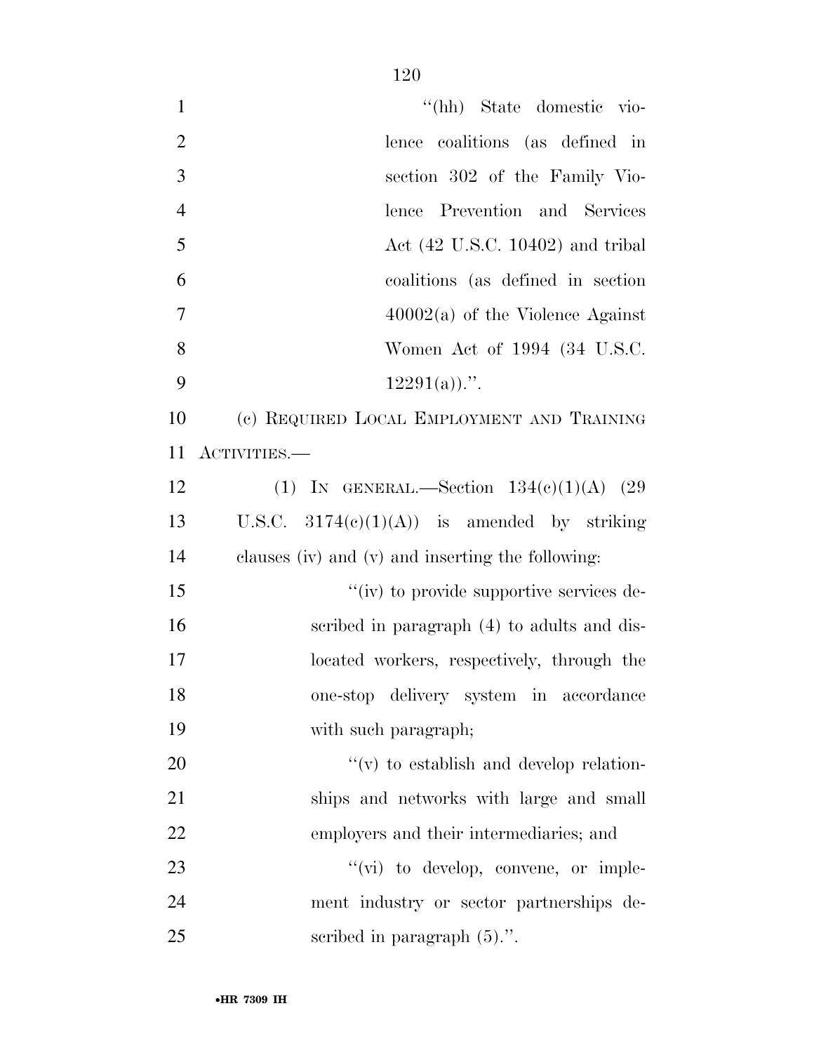"(hh) State domestic violence coalitions (as defined in section 302 of the Family Violence Prevention and Services Act (42 U.S.C. 10402) and tribal coalitions (as defined in section 40002(a) of the Violence Against Women Act of 1994 (34 U.S.C. 12291(a)).".

(c) REQUIRED LOCAL EMPLOYMENT AND TRAINING ACTIVITIES.—

(1) IN GENERAL.—Section 134(c)(1)(A) (29 U.S.C. 3174(c)(1)(A)) is amended by striking clauses (iv) and (v) and inserting the following:

"(iv) to provide supportive services described in paragraph (4) to adults and dislocated workers, respectively, through the one-stop delivery system in accordance with such paragraph;

"(v) to establish and develop relationships and networks with large and small employers and their intermediaries; and

"(vi) to develop, convene, or implement industry or sector partnerships described in paragraph (5).".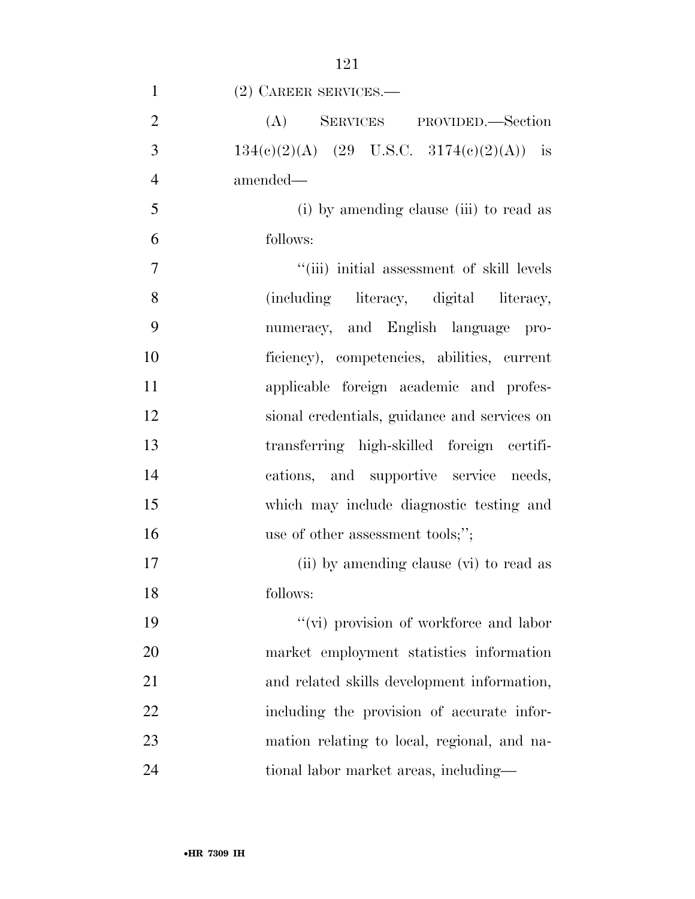(2) CAREER SERVICES.—

(A) SERVICES PROVIDED.—Section 134(c)(2)(A) (29 U.S.C. 3174(c)(2)(A)) is amended—

(i) by amending clause (iii) to read as follows:

''(iii) initial assessment of skill levels (including literacy, digital literacy, numeracy, and English language proficiency), competencies, abilities, current applicable foreign academic and professional credentials, guidance and services on transferring high-skilled foreign certifications, and supportive service needs, which may include diagnostic testing and use of other assessment tools;'';

(ii) by amending clause (vi) to read as follows:

''(vi) provision of workforce and labor market employment statistics information and related skills development information, including the provision of accurate information relating to local, regional, and national labor market areas, including—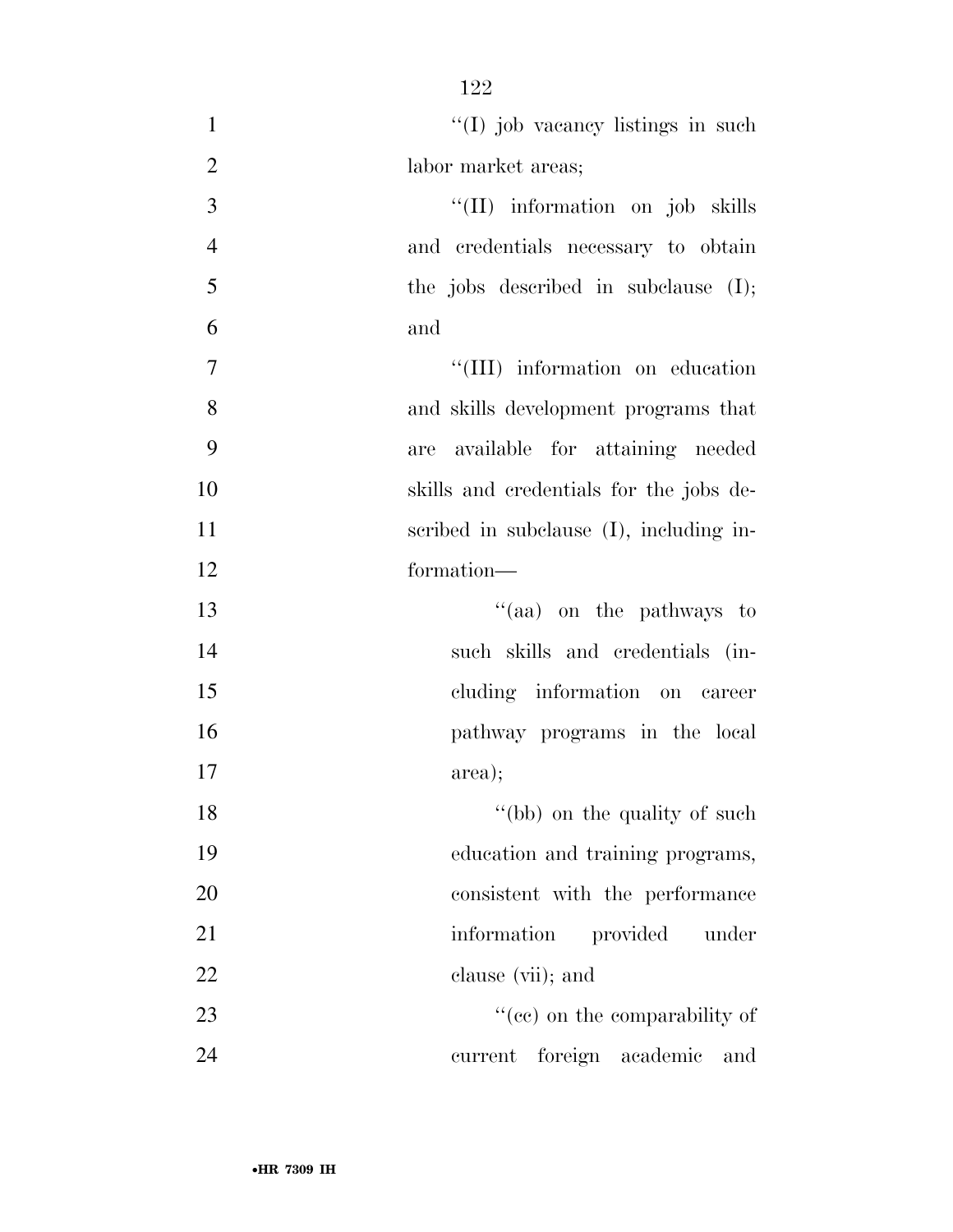''(I) job vacancy listings in such labor market areas;

''(II) information on job skills and credentials necessary to obtain the jobs described in subclause (I); and

''(III) information on education and skills development programs that are available for attaining needed skills and credentials for the jobs described in subclause (I), including information—

''(aa) on the pathways to such skills and credentials (including information on career pathway programs in the local area);

''(bb) on the quality of such education and training programs, consistent with the performance information provided under clause (vii); and

''(cc) on the comparability of current foreign academic and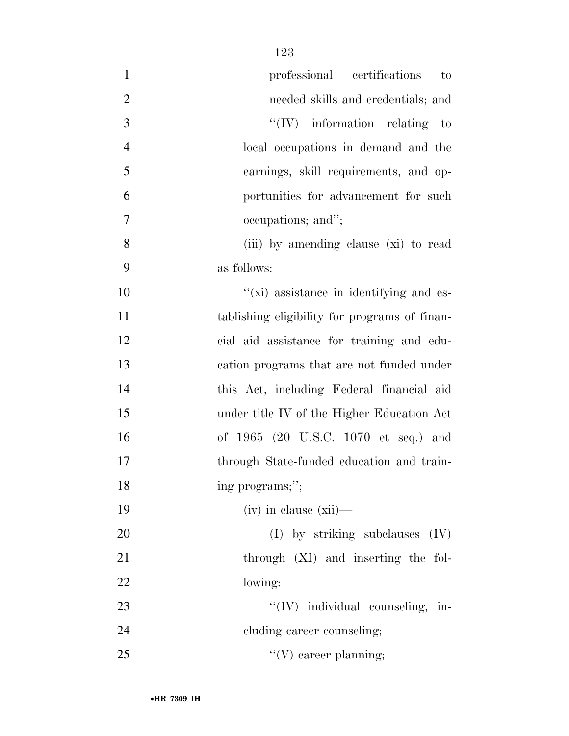professional certifications to needed skills and credentials; and

"(IV) information relating to local occupations in demand and the earnings, skill requirements, and opportunities for advancement for such occupations; and";

(iii) by amending clause (xi) to read as follows:

"(xi) assistance in identifying and establishing eligibility for programs of financial aid assistance for training and education programs that are not funded under this Act, including Federal financial aid under title IV of the Higher Education Act of 1965 (20 U.S.C. 1070 et seq.) and through State-funded education and training programs;";

(iv) in clause (xii)—

(I) by striking subclauses (IV) through (XI) and inserting the following:

"(IV) individual counseling, including career counseling;

"(V) career planning;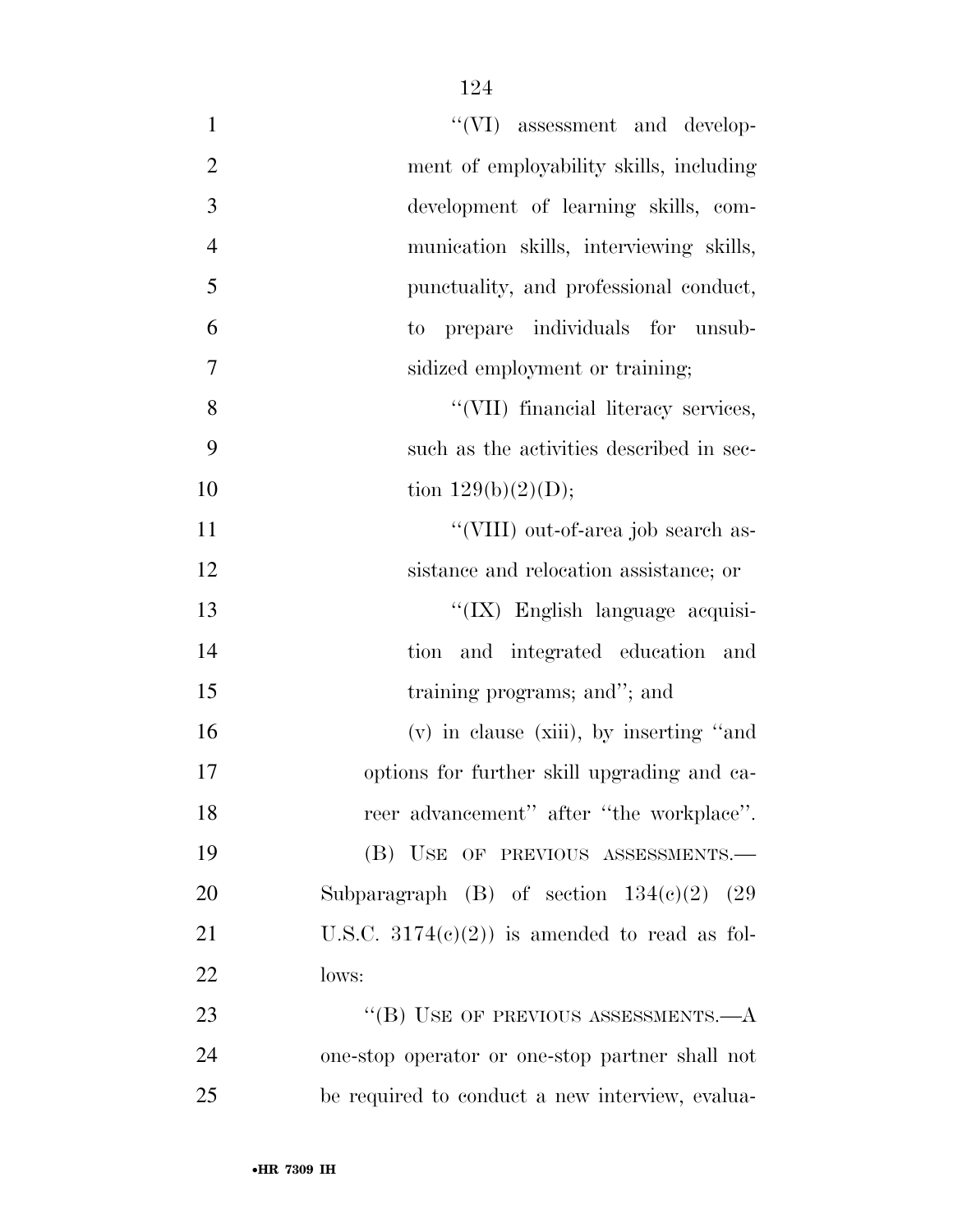''(VI) assessment and development of employability skills, including development of learning skills, communication skills, interviewing skills, punctuality, and professional conduct, to prepare individuals for unsubsidized employment or training;

''(VII) financial literacy services, such as the activities described in section 129(b)(2)(D);

''(VIII) out-of-area job search assistance and relocation assistance; or

''(IX) English language acquisition and integrated education and training programs; and''; and

(v) in clause (xiii), by inserting ''and options for further skill upgrading and career advancement'' after ''the workplace''.

(B) USE OF PREVIOUS ASSESSMENTS.—Subparagraph (B) of section 134(c)(2) (29 U.S.C. 3174(c)(2)) is amended to read as follows:

''(B) USE OF PREVIOUS ASSESSMENTS.—A one-stop operator or one-stop partner shall not be required to conduct a new interview, evalua-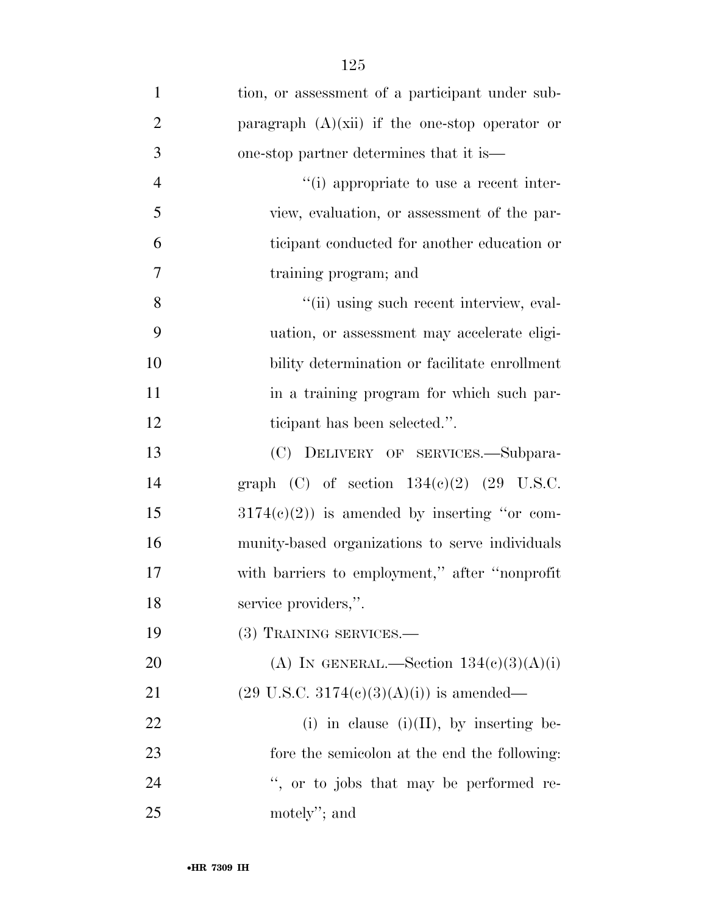tion, or assessment of a participant under subparagraph (A)(xii) if the one-stop operator or one-stop partner determines that it is—

> ''(i) appropriate to use a recent interview, evaluation, or assessment of the participant conducted for another education or training program; and
>
> ''(ii) using such recent interview, evaluation, or assessment may accelerate eligibility determination or facilitate enrollment in a training program for which such participant has been selected.''.

(C) DELIVERY OF SERVICES.—Subparagraph (C) of section 134(c)(2) (29 U.S.C. 3174(c)(2)) is amended by inserting ''or community-based organizations to serve individuals with barriers to employment,'' after ''nonprofit service providers,''.

(3) TRAINING SERVICES.—

(A) IN GENERAL.—Section 134(c)(3)(A)(i) (29 U.S.C. 3174(c)(3)(A)(i)) is amended—

> (i) in clause (i)(II), by inserting before the semicolon at the end the following: '', or to jobs that may be performed remotely''; and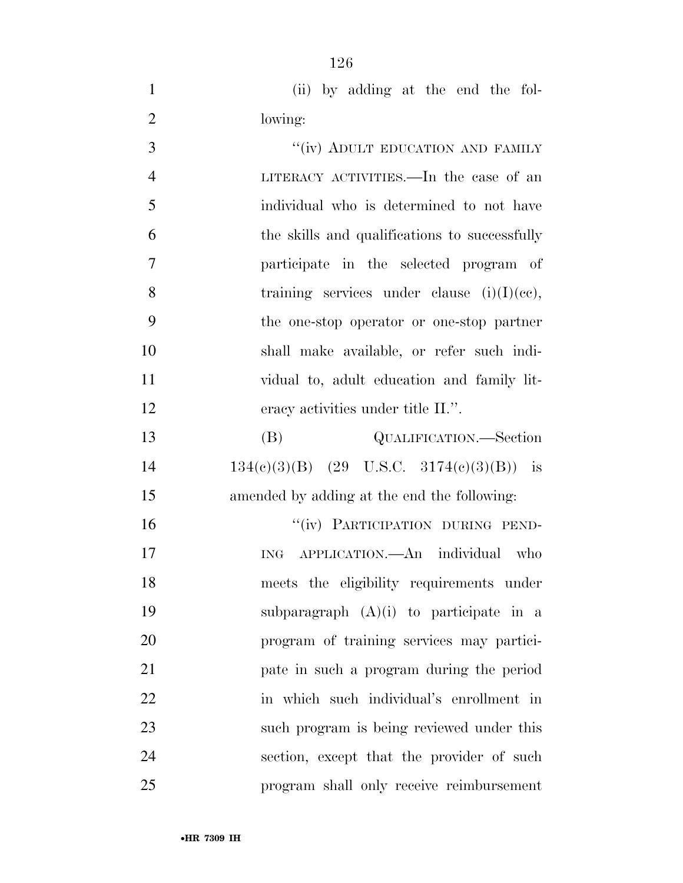(ii) by adding at the end the following:

"(iv) ADULT EDUCATION AND FAMILY LITERACY ACTIVITIES.—In the case of an individual who is determined to not have the skills and qualifications to successfully participate in the selected program of training services under clause (i)(I)(cc), the one-stop operator or one-stop partner shall make available, or refer such individual to, adult education and family literacy activities under title II.".

(B) QUALIFICATION.—Section 134(c)(3)(B) (29 U.S.C. 3174(c)(3)(B)) is amended by adding at the end the following:

"(iv) PARTICIPATION DURING PENDING APPLICATION.—An individual who meets the eligibility requirements under subparagraph (A)(i) to participate in a program of training services may participate in such a program during the period in which such individual's enrollment in such program is being reviewed under this section, except that the provider of such program shall only receive reimbursement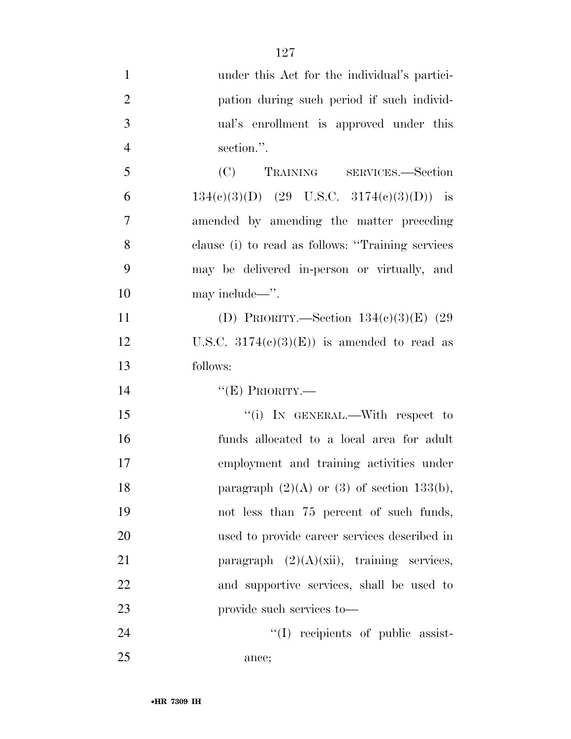under this Act for the individual's participation during such period if such individual's enrollment is approved under this section.''.

(C) TRAINING SERVICES.—Section 134(c)(3)(D) (29 U.S.C. 3174(c)(3)(D)) is amended by amending the matter preceding clause (i) to read as follows: ''Training services may be delivered in-person or virtually, and may include—''.

(D) PRIORITY.—Section 134(c)(3)(E) (29 U.S.C. 3174(c)(3)(E)) is amended to read as follows:

''(E) PRIORITY.—

''(i) IN GENERAL.—With respect to funds allocated to a local area for adult employment and training activities under paragraph (2)(A) or (3) of section 133(b), not less than 75 percent of such funds, used to provide career services described in paragraph (2)(A)(xii), training services, and supportive services, shall be used to provide such services to—

''(I) recipients of public assistance;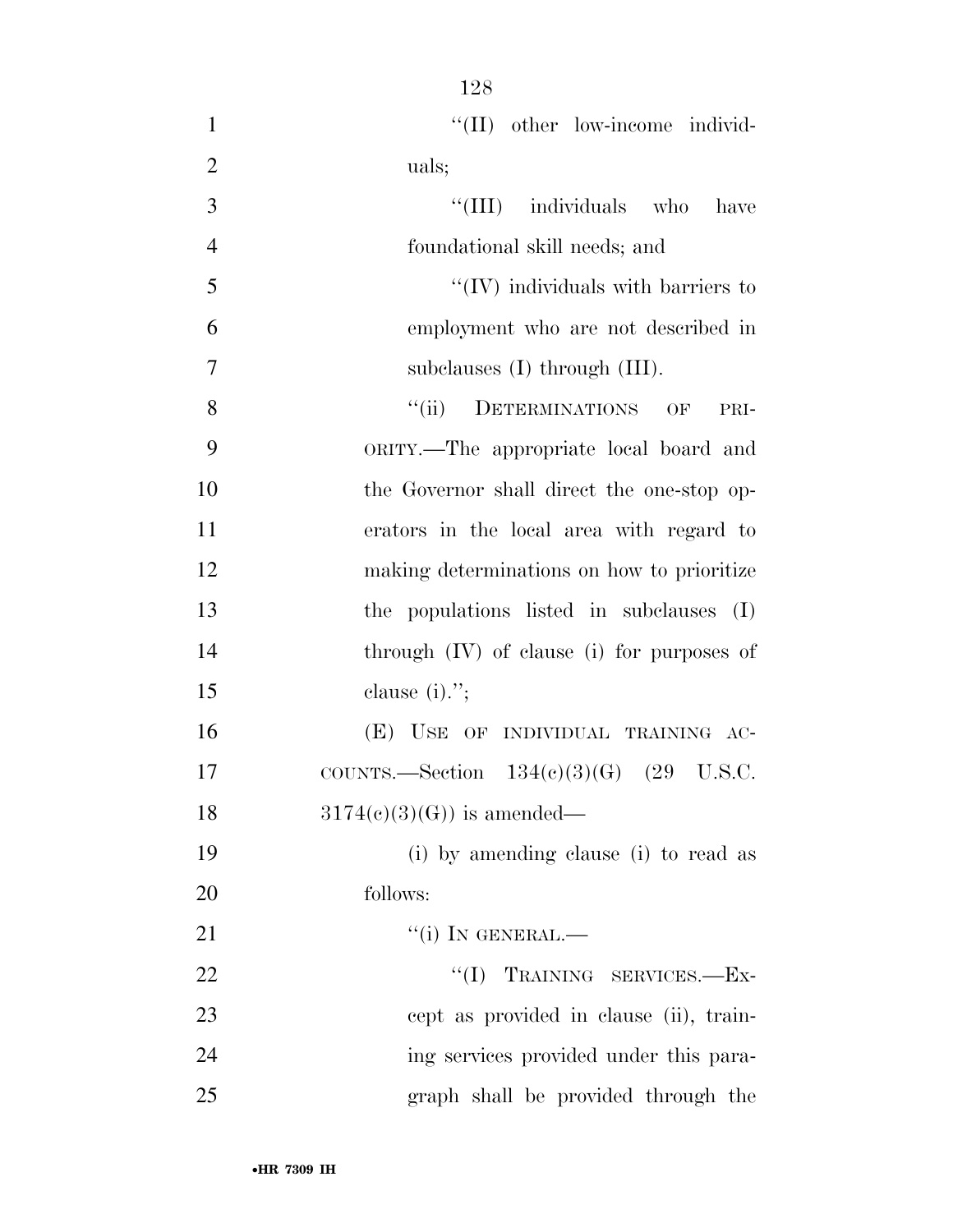"(II) other low-income individuals;

"(III) individuals who have foundational skill needs; and

"(IV) individuals with barriers to employment who are not described in subclauses (I) through (III).

"(ii) DETERMINATIONS OF PRIORITY.—The appropriate local board and the Governor shall direct the one-stop operators in the local area with regard to making determinations on how to prioritize the populations listed in subclauses (I) through (IV) of clause (i) for purposes of clause (i).";

(E) USE OF INDIVIDUAL TRAINING ACCOUNTS.—Section 134(c)(3)(G) (29 U.S.C. 3174(c)(3)(G)) is amended—

(i) by amending clause (i) to read as follows:

"(i) IN GENERAL.—

"(I) TRAINING SERVICES.—Except as provided in clause (ii), training services provided under this paragraph shall be provided through the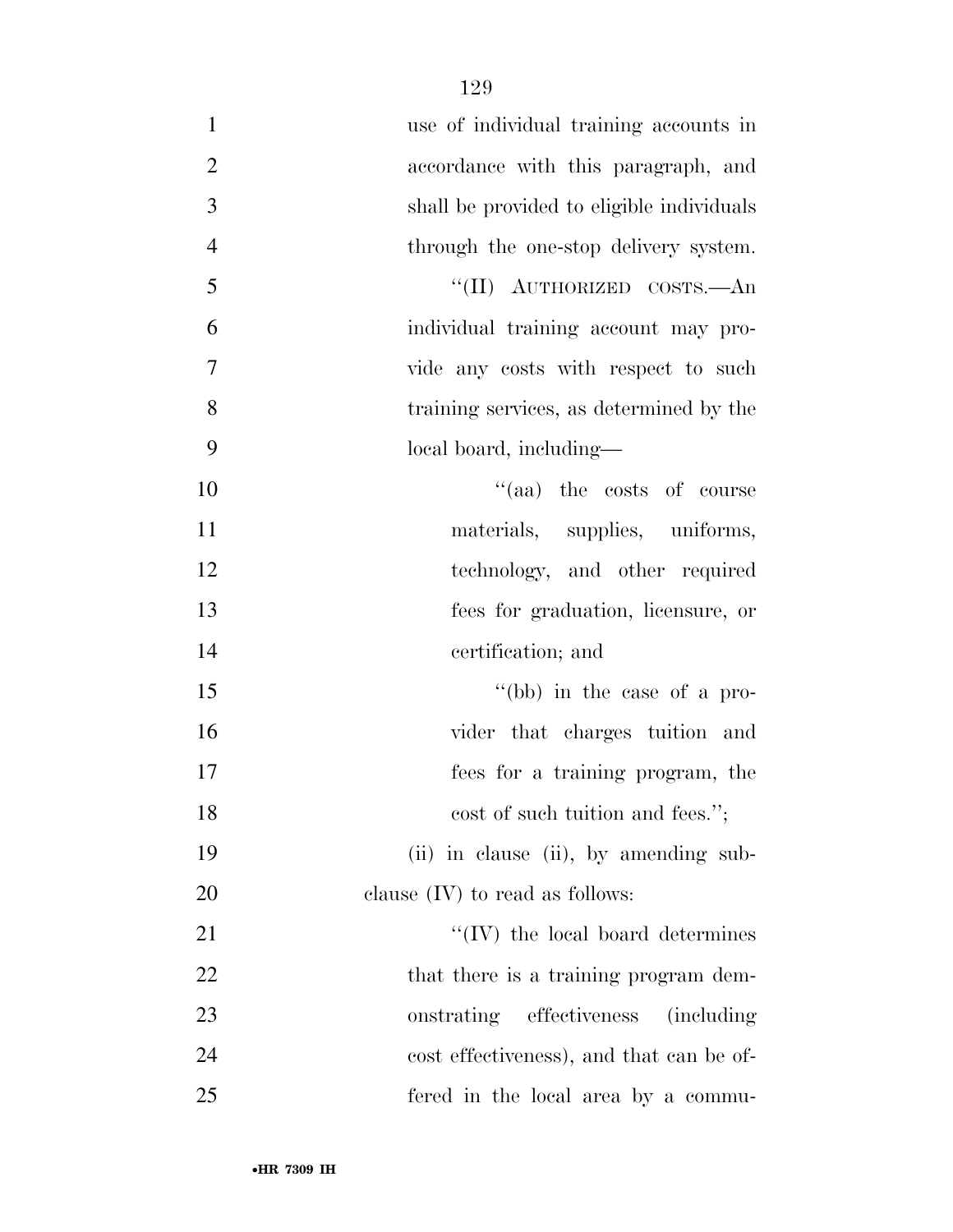use of individual training accounts in accordance with this paragraph, and shall be provided to eligible individuals through the one-stop delivery system.

''(II) AUTHORIZED COSTS.—An individual training account may provide any costs with respect to such training services, as determined by the local board, including—

''(aa) the costs of course materials, supplies, uniforms, technology, and other required fees for graduation, licensure, or certification; and

''(bb) in the case of a provider that charges tuition and fees for a training program, the cost of such tuition and fees.'';

(ii) in clause (ii), by amending subclause (IV) to read as follows:

''(IV) the local board determines that there is a training program demonstrating effectiveness (including cost effectiveness), and that can be offered in the local area by a commu-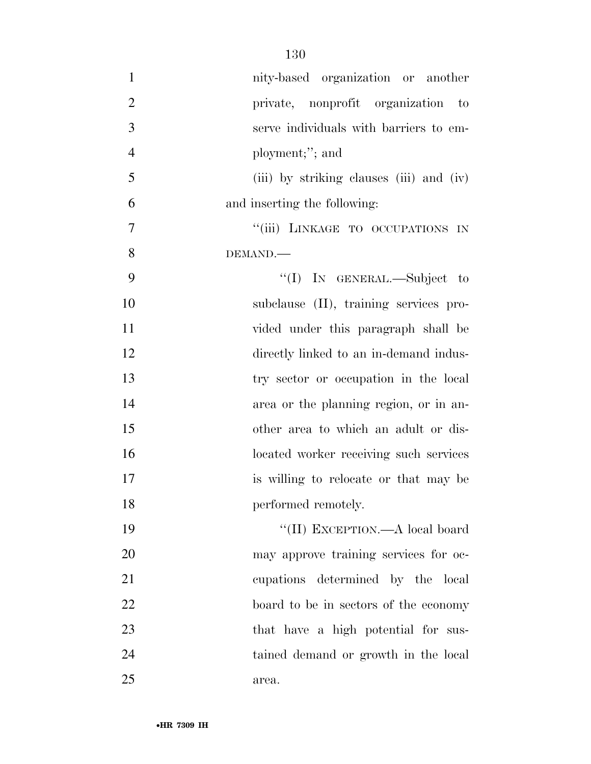nity-based organization or another private, nonprofit organization to serve individuals with barriers to employment;''; and

(iii) by striking clauses (iii) and (iv) and inserting the following:

''(iii) LINKAGE TO OCCUPATIONS IN DEMAND.—

''(I) IN GENERAL.—Subject to subclause (II), training services provided under this paragraph shall be directly linked to an in-demand industry sector or occupation in the local area or the planning region, or in another area to which an adult or dislocated worker receiving such services is willing to relocate or that may be performed remotely.

''(II) EXCEPTION.—A local board may approve training services for occupations determined by the local board to be in sectors of the economy that have a high potential for sustained demand or growth in the local area.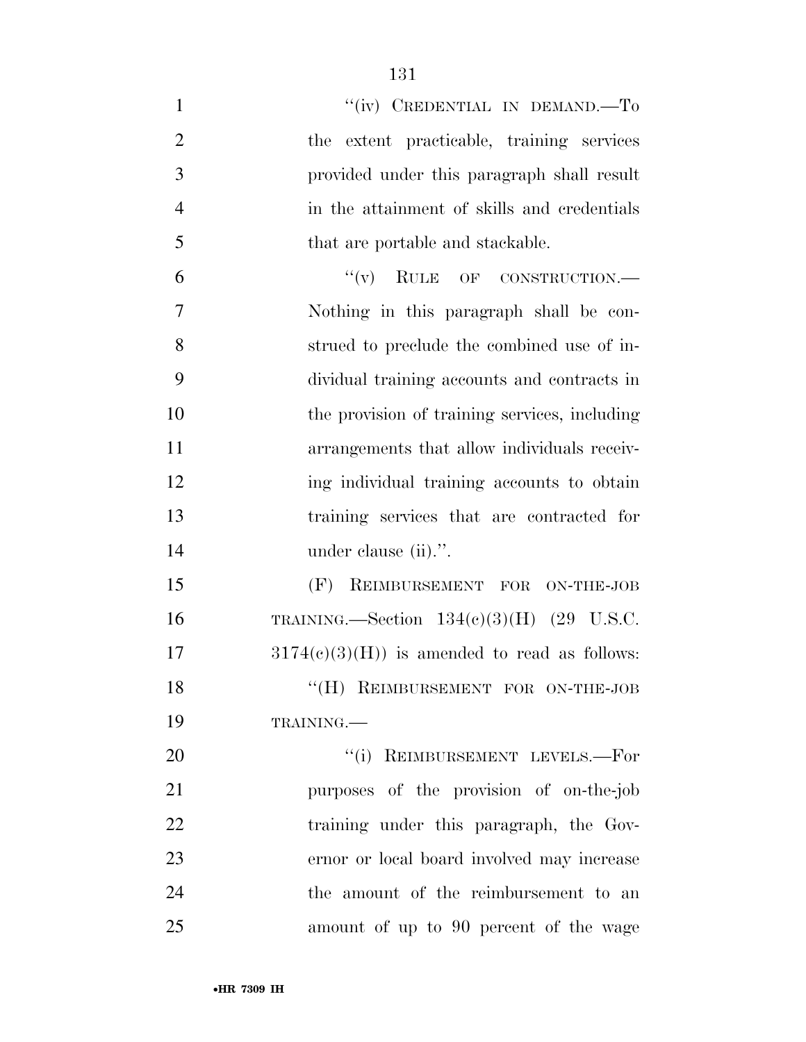"(iv) CREDENTIAL IN DEMAND.—To the extent practicable, training services provided under this paragraph shall result in the attainment of skills and credentials that are portable and stackable.

"(v) RULE OF CONSTRUCTION.—Nothing in this paragraph shall be construed to preclude the combined use of individual training accounts and contracts in the provision of training services, including arrangements that allow individuals receiving individual training accounts to obtain training services that are contracted for under clause (ii).".

(F) REIMBURSEMENT FOR ON-THE-JOB TRAINING.—Section 134(c)(3)(H) (29 U.S.C. 3174(c)(3)(H)) is amended to read as follows:

"(H) REIMBURSEMENT FOR ON-THE-JOB TRAINING.—

"(i) REIMBURSEMENT LEVELS.—For purposes of the provision of on-the-job training under this paragraph, the Governor or local board involved may increase the amount of the reimbursement to an amount of up to 90 percent of the wage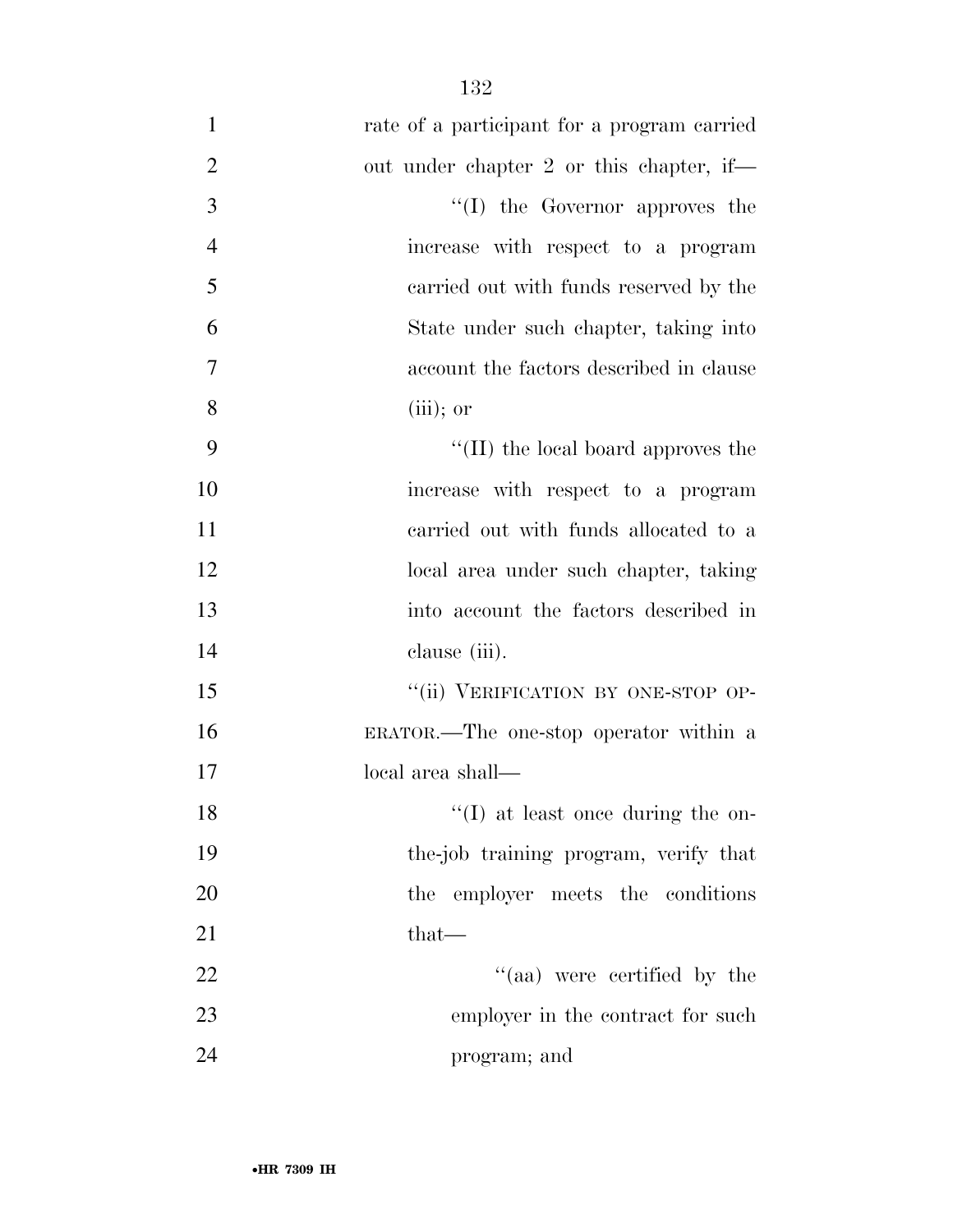rate of a participant for a program carried out under chapter 2 or this chapter, if—

''(I) the Governor approves the increase with respect to a program carried out with funds reserved by the State under such chapter, taking into account the factors described in clause (iii); or

''(II) the local board approves the increase with respect to a program carried out with funds allocated to a local area under such chapter, taking into account the factors described in clause (iii).

''(ii) VERIFICATION BY ONE-STOP OPERATOR.—The one-stop operator within a local area shall—

''(I) at least once during the on-the-job training program, verify that the employer meets the conditions that—

''(aa) were certified by the employer in the contract for such program; and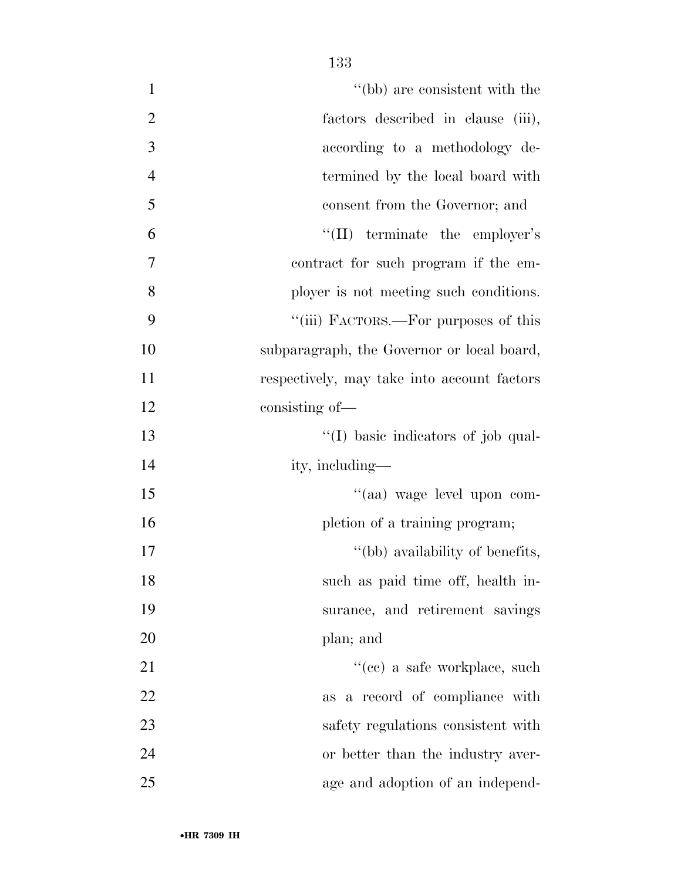"(bb) are consistent with the factors described in clause (iii), according to a methodology determined by the local board with consent from the Governor; and

"(II) terminate the employer's contract for such program if the employer is not meeting such conditions.

"(iii) FACTORS.—For purposes of this subparagraph, the Governor or local board, respectively, may take into account factors consisting of—

"(I) basic indicators of job quality, including—

"(aa) wage level upon completion of a training program;

"(bb) availability of benefits, such as paid time off, health insurance, and retirement savings plan; and

"(cc) a safe workplace, such as a record of compliance with safety regulations consistent with or better than the industry average and adoption of an independ-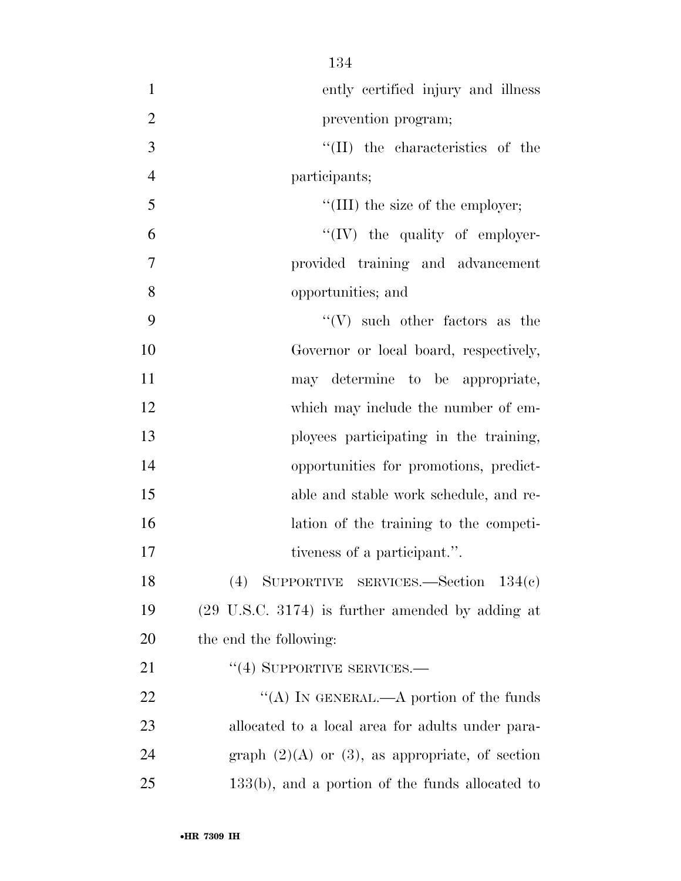ently certified injury and illness prevention program;

''(II) the characteristics of the participants;

''(III) the size of the employer;

''(IV) the quality of employer-provided training and advancement opportunities; and

''(V) such other factors as the Governor or local board, respectively, may determine to be appropriate, which may include the number of employees participating in the training, opportunities for promotions, predictable and stable work schedule, and relation of the training to the competitiveness of a participant.''.

(4) SUPPORTIVE SERVICES.—Section 134(c) (29 U.S.C. 3174) is further amended by adding at the end the following:

''(4) SUPPORTIVE SERVICES.—

''(A) IN GENERAL.—A portion of the funds allocated to a local area for adults under paragraph (2)(A) or (3), as appropriate, of section 133(b), and a portion of the funds allocated to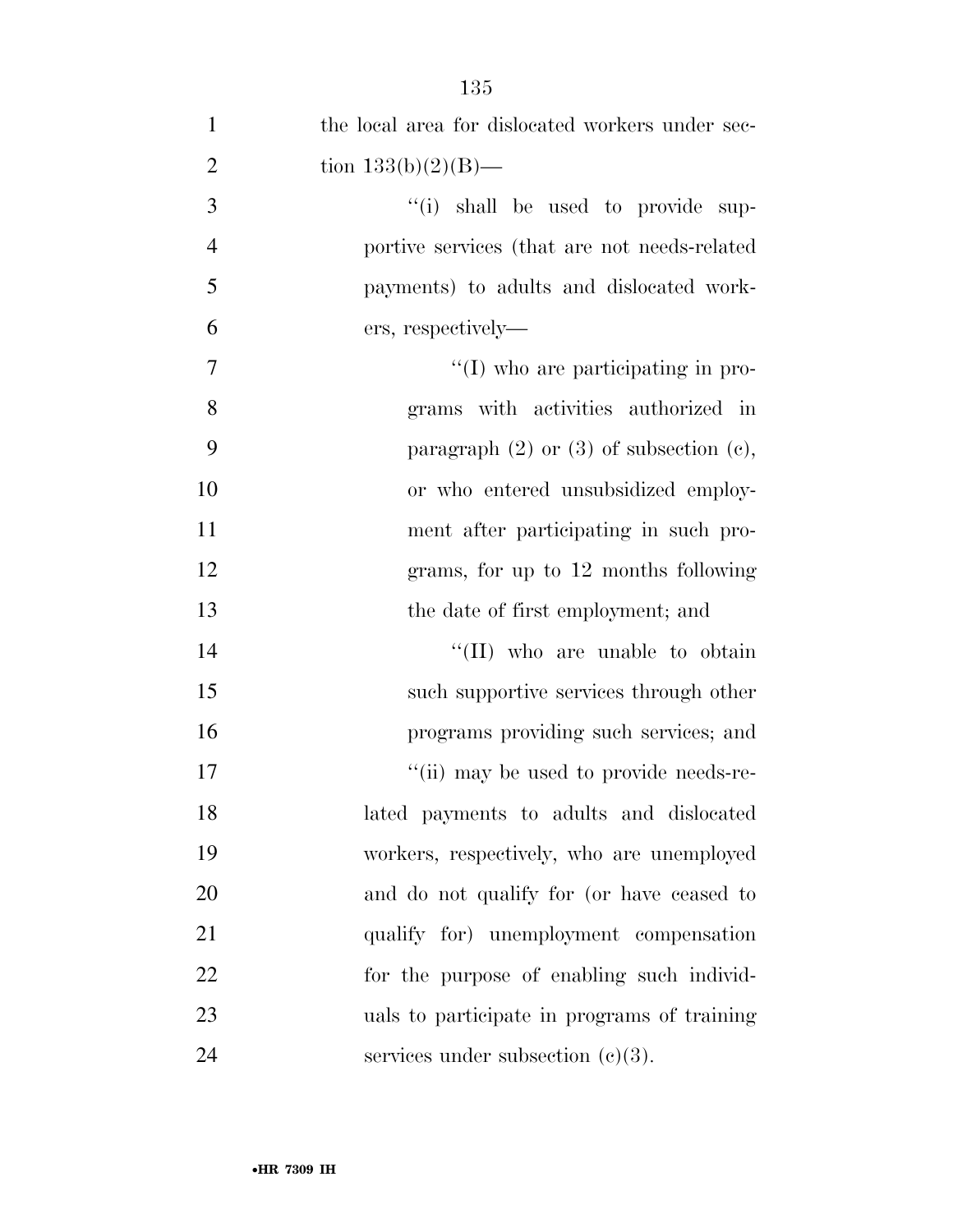the local area for dislocated workers under section 133(b)(2)(B)—

''(i) shall be used to provide supportive services (that are not needs-related payments) to adults and dislocated workers, respectively—

''(I) who are participating in programs with activities authorized in paragraph (2) or (3) of subsection (c), or who entered unsubsidized employment after participating in such programs, for up to 12 months following the date of first employment; and

''(II) who are unable to obtain such supportive services through other programs providing such services; and

''(ii) may be used to provide needs-related payments to adults and dislocated workers, respectively, who are unemployed and do not qualify for (or have ceased to qualify for) unemployment compensation for the purpose of enabling such individuals to participate in programs of training services under subsection (c)(3).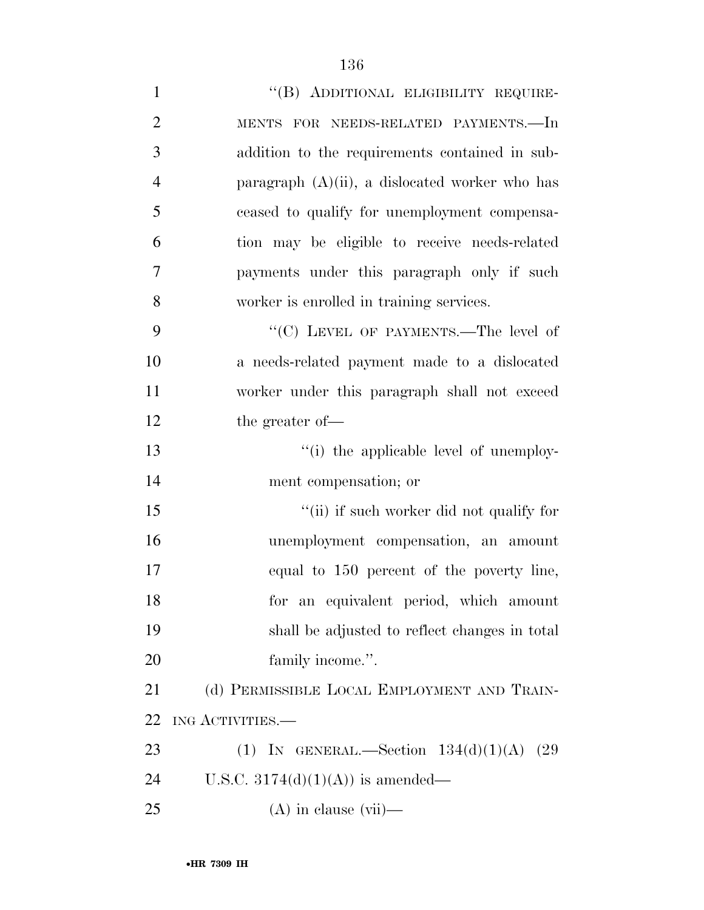"(B) ADDITIONAL ELIGIBILITY REQUIREMENTS FOR NEEDS-RELATED PAYMENTS.—In addition to the requirements contained in subparagraph (A)(ii), a dislocated worker who has ceased to qualify for unemployment compensation may be eligible to receive needs-related payments under this paragraph only if such worker is enrolled in training services.

"(C) LEVEL OF PAYMENTS.—The level of a needs-related payment made to a dislocated worker under this paragraph shall not exceed the greater of—

"(i) the applicable level of unemployment compensation; or

"(ii) if such worker did not qualify for unemployment compensation, an amount equal to 150 percent of the poverty line, for an equivalent period, which amount shall be adjusted to reflect changes in total family income.".

(d) PERMISSIBLE LOCAL EMPLOYMENT AND TRAINING ACTIVITIES.—

(1) IN GENERAL.—Section 134(d)(1)(A) (29 U.S.C. 3174(d)(1)(A)) is amended—

(A) in clause (vii)—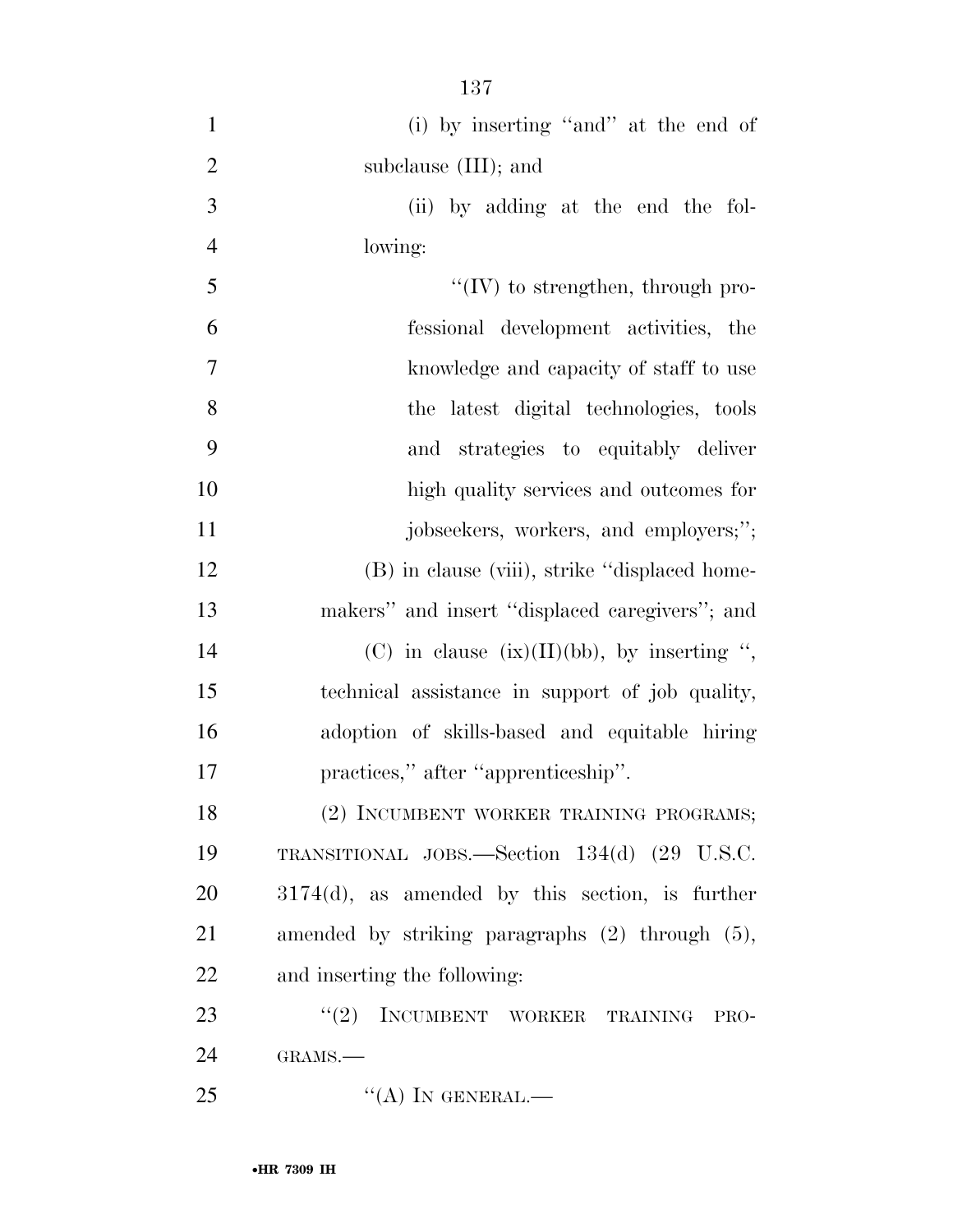(i) by inserting "and" at the end of subclause (III); and

(ii) by adding at the end the following:

"(IV) to strengthen, through professional development activities, the knowledge and capacity of staff to use the latest digital technologies, tools and strategies to equitably deliver high quality services and outcomes for jobseekers, workers, and employers;";

(B) in clause (viii), strike "displaced homemakers" and insert "displaced caregivers"; and

(C) in clause (ix)(II)(bb), by inserting ", technical assistance in support of job quality, adoption of skills-based and equitable hiring practices," after "apprenticeship".

(2) INCUMBENT WORKER TRAINING PROGRAMS; TRANSITIONAL JOBS.—Section 134(d) (29 U.S.C. 3174(d), as amended by this section, is further amended by striking paragraphs (2) through (5), and inserting the following:

"(2) INCUMBENT WORKER TRAINING PROGRAMS.—

"(A) IN GENERAL.—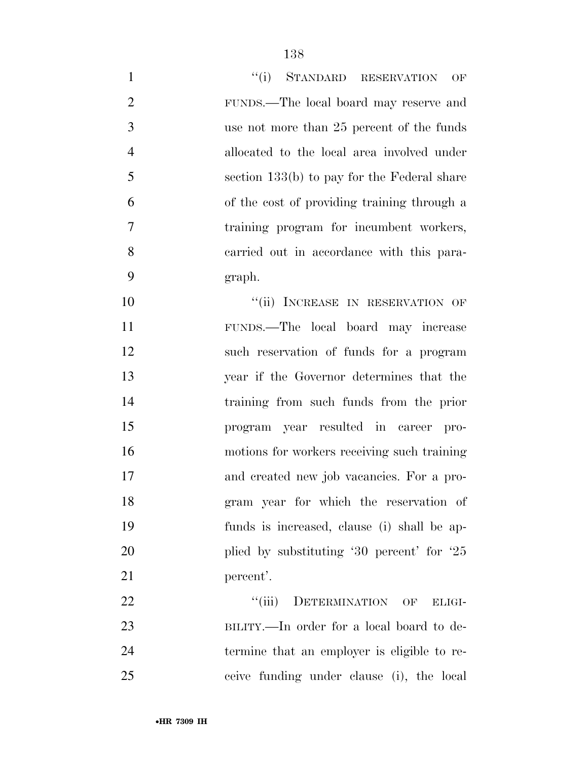"(i) STANDARD RESERVATION OF FUNDS.—The local board may reserve and use not more than 25 percent of the funds allocated to the local area involved under section 133(b) to pay for the Federal share of the cost of providing training through a training program for incumbent workers, carried out in accordance with this paragraph.

"(ii) INCREASE IN RESERVATION OF FUNDS.—The local board may increase such reservation of funds for a program year if the Governor determines that the training from such funds from the prior program year resulted in career promotions for workers receiving such training and created new job vacancies. For a program year for which the reservation of funds is increased, clause (i) shall be applied by substituting '30 percent' for '25 percent'.

"(iii) DETERMINATION OF ELIGIBILITY.—In order for a local board to determine that an employer is eligible to receive funding under clause (i), the local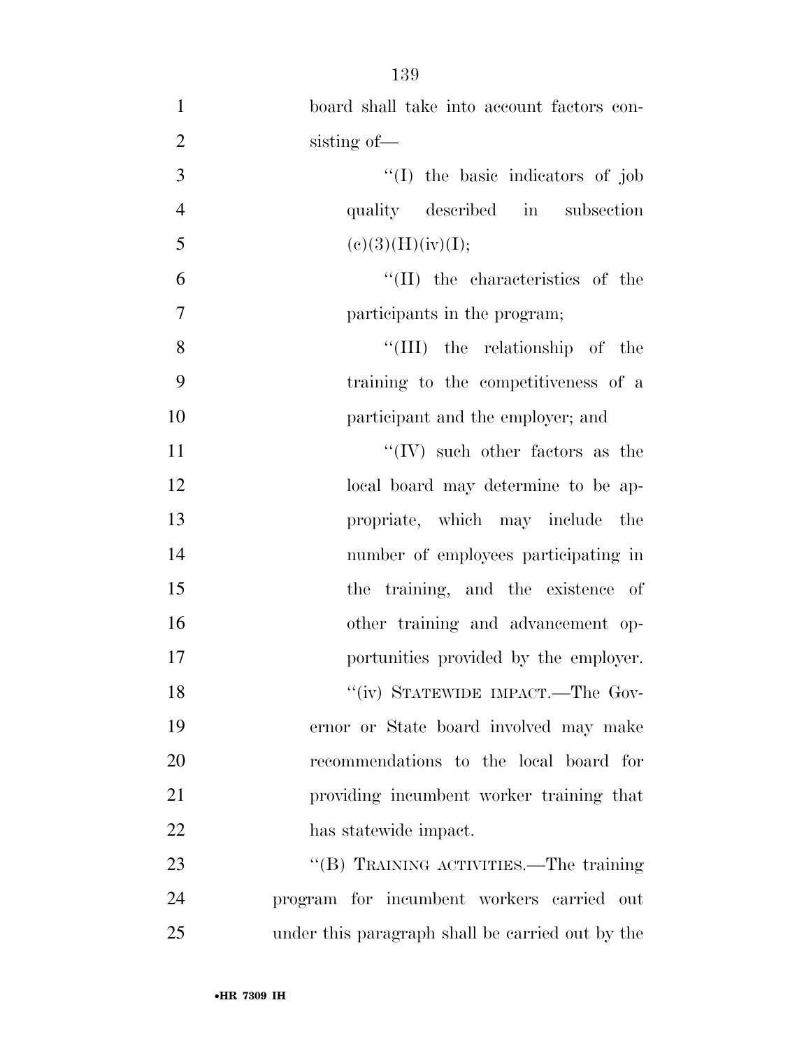board shall take into account factors consisting of—

"(I) the basic indicators of job quality described in subsection (c)(3)(H)(iv)(I);

"(II) the characteristics of the participants in the program;

"(III) the relationship of the training to the competitiveness of a participant and the employer; and

"(IV) such other factors as the local board may determine to be appropriate, which may include the number of employees participating in the training, and the existence of other training and advancement opportunities provided by the employer.

"(iv) STATEWIDE IMPACT.—The Governor or State board involved may make recommendations to the local board for providing incumbent worker training that has statewide impact.

"(B) TRAINING ACTIVITIES.—The training program for incumbent workers carried out under this paragraph shall be carried out by the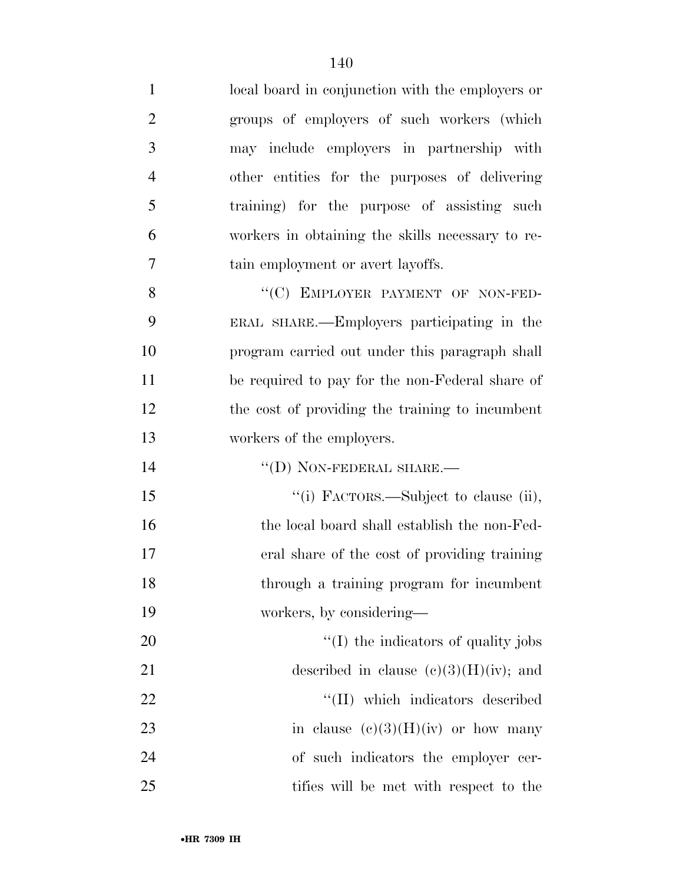local board in conjunction with the employers or groups of employers of such workers (which may include employers in partnership with other entities for the purposes of delivering training) for the purpose of assisting such workers in obtaining the skills necessary to retain employment or avert layoffs.

"(C) EMPLOYER PAYMENT OF NON-FEDERAL SHARE.—Employers participating in the program carried out under this paragraph shall be required to pay for the non-Federal share of the cost of providing the training to incumbent workers of the employers.

"(D) NON-FEDERAL SHARE.—

"(i) FACTORS.—Subject to clause (ii), the local board shall establish the non-Federal share of the cost of providing training through a training program for incumbent workers, by considering—

"(I) the indicators of quality jobs described in clause (c)(3)(H)(iv); and

"(II) which indicators described in clause (c)(3)(H)(iv) or how many of such indicators the employer certifies will be met with respect to the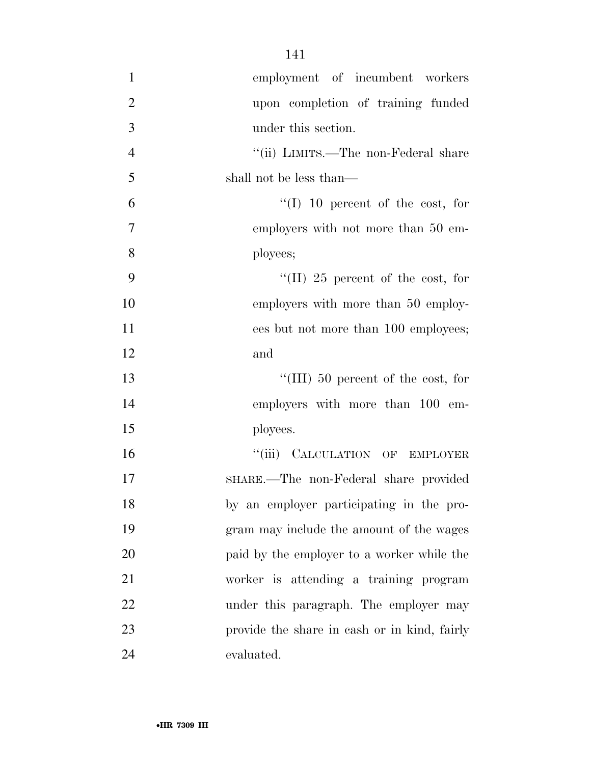employment of incumbent workers upon completion of training funded under this section.

''(ii) LIMITS.—The non-Federal share shall not be less than—

''(I) 10 percent of the cost, for employers with not more than 50 employees;

''(II) 25 percent of the cost, for employers with more than 50 employees but not more than 100 employees; and

''(III) 50 percent of the cost, for employers with more than 100 employees.

''(iii) CALCULATION OF EMPLOYER SHARE.—The non-Federal share provided by an employer participating in the program may include the amount of the wages paid by the employer to a worker while the worker is attending a training program under this paragraph. The employer may provide the share in cash or in kind, fairly evaluated.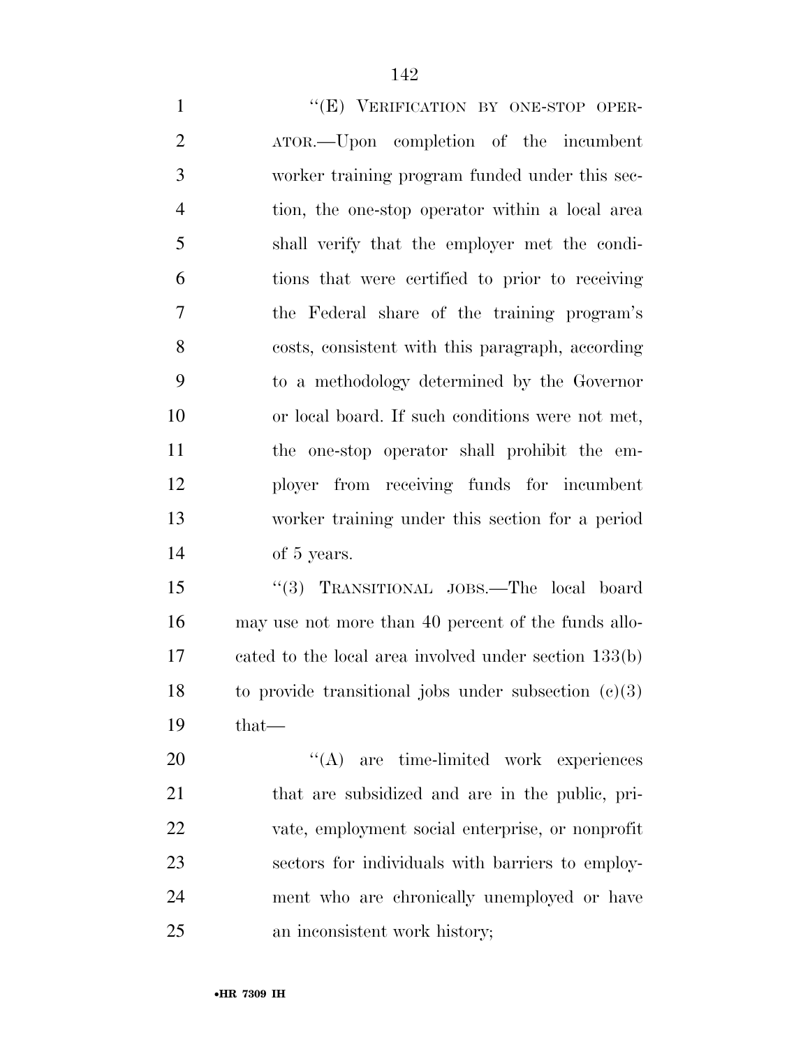"(E) VERIFICATION BY ONE-STOP OPERATOR.—Upon completion of the incumbent worker training program funded under this section, the one-stop operator within a local area shall verify that the employer met the conditions that were certified to prior to receiving the Federal share of the training program's costs, consistent with this paragraph, according to a methodology determined by the Governor or local board. If such conditions were not met, the one-stop operator shall prohibit the employer from receiving funds for incumbent worker training under this section for a period of 5 years.

"(3) TRANSITIONAL JOBS.—The local board may use not more than 40 percent of the funds allocated to the local area involved under section 133(b) to provide transitional jobs under subsection (c)(3) that—

"(A) are time-limited work experiences that are subsidized and are in the public, private, employment social enterprise, or nonprofit sectors for individuals with barriers to employment who are chronically unemployed or have an inconsistent work history;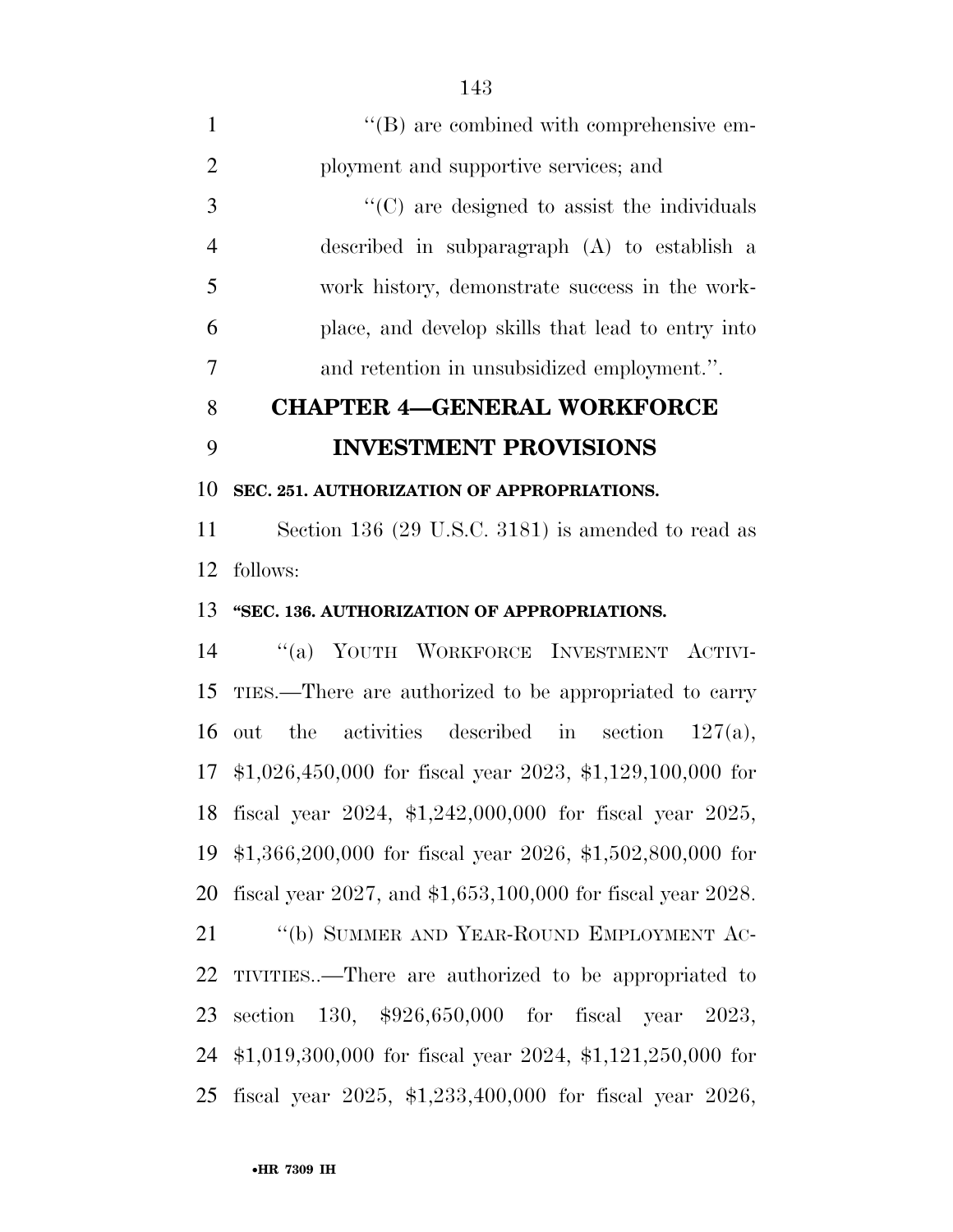"(B) are combined with comprehensive employment and supportive services; and

"(C) are designed to assist the individuals described in subparagraph (A) to establish a work history, demonstrate success in the workplace, and develop skills that lead to entry into and retention in unsubsidized employment.".

## CHAPTER 4—GENERAL WORKFORCE INVESTMENT PROVISIONS

### SEC. 251. AUTHORIZATION OF APPROPRIATIONS.

Section 136 (29 U.S.C. 3181) is amended to read as follows:

### "SEC. 136. AUTHORIZATION OF APPROPRIATIONS.

"(a) YOUTH WORKFORCE INVESTMENT ACTIVITIES.—There are authorized to be appropriated to carry out the activities described in section 127(a), $1,026,450,000 for fiscal year 2023, $1,129,100,000 for fiscal year 2024, $1,242,000,000 for fiscal year 2025, $1,366,200,000 for fiscal year 2026, $1,502,800,000 for fiscal year 2027, and $1,653,100,000 for fiscal year 2028.

"(b) SUMMER AND YEAR-ROUND EMPLOYMENT ACTIVITIES..—There are authorized to be appropriated to section 130, $926,650,000 for fiscal year 2023, $1,019,300,000 for fiscal year 2024, $1,121,250,000 for fiscal year 2025, $1,233,400,000 for fiscal year 2026,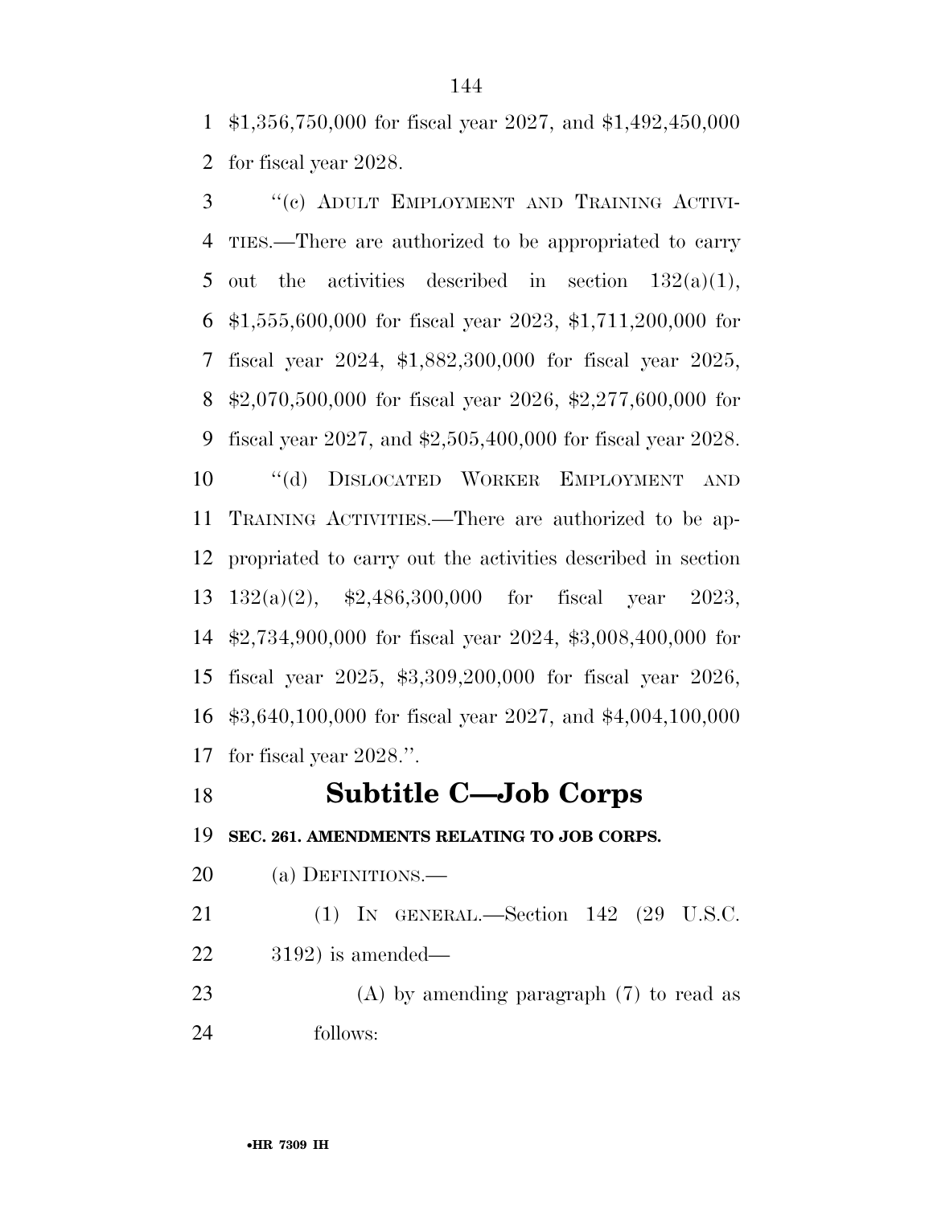$1,356,750,000 for fiscal year 2027, and $1,492,450,000 for fiscal year 2028.

"(c) ADULT EMPLOYMENT AND TRAINING ACTIVITIES.—There are authorized to be appropriated to carry out the activities described in section 132(a)(1), $1,555,600,000 for fiscal year 2023, $1,711,200,000 for fiscal year 2024, $1,882,300,000 for fiscal year 2025, $2,070,500,000 for fiscal year 2026, $2,277,600,000 for fiscal year 2027, and $2,505,400,000 for fiscal year 2028.

"(d) DISLOCATED WORKER EMPLOYMENT AND TRAINING ACTIVITIES.—There are authorized to be appropriated to carry out the activities described in section 132(a)(2), $2,486,300,000 for fiscal year 2023, $2,734,900,000 for fiscal year 2024, $3,008,400,000 for fiscal year 2025, $3,309,200,000 for fiscal year 2026, $3,640,100,000 for fiscal year 2027, and $4,004,100,000 for fiscal year 2028.".

## Subtitle C—Job Corps

**SEC. 261. AMENDMENTS RELATING TO JOB CORPS.**

(a) DEFINITIONS.—

(1) IN GENERAL.—Section 142 (29 U.S.C. 3192) is amended—

(A) by amending paragraph (7) to read as follows: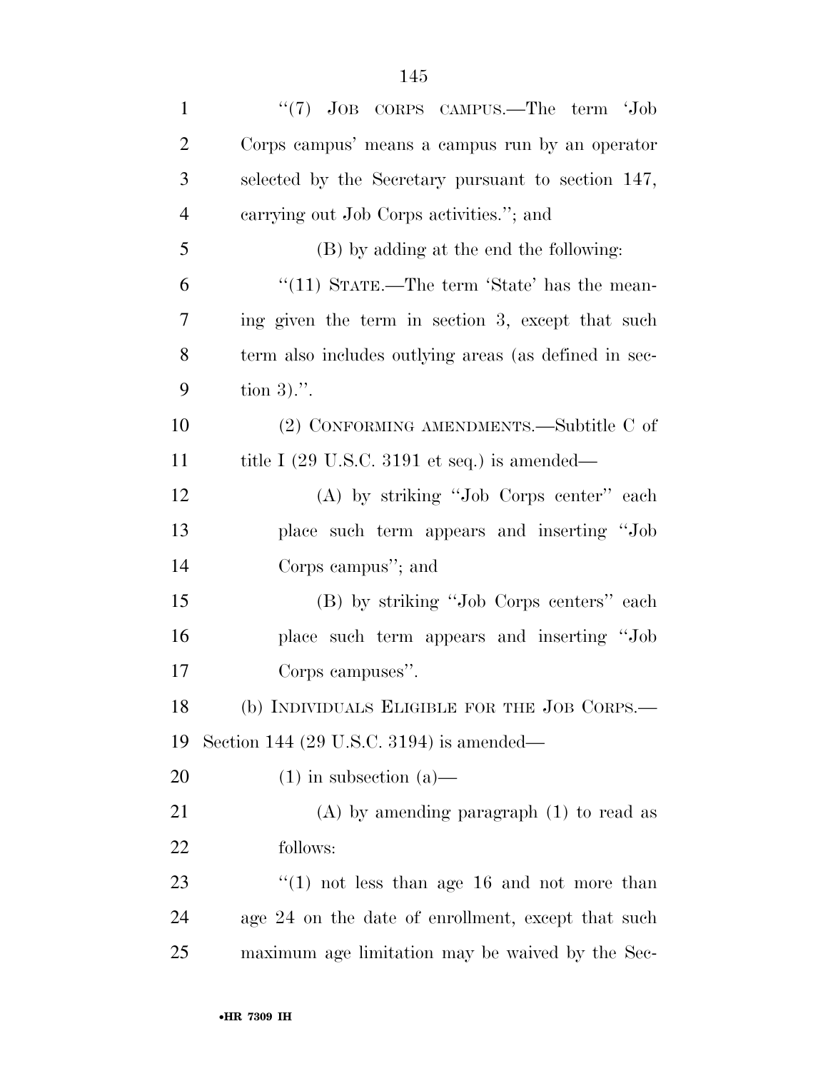"(7) JOB CORPS CAMPUS.—The term 'Job Corps campus' means a campus run by an operator selected by the Secretary pursuant to section 147, carrying out Job Corps activities."; and

(B) by adding at the end the following:

"(11) STATE.—The term 'State' has the meaning given the term in section 3, except that such term also includes outlying areas (as defined in section 3).".

(2) CONFORMING AMENDMENTS.—Subtitle C of title I (29 U.S.C. 3191 et seq.) is amended—

(A) by striking "Job Corps center" each place such term appears and inserting "Job Corps campus"; and

(B) by striking "Job Corps centers" each place such term appears and inserting "Job Corps campuses".

(b) INDIVIDUALS ELIGIBLE FOR THE JOB CORPS.—Section 144 (29 U.S.C. 3194) is amended—

(1) in subsection (a)—

(A) by amending paragraph (1) to read as follows:

"(1) not less than age 16 and not more than age 24 on the date of enrollment, except that such maximum age limitation may be waived by the Sec-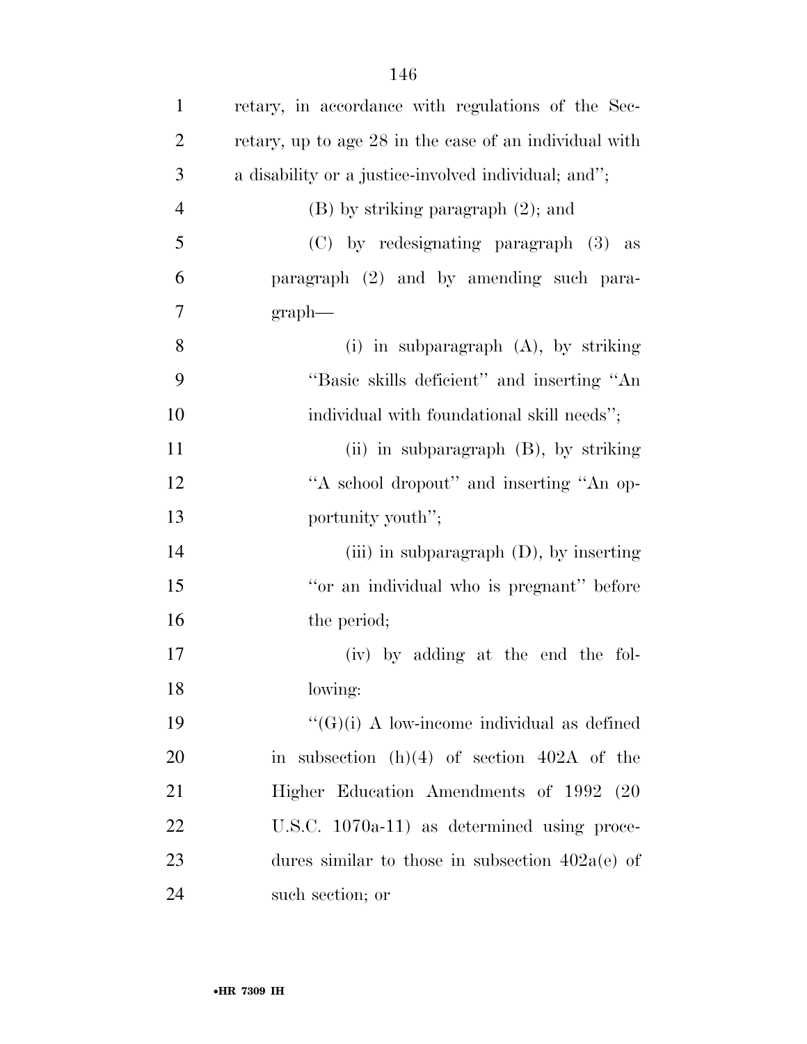retary, in accordance with regulations of the Secretary, up to age 28 in the case of an individual with a disability or a justice-involved individual; and'';

(B) by striking paragraph (2); and

(C) by redesignating paragraph (3) as paragraph (2) and by amending such paragraph—

(i) in subparagraph (A), by striking ''Basic skills deficient'' and inserting ''An individual with foundational skill needs'';

(ii) in subparagraph (B), by striking ''A school dropout'' and inserting ''An opportunity youth'';

(iii) in subparagraph (D), by inserting ''or an individual who is pregnant'' before the period;

(iv) by adding at the end the following:

''(G)(i) A low-income individual as defined in subsection (h)(4) of section 402A of the Higher Education Amendments of 1992 (20 U.S.C. 1070a-11) as determined using procedures similar to those in subsection 402a(e) of such section; or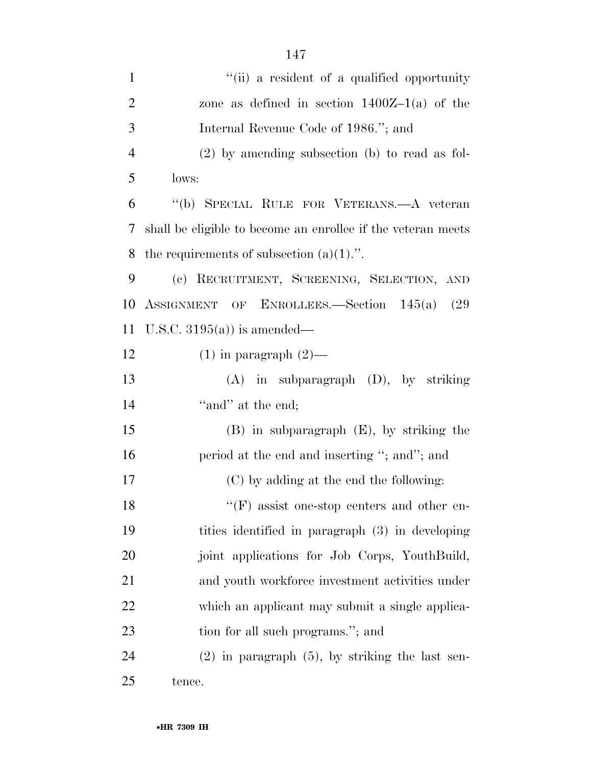"(ii) a resident of a qualified opportunity zone as defined in section 1400Z–1(a) of the Internal Revenue Code of 1986."; and

(2) by amending subsection (b) to read as follows:

"(b) SPECIAL RULE FOR VETERANS.—A veteran shall be eligible to become an enrollee if the veteran meets the requirements of subsection (a)(1).".

(c) RECRUITMENT, SCREENING, SELECTION, AND ASSIGNMENT OF ENROLLEES.—Section 145(a) (29 U.S.C. 3195(a)) is amended—

(1) in paragraph (2)—

(A) in subparagraph (D), by striking "and" at the end;

(B) in subparagraph (E), by striking the period at the end and inserting "; and"; and

(C) by adding at the end the following:

"(F) assist one-stop centers and other entities identified in paragraph (3) in developing joint applications for Job Corps, YouthBuild, and youth workforce investment activities under which an applicant may submit a single application for all such programs."; and

(2) in paragraph (5), by striking the last sentence.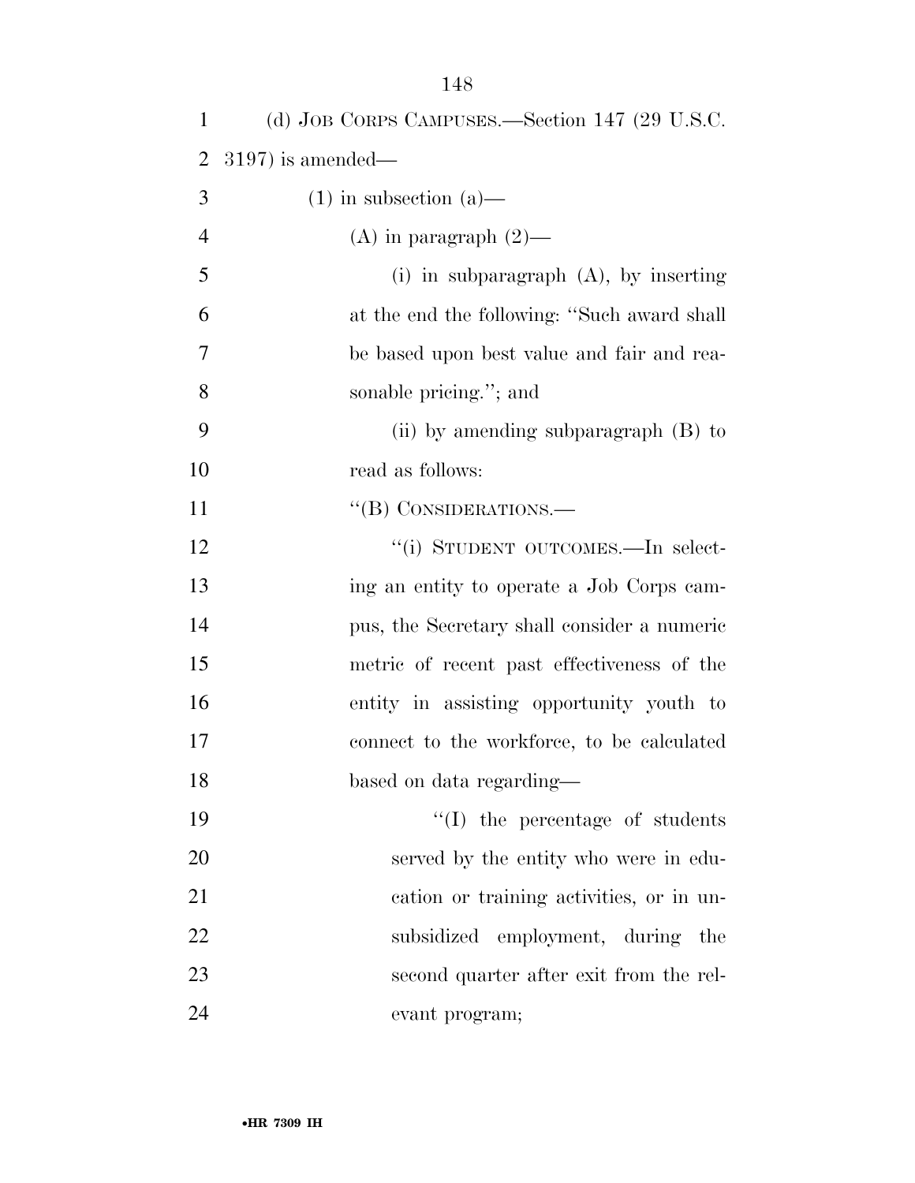(d) JOB CORPS CAMPUSES.—Section 147 (29 U.S.C. 3197) is amended—

(1) in subsection (a)—

(A) in paragraph (2)—

(i) in subparagraph (A), by inserting at the end the following: "Such award shall be based upon best value and fair and reasonable pricing."; and

(ii) by amending subparagraph (B) to read as follows:

"(B) CONSIDERATIONS.—

"(i) STUDENT OUTCOMES.—In selecting an entity to operate a Job Corps campus, the Secretary shall consider a numeric metric of recent past effectiveness of the entity in assisting opportunity youth to connect to the workforce, to be calculated based on data regarding—

"(I) the percentage of students served by the entity who were in education or training activities, or in unsubsidized employment, during the second quarter after exit from the relevant program;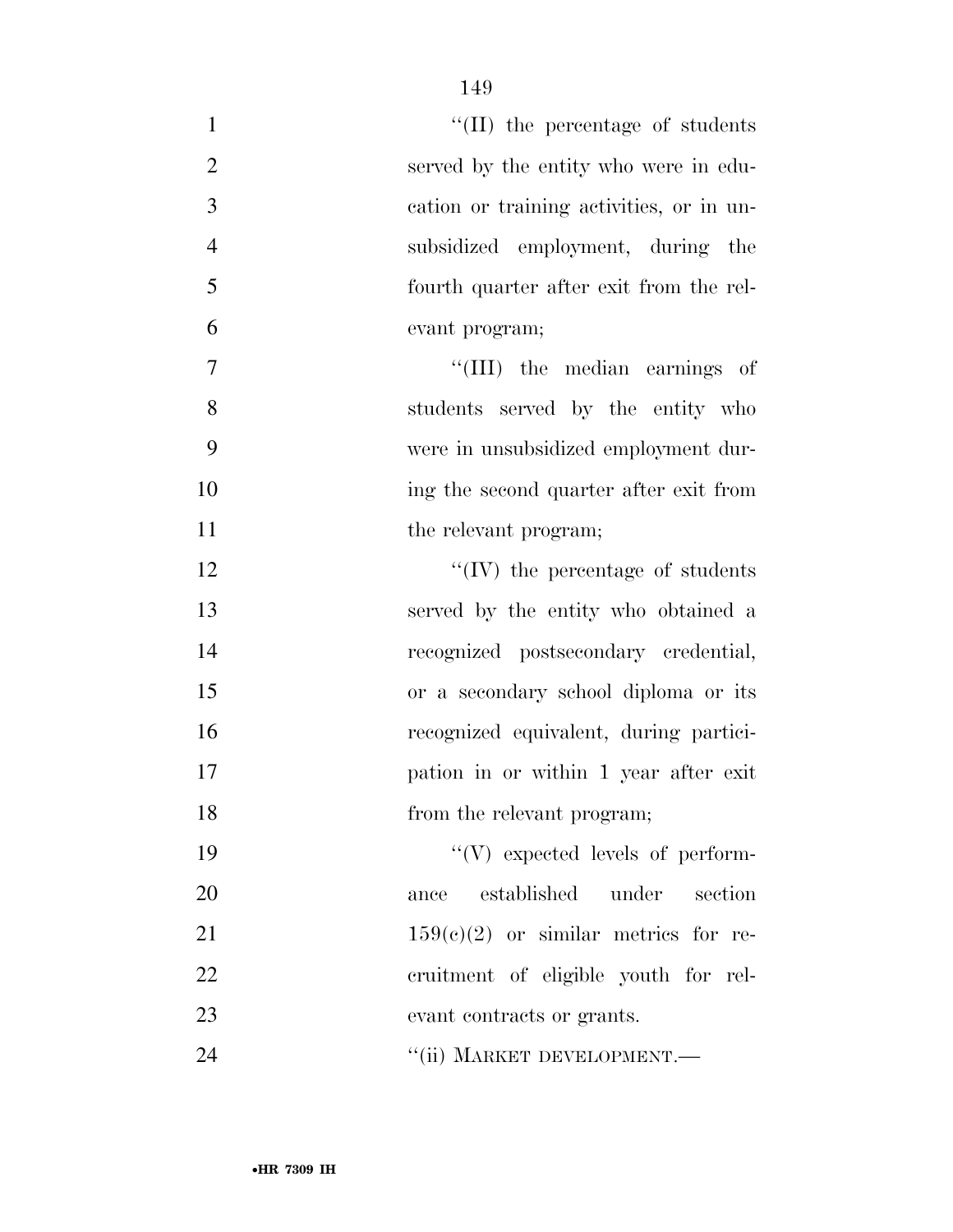"(II) the percentage of students served by the entity who were in education or training activities, or in unsubsidized employment, during the fourth quarter after exit from the relevant program;

"(III) the median earnings of students served by the entity who were in unsubsidized employment during the second quarter after exit from the relevant program;

"(IV) the percentage of students served by the entity who obtained a recognized postsecondary credential, or a secondary school diploma or its recognized equivalent, during participation in or within 1 year after exit from the relevant program;

"(V) expected levels of performance established under section 159(c)(2) or similar metrics for recruitment of eligible youth for relevant contracts or grants.

"(ii) MARKET DEVELOPMENT.—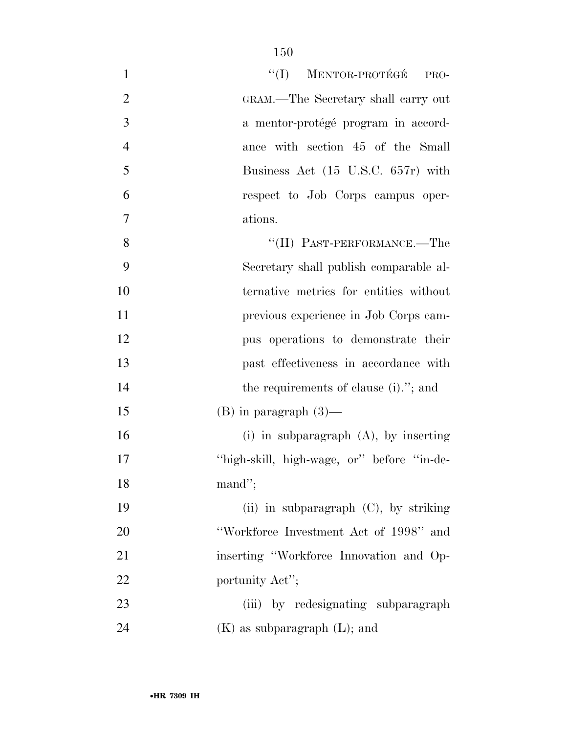"(I) MENTOR-PROTÉGÉ PROGRAM.—The Secretary shall carry out a mentor-protégé program in accordance with section 45 of the Small Business Act (15 U.S.C. 657r) with respect to Job Corps campus operations.

"(II) PAST-PERFORMANCE.—The Secretary shall publish comparable alternative metrics for entities without previous experience in Job Corps campus operations to demonstrate their past effectiveness in accordance with the requirements of clause (i)."; and

(B) in paragraph (3)—

(i) in subparagraph (A), by inserting "high-skill, high-wage, or" before "in-demand";

(ii) in subparagraph (C), by striking "Workforce Investment Act of 1998" and inserting "Workforce Innovation and Opportunity Act";

(iii) by redesignating subparagraph (K) as subparagraph (L); and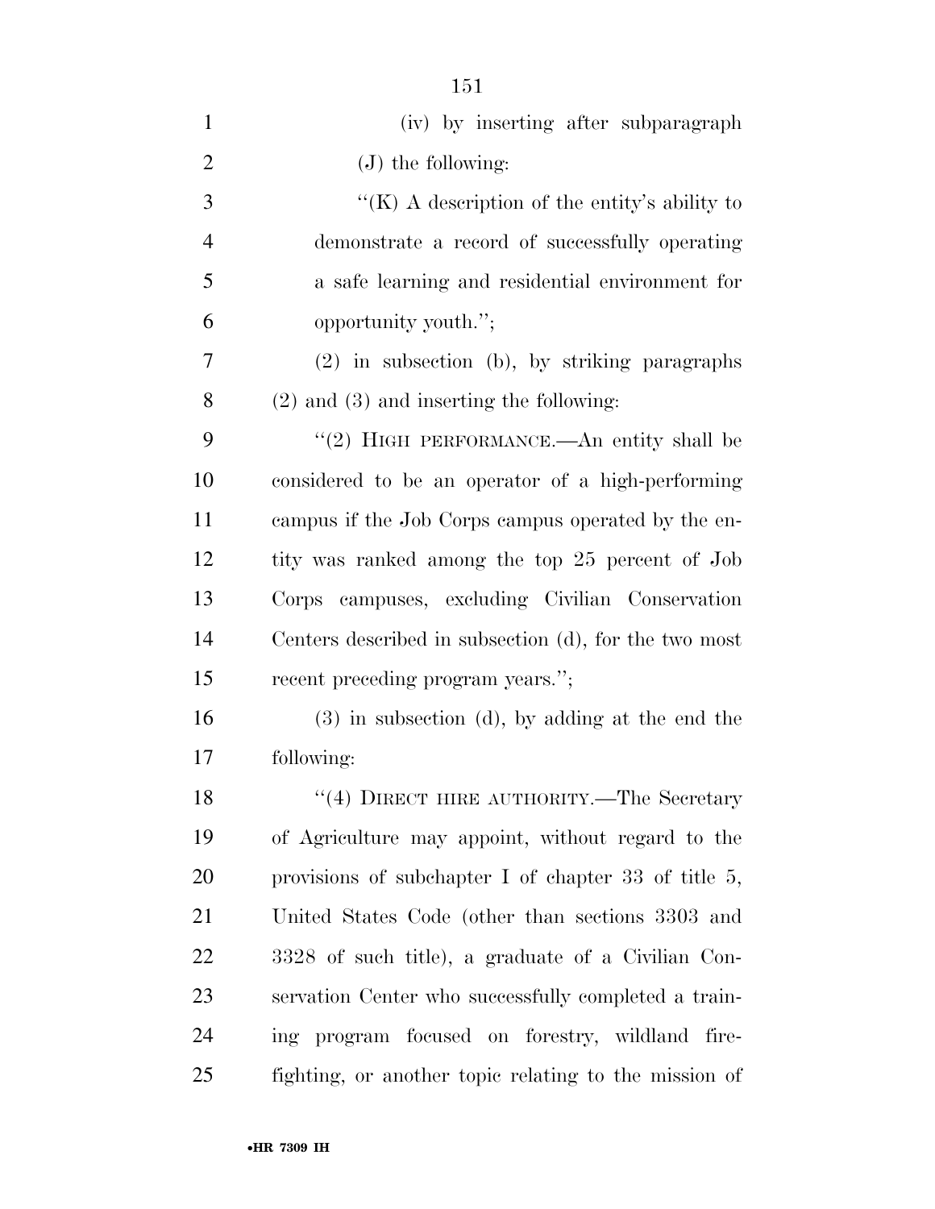(iv) by inserting after subparagraph (J) the following:

"(K) A description of the entity's ability to demonstrate a record of successfully operating a safe learning and residential environment for opportunity youth.";

(2) in subsection (b), by striking paragraphs (2) and (3) and inserting the following:

"(2) HIGH PERFORMANCE.—An entity shall be considered to be an operator of a high-performing campus if the Job Corps campus operated by the entity was ranked among the top 25 percent of Job Corps campuses, excluding Civilian Conservation Centers described in subsection (d), for the two most recent preceding program years.";

(3) in subsection (d), by adding at the end the following:

"(4) DIRECT HIRE AUTHORITY.—The Secretary of Agriculture may appoint, without regard to the provisions of subchapter I of chapter 33 of title 5, United States Code (other than sections 3303 and 3328 of such title), a graduate of a Civilian Conservation Center who successfully completed a training program focused on forestry, wildland firefighting, or another topic relating to the mission of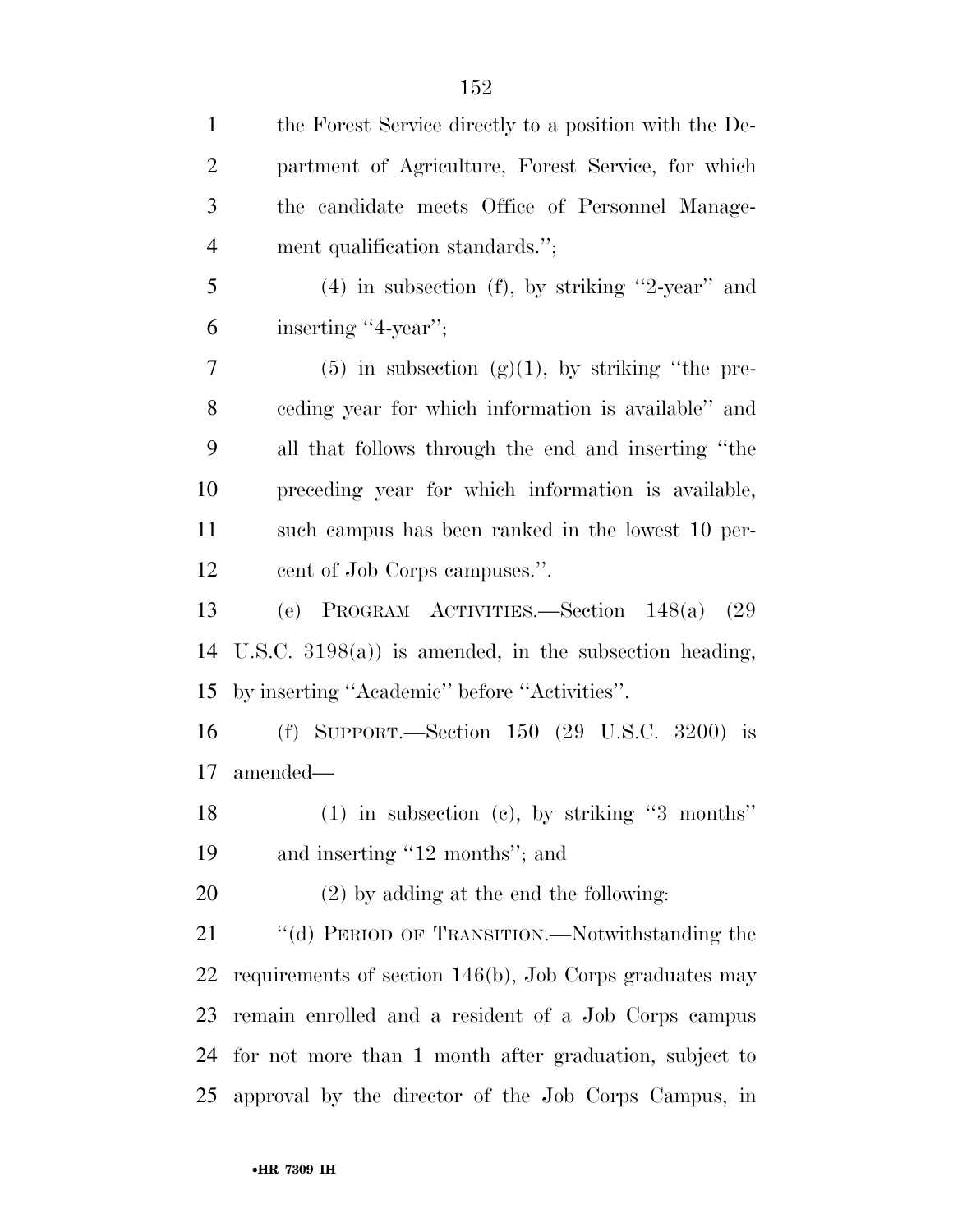the Forest Service directly to a position with the Department of Agriculture, Forest Service, for which the candidate meets Office of Personnel Management qualification standards.'';

(4) in subsection (f), by striking ''2-year'' and inserting ''4-year'';

(5) in subsection (g)(1), by striking ''the preceding year for which information is available'' and all that follows through the end and inserting ''the preceding year for which information is available, such campus has been ranked in the lowest 10 percent of Job Corps campuses.''.

(e) PROGRAM ACTIVITIES.—Section 148(a) (29 U.S.C. 3198(a)) is amended, in the subsection heading, by inserting ''Academic'' before ''Activities''.

(f) SUPPORT.—Section 150 (29 U.S.C. 3200) is amended—

(1) in subsection (c), by striking ''3 months'' and inserting ''12 months''; and

(2) by adding at the end the following:

''(d) PERIOD OF TRANSITION.—Notwithstanding the requirements of section 146(b), Job Corps graduates may remain enrolled and a resident of a Job Corps campus for not more than 1 month after graduation, subject to approval by the director of the Job Corps Campus, in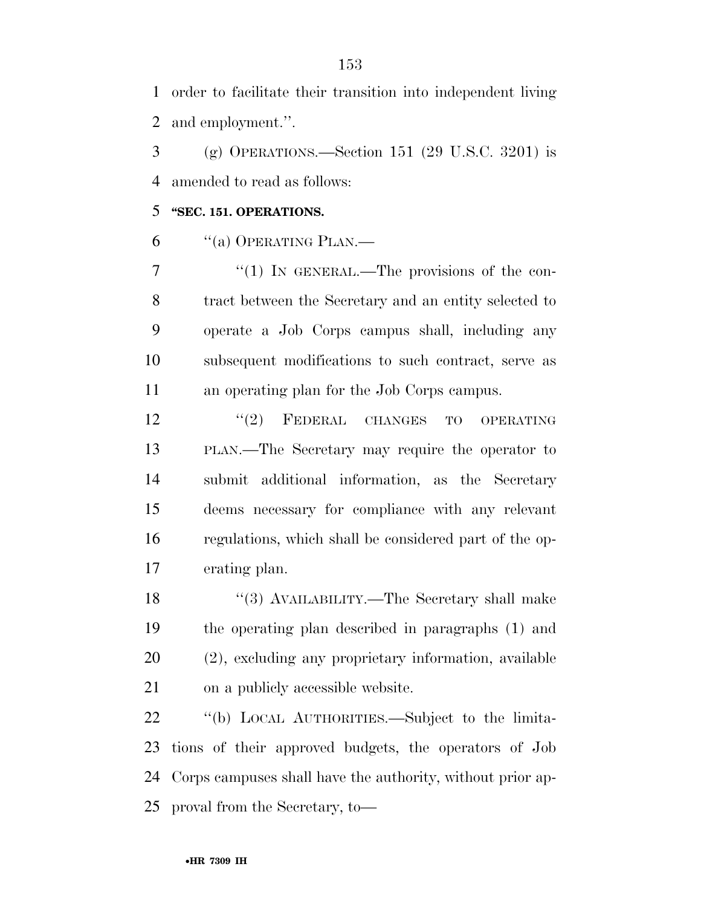order to facilitate their transition into independent living and employment.''.

(g) OPERATIONS.—Section 151 (29 U.S.C. 3201) is amended to read as follows:

**''SEC. 151. OPERATIONS.**

''(a) OPERATING PLAN.—

''(1) IN GENERAL.—The provisions of the contract between the Secretary and an entity selected to operate a Job Corps campus shall, including any subsequent modifications to such contract, serve as an operating plan for the Job Corps campus.

''(2) FEDERAL CHANGES TO OPERATING PLAN.—The Secretary may require the operator to submit additional information, as the Secretary deems necessary for compliance with any relevant regulations, which shall be considered part of the operating plan.

''(3) AVAILABILITY.—The Secretary shall make the operating plan described in paragraphs (1) and (2), excluding any proprietary information, available on a publicly accessible website.

''(b) LOCAL AUTHORITIES.—Subject to the limitations of their approved budgets, the operators of Job Corps campuses shall have the authority, without prior approval from the Secretary, to—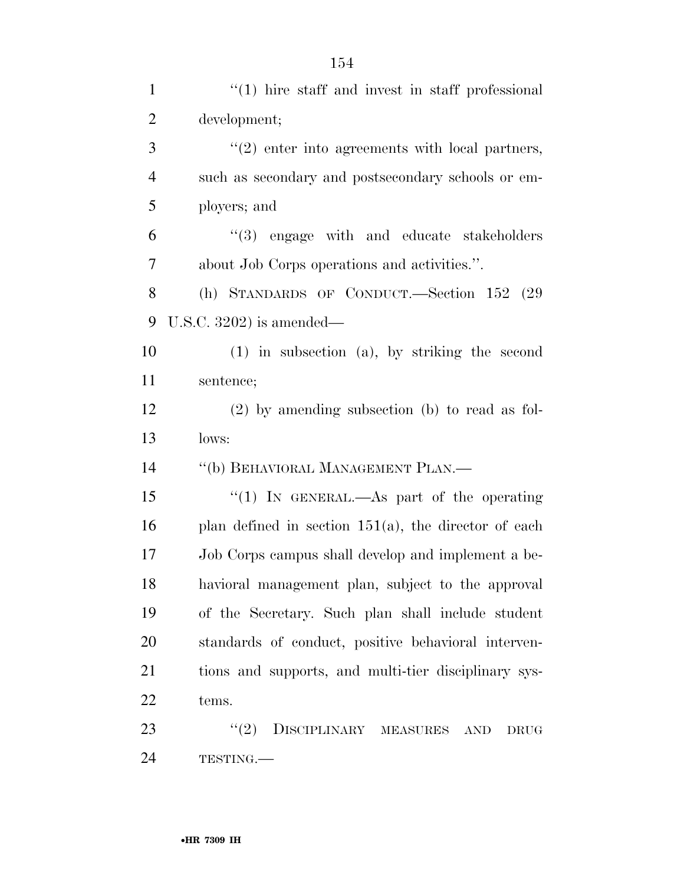"(1) hire staff and invest in staff professional development;

"(2) enter into agreements with local partners, such as secondary and postsecondary schools or employers; and

"(3) engage with and educate stakeholders about Job Corps operations and activities.".

(h) STANDARDS OF CONDUCT.—Section 152 (29 U.S.C. 3202) is amended—

(1) in subsection (a), by striking the second sentence;

(2) by amending subsection (b) to read as follows:

"(b) BEHAVIORAL MANAGEMENT PLAN.—

"(1) IN GENERAL.—As part of the operating plan defined in section 151(a), the director of each Job Corps campus shall develop and implement a behavioral management plan, subject to the approval of the Secretary. Such plan shall include student standards of conduct, positive behavioral interventions and supports, and multi-tier disciplinary systems.

"(2) DISCIPLINARY MEASURES AND DRUG TESTING.—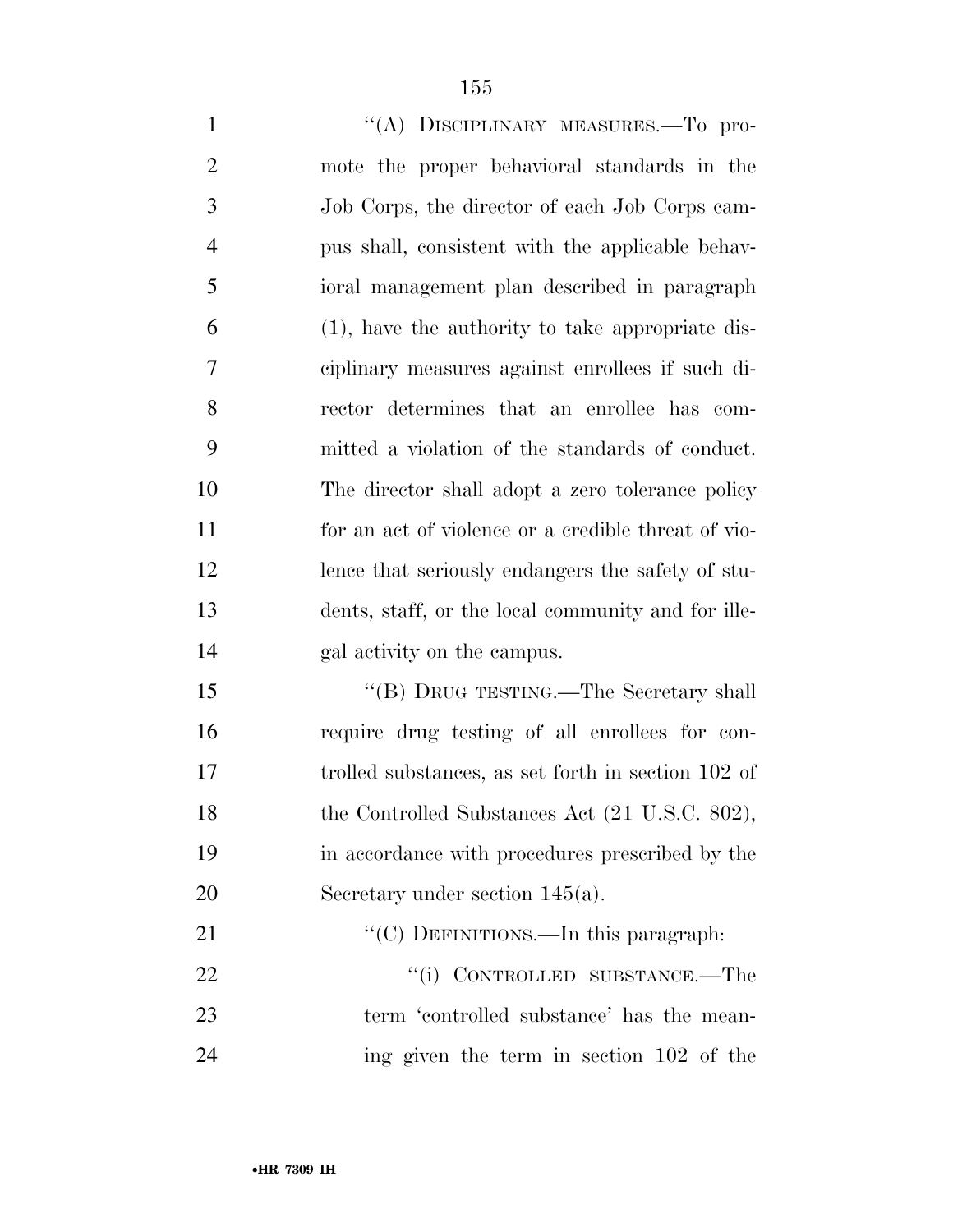''(A) DISCIPLINARY MEASURES.—To promote the proper behavioral standards in the Job Corps, the director of each Job Corps campus shall, consistent with the applicable behavioral management plan described in paragraph (1), have the authority to take appropriate disciplinary measures against enrollees if such director determines that an enrollee has committed a violation of the standards of conduct. The director shall adopt a zero tolerance policy for an act of violence or a credible threat of violence that seriously endangers the safety of students, staff, or the local community and for illegal activity on the campus.

''(B) DRUG TESTING.—The Secretary shall require drug testing of all enrollees for controlled substances, as set forth in section 102 of the Controlled Substances Act (21 U.S.C. 802), in accordance with procedures prescribed by the Secretary under section 145(a).

''(C) DEFINITIONS.—In this paragraph:

''(i) CONTROLLED SUBSTANCE.—The term 'controlled substance' has the meaning given the term in section 102 of the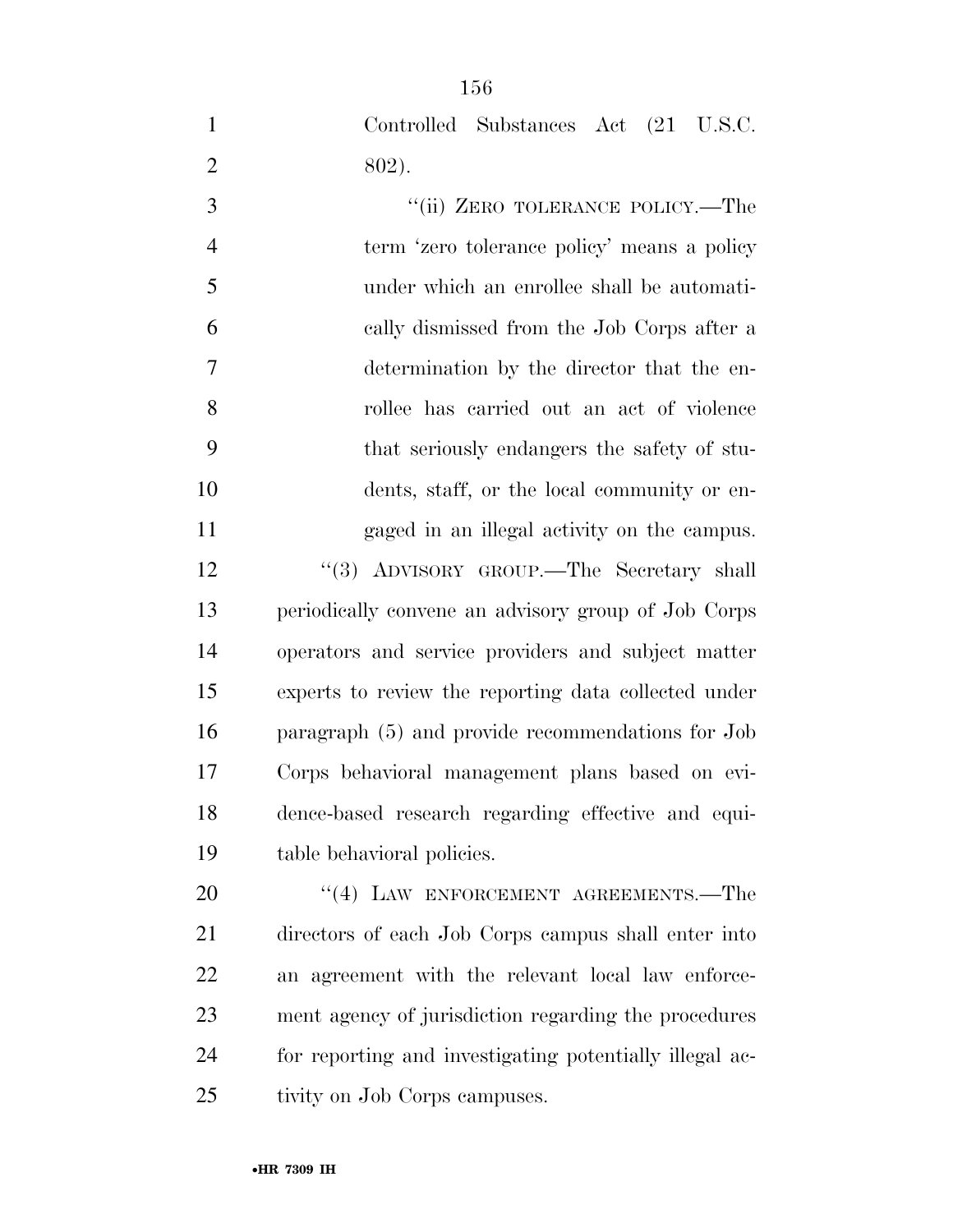Controlled Substances Act (21 U.S.C. 802).

"(ii) ZERO TOLERANCE POLICY.—The term 'zero tolerance policy' means a policy under which an enrollee shall be automatically dismissed from the Job Corps after a determination by the director that the enrollee has carried out an act of violence that seriously endangers the safety of students, staff, or the local community or engaged in an illegal activity on the campus.

"(3) ADVISORY GROUP.—The Secretary shall periodically convene an advisory group of Job Corps operators and service providers and subject matter experts to review the reporting data collected under paragraph (5) and provide recommendations for Job Corps behavioral management plans based on evidence-based research regarding effective and equitable behavioral policies.

"(4) LAW ENFORCEMENT AGREEMENTS.—The directors of each Job Corps campus shall enter into an agreement with the relevant local law enforcement agency of jurisdiction regarding the procedures for reporting and investigating potentially illegal activity on Job Corps campuses.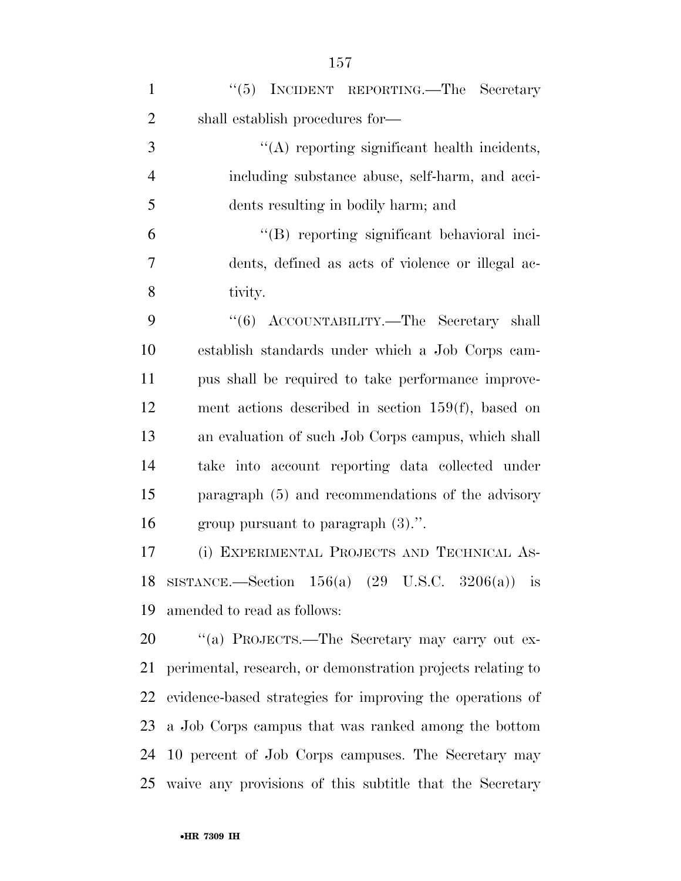''(5) INCIDENT REPORTING.—The Secretary shall establish procedures for—

''(A) reporting significant health incidents, including substance abuse, self-harm, and accidents resulting in bodily harm; and

''(B) reporting significant behavioral incidents, defined as acts of violence or illegal activity.

''(6) ACCOUNTABILITY.—The Secretary shall establish standards under which a Job Corps campus shall be required to take performance improvement actions described in section 159(f), based on an evaluation of such Job Corps campus, which shall take into account reporting data collected under paragraph (5) and recommendations of the advisory group pursuant to paragraph (3).''.

(i) EXPERIMENTAL PROJECTS AND TECHNICAL ASSISTANCE.—Section 156(a) (29 U.S.C. 3206(a)) is amended to read as follows:

''(a) PROJECTS.—The Secretary may carry out experimental, research, or demonstration projects relating to evidence-based strategies for improving the operations of a Job Corps campus that was ranked among the bottom 10 percent of Job Corps campuses. The Secretary may waive any provisions of this subtitle that the Secretary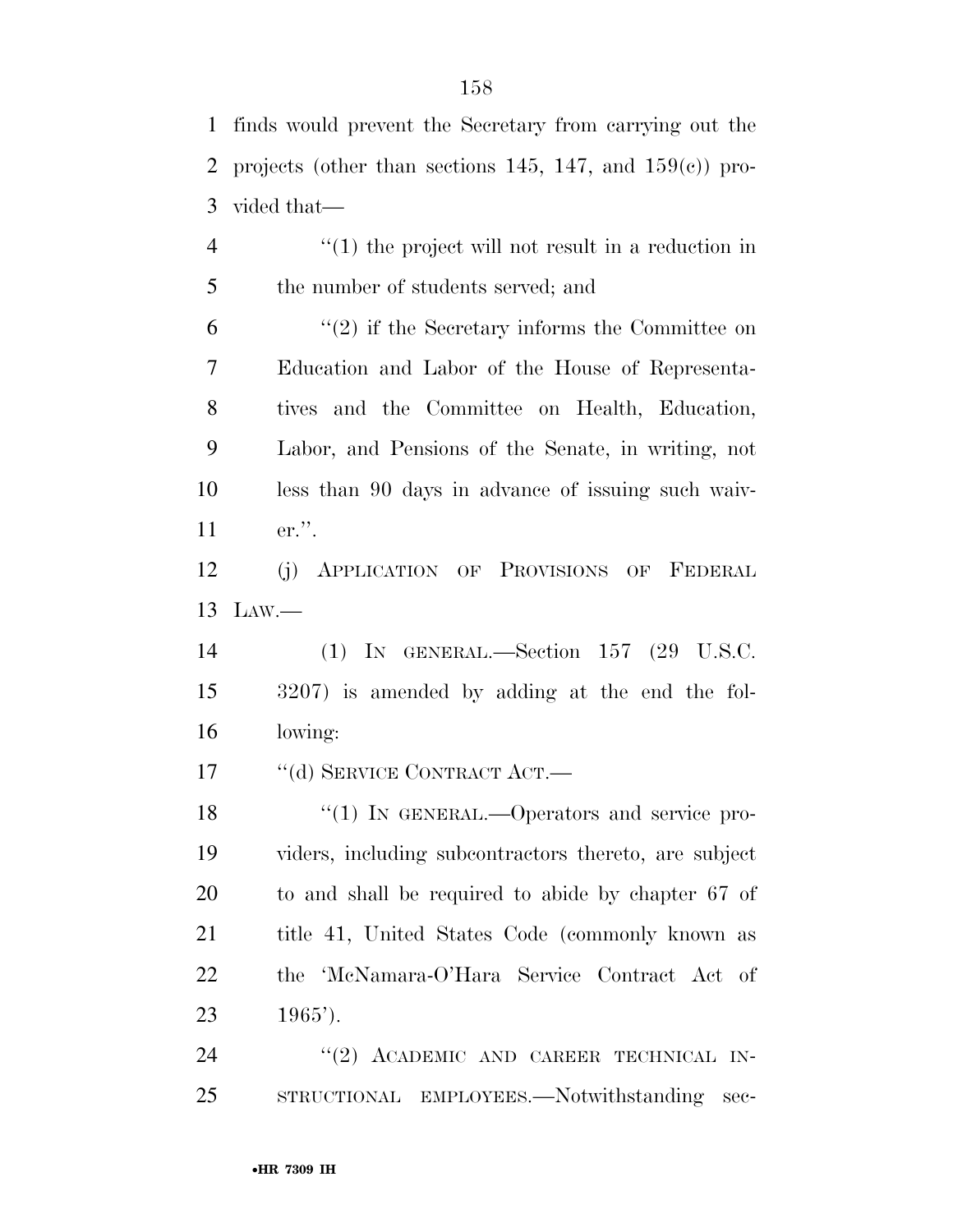finds would prevent the Secretary from carrying out the projects (other than sections 145, 147, and 159(c)) provided that—

"(1) the project will not result in a reduction in the number of students served; and

"(2) if the Secretary informs the Committee on Education and Labor of the House of Representatives and the Committee on Health, Education, Labor, and Pensions of the Senate, in writing, not less than 90 days in advance of issuing such waiver.".

(j) APPLICATION OF PROVISIONS OF FEDERAL LAW.—

(1) IN GENERAL.—Section 157 (29 U.S.C. 3207) is amended by adding at the end the following:

"(d) SERVICE CONTRACT ACT.—

"(1) IN GENERAL.—Operators and service providers, including subcontractors thereto, are subject to and shall be required to abide by chapter 67 of title 41, United States Code (commonly known as the 'McNamara-O'Hara Service Contract Act of 1965').

"(2) ACADEMIC AND CAREER TECHNICAL INSTRUCTIONAL EMPLOYEES.—Notwithstanding sec-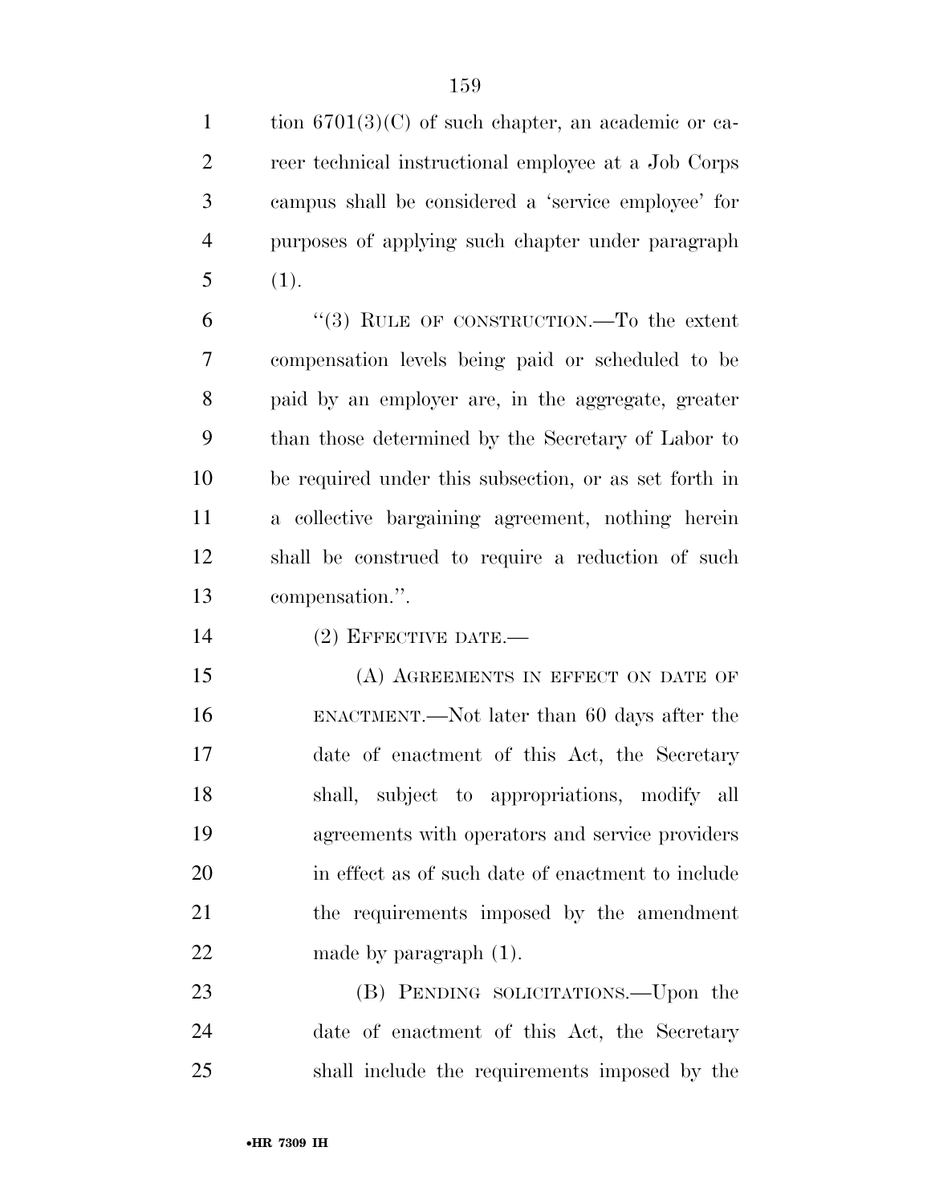tion 6701(3)(C) of such chapter, an academic or career technical instructional employee at a Job Corps campus shall be considered a 'service employee' for purposes of applying such chapter under paragraph (1).

"(3) RULE OF CONSTRUCTION.—To the extent compensation levels being paid or scheduled to be paid by an employer are, in the aggregate, greater than those determined by the Secretary of Labor to be required under this subsection, or as set forth in a collective bargaining agreement, nothing herein shall be construed to require a reduction of such compensation.".

(2) EFFECTIVE DATE.—

(A) AGREEMENTS IN EFFECT ON DATE OF ENACTMENT.—Not later than 60 days after the date of enactment of this Act, the Secretary shall, subject to appropriations, modify all agreements with operators and service providers in effect as of such date of enactment to include the requirements imposed by the amendment made by paragraph (1).

(B) PENDING SOLICITATIONS.—Upon the date of enactment of this Act, the Secretary shall include the requirements imposed by the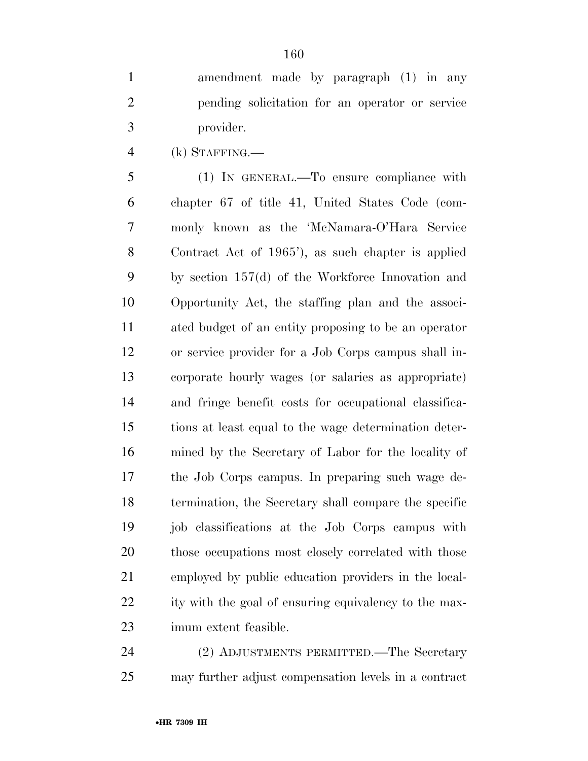amendment made by paragraph (1) in any pending solicitation for an operator or service provider.

(k) STAFFING.—

(1) IN GENERAL.—To ensure compliance with chapter 67 of title 41, United States Code (commonly known as the 'McNamara-O'Hara Service Contract Act of 1965'), as such chapter is applied by section 157(d) of the Workforce Innovation and Opportunity Act, the staffing plan and the associated budget of an entity proposing to be an operator or service provider for a Job Corps campus shall incorporate hourly wages (or salaries as appropriate) and fringe benefit costs for occupational classifications at least equal to the wage determination determined by the Secretary of Labor for the locality of the Job Corps campus. In preparing such wage determination, the Secretary shall compare the specific job classifications at the Job Corps campus with those occupations most closely correlated with those employed by public education providers in the locality with the goal of ensuring equivalency to the maximum extent feasible.

(2) ADJUSTMENTS PERMITTED.—The Secretary may further adjust compensation levels in a contract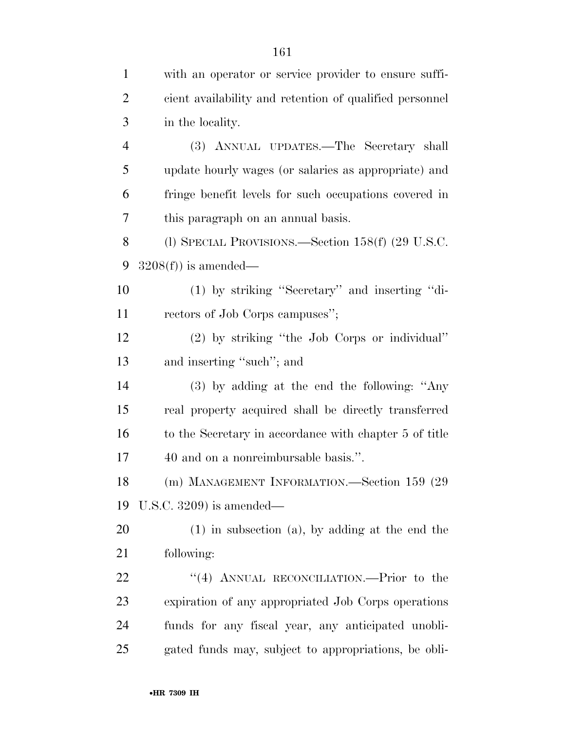with an operator or service provider to ensure sufficient availability and retention of qualified personnel in the locality.

(3) ANNUAL UPDATES.—The Secretary shall update hourly wages (or salaries as appropriate) and fringe benefit levels for such occupations covered in this paragraph on an annual basis.

(l) SPECIAL PROVISIONS.—Section 158(f) (29 U.S.C. 3208(f)) is amended—

(1) by striking ''Secretary'' and inserting ''directors of Job Corps campuses'';

(2) by striking ''the Job Corps or individual'' and inserting ''such''; and

(3) by adding at the end the following: ''Any real property acquired shall be directly transferred to the Secretary in accordance with chapter 5 of title 40 and on a nonreimbursable basis.''.

(m) MANAGEMENT INFORMATION.—Section 159 (29 U.S.C. 3209) is amended—

(1) in subsection (a), by adding at the end the following:

''(4) ANNUAL RECONCILIATION.—Prior to the expiration of any appropriated Job Corps operations funds for any fiscal year, any anticipated unobligated funds may, subject to appropriations, be obli-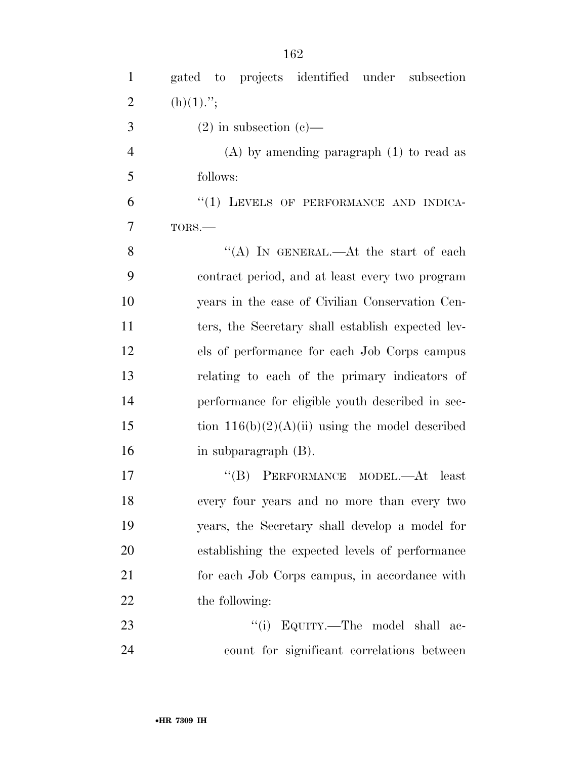gated to projects identified under subsection (h)(1).'';

(2) in subsection (c)—

(A) by amending paragraph (1) to read as follows:

''(1) LEVELS OF PERFORMANCE AND INDICATORS.—

''(A) IN GENERAL.—At the start of each contract period, and at least every two program years in the case of Civilian Conservation Centers, the Secretary shall establish expected levels of performance for each Job Corps campus relating to each of the primary indicators of performance for eligible youth described in section 116(b)(2)(A)(ii) using the model described in subparagraph (B).

''(B) PERFORMANCE MODEL.—At least every four years and no more than every two years, the Secretary shall develop a model for establishing the expected levels of performance for each Job Corps campus, in accordance with the following:

''(i) EQUITY.—The model shall account for significant correlations between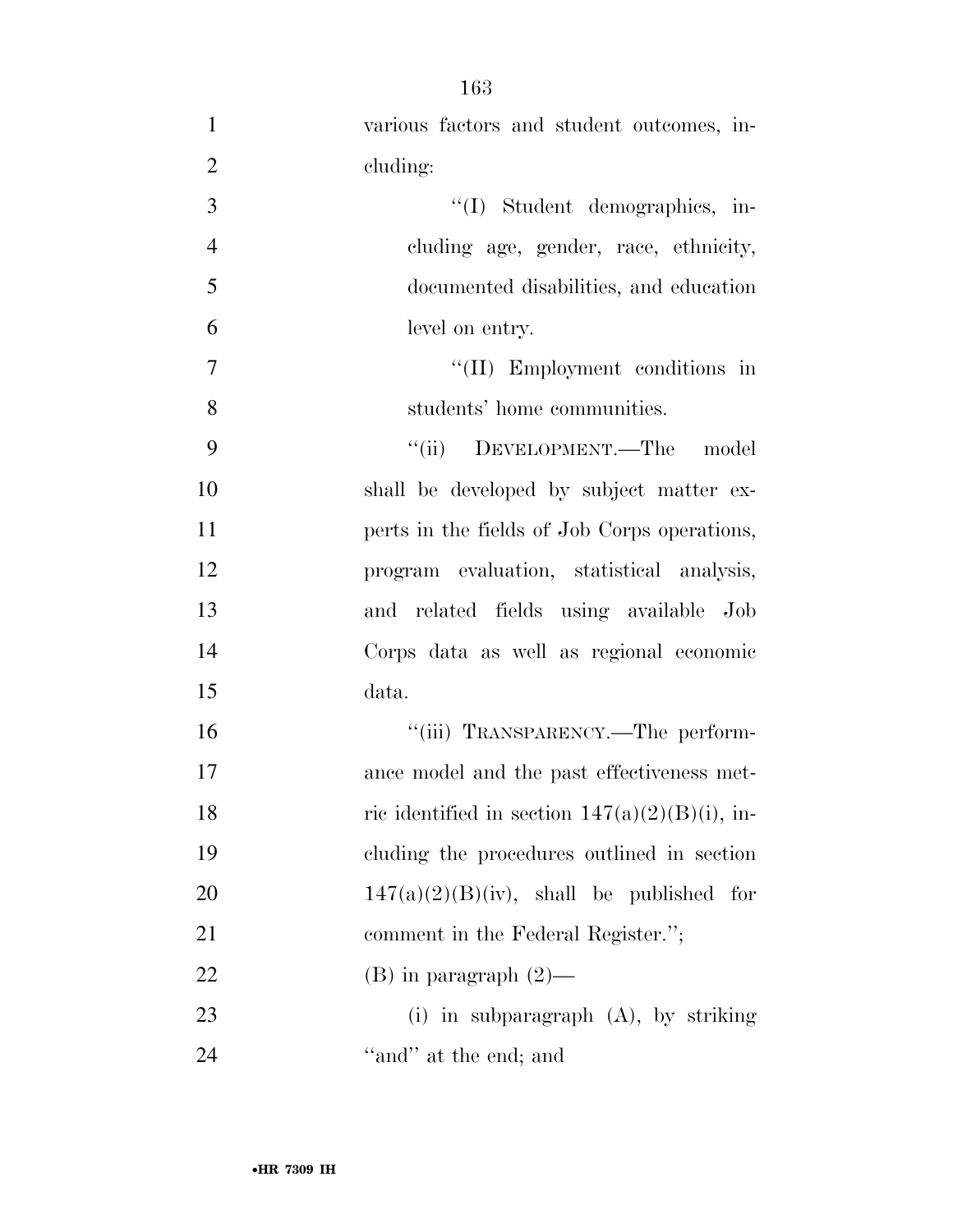various factors and student outcomes, including:

"(I) Student demographics, including age, gender, race, ethnicity, documented disabilities, and education level on entry.

"(II) Employment conditions in students' home communities.

"(ii) DEVELOPMENT.—The model shall be developed by subject matter experts in the fields of Job Corps operations, program evaluation, statistical analysis, and related fields using available Job Corps data as well as regional economic data.

"(iii) TRANSPARENCY.—The performance model and the past effectiveness metric identified in section 147(a)(2)(B)(i), including the procedures outlined in section 147(a)(2)(B)(iv), shall be published for comment in the Federal Register.";

(B) in paragraph (2)—

(i) in subparagraph (A), by striking "and" at the end; and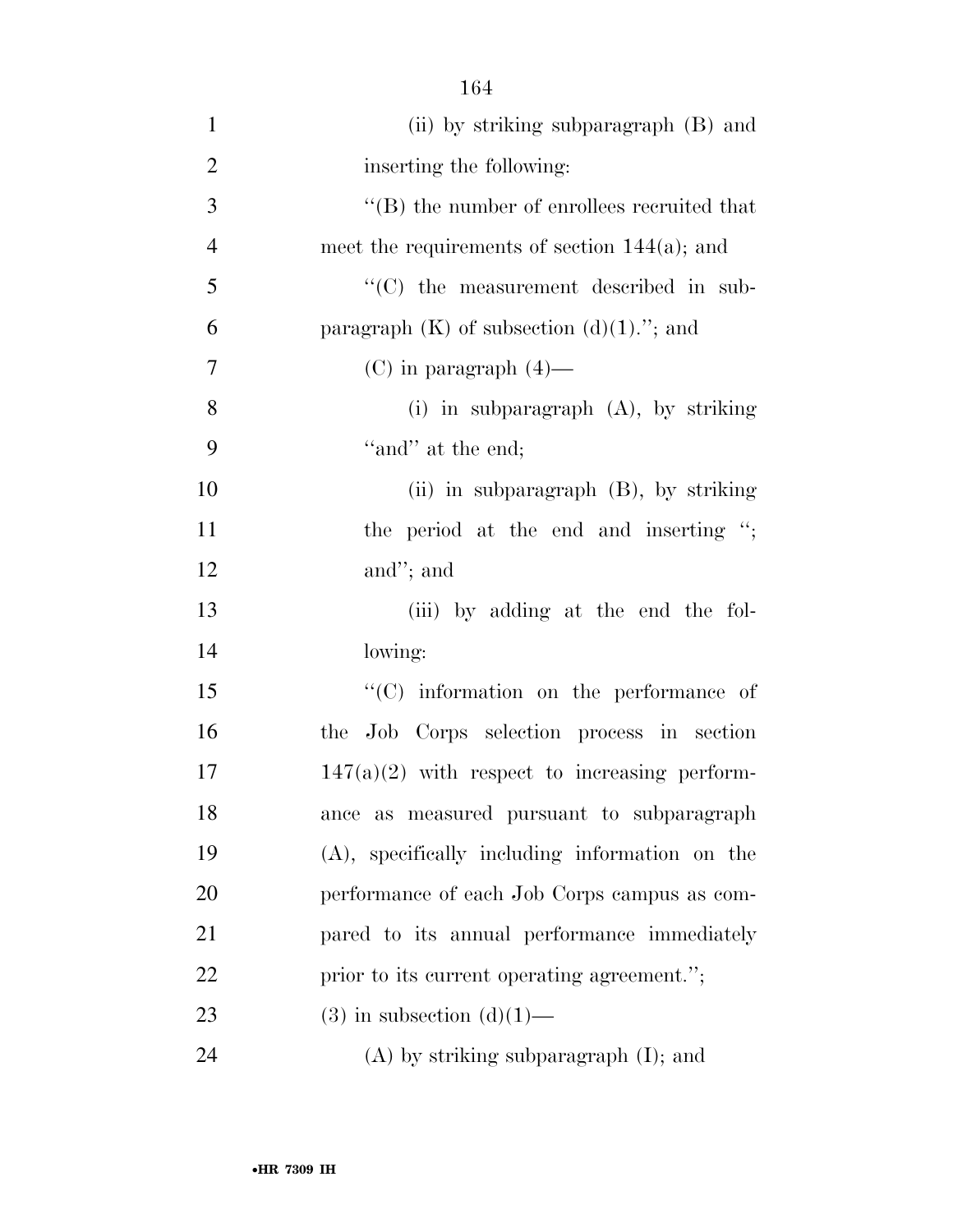(ii) by striking subparagraph (B) and inserting the following:

"(B) the number of enrollees recruited that meet the requirements of section 144(a); and

"(C) the measurement described in subparagraph (K) of subsection (d)(1)."; and

(C) in paragraph (4)—

(i) in subparagraph (A), by striking "and" at the end;

(ii) in subparagraph (B), by striking the period at the end and inserting "; and"; and

(iii) by adding at the end the following:

"(C) information on the performance of the Job Corps selection process in section 147(a)(2) with respect to increasing performance as measured pursuant to subparagraph (A), specifically including information on the performance of each Job Corps campus as compared to its annual performance immediately prior to its current operating agreement.";

(3) in subsection (d)(1)—

(A) by striking subparagraph (I); and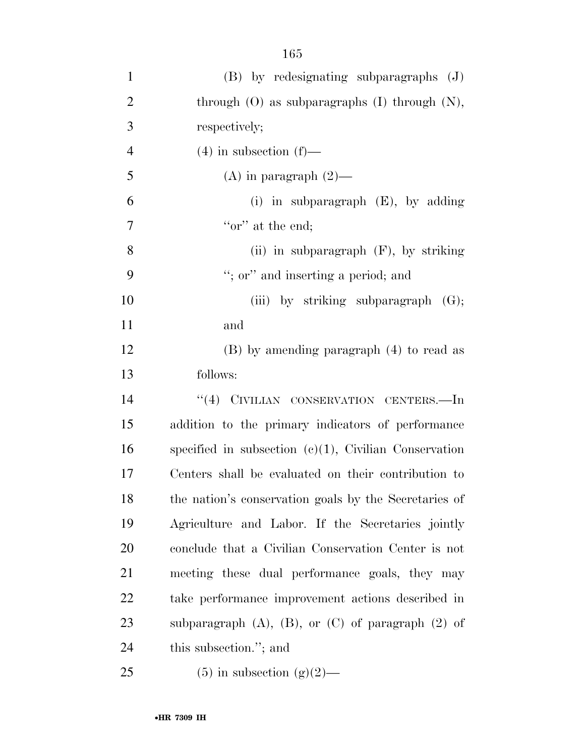(B) by redesignating subparagraphs (J) through (O) as subparagraphs (I) through (N), respectively;

(4) in subsection (f)—

(A) in paragraph (2)—

(i) in subparagraph (E), by adding ''or'' at the end;

(ii) in subparagraph (F), by striking ''; or'' and inserting a period; and

(iii) by striking subparagraph (G); and

(B) by amending paragraph (4) to read as follows:

''(4) CIVILIAN CONSERVATION CENTERS.—In addition to the primary indicators of performance specified in subsection (c)(1), Civilian Conservation Centers shall be evaluated on their contribution to the nation's conservation goals by the Secretaries of Agriculture and Labor. If the Secretaries jointly conclude that a Civilian Conservation Center is not meeting these dual performance goals, they may take performance improvement actions described in subparagraph (A), (B), or (C) of paragraph (2) of this subsection.''; and

(5) in subsection (g)(2)—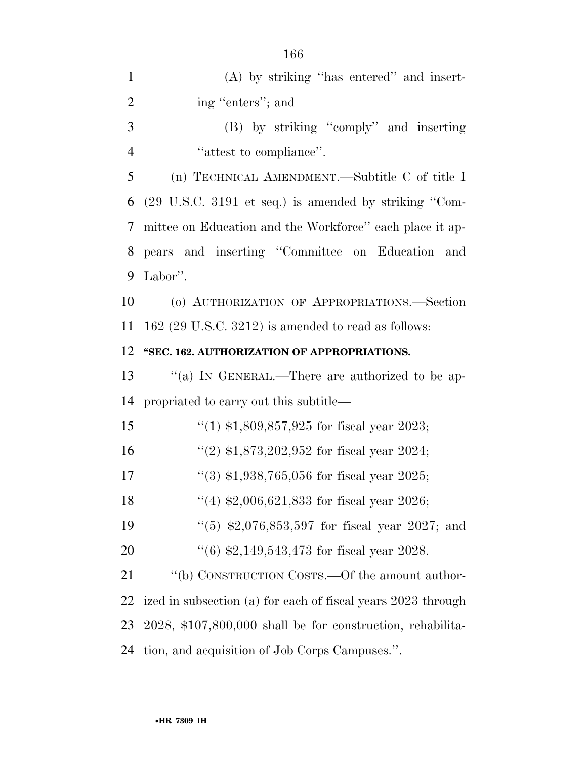(A) by striking ''has entered'' and inserting ''enters''; and

(B) by striking ''comply'' and inserting ''attest to compliance''.

(n) TECHNICAL AMENDMENT.—Subtitle C of title I (29 U.S.C. 3191 et seq.) is amended by striking ''Committee on Education and the Workforce'' each place it appears and inserting ''Committee on Education and Labor''.

(o) AUTHORIZATION OF APPROPRIATIONS.—Section 162 (29 U.S.C. 3212) is amended to read as follows:

**''SEC. 162. AUTHORIZATION OF APPROPRIATIONS.**

''(a) IN GENERAL.—There are authorized to be appropriated to carry out this subtitle—

''(1) $1,809,857,925 for fiscal year 2023;

''(2) $1,873,202,952 for fiscal year 2024;

''(3) $1,938,765,056 for fiscal year 2025;

''(4) $2,006,621,833 for fiscal year 2026;

''(5) $2,076,853,597 for fiscal year 2027; and

''(6) $2,149,543,473 for fiscal year 2028.

''(b) CONSTRUCTION COSTS.—Of the amount authorized in subsection (a) for each of fiscal years 2023 through 2028, $107,800,000 shall be for construction, rehabilitation, and acquisition of Job Corps Campuses.''.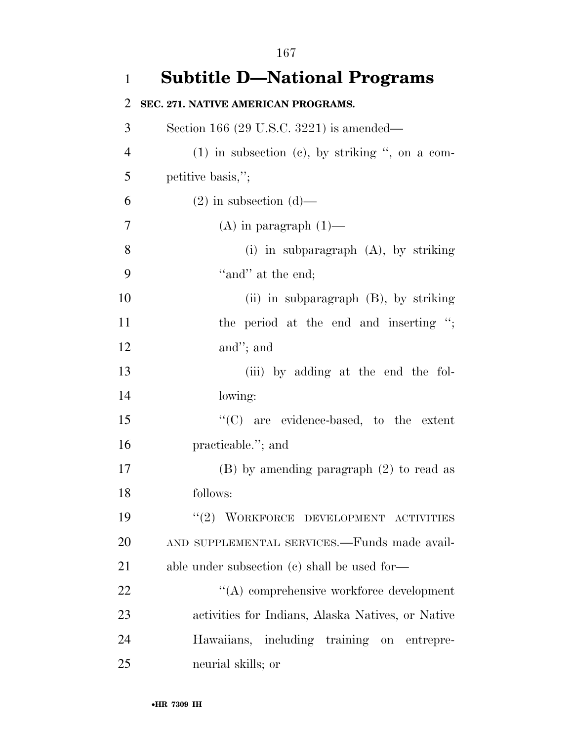# Subtitle D—National Programs

**SEC. 271. NATIVE AMERICAN PROGRAMS.**

Section 166 (29 U.S.C. 3221) is amended—

(1) in subsection (c), by striking ", on a competitive basis,";

(2) in subsection (d)—

(A) in paragraph (1)—

(i) in subparagraph (A), by striking "and" at the end;

(ii) in subparagraph (B), by striking the period at the end and inserting "; and"; and

(iii) by adding at the end the following:

"(C) are evidence-based, to the extent practicable."; and

(B) by amending paragraph (2) to read as follows:

"(2) WORKFORCE DEVELOPMENT ACTIVITIES AND SUPPLEMENTAL SERVICES.—Funds made available under subsection (c) shall be used for—

"(A) comprehensive workforce development activities for Indians, Alaska Natives, or Native Hawaiians, including training on entrepreneurial skills; or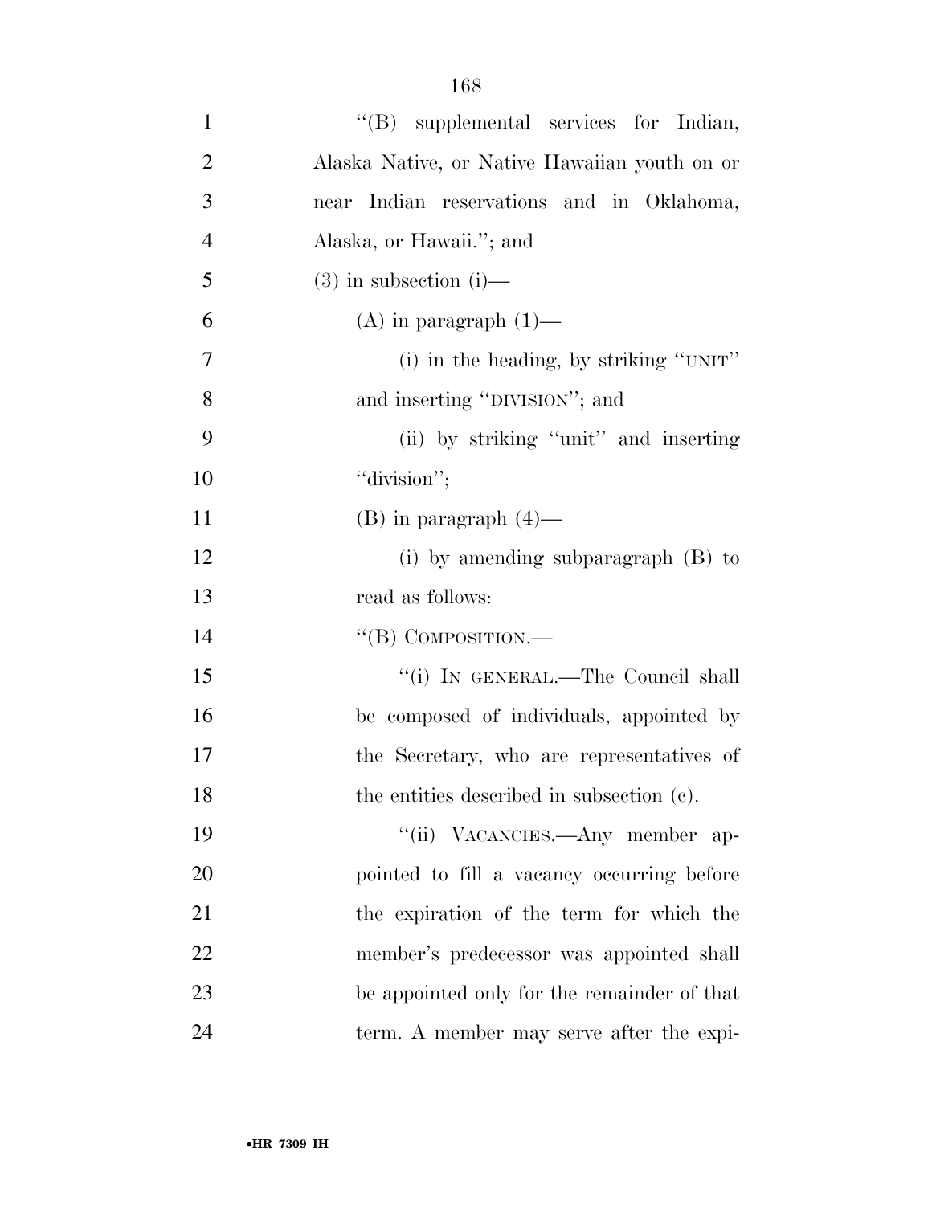"(B) supplemental services for Indian, Alaska Native, or Native Hawaiian youth on or near Indian reservations and in Oklahoma, Alaska, or Hawaii."; and

(3) in subsection (i)—

(A) in paragraph (1)—

(i) in the heading, by striking "UNIT" and inserting "DIVISION"; and

(ii) by striking "unit" and inserting "division";

(B) in paragraph (4)—

(i) by amending subparagraph (B) to read as follows:

"(B) COMPOSITION.—

"(i) IN GENERAL.—The Council shall be composed of individuals, appointed by the Secretary, who are representatives of the entities described in subsection (c).

"(ii) VACANCIES.—Any member appointed to fill a vacancy occurring before the expiration of the term for which the member's predecessor was appointed shall be appointed only for the remainder of that term. A member may serve after the expi-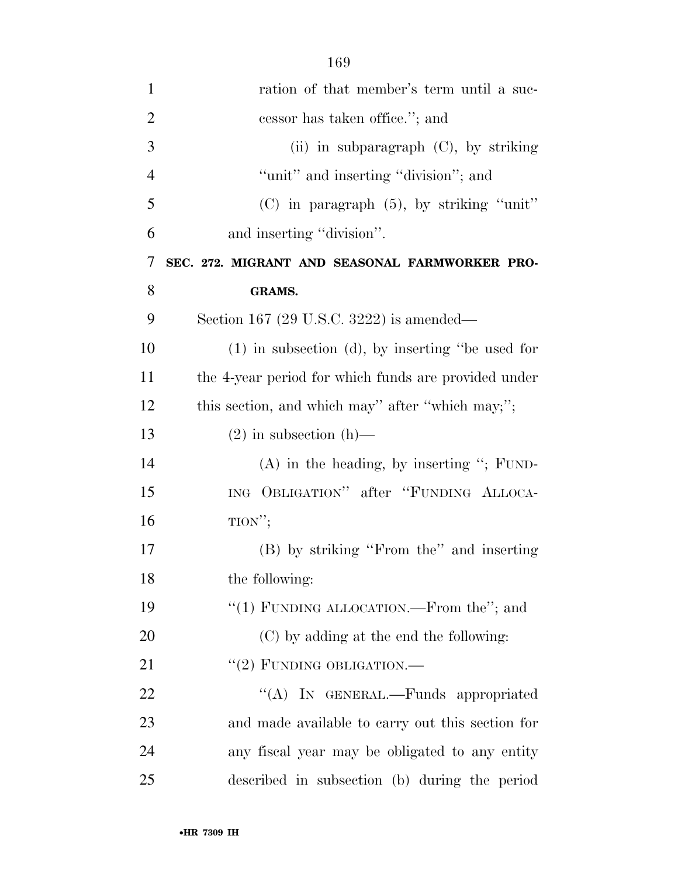ration of that member's term until a successor has taken office.''; and

(ii) in subparagraph (C), by striking ''unit'' and inserting ''division''; and

(C) in paragraph (5), by striking ''unit'' and inserting ''division''.

**SEC. 272. MIGRANT AND SEASONAL FARMWORKER PROGRAMS.**

Section 167 (29 U.S.C. 3222) is amended—

(1) in subsection (d), by inserting ''be used for the 4-year period for which funds are provided under this section, and which may'' after ''which may;'';

(2) in subsection (h)—

(A) in the heading, by inserting ''; FUNDING OBLIGATION'' after ''FUNDING ALLOCATION'';

(B) by striking ''From the'' and inserting the following:

''(1) FUNDING ALLOCATION.—From the''; and

(C) by adding at the end the following:

''(2) FUNDING OBLIGATION.—

''(A) IN GENERAL.—Funds appropriated and made available to carry out this section for any fiscal year may be obligated to any entity described in subsection (b) during the period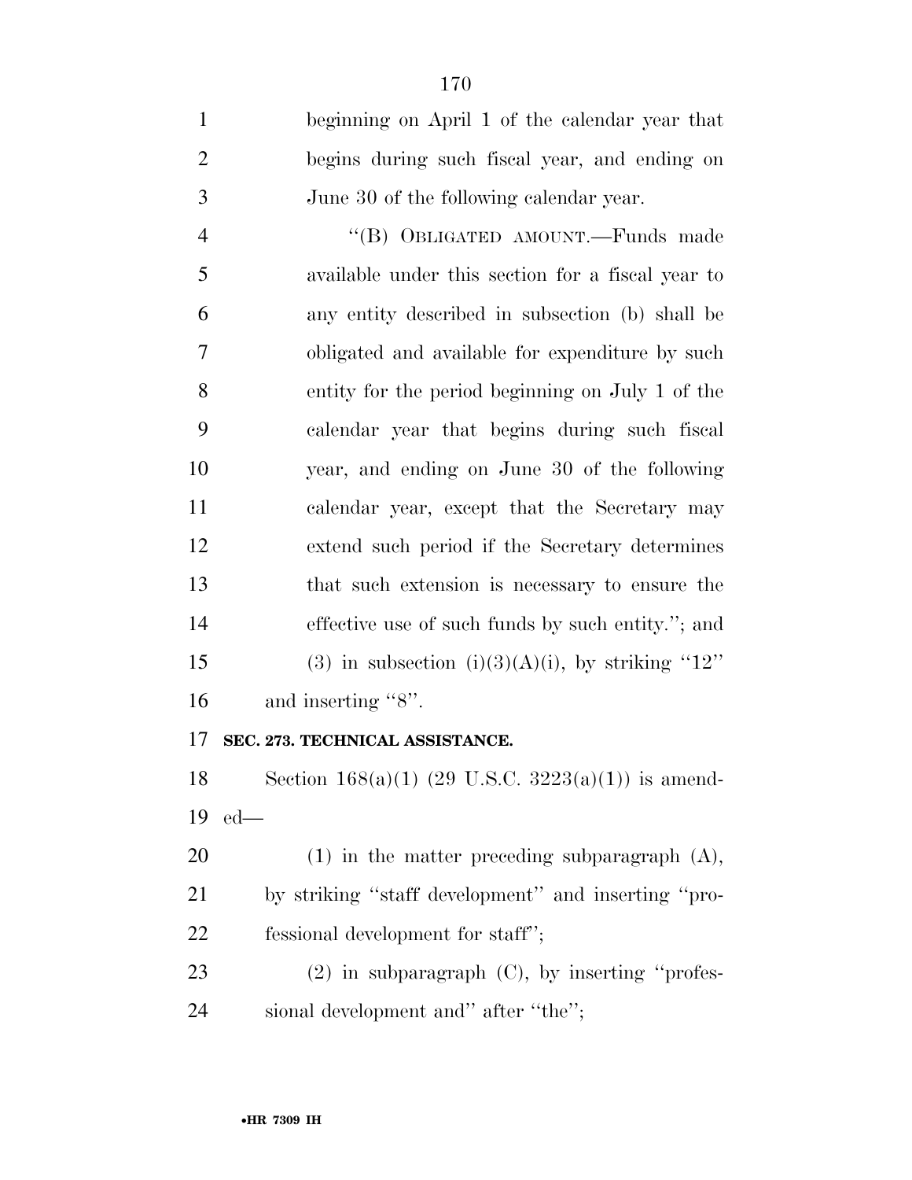beginning on April 1 of the calendar year that begins during such fiscal year, and ending on June 30 of the following calendar year.

"(B) OBLIGATED AMOUNT.—Funds made available under this section for a fiscal year to any entity described in subsection (b) shall be obligated and available for expenditure by such entity for the period beginning on July 1 of the calendar year that begins during such fiscal year, and ending on June 30 of the following calendar year, except that the Secretary may extend such period if the Secretary determines that such extension is necessary to ensure the effective use of such funds by such entity."; and

(3) in subsection (i)(3)(A)(i), by striking "12" and inserting "8".

**SEC. 273. TECHNICAL ASSISTANCE.**

Section 168(a)(1) (29 U.S.C. 3223(a)(1)) is amended—

(1) in the matter preceding subparagraph (A), by striking "staff development" and inserting "professional development for staff";

(2) in subparagraph (C), by inserting "professional development and" after "the";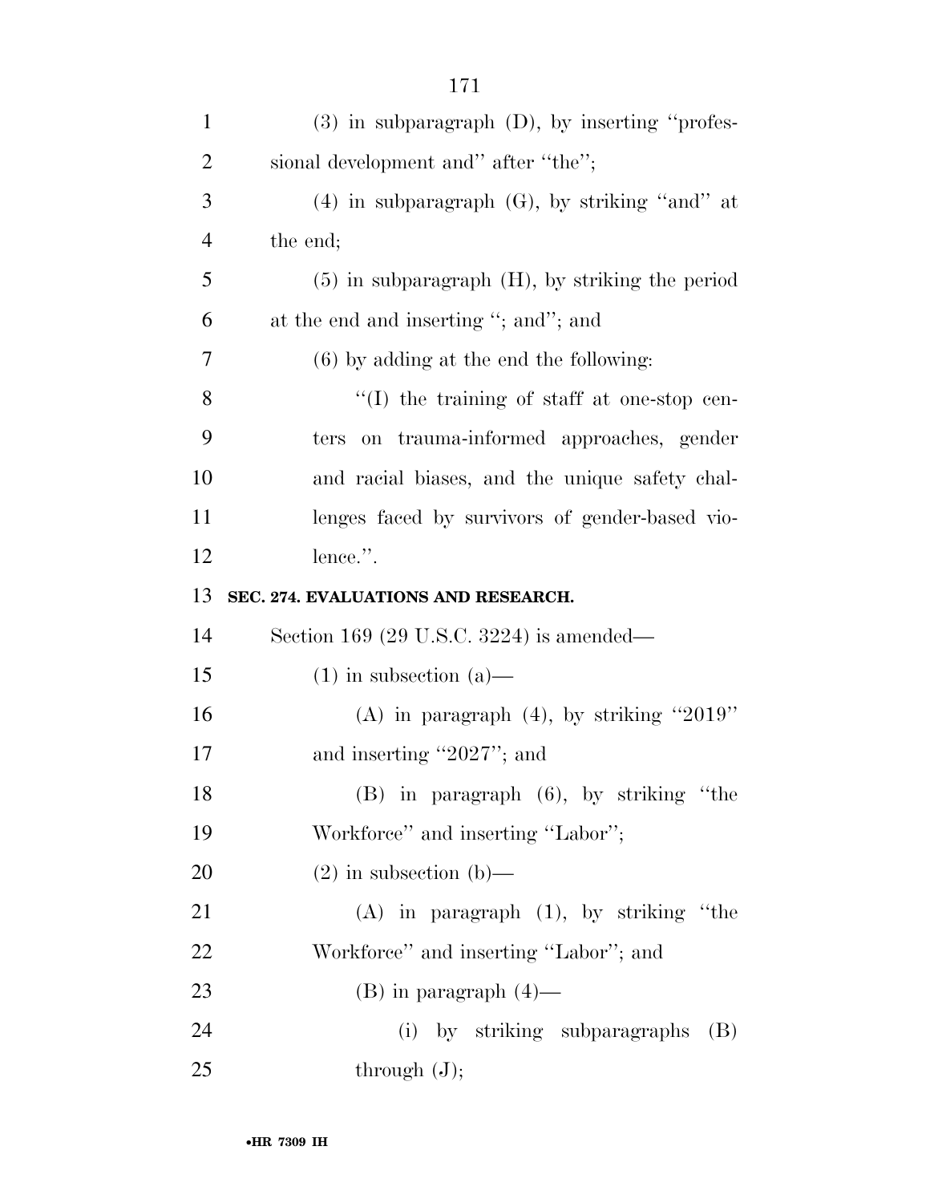(3) in subparagraph (D), by inserting ''professional development and'' after ''the'';

(4) in subparagraph (G), by striking ''and'' at the end;

(5) in subparagraph (H), by striking the period at the end and inserting ''; and''; and

(6) by adding at the end the following:

''(I) the training of staff at one-stop centers on trauma-informed approaches, gender and racial biases, and the unique safety challenges faced by survivors of gender-based violence.''.

**SEC. 274. EVALUATIONS AND RESEARCH.**

Section 169 (29 U.S.C. 3224) is amended—

(1) in subsection (a)—

(A) in paragraph (4), by striking ''2019'' and inserting ''2027''; and

(B) in paragraph (6), by striking ''the Workforce'' and inserting ''Labor'';

(2) in subsection (b)—

(A) in paragraph (1), by striking ''the Workforce'' and inserting ''Labor''; and

(B) in paragraph (4)—

(i) by striking subparagraphs (B) through (J);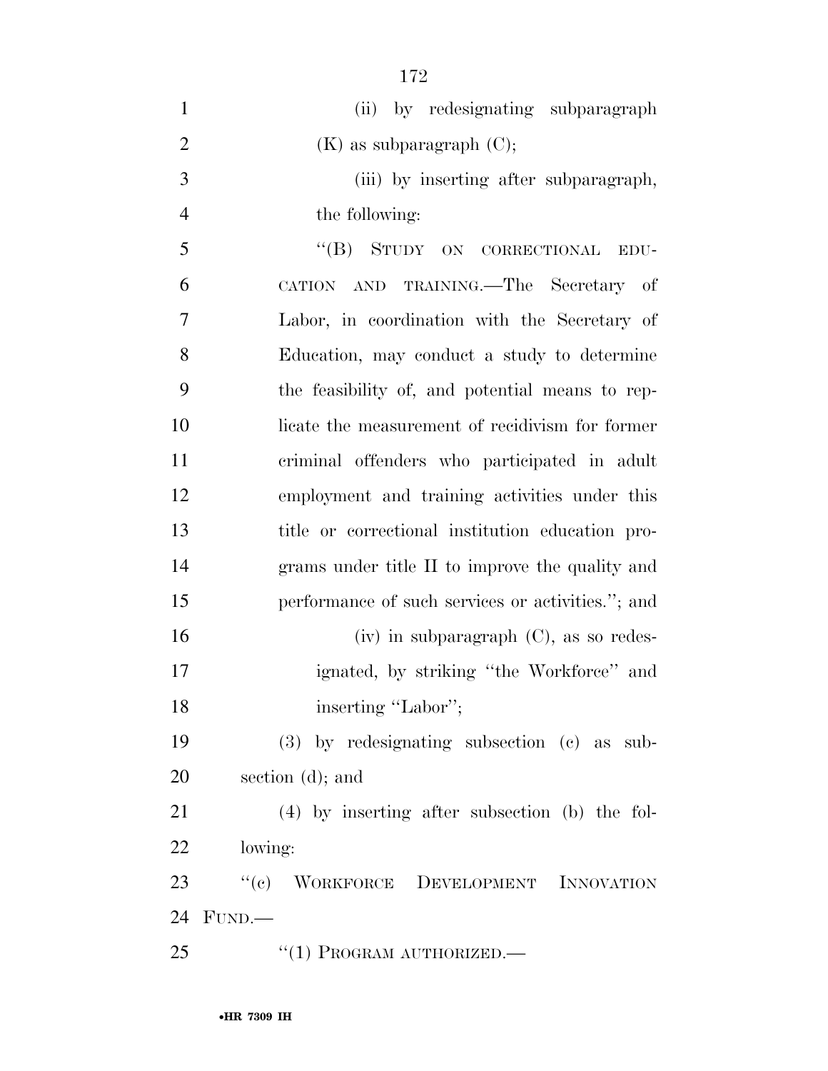(ii) by redesignating subparagraph (K) as subparagraph (C);

(iii) by inserting after subparagraph, the following:

"(B) STUDY ON CORRECTIONAL EDUCATION AND TRAINING.—The Secretary of Labor, in coordination with the Secretary of Education, may conduct a study to determine the feasibility of, and potential means to replicate the measurement of recidivism for former criminal offenders who participated in adult employment and training activities under this title or correctional institution education programs under title II to improve the quality and performance of such services or activities."; and

(iv) in subparagraph (C), as so redesignated, by striking "the Workforce" and inserting "Labor";

(3) by redesignating subsection (c) as subsection (d); and

(4) by inserting after subsection (b) the following:

"(c) WORKFORCE DEVELOPMENT INNOVATION FUND.—

"(1) PROGRAM AUTHORIZED.—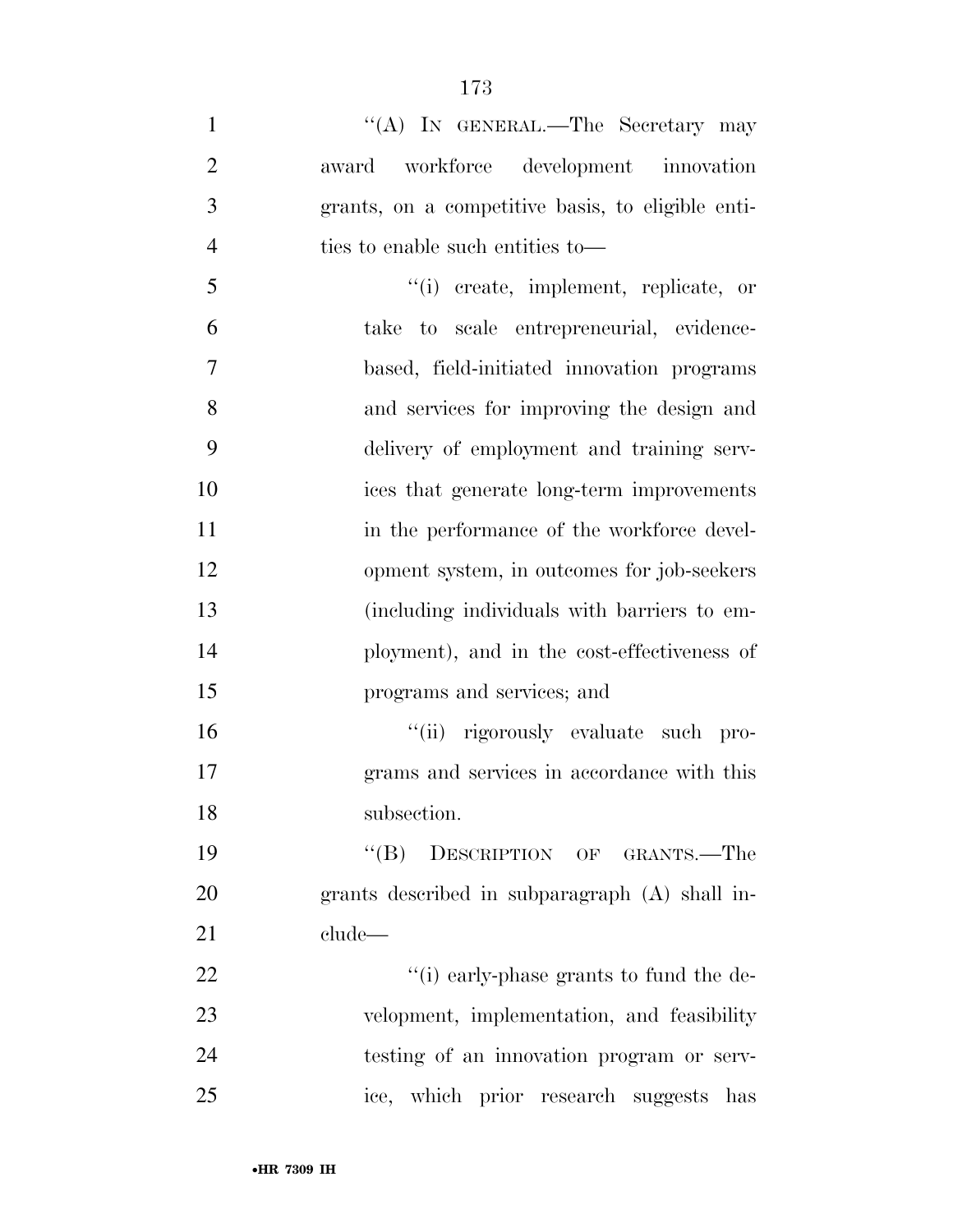''(A) IN GENERAL.—The Secretary may award workforce development innovation grants, on a competitive basis, to eligible entities to enable such entities to—

''(i) create, implement, replicate, or take to scale entrepreneurial, evidence-based, field-initiated innovation programs and services for improving the design and delivery of employment and training services that generate long-term improvements in the performance of the workforce development system, in outcomes for job-seekers (including individuals with barriers to employment), and in the cost-effectiveness of programs and services; and

''(ii) rigorously evaluate such programs and services in accordance with this subsection.

''(B) DESCRIPTION OF GRANTS.—The grants described in subparagraph (A) shall include—

''(i) early-phase grants to fund the development, implementation, and feasibility testing of an innovation program or service, which prior research suggests has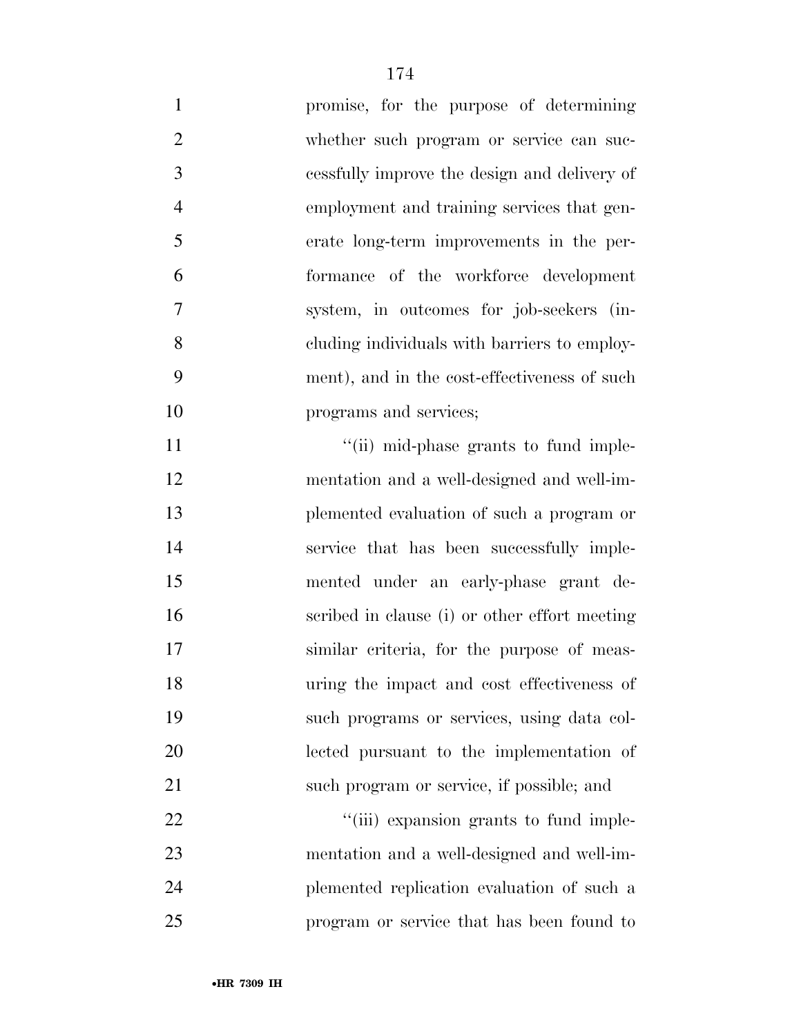promise, for the purpose of determining whether such program or service can successfully improve the design and delivery of employment and training services that generate long-term improvements in the performance of the workforce development system, in outcomes for job-seekers (including individuals with barriers to employment), and in the cost-effectiveness of such programs and services;

''(ii) mid-phase grants to fund implementation and a well-designed and well-implemented evaluation of such a program or service that has been successfully implemented under an early-phase grant described in clause (i) or other effort meeting similar criteria, for the purpose of measuring the impact and cost effectiveness of such programs or services, using data collected pursuant to the implementation of such program or service, if possible; and

''(iii) expansion grants to fund implementation and a well-designed and well-implemented replication evaluation of such a program or service that has been found to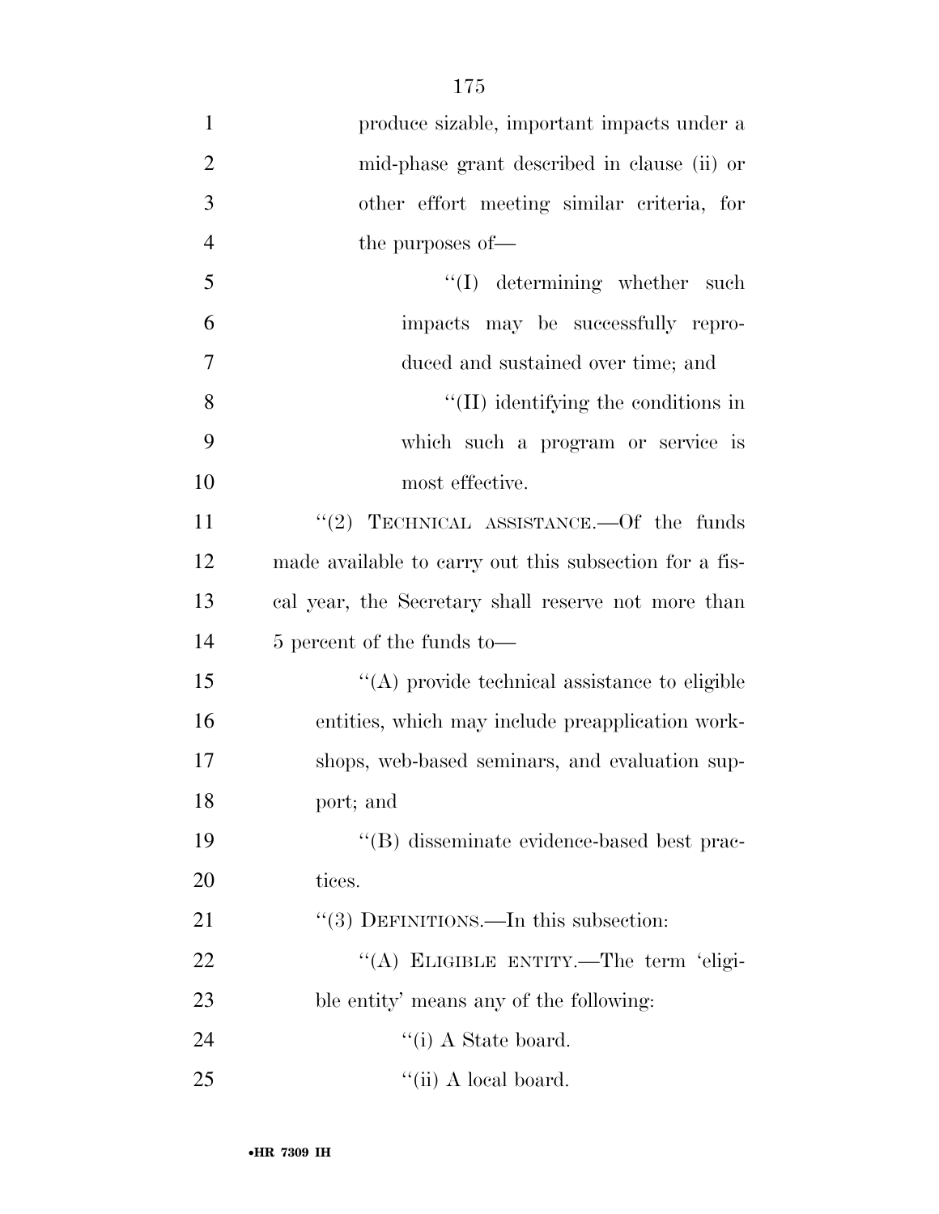produce sizable, important impacts under a mid-phase grant described in clause (ii) or other effort meeting similar criteria, for the purposes of—

''(I) determining whether such impacts may be successfully reproduced and sustained over time; and

''(II) identifying the conditions in which such a program or service is most effective.

''(2) TECHNICAL ASSISTANCE.—Of the funds made available to carry out this subsection for a fiscal year, the Secretary shall reserve not more than 5 percent of the funds to—

''(A) provide technical assistance to eligible entities, which may include preapplication workshops, web-based seminars, and evaluation support; and

''(B) disseminate evidence-based best practices.

''(3) DEFINITIONS.—In this subsection:

''(A) ELIGIBLE ENTITY.—The term 'eligible entity' means any of the following:

''(i) A State board.

''(ii) A local board.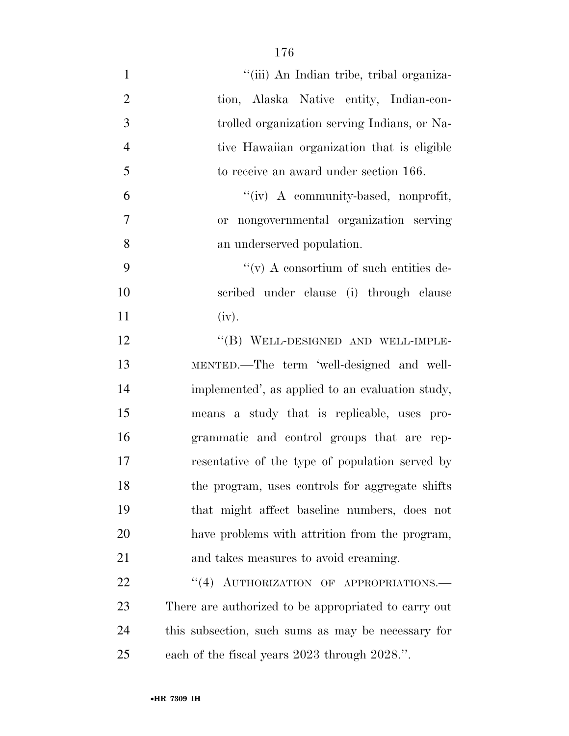''(iii) An Indian tribe, tribal organization, Alaska Native entity, Indian-controlled organization serving Indians, or Native Hawaiian organization that is eligible to receive an award under section 166.

''(iv) A community-based, nonprofit, or nongovernmental organization serving an underserved population.

''(v) A consortium of such entities described under clause (i) through clause (iv).

''(B) WELL-DESIGNED AND WELL-IMPLEMENTED.—The term 'well-designed and well-implemented', as applied to an evaluation study, means a study that is replicable, uses programmatic and control groups that are representative of the type of population served by the program, uses controls for aggregate shifts that might affect baseline numbers, does not have problems with attrition from the program, and takes measures to avoid creaming.

''(4) AUTHORIZATION OF APPROPRIATIONS.—There are authorized to be appropriated to carry out this subsection, such sums as may be necessary for each of the fiscal years 2023 through 2028.''.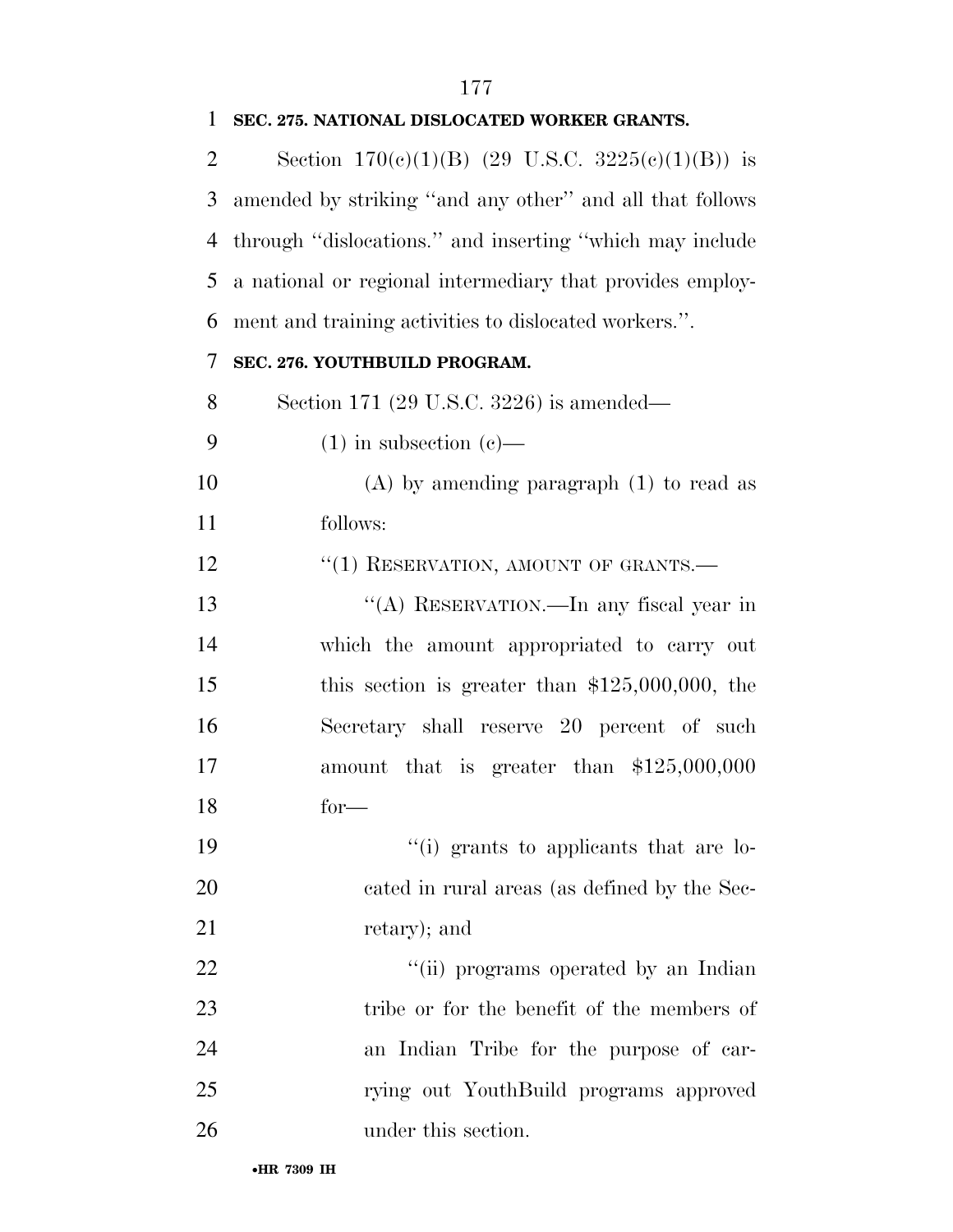**SEC. 275. NATIONAL DISLOCATED WORKER GRANTS.**

Section 170(c)(1)(B) (29 U.S.C. 3225(c)(1)(B)) is amended by striking ''and any other'' and all that follows through ''dislocations.'' and inserting ''which may include a national or regional intermediary that provides employment and training activities to dislocated workers.''.

**SEC. 276. YOUTHBUILD PROGRAM.**

Section 171 (29 U.S.C. 3226) is amended—

(1) in subsection (c)—

(A) by amending paragraph (1) to read as follows:

''(1) RESERVATION, AMOUNT OF GRANTS.—

''(A) RESERVATION.—In any fiscal year in which the amount appropriated to carry out this section is greater than $125,000,000, the Secretary shall reserve 20 percent of such amount that is greater than $125,000,000 for—

''(i) grants to applicants that are located in rural areas (as defined by the Secretary); and

''(ii) programs operated by an Indian tribe or for the benefit of the members of an Indian Tribe for the purpose of carrying out YouthBuild programs approved under this section.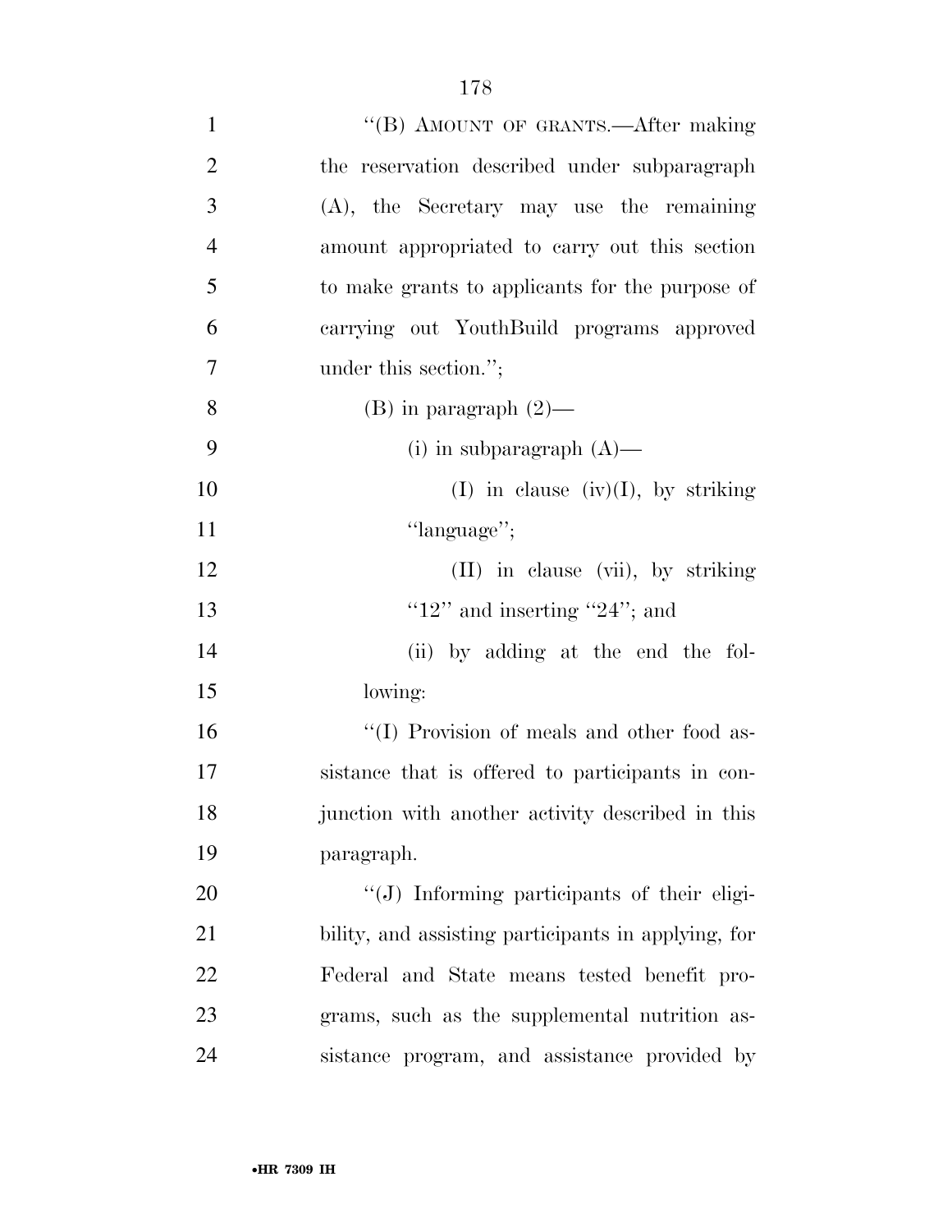''(B) AMOUNT OF GRANTS.—After making the reservation described under subparagraph (A), the Secretary may use the remaining amount appropriated to carry out this section to make grants to applicants for the purpose of carrying out YouthBuild programs approved under this section.'';

(B) in paragraph (2)—

(i) in subparagraph (A)—

(I) in clause (iv)(I), by striking ''language'';

(II) in clause (vii), by striking ''12'' and inserting ''24''; and

(ii) by adding at the end the following:

''(I) Provision of meals and other food assistance that is offered to participants in conjunction with another activity described in this paragraph.

''(J) Informing participants of their eligibility, and assisting participants in applying, for Federal and State means tested benefit programs, such as the supplemental nutrition assistance program, and assistance provided by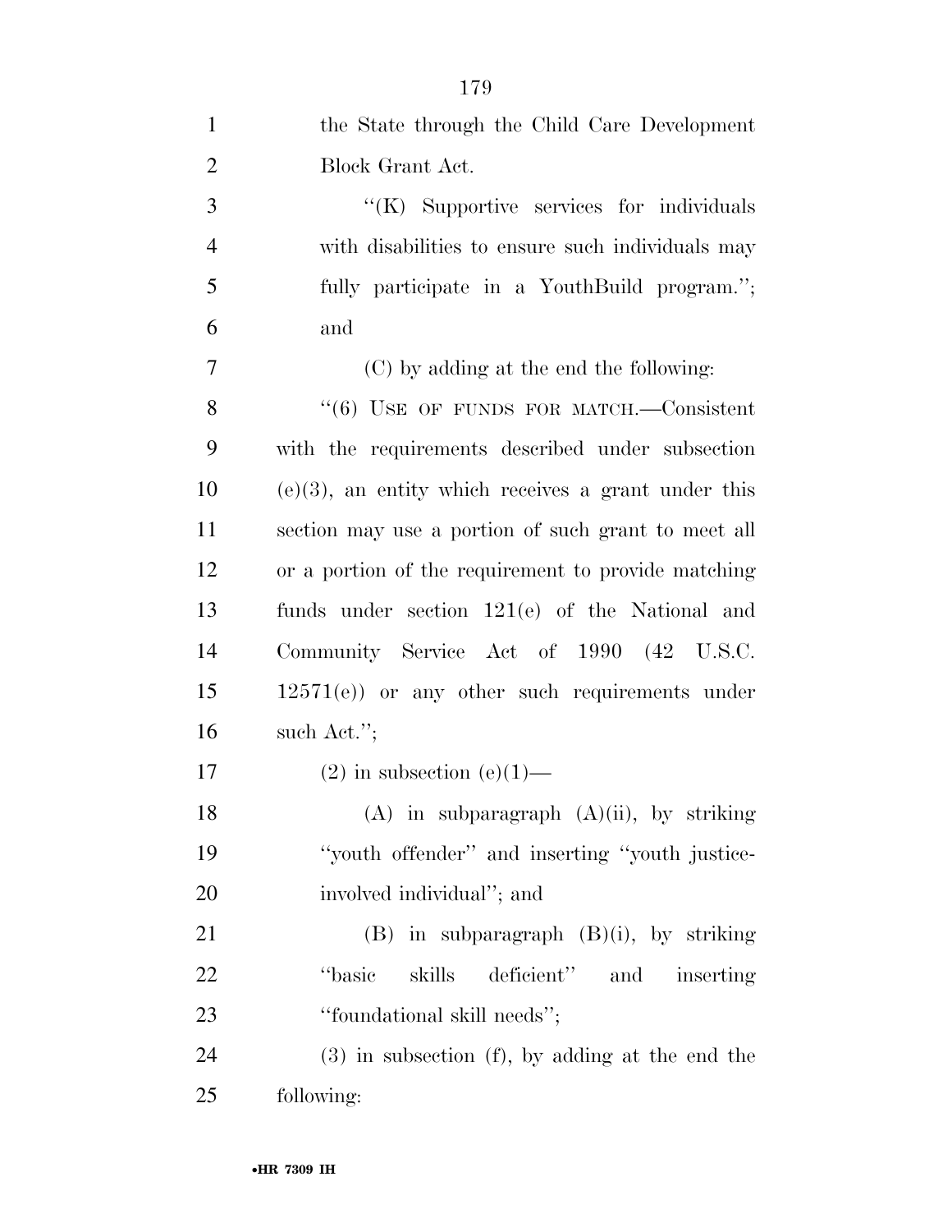the State through the Child Care Development Block Grant Act.

''(K) Supportive services for individuals with disabilities to ensure such individuals may fully participate in a YouthBuild program.''; and

(C) by adding at the end the following:

''(6) USE OF FUNDS FOR MATCH.—Consistent with the requirements described under subsection (e)(3), an entity which receives a grant under this section may use a portion of such grant to meet all or a portion of the requirement to provide matching funds under section 121(e) of the National and Community Service Act of 1990 (42 U.S.C. 12571(e)) or any other such requirements under such Act.'';

(2) in subsection (e)(1)—

(A) in subparagraph (A)(ii), by striking ''youth offender'' and inserting ''youth justice-involved individual''; and

(B) in subparagraph (B)(i), by striking ''basic skills deficient'' and inserting ''foundational skill needs'';

(3) in subsection (f), by adding at the end the following: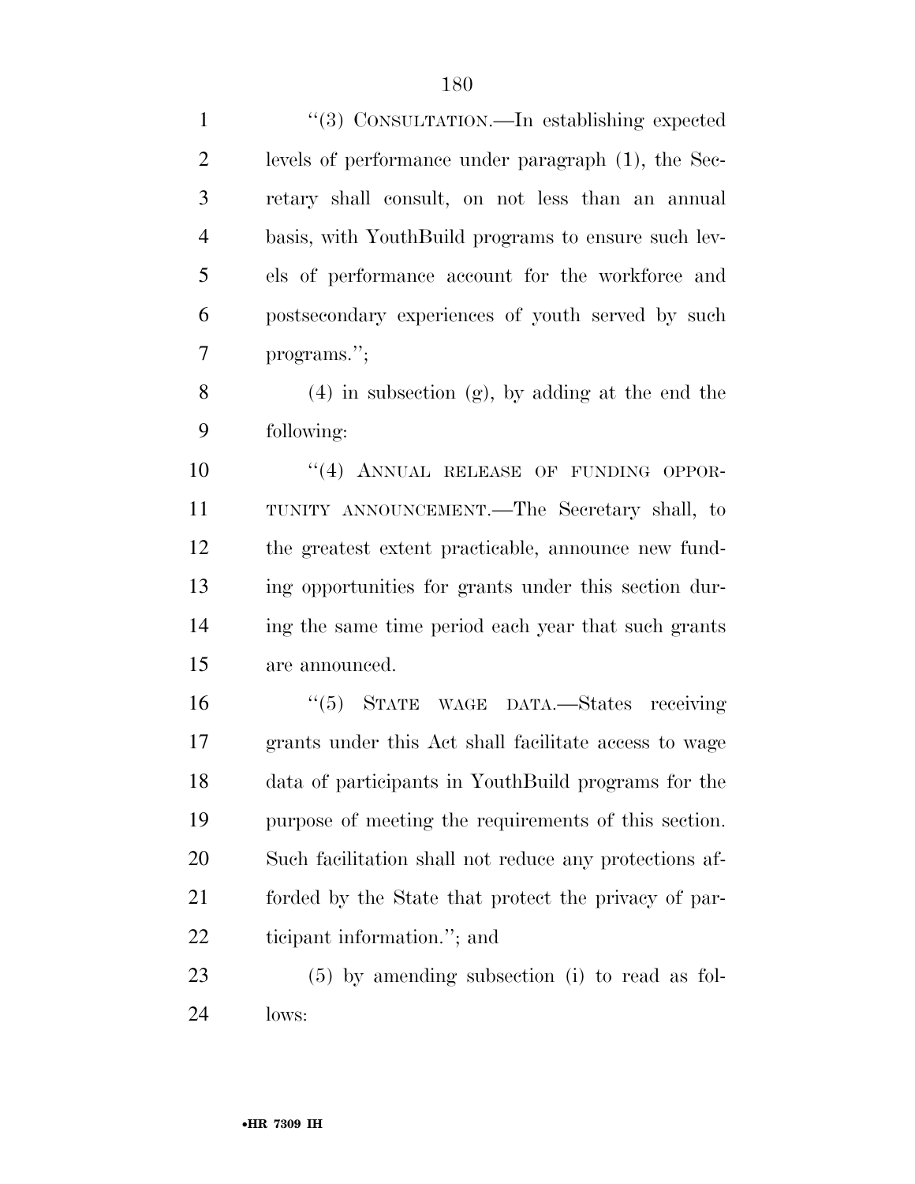"(3) CONSULTATION.—In establishing expected levels of performance under paragraph (1), the Secretary shall consult, on not less than an annual basis, with YouthBuild programs to ensure such levels of performance account for the workforce and postsecondary experiences of youth served by such programs.";

(4) in subsection (g), by adding at the end the following:

"(4) ANNUAL RELEASE OF FUNDING OPPORTUNITY ANNOUNCEMENT.—The Secretary shall, to the greatest extent practicable, announce new funding opportunities for grants under this section during the same time period each year that such grants are announced.

"(5) STATE WAGE DATA.—States receiving grants under this Act shall facilitate access to wage data of participants in YouthBuild programs for the purpose of meeting the requirements of this section. Such facilitation shall not reduce any protections afforded by the State that protect the privacy of participant information."; and

(5) by amending subsection (i) to read as follows: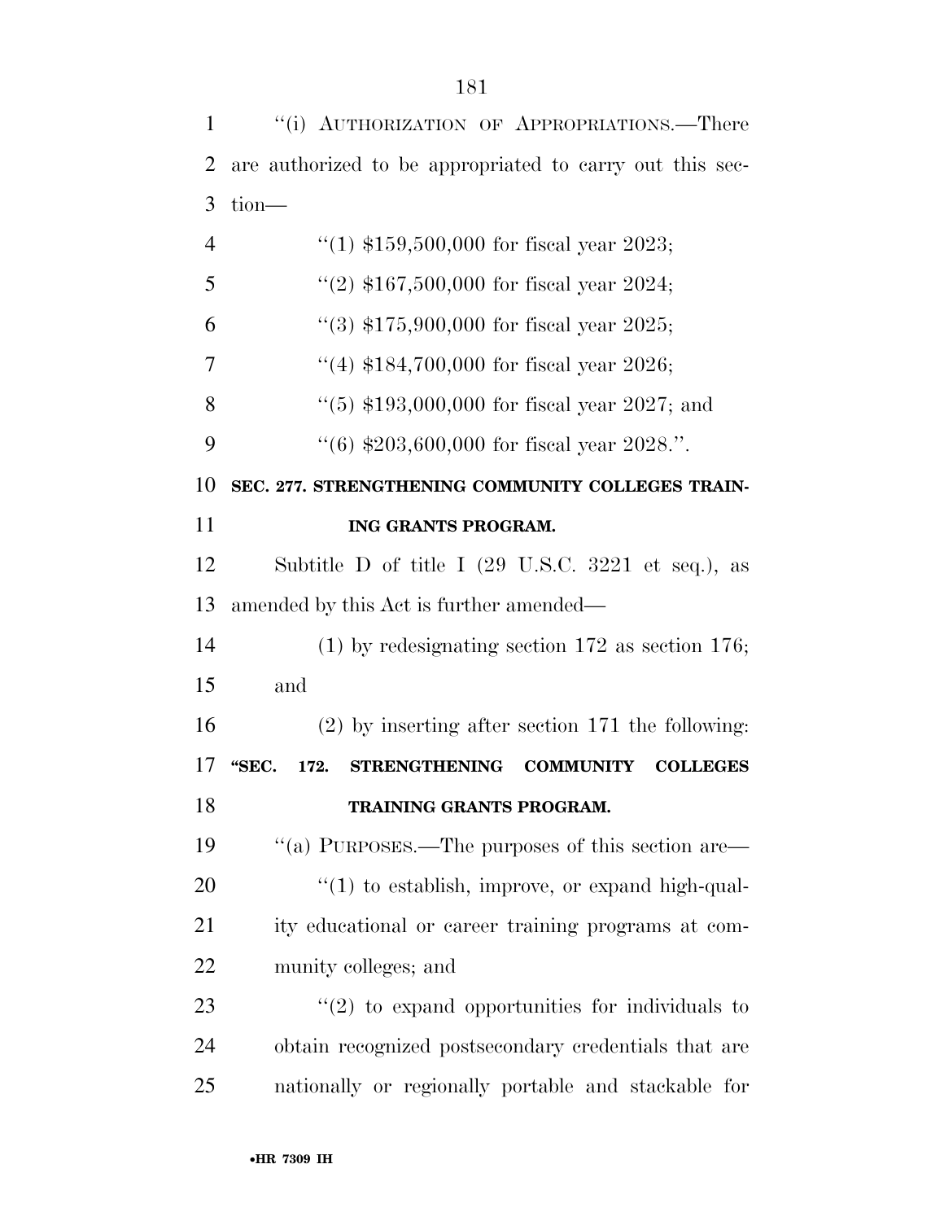"(i) AUTHORIZATION OF APPROPRIATIONS.—There are authorized to be appropriated to carry out this section—

"(1) $159,500,000 for fiscal year 2023;

"(2) $167,500,000 for fiscal year 2024;

"(3) $175,900,000 for fiscal year 2025;

"(4) $184,700,000 for fiscal year 2026;

"(5) $193,000,000 for fiscal year 2027; and

"(6) $203,600,000 for fiscal year 2028.".

**SEC. 277. STRENGTHENING COMMUNITY COLLEGES TRAINING GRANTS PROGRAM.**

Subtitle D of title I (29 U.S.C. 3221 et seq.), as amended by this Act is further amended—

(1) by redesignating section 172 as section 176; and

(2) by inserting after section 171 the following:

**"SEC. 172. STRENGTHENING COMMUNITY COLLEGES TRAINING GRANTS PROGRAM.**

"(a) PURPOSES.—The purposes of this section are—

"(1) to establish, improve, or expand high-quality educational or career training programs at community colleges; and

"(2) to expand opportunities for individuals to obtain recognized postsecondary credentials that are nationally or regionally portable and stackable for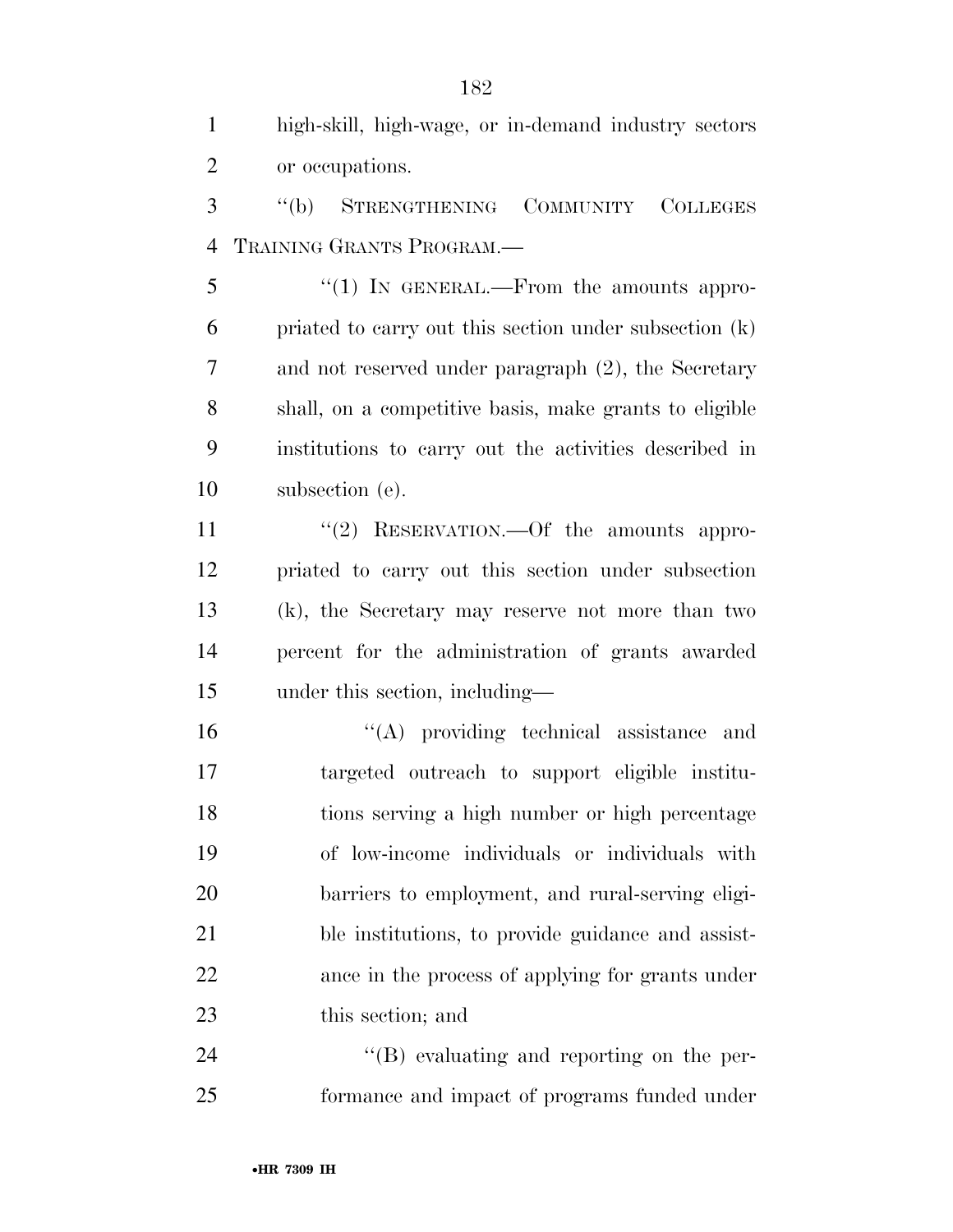high-skill, high-wage, or in-demand industry sectors or occupations.

''(b) STRENGTHENING COMMUNITY COLLEGES TRAINING GRANTS PROGRAM.—

''(1) IN GENERAL.—From the amounts appropriated to carry out this section under subsection (k) and not reserved under paragraph (2), the Secretary shall, on a competitive basis, make grants to eligible institutions to carry out the activities described in subsection (e).

''(2) RESERVATION.—Of the amounts appropriated to carry out this section under subsection (k), the Secretary may reserve not more than two percent for the administration of grants awarded under this section, including—

''(A) providing technical assistance and targeted outreach to support eligible institutions serving a high number or high percentage of low-income individuals or individuals with barriers to employment, and rural-serving eligible institutions, to provide guidance and assistance in the process of applying for grants under this section; and

''(B) evaluating and reporting on the performance and impact of programs funded under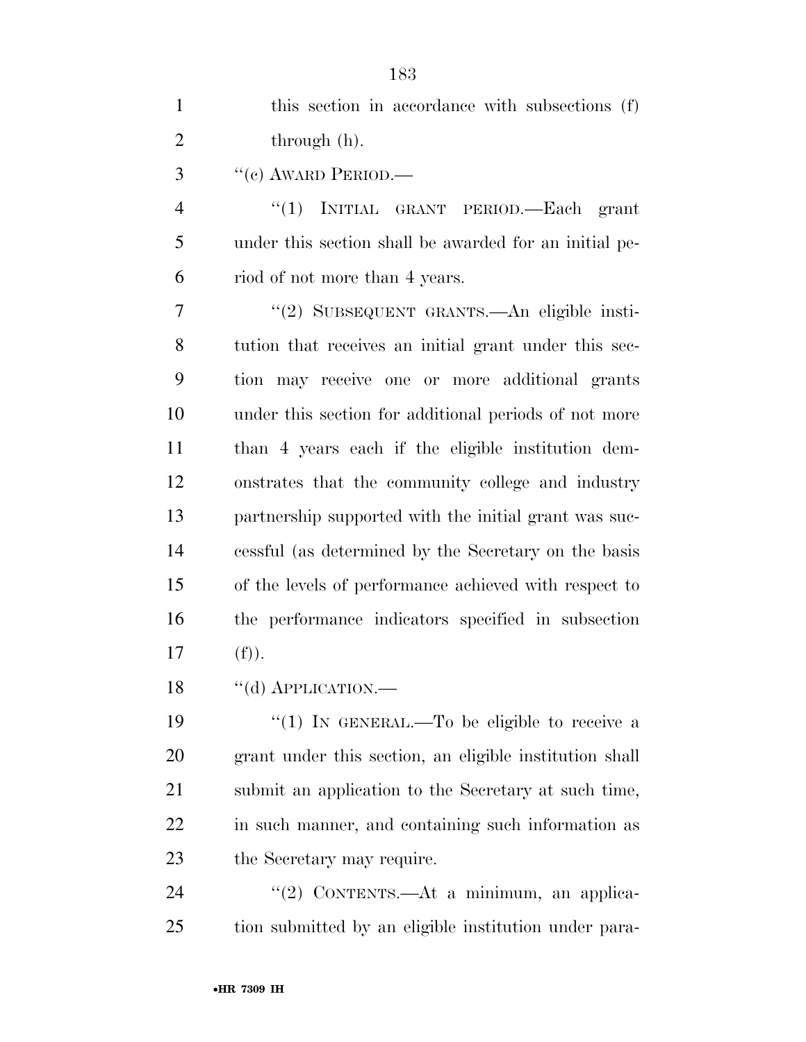this section in accordance with subsections (f) through (h).

''(c) AWARD PERIOD.—

''(1) INITIAL GRANT PERIOD.—Each grant under this section shall be awarded for an initial period of not more than 4 years.

''(2) SUBSEQUENT GRANTS.—An eligible institution that receives an initial grant under this section may receive one or more additional grants under this section for additional periods of not more than 4 years each if the eligible institution demonstrates that the community college and industry partnership supported with the initial grant was successful (as determined by the Secretary on the basis of the levels of performance achieved with respect to the performance indicators specified in subsection (f)).

''(d) APPLICATION.—

''(1) IN GENERAL.—To be eligible to receive a grant under this section, an eligible institution shall submit an application to the Secretary at such time, in such manner, and containing such information as the Secretary may require.

''(2) CONTENTS.—At a minimum, an application submitted by an eligible institution under para-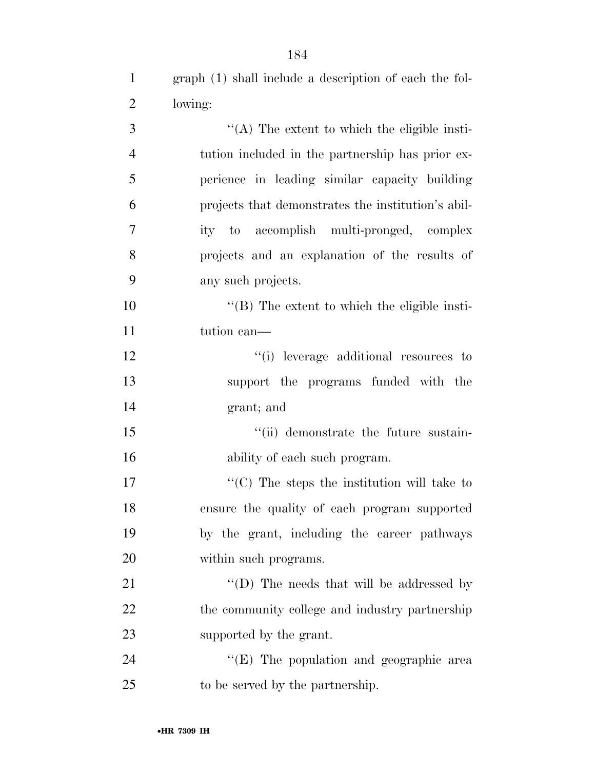graph (1) shall include a description of each the following:

"(A) The extent to which the eligible institution included in the partnership has prior experience in leading similar capacity building projects that demonstrates the institution's ability to accomplish multi-pronged, complex projects and an explanation of the results of any such projects.

"(B) The extent to which the eligible institution can—

"(i) leverage additional resources to support the programs funded with the grant; and

"(ii) demonstrate the future sustainability of each such program.

"(C) The steps the institution will take to ensure the quality of each program supported by the grant, including the career pathways within such programs.

"(D) The needs that will be addressed by the community college and industry partnership supported by the grant.

"(E) The population and geographic area to be served by the partnership.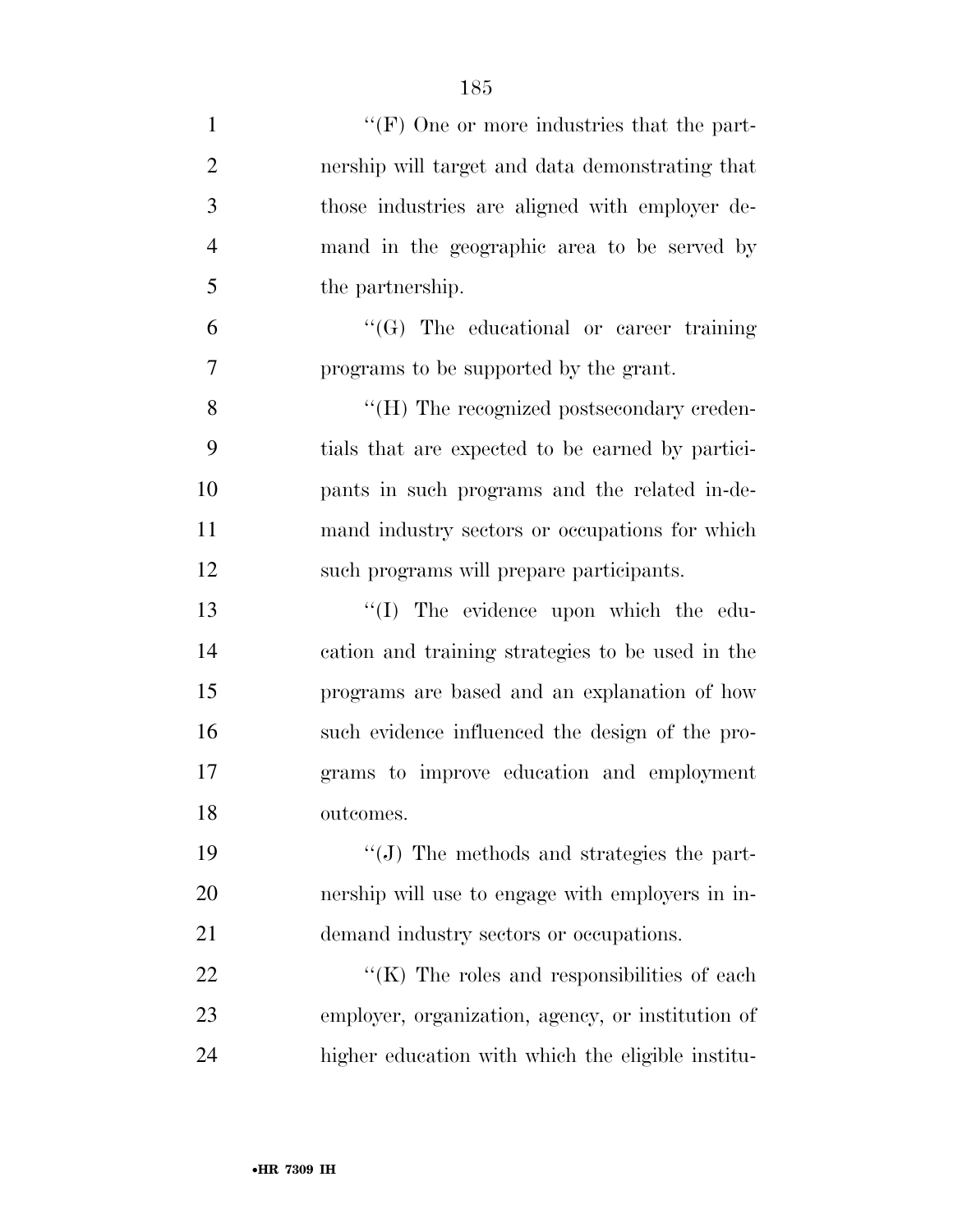''(F) One or more industries that the partnership will target and data demonstrating that those industries are aligned with employer demand in the geographic area to be served by the partnership.

''(G) The educational or career training programs to be supported by the grant.

''(H) The recognized postsecondary credentials that are expected to be earned by participants in such programs and the related in-demand industry sectors or occupations for which such programs will prepare participants.

''(I) The evidence upon which the education and training strategies to be used in the programs are based and an explanation of how such evidence influenced the design of the programs to improve education and employment outcomes.

''(J) The methods and strategies the partnership will use to engage with employers in in-demand industry sectors or occupations.

''(K) The roles and responsibilities of each employer, organization, agency, or institution of higher education with which the eligible institu-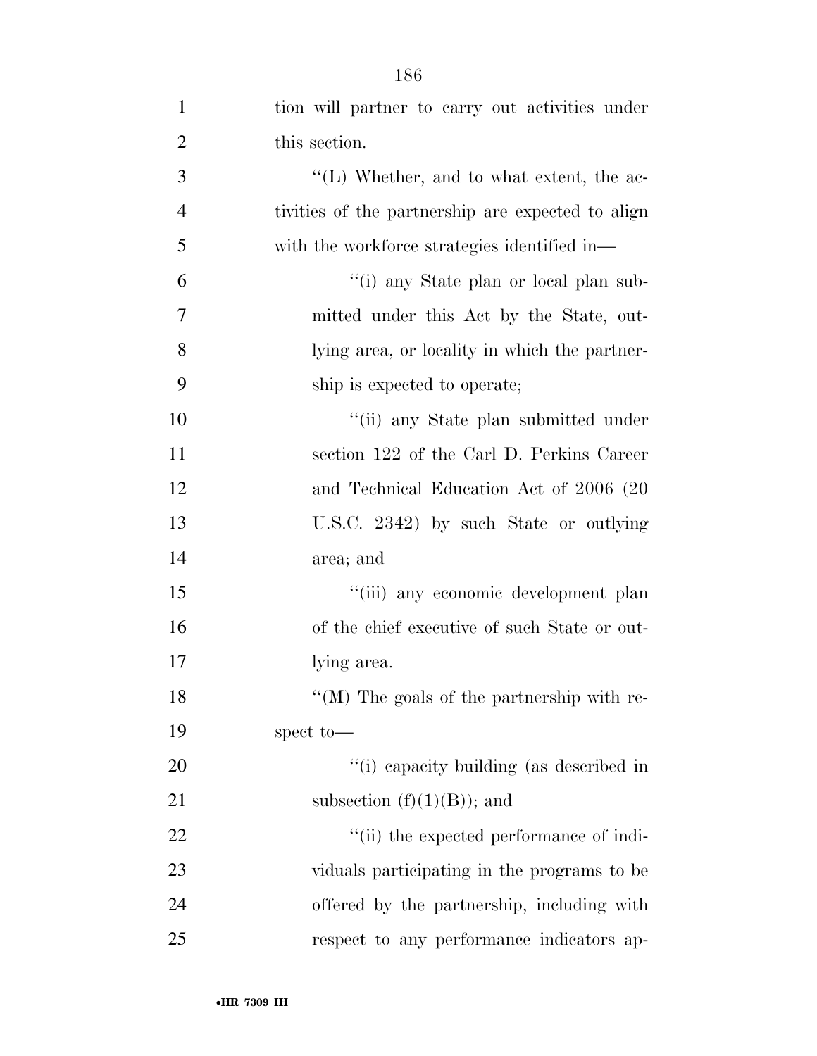tion will partner to carry out activities under this section.

''(L) Whether, and to what extent, the activities of the partnership are expected to align with the workforce strategies identified in—

''(i) any State plan or local plan submitted under this Act by the State, outlying area, or locality in which the partnership is expected to operate;

''(ii) any State plan submitted under section 122 of the Carl D. Perkins Career and Technical Education Act of 2006 (20 U.S.C. 2342) by such State or outlying area; and

''(iii) any economic development plan of the chief executive of such State or outlying area.

''(M) The goals of the partnership with respect to—

''(i) capacity building (as described in subsection (f)(1)(B)); and

''(ii) the expected performance of individuals participating in the programs to be offered by the partnership, including with respect to any performance indicators ap-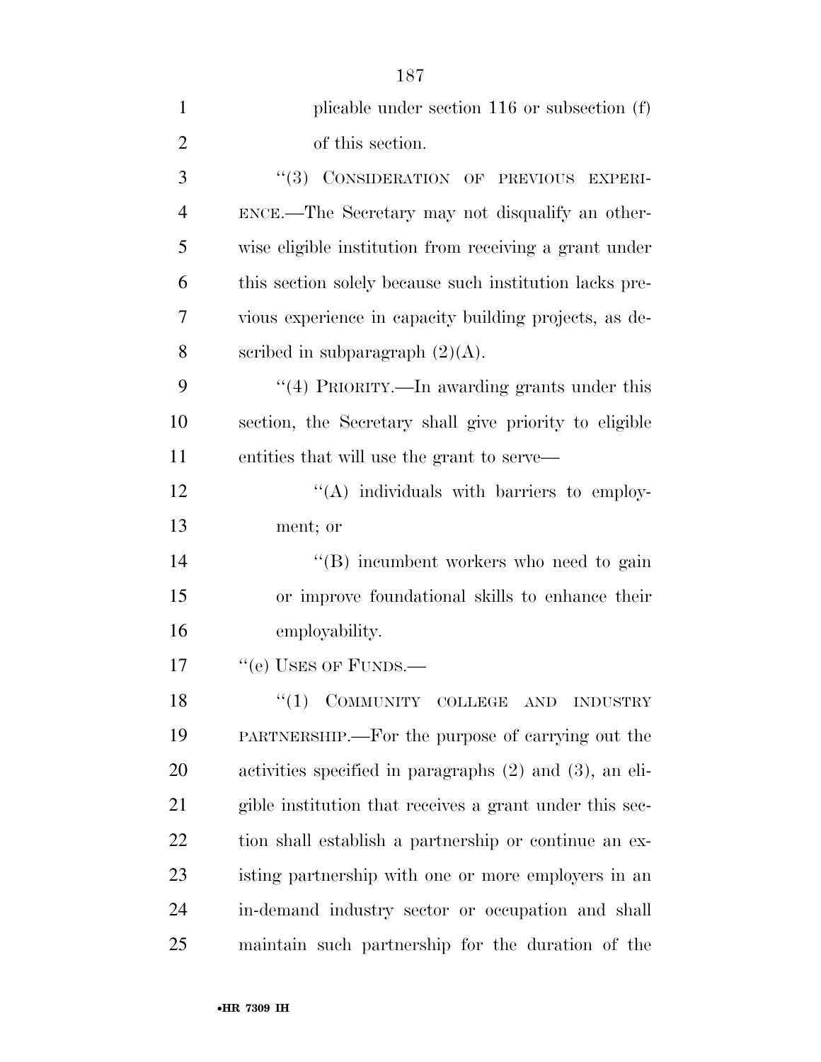plicable under section 116 or subsection (f) of this section.

"(3) CONSIDERATION OF PREVIOUS EXPERIENCE.—The Secretary may not disqualify an otherwise eligible institution from receiving a grant under this section solely because such institution lacks previous experience in capacity building projects, as described in subparagraph (2)(A).

"(4) PRIORITY.—In awarding grants under this section, the Secretary shall give priority to eligible entities that will use the grant to serve—

"(A) individuals with barriers to employment; or

"(B) incumbent workers who need to gain or improve foundational skills to enhance their employability.

"(e) USES OF FUNDS.—

"(1) COMMUNITY COLLEGE AND INDUSTRY PARTNERSHIP.—For the purpose of carrying out the activities specified in paragraphs (2) and (3), an eligible institution that receives a grant under this section shall establish a partnership or continue an existing partnership with one or more employers in an in-demand industry sector or occupation and shall maintain such partnership for the duration of the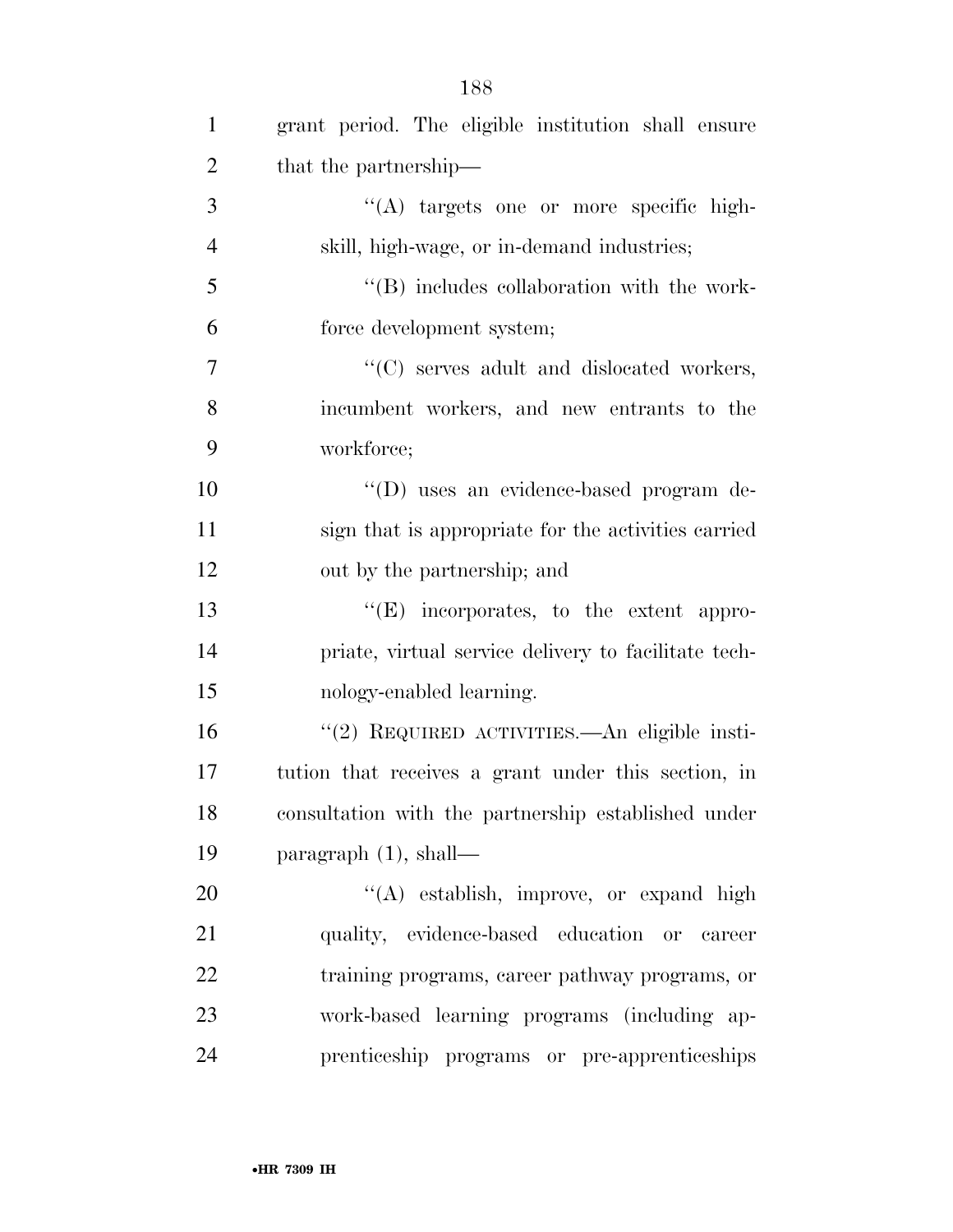grant period. The eligible institution shall ensure that the partnership—

''(A) targets one or more specific high-skill, high-wage, or in-demand industries;

''(B) includes collaboration with the workforce development system;

''(C) serves adult and dislocated workers, incumbent workers, and new entrants to the workforce;

''(D) uses an evidence-based program design that is appropriate for the activities carried out by the partnership; and

''(E) incorporates, to the extent appropriate, virtual service delivery to facilitate technology-enabled learning.

''(2) REQUIRED ACTIVITIES.—An eligible institution that receives a grant under this section, in consultation with the partnership established under paragraph (1), shall—

''(A) establish, improve, or expand high quality, evidence-based education or career training programs, career pathway programs, or work-based learning programs (including apprenticeship programs or pre-apprenticeships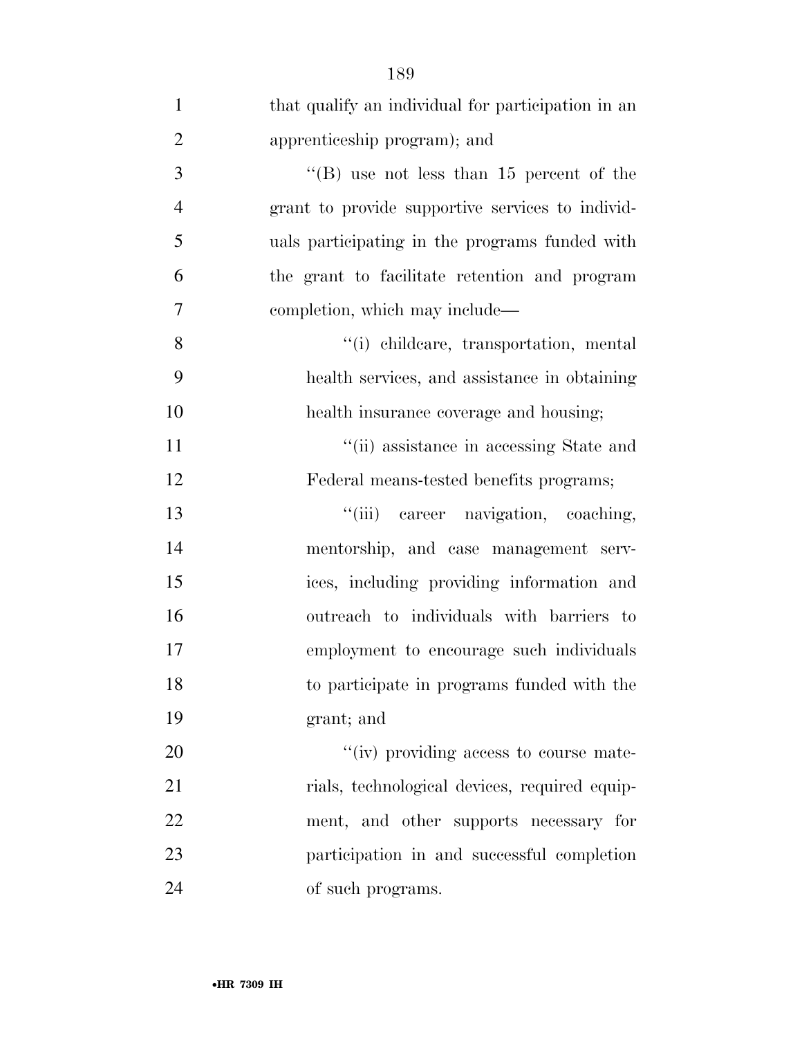that qualify an individual for participation in an apprenticeship program); and

''(B) use not less than 15 percent of the grant to provide supportive services to individuals participating in the programs funded with the grant to facilitate retention and program completion, which may include—

''(i) childcare, transportation, mental health services, and assistance in obtaining health insurance coverage and housing;

''(ii) assistance in accessing State and Federal means-tested benefits programs;

''(iii) career navigation, coaching, mentorship, and case management services, including providing information and outreach to individuals with barriers to employment to encourage such individuals to participate in programs funded with the grant; and

''(iv) providing access to course materials, technological devices, required equipment, and other supports necessary for participation in and successful completion of such programs.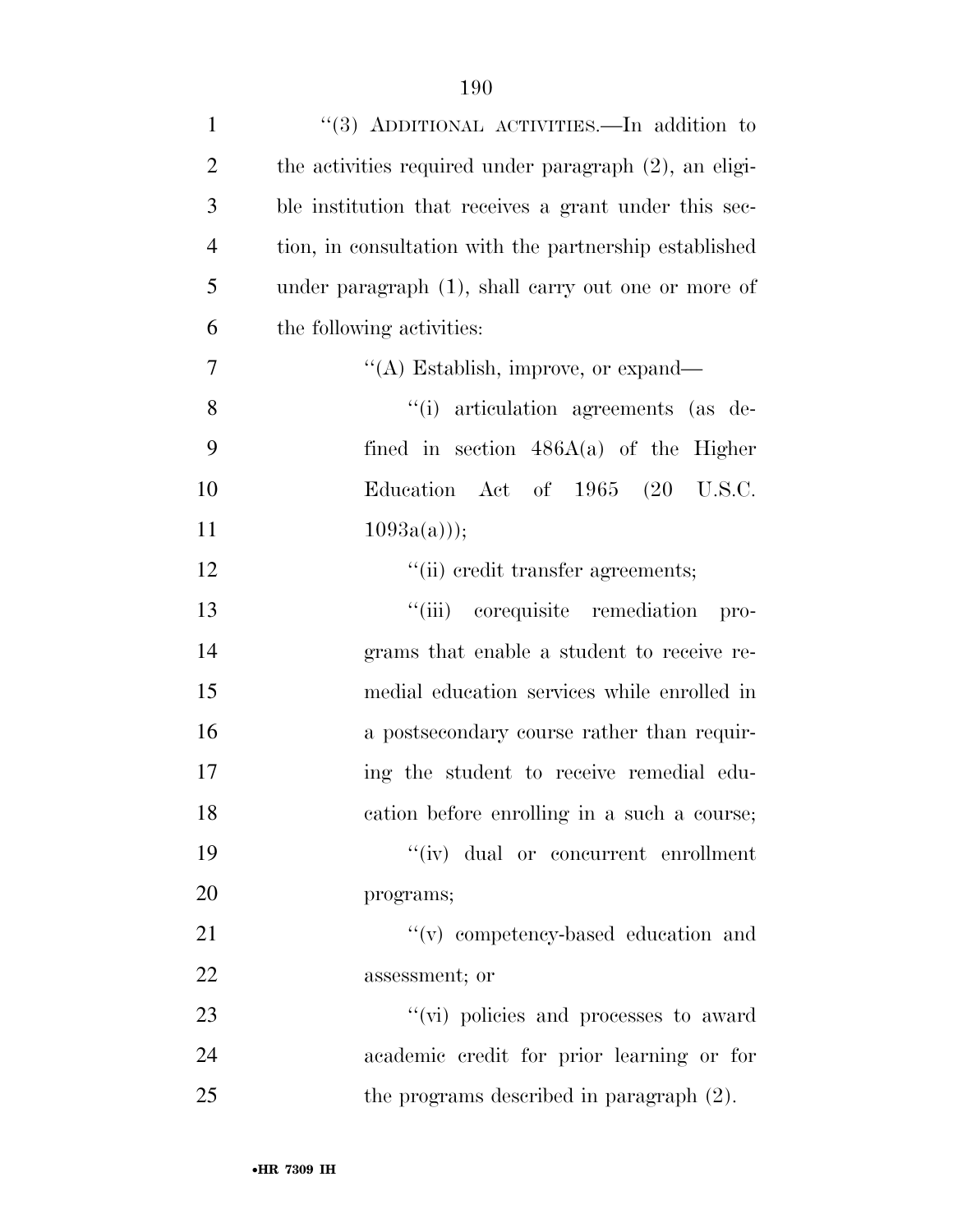"(3) ADDITIONAL ACTIVITIES.—In addition to the activities required under paragraph (2), an eligible institution that receives a grant under this section, in consultation with the partnership established under paragraph (1), shall carry out one or more of the following activities:

"(A) Establish, improve, or expand—

"(i) articulation agreements (as defined in section 486A(a) of the Higher Education Act of 1965 (20 U.S.C. 1093a(a)));

"(ii) credit transfer agreements;

"(iii) corequisite remediation programs that enable a student to receive remedial education services while enrolled in a postsecondary course rather than requiring the student to receive remedial education before enrolling in a such a course;

"(iv) dual or concurrent enrollment programs;

"(v) competency-based education and assessment; or

"(vi) policies and processes to award academic credit for prior learning or for the programs described in paragraph (2).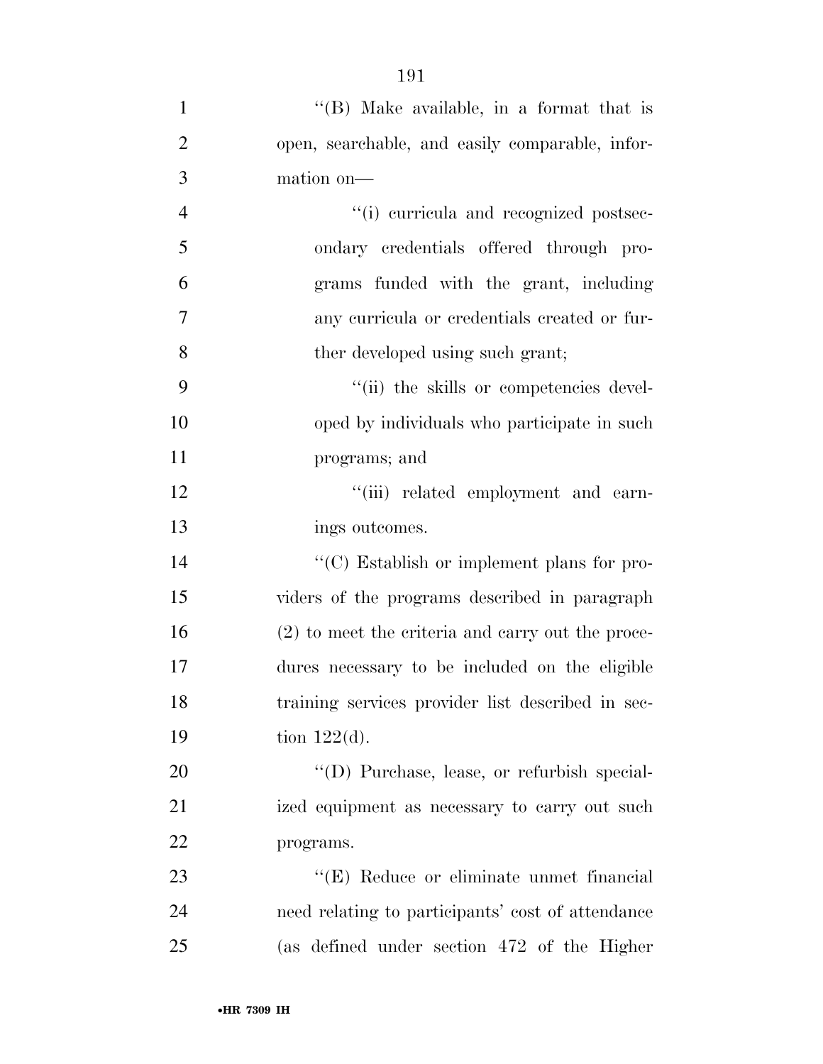''(B) Make available, in a format that is open, searchable, and easily comparable, information on—

''(i) curricula and recognized postsecondary credentials offered through programs funded with the grant, including any curricula or credentials created or further developed using such grant;

''(ii) the skills or competencies developed by individuals who participate in such programs; and

''(iii) related employment and earnings outcomes.

''(C) Establish or implement plans for providers of the programs described in paragraph (2) to meet the criteria and carry out the procedures necessary to be included on the eligible training services provider list described in section 122(d).

''(D) Purchase, lease, or refurbish specialized equipment as necessary to carry out such programs.

''(E) Reduce or eliminate unmet financial need relating to participants' cost of attendance (as defined under section 472 of the Higher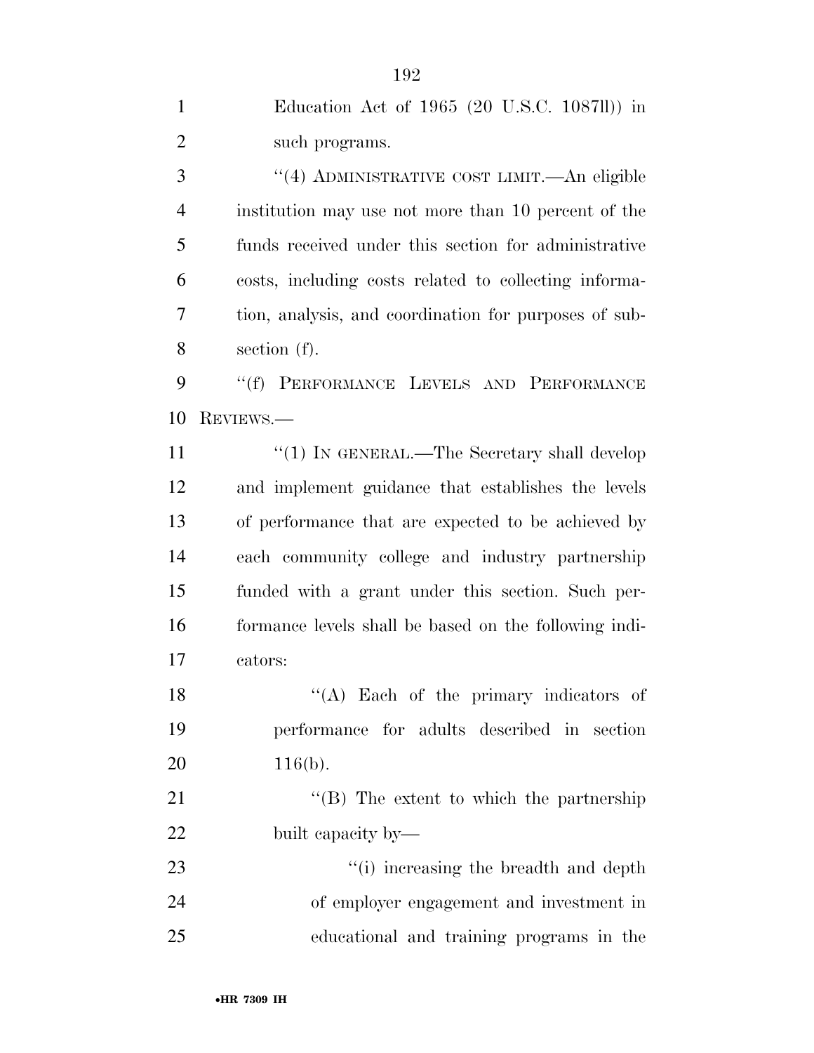Education Act of 1965 (20 U.S.C. 1087ll)) in such programs.

"(4) ADMINISTRATIVE COST LIMIT.—An eligible institution may use not more than 10 percent of the funds received under this section for administrative costs, including costs related to collecting information, analysis, and coordination for purposes of subsection (f).

"(f) PERFORMANCE LEVELS AND PERFORMANCE REVIEWS.—

"(1) IN GENERAL.—The Secretary shall develop and implement guidance that establishes the levels of performance that are expected to be achieved by each community college and industry partnership funded with a grant under this section. Such performance levels shall be based on the following indicators:

"(A) Each of the primary indicators of performance for adults described in section 116(b).

"(B) The extent to which the partnership built capacity by—

"(i) increasing the breadth and depth of employer engagement and investment in educational and training programs in the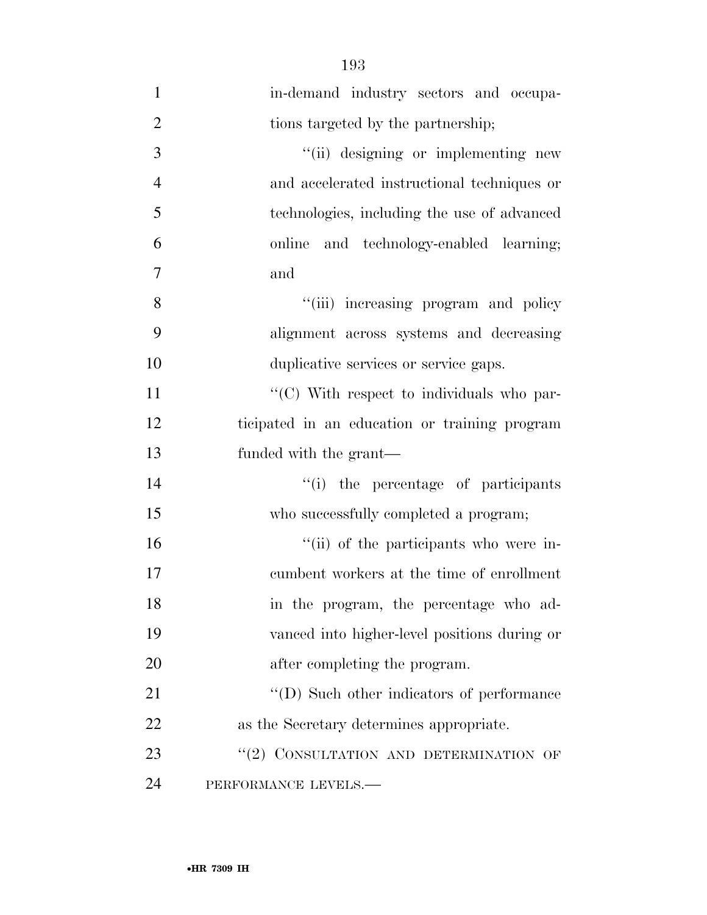in-demand industry sectors and occupations targeted by the partnership;

"(ii) designing or implementing new and accelerated instructional techniques or technologies, including the use of advanced online and technology-enabled learning; and

"(iii) increasing program and policy alignment across systems and decreasing duplicative services or service gaps.

"(C) With respect to individuals who participated in an education or training program funded with the grant—

"(i) the percentage of participants who successfully completed a program;

"(ii) of the participants who were incumbent workers at the time of enrollment in the program, the percentage who advanced into higher-level positions during or after completing the program.

"(D) Such other indicators of performance as the Secretary determines appropriate.

"(2) CONSULTATION AND DETERMINATION OF PERFORMANCE LEVELS.—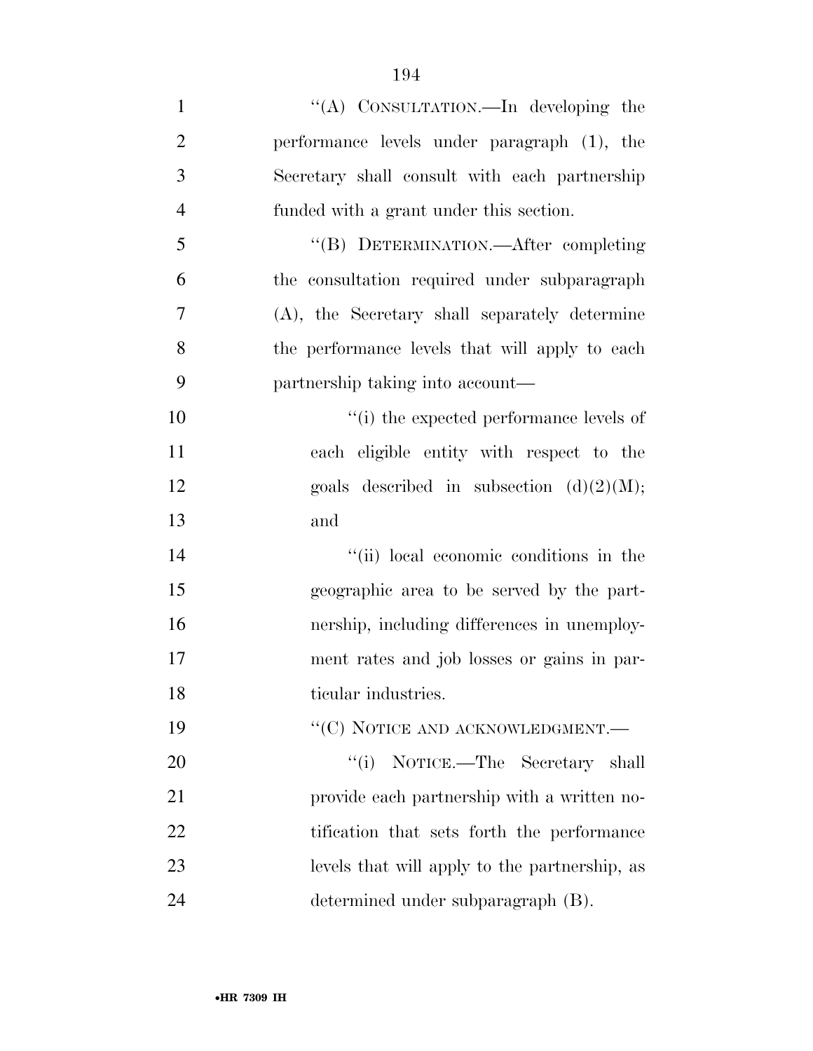"(A) CONSULTATION.—In developing the performance levels under paragraph (1), the Secretary shall consult with each partnership funded with a grant under this section.

"(B) DETERMINATION.—After completing the consultation required under subparagraph (A), the Secretary shall separately determine the performance levels that will apply to each partnership taking into account—

"(i) the expected performance levels of each eligible entity with respect to the goals described in subsection (d)(2)(M); and

"(ii) local economic conditions in the geographic area to be served by the partnership, including differences in unemployment rates and job losses or gains in particular industries.

"(C) NOTICE AND ACKNOWLEDGMENT.—

"(i) NOTICE.—The Secretary shall provide each partnership with a written notification that sets forth the performance levels that will apply to the partnership, as determined under subparagraph (B).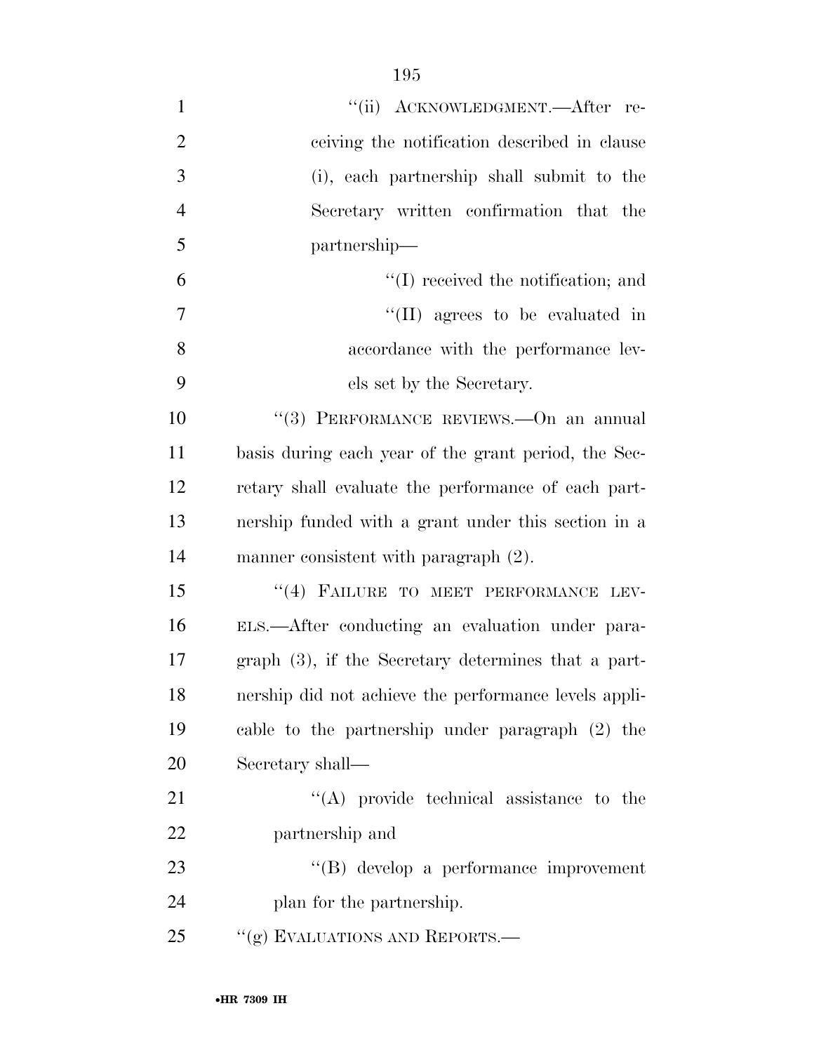"(ii) ACKNOWLEDGMENT.—After receiving the notification described in clause (i), each partnership shall submit to the Secretary written confirmation that the partnership—

"(I) received the notification; and

"(II) agrees to be evaluated in accordance with the performance levels set by the Secretary.

"(3) PERFORMANCE REVIEWS.—On an annual basis during each year of the grant period, the Secretary shall evaluate the performance of each partnership funded with a grant under this section in a manner consistent with paragraph (2).

"(4) FAILURE TO MEET PERFORMANCE LEVELS.—After conducting an evaluation under paragraph (3), if the Secretary determines that a partnership did not achieve the performance levels applicable to the partnership under paragraph (2) the Secretary shall—

"(A) provide technical assistance to the partnership and

"(B) develop a performance improvement plan for the partnership.

"(g) EVALUATIONS AND REPORTS.—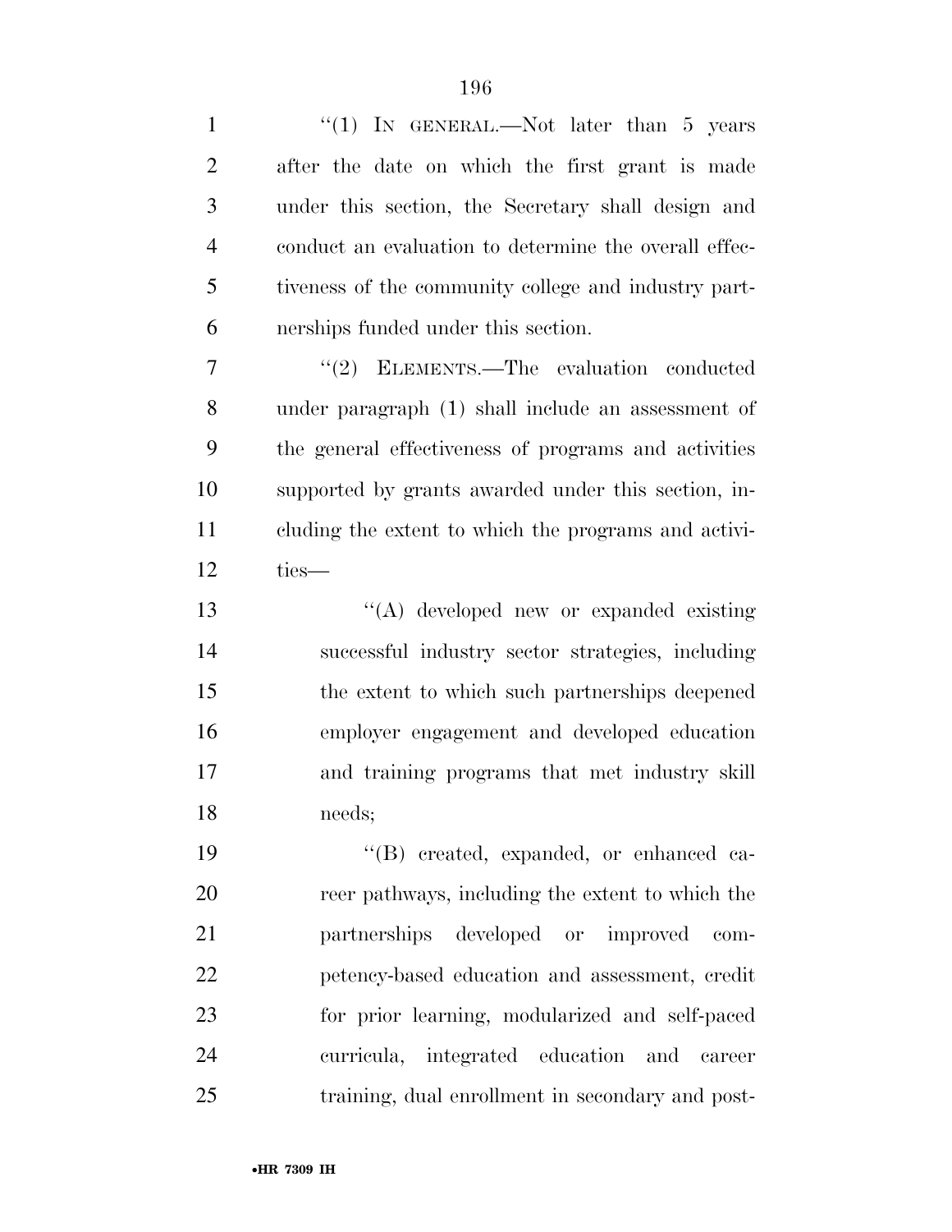"(1) IN GENERAL.—Not later than 5 years after the date on which the first grant is made under this section, the Secretary shall design and conduct an evaluation to determine the overall effectiveness of the community college and industry partnerships funded under this section.

"(2) ELEMENTS.—The evaluation conducted under paragraph (1) shall include an assessment of the general effectiveness of programs and activities supported by grants awarded under this section, including the extent to which the programs and activities—

"(A) developed new or expanded existing successful industry sector strategies, including the extent to which such partnerships deepened employer engagement and developed education and training programs that met industry skill needs;

"(B) created, expanded, or enhanced career pathways, including the extent to which the partnerships developed or improved competency-based education and assessment, credit for prior learning, modularized and self-paced curricula, integrated education and career training, dual enrollment in secondary and post-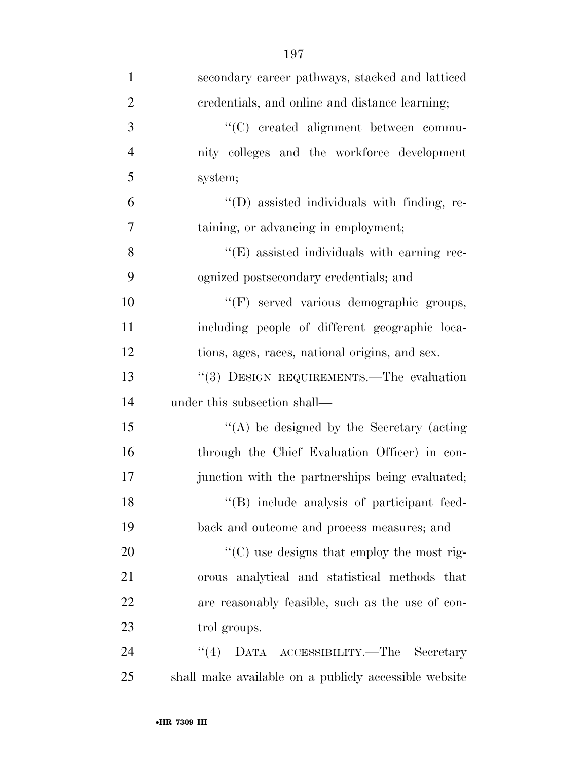secondary career pathways, stacked and latticed credentials, and online and distance learning;

''(C) created alignment between community colleges and the workforce development system;

''(D) assisted individuals with finding, retaining, or advancing in employment;

''(E) assisted individuals with earning recognized postsecondary credentials; and

''(F) served various demographic groups, including people of different geographic locations, ages, races, national origins, and sex.

''(3) DESIGN REQUIREMENTS.—The evaluation under this subsection shall—

''(A) be designed by the Secretary (acting through the Chief Evaluation Officer) in conjunction with the partnerships being evaluated;

''(B) include analysis of participant feedback and outcome and process measures; and

''(C) use designs that employ the most rigorous analytical and statistical methods that are reasonably feasible, such as the use of control groups.

''(4) DATA ACCESSIBILITY.—The Secretary shall make available on a publicly accessible website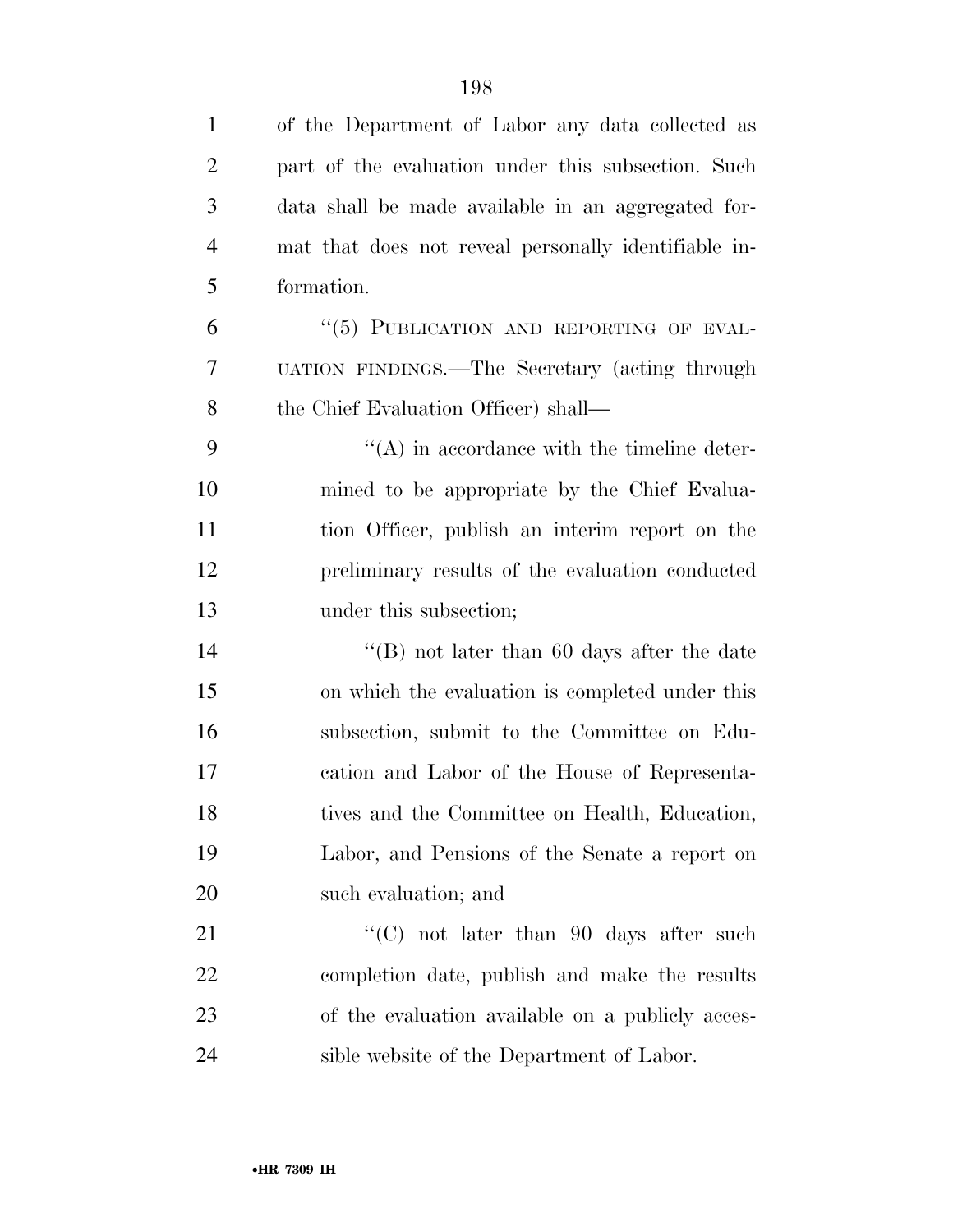of the Department of Labor any data collected as part of the evaluation under this subsection. Such data shall be made available in an aggregated format that does not reveal personally identifiable information.

"(5) PUBLICATION AND REPORTING OF EVALUATION FINDINGS.—The Secretary (acting through the Chief Evaluation Officer) shall—

"(A) in accordance with the timeline determined to be appropriate by the Chief Evaluation Officer, publish an interim report on the preliminary results of the evaluation conducted under this subsection;

"(B) not later than 60 days after the date on which the evaluation is completed under this subsection, submit to the Committee on Education and Labor of the House of Representatives and the Committee on Health, Education, Labor, and Pensions of the Senate a report on such evaluation; and

"(C) not later than 90 days after such completion date, publish and make the results of the evaluation available on a publicly accessible website of the Department of Labor.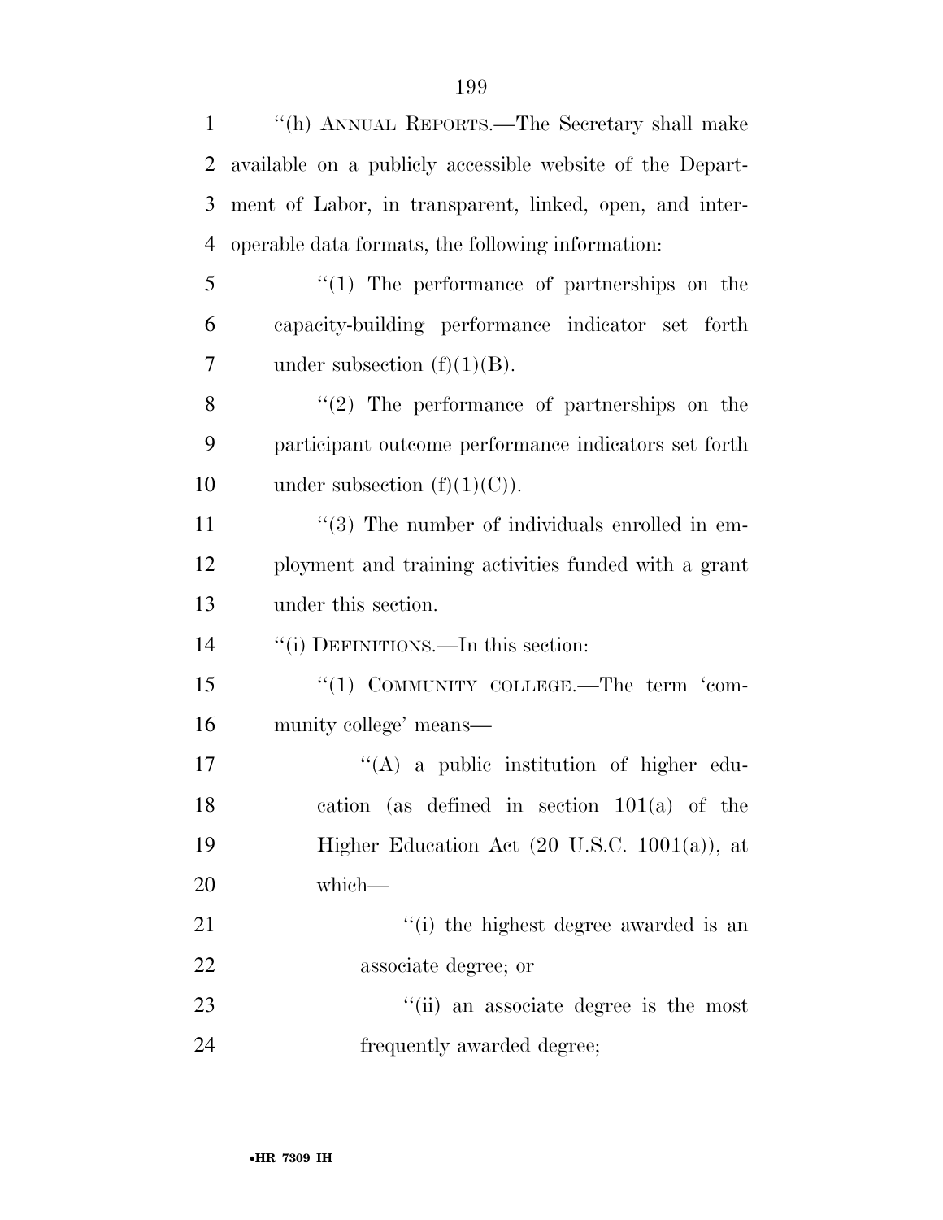"(h) ANNUAL REPORTS.—The Secretary shall make available on a publicly accessible website of the Department of Labor, in transparent, linked, open, and interoperable data formats, the following information:

"(1) The performance of partnerships on the capacity-building performance indicator set forth under subsection (f)(1)(B).

"(2) The performance of partnerships on the participant outcome performance indicators set forth under subsection (f)(1)(C)).

"(3) The number of individuals enrolled in employment and training activities funded with a grant under this section.

"(i) DEFINITIONS.—In this section:

"(1) COMMUNITY COLLEGE.—The term 'community college' means—

"(A) a public institution of higher education (as defined in section 101(a) of the Higher Education Act (20 U.S.C. 1001(a)), at which—

"(i) the highest degree awarded is an associate degree; or

"(ii) an associate degree is the most frequently awarded degree;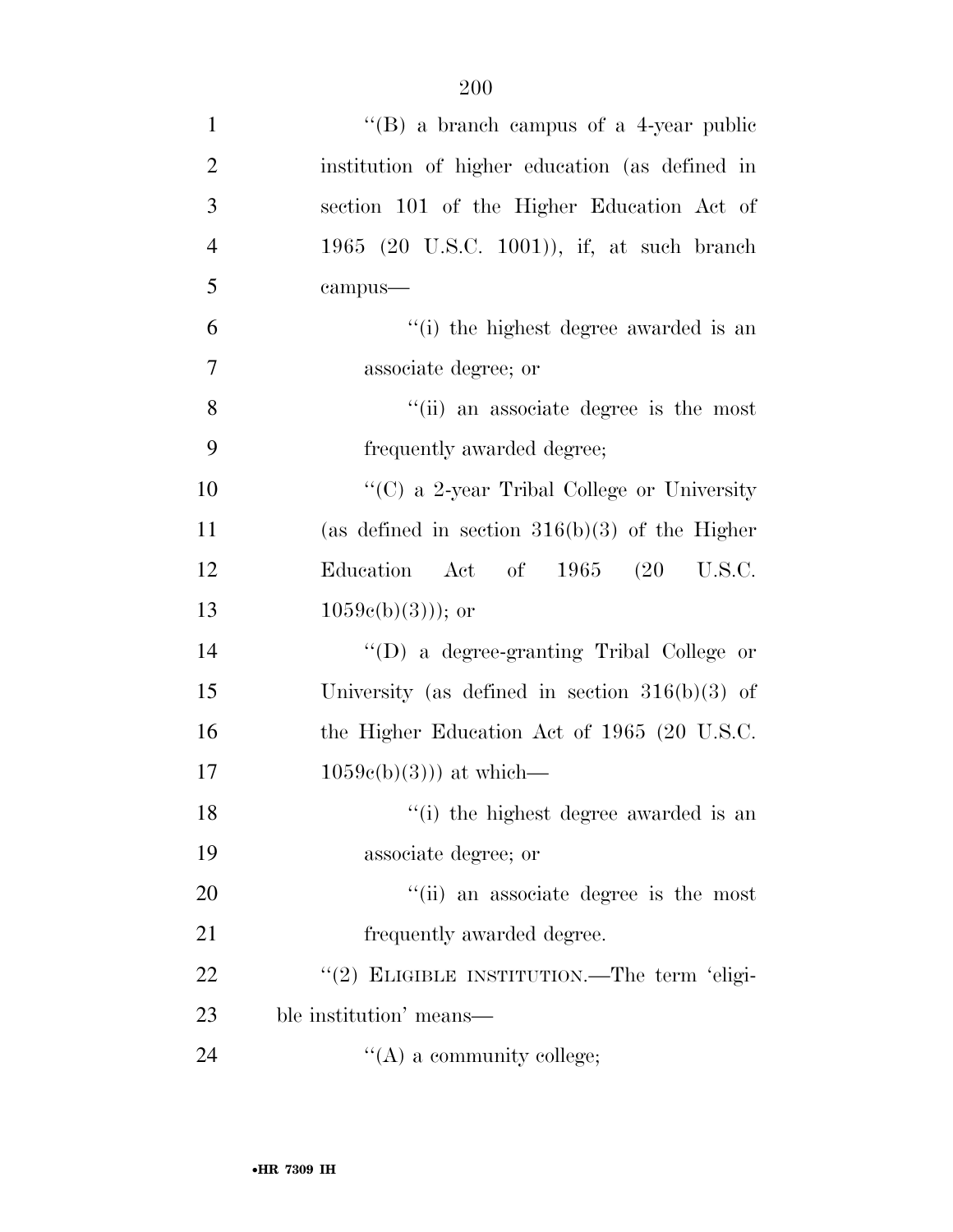"(B) a branch campus of a 4-year public institution of higher education (as defined in section 101 of the Higher Education Act of 1965 (20 U.S.C. 1001)), if, at such branch campus—

"(i) the highest degree awarded is an associate degree; or

"(ii) an associate degree is the most frequently awarded degree;

"(C) a 2-year Tribal College or University (as defined in section 316(b)(3) of the Higher Education Act of 1965 (20 U.S.C. 1059c(b)(3))); or

"(D) a degree-granting Tribal College or University (as defined in section 316(b)(3) of the Higher Education Act of 1965 (20 U.S.C. 1059c(b)(3))) at which—

"(i) the highest degree awarded is an associate degree; or

"(ii) an associate degree is the most frequently awarded degree.

"(2) ELIGIBLE INSTITUTION.—The term 'eligible institution' means—

"(A) a community college;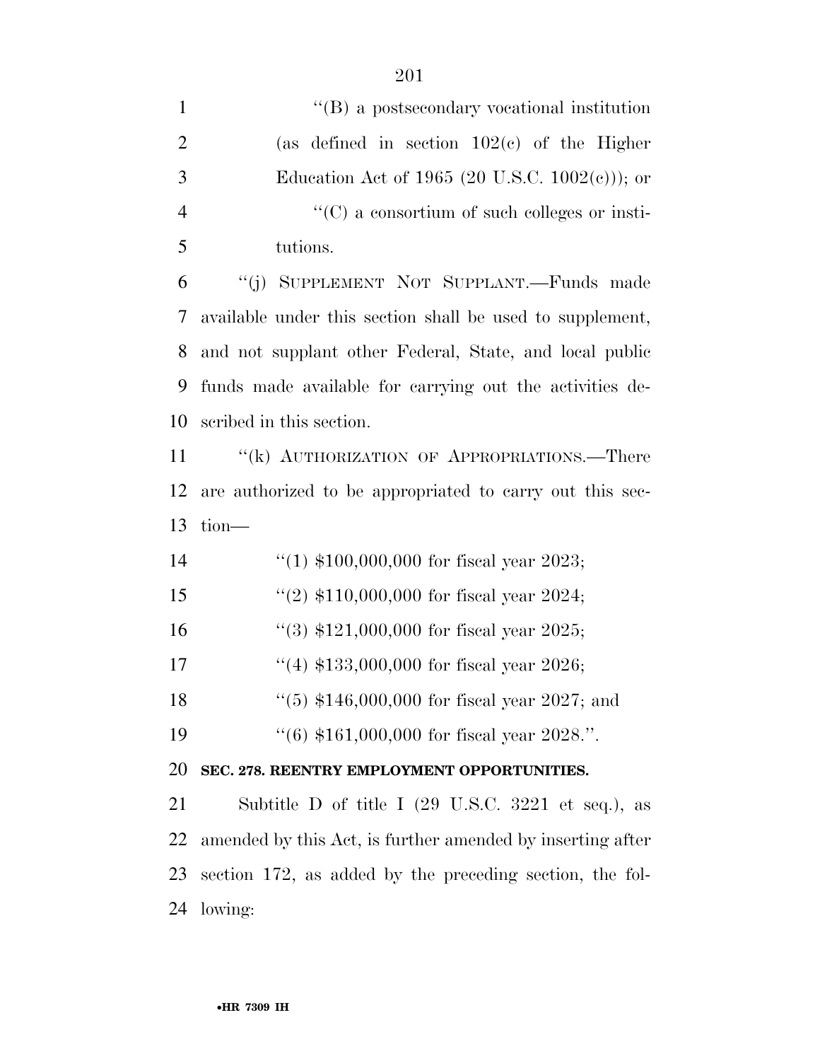''(B) a postsecondary vocational institution (as defined in section 102(c) of the Higher Education Act of 1965 (20 U.S.C. 1002(c))); or

''(C) a consortium of such colleges or institutions.

''(j) SUPPLEMENT NOT SUPPLANT.—Funds made available under this section shall be used to supplement, and not supplant other Federal, State, and local public funds made available for carrying out the activities described in this section.

''(k) AUTHORIZATION OF APPROPRIATIONS.—There are authorized to be appropriated to carry out this section—

''(1) $100,000,000 for fiscal year 2023;

''(2) $110,000,000 for fiscal year 2024;

''(3) $121,000,000 for fiscal year 2025;

''(4) $133,000,000 for fiscal year 2026;

''(5) $146,000,000 for fiscal year 2027; and

''(6) $161,000,000 for fiscal year 2028.''.

**SEC. 278. REENTRY EMPLOYMENT OPPORTUNITIES.**

Subtitle D of title I (29 U.S.C. 3221 et seq.), as amended by this Act, is further amended by inserting after section 172, as added by the preceding section, the following: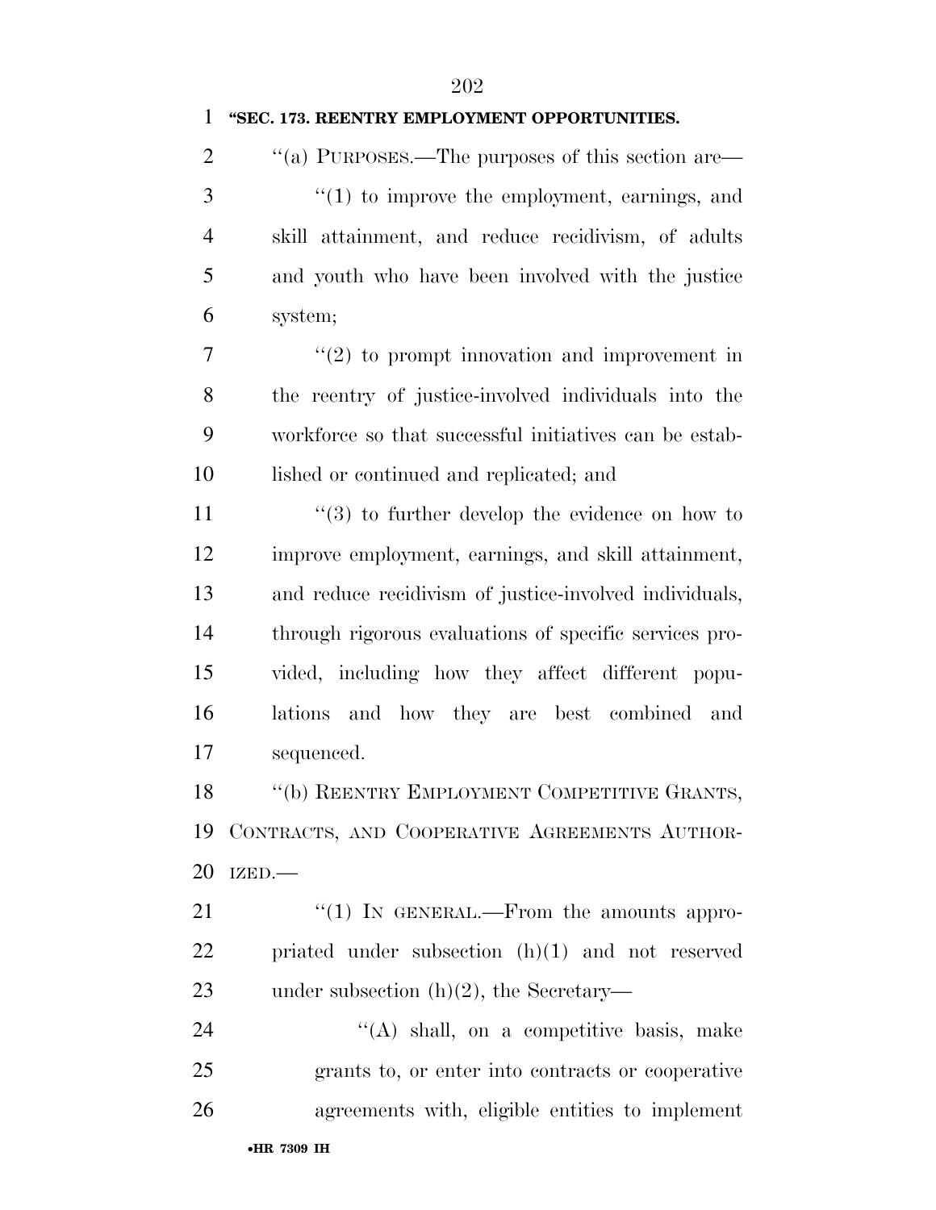**"SEC. 173. REENTRY EMPLOYMENT OPPORTUNITIES.**

"(a) PURPOSES.—The purposes of this section are—

"(1) to improve the employment, earnings, and skill attainment, and reduce recidivism, of adults and youth who have been involved with the justice system;

"(2) to prompt innovation and improvement in the reentry of justice-involved individuals into the workforce so that successful initiatives can be established or continued and replicated; and

"(3) to further develop the evidence on how to improve employment, earnings, and skill attainment, and reduce recidivism of justice-involved individuals, through rigorous evaluations of specific services provided, including how they affect different populations and how they are best combined and sequenced.

"(b) REENTRY EMPLOYMENT COMPETITIVE GRANTS, CONTRACTS, AND COOPERATIVE AGREEMENTS AUTHORIZED.—

"(1) IN GENERAL.—From the amounts appropriated under subsection (h)(1) and not reserved under subsection (h)(2), the Secretary—

"(A) shall, on a competitive basis, make grants to, or enter into contracts or cooperative agreements with, eligible entities to implement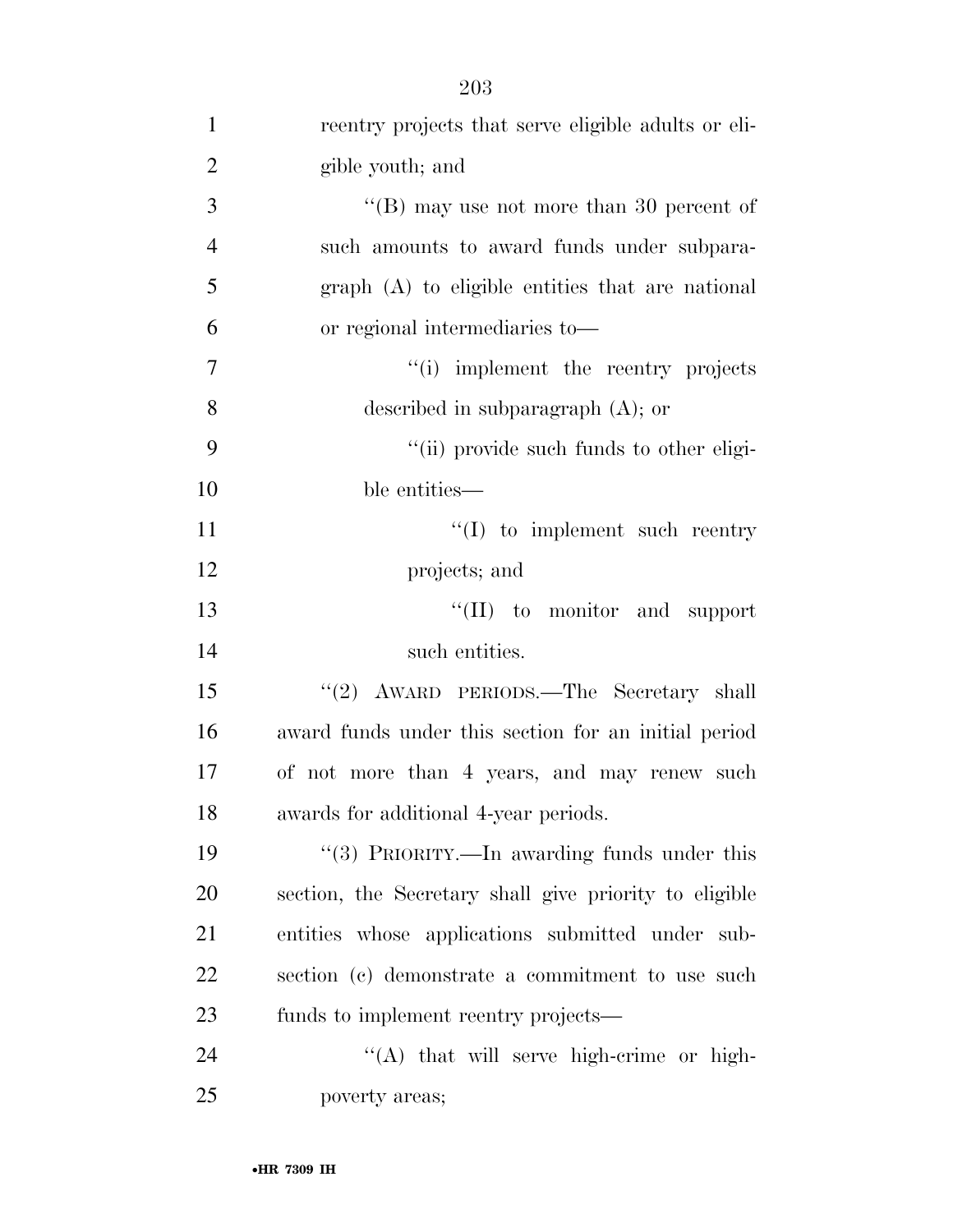reentry projects that serve eligible adults or eligible youth; and

"(B) may use not more than 30 percent of such amounts to award funds under subparagraph (A) to eligible entities that are national or regional intermediaries to—

"(i) implement the reentry projects described in subparagraph (A); or

"(ii) provide such funds to other eligible entities—

"(I) to implement such reentry projects; and

"(II) to monitor and support such entities.

"(2) AWARD PERIODS.—The Secretary shall award funds under this section for an initial period of not more than 4 years, and may renew such awards for additional 4-year periods.

"(3) PRIORITY.—In awarding funds under this section, the Secretary shall give priority to eligible entities whose applications submitted under subsection (c) demonstrate a commitment to use such funds to implement reentry projects—

"(A) that will serve high-crime or high-poverty areas;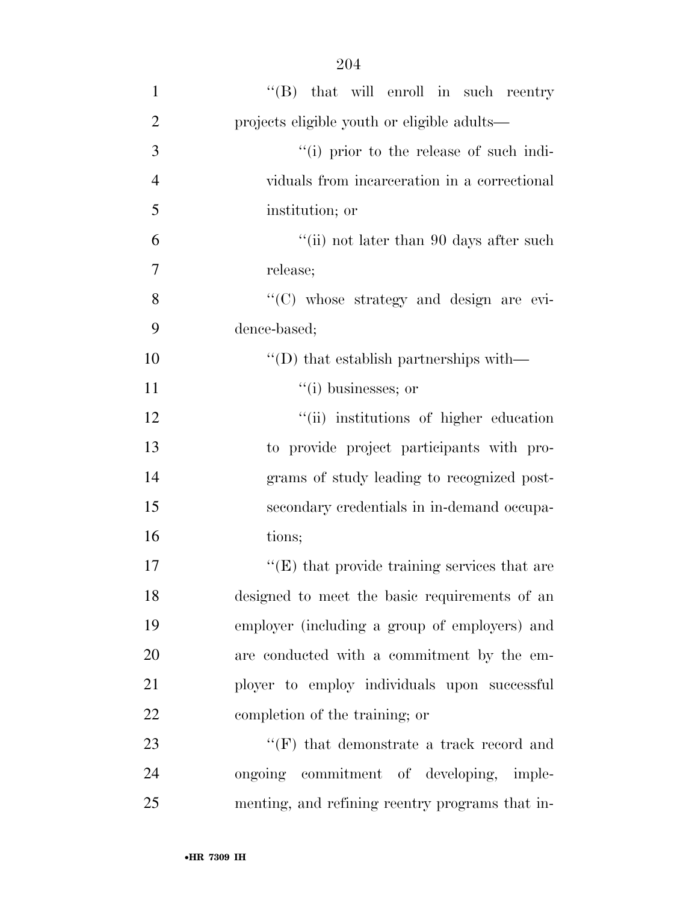''(B) that will enroll in such reentry projects eligible youth or eligible adults—

''(i) prior to the release of such individuals from incarceration in a correctional institution; or

''(ii) not later than 90 days after such release;

''(C) whose strategy and design are evidence-based;

''(D) that establish partnerships with—

''(i) businesses; or

''(ii) institutions of higher education to provide project participants with programs of study leading to recognized postsecondary credentials in in-demand occupations;

''(E) that provide training services that are designed to meet the basic requirements of an employer (including a group of employers) and are conducted with a commitment by the employer to employ individuals upon successful completion of the training; or

''(F) that demonstrate a track record and ongoing commitment of developing, implementing, and refining reentry programs that in-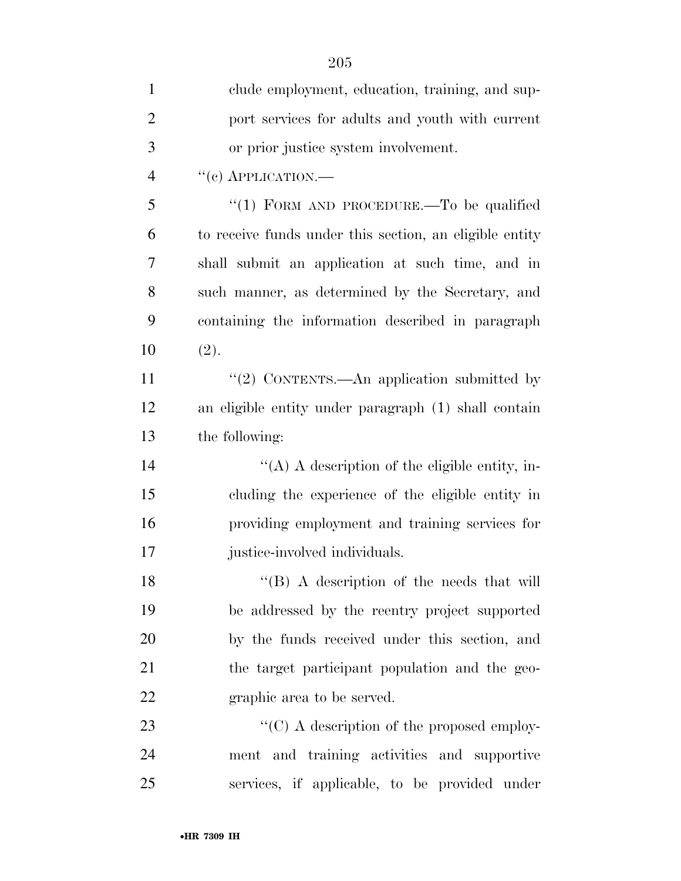clude employment, education, training, and support services for adults and youth with current or prior justice system involvement.

"(c) APPLICATION.—

"(1) FORM AND PROCEDURE.—To be qualified to receive funds under this section, an eligible entity shall submit an application at such time, and in such manner, as determined by the Secretary, and containing the information described in paragraph (2).

"(2) CONTENTS.—An application submitted by an eligible entity under paragraph (1) shall contain the following:

"(A) A description of the eligible entity, including the experience of the eligible entity in providing employment and training services for justice-involved individuals.

"(B) A description of the needs that will be addressed by the reentry project supported by the funds received under this section, and the target participant population and the geographic area to be served.

"(C) A description of the proposed employment and training activities and supportive services, if applicable, to be provided under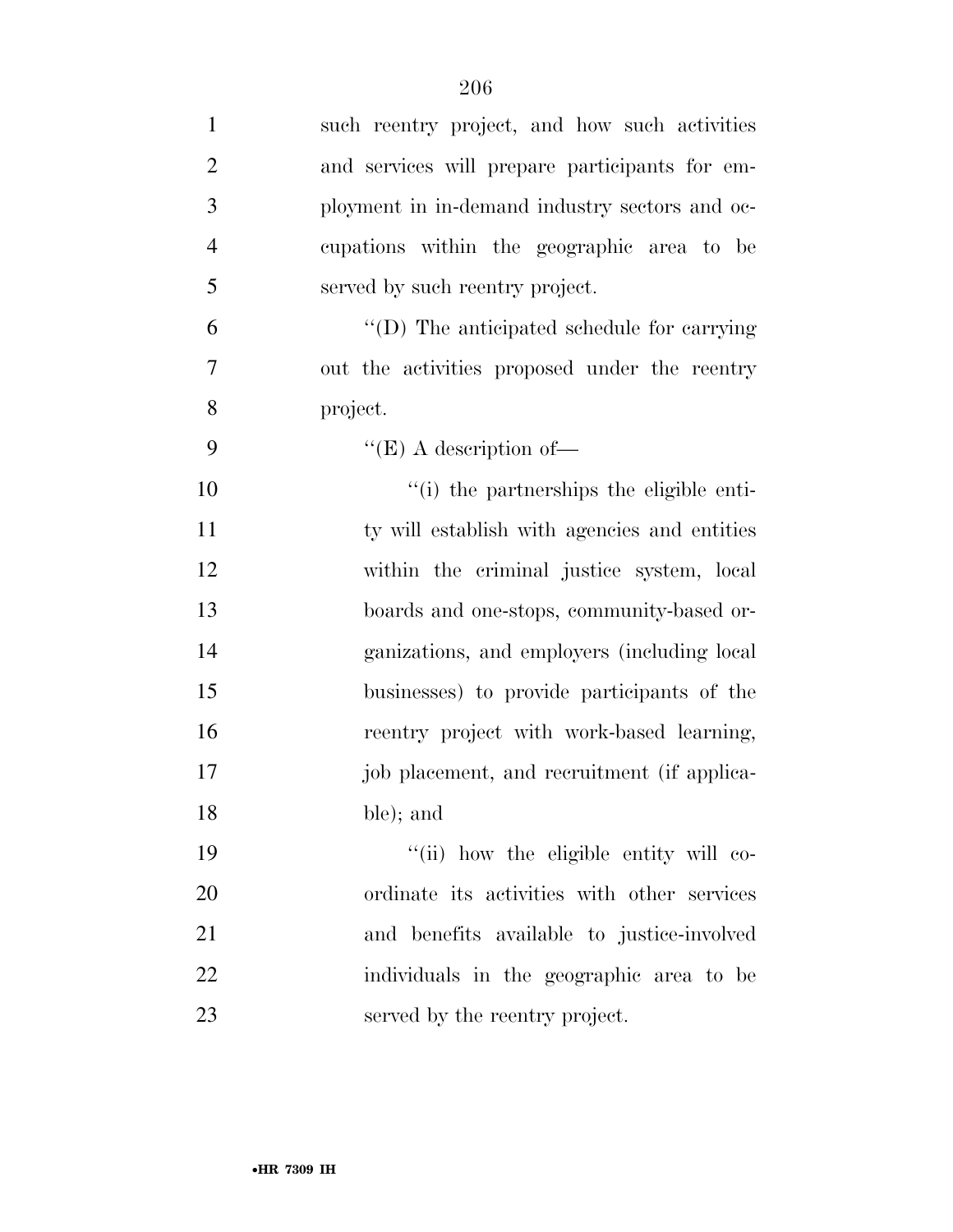such reentry project, and how such activities and services will prepare participants for employment in in-demand industry sectors and occupations within the geographic area to be served by such reentry project.

"(D) The anticipated schedule for carrying out the activities proposed under the reentry project.

"(E) A description of—

"(i) the partnerships the eligible entity will establish with agencies and entities within the criminal justice system, local boards and one-stops, community-based organizations, and employers (including local businesses) to provide participants of the reentry project with work-based learning, job placement, and recruitment (if applicable); and

"(ii) how the eligible entity will coordinate its activities with other services and benefits available to justice-involved individuals in the geographic area to be served by the reentry project.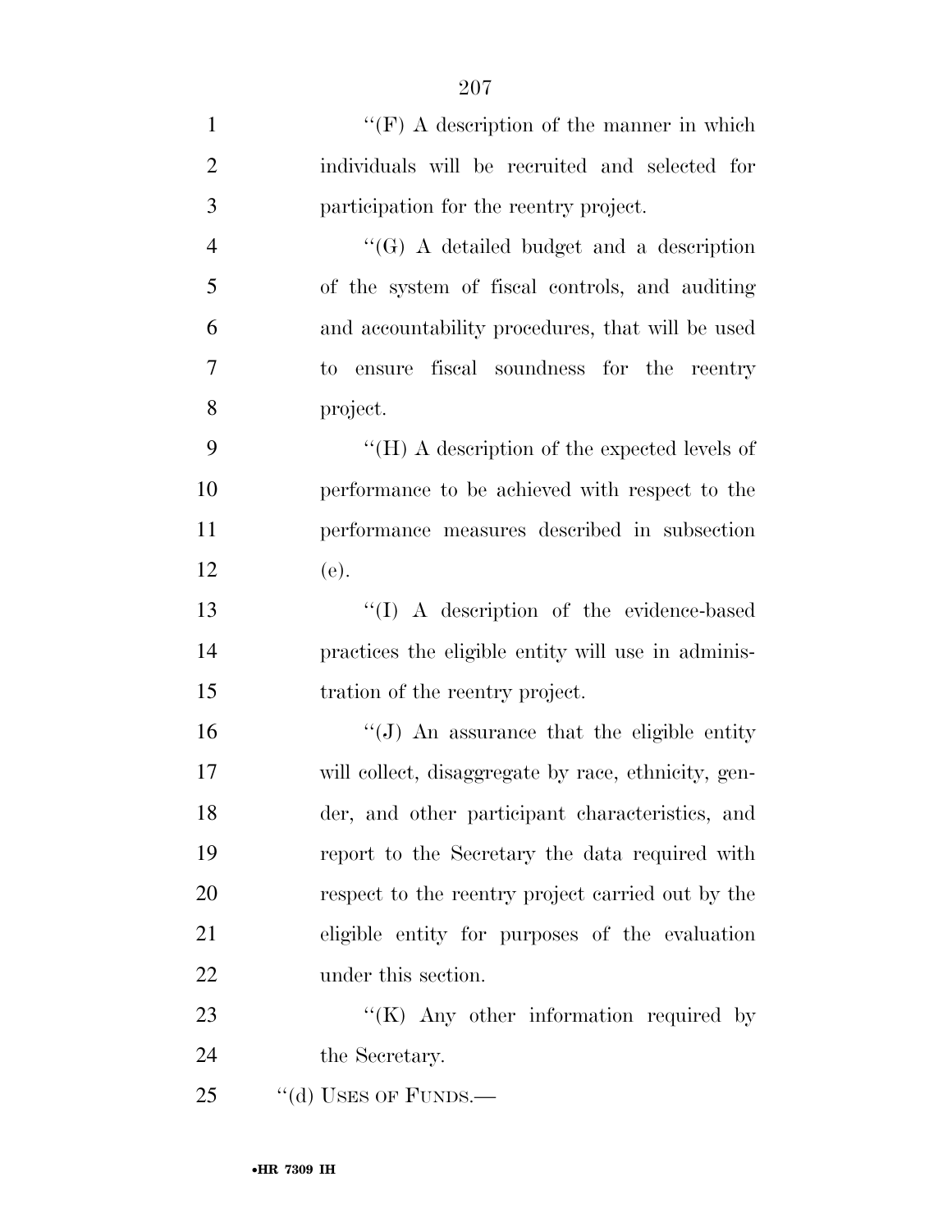''(F) A description of the manner in which individuals will be recruited and selected for participation for the reentry project.

''(G) A detailed budget and a description of the system of fiscal controls, and auditing and accountability procedures, that will be used to ensure fiscal soundness for the reentry project.

''(H) A description of the expected levels of performance to be achieved with respect to the performance measures described in subsection (e).

''(I) A description of the evidence-based practices the eligible entity will use in administration of the reentry project.

''(J) An assurance that the eligible entity will collect, disaggregate by race, ethnicity, gender, and other participant characteristics, and report to the Secretary the data required with respect to the reentry project carried out by the eligible entity for purposes of the evaluation under this section.

''(K) Any other information required by the Secretary.

''(d) USES OF FUNDS.—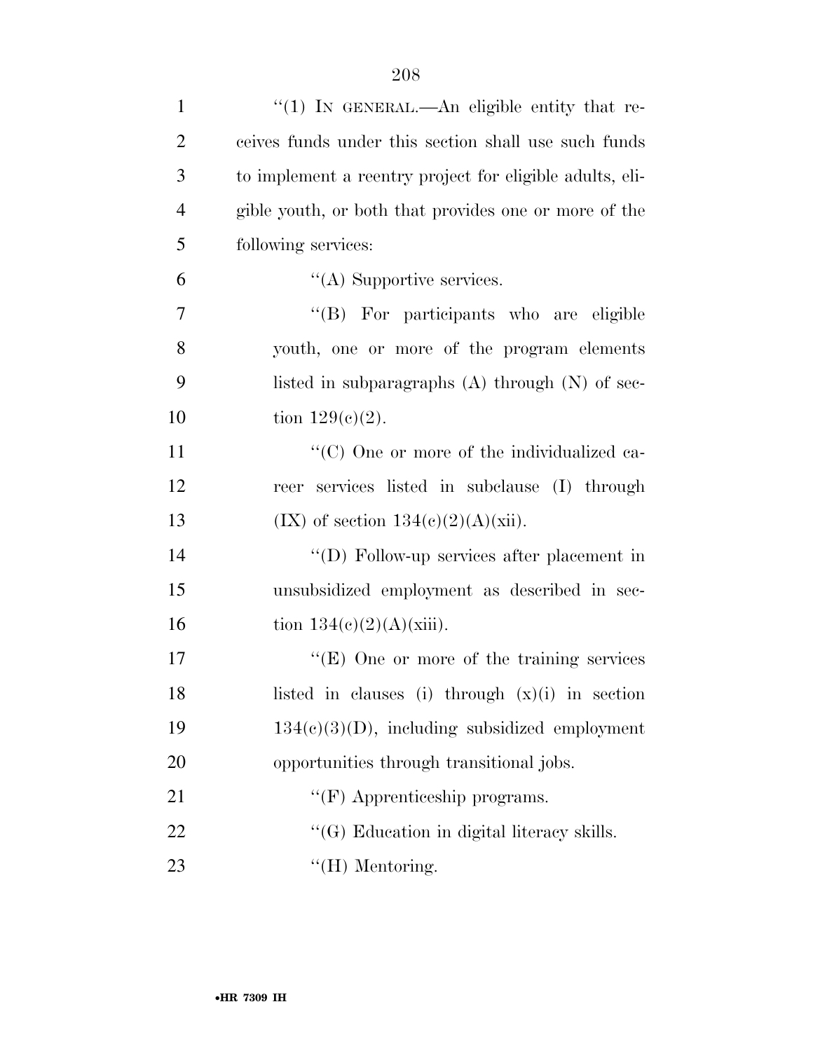"(1) IN GENERAL.—An eligible entity that receives funds under this section shall use such funds to implement a reentry project for eligible adults, eligible youth, or both that provides one or more of the following services:

"(A) Supportive services.

"(B) For participants who are eligible youth, one or more of the program elements listed in subparagraphs (A) through (N) of section 129(c)(2).

"(C) One or more of the individualized career services listed in subclause (I) through (IX) of section 134(c)(2)(A)(xii).

"(D) Follow-up services after placement in unsubsidized employment as described in section 134(c)(2)(A)(xiii).

"(E) One or more of the training services listed in clauses (i) through (x)(i) in section 134(c)(3)(D), including subsidized employment opportunities through transitional jobs.

"(F) Apprenticeship programs.

"(G) Education in digital literacy skills.

"(H) Mentoring.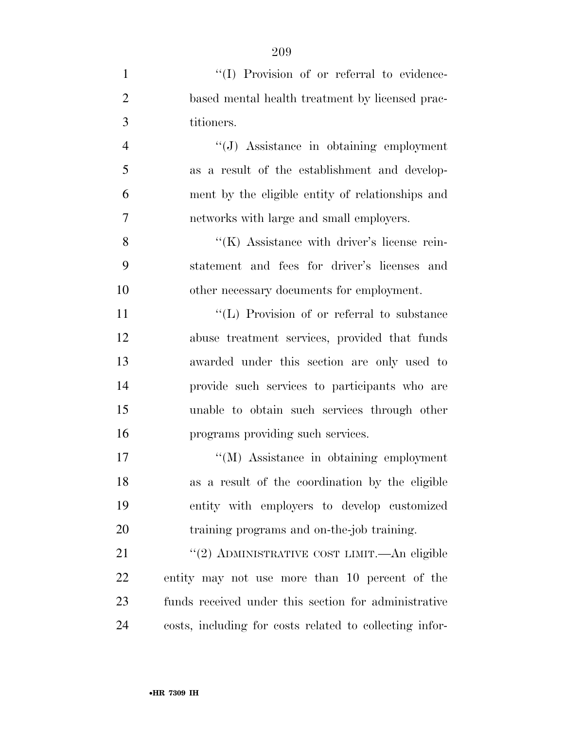''(I) Provision of or referral to evidence-based mental health treatment by licensed practitioners.

''(J) Assistance in obtaining employment as a result of the establishment and development by the eligible entity of relationships and networks with large and small employers.

''(K) Assistance with driver's license reinstatement and fees for driver's licenses and other necessary documents for employment.

''(L) Provision of or referral to substance abuse treatment services, provided that funds awarded under this section are only used to provide such services to participants who are unable to obtain such services through other programs providing such services.

''(M) Assistance in obtaining employment as a result of the coordination by the eligible entity with employers to develop customized training programs and on-the-job training.

''(2) ADMINISTRATIVE COST LIMIT.—An eligible entity may not use more than 10 percent of the funds received under this section for administrative costs, including for costs related to collecting infor-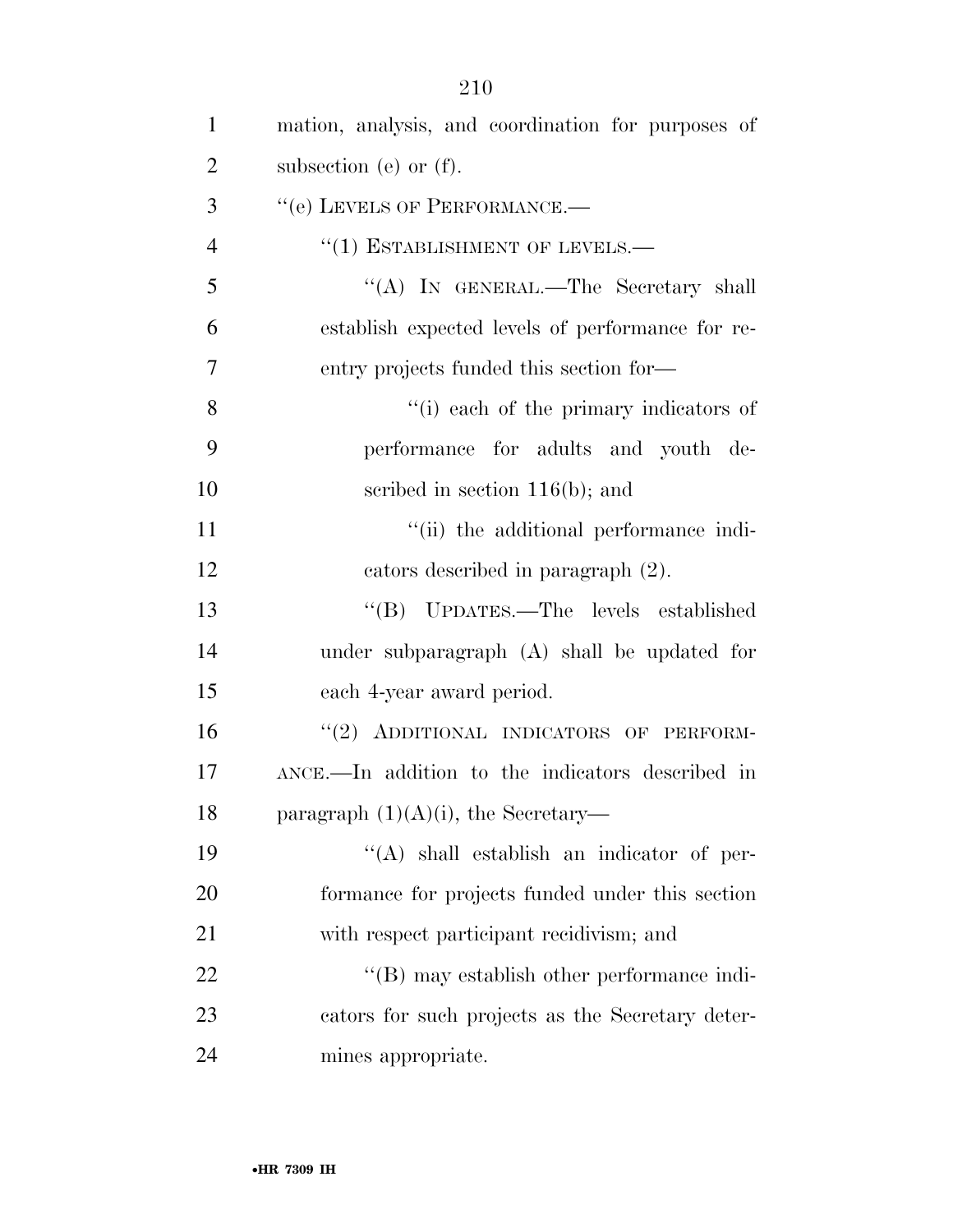mation, analysis, and coordination for purposes of subsection (e) or (f).

''(e) LEVELS OF PERFORMANCE.—

''(1) ESTABLISHMENT OF LEVELS.—

''(A) IN GENERAL.—The Secretary shall establish expected levels of performance for reentry projects funded this section for—

''(i) each of the primary indicators of performance for adults and youth described in section 116(b); and

''(ii) the additional performance indicators described in paragraph (2).

''(B) UPDATES.—The levels established under subparagraph (A) shall be updated for each 4-year award period.

''(2) ADDITIONAL INDICATORS OF PERFORMANCE.—In addition to the indicators described in paragraph (1)(A)(i), the Secretary—

''(A) shall establish an indicator of performance for projects funded under this section with respect participant recidivism; and

''(B) may establish other performance indicators for such projects as the Secretary determines appropriate.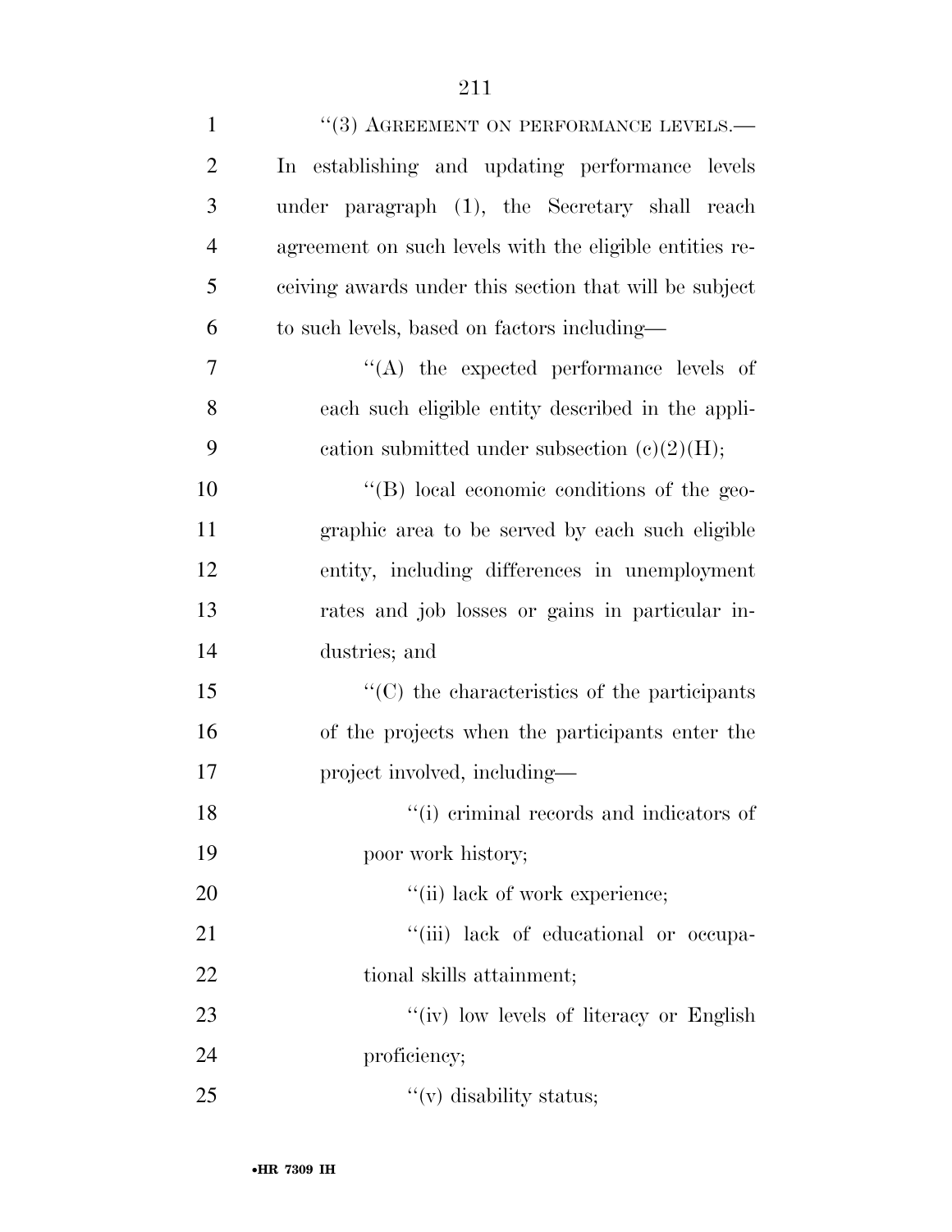''(3) AGREEMENT ON PERFORMANCE LEVELS.— In establishing and updating performance levels under paragraph (1), the Secretary shall reach agreement on such levels with the eligible entities receiving awards under this section that will be subject to such levels, based on factors including—

''(A) the expected performance levels of each such eligible entity described in the application submitted under subsection (c)(2)(H);

''(B) local economic conditions of the geographic area to be served by each such eligible entity, including differences in unemployment rates and job losses or gains in particular industries; and

''(C) the characteristics of the participants of the projects when the participants enter the project involved, including—

''(i) criminal records and indicators of poor work history;

''(ii) lack of work experience;

''(iii) lack of educational or occupational skills attainment;

''(iv) low levels of literacy or English proficiency;

''(v) disability status;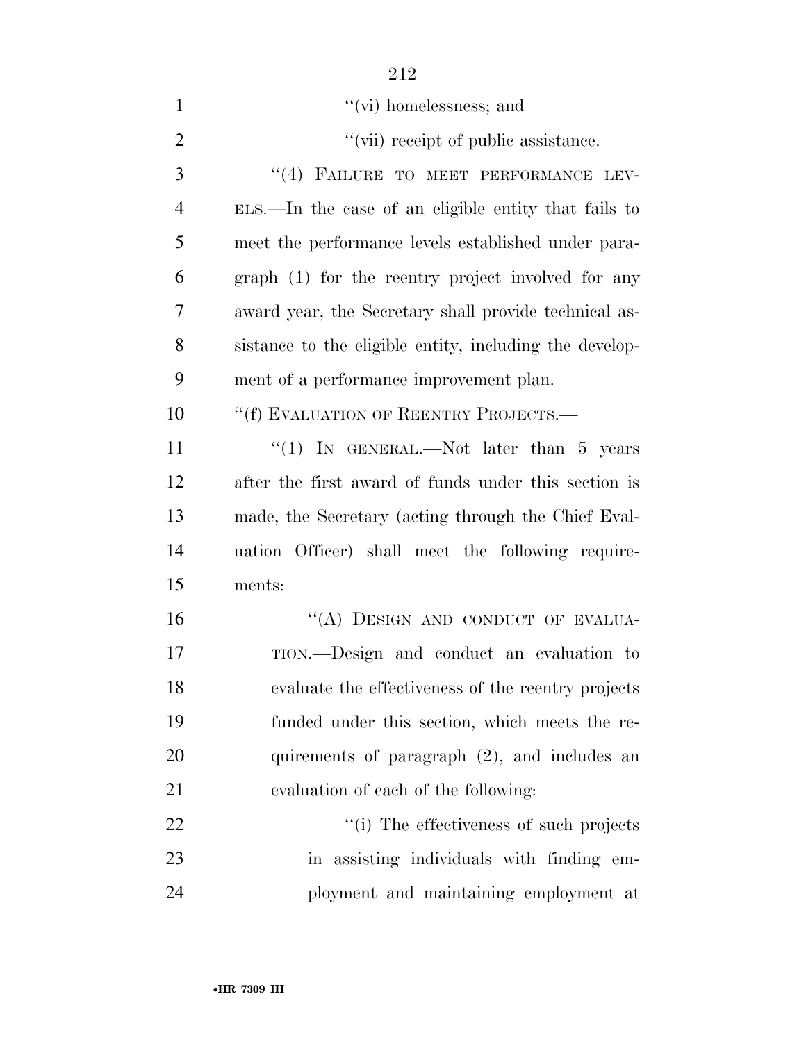"(vi) homelessness; and

"(vii) receipt of public assistance.

"(4) FAILURE TO MEET PERFORMANCE LEVELS.—In the case of an eligible entity that fails to meet the performance levels established under paragraph (1) for the reentry project involved for any award year, the Secretary shall provide technical assistance to the eligible entity, including the development of a performance improvement plan.

"(f) EVALUATION OF REENTRY PROJECTS.—

"(1) IN GENERAL.—Not later than 5 years after the first award of funds under this section is made, the Secretary (acting through the Chief Evaluation Officer) shall meet the following requirements:

"(A) DESIGN AND CONDUCT OF EVALUATION.—Design and conduct an evaluation to evaluate the effectiveness of the reentry projects funded under this section, which meets the requirements of paragraph (2), and includes an evaluation of each of the following:

"(i) The effectiveness of such projects in assisting individuals with finding employment and maintaining employment at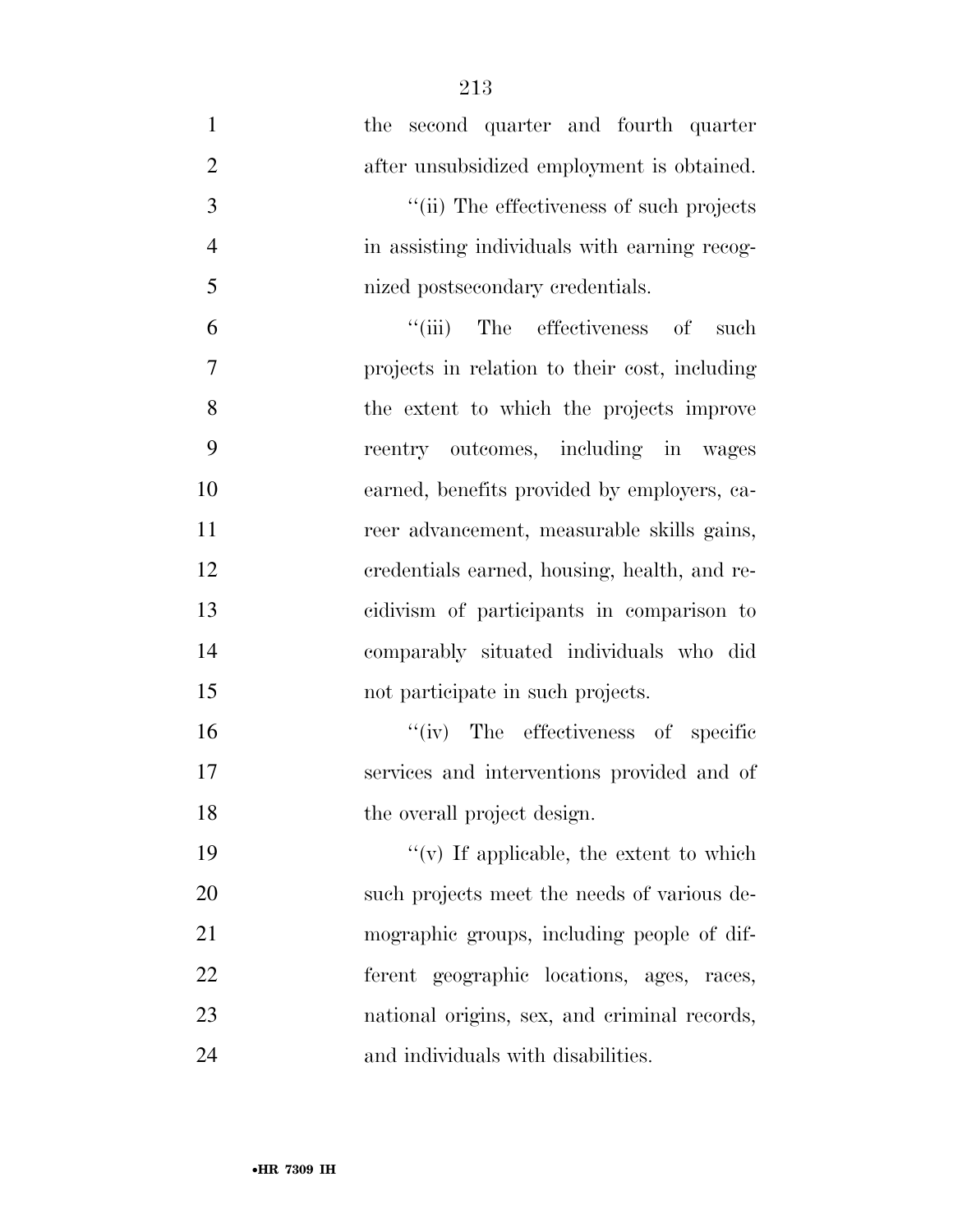the second quarter and fourth quarter after unsubsidized employment is obtained.

''(ii) The effectiveness of such projects in assisting individuals with earning recognized postsecondary credentials.

''(iii) The effectiveness of such projects in relation to their cost, including the extent to which the projects improve reentry outcomes, including in wages earned, benefits provided by employers, career advancement, measurable skills gains, credentials earned, housing, health, and recidivism of participants in comparison to comparably situated individuals who did not participate in such projects.

''(iv) The effectiveness of specific services and interventions provided and of the overall project design.

''(v) If applicable, the extent to which such projects meet the needs of various demographic groups, including people of different geographic locations, ages, races, national origins, sex, and criminal records, and individuals with disabilities.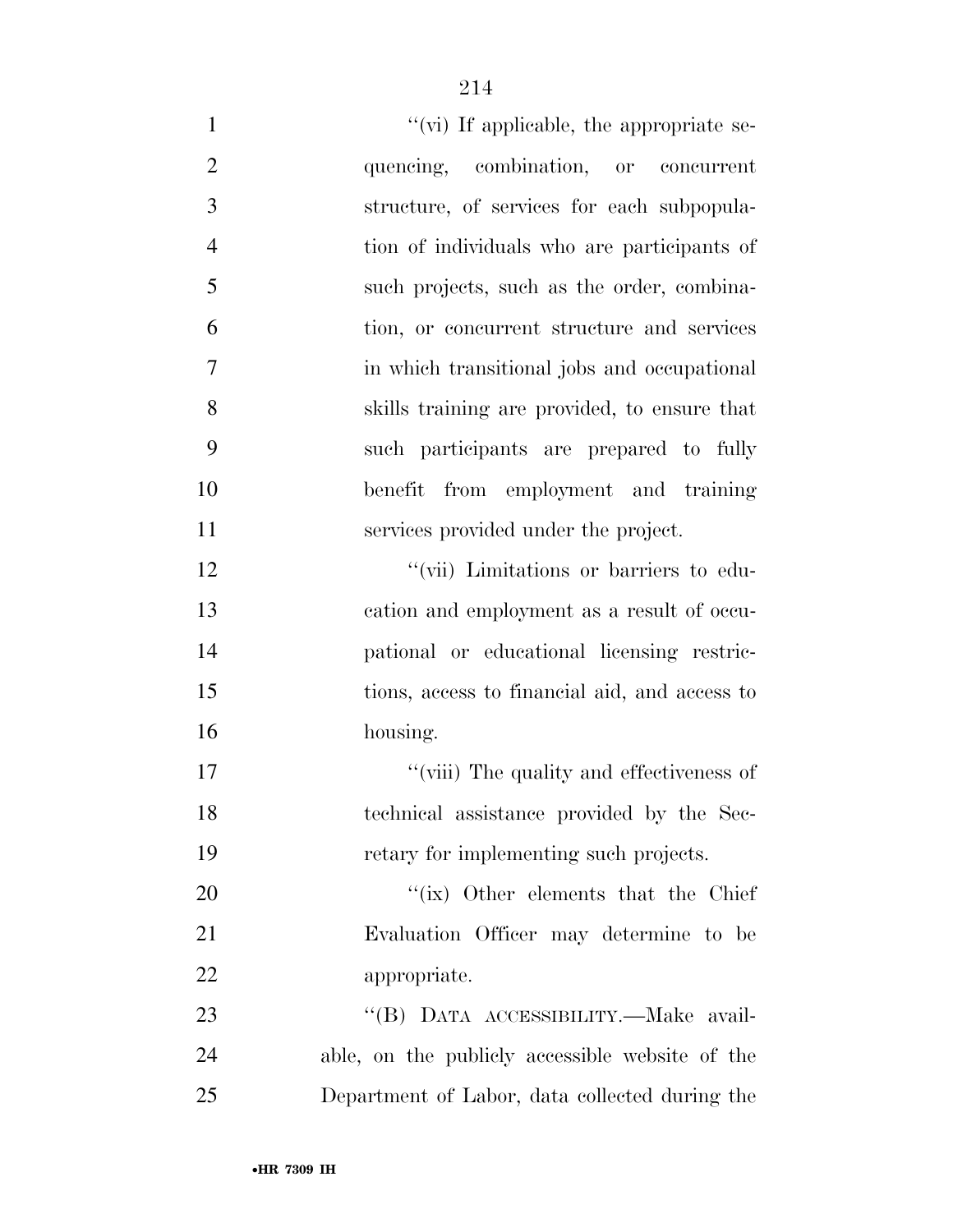''(vi) If applicable, the appropriate sequencing, combination, or concurrent structure, of services for each subpopulation of individuals who are participants of such projects, such as the order, combination, or concurrent structure and services in which transitional jobs and occupational skills training are provided, to ensure that such participants are prepared to fully benefit from employment and training services provided under the project.

''(vii) Limitations or barriers to education and employment as a result of occupational or educational licensing restrictions, access to financial aid, and access to housing.

''(viii) The quality and effectiveness of technical assistance provided by the Secretary for implementing such projects.

''(ix) Other elements that the Chief Evaluation Officer may determine to be appropriate.

''(B) DATA ACCESSIBILITY.—Make available, on the publicly accessible website of the Department of Labor, data collected during the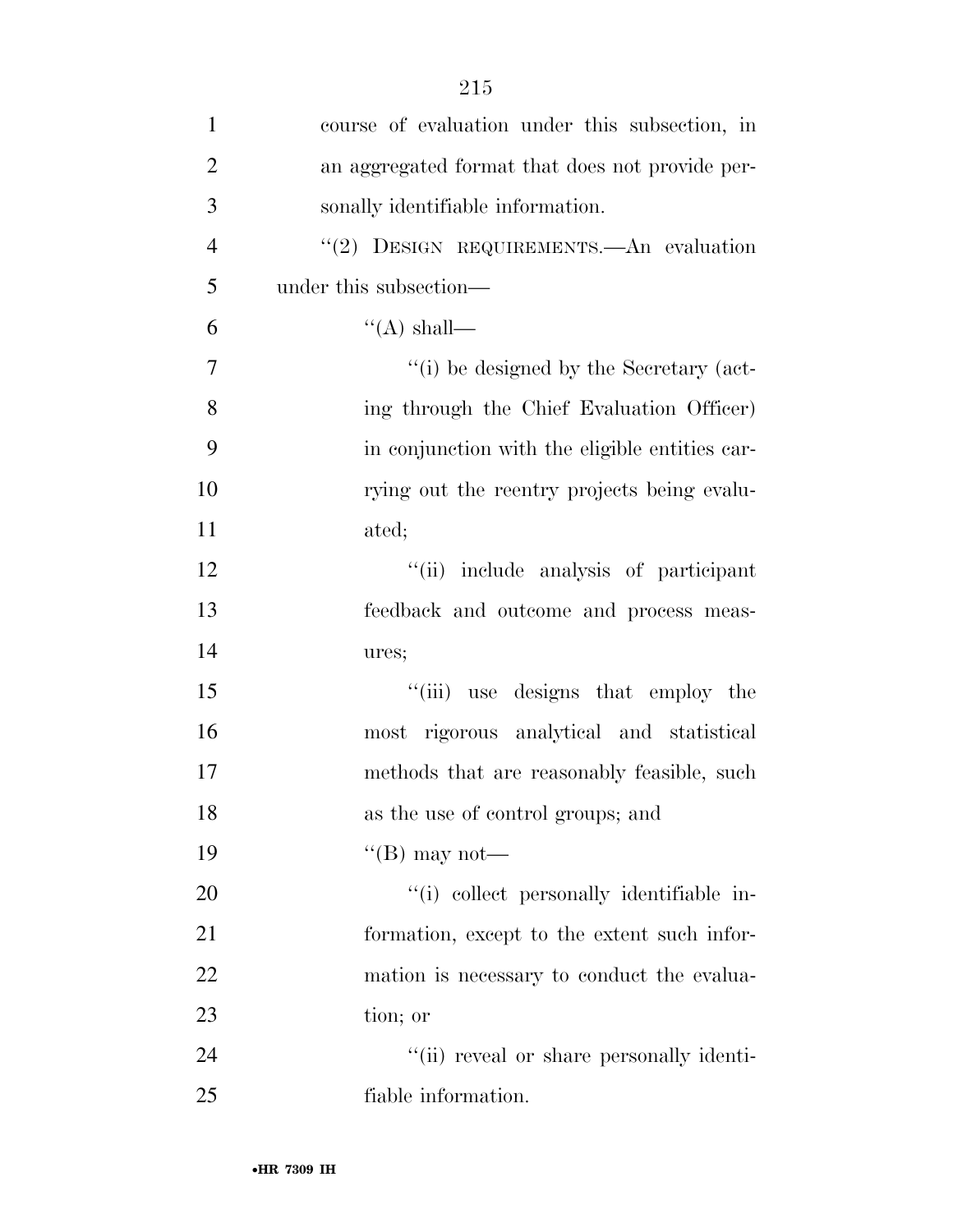course of evaluation under this subsection, in an aggregated format that does not provide personally identifiable information.

''(2) DESIGN REQUIREMENTS.—An evaluation under this subsection—

''(A) shall—

''(i) be designed by the Secretary (acting through the Chief Evaluation Officer) in conjunction with the eligible entities carrying out the reentry projects being evaluated;

''(ii) include analysis of participant feedback and outcome and process measures;

''(iii) use designs that employ the most rigorous analytical and statistical methods that are reasonably feasible, such as the use of control groups; and

''(B) may not—

''(i) collect personally identifiable information, except to the extent such information is necessary to conduct the evaluation; or

''(ii) reveal or share personally identifiable information.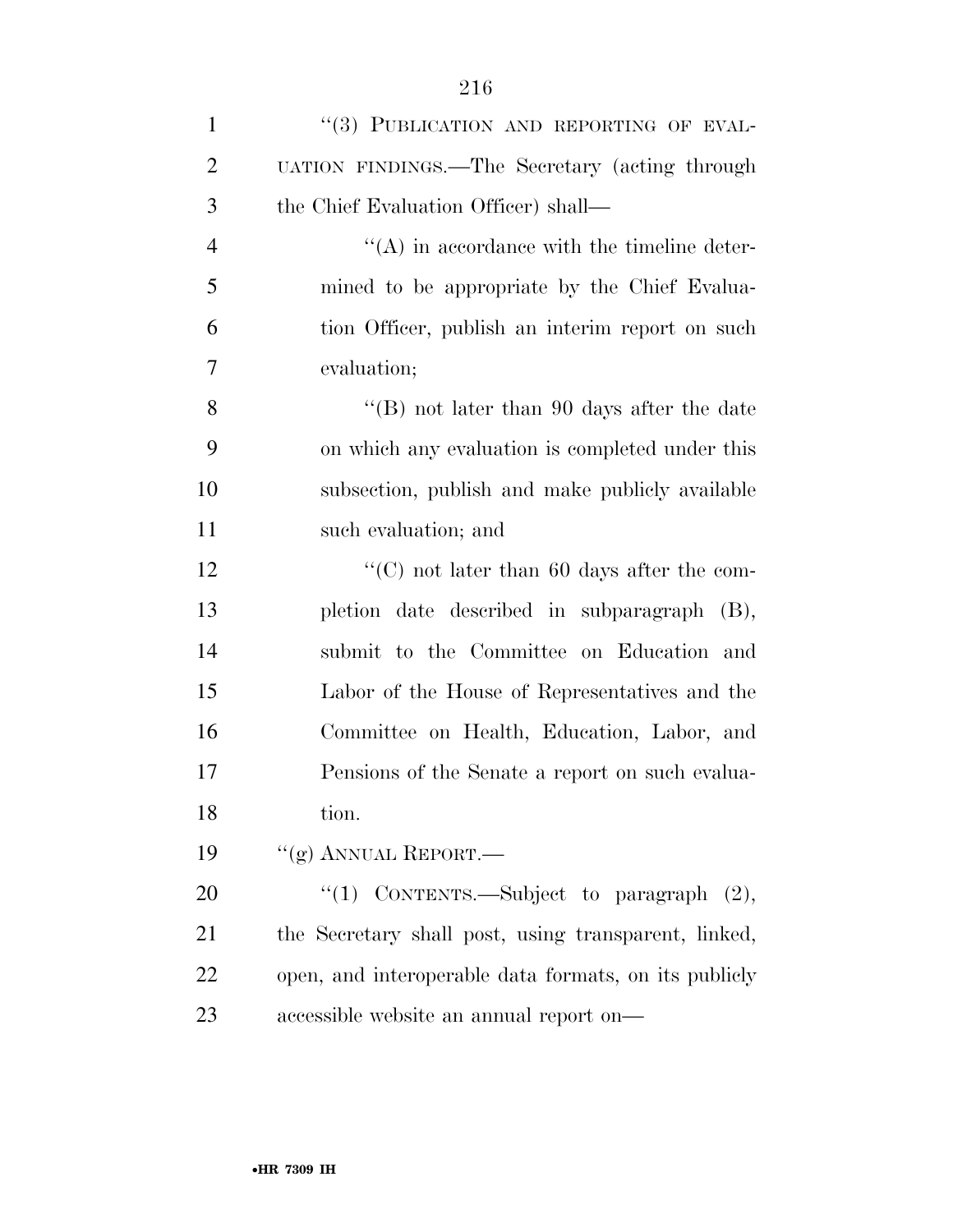"(3) PUBLICATION AND REPORTING OF EVALUATION FINDINGS.—The Secretary (acting through the Chief Evaluation Officer) shall—

"(A) in accordance with the timeline determined to be appropriate by the Chief Evaluation Officer, publish an interim report on such evaluation;

"(B) not later than 90 days after the date on which any evaluation is completed under this subsection, publish and make publicly available such evaluation; and

"(C) not later than 60 days after the completion date described in subparagraph (B), submit to the Committee on Education and Labor of the House of Representatives and the Committee on Health, Education, Labor, and Pensions of the Senate a report on such evaluation.

"(g) ANNUAL REPORT.—

"(1) CONTENTS.—Subject to paragraph (2), the Secretary shall post, using transparent, linked, open, and interoperable data formats, on its publicly accessible website an annual report on—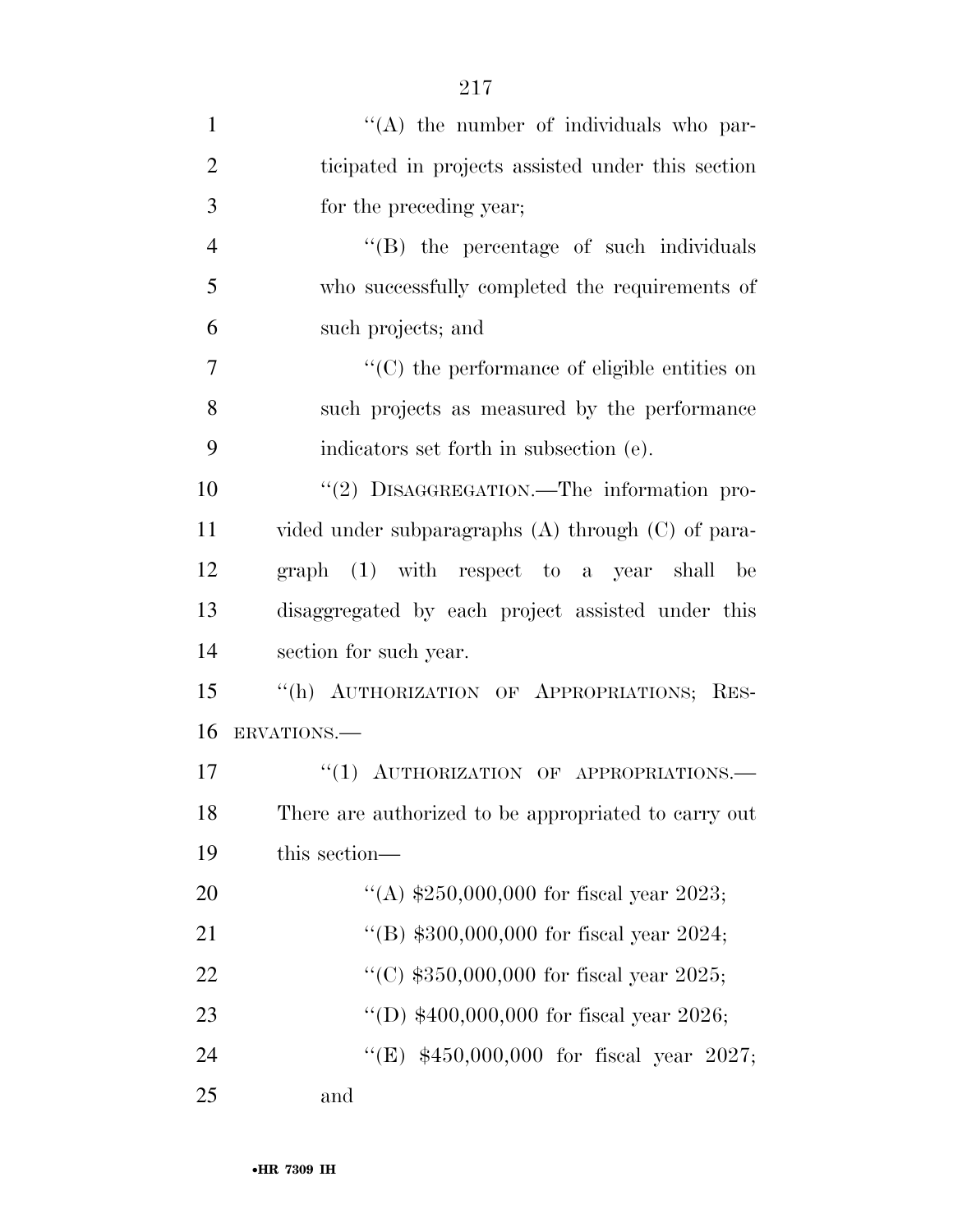"(A) the number of individuals who participated in projects assisted under this section for the preceding year;

"(B) the percentage of such individuals who successfully completed the requirements of such projects; and

"(C) the performance of eligible entities on such projects as measured by the performance indicators set forth in subsection (e).

"(2) DISAGGREGATION.—The information provided under subparagraphs (A) through (C) of paragraph (1) with respect to a year shall be disaggregated by each project assisted under this section for such year.

"(h) AUTHORIZATION OF APPROPRIATIONS; RESERVATIONS.—

"(1) AUTHORIZATION OF APPROPRIATIONS.— There are authorized to be appropriated to carry out this section—

"(A) $250,000,000 for fiscal year 2023;

"(B) $300,000,000 for fiscal year 2024;

"(C) $350,000,000 for fiscal year 2025;

"(D) $400,000,000 for fiscal year 2026;

"(E) $450,000,000 for fiscal year 2027; and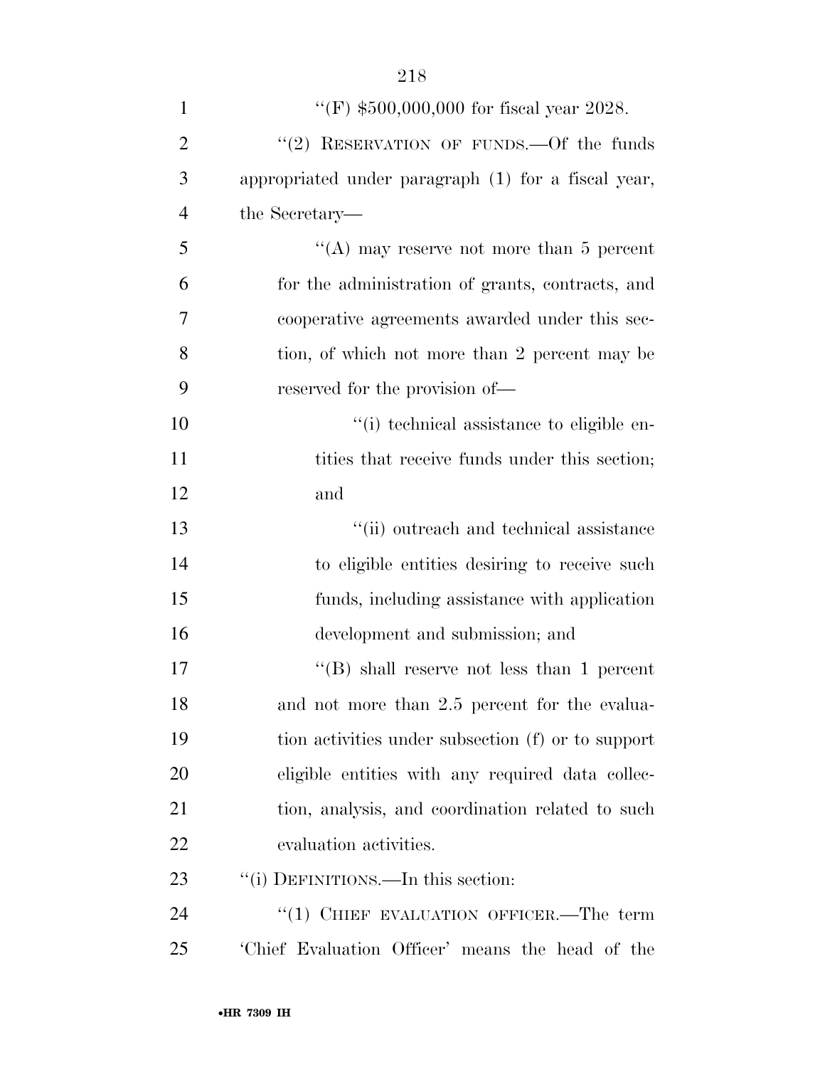"(F) $500,000,000 for fiscal year 2028.

"(2) RESERVATION OF FUNDS.—Of the funds appropriated under paragraph (1) for a fiscal year, the Secretary—

"(A) may reserve not more than 5 percent for the administration of grants, contracts, and cooperative agreements awarded under this section, of which not more than 2 percent may be reserved for the provision of—

"(i) technical assistance to eligible entities that receive funds under this section; and

"(ii) outreach and technical assistance to eligible entities desiring to receive such funds, including assistance with application development and submission; and

"(B) shall reserve not less than 1 percent and not more than 2.5 percent for the evaluation activities under subsection (f) or to support eligible entities with any required data collection, analysis, and coordination related to such evaluation activities.

"(i) DEFINITIONS.—In this section:

"(1) CHIEF EVALUATION OFFICER.—The term 'Chief Evaluation Officer' means the head of the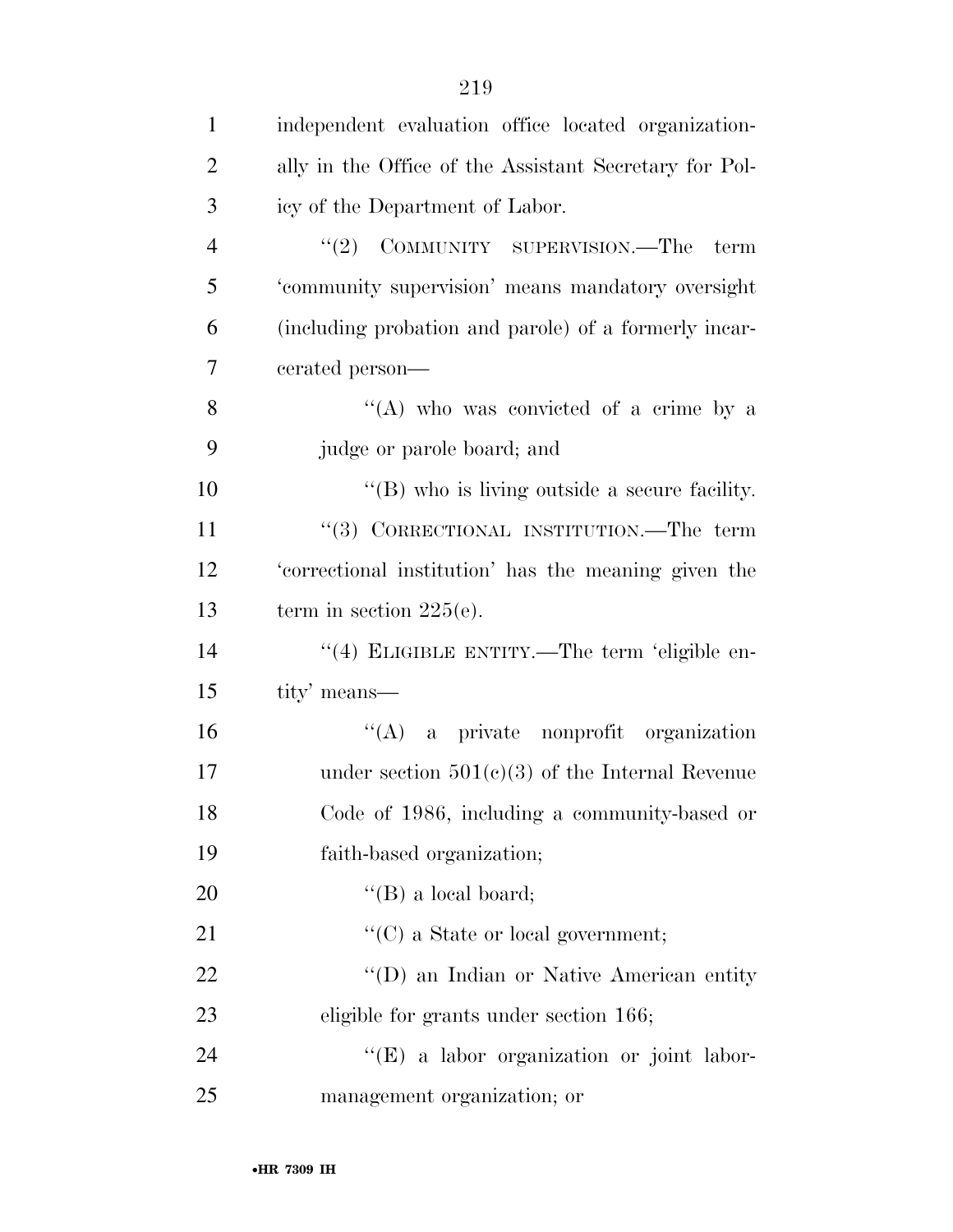independent evaluation office located organizationally in the Office of the Assistant Secretary for Policy of the Department of Labor.

"(2) COMMUNITY SUPERVISION.—The term 'community supervision' means mandatory oversight (including probation and parole) of a formerly incarcerated person—

"(A) who was convicted of a crime by a judge or parole board; and

"(B) who is living outside a secure facility.

"(3) CORRECTIONAL INSTITUTION.—The term 'correctional institution' has the meaning given the term in section 225(e).

"(4) ELIGIBLE ENTITY.—The term 'eligible entity' means—

"(A) a private nonprofit organization under section 501(c)(3) of the Internal Revenue Code of 1986, including a community-based or faith-based organization;

"(B) a local board;

"(C) a State or local government;

"(D) an Indian or Native American entity eligible for grants under section 166;

"(E) a labor organization or joint labor-management organization; or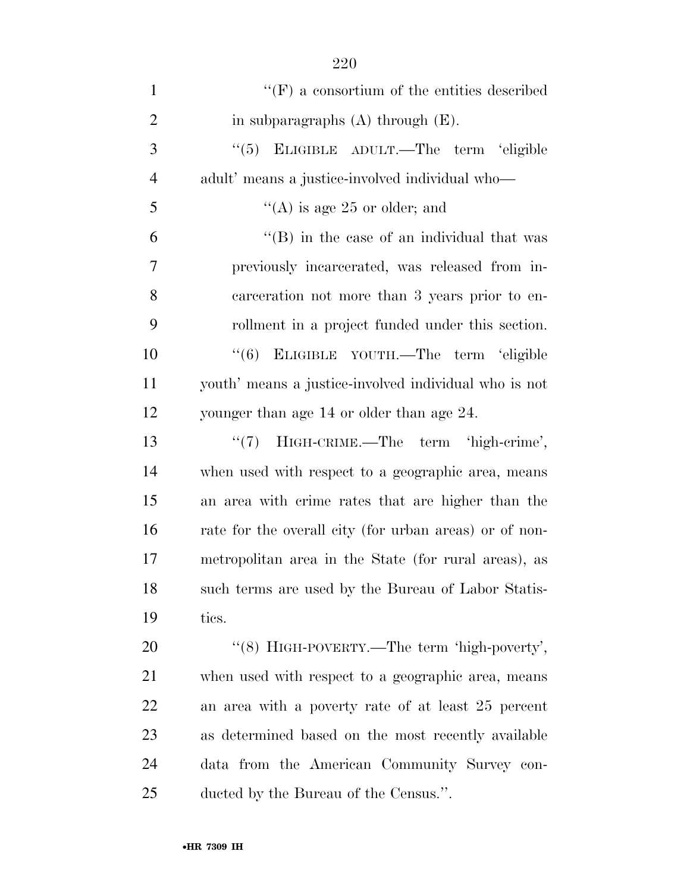''(F) a consortium of the entities described in subparagraphs (A) through (E).

''(5) ELIGIBLE ADULT.—The term 'eligible adult' means a justice-involved individual who—

''(A) is age 25 or older; and

''(B) in the case of an individual that was previously incarcerated, was released from incarceration not more than 3 years prior to enrollment in a project funded under this section.

''(6) ELIGIBLE YOUTH.—The term 'eligible youth' means a justice-involved individual who is not younger than age 14 or older than age 24.

''(7) HIGH-CRIME.—The term 'high-crime', when used with respect to a geographic area, means an area with crime rates that are higher than the rate for the overall city (for urban areas) or of nonmetropolitan area in the State (for rural areas), as such terms are used by the Bureau of Labor Statistics.

''(8) HIGH-POVERTY.—The term 'high-poverty', when used with respect to a geographic area, means an area with a poverty rate of at least 25 percent as determined based on the most recently available data from the American Community Survey conducted by the Bureau of the Census.''.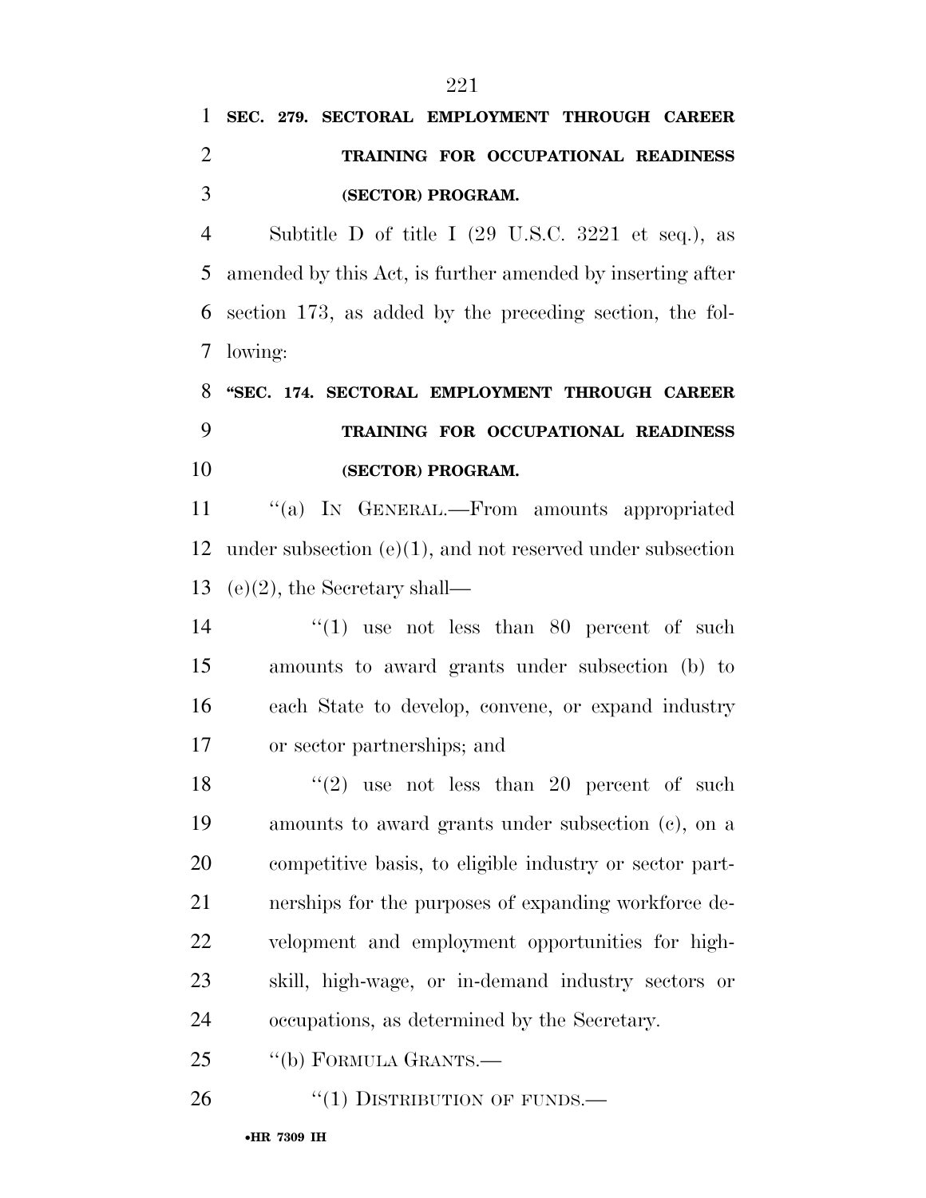**SEC. 279. SECTORAL EMPLOYMENT THROUGH CAREER TRAINING FOR OCCUPATIONAL READINESS (SECTOR) PROGRAM.**

Subtitle D of title I (29 U.S.C. 3221 et seq.), as amended by this Act, is further amended by inserting after section 173, as added by the preceding section, the following:

**"SEC. 174. SECTORAL EMPLOYMENT THROUGH CAREER TRAINING FOR OCCUPATIONAL READINESS (SECTOR) PROGRAM.**

"(a) IN GENERAL.—From amounts appropriated under subsection (e)(1), and not reserved under subsection (e)(2), the Secretary shall—

"(1) use not less than 80 percent of such amounts to award grants under subsection (b) to each State to develop, convene, or expand industry or sector partnerships; and

"(2) use not less than 20 percent of such amounts to award grants under subsection (c), on a competitive basis, to eligible industry or sector partnerships for the purposes of expanding workforce development and employment opportunities for high-skill, high-wage, or in-demand industry sectors or occupations, as determined by the Secretary.

"(b) FORMULA GRANTS.—

"(1) DISTRIBUTION OF FUNDS.—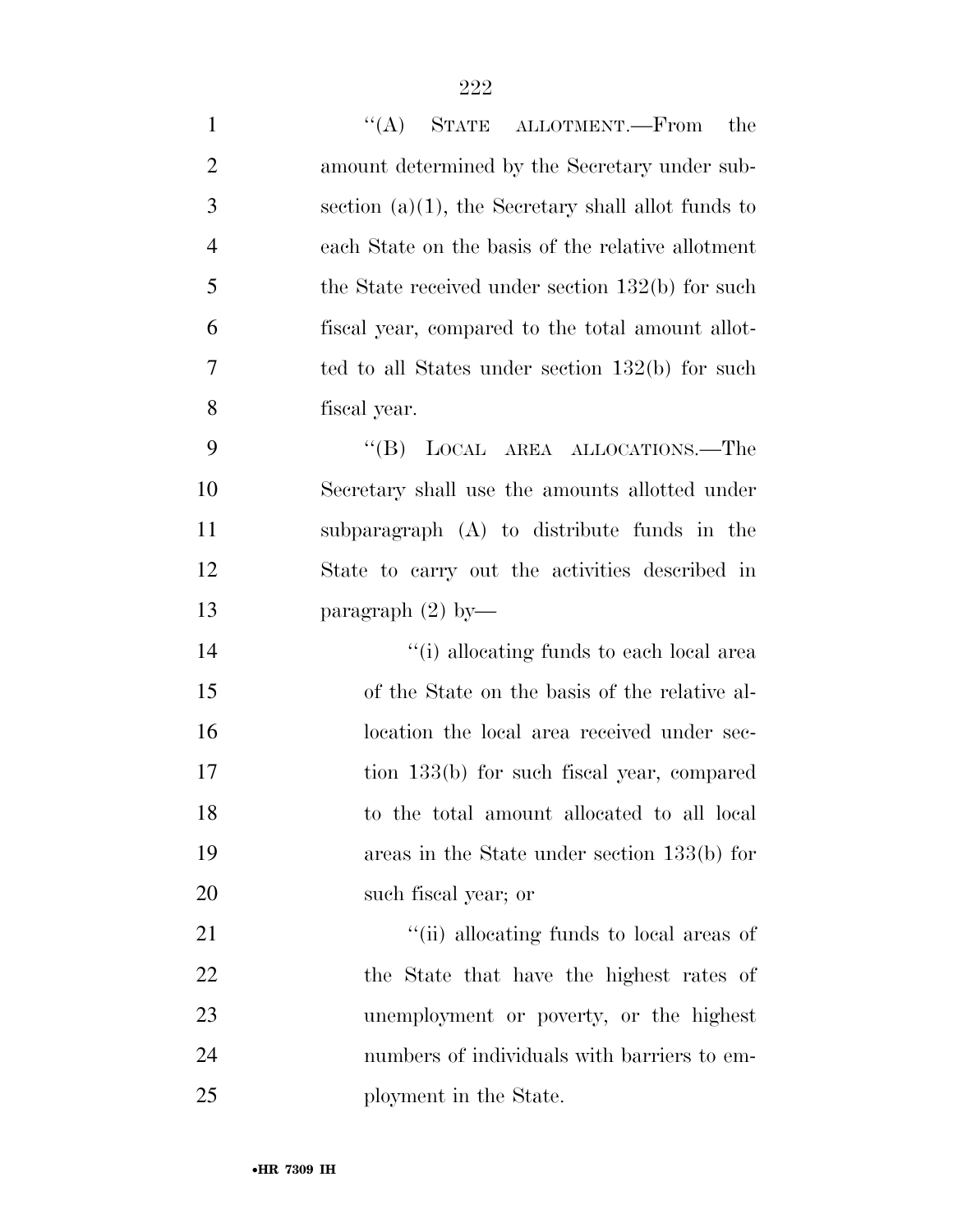''(A) STATE ALLOTMENT.—From the amount determined by the Secretary under subsection (a)(1), the Secretary shall allot funds to each State on the basis of the relative allotment the State received under section 132(b) for such fiscal year, compared to the total amount allotted to all States under section 132(b) for such fiscal year.

''(B) LOCAL AREA ALLOCATIONS.—The Secretary shall use the amounts allotted under subparagraph (A) to distribute funds in the State to carry out the activities described in paragraph (2) by—

''(i) allocating funds to each local area of the State on the basis of the relative allocation the local area received under section 133(b) for such fiscal year, compared to the total amount allocated to all local areas in the State under section 133(b) for such fiscal year; or

''(ii) allocating funds to local areas of the State that have the highest rates of unemployment or poverty, or the highest numbers of individuals with barriers to employment in the State.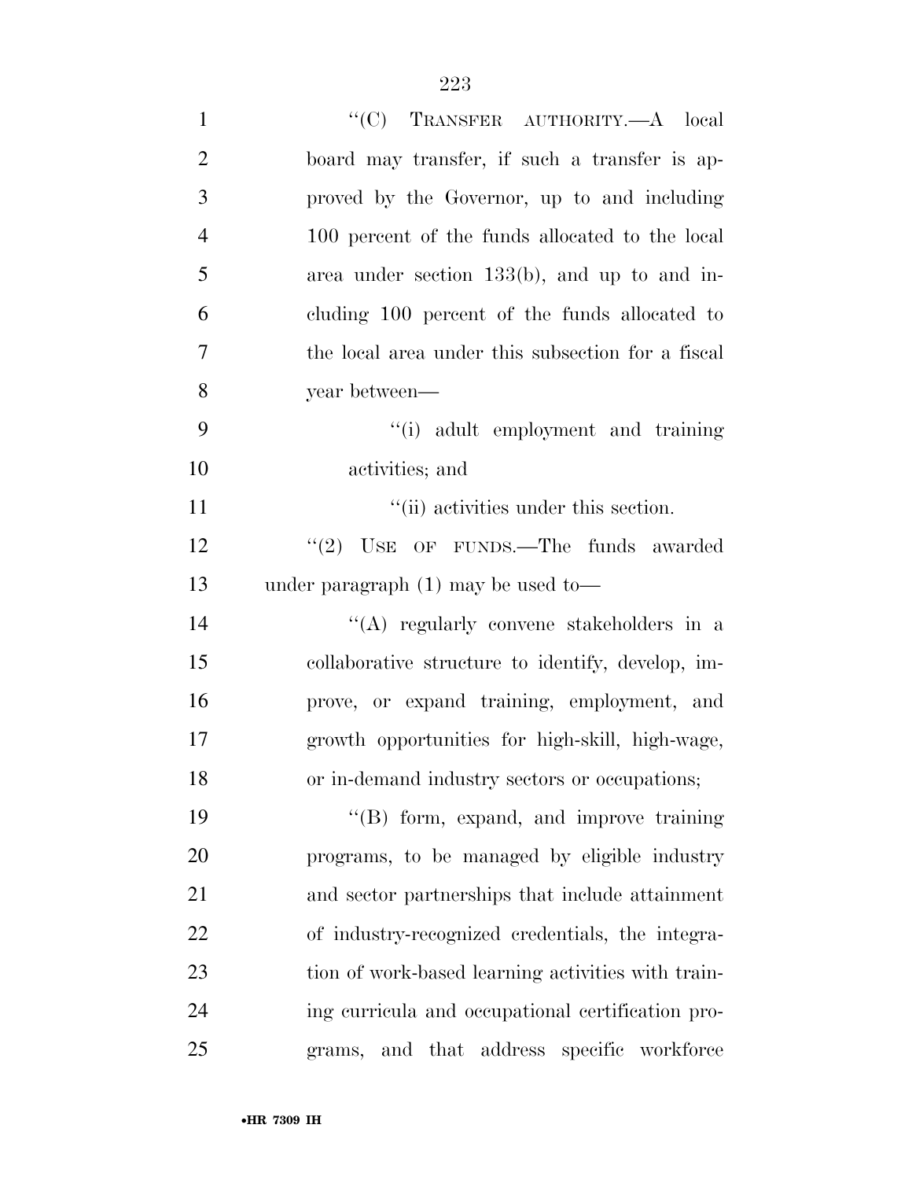"(C) TRANSFER AUTHORITY.—A local board may transfer, if such a transfer is approved by the Governor, up to and including 100 percent of the funds allocated to the local area under section 133(b), and up to and including 100 percent of the funds allocated to the local area under this subsection for a fiscal year between—

"(i) adult employment and training activities; and

"(ii) activities under this section.

"(2) USE OF FUNDS.—The funds awarded under paragraph (1) may be used to—

"(A) regularly convene stakeholders in a collaborative structure to identify, develop, improve, or expand training, employment, and growth opportunities for high-skill, high-wage, or in-demand industry sectors or occupations;

"(B) form, expand, and improve training programs, to be managed by eligible industry and sector partnerships that include attainment of industry-recognized credentials, the integration of work-based learning activities with training curricula and occupational certification programs, and that address specific workforce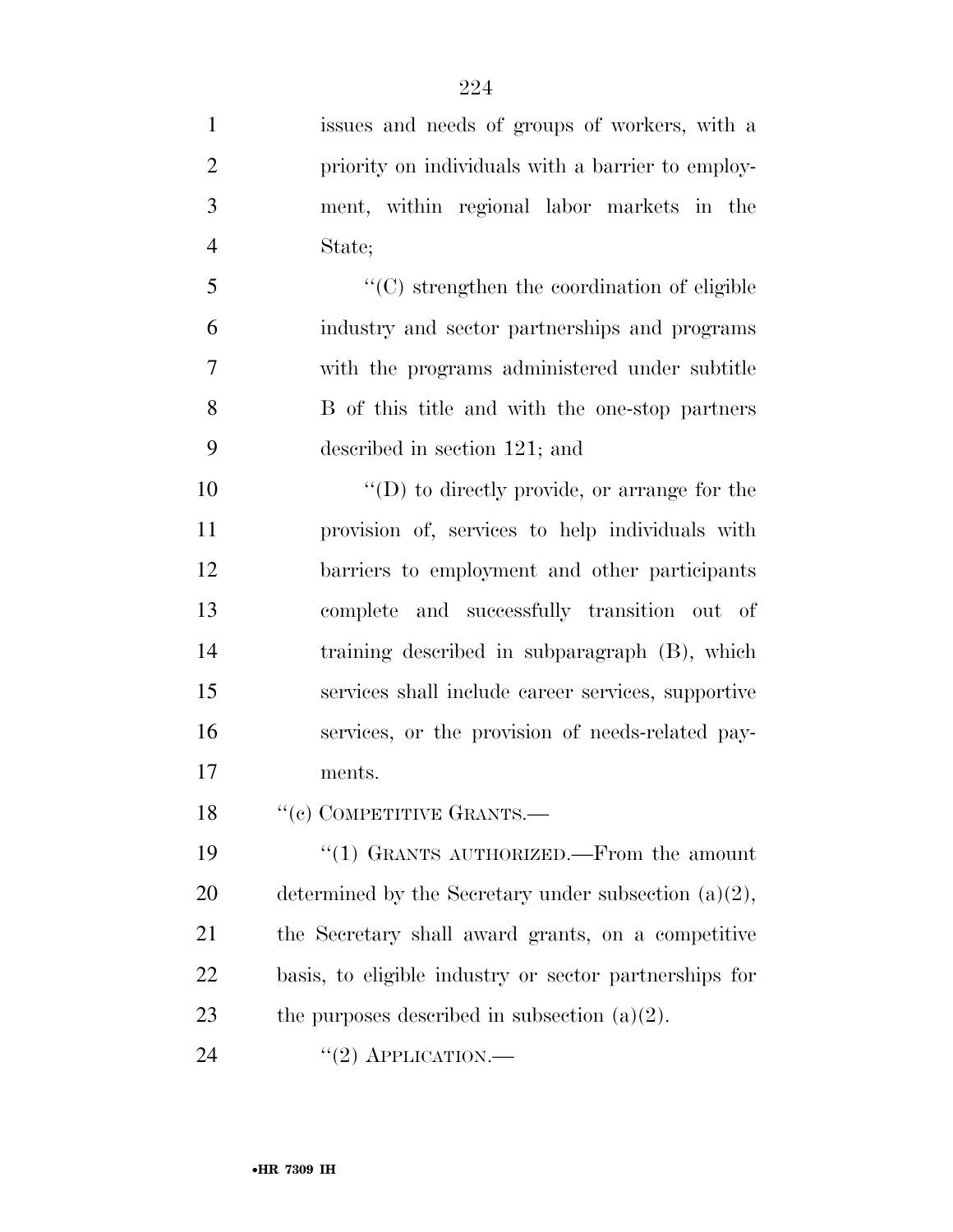issues and needs of groups of workers, with a priority on individuals with a barrier to employment, within regional labor markets in the State;

''(C) strengthen the coordination of eligible industry and sector partnerships and programs with the programs administered under subtitle B of this title and with the one-stop partners described in section 121; and

''(D) to directly provide, or arrange for the provision of, services to help individuals with barriers to employment and other participants complete and successfully transition out of training described in subparagraph (B), which services shall include career services, supportive services, or the provision of needs-related payments.

''(c) COMPETITIVE GRANTS.—

''(1) GRANTS AUTHORIZED.—From the amount determined by the Secretary under subsection (a)(2), the Secretary shall award grants, on a competitive basis, to eligible industry or sector partnerships for the purposes described in subsection (a)(2).

''(2) APPLICATION.—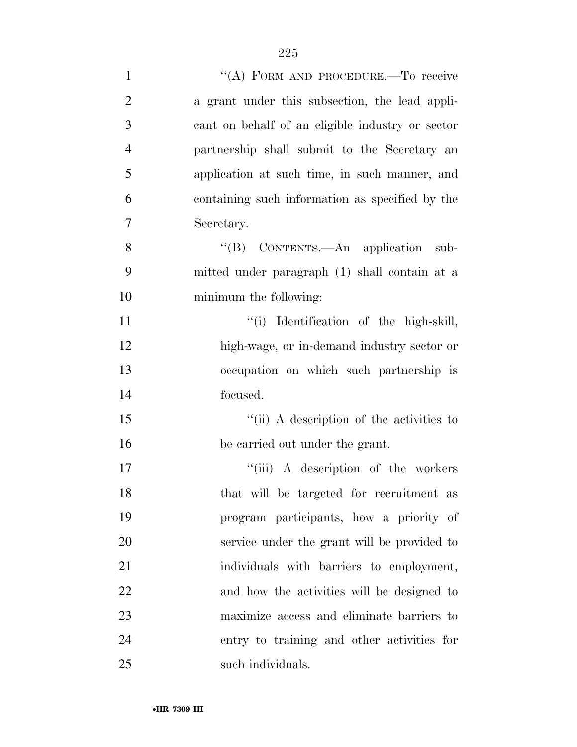"(A) FORM AND PROCEDURE.—To receive a grant under this subsection, the lead applicant on behalf of an eligible industry or sector partnership shall submit to the Secretary an application at such time, in such manner, and containing such information as specified by the Secretary.

"(B) CONTENTS.—An application submitted under paragraph (1) shall contain at a minimum the following:

"(i) Identification of the high-skill, high-wage, or in-demand industry sector or occupation on which such partnership is focused.

"(ii) A description of the activities to be carried out under the grant.

"(iii) A description of the workers that will be targeted for recruitment as program participants, how a priority of service under the grant will be provided to individuals with barriers to employment, and how the activities will be designed to maximize access and eliminate barriers to entry to training and other activities for such individuals.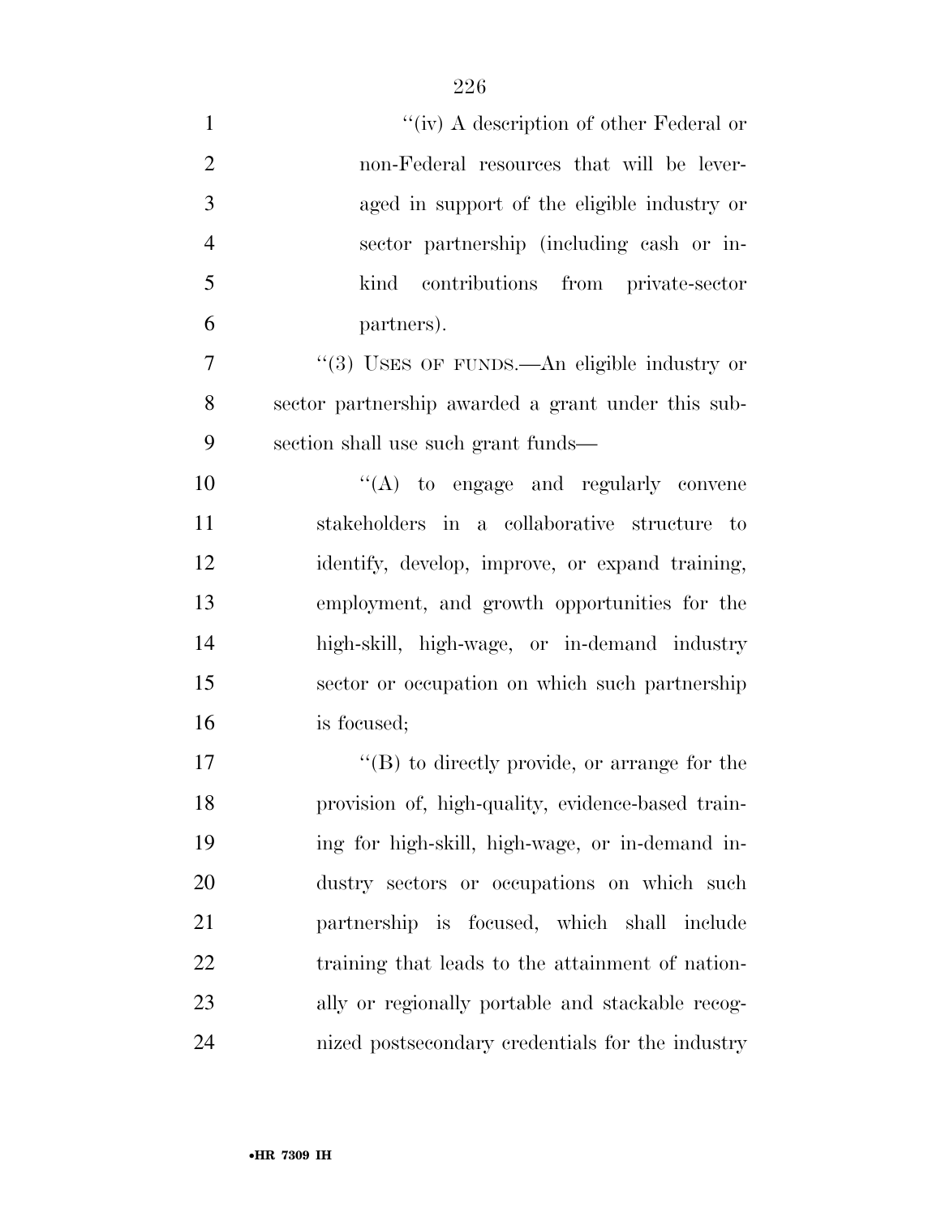"(iv) A description of other Federal or non-Federal resources that will be leveraged in support of the eligible industry or sector partnership (including cash or in-kind contributions from private-sector partners).

"(3) USES OF FUNDS.—An eligible industry or sector partnership awarded a grant under this subsection shall use such grant funds—

"(A) to engage and regularly convene stakeholders in a collaborative structure to identify, develop, improve, or expand training, employment, and growth opportunities for the high-skill, high-wage, or in-demand industry sector or occupation on which such partnership is focused;

"(B) to directly provide, or arrange for the provision of, high-quality, evidence-based training for high-skill, high-wage, or in-demand industry sectors or occupations on which such partnership is focused, which shall include training that leads to the attainment of nationally or regionally portable and stackable recognized postsecondary credentials for the industry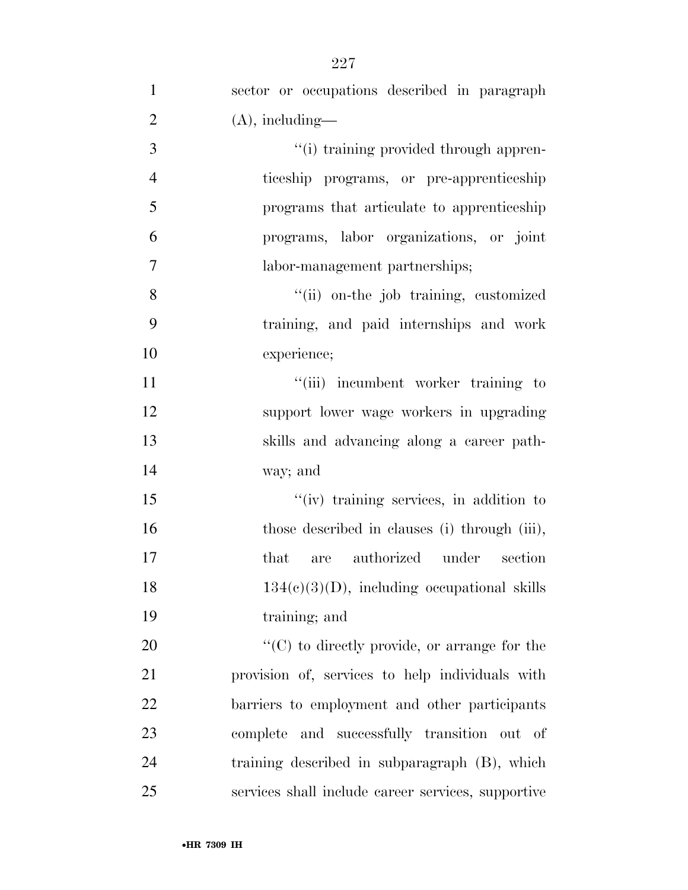sector or occupations described in paragraph (A), including—

"(i) training provided through apprenticeship programs, or pre-apprenticeship programs that articulate to apprenticeship programs, labor organizations, or joint labor-management partnerships;

"(ii) on-the job training, customized training, and paid internships and work experience;

"(iii) incumbent worker training to support lower wage workers in upgrading skills and advancing along a career pathway; and

"(iv) training services, in addition to those described in clauses (i) through (iii), that are authorized under section 134(c)(3)(D), including occupational skills training; and

"(C) to directly provide, or arrange for the provision of, services to help individuals with barriers to employment and other participants complete and successfully transition out of training described in subparagraph (B), which services shall include career services, supportive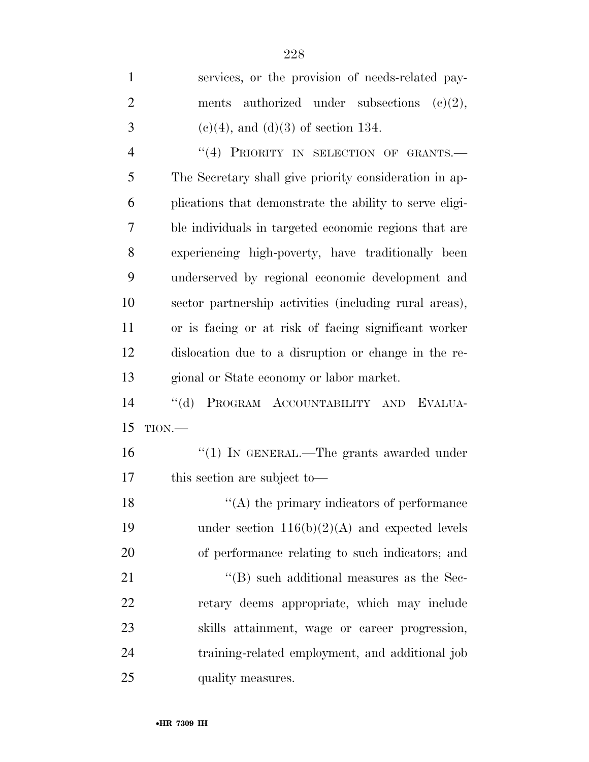services, or the provision of needs-related payments authorized under subsections (c)(2), (c)(4), and (d)(3) of section 134.

"(4) PRIORITY IN SELECTION OF GRANTS.—The Secretary shall give priority consideration in applications that demonstrate the ability to serve eligible individuals in targeted economic regions that are experiencing high-poverty, have traditionally been underserved by regional economic development and sector partnership activities (including rural areas), or is facing or at risk of facing significant worker dislocation due to a disruption or change in the regional or State economy or labor market.

"(d) PROGRAM ACCOUNTABILITY AND EVALUATION.—

"(1) IN GENERAL.—The grants awarded under this section are subject to—

"(A) the primary indicators of performance under section 116(b)(2)(A) and expected levels of performance relating to such indicators; and

"(B) such additional measures as the Secretary deems appropriate, which may include skills attainment, wage or career progression, training-related employment, and additional job quality measures.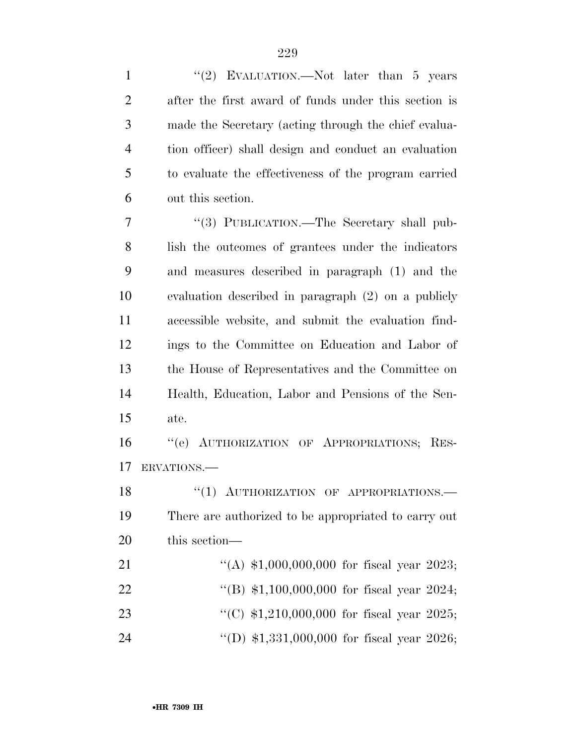"(2) EVALUATION.—Not later than 5 years after the first award of funds under this section is made the Secretary (acting through the chief evaluation officer) shall design and conduct an evaluation to evaluate the effectiveness of the program carried out this section.

"(3) PUBLICATION.—The Secretary shall publish the outcomes of grantees under the indicators and measures described in paragraph (1) and the evaluation described in paragraph (2) on a publicly accessible website, and submit the evaluation findings to the Committee on Education and Labor of the House of Representatives and the Committee on Health, Education, Labor and Pensions of the Senate.

"(e) AUTHORIZATION OF APPROPRIATIONS; RESERVATIONS.—

"(1) AUTHORIZATION OF APPROPRIATIONS.—There are authorized to be appropriated to carry out this section—

"(A) $1,000,000,000 for fiscal year 2023;

"(B) $1,100,000,000 for fiscal year 2024;

"(C) $1,210,000,000 for fiscal year 2025;

"(D) $1,331,000,000 for fiscal year 2026;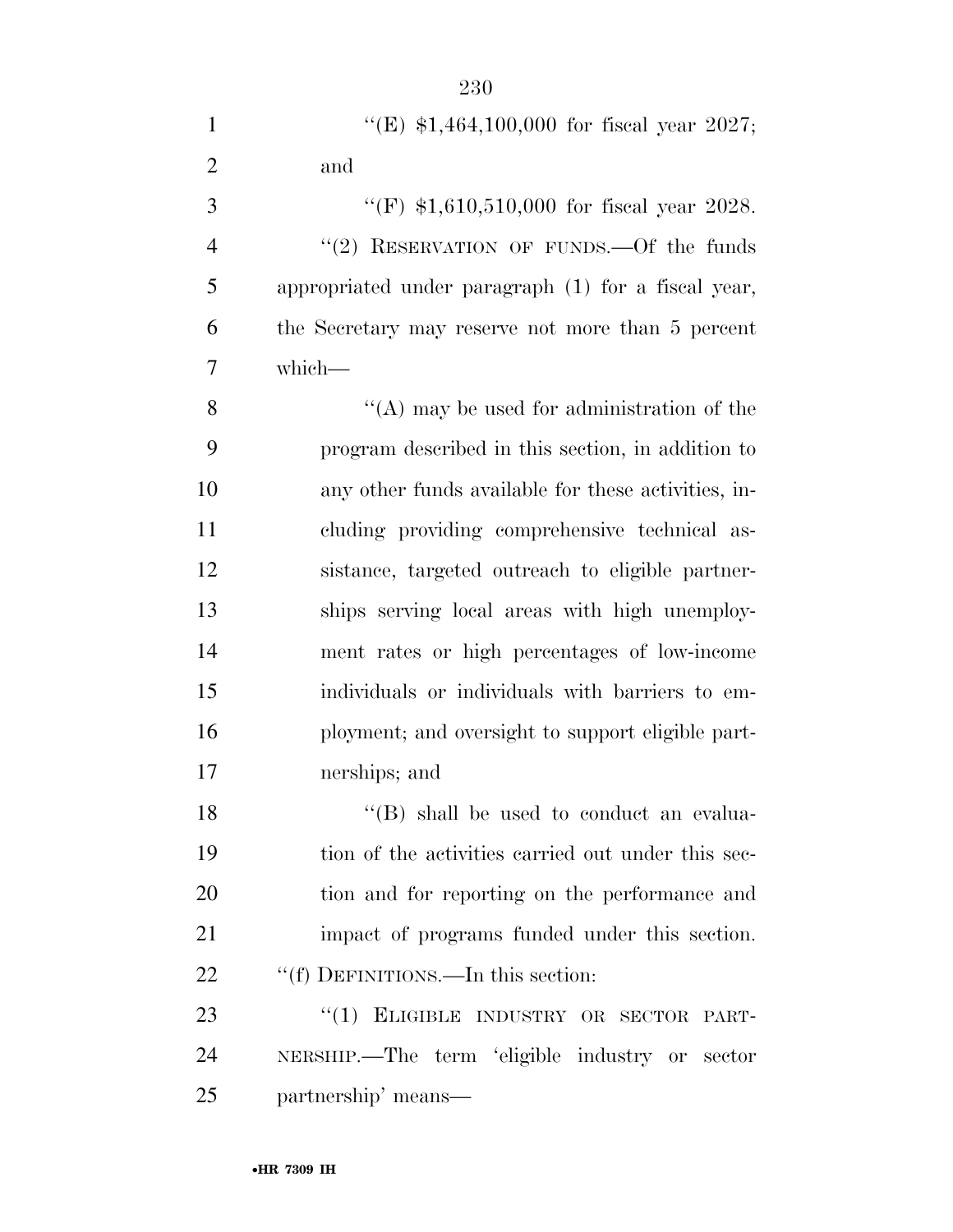"(E) $1,464,100,000 for fiscal year 2027; and

"(F) $1,610,510,000 for fiscal year 2028.

"(2) RESERVATION OF FUNDS.—Of the funds appropriated under paragraph (1) for a fiscal year, the Secretary may reserve not more than 5 percent which—

"(A) may be used for administration of the program described in this section, in addition to any other funds available for these activities, including providing comprehensive technical assistance, targeted outreach to eligible partnerships serving local areas with high unemployment rates or high percentages of low-income individuals or individuals with barriers to employment; and oversight to support eligible partnerships; and

"(B) shall be used to conduct an evaluation of the activities carried out under this section and for reporting on the performance and impact of programs funded under this section.

"(f) DEFINITIONS.—In this section:

"(1) ELIGIBLE INDUSTRY OR SECTOR PARTNERSHIP.—The term 'eligible industry or sector partnership' means—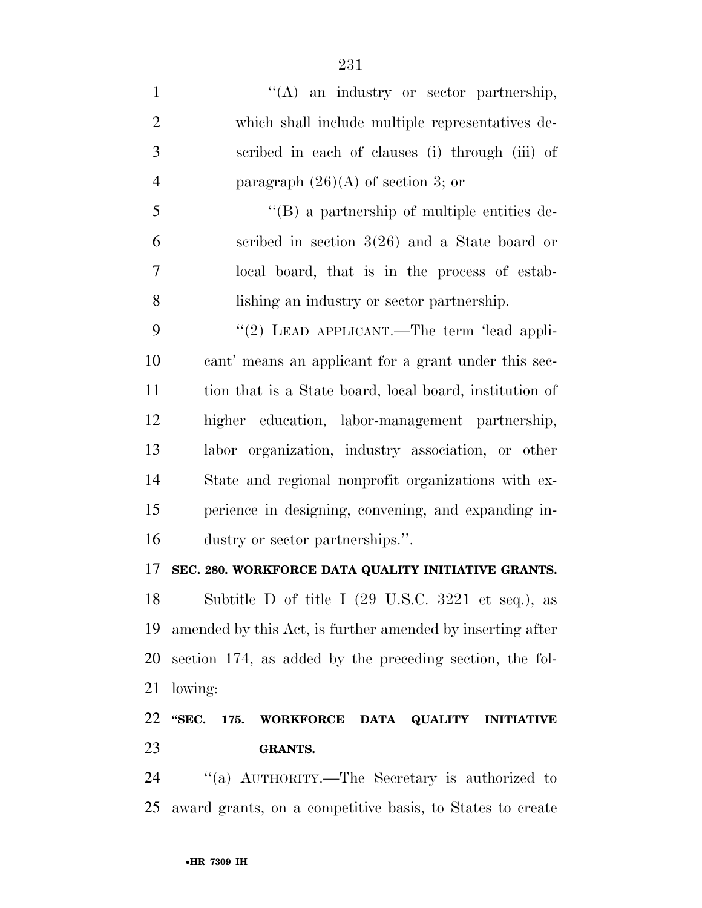"(A) an industry or sector partnership, which shall include multiple representatives described in each of clauses (i) through (iii) of paragraph (26)(A) of section 3; or

"(B) a partnership of multiple entities described in section 3(26) and a State board or local board, that is in the process of establishing an industry or sector partnership.

"(2) LEAD APPLICANT.—The term 'lead applicant' means an applicant for a grant under this section that is a State board, local board, institution of higher education, labor-management partnership, labor organization, industry association, or other State and regional nonprofit organizations with experience in designing, convening, and expanding industry or sector partnerships.".

**SEC. 280. WORKFORCE DATA QUALITY INITIATIVE GRANTS.**

Subtitle D of title I (29 U.S.C. 3221 et seq.), as amended by this Act, is further amended by inserting after section 174, as added by the preceding section, the following:

**"SEC. 175. WORKFORCE DATA QUALITY INITIATIVE GRANTS.**

"(a) AUTHORITY.—The Secretary is authorized to award grants, on a competitive basis, to States to create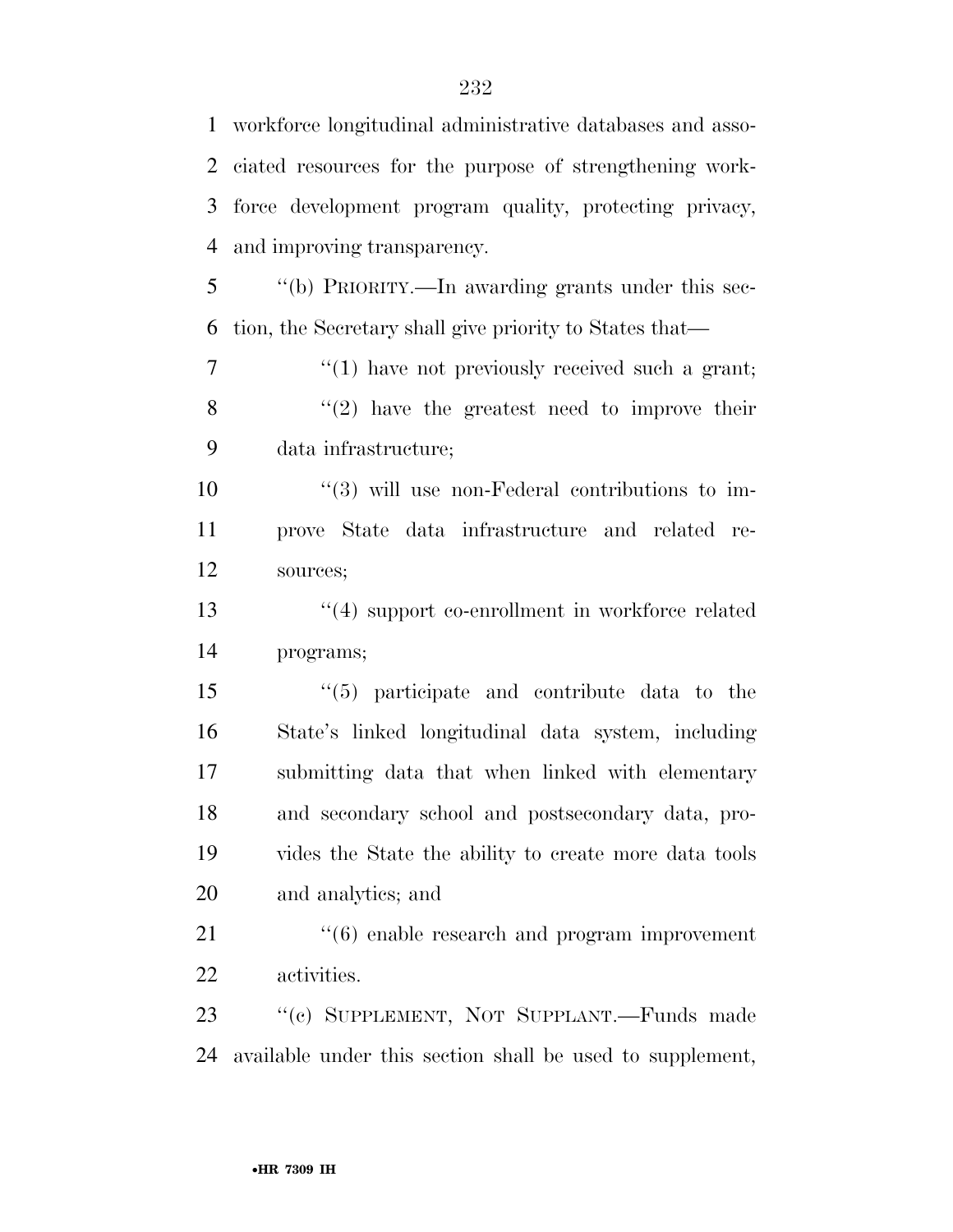workforce longitudinal administrative databases and associated resources for the purpose of strengthening workforce development program quality, protecting privacy, and improving transparency.

''(b) PRIORITY.—In awarding grants under this section, the Secretary shall give priority to States that—

''(1) have not previously received such a grant;

''(2) have the greatest need to improve their data infrastructure;

''(3) will use non-Federal contributions to improve State data infrastructure and related resources;

''(4) support co-enrollment in workforce related programs;

''(5) participate and contribute data to the State's linked longitudinal data system, including submitting data that when linked with elementary and secondary school and postsecondary data, provides the State the ability to create more data tools and analytics; and

''(6) enable research and program improvement activities.

''(c) SUPPLEMENT, NOT SUPPLANT.—Funds made available under this section shall be used to supplement,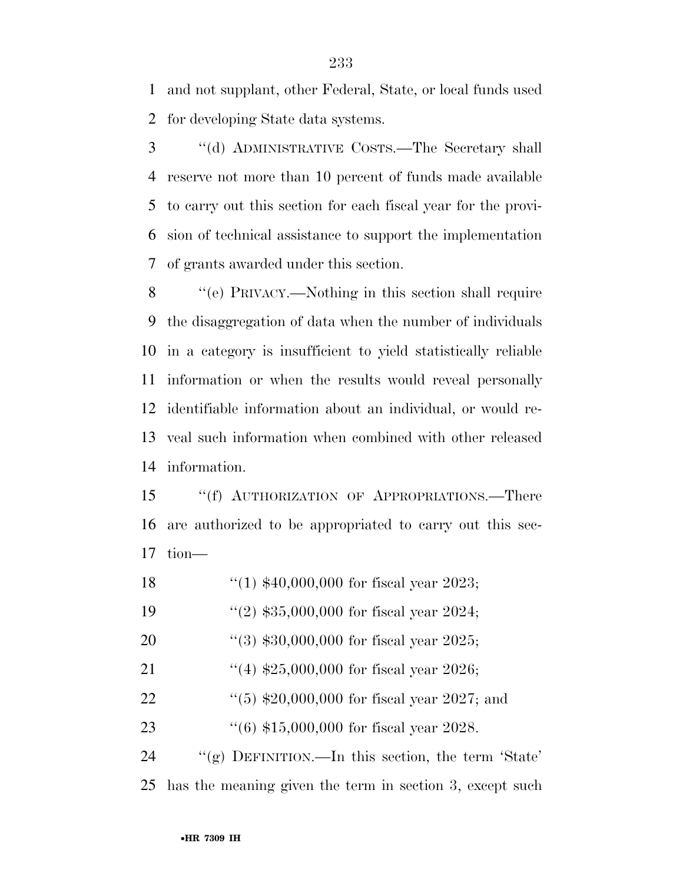and not supplant, other Federal, State, or local funds used for developing State data systems.

''(d) ADMINISTRATIVE COSTS.—The Secretary shall reserve not more than 10 percent of funds made available to carry out this section for each fiscal year for the provision of technical assistance to support the implementation of grants awarded under this section.

''(e) PRIVACY.—Nothing in this section shall require the disaggregation of data when the number of individuals in a category is insufficient to yield statistically reliable information or when the results would reveal personally identifiable information about an individual, or would reveal such information when combined with other released information.

''(f) AUTHORIZATION OF APPROPRIATIONS.—There are authorized to be appropriated to carry out this section—

''(1) $40,000,000 for fiscal year 2023;

''(2) $35,000,000 for fiscal year 2024;

''(3) $30,000,000 for fiscal year 2025;

''(4) $25,000,000 for fiscal year 2026;

''(5) $20,000,000 for fiscal year 2027; and

''(6) $15,000,000 for fiscal year 2028.

''(g) DEFINITION.—In this section, the term 'State' has the meaning given the term in section 3, except such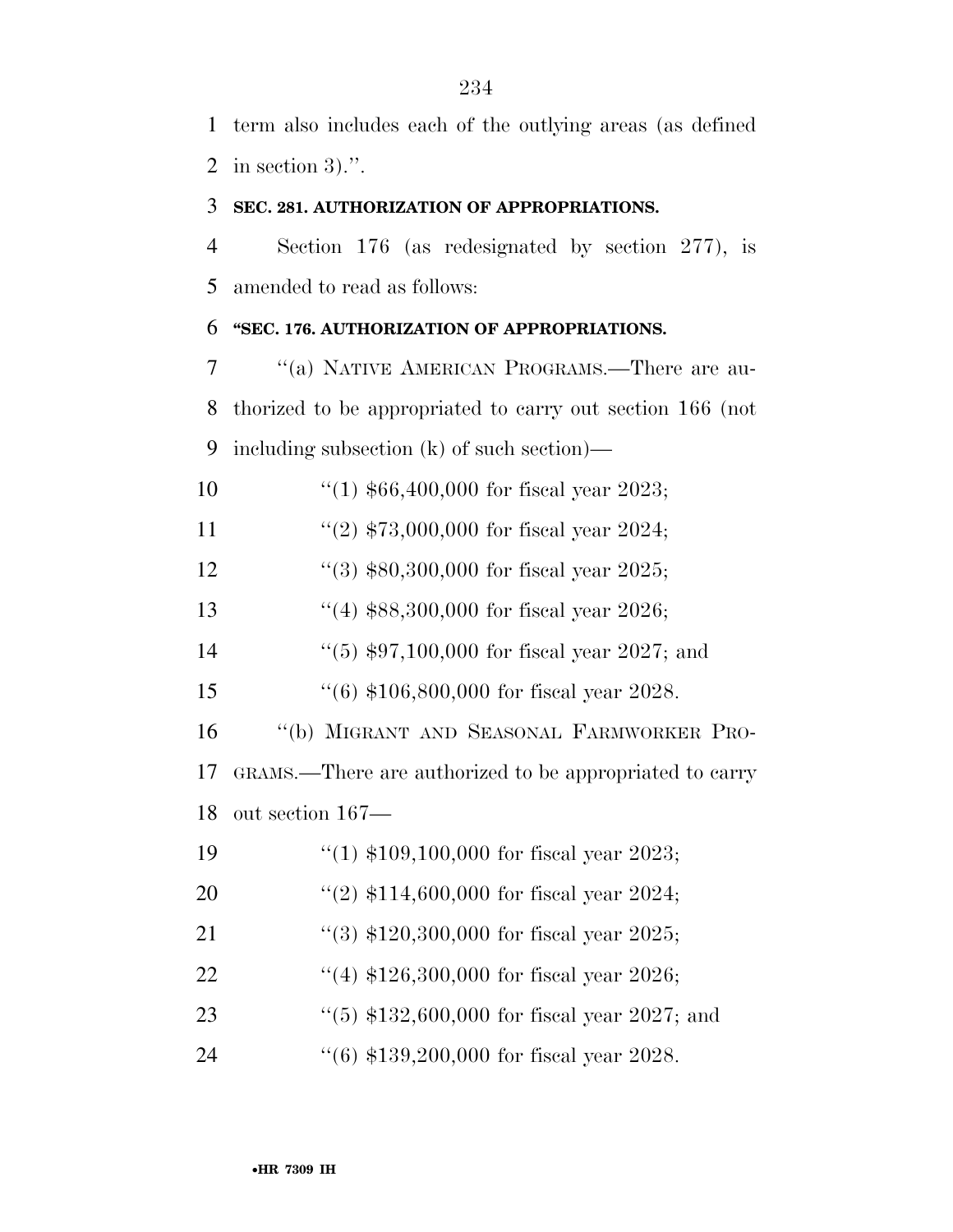term also includes each of the outlying areas (as defined in section 3).''.

**SEC. 281. AUTHORIZATION OF APPROPRIATIONS.**

Section 176 (as redesignated by section 277), is amended to read as follows:

**''SEC. 176. AUTHORIZATION OF APPROPRIATIONS.**

''(a) NATIVE AMERICAN PROGRAMS.—There are authorized to be appropriated to carry out section 166 (not including subsection (k) of such section)—

''(1) $66,400,000 for fiscal year 2023;

''(2) $73,000,000 for fiscal year 2024;

''(3) $80,300,000 for fiscal year 2025;

''(4) $88,300,000 for fiscal year 2026;

''(5) $97,100,000 for fiscal year 2027; and

''(6) $106,800,000 for fiscal year 2028.

''(b) MIGRANT AND SEASONAL FARMWORKER PROGRAMS.—There are authorized to be appropriated to carry out section 167—

''(1) $109,100,000 for fiscal year 2023;

''(2) $114,600,000 for fiscal year 2024;

''(3) $120,300,000 for fiscal year 2025;

''(4) $126,300,000 for fiscal year 2026;

''(5) $132,600,000 for fiscal year 2027; and

''(6) $139,200,000 for fiscal year 2028.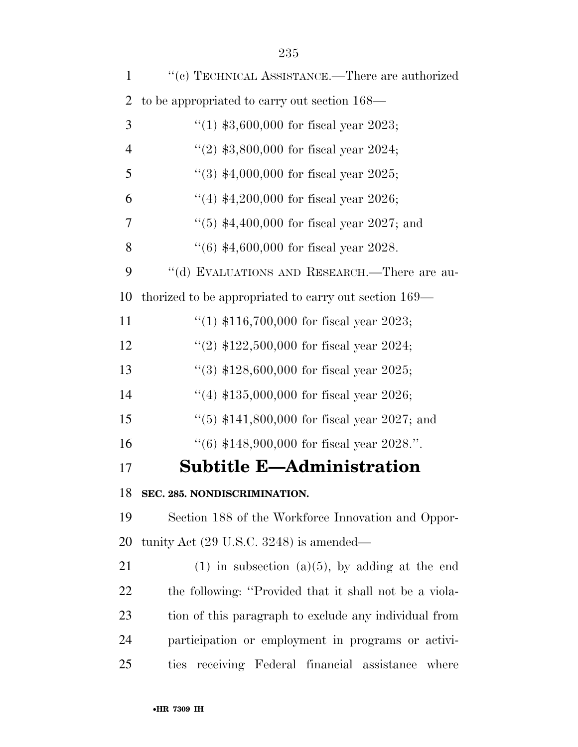''(c) TECHNICAL ASSISTANCE.—There are authorized to be appropriated to carry out section 168—

''(1) $3,600,000 for fiscal year 2023;

''(2) $3,800,000 for fiscal year 2024;

''(3) $4,000,000 for fiscal year 2025;

''(4) $4,200,000 for fiscal year 2026;

''(5) $4,400,000 for fiscal year 2027; and

''(6) $4,600,000 for fiscal year 2028.

''(d) EVALUATIONS AND RESEARCH.—There are authorized to be appropriated to carry out section 169—

''(1) $116,700,000 for fiscal year 2023;

''(2) $122,500,000 for fiscal year 2024;

''(3) $128,600,000 for fiscal year 2025;

''(4) $135,000,000 for fiscal year 2026;

''(5) $141,800,000 for fiscal year 2027; and

''(6) $148,900,000 for fiscal year 2028.''.

# Subtitle E—Administration

### SEC. 285. NONDISCRIMINATION.

Section 188 of the Workforce Innovation and Opportunity Act (29 U.S.C. 3248) is amended—

(1) in subsection (a)(5), by adding at the end the following: ''Provided that it shall not be a violation of this paragraph to exclude any individual from participation or employment in programs or activities receiving Federal financial assistance where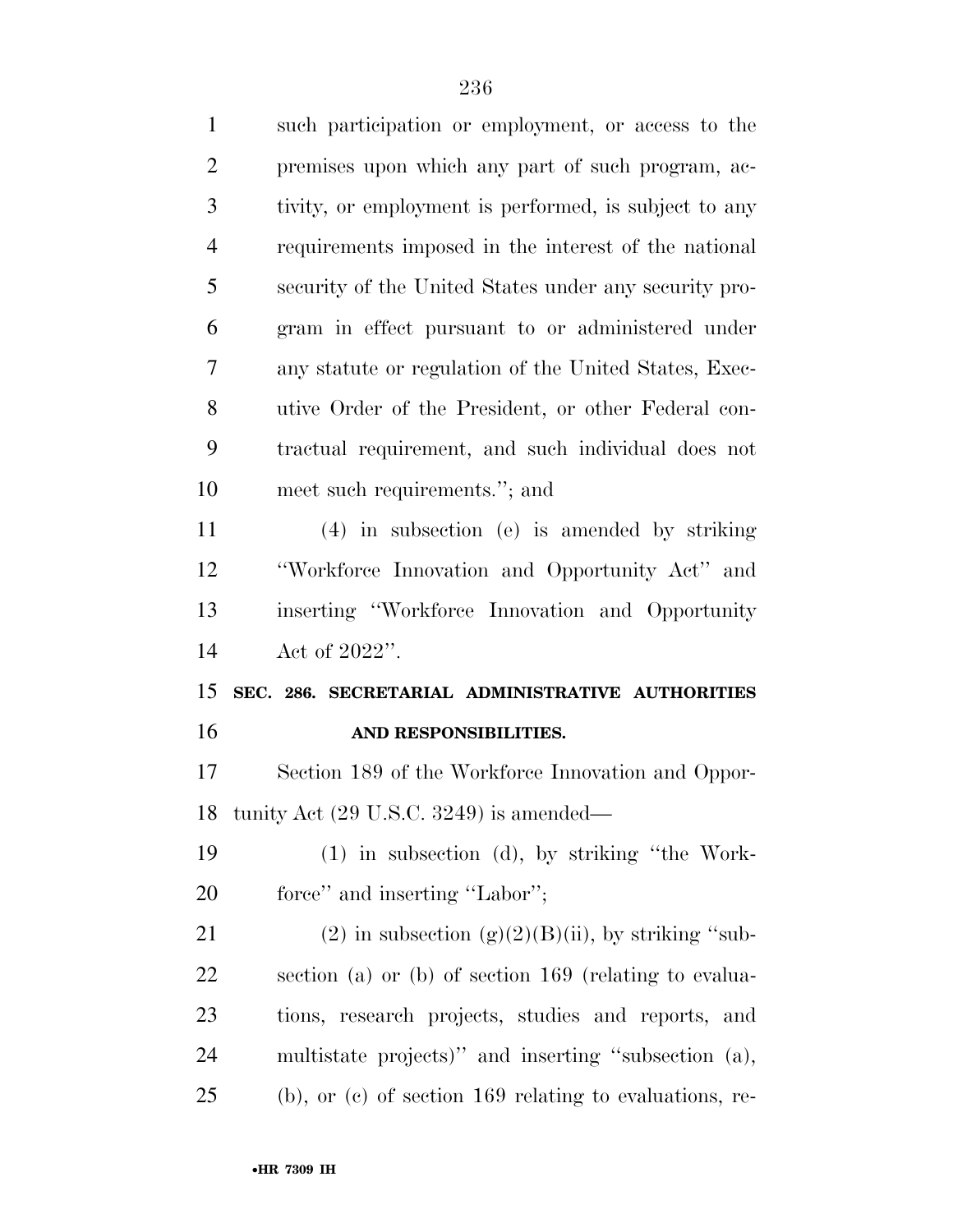such participation or employment, or access to the premises upon which any part of such program, activity, or employment is performed, is subject to any requirements imposed in the interest of the national security of the United States under any security program in effect pursuant to or administered under any statute or regulation of the United States, Executive Order of the President, or other Federal contractual requirement, and such individual does not meet such requirements.''; and

(4) in subsection (e) is amended by striking ''Workforce Innovation and Opportunity Act'' and inserting ''Workforce Innovation and Opportunity Act of 2022''.

**SEC. 286. SECRETARIAL ADMINISTRATIVE AUTHORITIES AND RESPONSIBILITIES.**

Section 189 of the Workforce Innovation and Opportunity Act (29 U.S.C. 3249) is amended—

(1) in subsection (d), by striking ''the Workforce'' and inserting ''Labor'';

(2) in subsection (g)(2)(B)(ii), by striking ''subsection (a) or (b) of section 169 (relating to evaluations, research projects, studies and reports, and multistate projects)'' and inserting ''subsection (a), (b), or (c) of section 169 relating to evaluations, re-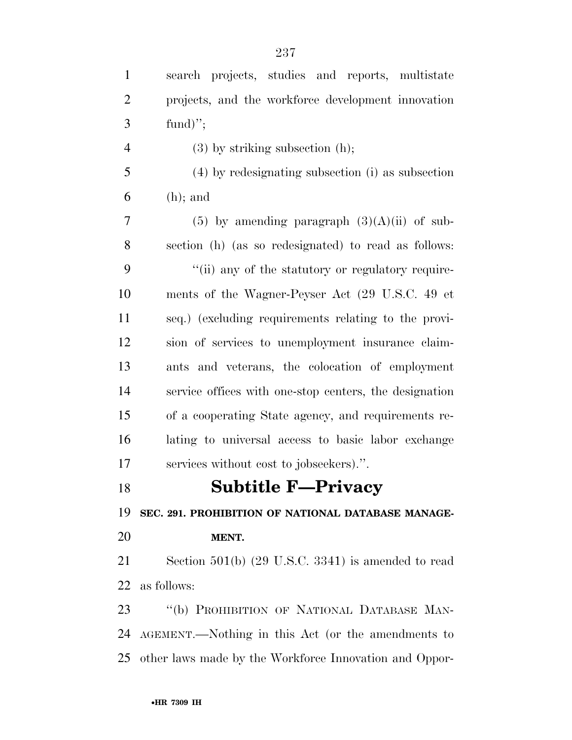search projects, studies and reports, multistate projects, and the workforce development innovation fund)'';

(3) by striking subsection (h);

(4) by redesignating subsection (i) as subsection (h); and

(5) by amending paragraph (3)(A)(ii) of subsection (h) (as so redesignated) to read as follows:

''(ii) any of the statutory or regulatory requirements of the Wagner-Peyser Act (29 U.S.C. 49 et seq.) (excluding requirements relating to the provision of services to unemployment insurance claimants and veterans, the colocation of employment service offices with one-stop centers, the designation of a cooperating State agency, and requirements relating to universal access to basic labor exchange services without cost to jobseekers).''.

## Subtitle F—Privacy

**SEC. 291. PROHIBITION OF NATIONAL DATABASE MANAGEMENT.**

Section 501(b) (29 U.S.C. 3341) is amended to read as follows:

''(b) PROHIBITION OF NATIONAL DATABASE MANAGEMENT.—Nothing in this Act (or the amendments to other laws made by the Workforce Innovation and Oppor-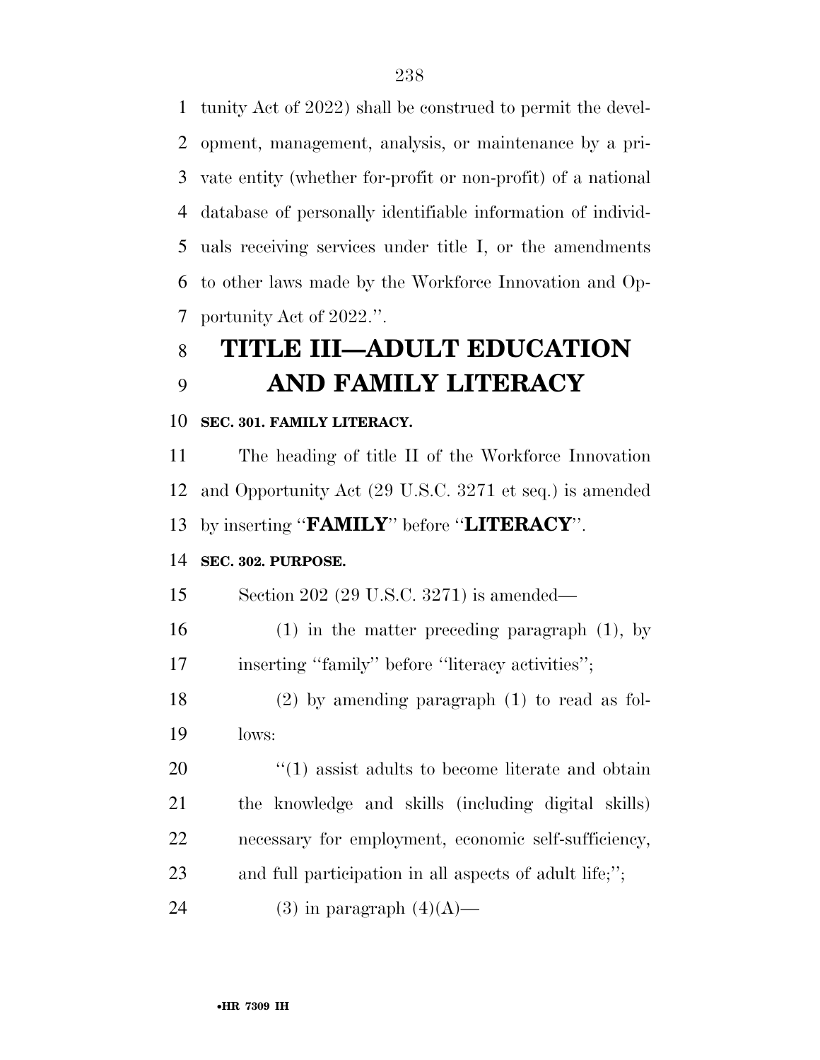tunity Act of 2022) shall be construed to permit the development, management, analysis, or maintenance by a private entity (whether for-profit or non-profit) of a national database of personally identifiable information of individuals receiving services under title I, or the amendments to other laws made by the Workforce Innovation and Opportunity Act of 2022.''.

# TITLE III—ADULT EDUCATION AND FAMILY LITERACY

**SEC. 301. FAMILY LITERACY.**

The heading of title II of the Workforce Innovation and Opportunity Act (29 U.S.C. 3271 et seq.) is amended by inserting ''**FAMILY**'' before ''**LITERACY**''.

**SEC. 302. PURPOSE.**

Section 202 (29 U.S.C. 3271) is amended—

(1) in the matter preceding paragraph (1), by inserting ''family'' before ''literacy activities'';

(2) by amending paragraph (1) to read as follows:

''(1) assist adults to become literate and obtain the knowledge and skills (including digital skills) necessary for employment, economic self-sufficiency, and full participation in all aspects of adult life;'';

(3) in paragraph (4)(A)—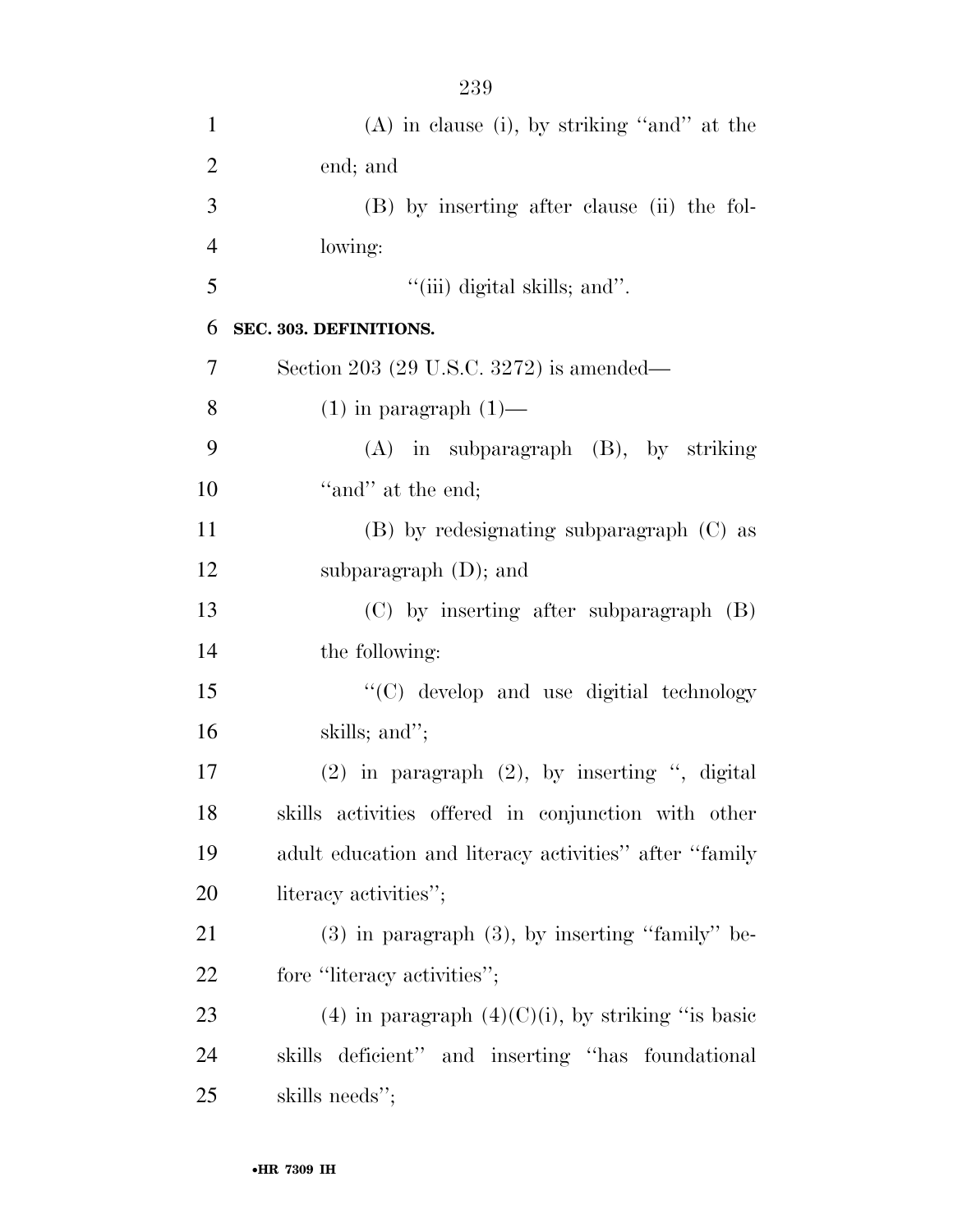(A) in clause (i), by striking ''and'' at the end; and

(B) by inserting after clause (ii) the following:

''(iii) digital skills; and''.

**SEC. 303. DEFINITIONS.**

Section 203 (29 U.S.C. 3272) is amended—

(1) in paragraph (1)—

(A) in subparagraph (B), by striking ''and'' at the end;

(B) by redesignating subparagraph (C) as subparagraph (D); and

(C) by inserting after subparagraph (B) the following:

''(C) develop and use digitial technology skills; and'';

(2) in paragraph (2), by inserting '', digital skills activities offered in conjunction with other adult education and literacy activities'' after ''family literacy activities'';

(3) in paragraph (3), by inserting ''family'' before ''literacy activities'';

(4) in paragraph (4)(C)(i), by striking ''is basic skills deficient'' and inserting ''has foundational skills needs'';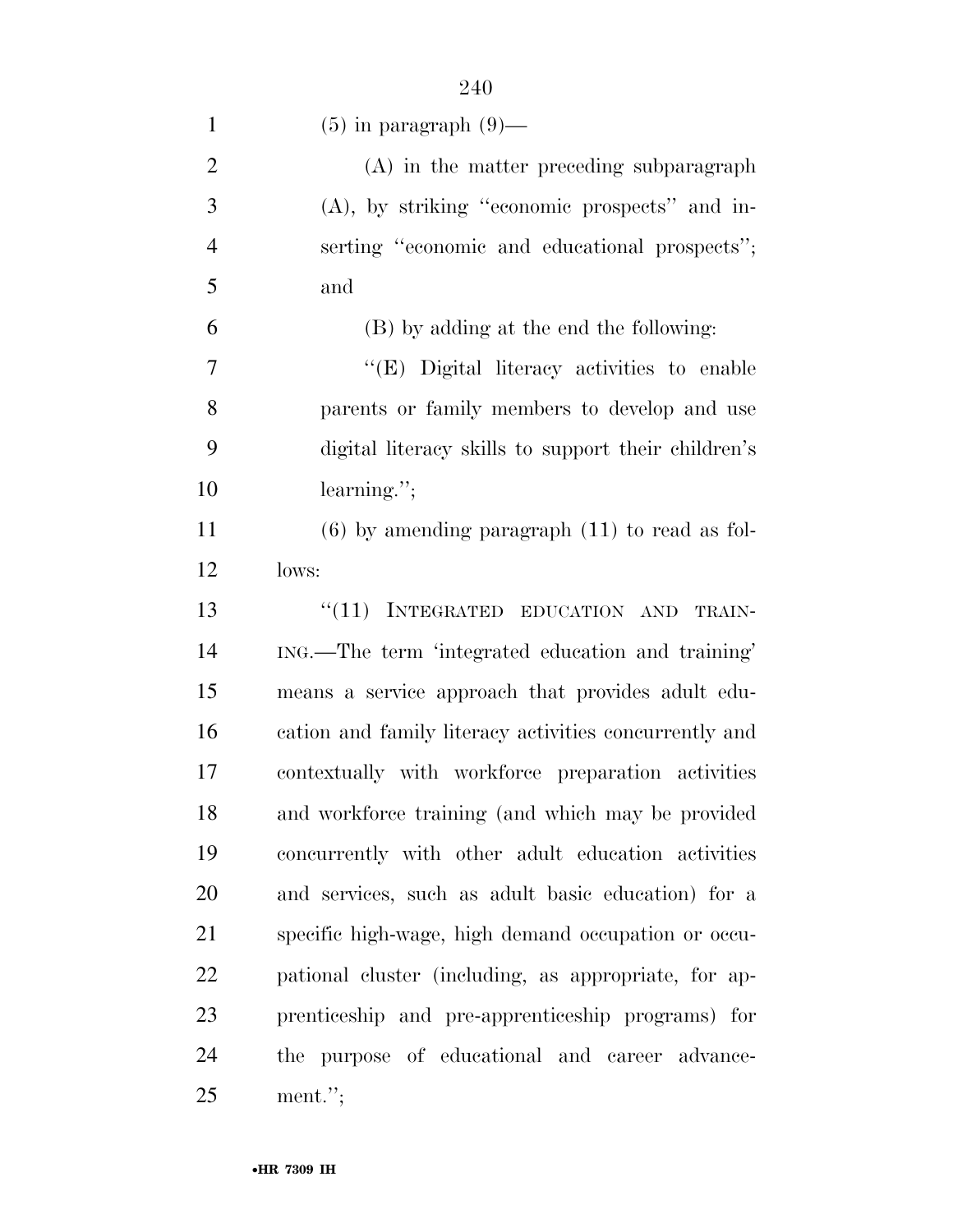(5) in paragraph (9)—

(A) in the matter preceding subparagraph (A), by striking "economic prospects" and inserting "economic and educational prospects"; and

(B) by adding at the end the following:

"(E) Digital literacy activities to enable parents or family members to develop and use digital literacy skills to support their children's learning.";

(6) by amending paragraph (11) to read as follows:

"(11) INTEGRATED EDUCATION AND TRAINING.—The term 'integrated education and training' means a service approach that provides adult education and family literacy activities concurrently and contextually with workforce preparation activities and workforce training (and which may be provided concurrently with other adult education activities and services, such as adult basic education) for a specific high-wage, high demand occupation or occupational cluster (including, as appropriate, for apprenticeship and pre-apprenticeship programs) for the purpose of educational and career advancement.";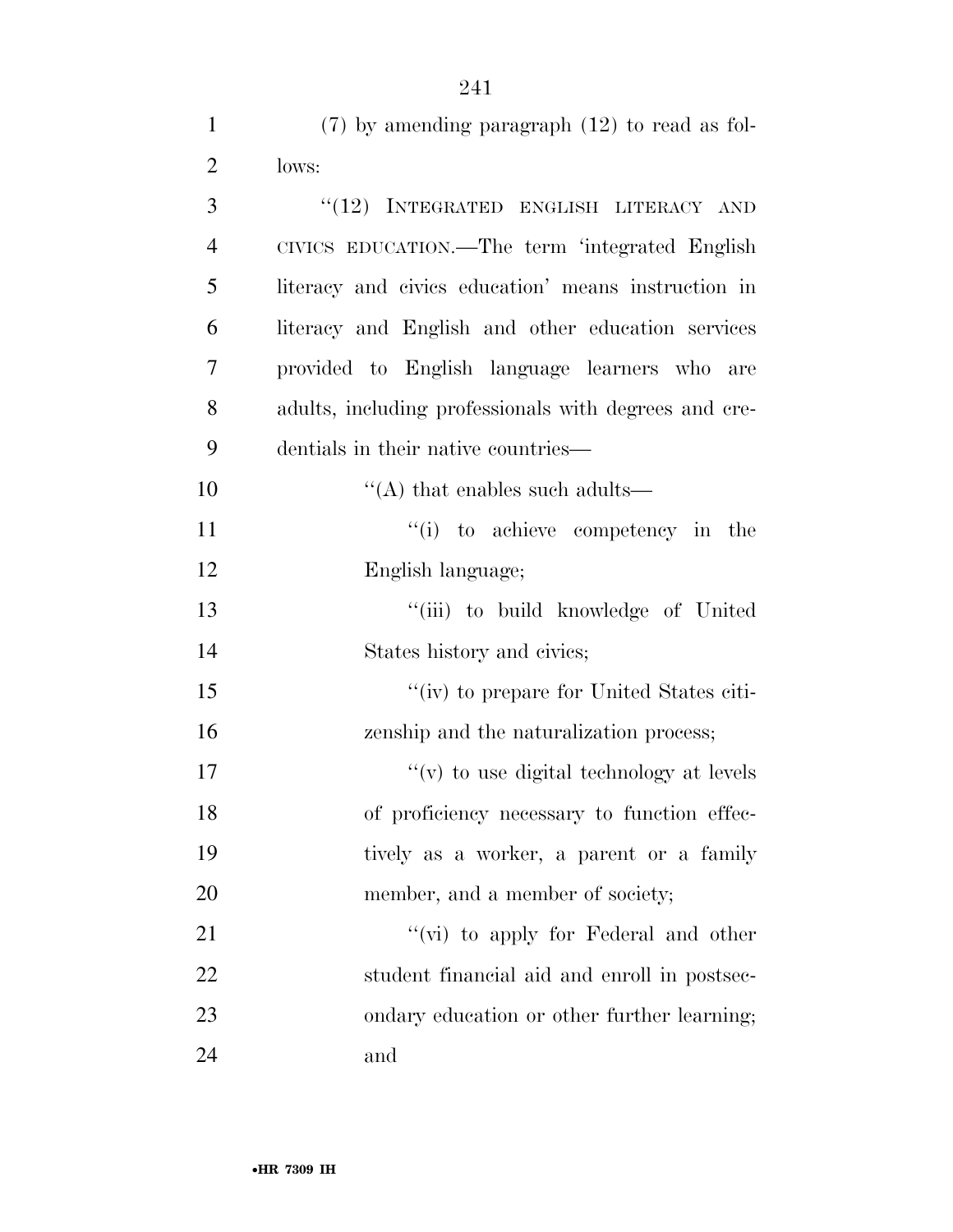(7) by amending paragraph (12) to read as follows:

"(12) INTEGRATED ENGLISH LITERACY AND CIVICS EDUCATION.—The term 'integrated English literacy and civics education' means instruction in literacy and English and other education services provided to English language learners who are adults, including professionals with degrees and credentials in their native countries—

"(A) that enables such adults—

"(i) to achieve competency in the English language;

"(iii) to build knowledge of United States history and civics;

"(iv) to prepare for United States citizenship and the naturalization process;

"(v) to use digital technology at levels of proficiency necessary to function effectively as a worker, a parent or a family member, and a member of society;

"(vi) to apply for Federal and other student financial aid and enroll in postsecondary education or other further learning; and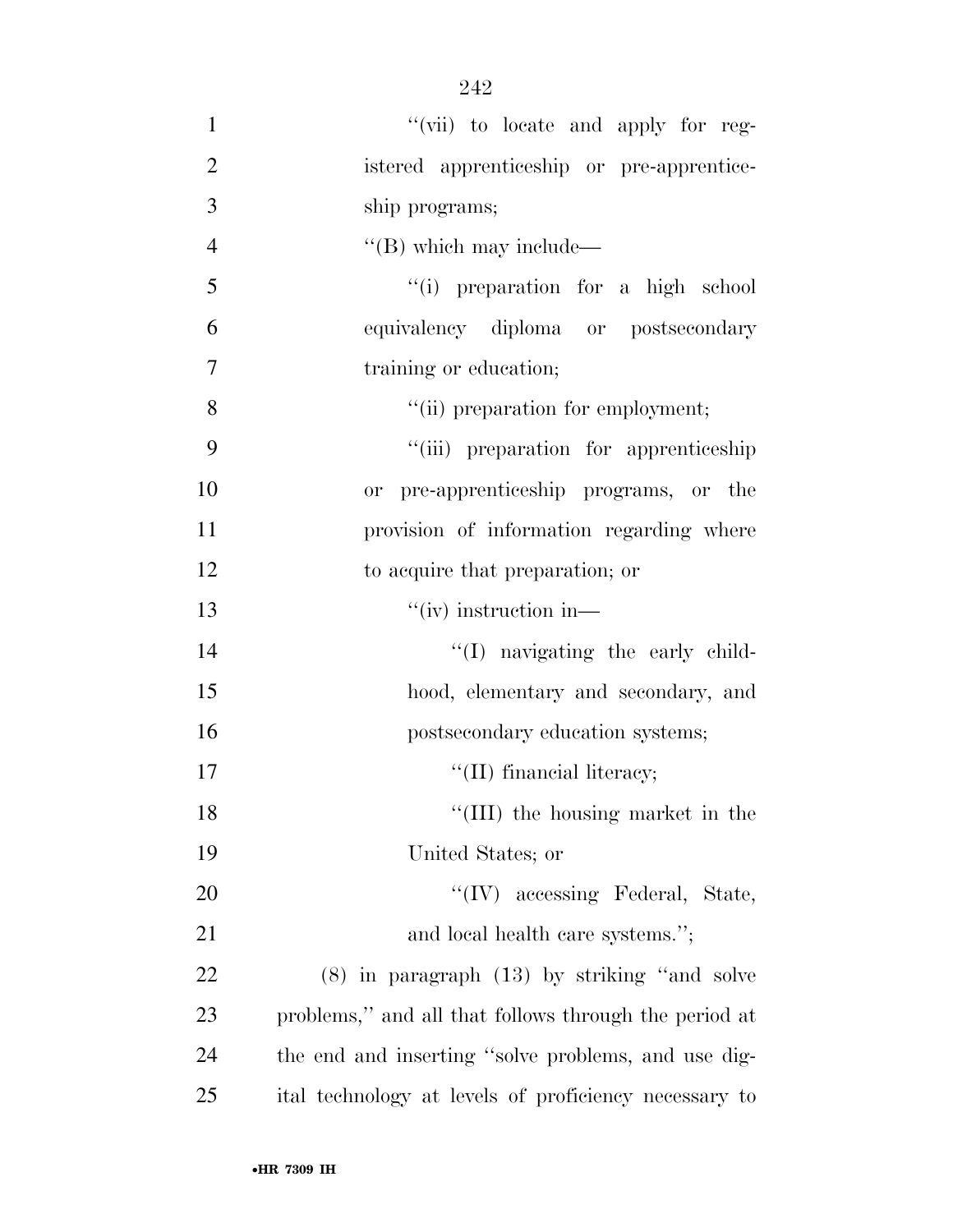''(vii) to locate and apply for registered apprenticeship or pre-apprenticeship programs;

''(B) which may include—

''(i) preparation for a high school equivalency diploma or postsecondary training or education;

''(ii) preparation for employment;

''(iii) preparation for apprenticeship or pre-apprenticeship programs, or the provision of information regarding where to acquire that preparation; or

''(iv) instruction in—

''(I) navigating the early childhood, elementary and secondary, and postsecondary education systems;

''(II) financial literacy;

''(III) the housing market in the United States; or

''(IV) accessing Federal, State, and local health care systems.'';

(8) in paragraph (13) by striking ''and solve problems,'' and all that follows through the period at the end and inserting ''solve problems, and use digital technology at levels of proficiency necessary to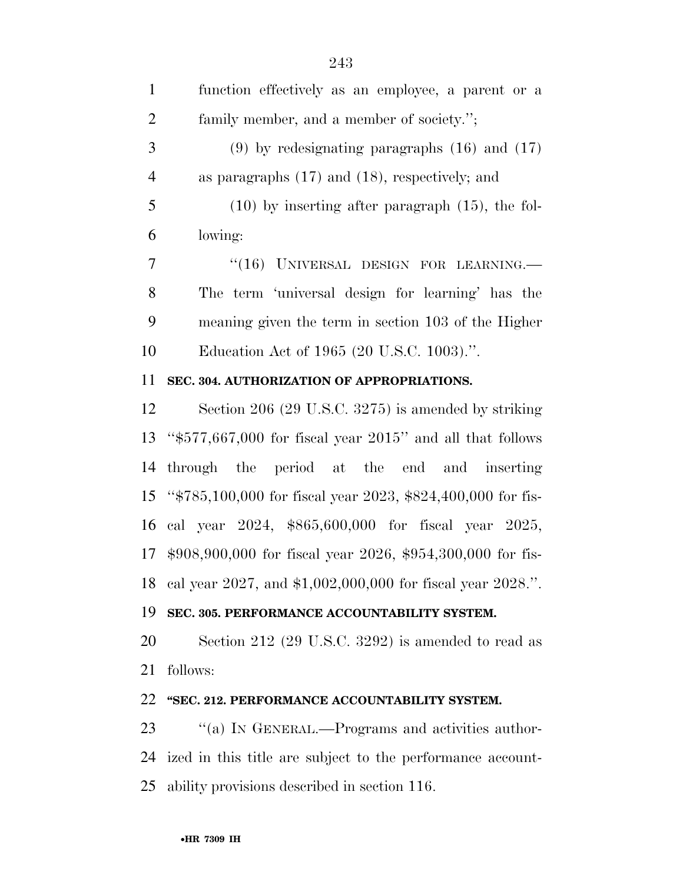function effectively as an employee, a parent or a family member, and a member of society.'';

(9) by redesignating paragraphs (16) and (17) as paragraphs (17) and (18), respectively; and

(10) by inserting after paragraph (15), the following:

''(16) UNIVERSAL DESIGN FOR LEARNING.—The term 'universal design for learning' has the meaning given the term in section 103 of the Higher Education Act of 1965 (20 U.S.C. 1003).''.

**SEC. 304. AUTHORIZATION OF APPROPRIATIONS.**

Section 206 (29 U.S.C. 3275) is amended by striking ''$577,667,000 for fiscal year 2015'' and all that follows through the period at the end and inserting ''$785,100,000 for fiscal year 2023, $824,400,000 for fiscal year 2024, $865,600,000 for fiscal year 2025, $908,900,000 for fiscal year 2026, $954,300,000 for fiscal year 2027, and $1,002,000,000 for fiscal year 2028.''.

**SEC. 305. PERFORMANCE ACCOUNTABILITY SYSTEM.**

Section 212 (29 U.S.C. 3292) is amended to read as follows:

**''SEC. 212. PERFORMANCE ACCOUNTABILITY SYSTEM.**

''(a) IN GENERAL.—Programs and activities authorized in this title are subject to the performance accountability provisions described in section 116.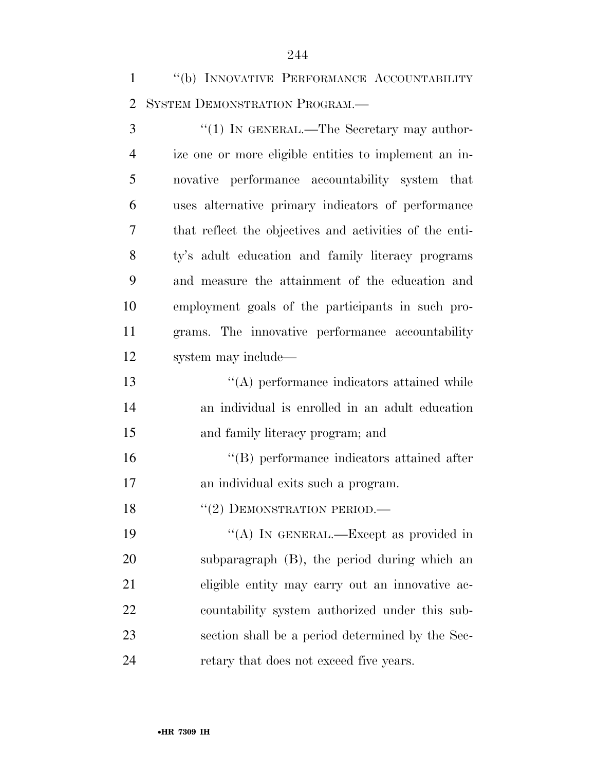"(b) Innovative Performance Accountability System Demonstration Program.—

"(1) In general.—The Secretary may authorize one or more eligible entities to implement an innovative performance accountability system that uses alternative primary indicators of performance that reflect the objectives and activities of the entity's adult education and family literacy programs and measure the attainment of the education and employment goals of the participants in such programs. The innovative performance accountability system may include—

"(A) performance indicators attained while an individual is enrolled in an adult education and family literacy program; and

"(B) performance indicators attained after an individual exits such a program.

"(2) Demonstration period.—

"(A) In general.—Except as provided in subparagraph (B), the period during which an eligible entity may carry out an innovative accountability system authorized under this subsection shall be a period determined by the Secretary that does not exceed five years.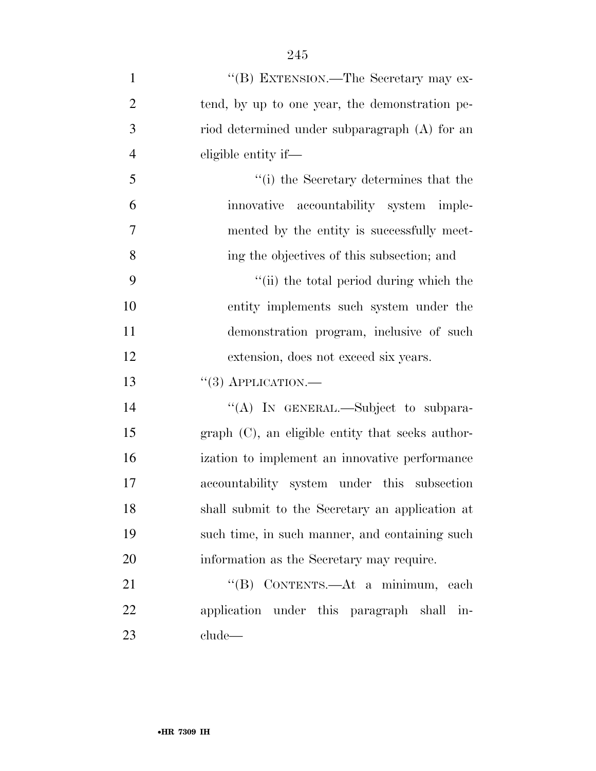''(B) EXTENSION.—The Secretary may extend, by up to one year, the demonstration period determined under subparagraph (A) for an eligible entity if—

''(i) the Secretary determines that the innovative accountability system implemented by the entity is successfully meeting the objectives of this subsection; and

''(ii) the total period during which the entity implements such system under the demonstration program, inclusive of such extension, does not exceed six years.

''(3) APPLICATION.—

''(A) IN GENERAL.—Subject to subparagraph (C), an eligible entity that seeks authorization to implement an innovative performance accountability system under this subsection shall submit to the Secretary an application at such time, in such manner, and containing such information as the Secretary may require.

''(B) CONTENTS.—At a minimum, each application under this paragraph shall include—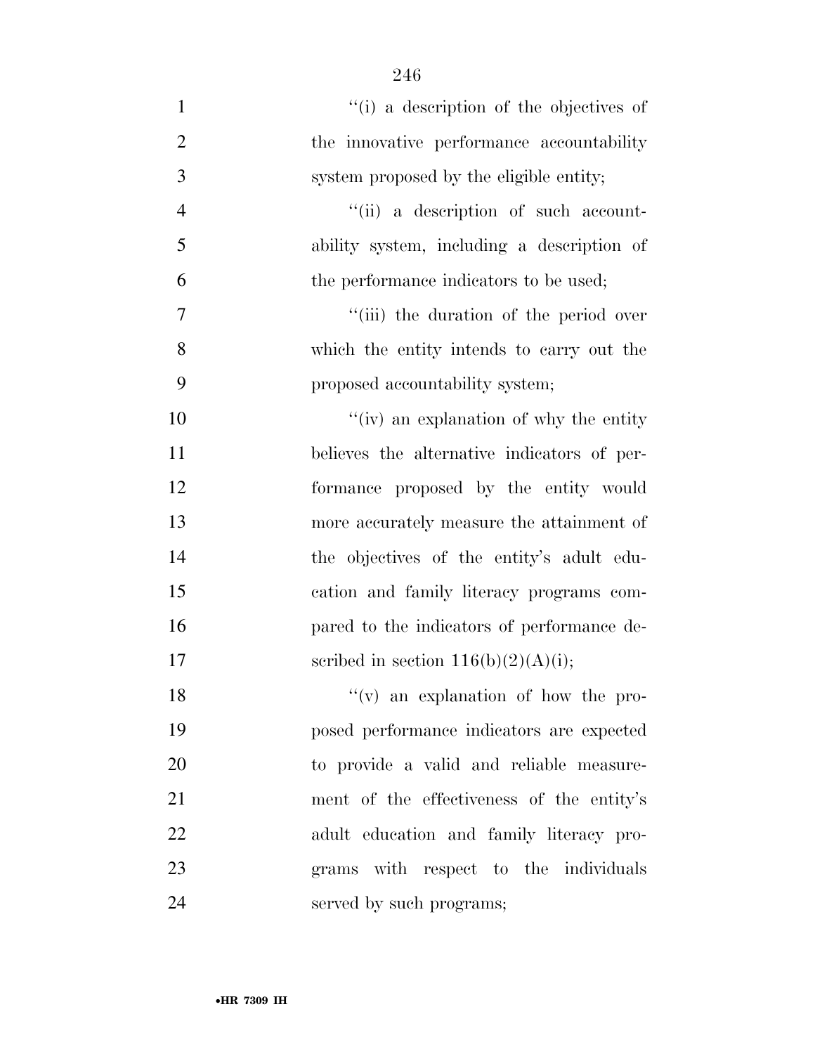''(i) a description of the objectives of the innovative performance accountability system proposed by the eligible entity;

''(ii) a description of such accountability system, including a description of the performance indicators to be used;

''(iii) the duration of the period over which the entity intends to carry out the proposed accountability system;

''(iv) an explanation of why the entity believes the alternative indicators of performance proposed by the entity would more accurately measure the attainment of the objectives of the entity's adult education and family literacy programs compared to the indicators of performance described in section 116(b)(2)(A)(i);

''(v) an explanation of how the proposed performance indicators are expected to provide a valid and reliable measurement of the effectiveness of the entity's adult education and family literacy programs with respect to the individuals served by such programs;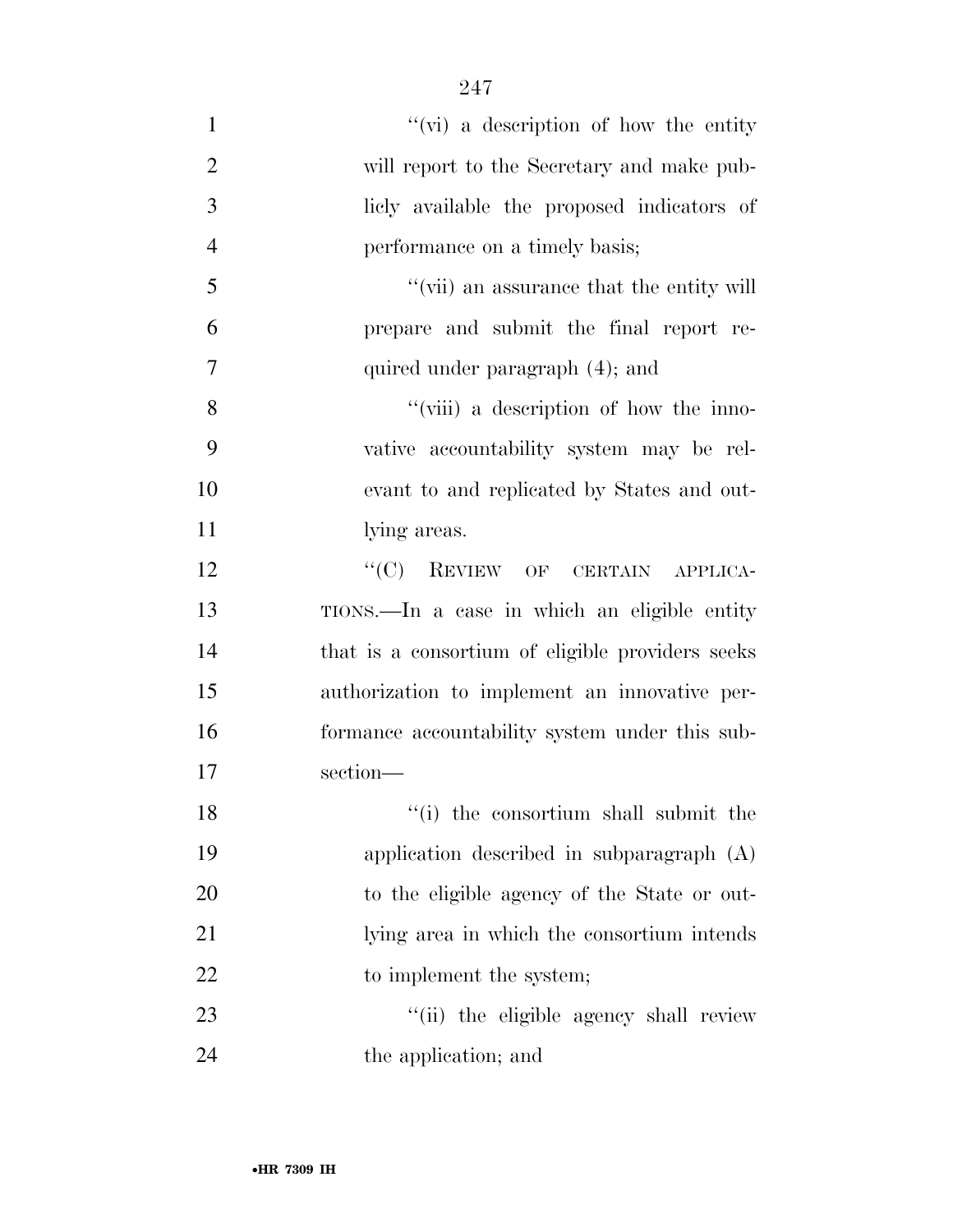''(vi) a description of how the entity will report to the Secretary and make publicly available the proposed indicators of performance on a timely basis;

''(vii) an assurance that the entity will prepare and submit the final report required under paragraph (4); and

''(viii) a description of how the innovative accountability system may be relevant to and replicated by States and outlying areas.

''(C) REVIEW OF CERTAIN APPLICATIONS.—In a case in which an eligible entity that is a consortium of eligible providers seeks authorization to implement an innovative performance accountability system under this subsection—

''(i) the consortium shall submit the application described in subparagraph (A) to the eligible agency of the State or outlying area in which the consortium intends to implement the system;

''(ii) the eligible agency shall review the application; and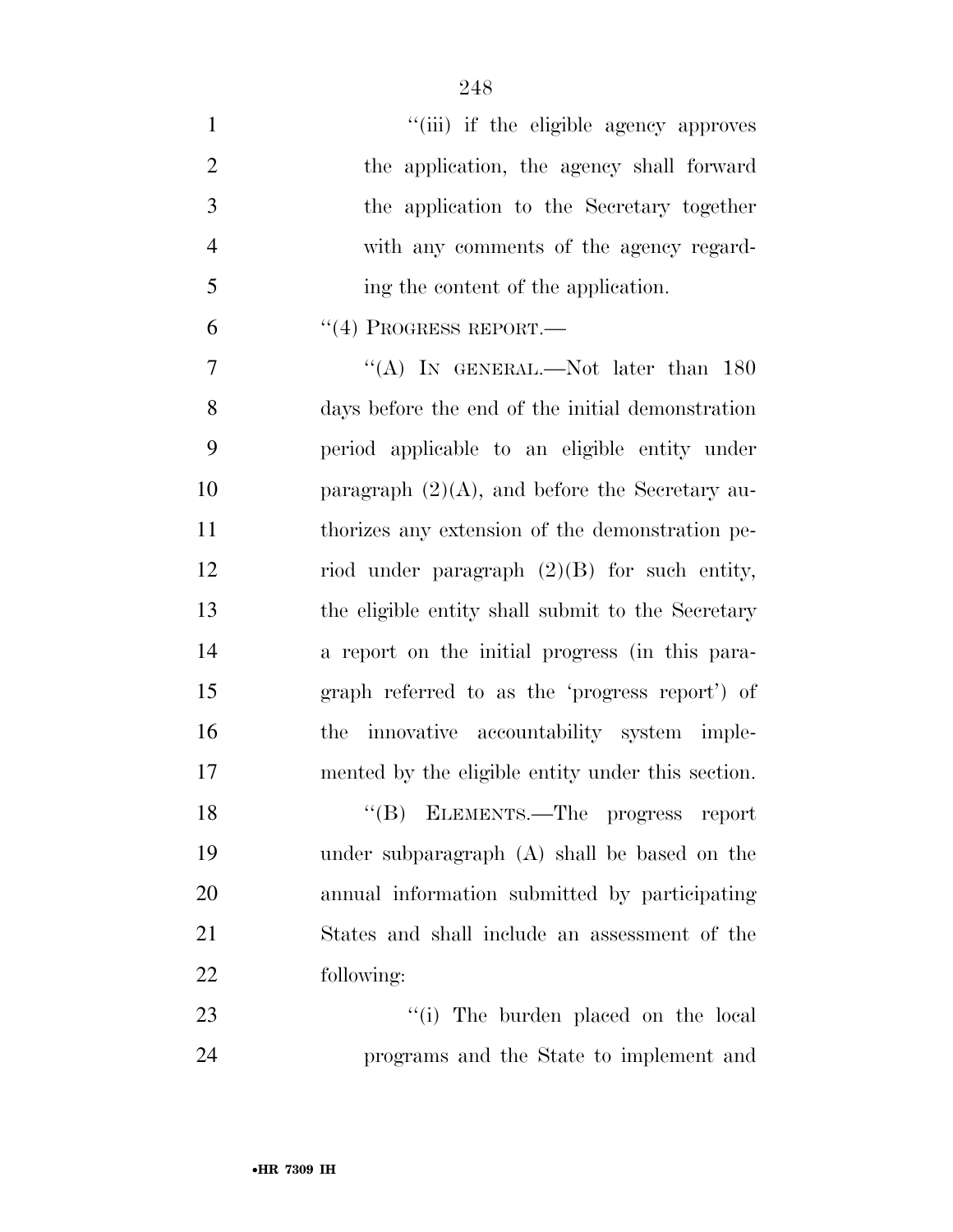"(iii) if the eligible agency approves the application, the agency shall forward the application to the Secretary together with any comments of the agency regarding the content of the application.

"(4) PROGRESS REPORT.—

"(A) IN GENERAL.—Not later than 180 days before the end of the initial demonstration period applicable to an eligible entity under paragraph (2)(A), and before the Secretary authorizes any extension of the demonstration period under paragraph (2)(B) for such entity, the eligible entity shall submit to the Secretary a report on the initial progress (in this paragraph referred to as the 'progress report') of the innovative accountability system implemented by the eligible entity under this section.

"(B) ELEMENTS.—The progress report under subparagraph (A) shall be based on the annual information submitted by participating States and shall include an assessment of the following:

"(i) The burden placed on the local programs and the State to implement and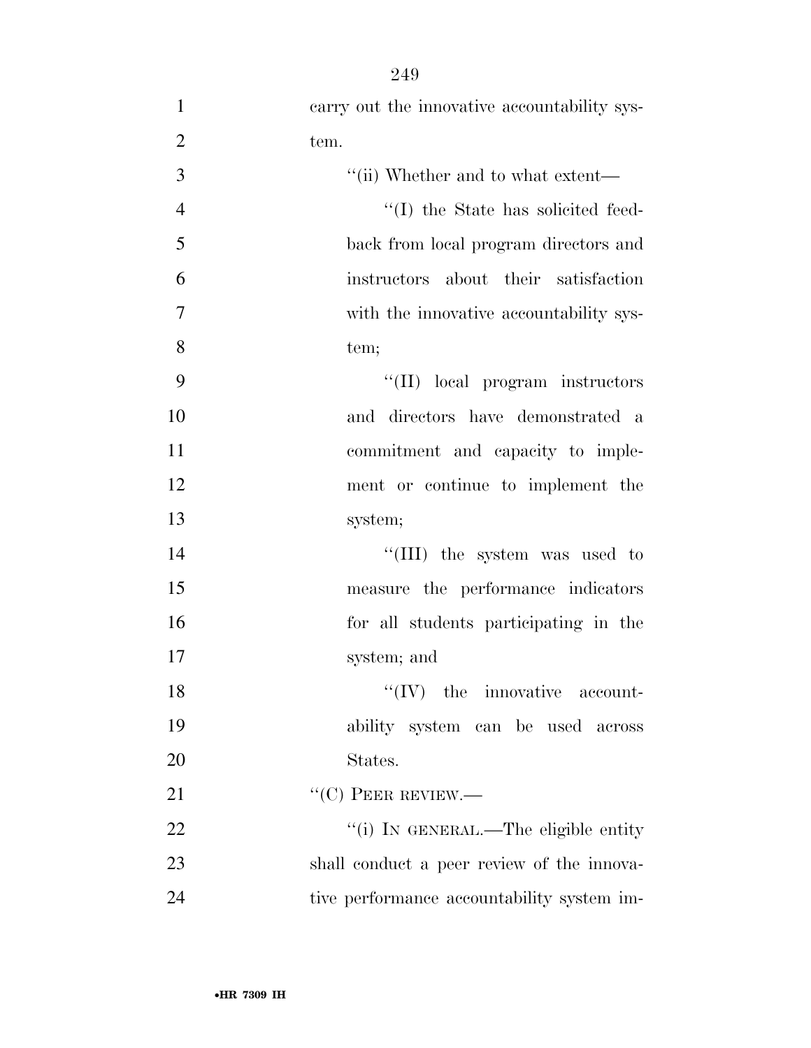carry out the innovative accountability system.

"(ii) Whether and to what extent—

"(I) the State has solicited feedback from local program directors and instructors about their satisfaction with the innovative accountability system;

"(II) local program instructors and directors have demonstrated a commitment and capacity to implement or continue to implement the system;

"(III) the system was used to measure the performance indicators for all students participating in the system; and

"(IV) the innovative accountability system can be used across States.

"(C) PEER REVIEW.—

"(i) IN GENERAL.—The eligible entity shall conduct a peer review of the innovative performance accountability system im-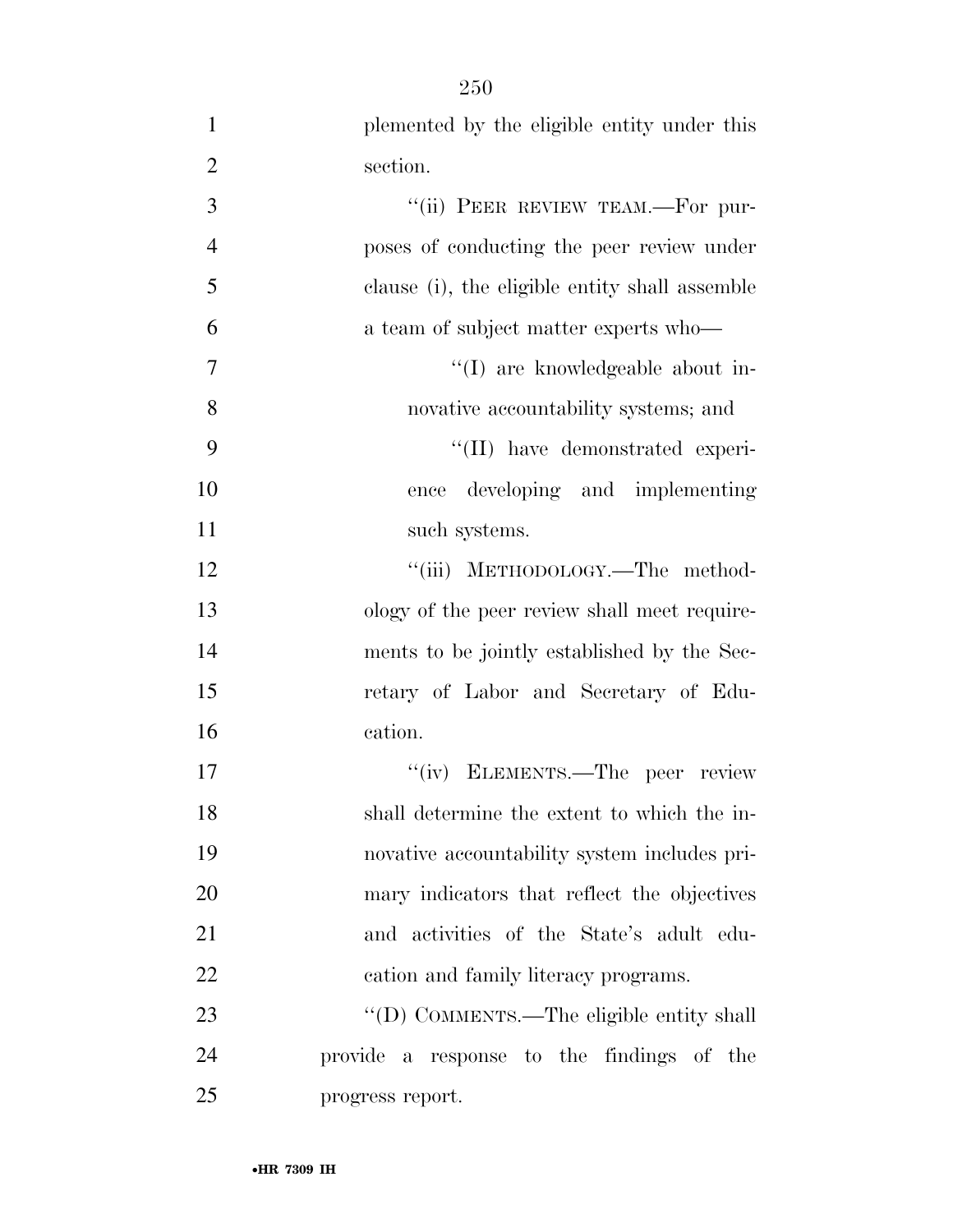plemented by the eligible entity under this section.

''(ii) PEER REVIEW TEAM.—For purposes of conducting the peer review under clause (i), the eligible entity shall assemble a team of subject matter experts who—

''(I) are knowledgeable about innovative accountability systems; and

''(II) have demonstrated experience developing and implementing such systems.

''(iii) METHODOLOGY.—The methodology of the peer review shall meet requirements to be jointly established by the Secretary of Labor and Secretary of Education.

''(iv) ELEMENTS.—The peer review shall determine the extent to which the innovative accountability system includes primary indicators that reflect the objectives and activities of the State's adult education and family literacy programs.

''(D) COMMENTS.—The eligible entity shall provide a response to the findings of the progress report.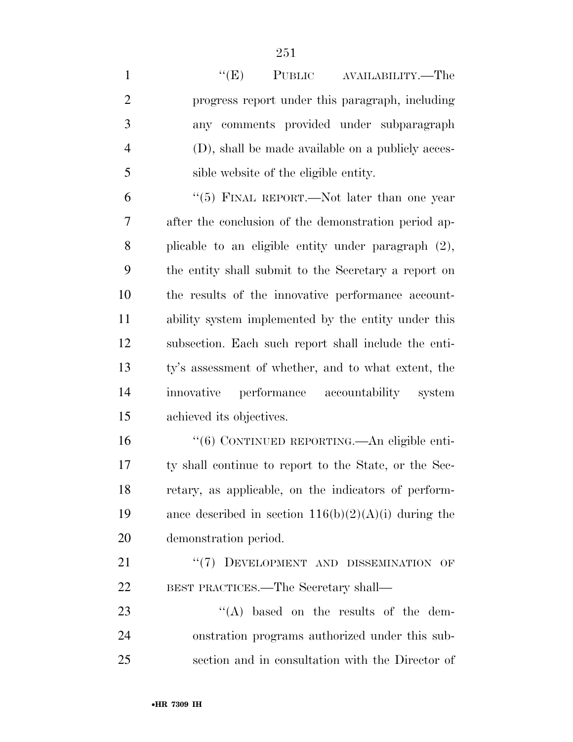"(E) PUBLIC AVAILABILITY.—The progress report under this paragraph, including any comments provided under subparagraph (D), shall be made available on a publicly accessible website of the eligible entity.

"(5) FINAL REPORT.—Not later than one year after the conclusion of the demonstration period applicable to an eligible entity under paragraph (2), the entity shall submit to the Secretary a report on the results of the innovative performance accountability system implemented by the entity under this subsection. Each such report shall include the entity's assessment of whether, and to what extent, the innovative performance accountability system achieved its objectives.

"(6) CONTINUED REPORTING.—An eligible entity shall continue to report to the State, or the Secretary, as applicable, on the indicators of performance described in section 116(b)(2)(A)(i) during the demonstration period.

"(7) DEVELOPMENT AND DISSEMINATION OF BEST PRACTICES.—The Secretary shall—

"(A) based on the results of the demonstration programs authorized under this subsection and in consultation with the Director of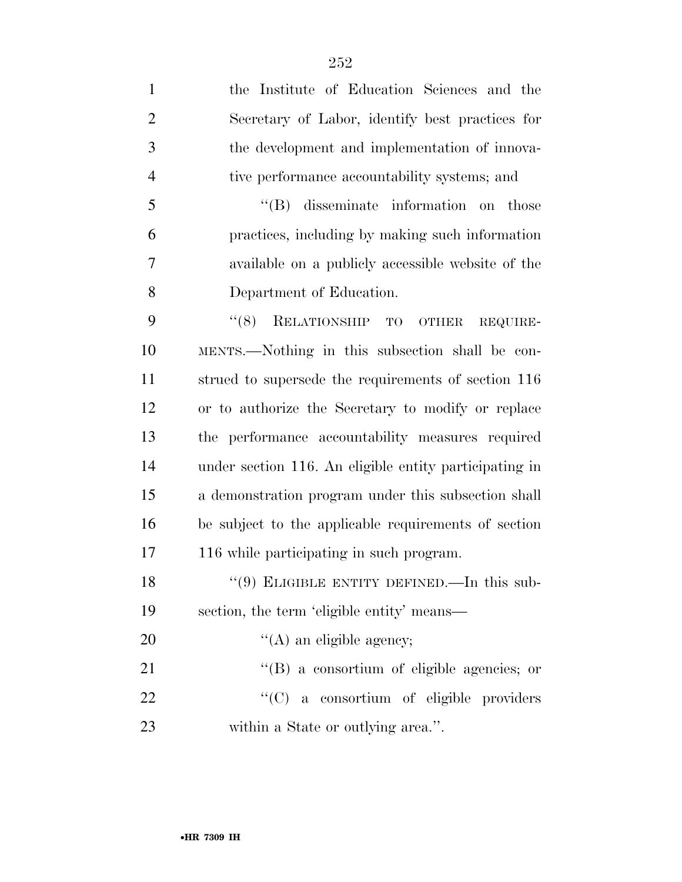the Institute of Education Sciences and the Secretary of Labor, identify best practices for the development and implementation of innovative performance accountability systems; and

''(B) disseminate information on those practices, including by making such information available on a publicly accessible website of the Department of Education.

''(8) RELATIONSHIP TO OTHER REQUIREMENTS.—Nothing in this subsection shall be construed to supersede the requirements of section 116 or to authorize the Secretary to modify or replace the performance accountability measures required under section 116. An eligible entity participating in a demonstration program under this subsection shall be subject to the applicable requirements of section 116 while participating in such program.

''(9) ELIGIBLE ENTITY DEFINED.—In this subsection, the term 'eligible entity' means—

''(A) an eligible agency;

''(B) a consortium of eligible agencies; or

''(C) a consortium of eligible providers within a State or outlying area.''.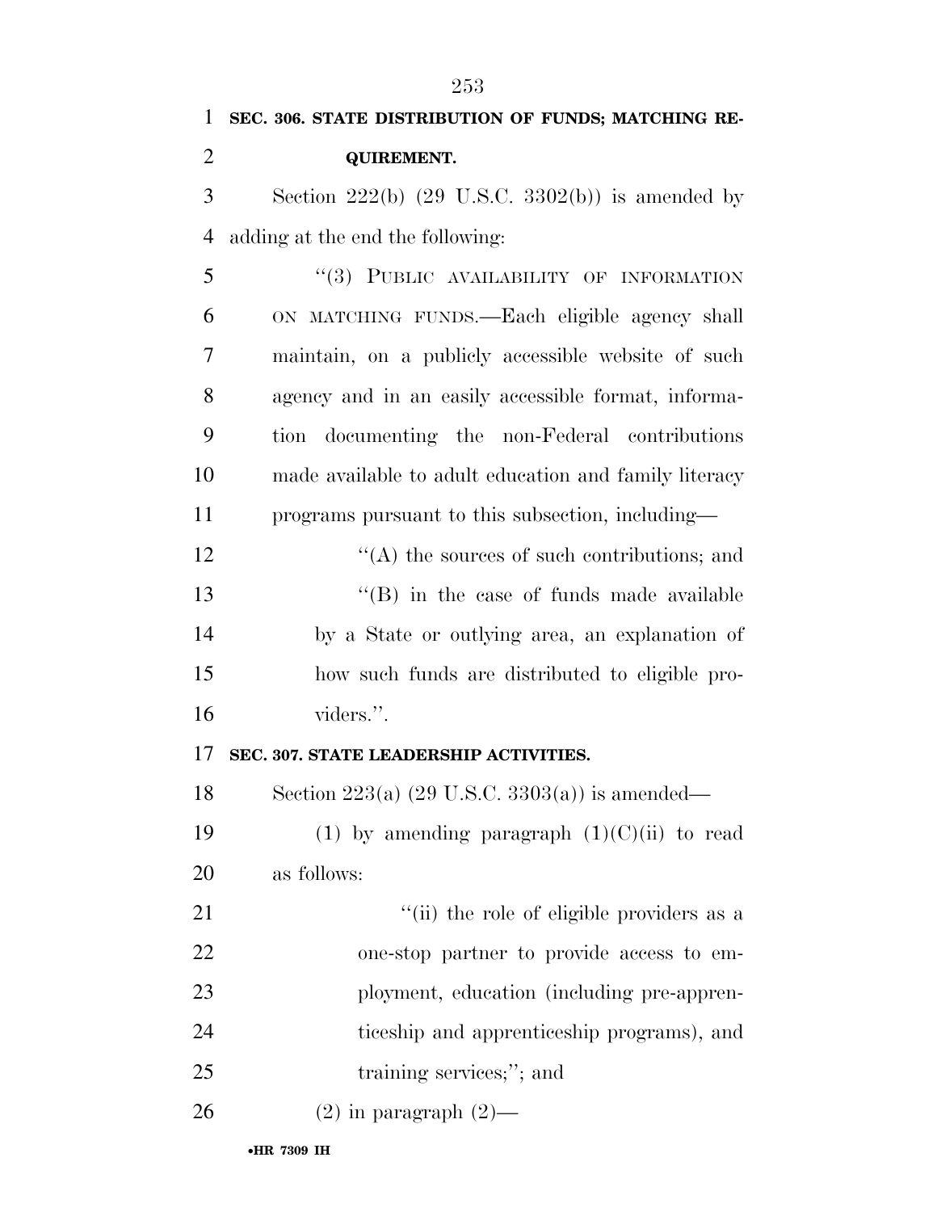**SEC. 306. STATE DISTRIBUTION OF FUNDS; MATCHING REQUIREMENT.**

Section 222(b) (29 U.S.C. 3302(b)) is amended by adding at the end the following:

"(3) PUBLIC AVAILABILITY OF INFORMATION ON MATCHING FUNDS.—Each eligible agency shall maintain, on a publicly accessible website of such agency and in an easily accessible format, information documenting the non-Federal contributions made available to adult education and family literacy programs pursuant to this subsection, including—

"(A) the sources of such contributions; and

"(B) in the case of funds made available by a State or outlying area, an explanation of how such funds are distributed to eligible providers.".

**SEC. 307. STATE LEADERSHIP ACTIVITIES.**

Section 223(a) (29 U.S.C. 3303(a)) is amended—

(1) by amending paragraph (1)(C)(ii) to read as follows:

"(ii) the role of eligible providers as a one-stop partner to provide access to employment, education (including pre-apprenticeship and apprenticeship programs), and training services;"; and

(2) in paragraph (2)—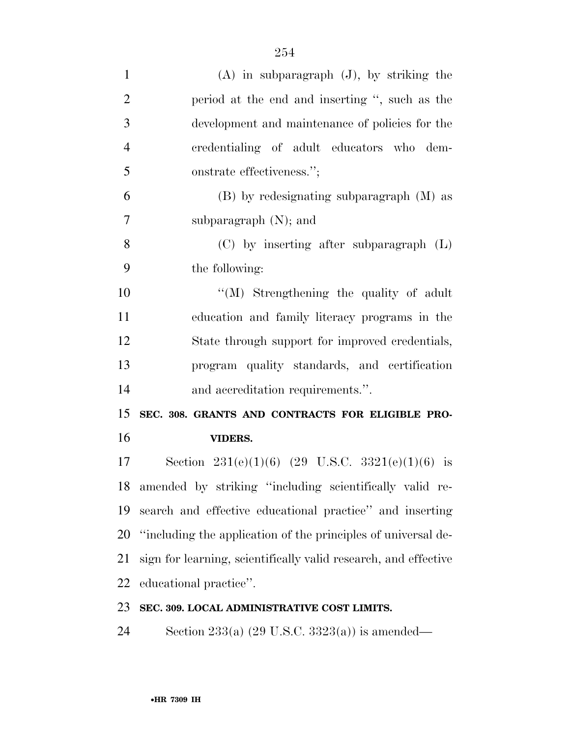(A) in subparagraph (J), by striking the period at the end and inserting ", such as the development and maintenance of policies for the credentialing of adult educators who demonstrate effectiveness.";

(B) by redesignating subparagraph (M) as subparagraph (N); and

(C) by inserting after subparagraph (L) the following:

"(M) Strengthening the quality of adult education and family literacy programs in the State through support for improved credentials, program quality standards, and certification and accreditation requirements.".

**SEC. 308. GRANTS AND CONTRACTS FOR ELIGIBLE PROVIDERS.**

Section 231(e)(1)(6) (29 U.S.C. 3321(e)(1)(6) is amended by striking "including scientifically valid research and effective educational practice" and inserting "including the application of the principles of universal design for learning, scientifically valid research, and effective educational practice".

**SEC. 309. LOCAL ADMINISTRATIVE COST LIMITS.**

Section 233(a) (29 U.S.C. 3323(a)) is amended—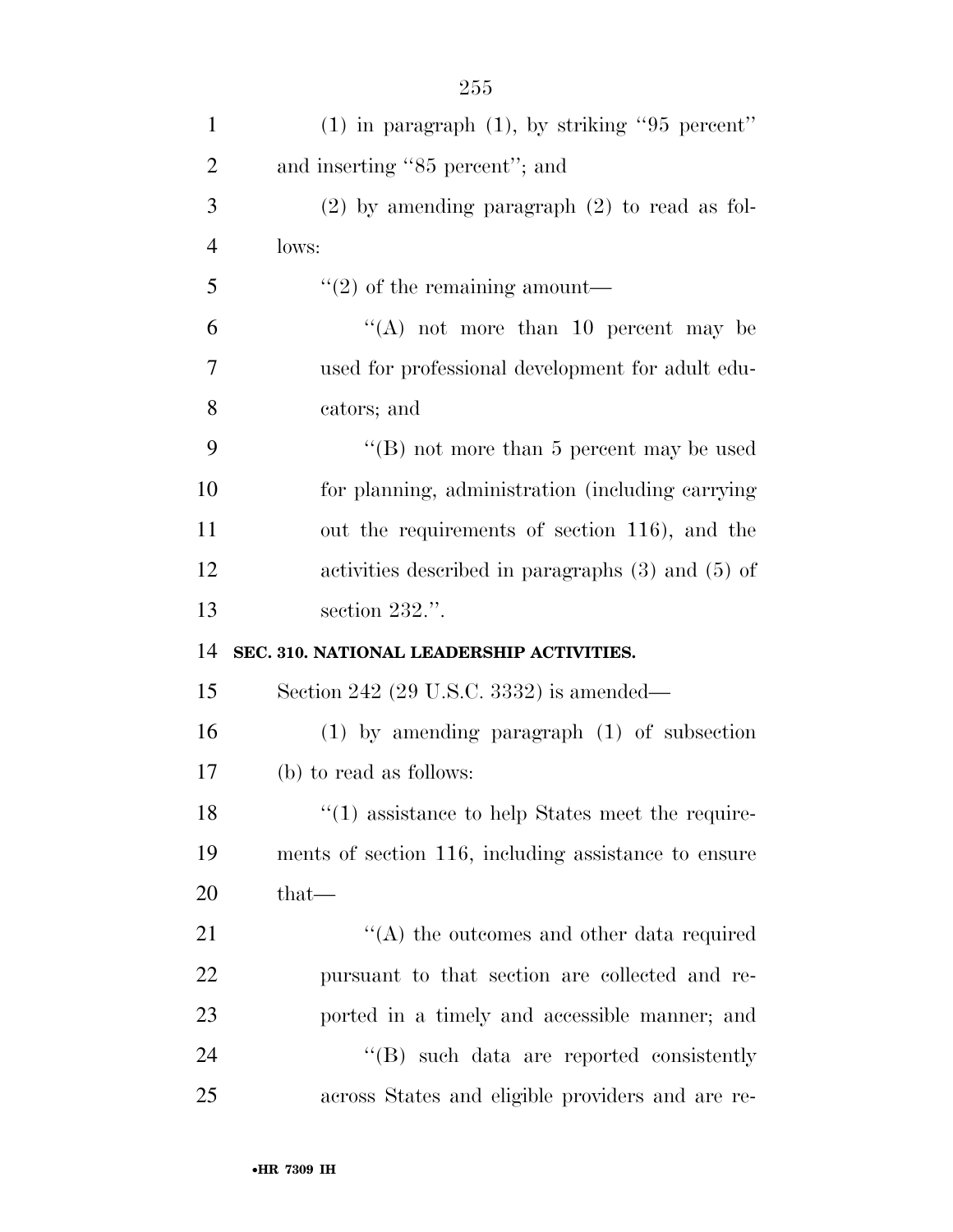(1) in paragraph (1), by striking ''95 percent'' and inserting ''85 percent''; and

(2) by amending paragraph (2) to read as follows:

''(2) of the remaining amount—

''(A) not more than 10 percent may be used for professional development for adult educators; and

''(B) not more than 5 percent may be used for planning, administration (including carrying out the requirements of section 116), and the activities described in paragraphs (3) and (5) of section 232.''.

**SEC. 310. NATIONAL LEADERSHIP ACTIVITIES.**

Section 242 (29 U.S.C. 3332) is amended—

(1) by amending paragraph (1) of subsection (b) to read as follows:

''(1) assistance to help States meet the requirements of section 116, including assistance to ensure that—

''(A) the outcomes and other data required pursuant to that section are collected and reported in a timely and accessible manner; and

''(B) such data are reported consistently across States and eligible providers and are re-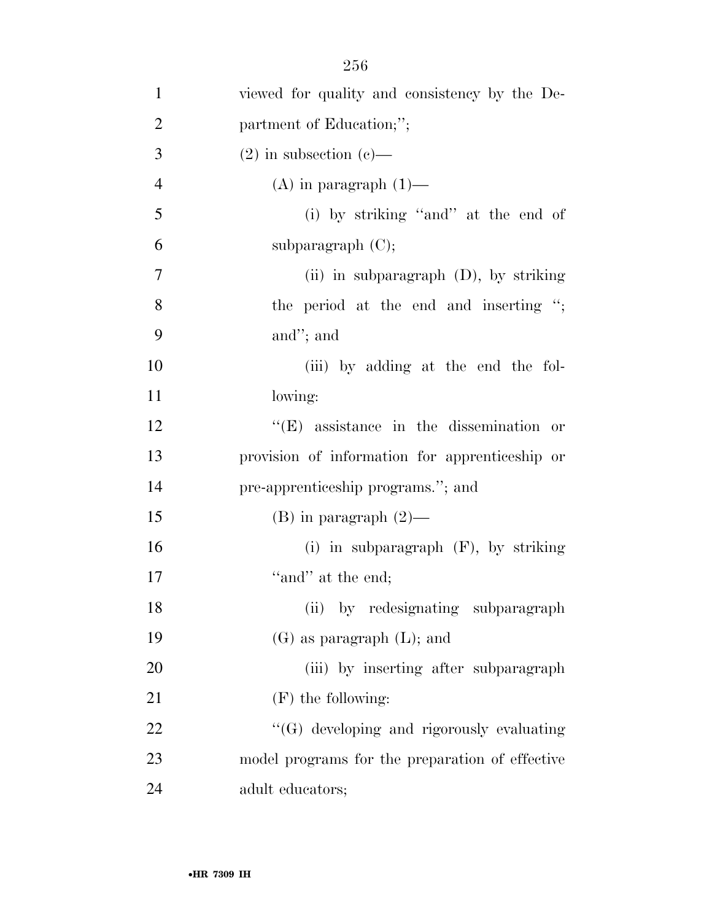viewed for quality and consistency by the Department of Education;'';

(2) in subsection (c)—

(A) in paragraph (1)—

(i) by striking ''and'' at the end of subparagraph (C);

(ii) in subparagraph (D), by striking the period at the end and inserting ''; and''; and

(iii) by adding at the end the following:

''(E) assistance in the dissemination or provision of information for apprenticeship or pre-apprenticeship programs.''; and

(B) in paragraph (2)—

(i) in subparagraph (F), by striking ''and'' at the end;

(ii) by redesignating subparagraph (G) as paragraph (L); and

(iii) by inserting after subparagraph (F) the following:

''(G) developing and rigorously evaluating model programs for the preparation of effective adult educators;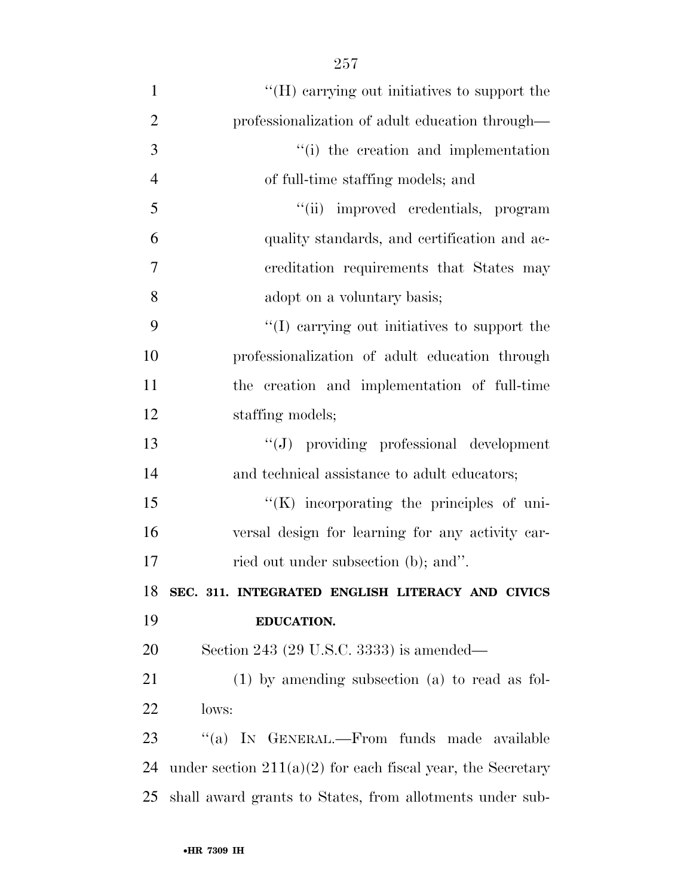"(H) carrying out initiatives to support the professionalization of adult education through—

"(i) the creation and implementation of full-time staffing models; and

"(ii) improved credentials, program quality standards, and certification and accreditation requirements that States may adopt on a voluntary basis;

"(I) carrying out initiatives to support the professionalization of adult education through the creation and implementation of full-time staffing models;

"(J) providing professional development and technical assistance to adult educators;

"(K) incorporating the principles of universal design for learning for any activity carried out under subsection (b); and".

**SEC. 311. INTEGRATED ENGLISH LITERACY AND CIVICS EDUCATION.**

Section 243 (29 U.S.C. 3333) is amended—

(1) by amending subsection (a) to read as follows:

"(a) IN GENERAL.—From funds made available under section 211(a)(2) for each fiscal year, the Secretary shall award grants to States, from allotments under sub-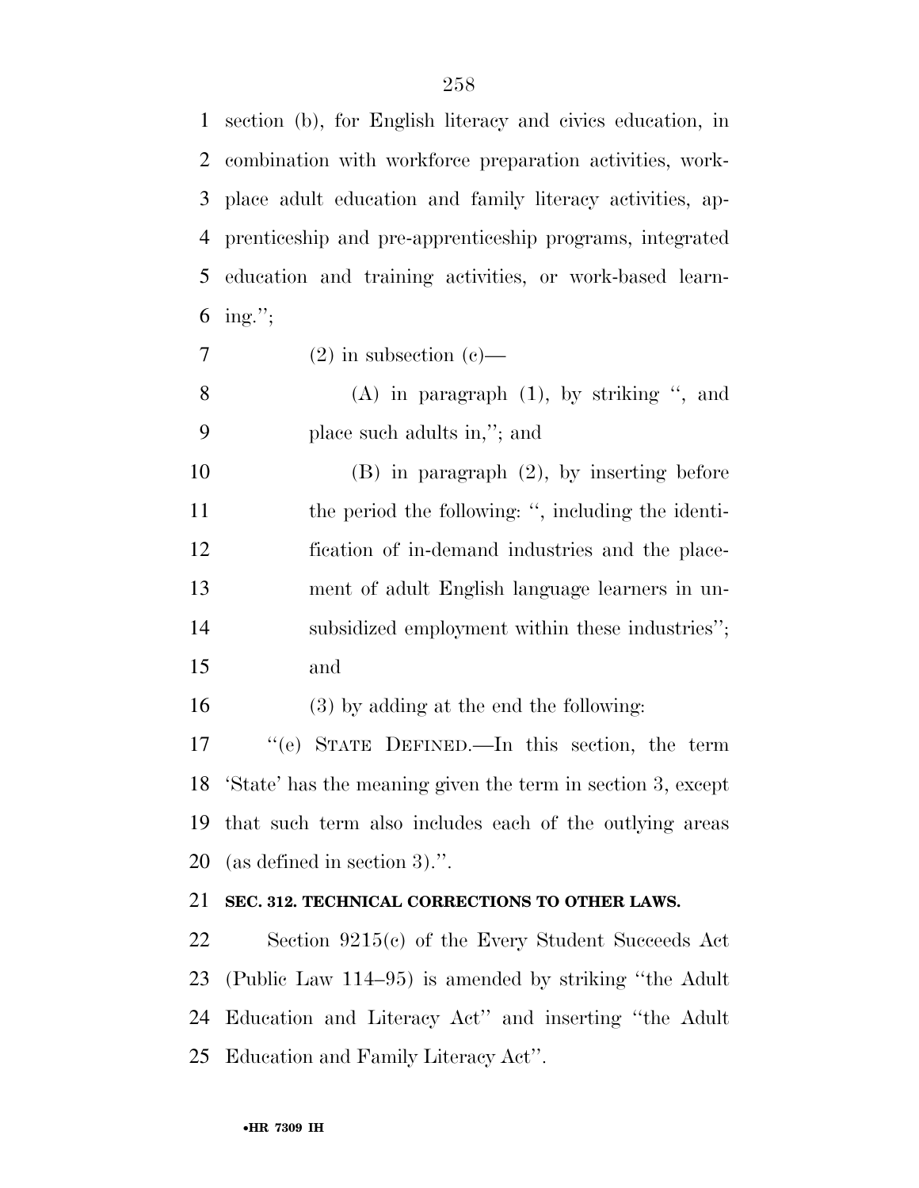section (b), for English literacy and civics education, in combination with workforce preparation activities, workplace adult education and family literacy activities, apprenticeship and pre-apprenticeship programs, integrated education and training activities, or work-based learning.'';

(2) in subsection (c)—

(A) in paragraph (1), by striking '', and place such adults in,''; and

(B) in paragraph (2), by inserting before the period the following: '', including the identification of in-demand industries and the placement of adult English language learners in unsubsidized employment within these industries''; and

(3) by adding at the end the following:

''(e) STATE DEFINED.—In this section, the term 'State' has the meaning given the term in section 3, except that such term also includes each of the outlying areas (as defined in section 3).''.

**SEC. 312. TECHNICAL CORRECTIONS TO OTHER LAWS.**

Section 9215(c) of the Every Student Succeeds Act (Public Law 114–95) is amended by striking ''the Adult Education and Literacy Act'' and inserting ''the Adult Education and Family Literacy Act''.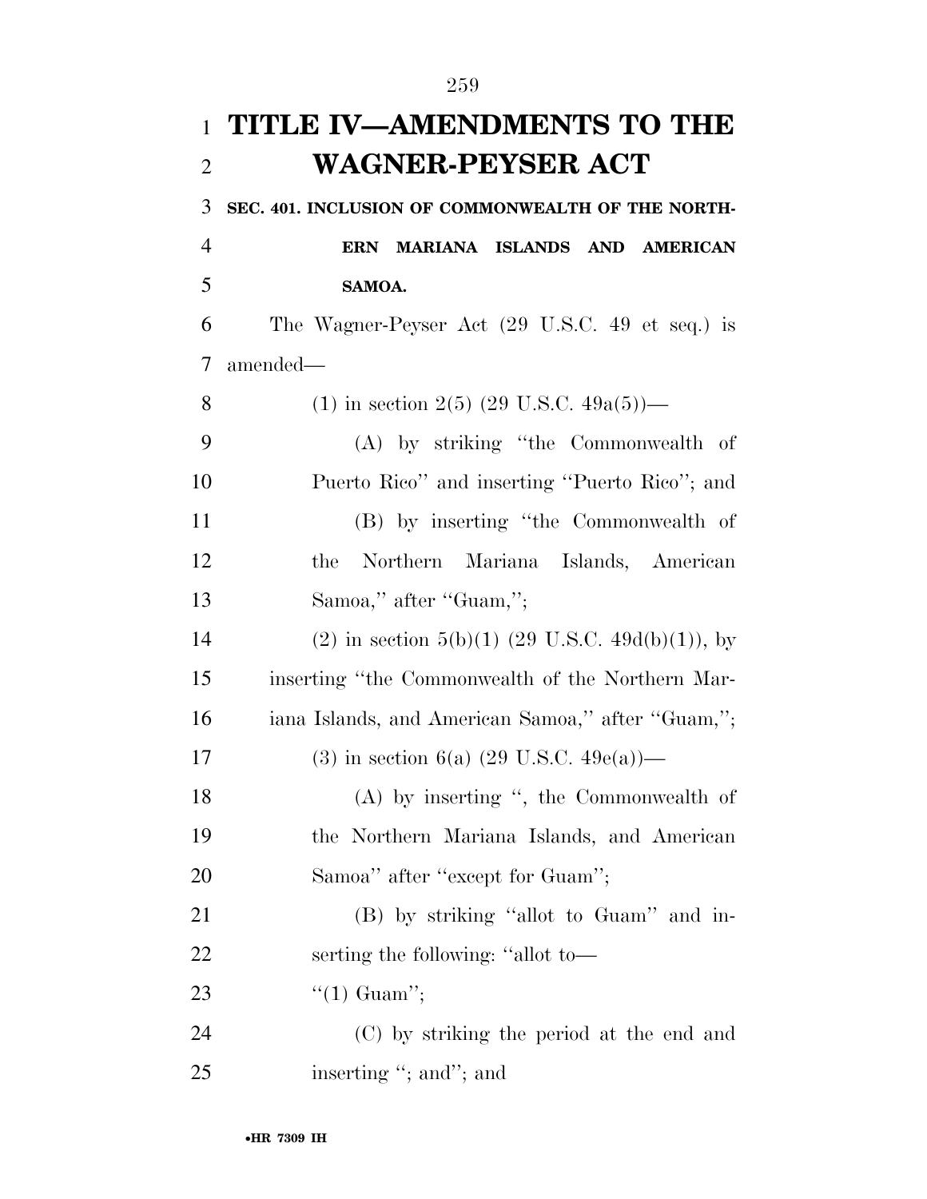# TITLE IV—AMENDMENTS TO THE WAGNER-PEYSER ACT

**SEC. 401. INCLUSION OF COMMONWEALTH OF THE NORTHERN MARIANA ISLANDS AND AMERICAN SAMOA.**

The Wagner-Peyser Act (29 U.S.C. 49 et seq.) is amended—

(1) in section 2(5) (29 U.S.C. 49a(5))—

(A) by striking ''the Commonwealth of Puerto Rico'' and inserting ''Puerto Rico''; and

(B) by inserting ''the Commonwealth of the Northern Mariana Islands, American Samoa,'' after ''Guam,'';

(2) in section 5(b)(1) (29 U.S.C. 49d(b)(1)), by inserting ''the Commonwealth of the Northern Mariana Islands, and American Samoa,'' after ''Guam,'';

(3) in section 6(a) (29 U.S.C. 49e(a))—

(A) by inserting '', the Commonwealth of the Northern Mariana Islands, and American Samoa'' after ''except for Guam'';

(B) by striking ''allot to Guam'' and inserting the following: ''allot to—

''(1) Guam'';

(C) by striking the period at the end and inserting ''; and''; and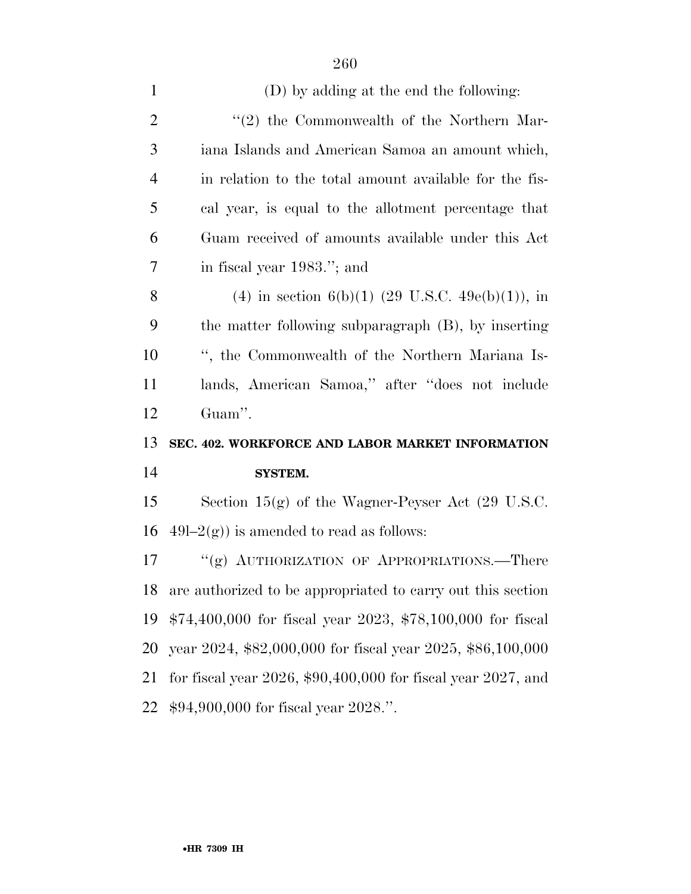(D) by adding at the end the following:

''(2) the Commonwealth of the Northern Mariana Islands and American Samoa an amount which, in relation to the total amount available for the fiscal year, is equal to the allotment percentage that Guam received of amounts available under this Act in fiscal year 1983.''; and

(4) in section 6(b)(1) (29 U.S.C. 49e(b)(1)), in the matter following subparagraph (B), by inserting '', the Commonwealth of the Northern Mariana Islands, American Samoa,'' after ''does not include Guam''.

**SEC. 402. WORKFORCE AND LABOR MARKET INFORMATION SYSTEM.**

Section 15(g) of the Wagner-Peyser Act (29 U.S.C. 49l–2(g)) is amended to read as follows:

''(g) AUTHORIZATION OF APPROPRIATIONS.—There are authorized to be appropriated to carry out this section $74,400,000 for fiscal year 2023, $78,100,000 for fiscal year 2024, $82,000,000 for fiscal year 2025, $86,100,000 for fiscal year 2026, $90,400,000 for fiscal year 2027, and $94,900,000 for fiscal year 2028.''.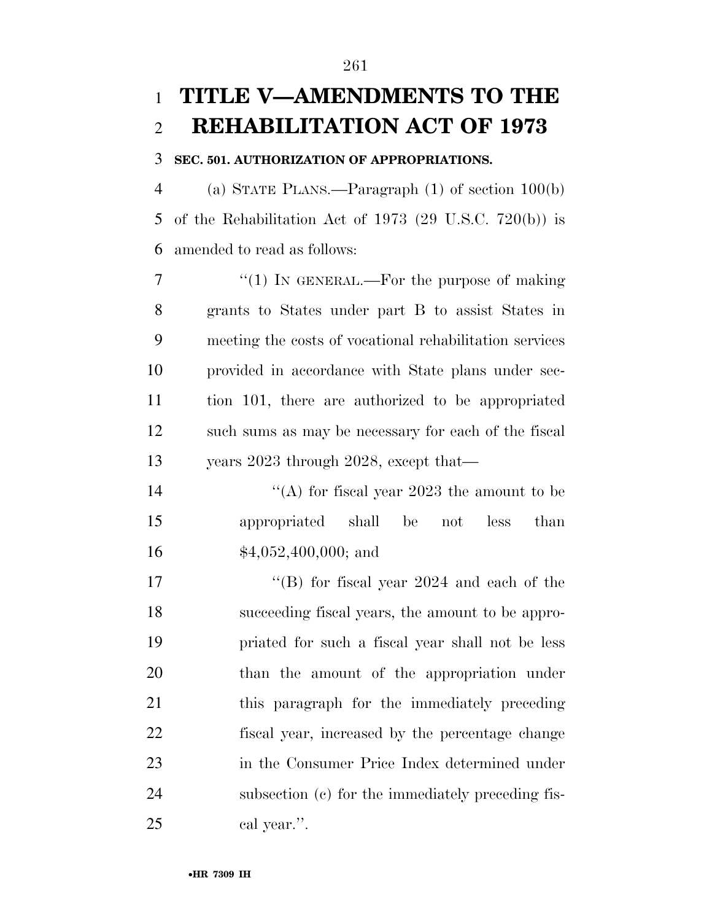# TITLE V—AMENDMENTS TO THE REHABILITATION ACT OF 1973

### SEC. 501. AUTHORIZATION OF APPROPRIATIONS.

(a) STATE PLANS.—Paragraph (1) of section 100(b) of the Rehabilitation Act of 1973 (29 U.S.C. 720(b)) is amended to read as follows:

"(1) IN GENERAL.—For the purpose of making grants to States under part B to assist States in meeting the costs of vocational rehabilitation services provided in accordance with State plans under section 101, there are authorized to be appropriated such sums as may be necessary for each of the fiscal years 2023 through 2028, except that—

"(A) for fiscal year 2023 the amount to be appropriated shall be not less than $4,052,400,000; and

"(B) for fiscal year 2024 and each of the succeeding fiscal years, the amount to be appropriated for such a fiscal year shall not be less than the amount of the appropriation under this paragraph for the immediately preceding fiscal year, increased by the percentage change in the Consumer Price Index determined under subsection (c) for the immediately preceding fiscal year.".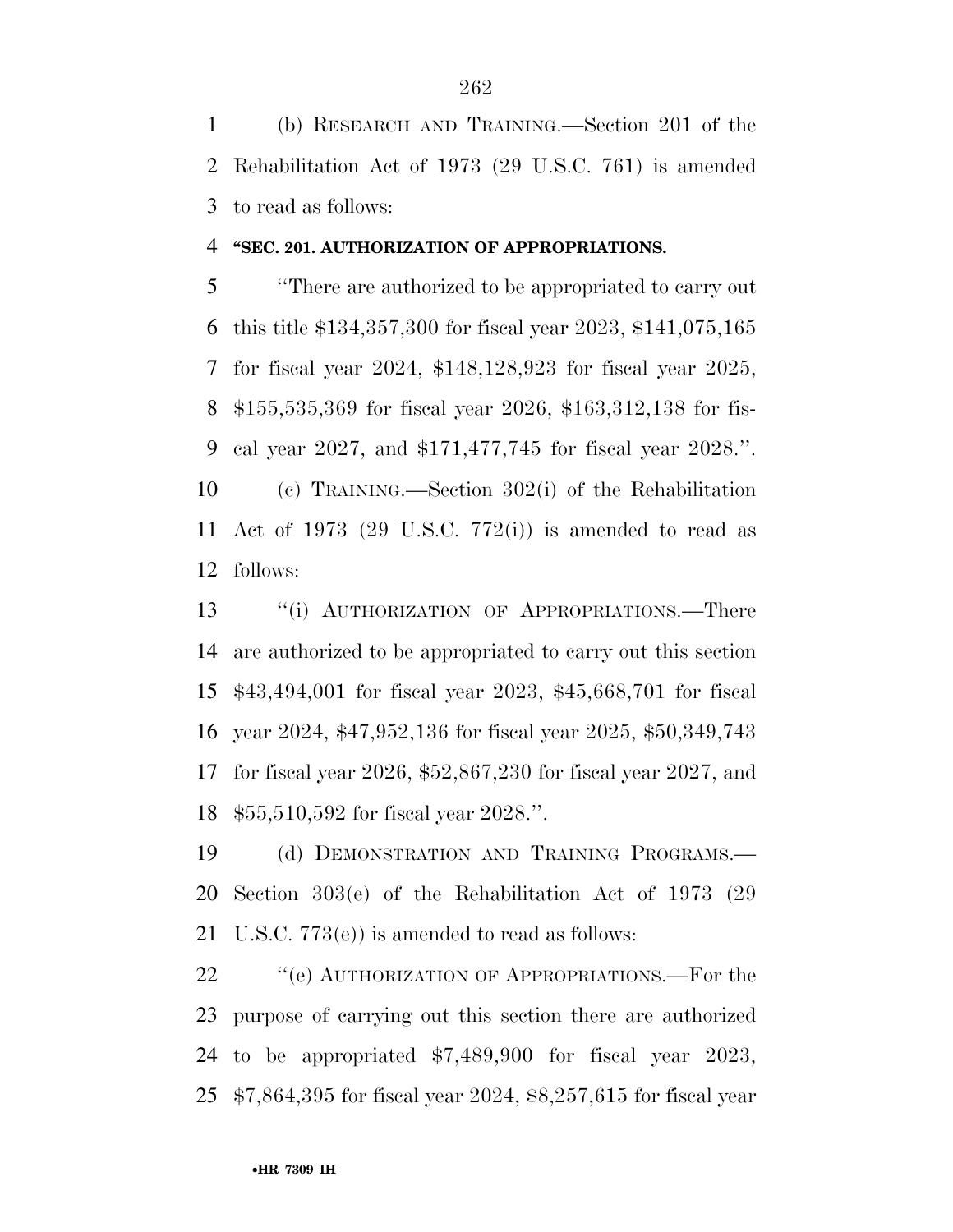(b) RESEARCH AND TRAINING.—Section 201 of the Rehabilitation Act of 1973 (29 U.S.C. 761) is amended to read as follows:

**"SEC. 201. AUTHORIZATION OF APPROPRIATIONS.**

"There are authorized to be appropriated to carry out this title $134,357,300 for fiscal year 2023, $141,075,165 for fiscal year 2024, $148,128,923 for fiscal year 2025, $155,535,369 for fiscal year 2026, $163,312,138 for fiscal year 2027, and $171,477,745 for fiscal year 2028.".

(c) TRAINING.—Section 302(i) of the Rehabilitation Act of 1973 (29 U.S.C. 772(i)) is amended to read as follows:

"(i) AUTHORIZATION OF APPROPRIATIONS.—There are authorized to be appropriated to carry out this section $43,494,001 for fiscal year 2023, $45,668,701 for fiscal year 2024, $47,952,136 for fiscal year 2025, $50,349,743 for fiscal year 2026, $52,867,230 for fiscal year 2027, and $55,510,592 for fiscal year 2028.".

(d) DEMONSTRATION AND TRAINING PROGRAMS.—Section 303(e) of the Rehabilitation Act of 1973 (29 U.S.C. 773(e)) is amended to read as follows:

"(e) AUTHORIZATION OF APPROPRIATIONS.—For the purpose of carrying out this section there are authorized to be appropriated $7,489,900 for fiscal year 2023, $7,864,395 for fiscal year 2024, $8,257,615 for fiscal year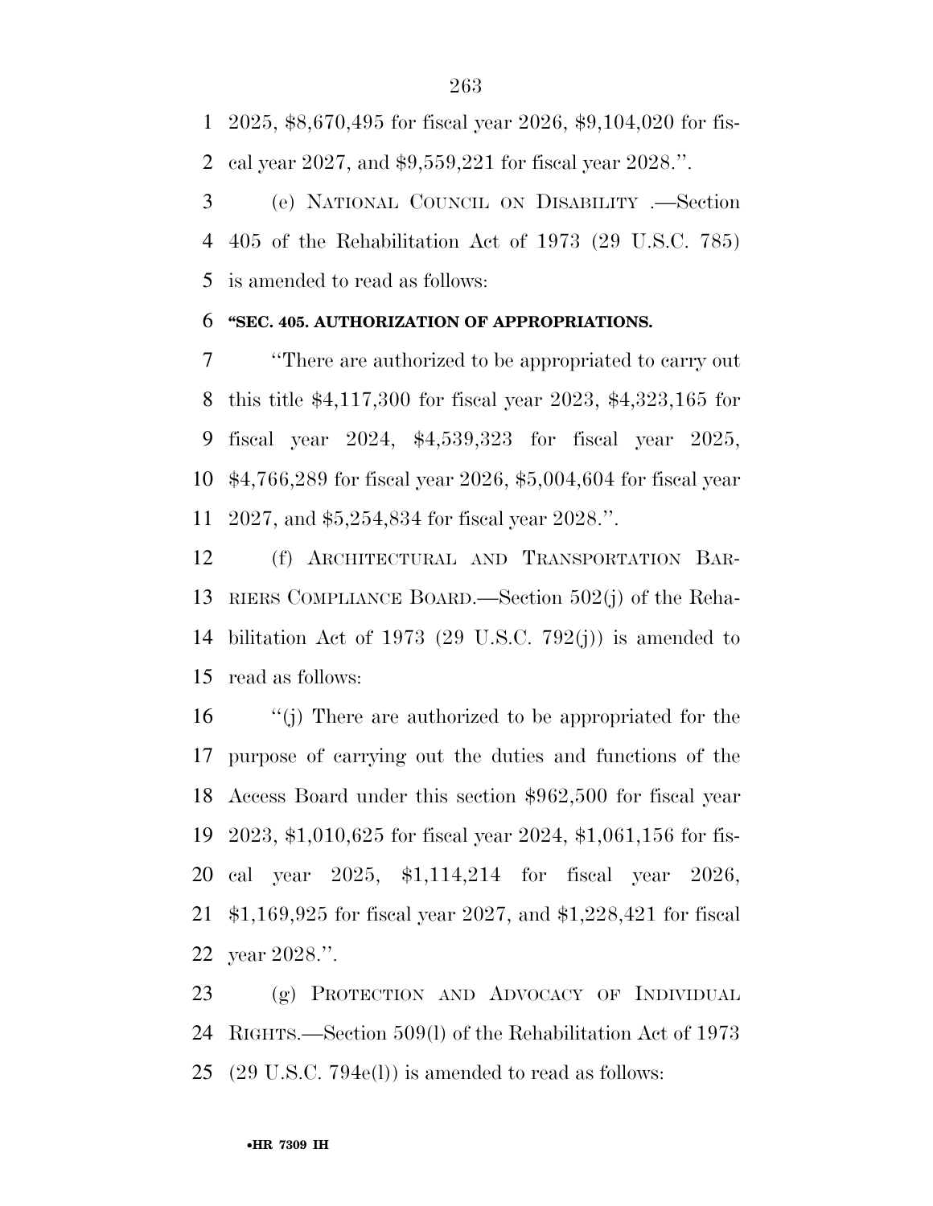2025, $8,670,495 for fiscal year 2026, $9,104,020 for fiscal year 2027, and $9,559,221 for fiscal year 2028.''.

(e) NATIONAL COUNCIL ON DISABILITY .—Section 405 of the Rehabilitation Act of 1973 (29 U.S.C. 785) is amended to read as follows:

**''SEC. 405. AUTHORIZATION OF APPROPRIATIONS.**

''There are authorized to be appropriated to carry out this title $4,117,300 for fiscal year 2023, $4,323,165 for fiscal year 2024, $4,539,323 for fiscal year 2025, $4,766,289 for fiscal year 2026, $5,004,604 for fiscal year 2027, and $5,254,834 for fiscal year 2028.''.

(f) ARCHITECTURAL AND TRANSPORTATION BARRIERS COMPLIANCE BOARD.—Section 502(j) of the Rehabilitation Act of 1973 (29 U.S.C. 792(j)) is amended to read as follows:

''(j) There are authorized to be appropriated for the purpose of carrying out the duties and functions of the Access Board under this section $962,500 for fiscal year 2023, $1,010,625 for fiscal year 2024, $1,061,156 for fiscal year 2025, $1,114,214 for fiscal year 2026, $1,169,925 for fiscal year 2027, and $1,228,421 for fiscal year 2028.''.

(g) PROTECTION AND ADVOCACY OF INDIVIDUAL RIGHTS.—Section 509(l) of the Rehabilitation Act of 1973 (29 U.S.C. 794e(l)) is amended to read as follows: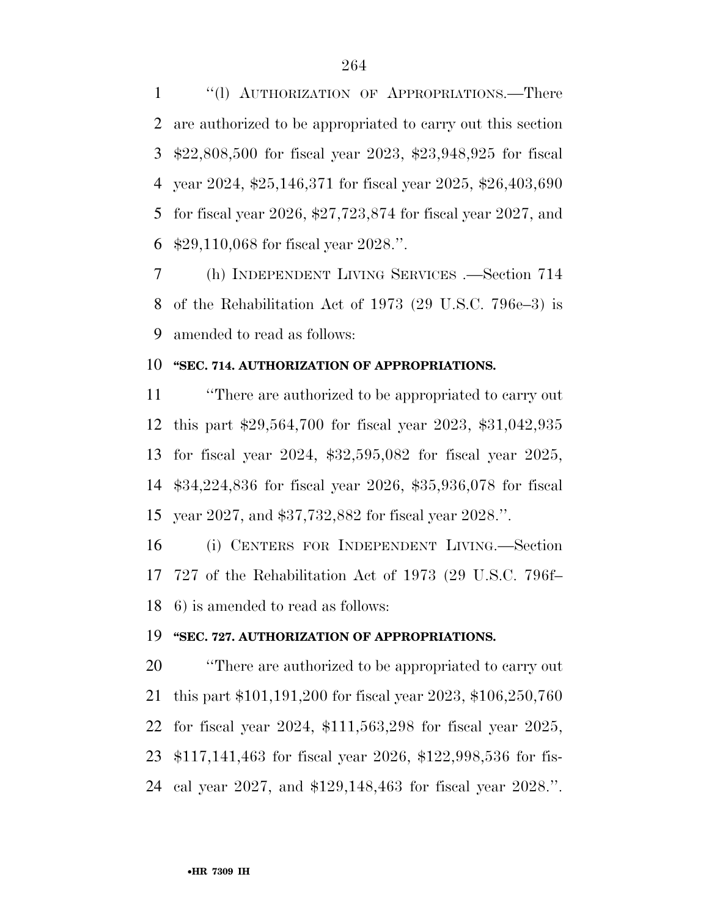''(l) AUTHORIZATION OF APPROPRIATIONS.—There are authorized to be appropriated to carry out this section $22,808,500 for fiscal year 2023, $23,948,925 for fiscal year 2024, $25,146,371 for fiscal year 2025, $26,403,690 for fiscal year 2026, $27,723,874 for fiscal year 2027, and $29,110,068 for fiscal year 2028.''.

(h) INDEPENDENT LIVING SERVICES .—Section 714 of the Rehabilitation Act of 1973 (29 U.S.C. 796e–3) is amended to read as follows:

**''SEC. 714. AUTHORIZATION OF APPROPRIATIONS.**

''There are authorized to be appropriated to carry out this part $29,564,700 for fiscal year 2023, $31,042,935 for fiscal year 2024, $32,595,082 for fiscal year 2025, $34,224,836 for fiscal year 2026, $35,936,078 for fiscal year 2027, and $37,732,882 for fiscal year 2028.''.

(i) CENTERS FOR INDEPENDENT LIVING.—Section 727 of the Rehabilitation Act of 1973 (29 U.S.C. 796f–6) is amended to read as follows:

**''SEC. 727. AUTHORIZATION OF APPROPRIATIONS.**

''There are authorized to be appropriated to carry out this part $101,191,200 for fiscal year 2023, $106,250,760 for fiscal year 2024, $111,563,298 for fiscal year 2025, $117,141,463 for fiscal year 2026, $122,998,536 for fiscal year 2027, and $129,148,463 for fiscal year 2028.''.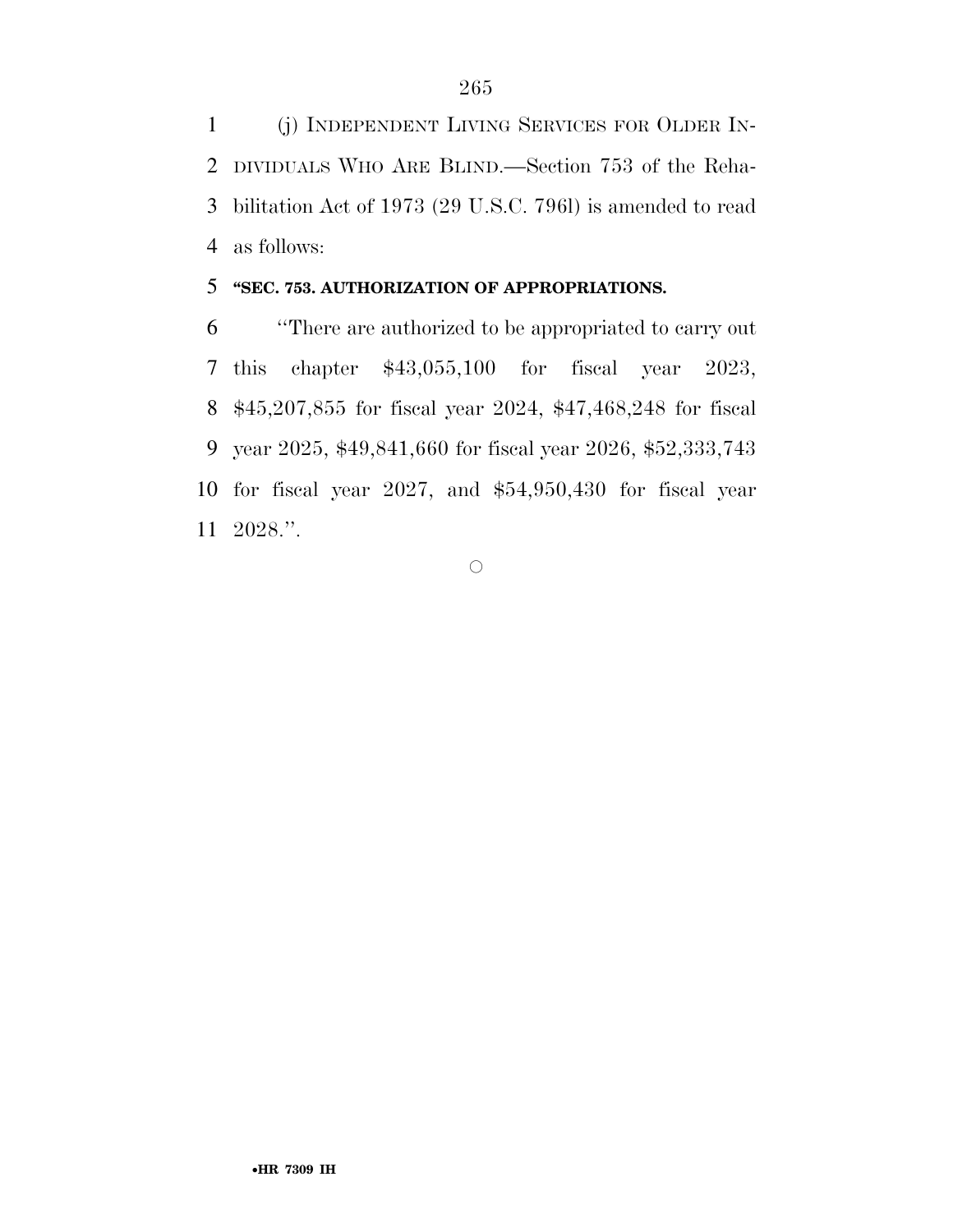(j) INDEPENDENT LIVING SERVICES FOR OLDER INDIVIDUALS WHO ARE BLIND.—Section 753 of the Rehabilitation Act of 1973 (29 U.S.C. 796l) is amended to read as follows:

**"SEC. 753. AUTHORIZATION OF APPROPRIATIONS.**

"There are authorized to be appropriated to carry out this chapter $43,055,100 for fiscal year 2023, $45,207,855 for fiscal year 2024, $47,468,248 for fiscal year 2025, $49,841,660 for fiscal year 2026, $52,333,743 for fiscal year 2027, and $54,950,430 for fiscal year 2028.".

○